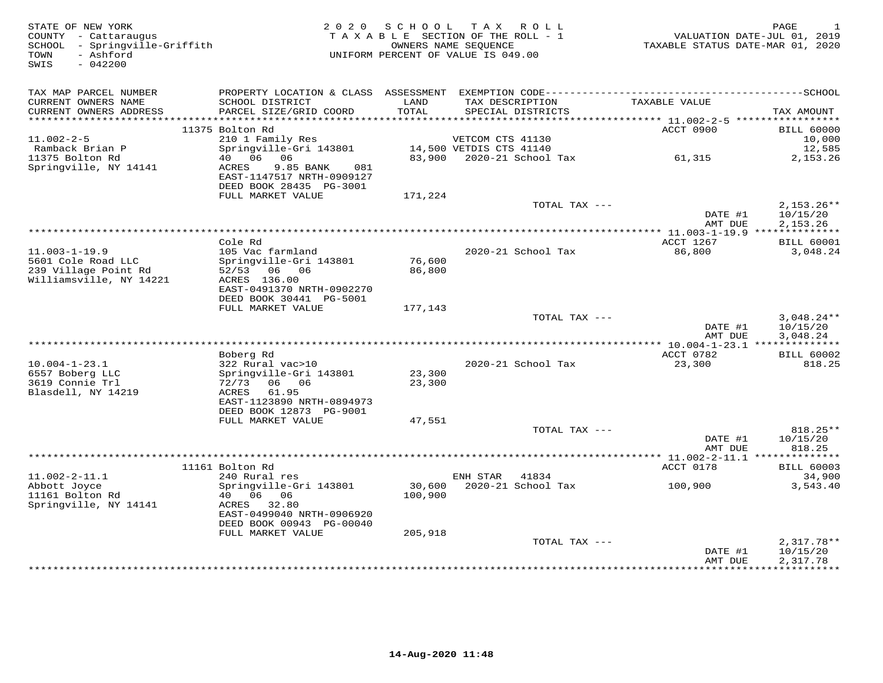STATE OF NEW YORK
COUNTY - Cattaraugus
SCHOOL - Springville-Griffith
TOWN - Ashford
SWIS - 042200

2 0 2 0 S C H O O L T A X R O L L
T A X A B L E SECTION OF THE ROLL - 1
OWNERS NAME SEQUENCE
UNIFORM PERCENT OF VALUE IS 049.00

VALUATION DATE-JUL 01, 2019
TAXABLE STATUS DATE-MAR 01, 2020

| TAX MAP PARCEL NUMBER / CURRENT OWNERS NAME / CURRENT OWNERS ADDRESS | PROPERTY LOCATION & CLASS / SCHOOL DISTRICT / PARCEL SIZE/GRID COORD | ASSESSMENT LAND / TOTAL | EXEMPTION CODE / TAX DESCRIPTION / SPECIAL DISTRICTS | TAXABLE VALUE | TAX AMOUNT |
|---|---|---|---|---|---|
| | 11375 Bolton Rd | | | ACCT 0900 | BILL 60000 |
| 11.002-2-5 | 210 1 Family Res | | VETCOM CTS 41130 | | 10,000 |
| Ramback Brian P | Springville-Gri 143801 | 14,500 | VETDIS CTS 41140 | | 12,585 |
| 11375 Bolton Rd | 40 06 06 | 83,900 | 2020-21 School Tax | 61,315 | 2,153.26 |
| Springville, NY 14141 | ACRES 9.85 BANK 081 | | | | |
| | EAST-1147517 NRTH-0909127 | | | | |
| | DEED BOOK 28435 PG-3001 | | | | |
| | FULL MARKET VALUE | 171,224 | | | |
| | | | TOTAL TAX --- | | 2,153.26** |
| | | | | DATE #1 | 10/15/20 |
| | | | | AMT DUE | 2,153.26 |
| | Cole Rd | | | ACCT 1267 | BILL 60001 |
| 11.003-1-19.9 | 105 Vac farmland | | 2020-21 School Tax | 86,800 | 3,048.24 |
| 5601 Cole Road LLC | Springville-Gri 143801 | 76,600 | | | |
| 239 Village Point Rd | 52/53 06 06 | 86,800 | | | |
| Williamsville, NY 14221 | ACRES 136.00 | | | | |
| | EAST-0491370 NRTH-0902270 | | | | |
| | DEED BOOK 30441 PG-5001 | | | | |
| | FULL MARKET VALUE | 177,143 | | | |
| | | | TOTAL TAX --- | | 3,048.24** |
| | | | | DATE #1 | 10/15/20 |
| | | | | AMT DUE | 3,048.24 |
| | Boberg Rd | | | ACCT 0782 | BILL 60002 |
| 10.004-1-23.1 | 322 Rural vac>10 | | 2020-21 School Tax | 23,300 | 818.25 |
| 6557 Boberg LLC | Springville-Gri 143801 | 23,300 | | | |
| 3619 Connie Trl | 72/73 06 06 | 23,300 | | | |
| Blasdell, NY 14219 | ACRES 61.95 | | | | |
| | EAST-1123890 NRTH-0894973 | | | | |
| | DEED BOOK 12873 PG-9001 | | | | |
| | FULL MARKET VALUE | 47,551 | | | |
| | | | TOTAL TAX --- | | 818.25** |
| | | | | DATE #1 | 10/15/20 |
| | | | | AMT DUE | 818.25 |
| | 11161 Bolton Rd | | | ACCT 0178 | BILL 60003 |
| 11.002-2-11.1 | 240 Rural res | | ENH STAR 41834 | | 34,900 |
| Abbott Joyce | Springville-Gri 143801 | 30,600 | 2020-21 School Tax | 100,900 | 3,543.40 |
| 11161 Bolton Rd | 40 06 06 | 100,900 | | | |
| Springville, NY 14141 | ACRES 32.80 | | | | |
| | EAST-0499040 NRTH-0906920 | | | | |
| | DEED BOOK 00943 PG-00040 | | | | |
| | FULL MARKET VALUE | 205,918 | | | |
| | | | TOTAL TAX --- | | 2,317.78** |
| | | | | DATE #1 | 10/15/20 |
| | | | | AMT DUE | 2,317.78 |

14-Aug-2020 11:48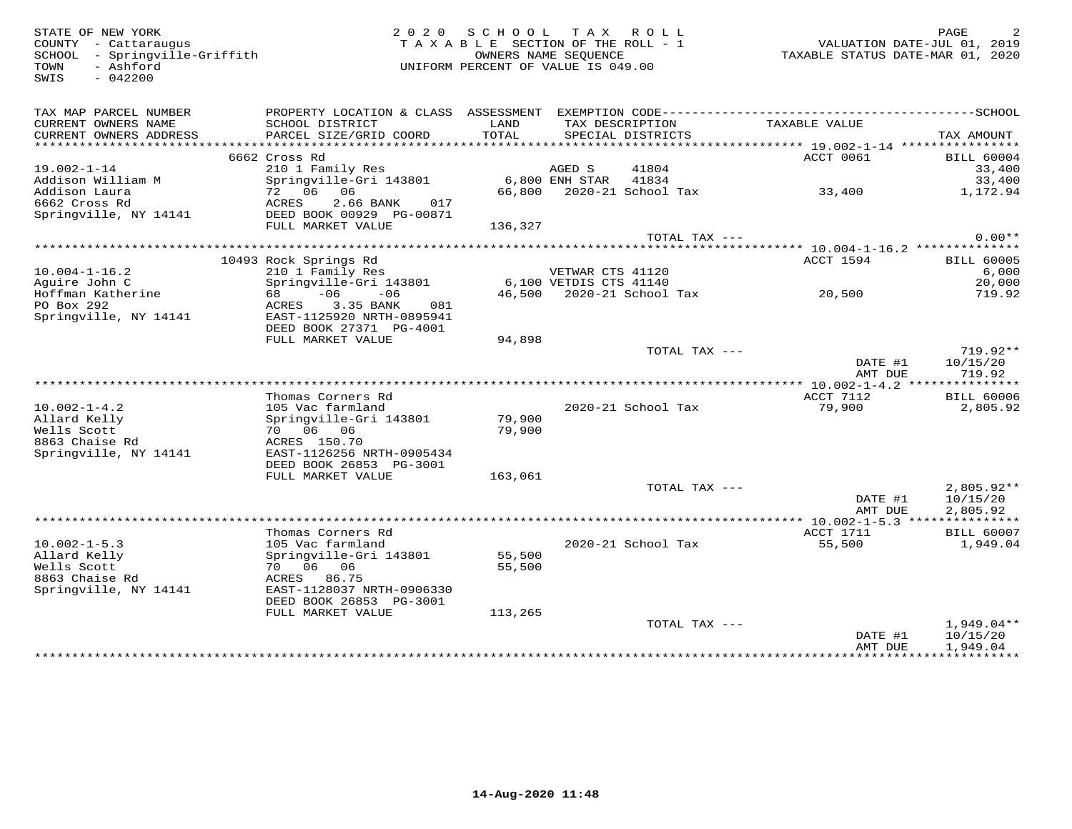STATE OF NEW YORK
COUNTY - Cattaraugus
SCHOOL - Springville-Griffith
TOWN - Ashford
SWIS - 042200

2020 SCHOOL TAX ROLL
TAXABLE SECTION OF THE ROLL - 1
OWNERS NAME SEQUENCE
UNIFORM PERCENT OF VALUE IS 049.00

VALUATION DATE-JUL 01, 2019
TAXABLE STATUS DATE-MAR 01, 2020

| TAX MAP PARCEL NUMBER / CURRENT OWNERS NAME / CURRENT OWNERS ADDRESS | PROPERTY LOCATION & CLASS / SCHOOL DISTRICT / PARCEL SIZE/GRID COORD | ASSESSMENT LAND / TOTAL | EXEMPTION CODE / TAX DESCRIPTION / SPECIAL DISTRICTS | TAXABLE VALUE | TAX AMOUNT |
|---|---|---|---|---|---|
| | 6662 Cross Rd | | | ACCT 0061 | BILL 60004 |
| 19.002-1-14 | 210 1 Family Res | | AGED S 41804 | | 33,400 |
| Addison William M | Springville-Gri 143801 | 6,800 | ENH STAR 41834 | | 33,400 |
| Addison Laura | 72 06 06 | 66,800 | 2020-21 School Tax | 33,400 | 1,172.94 |
| 6662 Cross Rd | ACRES 2.66 BANK 017 | | | | |
| Springville, NY 14141 | DEED BOOK 00929 PG-00871 | | | | |
| | FULL MARKET VALUE | 136,327 | | | |
| | | | TOTAL TAX --- | | 0.00** |
| | 10493 Rock Springs Rd | | | ACCT 1594 | BILL 60005 |
| 10.004-1-16.2 | 210 1 Family Res | | VETWAR CTS 41120 | | 6,000 |
| Aguire John C | Springville-Gri 143801 | 6,100 | VETDIS CTS 41140 | | 20,000 |
| Hoffman Katherine | 68 -06 -06 | 46,500 | 2020-21 School Tax | 20,500 | 719.92 |
| PO Box 292 | ACRES 3.35 BANK 081 | | | | |
| Springville, NY 14141 | EAST-1125920 NRTH-0895941 | | | | |
| | DEED BOOK 27371 PG-4001 | | | | |
| | FULL MARKET VALUE | 94,898 | | | |
| | | | TOTAL TAX --- | | 719.92** |
| | | | | DATE #1 | 10/15/20 |
| | | | | AMT DUE | 719.92 |
| | Thomas Corners Rd | | | ACCT 7112 | BILL 60006 |
| 10.002-1-4.2 | 105 Vac farmland | | 2020-21 School Tax | 79,900 | 2,805.92 |
| Allard Kelly | Springville-Gri 143801 | 79,900 | | | |
| Wells Scott | 70 06 06 | 79,900 | | | |
| 8863 Chaise Rd | ACRES 150.70 | | | | |
| Springville, NY 14141 | EAST-1126256 NRTH-0905434 | | | | |
| | DEED BOOK 26853 PG-3001 | | | | |
| | FULL MARKET VALUE | 163,061 | | | |
| | | | TOTAL TAX --- | | 2,805.92** |
| | | | | DATE #1 | 10/15/20 |
| | | | | AMT DUE | 2,805.92 |
| | Thomas Corners Rd | | | ACCT 1711 | BILL 60007 |
| 10.002-1-5.3 | 105 Vac farmland | | 2020-21 School Tax | 55,500 | 1,949.04 |
| Allard Kelly | Springville-Gri 143801 | 55,500 | | | |
| Wells Scott | 70 06 06 | 55,500 | | | |
| 8863 Chaise Rd | ACRES 86.75 | | | | |
| Springville, NY 14141 | EAST-1128037 NRTH-0906330 | | | | |
| | DEED BOOK 26853 PG-3001 | | | | |
| | FULL MARKET VALUE | 113,265 | | | |
| | | | TOTAL TAX --- | | 1,949.04** |
| | | | | DATE #1 | 10/15/20 |
| | | | | AMT DUE | 1,949.04 |

14-Aug-2020 11:48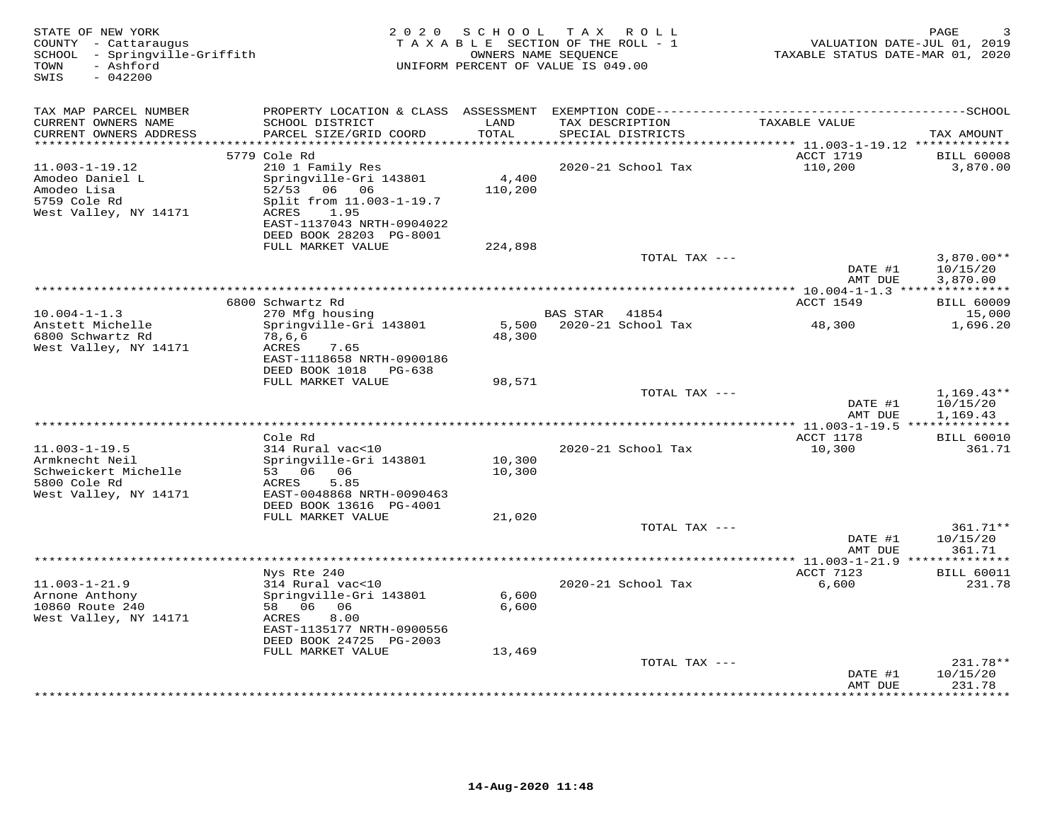STATE OF NEW YORK
COUNTY - Cattaraugus
SCHOOL - Springville-Griffith
TOWN - Ashford
SWIS - 042200

2 0 2 0 S C H O O L T A X R O L L
T A X A B L E SECTION OF THE ROLL - 1
OWNERS NAME SEQUENCE
UNIFORM PERCENT OF VALUE IS 049.00

VALUATION DATE-JUL 01, 2019
TAXABLE STATUS DATE-MAR 01, 2020

| TAX MAP PARCEL NUMBER / CURRENT OWNERS NAME / CURRENT OWNERS ADDRESS | PROPERTY LOCATION & CLASS / SCHOOL DISTRICT / PARCEL SIZE/GRID COORD | ASSESSMENT LAND / TOTAL | EXEMPTION CODE / TAX DESCRIPTION / SPECIAL DISTRICTS | TAXABLE VALUE | SCHOOL TAX AMOUNT |
|---|---|---|---|---|---|
| 11.003-1-19.12 | 5779 Cole Rd | | | ACCT 1719 | BILL 60008 |
| Amodeo Daniel L | 210 1 Family Res | | | | |
| Amodeo Lisa | Springville-Gri 143801 | 4,400 | 2020-21 School Tax | 110,200 | 3,870.00 |
| 5759 Cole Rd | 52/53 06 06 | 110,200 | | | |
| West Valley, NY 14171 | Split from 11.003-1-19.7 | | | | |
| | ACRES 1.95 | | | | |
| | EAST-1137043 NRTH-0904022 | | | | |
| | DEED BOOK 28203 PG-8001 | | | | |
| | FULL MARKET VALUE | 224,898 | | | |
| | | | TOTAL TAX --- | | 3,870.00** |
| | | | | DATE #1 | 10/15/20 |
| | | | | AMT DUE | 3,870.00 |
| 10.004-1-1.3 | 6800 Schwartz Rd | | | ACCT 1549 | BILL 60009 |
| Anstett Michelle | 270 Mfg housing | | BAS STAR 41854 | | 15,000 |
| 6800 Schwartz Rd | Springville-Gri 143801 | 5,500 | 2020-21 School Tax | 48,300 | 1,696.20 |
| West Valley, NY 14171 | 78,6,6 | 48,300 | | | |
| | ACRES 7.65 | | | | |
| | EAST-1118658 NRTH-0900186 | | | | |
| | DEED BOOK 1018 PG-638 | | | | |
| | FULL MARKET VALUE | 98,571 | | | |
| | | | TOTAL TAX --- | | 1,169.43** |
| | | | | DATE #1 | 10/15/20 |
| | | | | AMT DUE | 1,169.43 |
| 11.003-1-19.5 | Cole Rd | | | ACCT 1178 | BILL 60010 |
| Armknecht Neil | 314 Rural vac<10 | | | | |
| Schweickert Michelle | Springville-Gri 143801 | 10,300 | 2020-21 School Tax | 10,300 | 361.71 |
| 5800 Cole Rd | 53 06 06 | 10,300 | | | |
| West Valley, NY 14171 | ACRES 5.85 | | | | |
| | EAST-0048868 NRTH-0090463 | | | | |
| | DEED BOOK 13616 PG-4001 | | | | |
| | FULL MARKET VALUE | 21,020 | | | |
| | | | TOTAL TAX --- | | 361.71** |
| | | | | DATE #1 | 10/15/20 |
| | | | | AMT DUE | 361.71 |
| 11.003-1-21.9 | Nys Rte 240 | | | ACCT 7123 | BILL 60011 |
| Arnone Anthony | 314 Rural vac<10 | | | | |
| 10860 Route 240 | Springville-Gri 143801 | 6,600 | 2020-21 School Tax | 6,600 | 231.78 |
| West Valley, NY 14171 | 58 06 06 | 6,600 | | | |
| | ACRES 8.00 | | | | |
| | EAST-1135177 NRTH-0900556 | | | | |
| | DEED BOOK 24725 PG-2003 | | | | |
| | FULL MARKET VALUE | 13,469 | | | |
| | | | TOTAL TAX --- | | 231.78** |
| | | | | DATE #1 | 10/15/20 |
| | | | | AMT DUE | 231.78 |

14-Aug-2020 11:48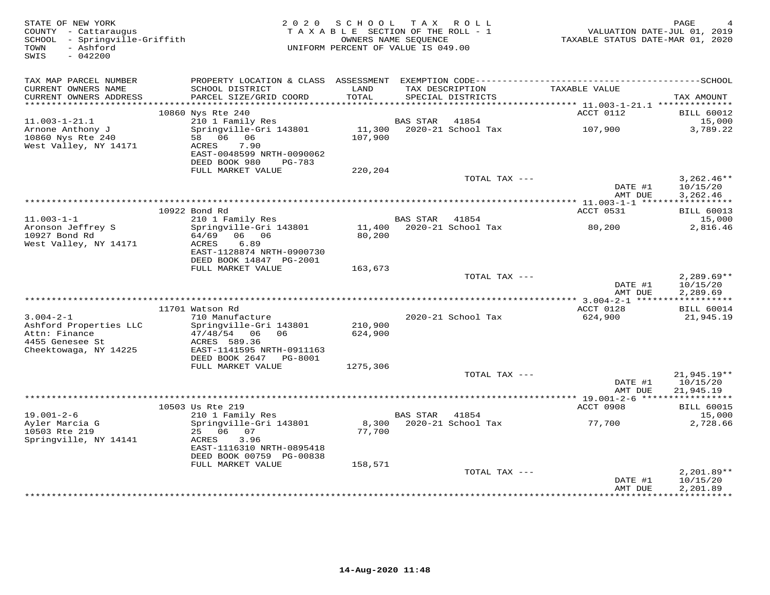STATE OF NEW YORK
COUNTY - Cattaraugus
SCHOOL - Springville-Griffith
TOWN - Ashford
SWIS - 042200

2020 SCHOOL TAX ROLL
TAXABLE SECTION OF THE ROLL - 1
OWNERS NAME SEQUENCE
UNIFORM PERCENT OF VALUE IS 049.00

VALUATION DATE-JUL 01, 2019
TAXABLE STATUS DATE-MAR 01, 2020

| TAX MAP PARCEL NUMBER / CURRENT OWNERS NAME / CURRENT OWNERS ADDRESS | PROPERTY LOCATION & CLASS / SCHOOL DISTRICT / PARCEL SIZE/GRID COORD | ASSESSMENT LAND / TOTAL | EXEMPTION CODE / TAX DESCRIPTION / SPECIAL DISTRICTS | TAXABLE VALUE | SCHOOL TAX AMOUNT |
|---|---|---|---|---|---|
| | 10860 Nys Rte 240 | | | ACCT 0112 | BILL 60012 |
| 11.003-1-21.1 | 210 1 Family Res | | BAS STAR 41854 | | 15,000 |
| Arnone Anthony J | Springville-Gri 143801 | 11,300 | 2020-21 School Tax | 107,900 | 3,789.22 |
| 10860 Nys Rte 240 | 58 06 06 | 107,900 | | | |
| West Valley, NY 14171 | ACRES 7.90 | | | | |
| | EAST-0048599 NRTH-0090062 | | | | |
| | DEED BOOK 980 PG-783 | | | | |
| | FULL MARKET VALUE | 220,204 | | | |
| | | | TOTAL TAX --- | | 3,262.46** |
| | | | | DATE #1 | 10/15/20 |
| | | | | AMT DUE | 3,262.46 |
| | 10922 Bond Rd | | | ACCT 0531 | BILL 60013 |
| 11.003-1-1 | 210 1 Family Res | | BAS STAR 41854 | | 15,000 |
| Aronson Jeffrey S | Springville-Gri 143801 | 11,400 | 2020-21 School Tax | 80,200 | 2,816.46 |
| 10927 Bond Rd | 64/69 06 06 | 80,200 | | | |
| West Valley, NY 14171 | ACRES 6.89 | | | | |
| | EAST-1128874 NRTH-0900730 | | | | |
| | DEED BOOK 14847 PG-2001 | | | | |
| | FULL MARKET VALUE | 163,673 | | | |
| | | | TOTAL TAX --- | | 2,289.69** |
| | | | | DATE #1 | 10/15/20 |
| | | | | AMT DUE | 2,289.69 |
| | 11701 Watson Rd | | | ACCT 0128 | BILL 60014 |
| 3.004-2-1 | 710 Manufacture | | 2020-21 School Tax | 624,900 | 21,945.19 |
| Ashford Properties LLC | Springville-Gri 143801 | 210,900 | | | |
| Attn: Finance | 47/48/54 06 06 | 624,900 | | | |
| 4455 Genesee St | ACRES 589.36 | | | | |
| Cheektowaga, NY 14225 | EAST-1141595 NRTH-0911163 | | | | |
| | DEED BOOK 2647 PG-8001 | | | | |
| | FULL MARKET VALUE | 1275,306 | | | |
| | | | TOTAL TAX --- | | 21,945.19** |
| | | | | DATE #1 | 10/15/20 |
| | | | | AMT DUE | 21,945.19 |
| | 10503 Us Rte 219 | | | ACCT 0908 | BILL 60015 |
| 19.001-2-6 | 210 1 Family Res | | BAS STAR 41854 | | 15,000 |
| Ayler Marcia G | Springville-Gri 143801 | 8,300 | 2020-21 School Tax | 77,700 | 2,728.66 |
| 10503 Rte 219 | 25 06 07 | 77,700 | | | |
| Springville, NY 14141 | ACRES 3.96 | | | | |
| | EAST-1116310 NRTH-0895418 | | | | |
| | DEED BOOK 00759 PG-00838 | | | | |
| | FULL MARKET VALUE | 158,571 | | | |
| | | | TOTAL TAX --- | | 2,201.89** |
| | | | | DATE #1 | 10/15/20 |
| | | | | AMT DUE | 2,201.89 |

14-Aug-2020 11:48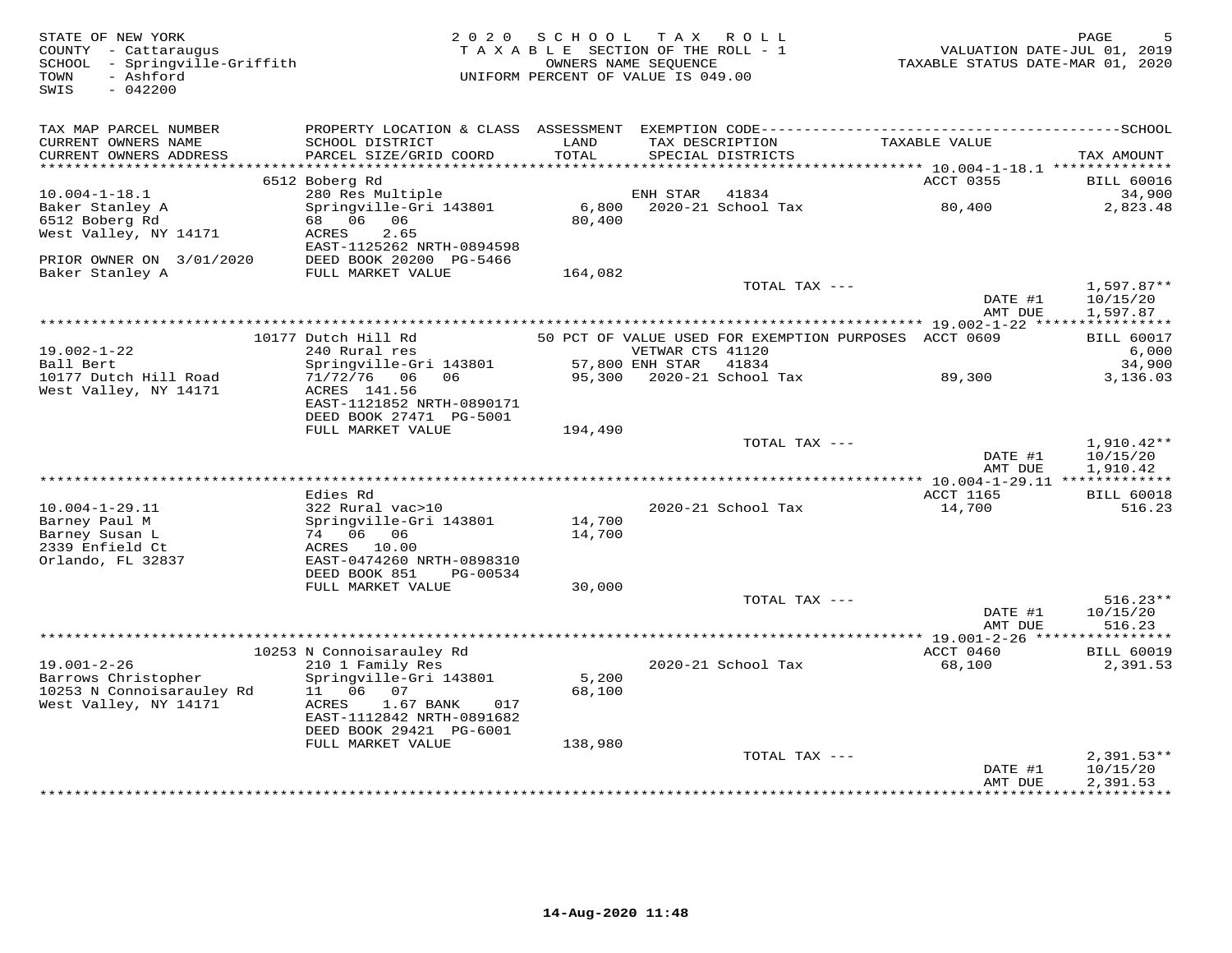STATE OF NEW YORK
COUNTY - Cattaraugus
SCHOOL - Springville-Griffith
TOWN - Ashford
SWIS - 042200

2 0 2 0 S C H O O L T A X R O L L
T A X A B L E SECTION OF THE ROLL - 1
OWNERS NAME SEQUENCE
UNIFORM PERCENT OF VALUE IS 049.00

VALUATION DATE-JUL 01, 2019
TAXABLE STATUS DATE-MAR 01, 2020

| TAX MAP PARCEL NUMBER / CURRENT OWNERS NAME / CURRENT OWNERS ADDRESS | PROPERTY LOCATION & CLASS / SCHOOL DISTRICT / PARCEL SIZE/GRID COORD | ASSESSMENT LAND / TOTAL | EXEMPTION CODE / TAX DESCRIPTION / SPECIAL DISTRICTS | TAXABLE VALUE | SCHOOL TAX AMOUNT |
|---|---|---|---|---|---|
| | 6512 Boberg Rd | | | ACCT 0355 | BILL 60016 |
| 10.004-1-18.1 | 280 Res Multiple | | ENH STAR 41834 | | 34,900 |
| Baker Stanley A | Springville-Gri 143801 | 6,800 | 2020-21 School Tax | 80,400 | 2,823.48 |
| 6512 Boberg Rd | 68 06 06 | 80,400 | | | |
| West Valley, NY 14171 | ACRES 2.65 | | | | |
| | EAST-1125262 NRTH-0894598 | | | | |
| PRIOR OWNER ON 3/01/2020 | DEED BOOK 20200 PG-5466 | | | | |
| Baker Stanley A | FULL MARKET VALUE | 164,082 | | | |
| | | | TOTAL TAX --- | | 1,597.87** |
| | | | | DATE #1 | 10/15/20 |
| | | | | AMT DUE | 1,597.87 |
| | 10177 Dutch Hill Rd | 50 PCT OF VALUE USED FOR EXEMPTION PURPOSES | | ACCT 0609 | BILL 60017 |
| 19.002-1-22 | 240 Rural res | | VETWAR CTS 41120 | | 6,000 |
| Ball Bert | Springville-Gri 143801 | 57,800 | ENH STAR 41834 | | 34,900 |
| 10177 Dutch Hill Road | 71/72/76 06 06 | 95,300 | 2020-21 School Tax | 89,300 | 3,136.03 |
| West Valley, NY 14171 | ACRES 141.56 | | | | |
| | EAST-1121852 NRTH-0890171 | | | | |
| | DEED BOOK 27471 PG-5001 | | | | |
| | FULL MARKET VALUE | 194,490 | | | |
| | | | TOTAL TAX --- | | 1,910.42** |
| | | | | DATE #1 | 10/15/20 |
| | | | | AMT DUE | 1,910.42 |
| | Edies Rd | | | ACCT 1165 | BILL 60018 |
| 10.004-1-29.11 | 322 Rural vac>10 | | 2020-21 School Tax | 14,700 | 516.23 |
| Barney Paul M | Springville-Gri 143801 | 14,700 | | | |
| Barney Susan L | 74 06 06 | 14,700 | | | |
| 2339 Enfield Ct | ACRES 10.00 | | | | |
| Orlando, FL 32837 | EAST-0474260 NRTH-0898310 | | | | |
| | DEED BOOK 851 PG-00534 | | | | |
| | FULL MARKET VALUE | 30,000 | | | |
| | | | TOTAL TAX --- | | 516.23** |
| | | | | DATE #1 | 10/15/20 |
| | | | | AMT DUE | 516.23 |
| | 10253 N Connoisarauley Rd | | | ACCT 0460 | BILL 60019 |
| 19.001-2-26 | 210 1 Family Res | | 2020-21 School Tax | 68,100 | 2,391.53 |
| Barrows Christopher | Springville-Gri 143801 | 5,200 | | | |
| 10253 N Connoisarauley Rd | 11 06 07 | 68,100 | | | |
| West Valley, NY 14171 | ACRES 1.67 BANK 017 | | | | |
| | EAST-1112842 NRTH-0891682 | | | | |
| | DEED BOOK 29421 PG-6001 | | | | |
| | FULL MARKET VALUE | 138,980 | | | |
| | | | TOTAL TAX --- | | 2,391.53** |
| | | | | DATE #1 | 10/15/20 |
| | | | | AMT DUE | 2,391.53 |

14-Aug-2020 11:48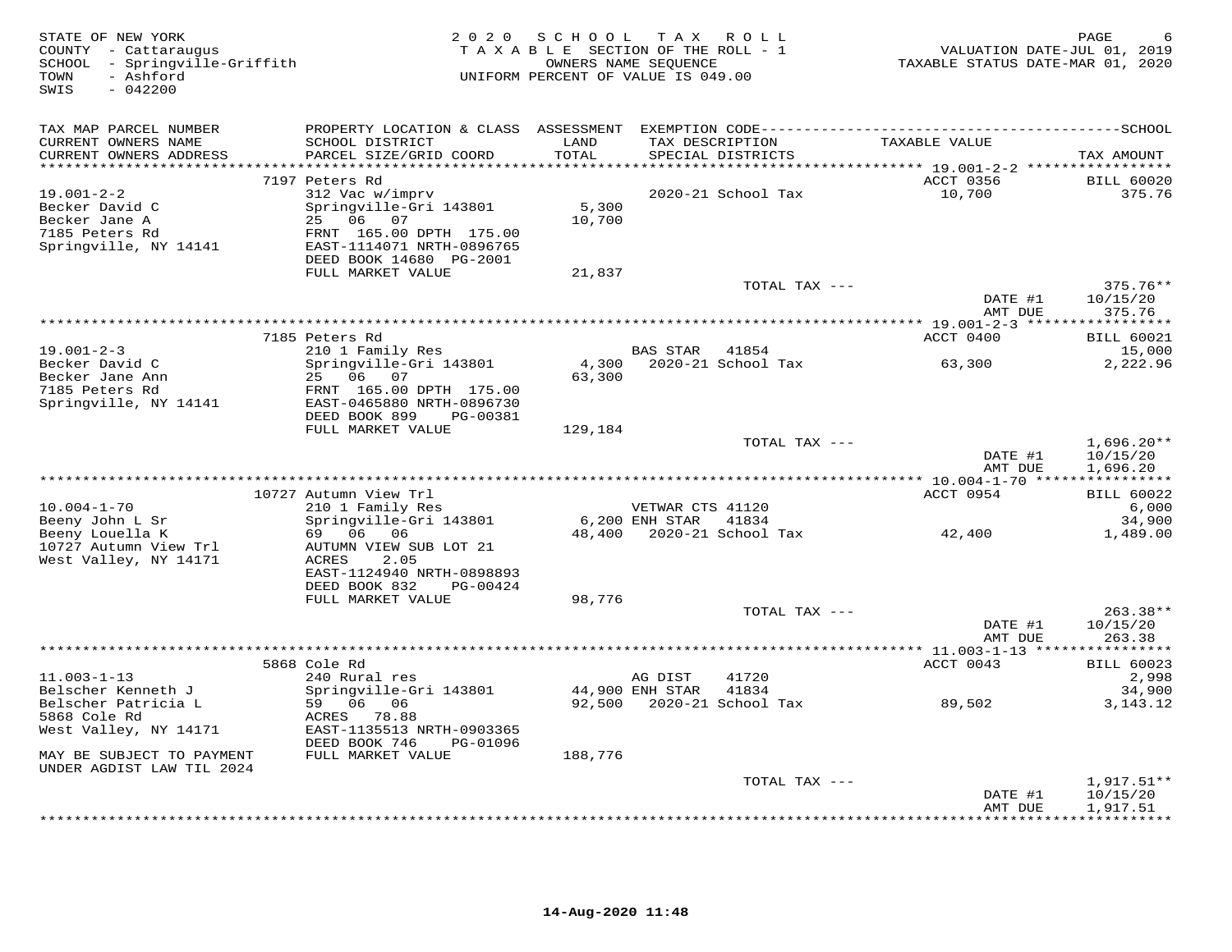STATE OF NEW YORK
COUNTY - Cattaraugus
SCHOOL - Springville-Griffith
TOWN - Ashford
SWIS - 042200

2020 SCHOOL TAX ROLL
TAXABLE SECTION OF THE ROLL - 1
OWNERS NAME SEQUENCE
UNIFORM PERCENT OF VALUE IS 049.00

VALUATION DATE-JUL 01, 2019
TAXABLE STATUS DATE-MAR 01, 2020

| TAX MAP PARCEL NUMBER / CURRENT OWNERS NAME / CURRENT OWNERS ADDRESS | PROPERTY LOCATION & CLASS / SCHOOL DISTRICT / PARCEL SIZE/GRID COORD | ASSESSMENT LAND / TOTAL | EXEMPTION CODE / TAX DESCRIPTION / SPECIAL DISTRICTS | TAXABLE VALUE | TAX AMOUNT |
|---|---|---|---|---|---|
| 19.001-2-2 | 7197 Peters Rd | | | ACCT 0356 | BILL 60020 |
| Becker David C | 312 Vac w/imprv | | | | |
| Becker Jane A | Springville-Gri 143801 | 5,300 | 2020-21 School Tax | 10,700 | 375.76 |
| 7185 Peters Rd | 25 06 07 | 10,700 | | | |
| Springville, NY 14141 | FRNT 165.00 DPTH 175.00 | | | | |
| | EAST-1114071 NRTH-0896765 | | | | |
| | DEED BOOK 14680 PG-2001 | | | | |
| | FULL MARKET VALUE | 21,837 | | | |
| | | | TOTAL TAX --- | | 375.76** |
| | | | | DATE #1 | 10/15/20 |
| | | | | AMT DUE | 375.76 |
| 19.001-2-3 | 7185 Peters Rd | | | ACCT 0400 | BILL 60021 |
| Becker David C | 210 1 Family Res | | BAS STAR 41854 | | 15,000 |
| Becker Jane Ann | Springville-Gri 143801 | 4,300 | 2020-21 School Tax | 63,300 | 2,222.96 |
| 7185 Peters Rd | 25 06 07 | 63,300 | | | |
| Springville, NY 14141 | FRNT 165.00 DPTH 175.00 | | | | |
| | EAST-0465880 NRTH-0896730 | | | | |
| | DEED BOOK 899 PG-00381 | | | | |
| | FULL MARKET VALUE | 129,184 | | | |
| | | | TOTAL TAX --- | | 1,696.20** |
| | | | | DATE #1 | 10/15/20 |
| | | | | AMT DUE | 1,696.20 |
| 10.004-1-70 | 10727 Autumn View Trl | | | ACCT 0954 | BILL 60022 |
| Beeny John L Sr | 210 1 Family Res | | VETWAR CTS 41120 | | 6,000 |
| Beeny Louella K | Springville-Gri 143801 | 6,200 | ENH STAR 41834 | | 34,900 |
| 10727 Autumn View Trl | 69 06 06 | 48,400 | 2020-21 School Tax | 42,400 | 1,489.00 |
| West Valley, NY 14171 | AUTUMN VIEW SUB LOT 21 | | | | |
| | ACRES 2.05 | | | | |
| | EAST-1124940 NRTH-0898893 | | | | |
| | DEED BOOK 832 PG-00424 | | | | |
| | FULL MARKET VALUE | 98,776 | | | |
| | | | TOTAL TAX --- | | 263.38** |
| | | | | DATE #1 | 10/15/20 |
| | | | | AMT DUE | 263.38 |
| 11.003-1-13 | 5868 Cole Rd | | | ACCT 0043 | BILL 60023 |
| Belscher Kenneth J | 240 Rural res | | AG DIST 41720 | | 2,998 |
| Belscher Patricia L | Springville-Gri 143801 | 44,900 | ENH STAR 41834 | | 34,900 |
| 5868 Cole Rd | 59 06 06 | 92,500 | 2020-21 School Tax | 89,502 | 3,143.12 |
| West Valley, NY 14171 | ACRES 78.88 | | | | |
| | EAST-1135513 NRTH-0903365 | | | | |
| MAY BE SUBJECT TO PAYMENT | DEED BOOK 746 PG-01096 | | | | |
| UNDER AGDIST LAW TIL 2024 | FULL MARKET VALUE | 188,776 | | | |
| | | | TOTAL TAX --- | | 1,917.51** |
| | | | | DATE #1 | 10/15/20 |
| | | | | AMT DUE | 1,917.51 |

14-Aug-2020 11:48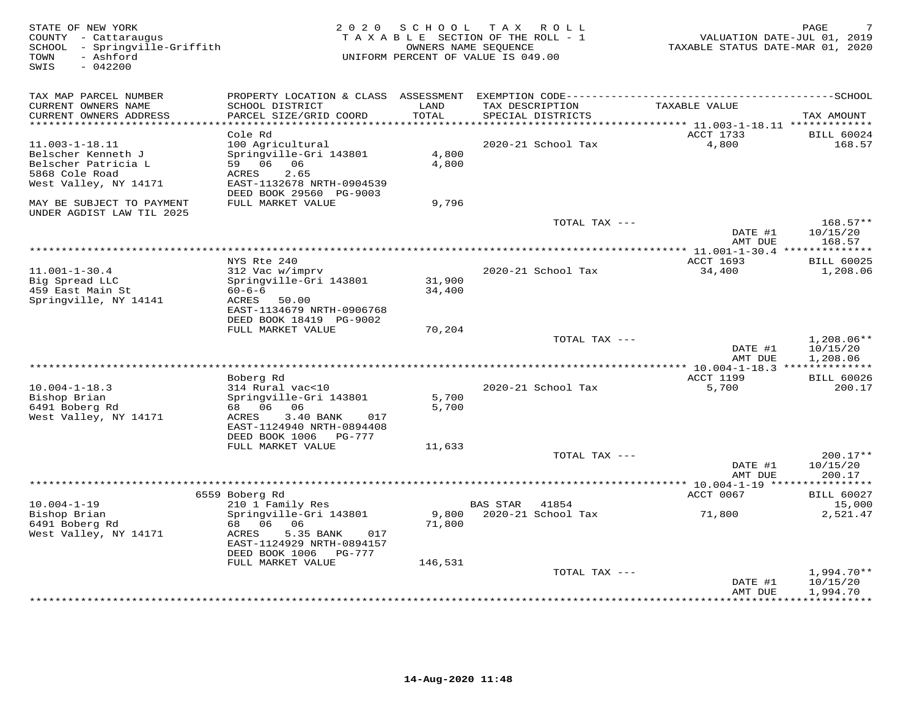STATE OF NEW YORK
COUNTY - Cattaraugus
SCHOOL - Springville-Griffith
TOWN - Ashford
SWIS - 042200

2020 SCHOOL TAX ROLL
TAXABLE SECTION OF THE ROLL - 1
OWNERS NAME SEQUENCE
UNIFORM PERCENT OF VALUE IS 049.00

VALUATION DATE-JUL 01, 2019
TAXABLE STATUS DATE-MAR 01, 2020

| TAX MAP PARCEL NUMBER / CURRENT OWNERS NAME / CURRENT OWNERS ADDRESS | PROPERTY LOCATION & CLASS / SCHOOL DISTRICT / PARCEL SIZE/GRID COORD | ASSESSMENT LAND / TOTAL | EXEMPTION CODE / TAX DESCRIPTION / SPECIAL DISTRICTS | TAXABLE VALUE | SCHOOL TAX AMOUNT |
|---|---|---|---|---|---|
| 11.003-1-18.11 | Cole Rd | | | ACCT 1733 | BILL 60024 |
| Belscher Kenneth J | 100 Agricultural | | 2020-21 School Tax | 4,800 | 168.57 |
| Belscher Patricia L | Springville-Gri 143801 | 4,800 | | | |
| 5868 Cole Road | 59 06 06 | 4,800 | | | |
| West Valley, NY 14171 | ACRES 2.65 | | | | |
| | EAST-1132678 NRTH-0904539 | | | | |
| | DEED BOOK 29560 PG-9003 | | | | |
| MAY BE SUBJECT TO PAYMENT UNDER AGDIST LAW TIL 2025 | FULL MARKET VALUE | 9,796 | | | |
| | | | TOTAL TAX --- | | 168.57** |
| | | | | DATE #1 | 10/15/20 |
| | | | | AMT DUE | 168.57 |
| 11.001-1-30.4 | NYS Rte 240 | | | ACCT 1693 | BILL 60025 |
| Big Spread LLC | 312 Vac w/imprv | | 2020-21 School Tax | 34,400 | 1,208.06 |
| 459 East Main St | Springville-Gri 143801 | 31,900 | | | |
| Springville, NY 14141 | 60-6-6 | 34,400 | | | |
| | ACRES 50.00 | | | | |
| | EAST-1134679 NRTH-0906768 | | | | |
| | DEED BOOK 18419 PG-9002 | | | | |
| | FULL MARKET VALUE | 70,204 | | | |
| | | | TOTAL TAX --- | | 1,208.06** |
| | | | | DATE #1 | 10/15/20 |
| | | | | AMT DUE | 1,208.06 |
| 10.004-1-18.3 | Boberg Rd | | | ACCT 1199 | BILL 60026 |
| Bishop Brian | 314 Rural vac<10 | | 2020-21 School Tax | 5,700 | 200.17 |
| 6491 Boberg Rd | Springville-Gri 143801 | 5,700 | | | |
| West Valley, NY 14171 | 68 06 06 | 5,700 | | | |
| | ACRES 3.40 BANK 017 | | | | |
| | EAST-1124940 NRTH-0894408 | | | | |
| | DEED BOOK 1006 PG-777 | | | | |
| | FULL MARKET VALUE | 11,633 | | | |
| | | | TOTAL TAX --- | | 200.17** |
| | | | | DATE #1 | 10/15/20 |
| | | | | AMT DUE | 200.17 |
| 10.004-1-19 | 6559 Boberg Rd | | | ACCT 0067 | BILL 60027 |
| Bishop Brian | 210 1 Family Res | | BAS STAR 41854 | | 15,000 |
| 6491 Boberg Rd | Springville-Gri 143801 | 9,800 | 2020-21 School Tax | 71,800 | 2,521.47 |
| West Valley, NY 14171 | 68 06 06 | 71,800 | | | |
| | ACRES 5.35 BANK 017 | | | | |
| | EAST-1124929 NRTH-0894157 | | | | |
| | DEED BOOK 1006 PG-777 | | | | |
| | FULL MARKET VALUE | 146,531 | | | |
| | | | TOTAL TAX --- | | 1,994.70** |
| | | | | DATE #1 | 10/15/20 |
| | | | | AMT DUE | 1,994.70 |

14-Aug-2020 11:48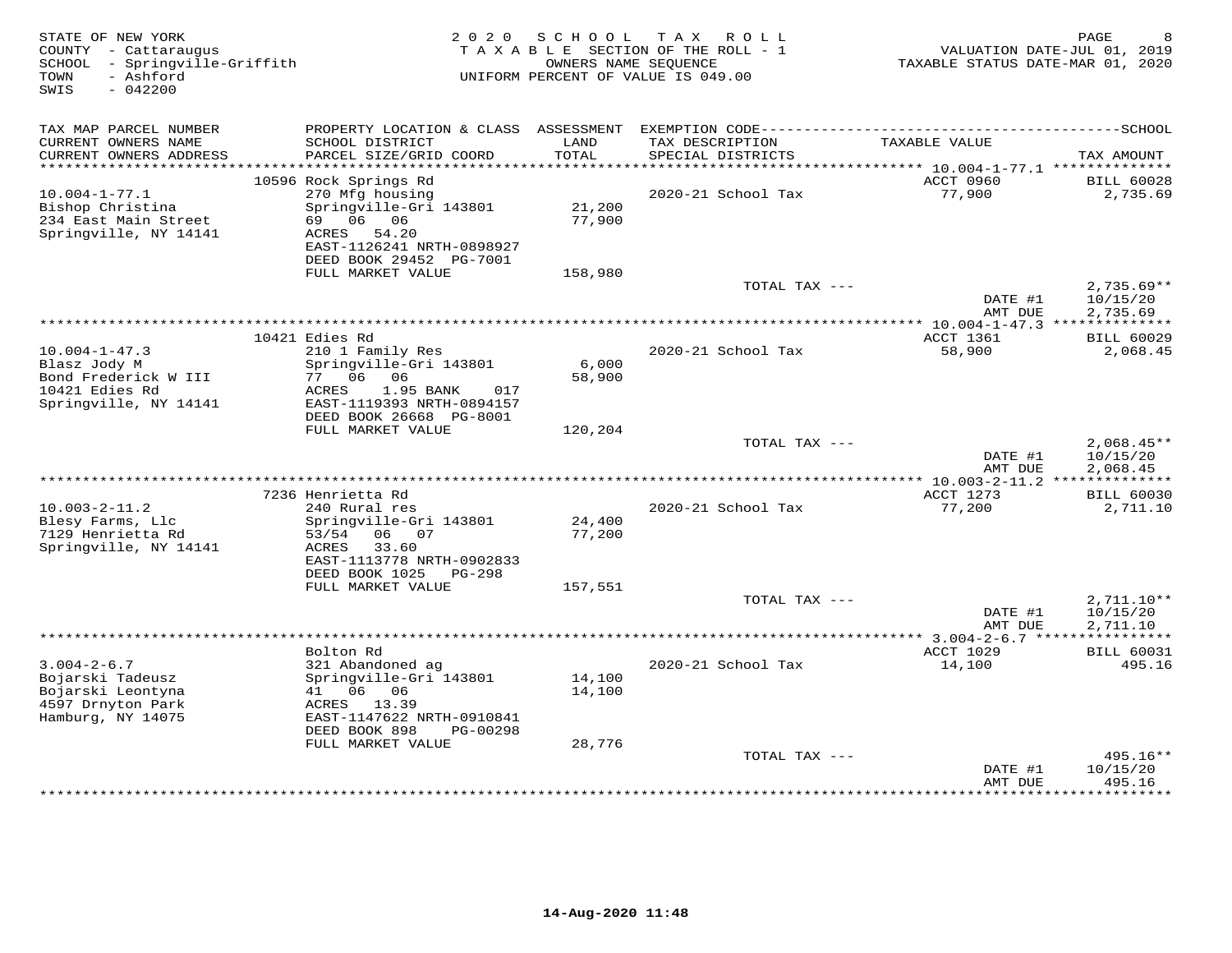STATE OF NEW YORK
COUNTY - Cattaraugus
SCHOOL - Springville-Griffith
TOWN - Ashford
SWIS - 042200

2 0 2 0 S C H O O L T A X R O L L
T A X A B L E SECTION OF THE ROLL - 1
OWNERS NAME SEQUENCE
UNIFORM PERCENT OF VALUE IS 049.00

VALUATION DATE-JUL 01, 2019
TAXABLE STATUS DATE-MAR 01, 2020

| TAX MAP PARCEL NUMBER / CURRENT OWNERS NAME / CURRENT OWNERS ADDRESS | PROPERTY LOCATION & CLASS / SCHOOL DISTRICT / PARCEL SIZE/GRID COORD | ASSESSMENT LAND / TOTAL | EXEMPTION CODE / TAX DESCRIPTION / SPECIAL DISTRICTS | TAXABLE VALUE | TAX AMOUNT |
|---|---|---|---|---|---|
| | 10596 Rock Springs Rd | | | ACCT 0960 | BILL 60028 |
| 10.004-1-77.1 | 270 Mfg housing | | 2020-21 School Tax | 77,900 | 2,735.69 |
| Bishop Christina | Springville-Gri 143801 | 21,200 | | | |
| 234 East Main Street | 69 06 06 | 77,900 | | | |
| Springville, NY 14141 | ACRES 54.20 | | | | |
| | EAST-1126241 NRTH-0898927 | | | | |
| | DEED BOOK 29452 PG-7001 | | | | |
| | FULL MARKET VALUE | 158,980 | | | |
| | | | TOTAL TAX --- | | 2,735.69** |
| | | | | DATE #1 | 10/15/20 |
| | | | | AMT DUE | 2,735.69 |
| | 10421 Edies Rd | | | ACCT 1361 | BILL 60029 |
| 10.004-1-47.3 | 210 1 Family Res | | 2020-21 School Tax | 58,900 | 2,068.45 |
| Blasz Jody M | Springville-Gri 143801 | 6,000 | | | |
| Bond Frederick W III | 77 06 06 | 58,900 | | | |
| 10421 Edies Rd | ACRES 1.95 BANK 017 | | | | |
| Springville, NY 14141 | EAST-1119393 NRTH-0894157 | | | | |
| | DEED BOOK 26668 PG-8001 | | | | |
| | FULL MARKET VALUE | 120,204 | | | |
| | | | TOTAL TAX --- | | 2,068.45** |
| | | | | DATE #1 | 10/15/20 |
| | | | | AMT DUE | 2,068.45 |
| | 7236 Henrietta Rd | | | ACCT 1273 | BILL 60030 |
| 10.003-2-11.2 | 240 Rural res | | 2020-21 School Tax | 77,200 | 2,711.10 |
| Blesy Farms, Llc | Springville-Gri 143801 | 24,400 | | | |
| 7129 Henrietta Rd | 53/54 06 07 | 77,200 | | | |
| Springville, NY 14141 | ACRES 33.60 | | | | |
| | EAST-1113778 NRTH-0902833 | | | | |
| | DEED BOOK 1025 PG-298 | | | | |
| | FULL MARKET VALUE | 157,551 | | | |
| | | | TOTAL TAX --- | | 2,711.10** |
| | | | | DATE #1 | 10/15/20 |
| | | | | AMT DUE | 2,711.10 |
| | Bolton Rd | | | ACCT 1029 | BILL 60031 |
| 3.004-2-6.7 | 321 Abandoned ag | | 2020-21 School Tax | 14,100 | 495.16 |
| Bojarski Tadeusz | Springville-Gri 143801 | 14,100 | | | |
| Bojarski Leontyna | 41 06 06 | 14,100 | | | |
| 4597 Drnyton Park | ACRES 13.39 | | | | |
| Hamburg, NY 14075 | EAST-1147622 NRTH-0910841 | | | | |
| | DEED BOOK 898 PG-00298 | | | | |
| | FULL MARKET VALUE | 28,776 | | | |
| | | | TOTAL TAX --- | | 495.16** |
| | | | | DATE #1 | 10/15/20 |
| | | | | AMT DUE | 495.16 |

14-Aug-2020 11:48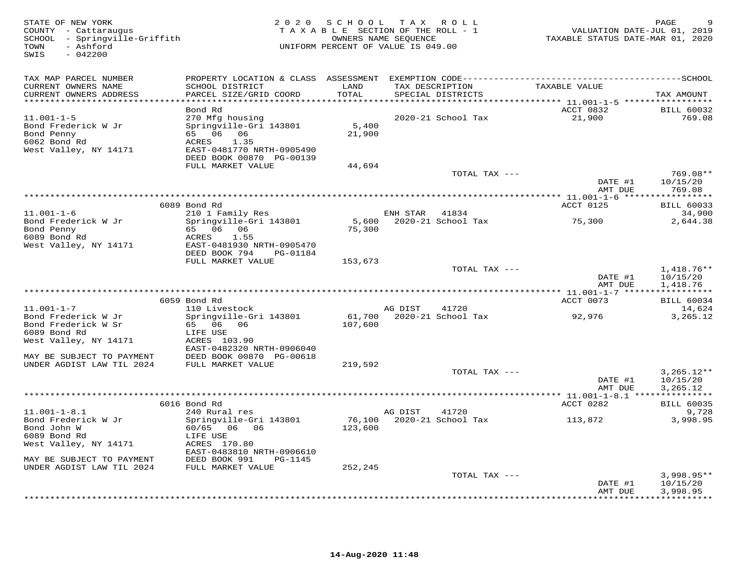STATE OF NEW YORK
COUNTY - Cattaraugus
SCHOOL - Springville-Griffith
TOWN - Ashford
SWIS - 042200

2020 SCHOOL TAX ROLL
TAXABLE SECTION OF THE ROLL - 1
OWNERS NAME SEQUENCE
UNIFORM PERCENT OF VALUE IS 049.00

VALUATION DATE-JUL 01, 2019
TAXABLE STATUS DATE-MAR 01, 2020

| TAX MAP PARCEL NUMBER / CURRENT OWNERS NAME / CURRENT OWNERS ADDRESS | PROPERTY LOCATION & CLASS / SCHOOL DISTRICT / PARCEL SIZE/GRID COORD | ASSESSMENT LAND / TOTAL | EXEMPTION CODE / TAX DESCRIPTION / SPECIAL DISTRICTS | TAXABLE VALUE | SCHOOL TAX AMOUNT |
|---|---|---|---|---|---|
| **11.001-1-5** | Bond Rd | | | ACCT 0832 | BILL 60032 |
| 11.001-1-5 | 270 Mfg housing | | 2020-21 School Tax | 21,900 | 769.08 |
| Bond Frederick W Jr | Springville-Gri 143801 | 5,400 | | | |
| Bond Penny | 65 06 06 | 21,900 | | | |
| 6062 Bond Rd | ACRES 1.35 | | | | |
| West Valley, NY 14171 | EAST-0481770 NRTH-0905490 | | | | |
| | DEED BOOK 00870 PG-00139 | | | | |
| | FULL MARKET VALUE | 44,694 | | | |
| | | | TOTAL TAX --- | | 769.08** |
| | | | | DATE #1 | 10/15/20 |
| | | | | AMT DUE | 769.08 |
| **11.001-1-6** | 6089 Bond Rd | | | ACCT 0125 | BILL 60033 |
| 11.001-1-6 | 210 1 Family Res | | ENH STAR 41834 | | 34,900 |
| Bond Frederick W Jr | Springville-Gri 143801 | 5,600 | 2020-21 School Tax | 75,300 | 2,644.38 |
| Bond Penny | 65 06 06 | 75,300 | | | |
| 6089 Bond Rd | ACRES 1.55 | | | | |
| West Valley, NY 14171 | EAST-0481930 NRTH-0905470 | | | | |
| | DEED BOOK 794 PG-01184 | | | | |
| | FULL MARKET VALUE | 153,673 | | | |
| | | | TOTAL TAX --- | | 1,418.76** |
| | | | | DATE #1 | 10/15/20 |
| | | | | AMT DUE | 1,418.76 |
| **11.001-1-7** | 6059 Bond Rd | | | ACCT 0073 | BILL 60034 |
| 11.001-1-7 | 110 Livestock | | AG DIST 41720 | | 14,624 |
| Bond Frederick W Jr | Springville-Gri 143801 | 61,700 | 2020-21 School Tax | 92,976 | 3,265.12 |
| Bond Frederick W Sr | 65 06 06 | 107,600 | | | |
| 6089 Bond Rd | LIFE USE | | | | |
| West Valley, NY 14171 | ACRES 103.90 | | | | |
| | EAST-0482320 NRTH-0906040 | | | | |
| MAY BE SUBJECT TO PAYMENT | DEED BOOK 00870 PG-00618 | | | | |
| UNDER AGDIST LAW TIL 2024 | FULL MARKET VALUE | 219,592 | | | |
| | | | TOTAL TAX --- | | 3,265.12** |
| | | | | DATE #1 | 10/15/20 |
| | | | | AMT DUE | 3,265.12 |
| **11.001-1-8.1** | 6016 Bond Rd | | | ACCT 0282 | BILL 60035 |
| 11.001-1-8.1 | 240 Rural res | | AG DIST 41720 | | 9,728 |
| Bond Frederick W Jr | Springville-Gri 143801 | 76,100 | 2020-21 School Tax | 113,872 | 3,998.95 |
| Bond John W | 60/65 06 06 | 123,600 | | | |
| 6089 Bond Rd | LIFE USE | | | | |
| West Valley, NY 14171 | ACRES 170.80 | | | | |
| | EAST-0483810 NRTH-0906610 | | | | |
| MAY BE SUBJECT TO PAYMENT | DEED BOOK 991 PG-1145 | | | | |
| UNDER AGDIST LAW TIL 2024 | FULL MARKET VALUE | 252,245 | | | |
| | | | TOTAL TAX --- | | 3,998.95** |
| | | | | DATE #1 | 10/15/20 |
| | | | | AMT DUE | 3,998.95 |

14-Aug-2020 11:48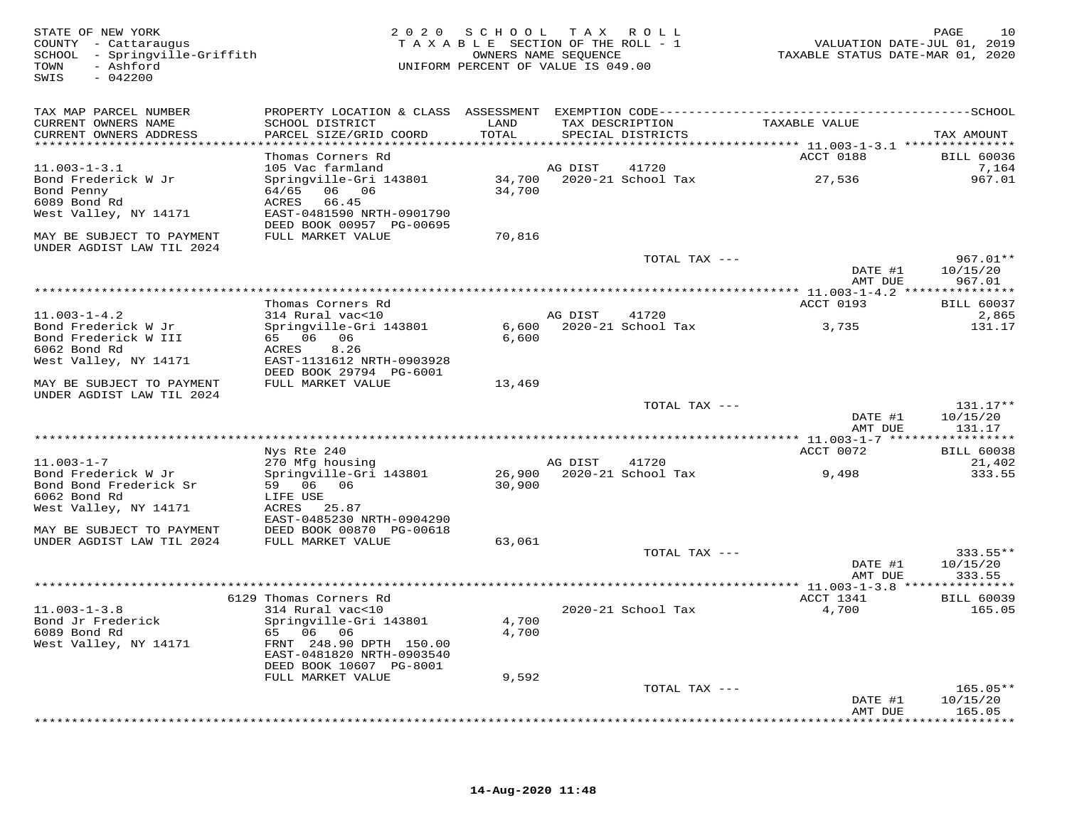STATE OF NEW YORK
COUNTY - Cattaraugus
SCHOOL - Springville-Griffith
TOWN - Ashford
SWIS - 042200

2020 SCHOOL TAX ROLL
TAXABLE SECTION OF THE ROLL - 1
OWNERS NAME SEQUENCE
UNIFORM PERCENT OF VALUE IS 049.00

VALUATION DATE-JUL 01, 2019
TAXABLE STATUS DATE-MAR 01, 2020

| TAX MAP PARCEL NUMBER / CURRENT OWNERS NAME / CURRENT OWNERS ADDRESS | PROPERTY LOCATION & CLASS / SCHOOL DISTRICT / PARCEL SIZE/GRID COORD | ASSESSMENT LAND / TOTAL | EXEMPTION CODE / TAX DESCRIPTION / SPECIAL DISTRICTS | TAXABLE VALUE | TAX AMOUNT |
|---|---|---|---|---|---|
| | Thomas Corners Rd | | | ACCT 0188 | BILL 60036 |
| 11.003-1-3.1 | 105 Vac farmland | | AG DIST 41720 | | 7,164 |
| Bond Frederick W Jr | Springville-Gri 143801 | 34,700 | 2020-21 School Tax | 27,536 | 967.01 |
| Bond Penny | 64/65 06 06 | 34,700 | | | |
| 6089 Bond Rd | ACRES 66.45 | | | | |
| West Valley, NY 14171 | EAST-0481590 NRTH-0901790 | | | | |
| | DEED BOOK 00957 PG-00695 | | | | |
| MAY BE SUBJECT TO PAYMENT UNDER AGDIST LAW TIL 2024 | FULL MARKET VALUE | 70,816 | | | |
| | | | TOTAL TAX --- | | 967.01** |
| | | | | DATE #1 | 10/15/20 |
| | | | | AMT DUE | 967.01 |
| | Thomas Corners Rd | | | ACCT 0193 | BILL 60037 |
| 11.003-1-4.2 | 314 Rural vac<10 | | AG DIST 41720 | | 2,865 |
| Bond Frederick W Jr | Springville-Gri 143801 | 6,600 | 2020-21 School Tax | 3,735 | 131.17 |
| Bond Frederick W III | 65 06 06 | 6,600 | | | |
| 6062 Bond Rd | ACRES 8.26 | | | | |
| West Valley, NY 14171 | EAST-1131612 NRTH-0903928 | | | | |
| | DEED BOOK 29794 PG-6001 | | | | |
| MAY BE SUBJECT TO PAYMENT UNDER AGDIST LAW TIL 2024 | FULL MARKET VALUE | 13,469 | | | |
| | | | TOTAL TAX --- | | 131.17** |
| | | | | DATE #1 | 10/15/20 |
| | | | | AMT DUE | 131.17 |
| | Nys Rte 240 | | | ACCT 0072 | BILL 60038 |
| 11.003-1-7 | 270 Mfg housing | | AG DIST 41720 | | 21,402 |
| Bond Frederick W Jr | Springville-Gri 143801 | 26,900 | 2020-21 School Tax | 9,498 | 333.55 |
| Bond Bond Frederick Sr | 59 06 06 | 30,900 | | | |
| 6062 Bond Rd | LIFE USE | | | | |
| West Valley, NY 14171 | ACRES 25.87 | | | | |
| | EAST-0485230 NRTH-0904290 | | | | |
| MAY BE SUBJECT TO PAYMENT | DEED BOOK 00870 PG-00618 | | | | |
| UNDER AGDIST LAW TIL 2024 | FULL MARKET VALUE | 63,061 | | | |
| | | | TOTAL TAX --- | | 333.55** |
| | | | | DATE #1 | 10/15/20 |
| | | | | AMT DUE | 333.55 |
| | 6129 Thomas Corners Rd | | | ACCT 1341 | BILL 60039 |
| 11.003-1-3.8 | 314 Rural vac<10 | | 2020-21 School Tax | 4,700 | 165.05 |
| Bond Jr Frederick | Springville-Gri 143801 | 4,700 | | | |
| 6089 Bond Rd | 65 06 06 | 4,700 | | | |
| West Valley, NY 14171 | FRNT 248.90 DPTH 150.00 | | | | |
| | EAST-0481820 NRTH-0903540 | | | | |
| | DEED BOOK 10607 PG-8001 | | | | |
| | FULL MARKET VALUE | 9,592 | | | |
| | | | TOTAL TAX --- | | 165.05** |
| | | | | DATE #1 | 10/15/20 |
| | | | | AMT DUE | 165.05 |

14-Aug-2020 11:48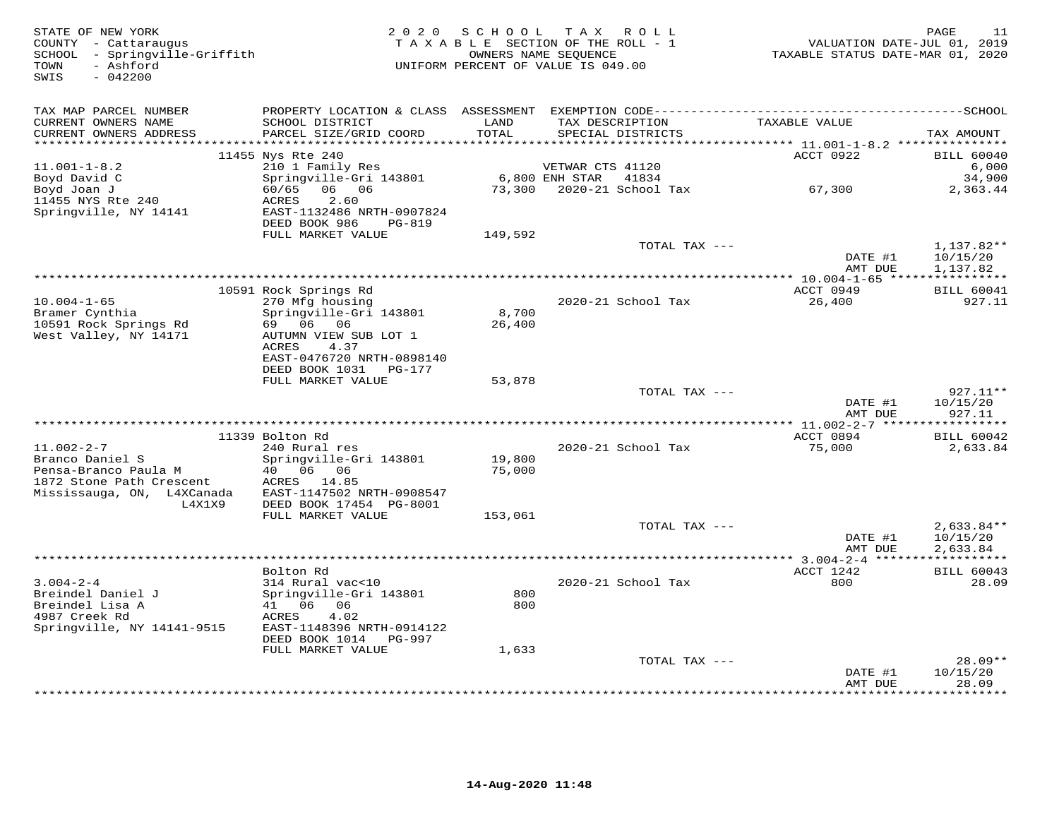STATE OF NEW YORK
COUNTY - Cattaraugus
SCHOOL - Springville-Griffith
TOWN - Ashford
SWIS - 042200

2020 SCHOOL TAX ROLL
TAXABLE SECTION OF THE ROLL - 1
OWNERS NAME SEQUENCE
UNIFORM PERCENT OF VALUE IS 049.00

VALUATION DATE-JUL 01, 2019
TAXABLE STATUS DATE-MAR 01, 2020

| TAX MAP PARCEL NUMBER / CURRENT OWNERS NAME / CURRENT OWNERS ADDRESS | PROPERTY LOCATION & CLASS / SCHOOL DISTRICT / PARCEL SIZE/GRID COORD | ASSESSMENT LAND | TOTAL | EXEMPTION CODE / TAX DESCRIPTION / SPECIAL DISTRICTS | TAXABLE VALUE | TAX AMOUNT |
|---|---|---|---|---|---|---|
| | 11455 Nys Rte 240 | | | | ACCT 0922 | BILL 60040 |
| 11.001-1-8.2 | 210 1 Family Res | | | VETWAR CTS 41120 | | 6,000 |
| Boyd David C | Springville-Gri 143801 | 6,800 | | ENH STAR 41834 | | 34,900 |
| Boyd Joan J | 60/65 06 06 | | 73,300 | 2020-21 School Tax | 67,300 | 2,363.44 |
| 11455 NYS Rte 240 | ACRES 2.60 | | | | | |
| Springville, NY 14141 | EAST-1132486 NRTH-0907824 | | | | | |
| | DEED BOOK 986 PG-819 | | | | | |
| | FULL MARKET VALUE | 149,592 | | | | |
| | | | | TOTAL TAX --- | | 1,137.82** |
| | | | | | DATE #1 | 10/15/20 |
| | | | | | AMT DUE | 1,137.82 |
| | 10591 Rock Springs Rd | | | | ACCT 0949 | BILL 60041 |
| 10.004-1-65 | 270 Mfg housing | | | 2020-21 School Tax | 26,400 | 927.11 |
| Bramer Cynthia | Springville-Gri 143801 | 8,700 | | | | |
| 10591 Rock Springs Rd | 69 06 06 | | 26,400 | | | |
| West Valley, NY 14171 | AUTUMN VIEW SUB LOT 1 | | | | | |
| | ACRES 4.37 | | | | | |
| | EAST-0476720 NRTH-0898140 | | | | | |
| | DEED BOOK 1031 PG-177 | | | | | |
| | FULL MARKET VALUE | 53,878 | | | | |
| | | | | TOTAL TAX --- | | 927.11** |
| | | | | | DATE #1 | 10/15/20 |
| | | | | | AMT DUE | 927.11 |
| | 11339 Bolton Rd | | | | ACCT 0894 | BILL 60042 |
| 11.002-2-7 | 240 Rural res | | | 2020-21 School Tax | 75,000 | 2,633.84 |
| Branco Daniel S | Springville-Gri 143801 | 19,800 | | | | |
| Pensa-Branco Paula M | 40 06 06 | | 75,000 | | | |
| 1872 Stone Path Crescent | ACRES 14.85 | | | | | |
| Mississauga, ON, L4XCanada | EAST-1147502 NRTH-0908547 | | | | | |
| L4X1X9 | DEED BOOK 17454 PG-8001 | | | | | |
| | FULL MARKET VALUE | 153,061 | | | | |
| | | | | TOTAL TAX --- | | 2,633.84** |
| | | | | | DATE #1 | 10/15/20 |
| | | | | | AMT DUE | 2,633.84 |
| | Bolton Rd | | | | ACCT 1242 | BILL 60043 |
| 3.004-2-4 | 314 Rural vac<10 | | | 2020-21 School Tax | 800 | 28.09 |
| Breindel Daniel J | Springville-Gri 143801 | 800 | | | | |
| Breindel Lisa A | 41 06 06 | | 800 | | | |
| 4987 Creek Rd | ACRES 4.02 | | | | | |
| Springville, NY 14141-9515 | EAST-1148396 NRTH-0914122 | | | | | |
| | DEED BOOK 1014 PG-997 | | | | | |
| | FULL MARKET VALUE | 1,633 | | | | |
| | | | | TOTAL TAX --- | | 28.09** |
| | | | | | DATE #1 | 10/15/20 |
| | | | | | AMT DUE | 28.09 |

14-Aug-2020 11:48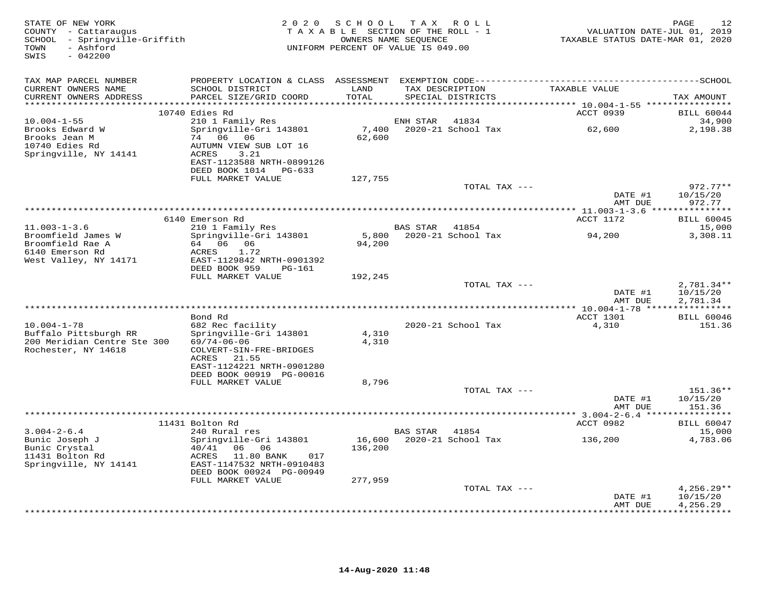STATE OF NEW YORK
COUNTY - Cattaraugus
SCHOOL - Springville-Griffith
TOWN - Ashford
SWIS - 042200

2020 SCHOOL TAX ROLL
TAXABLE SECTION OF THE ROLL - 1
OWNERS NAME SEQUENCE
UNIFORM PERCENT OF VALUE IS 049.00

VALUATION DATE-JUL 01, 2019
TAXABLE STATUS DATE-MAR 01, 2020

| TAX MAP PARCEL NUMBER / CURRENT OWNERS NAME / CURRENT OWNERS ADDRESS | PROPERTY LOCATION & CLASS / SCHOOL DISTRICT / PARCEL SIZE/GRID COORD | ASSESSMENT LAND / TOTAL | EXEMPTION CODE / TAX DESCRIPTION / SPECIAL DISTRICTS | TAXABLE VALUE | TAX AMOUNT |
|---|---|---|---|---|---|
| **10.004-1-55** | 10740 Edies Rd | | | ACCT 0939 | BILL 60044 |
| 10.004-1-55 | 210 1 Family Res | | ENH STAR 41834 | | 34,900 |
| Brooks Edward W | Springville-Gri 143801 | 7,400 | 2020-21 School Tax | 62,600 | 2,198.38 |
| Brooks Jean M | 74 06 06 | 62,600 | | | |
| 10740 Edies Rd | AUTUMN VIEW SUB LOT 16 | | | | |
| Springville, NY 14141 | ACRES 3.21 | | | | |
| | EAST-1123588 NRTH-0899126 | | | | |
| | DEED BOOK 1014 PG-633 | | | | |
| | FULL MARKET VALUE | 127,755 | | | |
| | | | TOTAL TAX --- | | 972.77** |
| | | | | DATE #1 | 10/15/20 |
| | | | | AMT DUE | 972.77 |
| **11.003-1-3.6** | 6140 Emerson Rd | | | ACCT 1172 | BILL 60045 |
| 11.003-1-3.6 | 210 1 Family Res | | BAS STAR 41854 | | 15,000 |
| Broomfield James W | Springville-Gri 143801 | 5,800 | 2020-21 School Tax | 94,200 | 3,308.11 |
| Broomfield Rae A | 64 06 06 | 94,200 | | | |
| 6140 Emerson Rd | ACRES 1.72 | | | | |
| West Valley, NY 14171 | EAST-1129842 NRTH-0901392 | | | | |
| | DEED BOOK 959 PG-161 | | | | |
| | FULL MARKET VALUE | 192,245 | | | |
| | | | TOTAL TAX --- | | 2,781.34** |
| | | | | DATE #1 | 10/15/20 |
| | | | | AMT DUE | 2,781.34 |
| **10.004-1-78** | Bond Rd | | | ACCT 1301 | BILL 60046 |
| 10.004-1-78 | 682 Rec facility | | 2020-21 School Tax | 4,310 | 151.36 |
| Buffalo Pittsburgh RR | Springville-Gri 143801 | 4,310 | | | |
| 200 Meridian Centre Ste 300 | 69/74-06-06 | 4,310 | | | |
| Rochester, NY 14618 | COLVERT-SIN-FRE-BRIDGES | | | | |
| | ACRES 21.55 | | | | |
| | EAST-1124221 NRTH-0901280 | | | | |
| | DEED BOOK 00919 PG-00016 | | | | |
| | FULL MARKET VALUE | 8,796 | | | |
| | | | TOTAL TAX --- | | 151.36** |
| | | | | DATE #1 | 10/15/20 |
| | | | | AMT DUE | 151.36 |
| **3.004-2-6.4** | 11431 Bolton Rd | | | ACCT 0982 | BILL 60047 |
| 3.004-2-6.4 | 240 Rural res | | BAS STAR 41854 | | 15,000 |
| Bunic Joseph J | Springville-Gri 143801 | 16,600 | 2020-21 School Tax | 136,200 | 4,783.06 |
| Bunic Crystal | 40/41 06 06 | 136,200 | | | |
| 11431 Bolton Rd | ACRES 11.80 BANK 017 | | | | |
| Springville, NY 14141 | EAST-1147532 NRTH-0910483 | | | | |
| | DEED BOOK 00924 PG-00949 | | | | |
| | FULL MARKET VALUE | 277,959 | | | |
| | | | TOTAL TAX --- | | 4,256.29** |
| | | | | DATE #1 | 10/15/20 |
| | | | | AMT DUE | 4,256.29 |

14-Aug-2020 11:48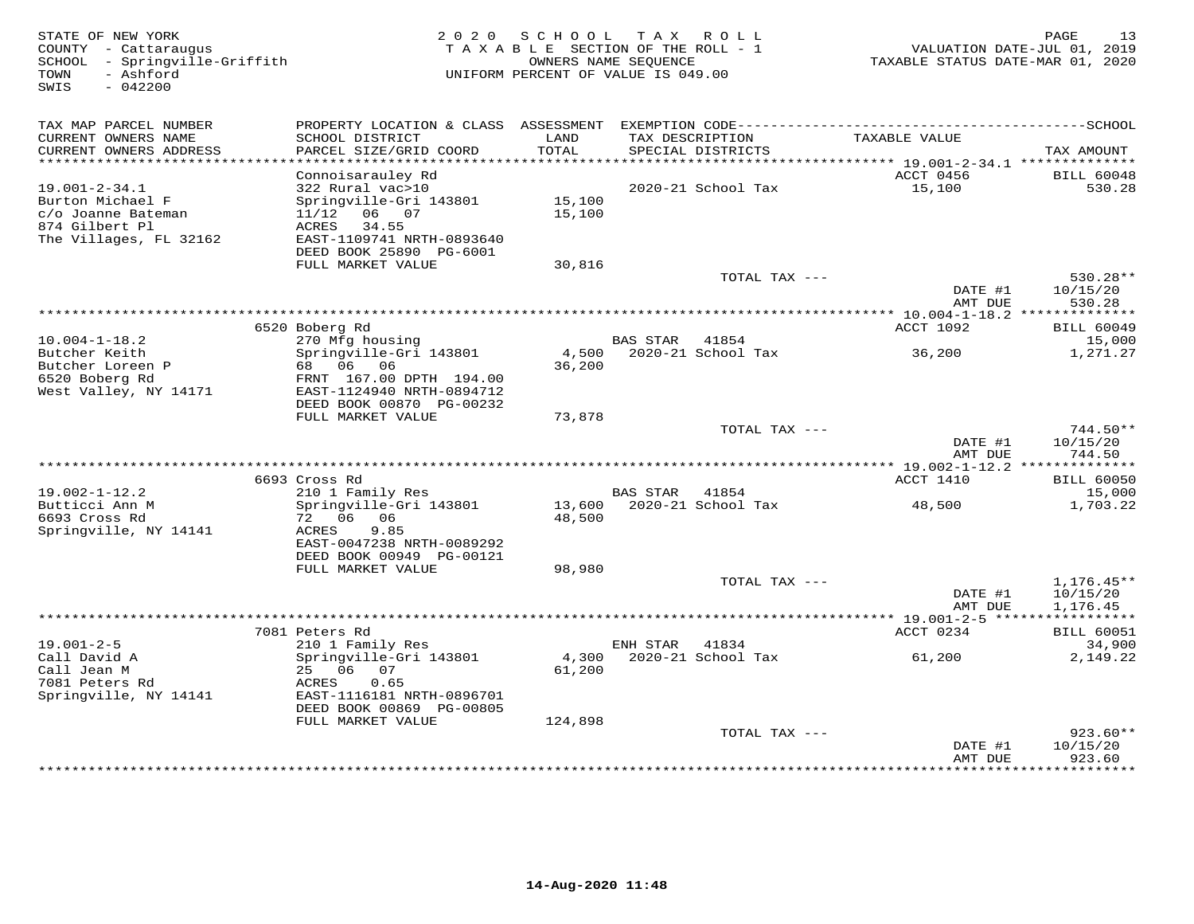STATE OF NEW YORK
COUNTY - Cattaraugus
SCHOOL - Springville-Griffith
TOWN - Ashford
SWIS - 042200

2020 SCHOOL TAX ROLL
TAXABLE SECTION OF THE ROLL - 1
OWNERS NAME SEQUENCE
UNIFORM PERCENT OF VALUE IS 049.00

VALUATION DATE-JUL 01, 2019
TAXABLE STATUS DATE-MAR 01, 2020

| TAX MAP PARCEL NUMBER / CURRENT OWNERS NAME / CURRENT OWNERS ADDRESS | PROPERTY LOCATION & CLASS / SCHOOL DISTRICT / PARCEL SIZE/GRID COORD | ASSESSMENT LAND / TOTAL | EXEMPTION CODE / TAX DESCRIPTION / SPECIAL DISTRICTS | TAXABLE VALUE | TAX AMOUNT |
|---|---|---|---|---|---|
| | Connoisarauley Rd | | | ACCT 0456 | BILL 60048 |
| 19.001-2-34.1 | 322 Rural vac>10 | | 2020-21 School Tax | 15,100 | 530.28 |
| Burton Michael F | Springville-Gri 143801 | 15,100 | | | |
| c/o Joanne Bateman | 11/12 06 07 | 15,100 | | | |
| 874 Gilbert Pl | ACRES 34.55 | | | | |
| The Villages, FL 32162 | EAST-1109741 NRTH-0893640 | | | | |
| | DEED BOOK 25890 PG-6001 | | | | |
| | FULL MARKET VALUE | 30,816 | | | |
| | | | TOTAL TAX --- | | 530.28** |
| | | | | DATE #1 | 10/15/20 |
| | | | | AMT DUE | 530.28 |
| | 6520 Boberg Rd | | | ACCT 1092 | BILL 60049 |
| 10.004-1-18.2 | 270 Mfg housing | | BAS STAR 41854 | | 15,000 |
| Butcher Keith | Springville-Gri 143801 | 4,500 | 2020-21 School Tax | 36,200 | 1,271.27 |
| Butcher Loreen P | 68 06 06 | 36,200 | | | |
| 6520 Boberg Rd | FRNT 167.00 DPTH 194.00 | | | | |
| West Valley, NY 14171 | EAST-1124940 NRTH-0894712 | | | | |
| | DEED BOOK 00870 PG-00232 | | | | |
| | FULL MARKET VALUE | 73,878 | | | |
| | | | TOTAL TAX --- | | 744.50** |
| | | | | DATE #1 | 10/15/20 |
| | | | | AMT DUE | 744.50 |
| | 6693 Cross Rd | | | ACCT 1410 | BILL 60050 |
| 19.002-1-12.2 | 210 1 Family Res | | BAS STAR 41854 | | 15,000 |
| Butticci Ann M | Springville-Gri 143801 | 13,600 | 2020-21 School Tax | 48,500 | 1,703.22 |
| 6693 Cross Rd | 72 06 06 | 48,500 | | | |
| Springville, NY 14141 | ACRES 9.85 | | | | |
| | EAST-0047238 NRTH-0089292 | | | | |
| | DEED BOOK 00949 PG-00121 | | | | |
| | FULL MARKET VALUE | 98,980 | | | |
| | | | TOTAL TAX --- | | 1,176.45** |
| | | | | DATE #1 | 10/15/20 |
| | | | | AMT DUE | 1,176.45 |
| | 7081 Peters Rd | | | ACCT 0234 | BILL 60051 |
| 19.001-2-5 | 210 1 Family Res | | ENH STAR 41834 | | 34,900 |
| Call David A | Springville-Gri 143801 | 4,300 | 2020-21 School Tax | 61,200 | 2,149.22 |
| Call Jean M | 25 06 07 | 61,200 | | | |
| 7081 Peters Rd | ACRES 0.65 | | | | |
| Springville, NY 14141 | EAST-1116181 NRTH-0896701 | | | | |
| | DEED BOOK 00869 PG-00805 | | | | |
| | FULL MARKET VALUE | 124,898 | | | |
| | | | TOTAL TAX --- | | 923.60** |
| | | | | DATE #1 | 10/15/20 |
| | | | | AMT DUE | 923.60 |

14-Aug-2020 11:48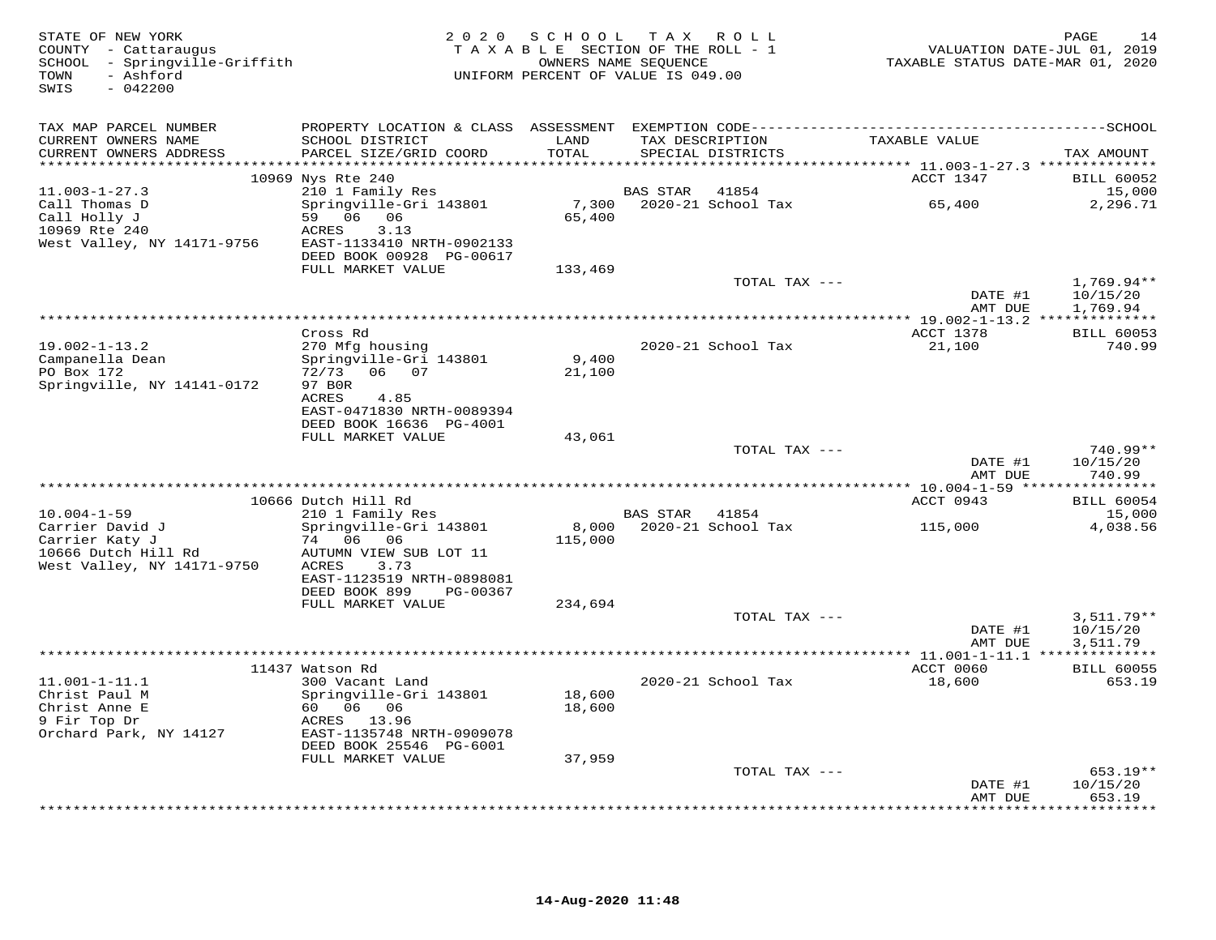STATE OF NEW YORK
COUNTY - Cattaraugus
SCHOOL - Springville-Griffith
TOWN - Ashford
SWIS - 042200

2020 SCHOOL TAX ROLL
TAXABLE SECTION OF THE ROLL - 1
OWNERS NAME SEQUENCE
UNIFORM PERCENT OF VALUE IS 049.00

VALUATION DATE-JUL 01, 2019
TAXABLE STATUS DATE-MAR 01, 2020

| TAX MAP PARCEL NUMBER / CURRENT OWNERS NAME / CURRENT OWNERS ADDRESS | PROPERTY LOCATION & CLASS / SCHOOL DISTRICT / PARCEL SIZE/GRID COORD | ASSESSMENT LAND / TOTAL | EXEMPTION CODE / TAX DESCRIPTION / SPECIAL DISTRICTS | TAXABLE VALUE | TAX AMOUNT |
|---|---|---|---|---|---|
| | 10969 Nys Rte 240 | | | ACCT 1347 | BILL 60052 |
| 11.003-1-27.3 | 210 1 Family Res | | BAS STAR 41854 | | 15,000 |
| Call Thomas D | Springville-Gri 143801 | 7,300 | 2020-21 School Tax | 65,400 | 2,296.71 |
| Call Holly J | 59 06 06 | 65,400 | | | |
| 10969 Rte 240 | ACRES 3.13 | | | | |
| West Valley, NY 14171-9756 | EAST-1133410 NRTH-0902133 | | | | |
| | DEED BOOK 00928 PG-00617 | | | | |
| | FULL MARKET VALUE | 133,469 | | | |
| | | | TOTAL TAX --- | | 1,769.94** |
| | | | | DATE #1 | 10/15/20 |
| | | | | AMT DUE | 1,769.94 |
| | Cross Rd | | | ACCT 1378 | BILL 60053 |
| 19.002-1-13.2 | 270 Mfg housing | | 2020-21 School Tax | 21,100 | 740.99 |
| Campanella Dean | Springville-Gri 143801 | 9,400 | | | |
| PO Box 172 | 72/73 06 07 | 21,100 | | | |
| Springville, NY 14141-0172 | 97 B0R | | | | |
| | ACRES 4.85 | | | | |
| | EAST-0471830 NRTH-0089394 | | | | |
| | DEED BOOK 16636 PG-4001 | | | | |
| | FULL MARKET VALUE | 43,061 | | | |
| | | | TOTAL TAX --- | | 740.99** |
| | | | | DATE #1 | 10/15/20 |
| | | | | AMT DUE | 740.99 |
| | 10666 Dutch Hill Rd | | | ACCT 0943 | BILL 60054 |
| 10.004-1-59 | 210 1 Family Res | | BAS STAR 41854 | | 15,000 |
| Carrier David J | Springville-Gri 143801 | 8,000 | 2020-21 School Tax | 115,000 | 4,038.56 |
| Carrier Katy J | 74 06 06 | 115,000 | | | |
| 10666 Dutch Hill Rd | AUTUMN VIEW SUB LOT 11 | | | | |
| West Valley, NY 14171-9750 | ACRES 3.73 | | | | |
| | EAST-1123519 NRTH-0898081 | | | | |
| | DEED BOOK 899 PG-00367 | | | | |
| | FULL MARKET VALUE | 234,694 | | | |
| | | | TOTAL TAX --- | | 3,511.79** |
| | | | | DATE #1 | 10/15/20 |
| | | | | AMT DUE | 3,511.79 |
| | 11437 Watson Rd | | | ACCT 0060 | BILL 60055 |
| 11.001-1-11.1 | 300 Vacant Land | | 2020-21 School Tax | 18,600 | 653.19 |
| Christ Paul M | Springville-Gri 143801 | 18,600 | | | |
| Christ Anne E | 60 06 06 | 18,600 | | | |
| 9 Fir Top Dr | ACRES 13.96 | | | | |
| Orchard Park, NY 14127 | EAST-1135748 NRTH-0909078 | | | | |
| | DEED BOOK 25546 PG-6001 | | | | |
| | FULL MARKET VALUE | 37,959 | | | |
| | | | TOTAL TAX --- | | 653.19** |
| | | | | DATE #1 | 10/15/20 |
| | | | | AMT DUE | 653.19 |

14-Aug-2020 11:48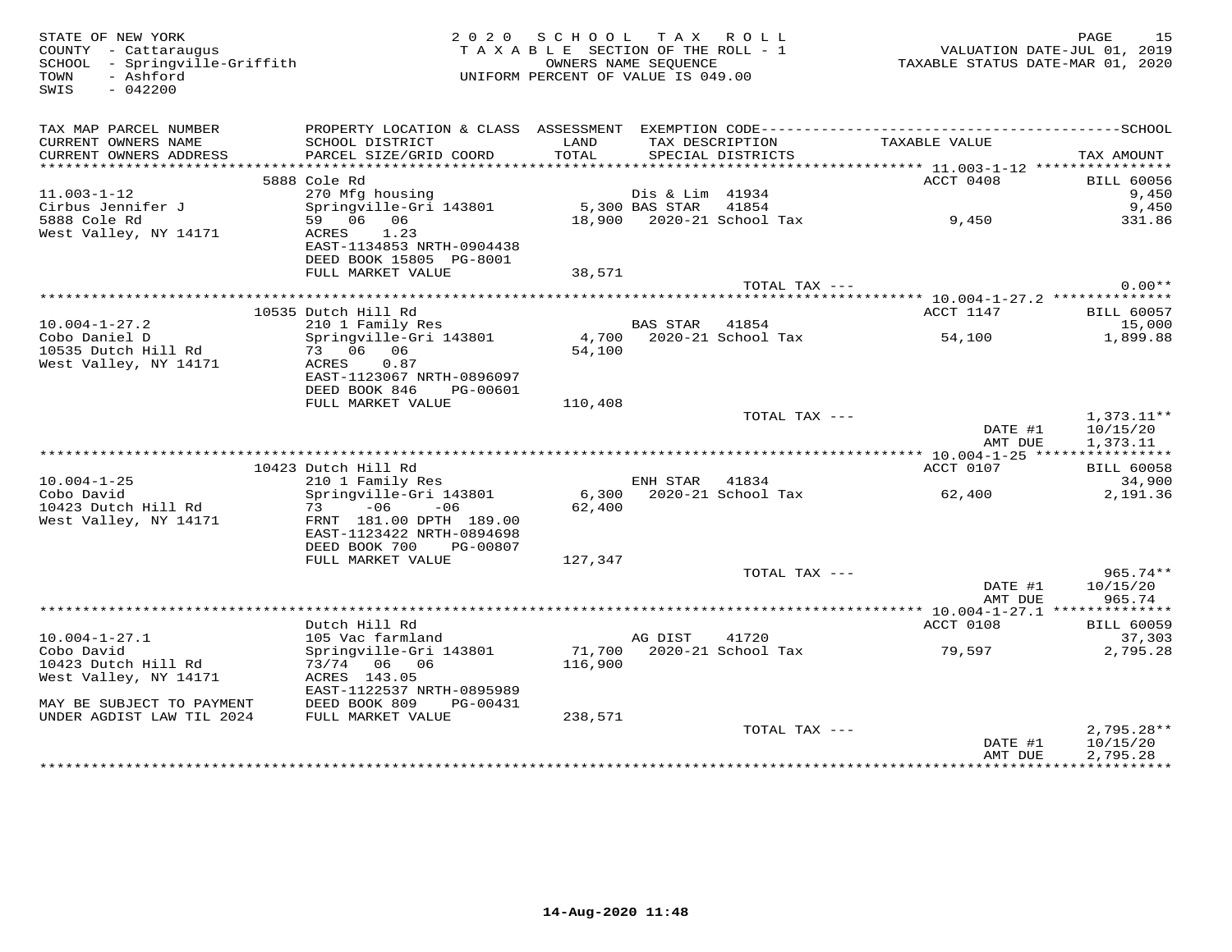STATE OF NEW YORK
COUNTY - Cattaraugus
SCHOOL - Springville-Griffith
TOWN - Ashford
SWIS - 042200

2020 SCHOOL TAX ROLL
TAXABLE SECTION OF THE ROLL - 1
OWNERS NAME SEQUENCE
UNIFORM PERCENT OF VALUE IS 049.00

VALUATION DATE-JUL 01, 2019
TAXABLE STATUS DATE-MAR 01, 2020

| TAX MAP PARCEL NUMBER / CURRENT OWNERS NAME / CURRENT OWNERS ADDRESS | PROPERTY LOCATION & CLASS / SCHOOL DISTRICT / PARCEL SIZE/GRID COORD | ASSESSMENT LAND / TOTAL | EXEMPTION CODE / TAX DESCRIPTION / SPECIAL DISTRICTS | TAXABLE VALUE | SCHOOL TAX AMOUNT |
|---|---|---|---|---|---|
| **11.003-1-12** | 5888 Cole Rd | | | ACCT 0408 | BILL 60056 |
| 11.003-1-12 | 270 Mfg housing | | Dis & Lim 41934 | | 9,450 |
| Cirbus Jennifer J | Springville-Gri 143801 | 5,300 | BAS STAR 41854 | | 9,450 |
| 5888 Cole Rd | 59 06 06 | 18,900 | 2020-21 School Tax | 9,450 | 331.86 |
| West Valley, NY 14171 | ACRES 1.23 | | | | |
| | EAST-1134853 NRTH-0904438 | | | | |
| | DEED BOOK 15805 PG-8001 | | | | |
| | FULL MARKET VALUE | 38,571 | | | |
| | | | TOTAL TAX --- | | 0.00** |
| **10.004-1-27.2** | 10535 Dutch Hill Rd | | | ACCT 1147 | BILL 60057 |
| 10.004-1-27.2 | 210 1 Family Res | | BAS STAR 41854 | | 15,000 |
| Cobo Daniel D | Springville-Gri 143801 | 4,700 | 2020-21 School Tax | 54,100 | 1,899.88 |
| 10535 Dutch Hill Rd | 73 06 06 | 54,100 | | | |
| West Valley, NY 14171 | ACRES 0.87 | | | | |
| | EAST-1123067 NRTH-0896097 | | | | |
| | DEED BOOK 846 PG-00601 | | | | |
| | FULL MARKET VALUE | 110,408 | | | |
| | | | TOTAL TAX --- | | 1,373.11** |
| | | | | DATE #1 | 10/15/20 |
| | | | | AMT DUE | 1,373.11 |
| **10.004-1-25** | 10423 Dutch Hill Rd | | | ACCT 0107 | BILL 60058 |
| 10.004-1-25 | 210 1 Family Res | | ENH STAR 41834 | | 34,900 |
| Cobo David | Springville-Gri 143801 | 6,300 | 2020-21 School Tax | 62,400 | 2,191.36 |
| 10423 Dutch Hill Rd | 73 -06 -06 | 62,400 | | | |
| West Valley, NY 14171 | FRNT 181.00 DPTH 189.00 | | | | |
| | EAST-1123422 NRTH-0894698 | | | | |
| | DEED BOOK 700 PG-00807 | | | | |
| | FULL MARKET VALUE | 127,347 | | | |
| | | | TOTAL TAX --- | | 965.74** |
| | | | | DATE #1 | 10/15/20 |
| | | | | AMT DUE | 965.74 |
| **10.004-1-27.1** | Dutch Hill Rd | | | ACCT 0108 | BILL 60059 |
| 10.004-1-27.1 | 105 Vac farmland | | AG DIST 41720 | | 37,303 |
| Cobo David | Springville-Gri 143801 | 71,700 | 2020-21 School Tax | 79,597 | 2,795.28 |
| 10423 Dutch Hill Rd | 73/74 06 06 | 116,900 | | | |
| West Valley, NY 14171 | ACRES 143.05 | | | | |
| | EAST-1122537 NRTH-0895989 | | | | |
| MAY BE SUBJECT TO PAYMENT | DEED BOOK 809 PG-00431 | | | | |
| UNDER AGDIST LAW TIL 2024 | FULL MARKET VALUE | 238,571 | | | |
| | | | TOTAL TAX --- | | 2,795.28** |
| | | | | DATE #1 | 10/15/20 |
| | | | | AMT DUE | 2,795.28 |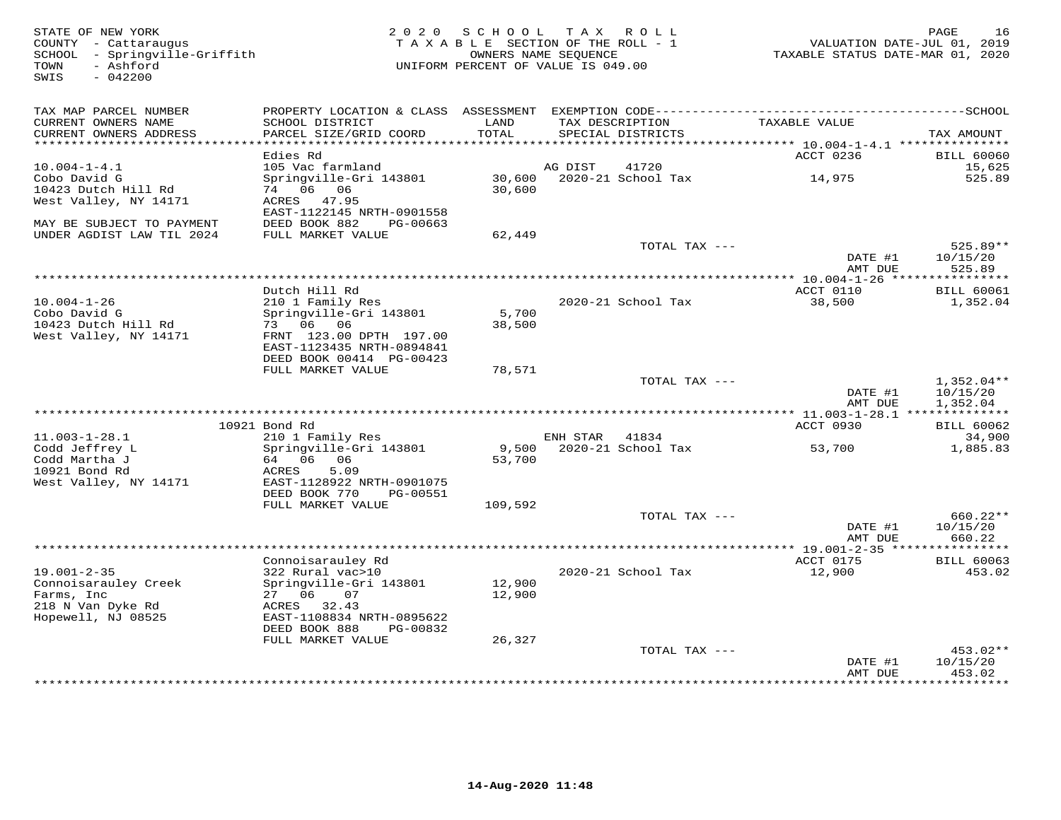STATE OF NEW YORK
COUNTY - Cattaraugus
SCHOOL - Springville-Griffith
TOWN - Ashford
SWIS - 042200

2 0 2 0 S C H O O L T A X R O L L
T A X A B L E SECTION OF THE ROLL - 1
OWNERS NAME SEQUENCE
UNIFORM PERCENT OF VALUE IS 049.00

VALUATION DATE-JUL 01, 2019
TAXABLE STATUS DATE-MAR 01, 2020

| TAX MAP PARCEL NUMBER / CURRENT OWNERS NAME / CURRENT OWNERS ADDRESS | PROPERTY LOCATION & CLASS / SCHOOL DISTRICT / PARCEL SIZE/GRID COORD | ASSESSMENT LAND / TOTAL | EXEMPTION CODE / TAX DESCRIPTION / SPECIAL DISTRICTS | TAXABLE VALUE | SCHOOL / TAX AMOUNT |
|---|---|---|---|---|---|
| **10.004-1-4.1** | Edies Rd | | | ACCT 0236 | BILL 60060 |
| 10.004-1-4.1 | 105 Vac farmland | | AG DIST 41720 | | 15,625 |
| Cobo David G | Springville-Gri 143801 | 30,600 | 2020-21 School Tax | 14,975 | 525.89 |
| 10423 Dutch Hill Rd | 74 06 06 | 30,600 | | | |
| West Valley, NY 14171 | ACRES 47.95 | | | | |
| | EAST-1122145 NRTH-0901558 | | | | |
| MAY BE SUBJECT TO PAYMENT | DEED BOOK 882 PG-00663 | | | | |
| UNDER AGDIST LAW TIL 2024 | FULL MARKET VALUE | 62,449 | | | |
| | | | TOTAL TAX --- | | 525.89** |
| | | | | DATE #1 | 10/15/20 |
| | | | | AMT DUE | 525.89 |
| **10.004-1-26** | Dutch Hill Rd | | | ACCT 0110 | BILL 60061 |
| 10.004-1-26 | 210 1 Family Res | | 2020-21 School Tax | 38,500 | 1,352.04 |
| Cobo David G | Springville-Gri 143801 | 5,700 | | | |
| 10423 Dutch Hill Rd | 73 06 06 | 38,500 | | | |
| West Valley, NY 14171 | FRNT 123.00 DPTH 197.00 | | | | |
| | EAST-1123435 NRTH-0894841 | | | | |
| | DEED BOOK 00414 PG-00423 | | | | |
| | FULL MARKET VALUE | 78,571 | | | |
| | | | TOTAL TAX --- | | 1,352.04** |
| | | | | DATE #1 | 10/15/20 |
| | | | | AMT DUE | 1,352.04 |
| **11.003-1-28.1** | 10921 Bond Rd | | | ACCT 0930 | BILL 60062 |
| 11.003-1-28.1 | 210 1 Family Res | | ENH STAR 41834 | | 34,900 |
| Codd Jeffrey L | Springville-Gri 143801 | 9,500 | 2020-21 School Tax | 53,700 | 1,885.83 |
| Codd Martha J | 64 06 06 | 53,700 | | | |
| 10921 Bond Rd | ACRES 5.09 | | | | |
| West Valley, NY 14171 | EAST-1128922 NRTH-0901075 | | | | |
| | DEED BOOK 770 PG-00551 | | | | |
| | FULL MARKET VALUE | 109,592 | | | |
| | | | TOTAL TAX --- | | 660.22** |
| | | | | DATE #1 | 10/15/20 |
| | | | | AMT DUE | 660.22 |
| **19.001-2-35** | Connoisarauley Rd | | | ACCT 0175 | BILL 60063 |
| 19.001-2-35 | 322 Rural vac>10 | | 2020-21 School Tax | 12,900 | 453.02 |
| Connoisarauley Creek | Springville-Gri 143801 | 12,900 | | | |
| Farms, Inc | 27 06 07 | 12,900 | | | |
| 218 N Van Dyke Rd | ACRES 32.43 | | | | |
| Hopewell, NJ 08525 | EAST-1108834 NRTH-0895622 | | | | |
| | DEED BOOK 888 PG-00832 | | | | |
| | FULL MARKET VALUE | 26,327 | | | |
| | | | TOTAL TAX --- | | 453.02** |
| | | | | DATE #1 | 10/15/20 |
| | | | | AMT DUE | 453.02 |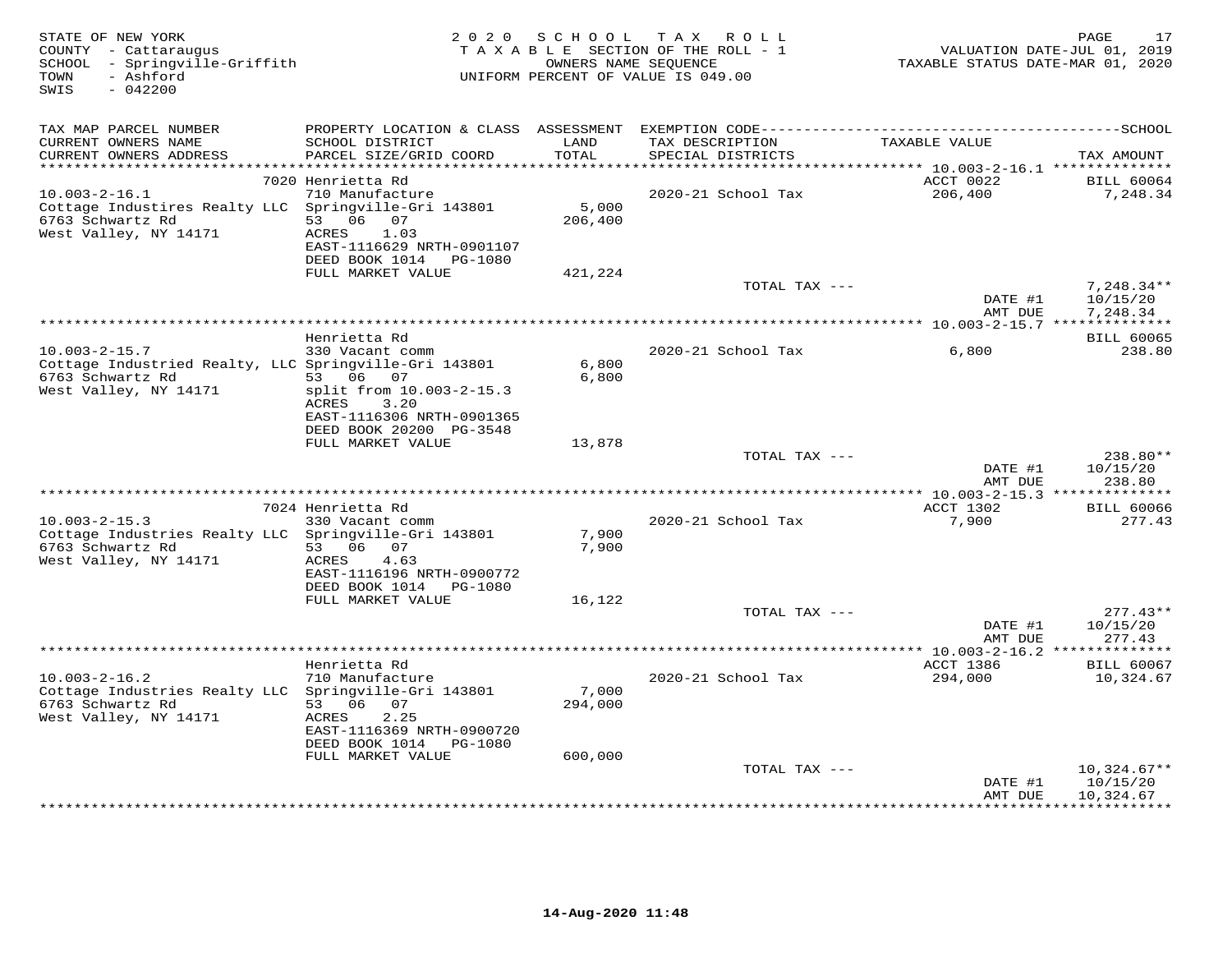STATE OF NEW YORK
COUNTY - Cattaraugus
SCHOOL - Springville-Griffith
TOWN - Ashford
SWIS - 042200

2020 SCHOOL TAX ROLL
TAXABLE SECTION OF THE ROLL - 1
OWNERS NAME SEQUENCE
UNIFORM PERCENT OF VALUE IS 049.00

VALUATION DATE-JUL 01, 2019
TAXABLE STATUS DATE-MAR 01, 2020

| TAX MAP PARCEL NUMBER / CURRENT OWNERS NAME / CURRENT OWNERS ADDRESS | PROPERTY LOCATION & CLASS / SCHOOL DISTRICT / PARCEL SIZE/GRID COORD | ASSESSMENT LAND / TOTAL | EXEMPTION CODE / TAX DESCRIPTION / SPECIAL DISTRICTS | TAXABLE VALUE | SCHOOL TAX AMOUNT |
|---|---|---|---|---|---|
| **10.003-2-16.1** | 7020 Henrietta Rd | | | ACCT 0022 | BILL 60064 |
| 10.003-2-16.1 | 710 Manufacture | | 2020-21 School Tax | 206,400 | 7,248.34 |
| Cottage Industires Realty LLC | Springville-Gri 143801 | 5,000 | | | |
| 6763 Schwartz Rd | 53 06 07 | 206,400 | | | |
| West Valley, NY 14171 | ACRES 1.03 | | | | |
| | EAST-1116629 NRTH-0901107 | | | | |
| | DEED BOOK 1014 PG-1080 | | | | |
| | FULL MARKET VALUE | 421,224 | | | |
| | | | TOTAL TAX --- | | 7,248.34** |
| | | | | DATE #1 | 10/15/20 |
| | | | | AMT DUE | 7,248.34 |
| **10.003-2-15.7** | Henrietta Rd | | | | BILL 60065 |
| 10.003-2-15.7 | 330 Vacant comm | | 2020-21 School Tax | 6,800 | 238.80 |
| Cottage Industried Realty, LLC | Springville-Gri 143801 | 6,800 | | | |
| 6763 Schwartz Rd | 53 06 07 | 6,800 | | | |
| West Valley, NY 14171 | split from 10.003-2-15.3 | | | | |
| | ACRES 3.20 | | | | |
| | EAST-1116306 NRTH-0901365 | | | | |
| | DEED BOOK 20200 PG-3548 | | | | |
| | FULL MARKET VALUE | 13,878 | | | |
| | | | TOTAL TAX --- | | 238.80** |
| | | | | DATE #1 | 10/15/20 |
| | | | | AMT DUE | 238.80 |
| **10.003-2-15.3** | 7024 Henrietta Rd | | | ACCT 1302 | BILL 60066 |
| 10.003-2-15.3 | 330 Vacant comm | | 2020-21 School Tax | 7,900 | 277.43 |
| Cottage Industries Realty LLC | Springville-Gri 143801 | 7,900 | | | |
| 6763 Schwartz Rd | 53 06 07 | 7,900 | | | |
| West Valley, NY 14171 | ACRES 4.63 | | | | |
| | EAST-1116196 NRTH-0900772 | | | | |
| | DEED BOOK 1014 PG-1080 | | | | |
| | FULL MARKET VALUE | 16,122 | | | |
| | | | TOTAL TAX --- | | 277.43** |
| | | | | DATE #1 | 10/15/20 |
| | | | | AMT DUE | 277.43 |
| **10.003-2-16.2** | Henrietta Rd | | | ACCT 1386 | BILL 60067 |
| 10.003-2-16.2 | 710 Manufacture | | 2020-21 School Tax | 294,000 | 10,324.67 |
| Cottage Industries Realty LLC | Springville-Gri 143801 | 7,000 | | | |
| 6763 Schwartz Rd | 53 06 07 | 294,000 | | | |
| West Valley, NY 14171 | ACRES 2.25 | | | | |
| | EAST-1116369 NRTH-0900720 | | | | |
| | DEED BOOK 1014 PG-1080 | | | | |
| | FULL MARKET VALUE | 600,000 | | | |
| | | | TOTAL TAX --- | | 10,324.67** |
| | | | | DATE #1 | 10/15/20 |
| | | | | AMT DUE | 10,324.67 |

14-Aug-2020 11:48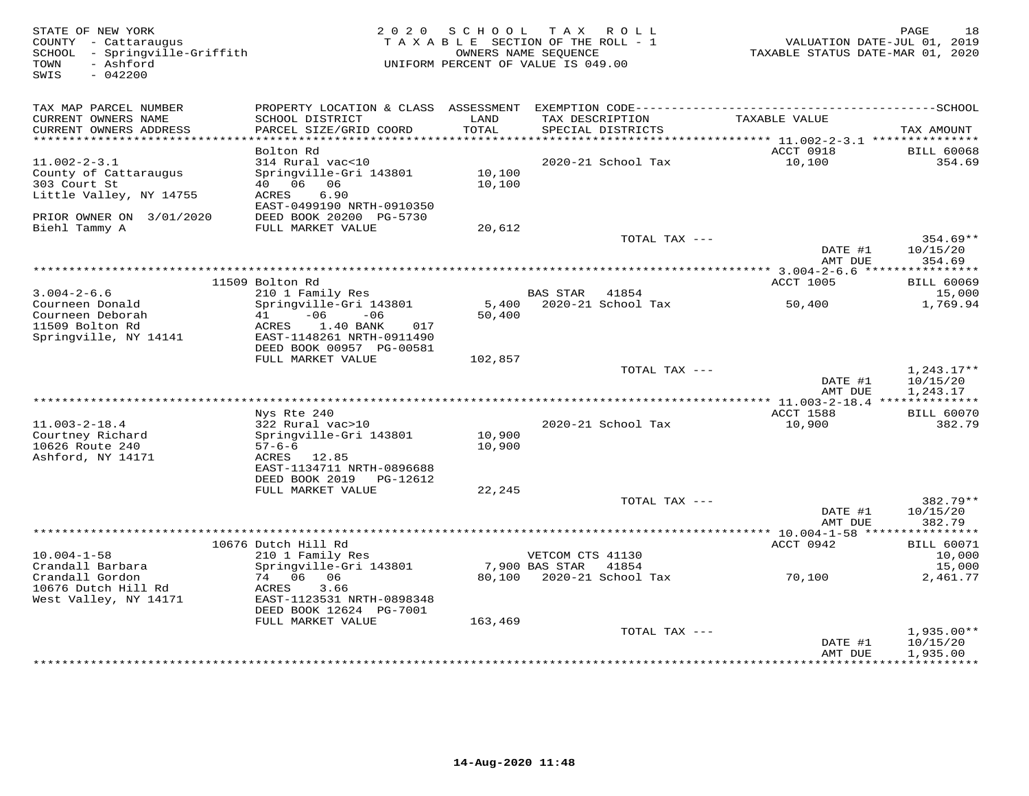STATE OF NEW YORK
COUNTY - Cattaraugus
SCHOOL - Springville-Griffith
TOWN - Ashford
SWIS - 042200

2 0 2 0 S C H O O L T A X R O L L
T A X A B L E SECTION OF THE ROLL - 1
OWNERS NAME SEQUENCE
UNIFORM PERCENT OF VALUE IS 049.00

VALUATION DATE-JUL 01, 2019
TAXABLE STATUS DATE-MAR 01, 2020

| TAX MAP PARCEL NUMBER / CURRENT OWNERS NAME / CURRENT OWNERS ADDRESS | PROPERTY LOCATION & CLASS / SCHOOL DISTRICT / PARCEL SIZE/GRID COORD | ASSESSMENT LAND / TOTAL | EXEMPTION CODE / TAX DESCRIPTION / SPECIAL DISTRICTS | TAXABLE VALUE | TAX AMOUNT |
|---|---|---|---|---|---|
| | Bolton Rd | | | ACCT 0918 | BILL 60068 |
| 11.002-2-3.1 | 314 Rural vac<10 | | 2020-21 School Tax | 10,100 | 354.69 |
| County of Cattaraugus | Springville-Gri 143801 | 10,100 | | | |
| 303 Court St | 40 06 06 | 10,100 | | | |
| Little Valley, NY 14755 | ACRES 6.90 | | | | |
| | EAST-0499190 NRTH-0910350 | | | | |
| PRIOR OWNER ON 3/01/2020 | DEED BOOK 20200 PG-5730 | | | | |
| Biehl Tammy A | FULL MARKET VALUE | 20,612 | | | |
| | | | TOTAL TAX --- | | 354.69** |
| | | | | DATE #1 | 10/15/20 |
| | | | | AMT DUE | 354.69 |
| | 11509 Bolton Rd | | | ACCT 1005 | BILL 60069 |
| 3.004-2-6.6 | 210 1 Family Res | | BAS STAR 41854 | | 15,000 |
| Courneen Donald | Springville-Gri 143801 | 5,400 | 2020-21 School Tax | 50,400 | 1,769.94 |
| Courneen Deborah | 41 -06 -06 | 50,400 | | | |
| 11509 Bolton Rd | ACRES 1.40 BANK 017 | | | | |
| Springville, NY 14141 | EAST-1148261 NRTH-0911490 | | | | |
| | DEED BOOK 00957 PG-00581 | | | | |
| | FULL MARKET VALUE | 102,857 | | | |
| | | | TOTAL TAX --- | | 1,243.17** |
| | | | | DATE #1 | 10/15/20 |
| | | | | AMT DUE | 1,243.17 |
| | Nys Rte 240 | | | ACCT 1588 | BILL 60070 |
| 11.003-2-18.4 | 322 Rural vac>10 | | 2020-21 School Tax | 10,900 | 382.79 |
| Courtney Richard | Springville-Gri 143801 | 10,900 | | | |
| 10626 Route 240 | 57-6-6 | 10,900 | | | |
| Ashford, NY 14171 | ACRES 12.85 | | | | |
| | EAST-1134711 NRTH-0896688 | | | | |
| | DEED BOOK 2019 PG-12612 | | | | |
| | FULL MARKET VALUE | 22,245 | | | |
| | | | TOTAL TAX --- | | 382.79** |
| | | | | DATE #1 | 10/15/20 |
| | | | | AMT DUE | 382.79 |
| | 10676 Dutch Hill Rd | | | ACCT 0942 | BILL 60071 |
| 10.004-1-58 | 210 1 Family Res | | VETCOM CTS 41130 | | 10,000 |
| Crandall Barbara | Springville-Gri 143801 | 7,900 | BAS STAR 41854 | | 15,000 |
| Crandall Gordon | 74 06 06 | 80,100 | 2020-21 School Tax | 70,100 | 2,461.77 |
| 10676 Dutch Hill Rd | ACRES 3.66 | | | | |
| West Valley, NY 14171 | EAST-1123531 NRTH-0898348 | | | | |
| | DEED BOOK 12624 PG-7001 | | | | |
| | FULL MARKET VALUE | 163,469 | | | |
| | | | TOTAL TAX --- | | 1,935.00** |
| | | | | DATE #1 | 10/15/20 |
| | | | | AMT DUE | 1,935.00 |

14-Aug-2020 11:48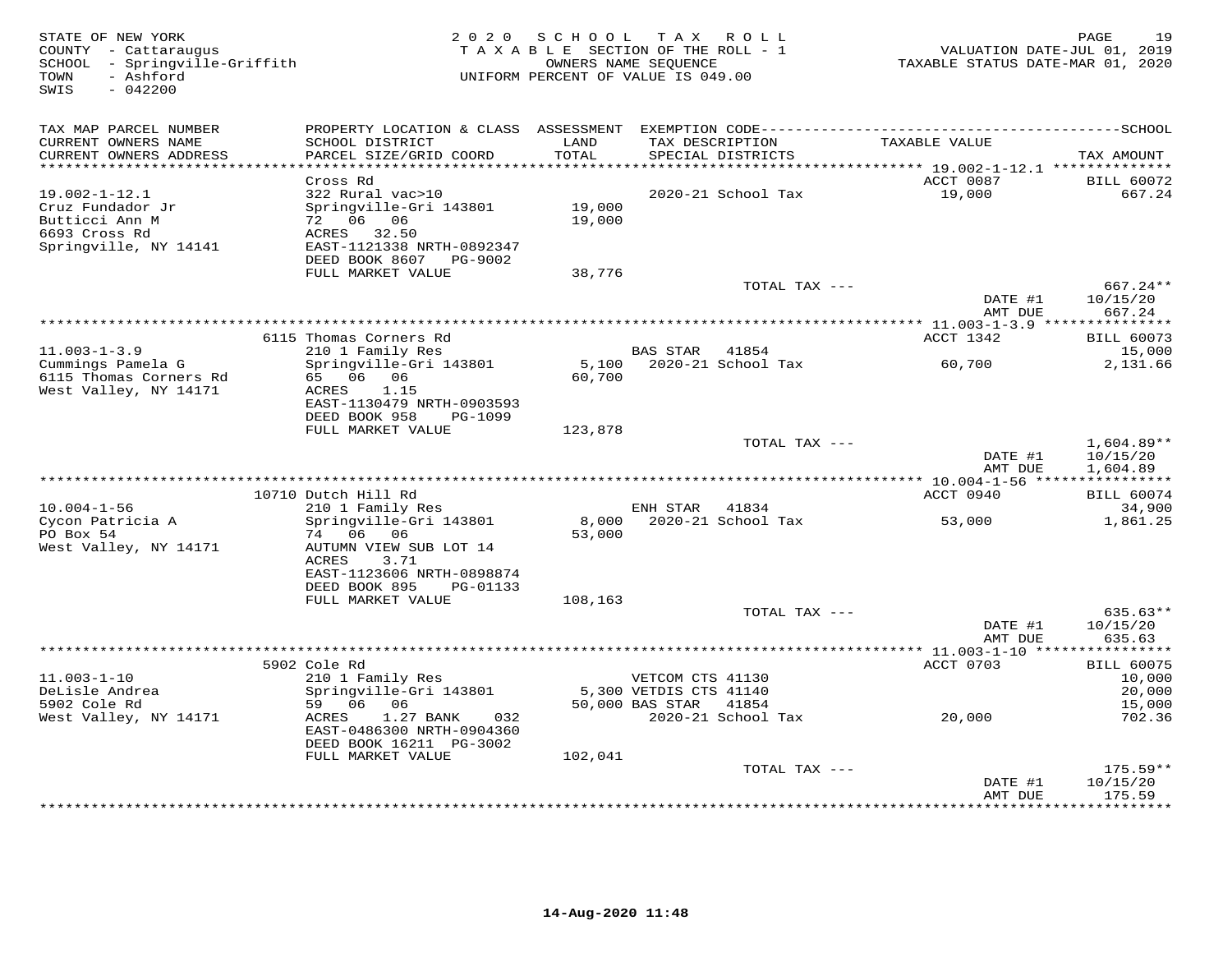STATE OF NEW YORK
COUNTY - Cattaraugus
SCHOOL - Springville-Griffith
TOWN - Ashford
SWIS - 042200

2020 SCHOOL TAX ROLL
TAXABLE SECTION OF THE ROLL - 1
OWNERS NAME SEQUENCE
UNIFORM PERCENT OF VALUE IS 049.00

VALUATION DATE-JUL 01, 2019
TAXABLE STATUS DATE-MAR 01, 2020

| TAX MAP PARCEL NUMBER / CURRENT OWNERS NAME / CURRENT OWNERS ADDRESS | PROPERTY LOCATION & CLASS / SCHOOL DISTRICT / PARCEL SIZE/GRID COORD | ASSESSMENT LAND / TOTAL | EXEMPTION CODE / TAX DESCRIPTION / SPECIAL DISTRICTS | TAXABLE VALUE | TAX AMOUNT |
|---|---|---|---|---|---|
| **19.002-1-12.1** | Cross Rd | | | ACCT 0087 | BILL 60072 |
| 19.002-1-12.1 | 322 Rural vac>10 | | | | |
| Cruz Fundador Jr | Springville-Gri 143801 | 19,000 | 2020-21 School Tax | 19,000 | 667.24 |
| Butticci Ann M | 72 06 06 | 19,000 | | | |
| 6693 Cross Rd | ACRES 32.50 | | | | |
| Springville, NY 14141 | EAST-1121338 NRTH-0892347 | | | | |
| | DEED BOOK 8607 PG-9002 | | | | |
| | FULL MARKET VALUE | 38,776 | | | |
| | | | TOTAL TAX --- | | 667.24** |
| | | | | DATE #1 | 10/15/20 |
| | | | | AMT DUE | 667.24 |
| **11.003-1-3.9** | 6115 Thomas Corners Rd | | | ACCT 1342 | BILL 60073 |
| 11.003-1-3.9 | 210 1 Family Res | | BAS STAR 41854 | | 15,000 |
| Cummings Pamela G | Springville-Gri 143801 | 5,100 | 2020-21 School Tax | 60,700 | 2,131.66 |
| 6115 Thomas Corners Rd | 65 06 06 | 60,700 | | | |
| West Valley, NY 14171 | ACRES 1.15 | | | | |
| | EAST-1130479 NRTH-0903593 | | | | |
| | DEED BOOK 958 PG-1099 | | | | |
| | FULL MARKET VALUE | 123,878 | | | |
| | | | TOTAL TAX --- | | 1,604.89** |
| | | | | DATE #1 | 10/15/20 |
| | | | | AMT DUE | 1,604.89 |
| **10.004-1-56** | 10710 Dutch Hill Rd | | | ACCT 0940 | BILL 60074 |
| 10.004-1-56 | 210 1 Family Res | | ENH STAR 41834 | | 34,900 |
| Cycon Patricia A | Springville-Gri 143801 | 8,000 | 2020-21 School Tax | 53,000 | 1,861.25 |
| PO Box 54 | 74 06 06 | 53,000 | | | |
| West Valley, NY 14171 | AUTUMN VIEW SUB LOT 14 | | | | |
| | ACRES 3.71 | | | | |
| | EAST-1123606 NRTH-0898874 | | | | |
| | DEED BOOK 895 PG-01133 | | | | |
| | FULL MARKET VALUE | 108,163 | | | |
| | | | TOTAL TAX --- | | 635.63** |
| | | | | DATE #1 | 10/15/20 |
| | | | | AMT DUE | 635.63 |
| **11.003-1-10** | 5902 Cole Rd | | | ACCT 0703 | BILL 60075 |
| 11.003-1-10 | 210 1 Family Res | | VETCOM CTS 41130 | | 10,000 |
| DeLisle Andrea | Springville-Gri 143801 | 5,300 | VETDIS CTS 41140 | | 20,000 |
| 5902 Cole Rd | 59 06 06 | 50,000 | BAS STAR 41854 | | 15,000 |
| West Valley, NY 14171 | ACRES 1.27 BANK 032 | | 2020-21 School Tax | 20,000 | 702.36 |
| | EAST-0486300 NRTH-0904360 | | | | |
| | DEED BOOK 16211 PG-3002 | | | | |
| | FULL MARKET VALUE | 102,041 | | | |
| | | | TOTAL TAX --- | | 175.59** |
| | | | | DATE #1 | 10/15/20 |
| | | | | AMT DUE | 175.59 |

14-Aug-2020 11:48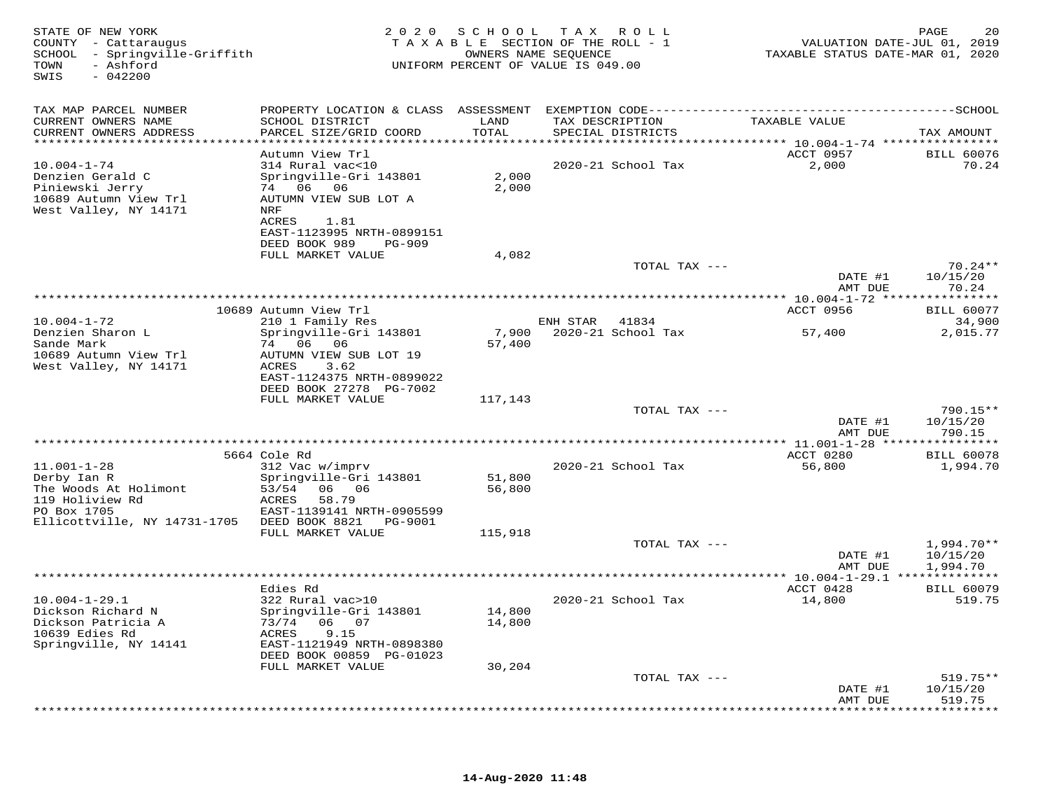STATE OF NEW YORK
COUNTY - Cattaraugus
SCHOOL - Springville-Griffith
TOWN - Ashford
SWIS - 042200

2020 SCHOOL TAX ROLL
TAXABLE SECTION OF THE ROLL - 1
OWNERS NAME SEQUENCE
UNIFORM PERCENT OF VALUE IS 049.00

VALUATION DATE-JUL 01, 2019
TAXABLE STATUS DATE-MAR 01, 2020

| TAX MAP PARCEL NUMBER / CURRENT OWNERS NAME / CURRENT OWNERS ADDRESS | PROPERTY LOCATION & CLASS / SCHOOL DISTRICT / PARCEL SIZE/GRID COORD | ASSESSMENT LAND / TOTAL | EXEMPTION CODE / TAX DESCRIPTION / SPECIAL DISTRICTS | TAXABLE VALUE | TAX AMOUNT |
|---|---|---|---|---|---|
| **10.004-1-74** | Autumn View Trl | | | ACCT 0957 | BILL 60076 |
| 10.004-1-74 | 314 Rural vac<10 | | 2020-21 School Tax | 2,000 | 70.24 |
| Denzien Gerald C | Springville-Gri 143801 | 2,000 | | | |
| Piniewski Jerry | 74 06 06 | 2,000 | | | |
| 10689 Autumn View Trl | AUTUMN VIEW SUB LOT A | | | | |
| West Valley, NY 14171 | NRF | | | | |
| | ACRES 1.81 | | | | |
| | EAST-1123995 NRTH-0899151 | | | | |
| | DEED BOOK 989 PG-909 | | | | |
| | FULL MARKET VALUE | 4,082 | | | |
| | | | TOTAL TAX --- | | 70.24** |
| | | | | DATE #1 | 10/15/20 |
| | | | | AMT DUE | 70.24 |
| **10.004-1-72** | 10689 Autumn View Trl | | | ACCT 0956 | BILL 60077 |
| 10.004-1-72 | 210 1 Family Res | | ENH STAR 41834 | | 34,900 |
| Denzien Sharon L | Springville-Gri 143801 | 7,900 | 2020-21 School Tax | 57,400 | 2,015.77 |
| Sande Mark | 74 06 06 | 57,400 | | | |
| 10689 Autumn View Trl | AUTUMN VIEW SUB LOT 19 | | | | |
| West Valley, NY 14171 | ACRES 3.62 | | | | |
| | EAST-1124375 NRTH-0899022 | | | | |
| | DEED BOOK 27278 PG-7002 | | | | |
| | FULL MARKET VALUE | 117,143 | | | |
| | | | TOTAL TAX --- | | 790.15** |
| | | | | DATE #1 | 10/15/20 |
| | | | | AMT DUE | 790.15 |
| **11.001-1-28** | 5664 Cole Rd | | | ACCT 0280 | BILL 60078 |
| 11.001-1-28 | 312 Vac w/imprv | | 2020-21 School Tax | 56,800 | 1,994.70 |
| Derby Ian R | Springville-Gri 143801 | 51,800 | | | |
| The Woods At Holimont | 53/54 06 06 | 56,800 | | | |
| 119 Holiview Rd | ACRES 58.79 | | | | |
| PO Box 1705 | EAST-1139141 NRTH-0905599 | | | | |
| Ellicottville, NY 14731-1705 | DEED BOOK 8821 PG-9001 | | | | |
| | FULL MARKET VALUE | 115,918 | | | |
| | | | TOTAL TAX --- | | 1,994.70** |
| | | | | DATE #1 | 10/15/20 |
| | | | | AMT DUE | 1,994.70 |
| **10.004-1-29.1** | Edies Rd | | | ACCT 0428 | BILL 60079 |
| 10.004-1-29.1 | 322 Rural vac>10 | | 2020-21 School Tax | 14,800 | 519.75 |
| Dickson Richard N | Springville-Gri 143801 | 14,800 | | | |
| Dickson Patricia A | 73/74 06 07 | 14,800 | | | |
| 10639 Edies Rd | ACRES 9.15 | | | | |
| Springville, NY 14141 | EAST-1121949 NRTH-0898380 | | | | |
| | DEED BOOK 00859 PG-01023 | | | | |
| | FULL MARKET VALUE | 30,204 | | | |
| | | | TOTAL TAX --- | | 519.75** |
| | | | | DATE #1 | 10/15/20 |
| | | | | AMT DUE | 519.75 |

14-Aug-2020 11:48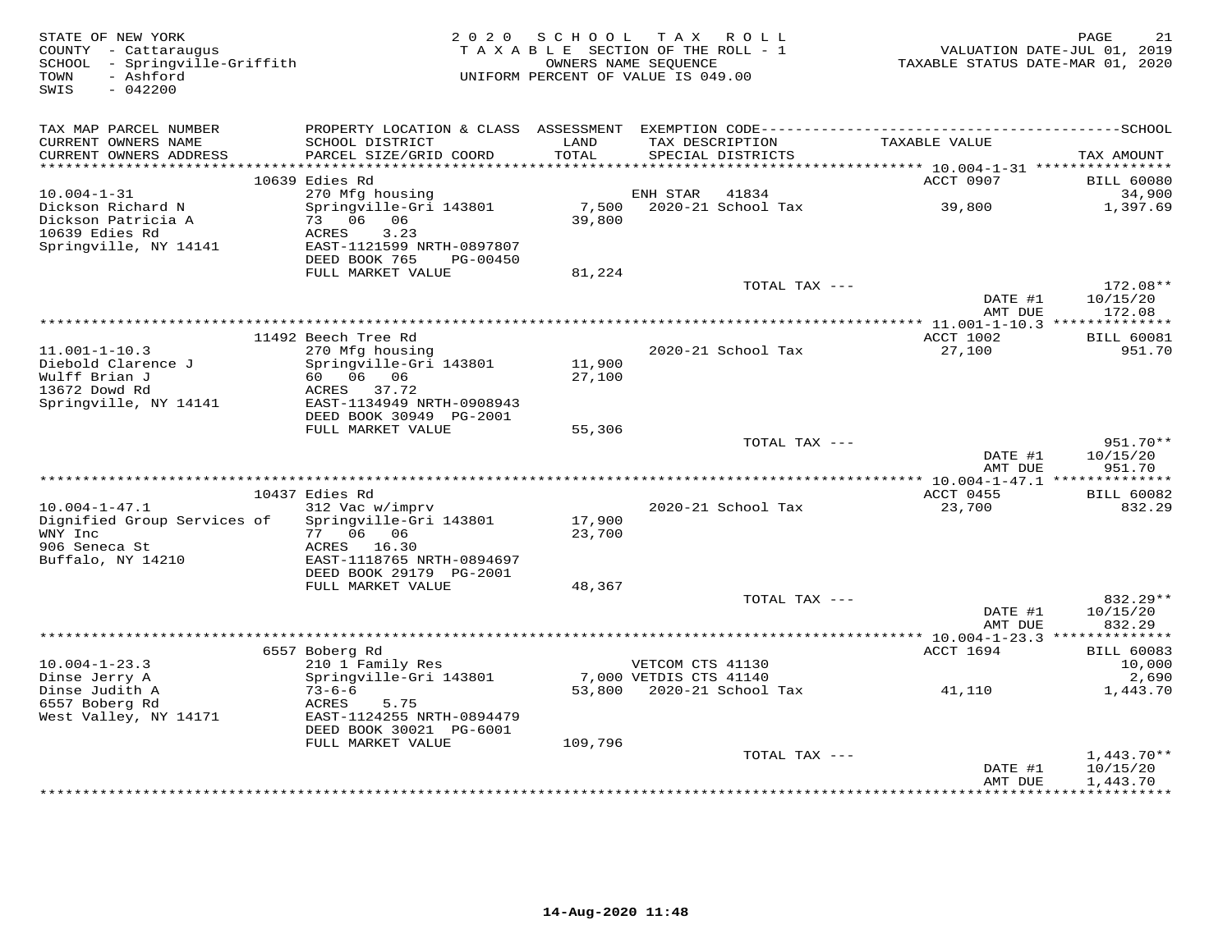STATE OF NEW YORK
COUNTY - Cattaraugus
SCHOOL - Springville-Griffith
TOWN - Ashford
SWIS - 042200

2 0 2 0 S C H O O L T A X R O L L
T A X A B L E SECTION OF THE ROLL - 1
OWNERS NAME SEQUENCE
UNIFORM PERCENT OF VALUE IS 049.00

VALUATION DATE-JUL 01, 2019
TAXABLE STATUS DATE-MAR 01, 2020

| TAX MAP PARCEL NUMBER / CURRENT OWNERS NAME / CURRENT OWNERS ADDRESS | PROPERTY LOCATION & CLASS / SCHOOL DISTRICT / PARCEL SIZE/GRID COORD | ASSESSMENT LAND / TOTAL | EXEMPTION CODE / TAX DESCRIPTION / SPECIAL DISTRICTS | TAXABLE VALUE | SCHOOL TAX AMOUNT |
|---|---|---|---|---|---|
| 10.004-1-31 | 10639 Edies Rd | | | ACCT 0907 | BILL 60080 |
| Dickson Richard N | 270 Mfg housing | | ENH STAR 41834 | | 34,900 |
| Dickson Patricia A | Springville-Gri 143801 | 7,500 | 2020-21 School Tax | 39,800 | 1,397.69 |
| 10639 Edies Rd | 73 06 06 | 39,800 | | | |
| Springville, NY 14141 | ACRES 3.23 | | | | |
| | EAST-1121599 NRTH-0897807 | | | | |
| | DEED BOOK 765 PG-00450 | | | | |
| | FULL MARKET VALUE | 81,224 | | | |
| | | | TOTAL TAX --- | | 172.08** |
| | | | | DATE #1 | 10/15/20 |
| | | | | AMT DUE | 172.08 |
| 11.001-1-10.3 | 11492 Beech Tree Rd | | | ACCT 1002 | BILL 60081 |
| Diebold Clarence J | 270 Mfg housing | | 2020-21 School Tax | 27,100 | 951.70 |
| Wulff Brian J | Springville-Gri 143801 | 11,900 | | | |
| 13672 Dowd Rd | 60 06 06 | 27,100 | | | |
| Springville, NY 14141 | ACRES 37.72 | | | | |
| | EAST-1134949 NRTH-0908943 | | | | |
| | DEED BOOK 30949 PG-2001 | | | | |
| | FULL MARKET VALUE | 55,306 | | | |
| | | | TOTAL TAX --- | | 951.70** |
| | | | | DATE #1 | 10/15/20 |
| | | | | AMT DUE | 951.70 |
| 10.004-1-47.1 | 10437 Edies Rd | | | ACCT 0455 | BILL 60082 |
| Dignified Group Services of | 312 Vac w/imprv | | 2020-21 School Tax | 23,700 | 832.29 |
| WNY Inc | Springville-Gri 143801 | 17,900 | | | |
| 906 Seneca St | 77 06 06 | 23,700 | | | |
| Buffalo, NY 14210 | ACRES 16.30 | | | | |
| | EAST-1118765 NRTH-0894697 | | | | |
| | DEED BOOK 29179 PG-2001 | | | | |
| | FULL MARKET VALUE | 48,367 | | | |
| | | | TOTAL TAX --- | | 832.29** |
| | | | | DATE #1 | 10/15/20 |
| | | | | AMT DUE | 832.29 |
| 10.004-1-23.3 | 6557 Boberg Rd | | | ACCT 1694 | BILL 60083 |
| Dinse Jerry A | 210 1 Family Res | | VETCOM CTS 41130 | | 10,000 |
| Dinse Judith A | Springville-Gri 143801 | 7,000 | VETDIS CTS 41140 | | 2,690 |
| 6557 Boberg Rd | 73-6-6 | 53,800 | 2020-21 School Tax | 41,110 | 1,443.70 |
| West Valley, NY 14171 | ACRES 5.75 | | | | |
| | EAST-1124255 NRTH-0894479 | | | | |
| | DEED BOOK 30021 PG-6001 | | | | |
| | FULL MARKET VALUE | 109,796 | | | |
| | | | TOTAL TAX --- | | 1,443.70** |
| | | | | DATE #1 | 10/15/20 |
| | | | | AMT DUE | 1,443.70 |

14-Aug-2020 11:48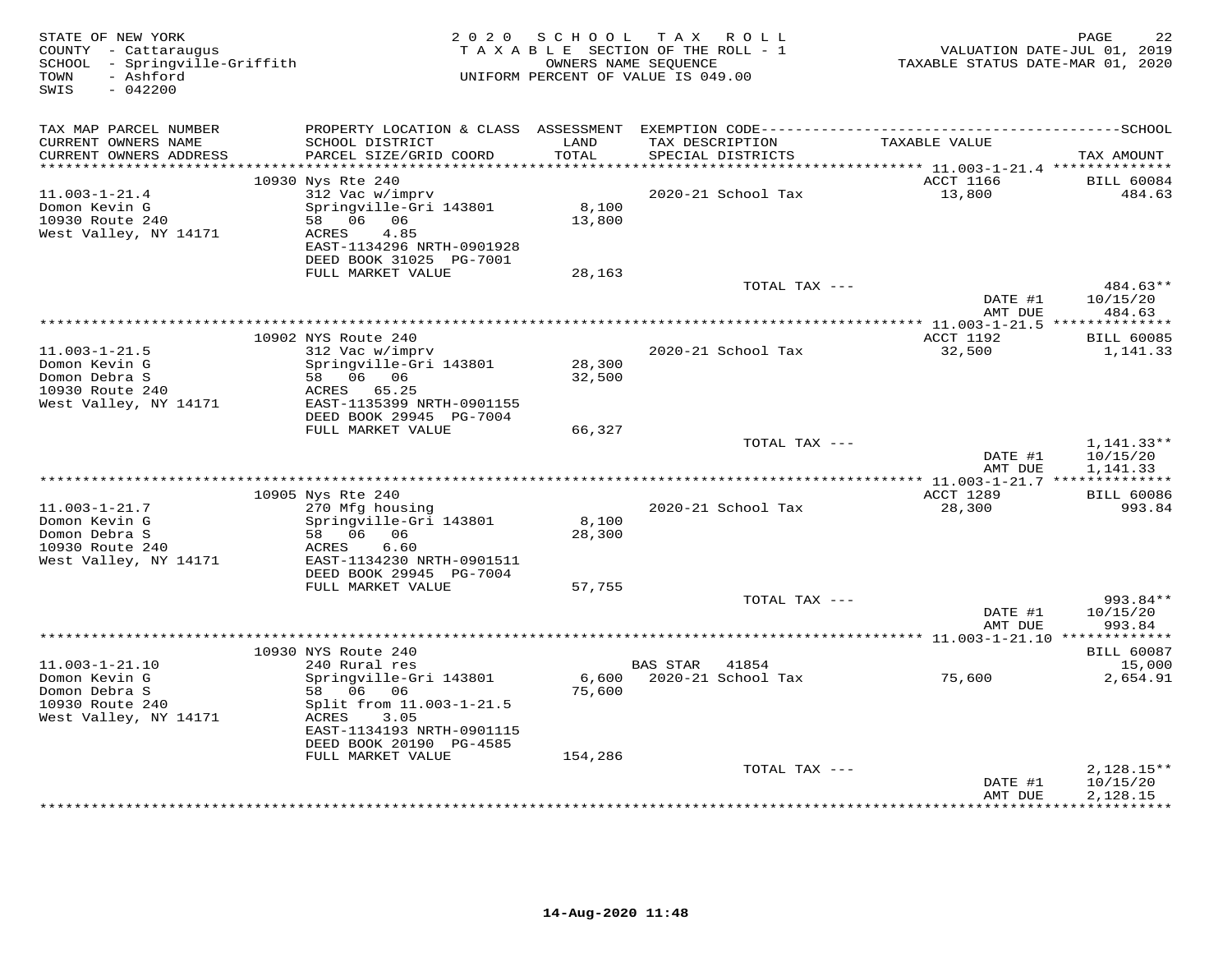STATE OF NEW YORK
COUNTY - Cattaraugus
SCHOOL - Springville-Griffith
TOWN - Ashford
SWIS - 042200

2020 SCHOOL TAX ROLL
TAXABLE SECTION OF THE ROLL - 1
OWNERS NAME SEQUENCE
UNIFORM PERCENT OF VALUE IS 049.00

VALUATION DATE-JUL 01, 2019
TAXABLE STATUS DATE-MAR 01, 2020

| TAX MAP PARCEL NUMBER / CURRENT OWNERS NAME / CURRENT OWNERS ADDRESS | PROPERTY LOCATION & CLASS / SCHOOL DISTRICT / PARCEL SIZE/GRID COORD | ASSESSMENT LAND / TOTAL | EXEMPTION CODE / TAX DESCRIPTION / SPECIAL DISTRICTS | TAXABLE VALUE | TAX AMOUNT |
|---|---|---|---|---|---|
| | 10930 Nys Rte 240 | | | ACCT 1166 | BILL 60084 |
| 11.003-1-21.4 | 312 Vac w/imprv | | 2020-21 School Tax | 13,800 | 484.63 |
| Domon Kevin G | Springville-Gri 143801 | 8,100 | | | |
| 10930 Route 240 | 58 06 06 | 13,800 | | | |
| West Valley, NY 14171 | ACRES 4.85 | | | | |
| | EAST-1134296 NRTH-0901928 | | | | |
| | DEED BOOK 31025 PG-7001 | | | | |
| | FULL MARKET VALUE | 28,163 | | | |
| | | | TOTAL TAX --- | | 484.63** |
| | | | | DATE #1 | 10/15/20 |
| | | | | AMT DUE | 484.63 |
| | 10902 NYS Route 240 | | | ACCT 1192 | BILL 60085 |
| 11.003-1-21.5 | 312 Vac w/imprv | | 2020-21 School Tax | 32,500 | 1,141.33 |
| Domon Kevin G | Springville-Gri 143801 | 28,300 | | | |
| Domon Debra S | 58 06 06 | 32,500 | | | |
| 10930 Route 240 | ACRES 65.25 | | | | |
| West Valley, NY 14171 | EAST-1135399 NRTH-0901155 | | | | |
| | DEED BOOK 29945 PG-7004 | | | | |
| | FULL MARKET VALUE | 66,327 | | | |
| | | | TOTAL TAX --- | | 1,141.33** |
| | | | | DATE #1 | 10/15/20 |
| | | | | AMT DUE | 1,141.33 |
| | 10905 Nys Rte 240 | | | ACCT 1289 | BILL 60086 |
| 11.003-1-21.7 | 270 Mfg housing | | 2020-21 School Tax | 28,300 | 993.84 |
| Domon Kevin G | Springville-Gri 143801 | 8,100 | | | |
| Domon Debra S | 58 06 06 | 28,300 | | | |
| 10930 Route 240 | ACRES 6.60 | | | | |
| West Valley, NY 14171 | EAST-1134230 NRTH-0901511 | | | | |
| | DEED BOOK 29945 PG-7004 | | | | |
| | FULL MARKET VALUE | 57,755 | | | |
| | | | TOTAL TAX --- | | 993.84** |
| | | | | DATE #1 | 10/15/20 |
| | | | | AMT DUE | 993.84 |
| | 10930 NYS Route 240 | | | | BILL 60087 |
| 11.003-1-21.10 | 240 Rural res | | BAS STAR 41854 | | 15,000 |
| Domon Kevin G | Springville-Gri 143801 | 6,600 | 2020-21 School Tax | 75,600 | 2,654.91 |
| Domon Debra S | 58 06 06 | 75,600 | | | |
| 10930 Route 240 | Split from 11.003-1-21.5 | | | | |
| West Valley, NY 14171 | ACRES 3.05 | | | | |
| | EAST-1134193 NRTH-0901115 | | | | |
| | DEED BOOK 20190 PG-4585 | | | | |
| | FULL MARKET VALUE | 154,286 | | | |
| | | | TOTAL TAX --- | | 2,128.15** |
| | | | | DATE #1 | 10/15/20 |
| | | | | AMT DUE | 2,128.15 |

14-Aug-2020 11:48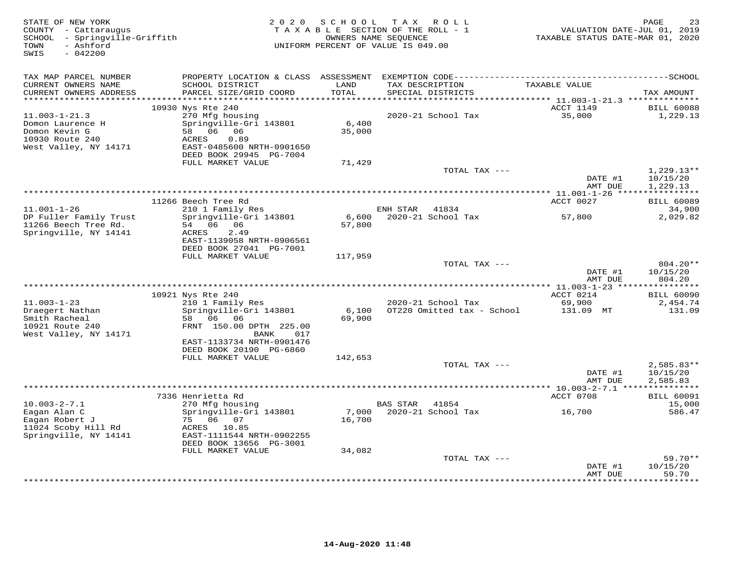STATE OF NEW YORK
COUNTY - Cattaraugus
SCHOOL - Springville-Griffith
TOWN - Ashford
SWIS - 042200

2020 SCHOOL TAX ROLL
TAXABLE SECTION OF THE ROLL - 1
OWNERS NAME SEQUENCE
UNIFORM PERCENT OF VALUE IS 049.00

VALUATION DATE-JUL 01, 2019
TAXABLE STATUS DATE-MAR 01, 2020

| TAX MAP PARCEL NUMBER / CURRENT OWNERS NAME / CURRENT OWNERS ADDRESS | PROPERTY LOCATION & CLASS / SCHOOL DISTRICT / PARCEL SIZE/GRID COORD | ASSESSMENT LAND / TOTAL | EXEMPTION CODE / TAX DESCRIPTION / SPECIAL DISTRICTS | TAXABLE VALUE | TAX AMOUNT |
|---|---|---|---|---|---|
| | 10930 Nys Rte 240 | | | ACCT 1149 | BILL 60088 |
| 11.003-1-21.3 | 270 Mfg housing | | 2020-21 School Tax | 35,000 | 1,229.13 |
| Domon Laurence H | Springville-Gri 143801 | 6,400 | | | |
| Domon Kevin G | 58 06 06 | 35,000 | | | |
| 10930 Route 240 | ACRES 0.89 | | | | |
| West Valley, NY 14171 | EAST-0485600 NRTH-0901650 | | | | |
| | DEED BOOK 29945 PG-7004 | | | | |
| | FULL MARKET VALUE | 71,429 | | | |
| | | | TOTAL TAX --- | | 1,229.13** |
| | | | | DATE #1 | 10/15/20 |
| | | | | AMT DUE | 1,229.13 |
| | 11266 Beech Tree Rd | | | ACCT 0027 | BILL 60089 |
| 11.001-1-26 | 210 1 Family Res | | ENH STAR 41834 | | 34,900 |
| DP Fuller Family Trust | Springville-Gri 143801 | 6,600 | 2020-21 School Tax | 57,800 | 2,029.82 |
| 11266 Beech Tree Rd. | 54 06 06 | 57,800 | | | |
| Springville, NY 14141 | ACRES 2.49 | | | | |
| | EAST-1139058 NRTH-0906561 | | | | |
| | DEED BOOK 27041 PG-7001 | | | | |
| | FULL MARKET VALUE | 117,959 | | | |
| | | | TOTAL TAX --- | | 804.20** |
| | | | | DATE #1 | 10/15/20 |
| | | | | AMT DUE | 804.20 |
| | 10921 Nys Rte 240 | | | ACCT 0214 | BILL 60090 |
| 11.003-1-23 | 210 1 Family Res | | 2020-21 School Tax | 69,900 | 2,454.74 |
| Draegert Nathan | Springville-Gri 143801 | 6,100 | OT220 Omitted tax - School | 131.09 MT | 131.09 |
| Smith Racheal | 58 06 06 | 69,900 | | | |
| 10921 Route 240 | FRNT 150.00 DPTH 225.00 | | | | |
| West Valley, NY 14171 | BANK 017 | | | | |
| | EAST-1133734 NRTH-0901476 | | | | |
| | DEED BOOK 20190 PG-6860 | | | | |
| | FULL MARKET VALUE | 142,653 | | | |
| | | | TOTAL TAX --- | | 2,585.83** |
| | | | | DATE #1 | 10/15/20 |
| | | | | AMT DUE | 2,585.83 |
| | 7336 Henrietta Rd | | | ACCT 0708 | BILL 60091 |
| 10.003-2-7.1 | 270 Mfg housing | | BAS STAR 41854 | | 15,000 |
| Eagan Alan C | Springville-Gri 143801 | 7,000 | 2020-21 School Tax | 16,700 | 586.47 |
| Eagan Robert J | 75 06 07 | 16,700 | | | |
| 11024 Scoby Hill Rd | ACRES 10.85 | | | | |
| Springville, NY 14141 | EAST-1111544 NRTH-0902255 | | | | |
| | DEED BOOK 13656 PG-3001 | | | | |
| | FULL MARKET VALUE | 34,082 | | | |
| | | | TOTAL TAX --- | | 59.70** |
| | | | | DATE #1 | 10/15/20 |
| | | | | AMT DUE | 59.70 |

14-Aug-2020 11:48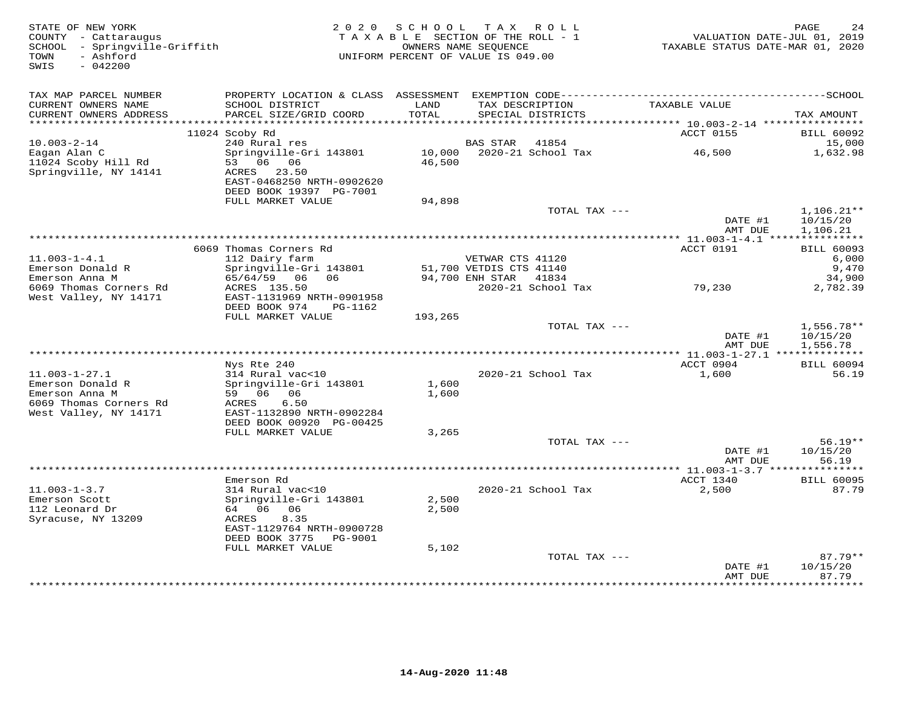STATE OF NEW YORK
COUNTY - Cattaraugus
SCHOOL - Springville-Griffith
TOWN - Ashford
SWIS - 042200

2 0 2 0 S C H O O L T A X R O L L
T A X A B L E SECTION OF THE ROLL - 1
OWNERS NAME SEQUENCE
UNIFORM PERCENT OF VALUE IS 049.00

VALUATION DATE-JUL 01, 2019
TAXABLE STATUS DATE-MAR 01, 2020

| TAX MAP PARCEL NUMBER / CURRENT OWNERS NAME / CURRENT OWNERS ADDRESS | PROPERTY LOCATION & CLASS / SCHOOL DISTRICT / PARCEL SIZE/GRID COORD | ASSESSMENT LAND / TOTAL | EXEMPTION CODE / TAX DESCRIPTION / SPECIAL DISTRICTS | TAXABLE VALUE | TAX AMOUNT |
|---|---|---|---|---|---|
| 10.003-2-14 | 11024 Scoby Rd | | | ACCT 0155 | BILL 60092 |
| Eagan Alan C | 240 Rural res | | BAS STAR 41854 | | 15,000 |
| 11024 Scoby Hill Rd | Springville-Gri 143801 | 10,000 | 2020-21 School Tax | 46,500 | 1,632.98 |
| Springville, NY 14141 | 53 06 06 | 46,500 | | | |
| | ACRES 23.50 | | | | |
| | EAST-0468250 NRTH-0902620 | | | | |
| | DEED BOOK 19397 PG-7001 | | | | |
| | FULL MARKET VALUE | 94,898 | | | |
| | | | TOTAL TAX --- | | 1,106.21** |
| | | | | DATE #1 | 10/15/20 |
| | | | | AMT DUE | 1,106.21 |
| 11.003-1-4.1 | 6069 Thomas Corners Rd | | | ACCT 0191 | BILL 60093 |
| Emerson Donald R | 112 Dairy farm | | VETWAR CTS 41120 | | 6,000 |
| Emerson Anna M | Springville-Gri 143801 | 51,700 | VETDIS CTS 41140 | | 9,470 |
| 6069 Thomas Corners Rd | 65/64/59 06 06 | 94,700 | ENH STAR 41834 | | 34,900 |
| West Valley, NY 14171 | ACRES 135.50 | | 2020-21 School Tax | 79,230 | 2,782.39 |
| | EAST-1131969 NRTH-0901958 | | | | |
| | DEED BOOK 974 PG-1162 | | | | |
| | FULL MARKET VALUE | 193,265 | | | |
| | | | TOTAL TAX --- | | 1,556.78** |
| | | | | DATE #1 | 10/15/20 |
| | | | | AMT DUE | 1,556.78 |
| 11.003-1-27.1 | Nys Rte 240 | | | ACCT 0904 | BILL 60094 |
| Emerson Donald R | 314 Rural vac<10 | | 2020-21 School Tax | 1,600 | 56.19 |
| Emerson Anna M | Springville-Gri 143801 | 1,600 | | | |
| 6069 Thomas Corners Rd | 59 06 06 | 1,600 | | | |
| West Valley, NY 14171 | ACRES 6.50 | | | | |
| | EAST-1132890 NRTH-0902284 | | | | |
| | DEED BOOK 00920 PG-00425 | | | | |
| | FULL MARKET VALUE | 3,265 | | | |
| | | | TOTAL TAX --- | | 56.19** |
| | | | | DATE #1 | 10/15/20 |
| | | | | AMT DUE | 56.19 |
| 11.003-1-3.7 | Emerson Rd | | | ACCT 1340 | BILL 60095 |
| Emerson Scott | 314 Rural vac<10 | | 2020-21 School Tax | 2,500 | 87.79 |
| 112 Leonard Dr | Springville-Gri 143801 | 2,500 | | | |
| Syracuse, NY 13209 | 64 06 06 | 2,500 | | | |
| | ACRES 8.35 | | | | |
| | EAST-1129764 NRTH-0900728 | | | | |
| | DEED BOOK 3775 PG-9001 | | | | |
| | FULL MARKET VALUE | 5,102 | | | |
| | | | TOTAL TAX --- | | 87.79** |
| | | | | DATE #1 | 10/15/20 |
| | | | | AMT DUE | 87.79 |

14-Aug-2020 11:48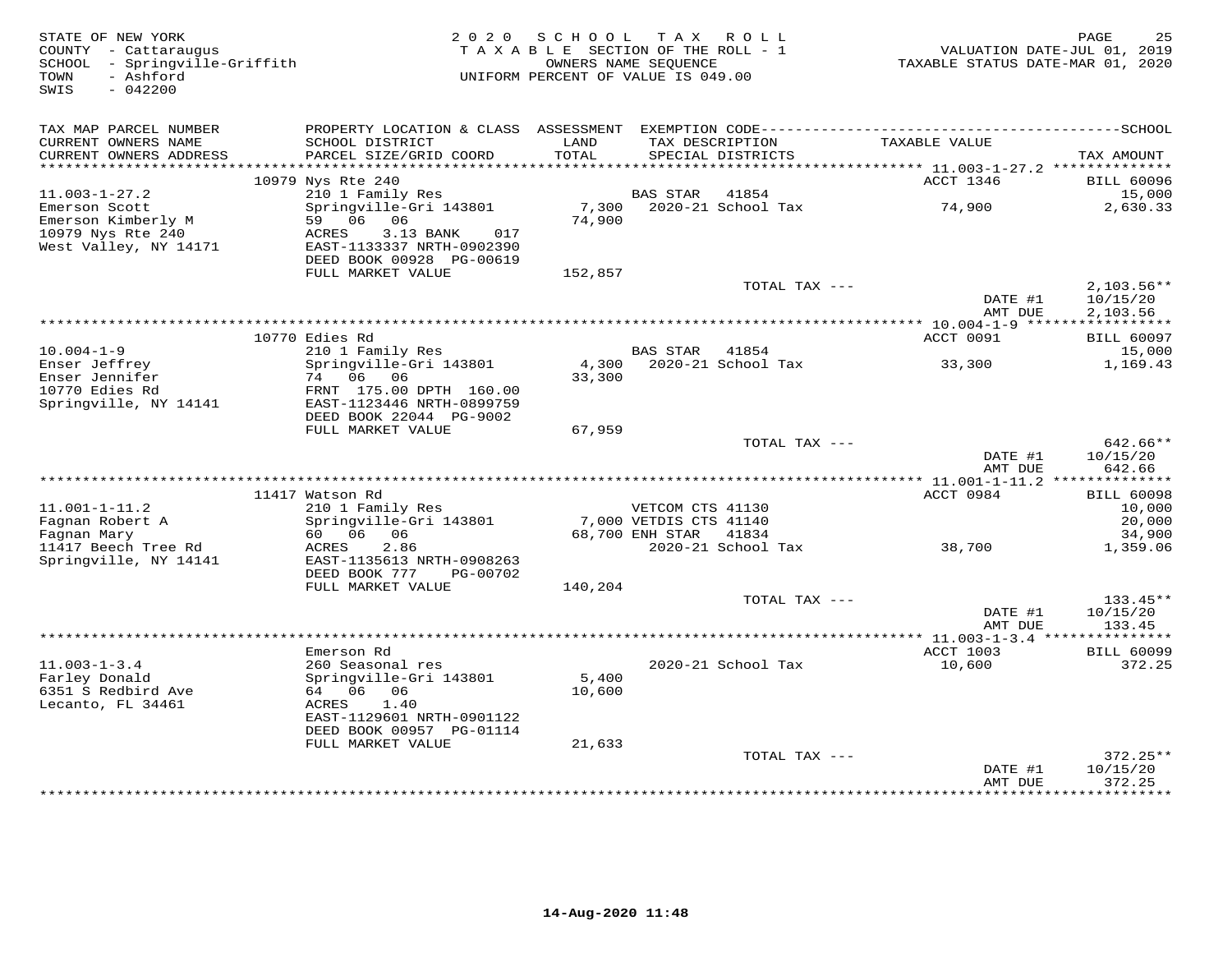STATE OF NEW YORK
COUNTY - Cattaraugus
SCHOOL - Springville-Griffith
TOWN - Ashford
SWIS - 042200

2020 SCHOOL TAX ROLL
TAXABLE SECTION OF THE ROLL - 1
OWNERS NAME SEQUENCE
UNIFORM PERCENT OF VALUE IS 049.00

VALUATION DATE-JUL 01, 2019
TAXABLE STATUS DATE-MAR 01, 2020

| TAX MAP PARCEL NUMBER<br>CURRENT OWNERS NAME<br>CURRENT OWNERS ADDRESS | PROPERTY LOCATION & CLASS<br>SCHOOL DISTRICT<br>PARCEL SIZE/GRID COORD | ASSESSMENT<br>LAND<br>TOTAL | EXEMPTION CODE<br>TAX DESCRIPTION<br>SPECIAL DISTRICTS | TAXABLE VALUE | TAX AMOUNT |
|---|---|---|---|---|---|
| 11.003-1-27.2 | 10979 Nys Rte 240 | | | ACCT 1346 | BILL 60096 |
| Emerson Scott | 210 1 Family Res | | BAS STAR 41854 | | 15,000 |
| Emerson Kimberly M | Springville-Gri 143801 | 7,300 | 2020-21 School Tax | 74,900 | 2,630.33 |
| 10979 Nys Rte 240 | 59 06 06 | 74,900 | | | |
| West Valley, NY 14171 | ACRES 3.13 BANK 017 | | | | |
| | EAST-1133337 NRTH-0902390 | | | | |
| | DEED BOOK 00928 PG-00619 | | | | |
| | FULL MARKET VALUE | 152,857 | | | |
| | | | TOTAL TAX --- | | 2,103.56** |
| | | | | DATE #1 | 10/15/20 |
| | | | | AMT DUE | 2,103.56 |
| 10.004-1-9 | 10770 Edies Rd | | | ACCT 0091 | BILL 60097 |
| Enser Jeffrey | 210 1 Family Res | | BAS STAR 41854 | | 15,000 |
| Enser Jennifer | Springville-Gri 143801 | 4,300 | 2020-21 School Tax | 33,300 | 1,169.43 |
| 10770 Edies Rd | 74 06 06 | 33,300 | | | |
| Springville, NY 14141 | FRNT 175.00 DPTH 160.00 | | | | |
| | EAST-1123446 NRTH-0899759 | | | | |
| | DEED BOOK 22044 PG-9002 | | | | |
| | FULL MARKET VALUE | 67,959 | | | |
| | | | TOTAL TAX --- | | 642.66** |
| | | | | DATE #1 | 10/15/20 |
| | | | | AMT DUE | 642.66 |
| 11.001-1-11.2 | 11417 Watson Rd | | | ACCT 0984 | BILL 60098 |
| Fagnan Robert A | 210 1 Family Res | | VETCOM CTS 41130 | | 10,000 |
| Fagnan Mary | Springville-Gri 143801 | 7,000 | VETDIS CTS 41140 | | 20,000 |
| 11417 Beech Tree Rd | 60 06 06 | 68,700 | ENH STAR 41834 | | 34,900 |
| Springville, NY 14141 | ACRES 2.86 | | 2020-21 School Tax | 38,700 | 1,359.06 |
| | EAST-1135613 NRTH-0908263 | | | | |
| | DEED BOOK 777 PG-00702 | | | | |
| | FULL MARKET VALUE | 140,204 | | | |
| | | | TOTAL TAX --- | | 133.45** |
| | | | | DATE #1 | 10/15/20 |
| | | | | AMT DUE | 133.45 |
| 11.003-1-3.4 | Emerson Rd | | | ACCT 1003 | BILL 60099 |
| Farley Donald | 260 Seasonal res | | 2020-21 School Tax | 10,600 | 372.25 |
| 6351 S Redbird Ave | Springville-Gri 143801 | 5,400 | | | |
| Lecanto, FL 34461 | 64 06 06 | 10,600 | | | |
| | ACRES 1.40 | | | | |
| | EAST-1129601 NRTH-0901122 | | | | |
| | DEED BOOK 00957 PG-01114 | | | | |
| | FULL MARKET VALUE | 21,633 | | | |
| | | | TOTAL TAX --- | | 372.25** |
| | | | | DATE #1 | 10/15/20 |
| | | | | AMT DUE | 372.25 |

14-Aug-2020 11:48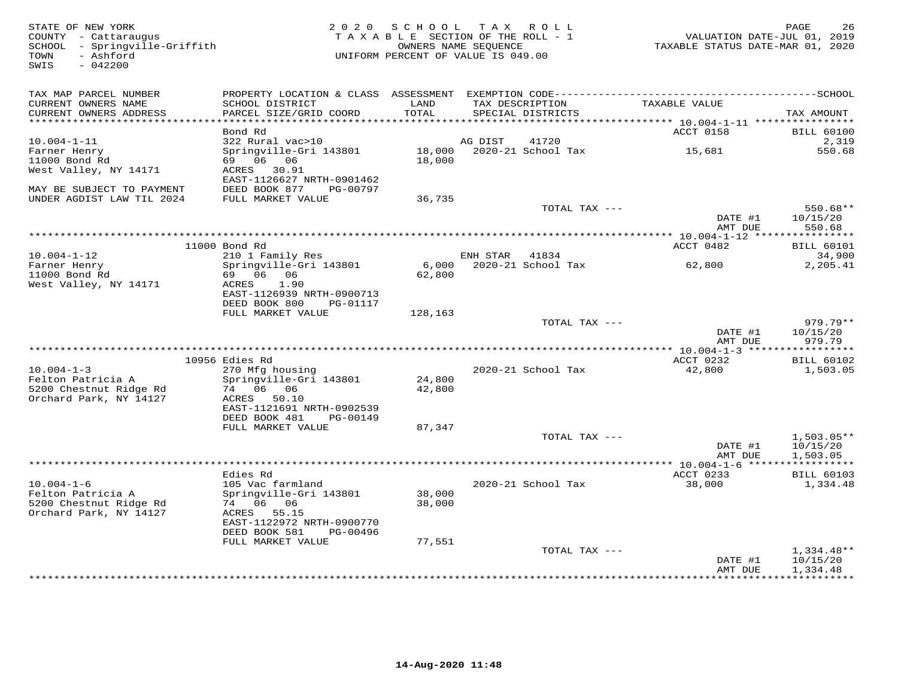STATE OF NEW YORK
COUNTY - Cattaraugus
SCHOOL - Springville-Griffith
TOWN - Ashford
SWIS - 042200

2 0 2 0 S C H O O L T A X R O L L
T A X A B L E SECTION OF THE ROLL - 1
OWNERS NAME SEQUENCE
UNIFORM PERCENT OF VALUE IS 049.00

VALUATION DATE-JUL 01, 2019
TAXABLE STATUS DATE-MAR 01, 2020

| TAX MAP PARCEL NUMBER / CURRENT OWNERS NAME / CURRENT OWNERS ADDRESS | PROPERTY LOCATION & CLASS / SCHOOL DISTRICT / PARCEL SIZE/GRID COORD | ASSESSMENT LAND / TOTAL | EXEMPTION CODE / TAX DESCRIPTION / SPECIAL DISTRICTS | TAXABLE VALUE | SCHOOL TAX AMOUNT |
|---|---|---|---|---|---|
| **10.004-1-11** | Bond Rd | | | ACCT 0158 | BILL 60100 |
| 10.004-1-11 | 322 Rural vac>10 | | AG DIST 41720 | | 2,319 |
| Farner Henry | Springville-Gri 143801 | 18,000 | 2020-21 School Tax | 15,681 | 550.68 |
| 11000 Bond Rd | 69 06 06 | 18,000 | | | |
| West Valley, NY 14171 | ACRES 30.91 | | | | |
| | EAST-1126627 NRTH-0901462 | | | | |
| MAY BE SUBJECT TO PAYMENT | DEED BOOK 877 PG-00797 | | | | |
| UNDER AGDIST LAW TIL 2024 | FULL MARKET VALUE | 36,735 | | | |
| | | | TOTAL TAX --- | | 550.68** |
| | | | | DATE #1 | 10/15/20 |
| | | | | AMT DUE | 550.68 |
| **10.004-1-12** | 11000 Bond Rd | | | ACCT 0482 | BILL 60101 |
| 10.004-1-12 | 210 1 Family Res | | ENH STAR 41834 | | 34,900 |
| Farner Henry | Springville-Gri 143801 | 6,000 | 2020-21 School Tax | 62,800 | 2,205.41 |
| 11000 Bond Rd | 69 06 06 | 62,800 | | | |
| West Valley, NY 14171 | ACRES 1.90 | | | | |
| | EAST-1126939 NRTH-0900713 | | | | |
| | DEED BOOK 800 PG-01117 | | | | |
| | FULL MARKET VALUE | 128,163 | | | |
| | | | TOTAL TAX --- | | 979.79** |
| | | | | DATE #1 | 10/15/20 |
| | | | | AMT DUE | 979.79 |
| **10.004-1-3** | 10956 Edies Rd | | | ACCT 0232 | BILL 60102 |
| 10.004-1-3 | 270 Mfg housing | | 2020-21 School Tax | 42,800 | 1,503.05 |
| Felton Patricia A | Springville-Gri 143801 | 24,800 | | | |
| 5200 Chestnut Ridge Rd | 74 06 06 | 42,800 | | | |
| Orchard Park, NY 14127 | ACRES 50.10 | | | | |
| | EAST-1121691 NRTH-0902539 | | | | |
| | DEED BOOK 481 PG-00149 | | | | |
| | FULL MARKET VALUE | 87,347 | | | |
| | | | TOTAL TAX --- | | 1,503.05** |
| | | | | DATE #1 | 10/15/20 |
| | | | | AMT DUE | 1,503.05 |
| **10.004-1-6** | Edies Rd | | | ACCT 0233 | BILL 60103 |
| 10.004-1-6 | 105 Vac farmland | | 2020-21 School Tax | 38,000 | 1,334.48 |
| Felton Patricia A | Springville-Gri 143801 | 38,000 | | | |
| 5200 Chestnut Ridge Rd | 74 06 06 | 38,000 | | | |
| Orchard Park, NY 14127 | ACRES 55.15 | | | | |
| | EAST-1122972 NRTH-0900770 | | | | |
| | DEED BOOK 581 PG-00496 | | | | |
| | FULL MARKET VALUE | 77,551 | | | |
| | | | TOTAL TAX --- | | 1,334.48** |
| | | | | DATE #1 | 10/15/20 |
| | | | | AMT DUE | 1,334.48 |

14-Aug-2020 11:48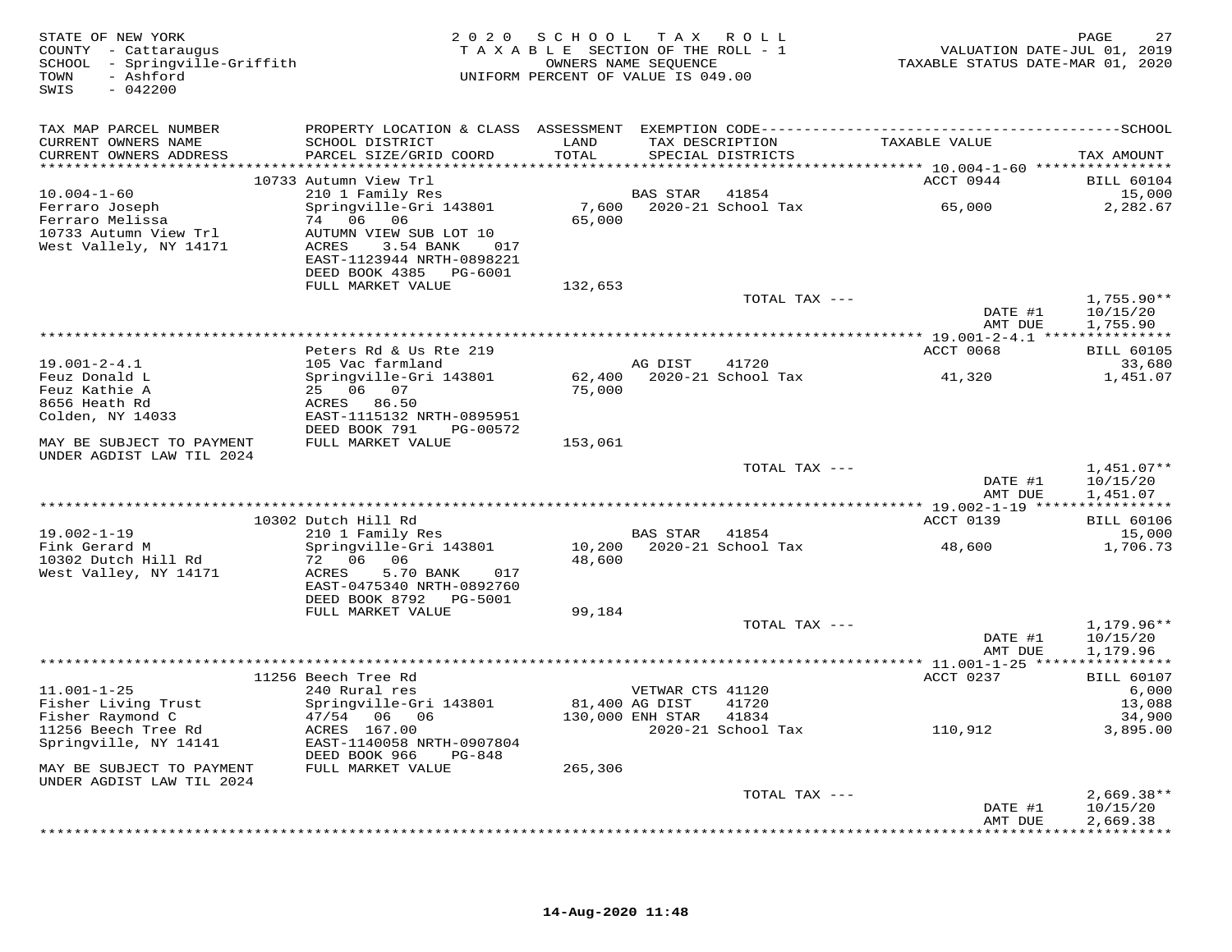STATE OF NEW YORK
COUNTY - Cattaraugus
SCHOOL - Springville-Griffith
TOWN - Ashford
SWIS - 042200

2020 SCHOOL TAX ROLL
TAXABLE SECTION OF THE ROLL - 1
OWNERS NAME SEQUENCE
UNIFORM PERCENT OF VALUE IS 049.00

VALUATION DATE-JUL 01, 2019
TAXABLE STATUS DATE-MAR 01, 2020

| TAX MAP PARCEL NUMBER / CURRENT OWNERS NAME / CURRENT OWNERS ADDRESS | PROPERTY LOCATION & CLASS / SCHOOL DISTRICT / PARCEL SIZE/GRID COORD | ASSESSMENT LAND / TOTAL | EXEMPTION CODE / TAX DESCRIPTION / SPECIAL DISTRICTS | TAXABLE VALUE | SCHOOL TAX AMOUNT |
|---|---|---|---|---|---|
| | 10733 Autumn View Trl | | | ACCT 0944 | BILL 60104 |
| 10.004-1-60 | 210 1 Family Res | | BAS STAR 41854 | | 15,000 |
| Ferraro Joseph | Springville-Gri 143801 | 7,600 | 2020-21 School Tax | 65,000 | 2,282.67 |
| Ferraro Melissa | 74 06 06 | 65,000 | | | |
| 10733 Autumn View Trl | AUTUMN VIEW SUB LOT 10 | | | | |
| West Vallely, NY 14171 | ACRES 3.54 BANK 017 | | | | |
| | EAST-1123944 NRTH-0898221 | | | | |
| | DEED BOOK 4385 PG-6001 | | | | |
| | FULL MARKET VALUE | 132,653 | | | |
| | | | TOTAL TAX --- | | 1,755.90** |
| | | | | DATE #1 | 10/15/20 |
| | | | | AMT DUE | 1,755.90 |
| | Peters Rd & Us Rte 219 | | | ACCT 0068 | BILL 60105 |
| 19.001-2-4.1 | 105 Vac farmland | | AG DIST 41720 | | 33,680 |
| Feuz Donald L | Springville-Gri 143801 | 62,400 | 2020-21 School Tax | 41,320 | 1,451.07 |
| Feuz Kathie A | 25 06 07 | 75,000 | | | |
| 8656 Heath Rd | ACRES 86.50 | | | | |
| Colden, NY 14033 | EAST-1115132 NRTH-0895951 | | | | |
| | DEED BOOK 791 PG-00572 | | | | |
| MAY BE SUBJECT TO PAYMENT UNDER AGDIST LAW TIL 2024 | FULL MARKET VALUE | 153,061 | | | |
| | | | TOTAL TAX --- | | 1,451.07** |
| | | | | DATE #1 | 10/15/20 |
| | | | | AMT DUE | 1,451.07 |
| | 10302 Dutch Hill Rd | | | ACCT 0139 | BILL 60106 |
| 19.002-1-19 | 210 1 Family Res | | BAS STAR 41854 | | 15,000 |
| Fink Gerard M | Springville-Gri 143801 | 10,200 | 2020-21 School Tax | 48,600 | 1,706.73 |
| 10302 Dutch Hill Rd | 72 06 06 | 48,600 | | | |
| West Valley, NY 14171 | ACRES 5.70 BANK 017 | | | | |
| | EAST-0475340 NRTH-0892760 | | | | |
| | DEED BOOK 8792 PG-5001 | | | | |
| | FULL MARKET VALUE | 99,184 | | | |
| | | | TOTAL TAX --- | | 1,179.96** |
| | | | | DATE #1 | 10/15/20 |
| | | | | AMT DUE | 1,179.96 |
| | 11256 Beech Tree Rd | | | ACCT 0237 | BILL 60107 |
| 11.001-1-25 | 240 Rural res | | VETWAR CTS 41120 | | 6,000 |
| Fisher Living Trust | Springville-Gri 143801 | 81,400 | AG DIST 41720 | | 13,088 |
| Fisher Raymond C | 47/54 06 06 | 130,000 | ENH STAR 41834 | | 34,900 |
| 11256 Beech Tree Rd | ACRES 167.00 | | 2020-21 School Tax | 110,912 | 3,895.00 |
| Springville, NY 14141 | EAST-1140058 NRTH-0907804 | | | | |
| | DEED BOOK 966 PG-848 | | | | |
| MAY BE SUBJECT TO PAYMENT UNDER AGDIST LAW TIL 2024 | FULL MARKET VALUE | 265,306 | | | |
| | | | TOTAL TAX --- | | 2,669.38** |
| | | | | DATE #1 | 10/15/20 |
| | | | | AMT DUE | 2,669.38 |

14-Aug-2020 11:48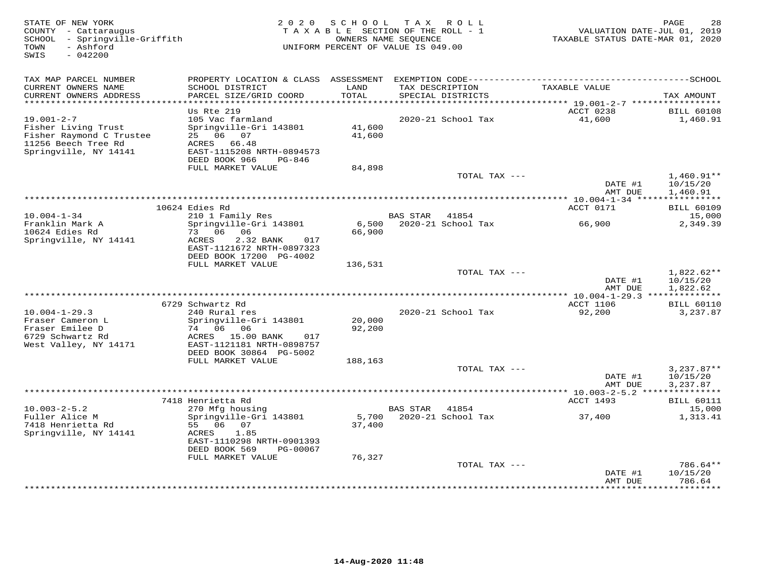STATE OF NEW YORK
COUNTY - Cattaraugus
SCHOOL - Springville-Griffith
TOWN - Ashford
SWIS - 042200

2020 SCHOOL TAX ROLL
TAXABLE SECTION OF THE ROLL - 1
OWNERS NAME SEQUENCE
UNIFORM PERCENT OF VALUE IS 049.00

VALUATION DATE-JUL 01, 2019
TAXABLE STATUS DATE-MAR 01, 2020

| TAX MAP PARCEL NUMBER / CURRENT OWNERS NAME / CURRENT OWNERS ADDRESS | PROPERTY LOCATION & CLASS / SCHOOL DISTRICT / PARCEL SIZE/GRID COORD | ASSESSMENT LAND / TOTAL | EXEMPTION CODE / TAX DESCRIPTION / SPECIAL DISTRICTS | TAXABLE VALUE | TAX AMOUNT |
|---|---|---|---|---|---|
| 19.001-2-7 | Us Rte 219 | | | ACCT 0238 | BILL 60108 |
| Fisher Living Trust | 105 Vac farmland | | 2020-21 School Tax | 41,600 | 1,460.91 |
| Fisher Raymond C Trustee | Springville-Gri 143801 | 41,600 | | | |
| 11256 Beech Tree Rd | 25 06 07 | 41,600 | | | |
| Springville, NY 14141 | ACRES 66.48 | | | | |
| | EAST-1115208 NRTH-0894573 | | | | |
| | DEED BOOK 966 PG-846 | | | | |
| | FULL MARKET VALUE | 84,898 | | | |
| | | | TOTAL TAX --- | | 1,460.91** |
| | | | | DATE #1 | 10/15/20 |
| | | | | AMT DUE | 1,460.91 |
| 10.004-1-34 | 10624 Edies Rd | | | ACCT 0171 | BILL 60109 |
| Franklin Mark A | 210 1 Family Res | | BAS STAR 41854 | | 15,000 |
| 10624 Edies Rd | Springville-Gri 143801 | 6,500 | 2020-21 School Tax | 66,900 | 2,349.39 |
| Springville, NY 14141 | 73 06 06 | 66,900 | | | |
| | ACRES 2.32 BANK 017 | | | | |
| | EAST-1121672 NRTH-0897323 | | | | |
| | DEED BOOK 17200 PG-4002 | | | | |
| | FULL MARKET VALUE | 136,531 | | | |
| | | | TOTAL TAX --- | | 1,822.62** |
| | | | | DATE #1 | 10/15/20 |
| | | | | AMT DUE | 1,822.62 |
| 10.004-1-29.3 | 6729 Schwartz Rd | | | ACCT 1106 | BILL 60110 |
| Fraser Cameron L | 240 Rural res | | 2020-21 School Tax | 92,200 | 3,237.87 |
| Fraser Emilee D | Springville-Gri 143801 | 20,000 | | | |
| 6729 Schwartz Rd | 74 06 06 | 92,200 | | | |
| West Valley, NY 14171 | ACRES 15.00 BANK 017 | | | | |
| | EAST-1121181 NRTH-0898757 | | | | |
| | DEED BOOK 30864 PG-5002 | | | | |
| | FULL MARKET VALUE | 188,163 | | | |
| | | | TOTAL TAX --- | | 3,237.87** |
| | | | | DATE #1 | 10/15/20 |
| | | | | AMT DUE | 3,237.87 |
| 10.003-2-5.2 | 7418 Henrietta Rd | | | ACCT 1493 | BILL 60111 |
| Fuller Alice M | 270 Mfg housing | | BAS STAR 41854 | | 15,000 |
| 7418 Henrietta Rd | Springville-Gri 143801 | 5,700 | 2020-21 School Tax | 37,400 | 1,313.41 |
| Springville, NY 14141 | 55 06 07 | 37,400 | | | |
| | ACRES 1.85 | | | | |
| | EAST-1110298 NRTH-0901393 | | | | |
| | DEED BOOK 569 PG-00067 | | | | |
| | FULL MARKET VALUE | 76,327 | | | |
| | | | TOTAL TAX --- | | 786.64** |
| | | | | DATE #1 | 10/15/20 |
| | | | | AMT DUE | 786.64 |

14-Aug-2020 11:48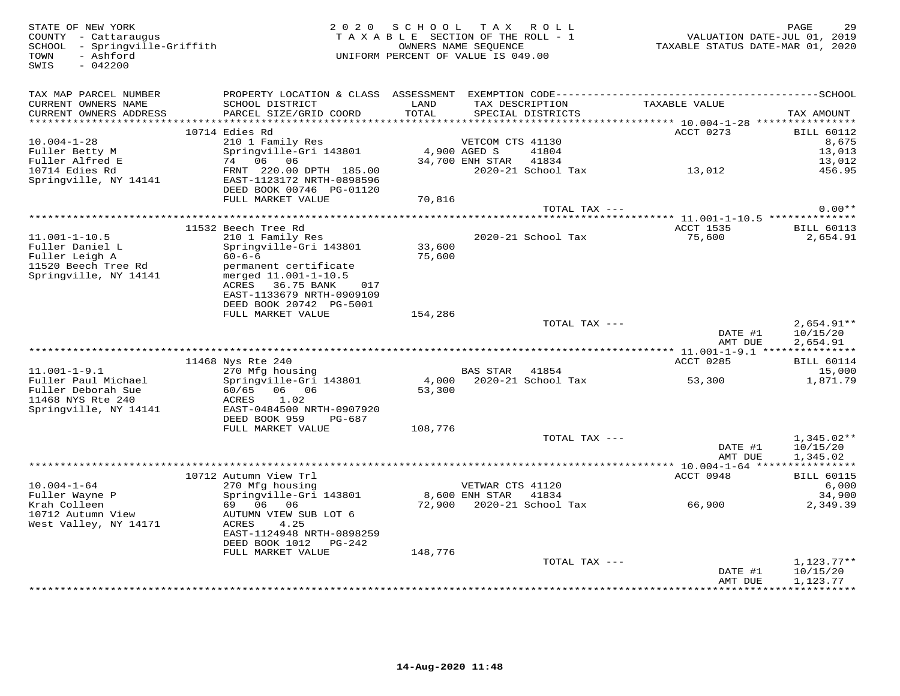STATE OF NEW YORK
COUNTY - Cattaraugus
SCHOOL - Springville-Griffith
TOWN - Ashford
SWIS - 042200

2020 SCHOOL TAX ROLL
TAXABLE SECTION OF THE ROLL - 1
OWNERS NAME SEQUENCE
UNIFORM PERCENT OF VALUE IS 049.00

VALUATION DATE-JUL 01, 2019
TAXABLE STATUS DATE-MAR 01, 2020

| TAX MAP PARCEL NUMBER / CURRENT OWNERS NAME / CURRENT OWNERS ADDRESS | PROPERTY LOCATION & CLASS / SCHOOL DISTRICT / PARCEL SIZE/GRID COORD | ASSESSMENT LAND / TOTAL | EXEMPTION CODE / TAX DESCRIPTION / SPECIAL DISTRICTS | TAXABLE VALUE | TAX AMOUNT |
|---|---|---|---|---|---|
| | 10714 Edies Rd | | | ACCT 0273 | BILL 60112 |
| 10.004-1-28 | 210 1 Family Res | | VETCOM CTS 41130 | | 8,675 |
| Fuller Betty M | Springville-Gri 143801 | 4,900 | AGED S 41804 | | 13,013 |
| Fuller Alfred E | 74 06 06 | 34,700 | ENH STAR 41834 | | 13,012 |
| 10714 Edies Rd | FRNT 220.00 DPTH 185.00 | | 2020-21 School Tax | 13,012 | 456.95 |
| Springville, NY 14141 | EAST-1123172 NRTH-0898596 | | | | |
| | DEED BOOK 00746 PG-01120 | | | | |
| | FULL MARKET VALUE | 70,816 | | | |
| | | | TOTAL TAX --- | | 0.00** |
| | 11532 Beech Tree Rd | | | ACCT 1535 | BILL 60113 |
| 11.001-1-10.5 | 210 1 Family Res | | 2020-21 School Tax | 75,600 | 2,654.91 |
| Fuller Daniel L | Springville-Gri 143801 | 33,600 | | | |
| Fuller Leigh A | 60-6-6 | 75,600 | | | |
| 11520 Beech Tree Rd | permanent certificate | | | | |
| Springville, NY 14141 | merged 11.001-1-10.5 | | | | |
| | ACRES 36.75 BANK 017 | | | | |
| | EAST-1133679 NRTH-0909109 | | | | |
| | DEED BOOK 20742 PG-5001 | | | | |
| | FULL MARKET VALUE | 154,286 | | | |
| | | | TOTAL TAX --- | | 2,654.91** |
| | | | | DATE #1 | 10/15/20 |
| | | | | AMT DUE | 2,654.91 |
| | 11468 Nys Rte 240 | | | ACCT 0285 | BILL 60114 |
| 11.001-1-9.1 | 270 Mfg housing | | BAS STAR 41854 | | 15,000 |
| Fuller Paul Michael | Springville-Gri 143801 | 4,000 | 2020-21 School Tax | 53,300 | 1,871.79 |
| Fuller Deborah Sue | 60/65 06 06 | 53,300 | | | |
| 11468 NYS Rte 240 | ACRES 1.02 | | | | |
| Springville, NY 14141 | EAST-0484500 NRTH-0907920 | | | | |
| | DEED BOOK 959 PG-687 | | | | |
| | FULL MARKET VALUE | 108,776 | | | |
| | | | TOTAL TAX --- | | 1,345.02** |
| | | | | DATE #1 | 10/15/20 |
| | | | | AMT DUE | 1,345.02 |
| | 10712 Autumn View Trl | | | ACCT 0948 | BILL 60115 |
| 10.004-1-64 | 270 Mfg housing | | VETWAR CTS 41120 | | 6,000 |
| Fuller Wayne P | Springville-Gri 143801 | 8,600 | ENH STAR 41834 | | 34,900 |
| Krah Colleen | 69 06 06 | 72,900 | 2020-21 School Tax | 66,900 | 2,349.39 |
| 10712 Autumn View | AUTUMN VIEW SUB LOT 6 | | | | |
| West Valley, NY 14171 | ACRES 4.25 | | | | |
| | EAST-1124948 NRTH-0898259 | | | | |
| | DEED BOOK 1012 PG-242 | | | | |
| | FULL MARKET VALUE | 148,776 | | | |
| | | | TOTAL TAX --- | | 1,123.77** |
| | | | | DATE #1 | 10/15/20 |
| | | | | AMT DUE | 1,123.77 |

14-Aug-2020 11:48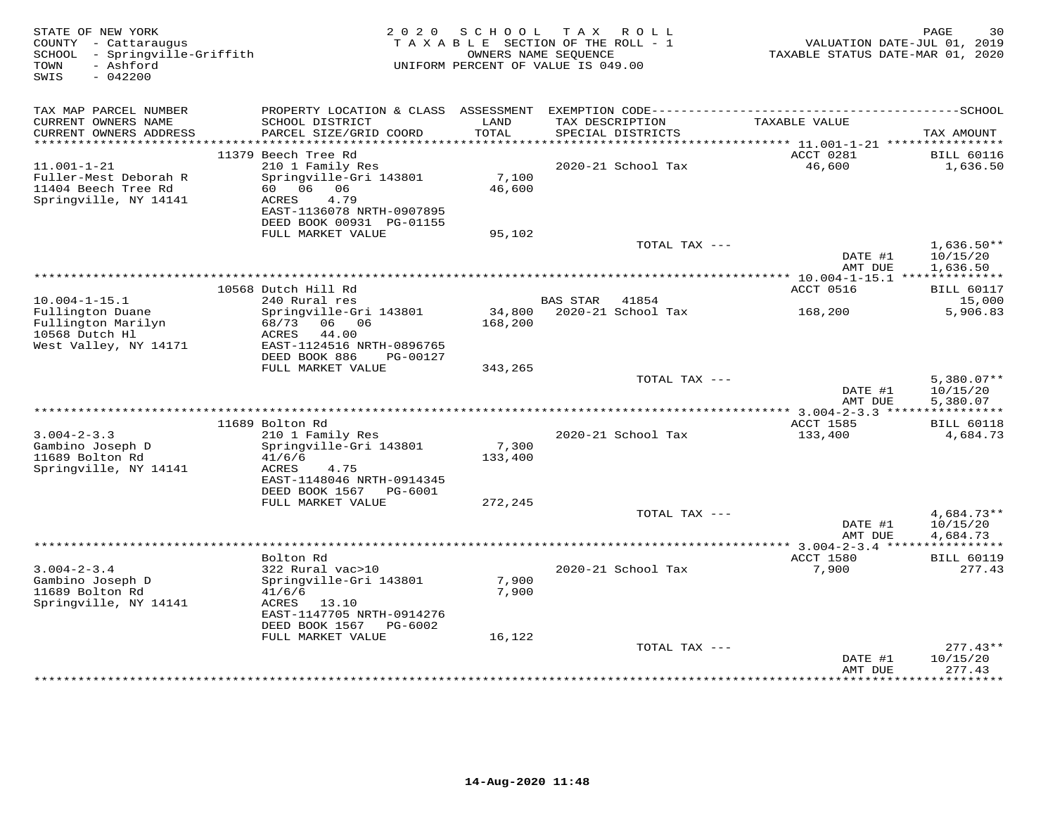STATE OF NEW YORK
COUNTY - Cattaraugus
SCHOOL - Springville-Griffith
TOWN - Ashford
SWIS - 042200

2020 SCHOOL TAX ROLL
TAXABLE SECTION OF THE ROLL - 1
OWNERS NAME SEQUENCE
UNIFORM PERCENT OF VALUE IS 049.00

VALUATION DATE-JUL 01, 2019
TAXABLE STATUS DATE-MAR 01, 2020

| TAX MAP PARCEL NUMBER / CURRENT OWNERS NAME / CURRENT OWNERS ADDRESS | PROPERTY LOCATION & CLASS / SCHOOL DISTRICT / PARCEL SIZE/GRID COORD | ASSESSMENT LAND / TOTAL | EXEMPTION CODE / TAX DESCRIPTION / SPECIAL DISTRICTS | TAXABLE VALUE | TAX AMOUNT |
|---|---|---|---|---|---|
| | 11379 Beech Tree Rd | | | ACCT 0281 | BILL 60116 |
| 11.001-1-21 | 210 1 Family Res | | 2020-21 School Tax | 46,600 | 1,636.50 |
| Fuller-Mest Deborah R | Springville-Gri 143801 | 7,100 | | | |
| 11404 Beech Tree Rd | 60 06 06 | 46,600 | | | |
| Springville, NY 14141 | ACRES 4.79 | | | | |
| | EAST-1136078 NRTH-0907895 | | | | |
| | DEED BOOK 00931 PG-01155 | | | | |
| | FULL MARKET VALUE | 95,102 | | | |
| | | | TOTAL TAX --- | | 1,636.50** |
| | | | | DATE #1 | 10/15/20 |
| | | | | AMT DUE | 1,636.50 |
| | 10568 Dutch Hill Rd | | | ACCT 0516 | BILL 60117 |
| 10.004-1-15.1 | 240 Rural res | | BAS STAR 41854 | | 15,000 |
| Fullington Duane | Springville-Gri 143801 | 34,800 | 2020-21 School Tax | 168,200 | 5,906.83 |
| Fullington Marilyn | 68/73 06 06 | 168,200 | | | |
| 10568 Dutch Hl | ACRES 44.00 | | | | |
| West Valley, NY 14171 | EAST-1124516 NRTH-0896765 | | | | |
| | DEED BOOK 886 PG-00127 | | | | |
| | FULL MARKET VALUE | 343,265 | | | |
| | | | TOTAL TAX --- | | 5,380.07** |
| | | | | DATE #1 | 10/15/20 |
| | | | | AMT DUE | 5,380.07 |
| | 11689 Bolton Rd | | | ACCT 1585 | BILL 60118 |
| 3.004-2-3.3 | 210 1 Family Res | | 2020-21 School Tax | 133,400 | 4,684.73 |
| Gambino Joseph D | Springville-Gri 143801 | 7,300 | | | |
| 11689 Bolton Rd | 41/6/6 | 133,400 | | | |
| Springville, NY 14141 | ACRES 4.75 | | | | |
| | EAST-1148046 NRTH-0914345 | | | | |
| | DEED BOOK 1567 PG-6001 | | | | |
| | FULL MARKET VALUE | 272,245 | | | |
| | | | TOTAL TAX --- | | 4,684.73** |
| | | | | DATE #1 | 10/15/20 |
| | | | | AMT DUE | 4,684.73 |
| | Bolton Rd | | | ACCT 1580 | BILL 60119 |
| 3.004-2-3.4 | 322 Rural vac>10 | | 2020-21 School Tax | 7,900 | 277.43 |
| Gambino Joseph D | Springville-Gri 143801 | 7,900 | | | |
| 11689 Bolton Rd | 41/6/6 | 7,900 | | | |
| Springville, NY 14141 | ACRES 13.10 | | | | |
| | EAST-1147705 NRTH-0914276 | | | | |
| | DEED BOOK 1567 PG-6002 | | | | |
| | FULL MARKET VALUE | 16,122 | | | |
| | | | TOTAL TAX --- | | 277.43** |
| | | | | DATE #1 | 10/15/20 |
| | | | | AMT DUE | 277.43 |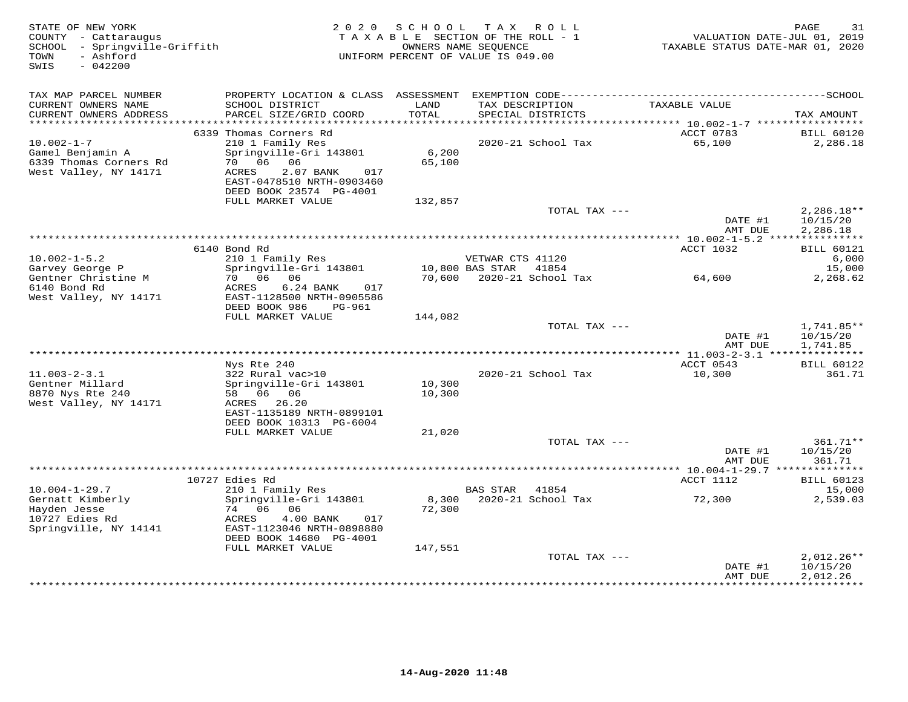STATE OF NEW YORK
COUNTY - Cattaraugus
SCHOOL - Springville-Griffith
TOWN - Ashford
SWIS - 042200

2020 SCHOOL TAX ROLL
TAXABLE SECTION OF THE ROLL - 1
OWNERS NAME SEQUENCE
UNIFORM PERCENT OF VALUE IS 049.00

VALUATION DATE-JUL 01, 2019
TAXABLE STATUS DATE-MAR 01, 2020

| TAX MAP PARCEL NUMBER / CURRENT OWNERS NAME / CURRENT OWNERS ADDRESS | PROPERTY LOCATION & CLASS / SCHOOL DISTRICT / PARCEL SIZE/GRID COORD | ASSESSMENT LAND / TOTAL | EXEMPTION CODE / TAX DESCRIPTION / SPECIAL DISTRICTS | TAXABLE VALUE | TAX AMOUNT |
|---|---|---|---|---|---|
| | 6339 Thomas Corners Rd | | | ACCT 0783 | BILL 60120 |
| 10.002-1-7 | 210 1 Family Res | | 2020-21 School Tax | 65,100 | 2,286.18 |
| Gamel Benjamin A | Springville-Gri 143801 | 6,200 | | | |
| 6339 Thomas Corners Rd | 70 06 06 | 65,100 | | | |
| West Valley, NY 14171 | ACRES 2.07 BANK 017 | | | | |
| | EAST-0478510 NRTH-0903460 | | | | |
| | DEED BOOK 23574 PG-4001 | | | | |
| | FULL MARKET VALUE | 132,857 | | | |
| | | | TOTAL TAX --- | | 2,286.18** |
| | | | | DATE #1 | 10/15/20 |
| | | | | AMT DUE | 2,286.18 |
| | 6140 Bond Rd | | | ACCT 1032 | BILL 60121 |
| 10.002-1-5.2 | 210 1 Family Res | | VETWAR CTS 41120 | | 6,000 |
| Garvey George P | Springville-Gri 143801 | 10,800 | BAS STAR 41854 | | 15,000 |
| Gentner Christine M | 70 06 06 | 70,600 | 2020-21 School Tax | 64,600 | 2,268.62 |
| 6140 Bond Rd | ACRES 6.24 BANK 017 | | | | |
| West Valley, NY 14171 | EAST-1128500 NRTH-0905586 | | | | |
| | DEED BOOK 986 PG-961 | | | | |
| | FULL MARKET VALUE | 144,082 | | | |
| | | | TOTAL TAX --- | | 1,741.85** |
| | | | | DATE #1 | 10/15/20 |
| | | | | AMT DUE | 1,741.85 |
| | Nys Rte 240 | | | ACCT 0543 | BILL 60122 |
| 11.003-2-3.1 | 322 Rural vac>10 | | 2020-21 School Tax | 10,300 | 361.71 |
| Gentner Millard | Springville-Gri 143801 | 10,300 | | | |
| 8870 Nys Rte 240 | 58 06 06 | 10,300 | | | |
| West Valley, NY 14171 | ACRES 26.20 | | | | |
| | EAST-1135189 NRTH-0899101 | | | | |
| | DEED BOOK 10313 PG-6004 | | | | |
| | FULL MARKET VALUE | 21,020 | | | |
| | | | TOTAL TAX --- | | 361.71** |
| | | | | DATE #1 | 10/15/20 |
| | | | | AMT DUE | 361.71 |
| | 10727 Edies Rd | | | ACCT 1112 | BILL 60123 |
| 10.004-1-29.7 | 210 1 Family Res | | BAS STAR 41854 | | 15,000 |
| Gernatt Kimberly | Springville-Gri 143801 | 8,300 | 2020-21 School Tax | 72,300 | 2,539.03 |
| Hayden Jesse | 74 06 06 | 72,300 | | | |
| 10727 Edies Rd | ACRES 4.00 BANK 017 | | | | |
| Springville, NY 14141 | EAST-1123046 NRTH-0898880 | | | | |
| | DEED BOOK 14680 PG-4001 | | | | |
| | FULL MARKET VALUE | 147,551 | | | |
| | | | TOTAL TAX --- | | 2,012.26** |
| | | | | DATE #1 | 10/15/20 |
| | | | | AMT DUE | 2,012.26 |

14-Aug-2020 11:48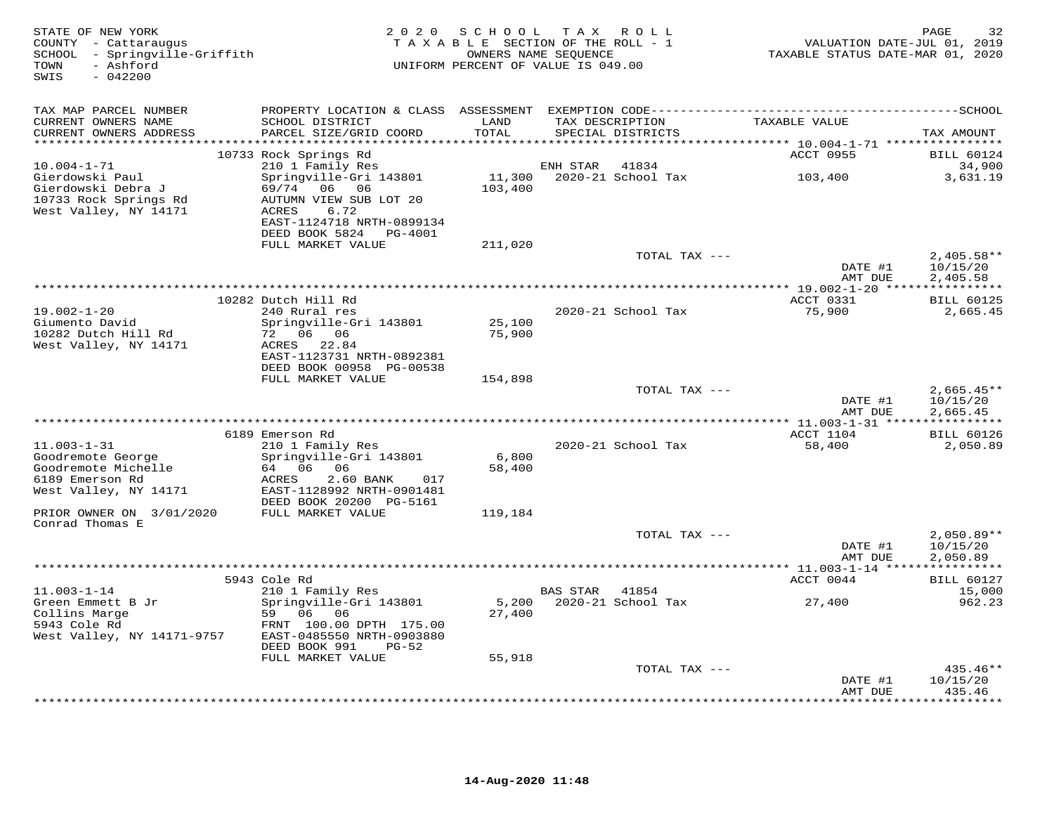STATE OF NEW YORK
COUNTY - Cattaraugus
SCHOOL - Springville-Griffith
TOWN - Ashford
SWIS - 042200

2 0 2 0 S C H O O L T A X R O L L
T A X A B L E SECTION OF THE ROLL - 1
OWNERS NAME SEQUENCE
UNIFORM PERCENT OF VALUE IS 049.00

VALUATION DATE-JUL 01, 2019
TAXABLE STATUS DATE-MAR 01, 2020

| TAX MAP PARCEL NUMBER / CURRENT OWNERS NAME / CURRENT OWNERS ADDRESS | PROPERTY LOCATION & CLASS / SCHOOL DISTRICT / PARCEL SIZE/GRID COORD | ASSESSMENT LAND / TOTAL | EXEMPTION CODE / TAX DESCRIPTION / SPECIAL DISTRICTS | TAXABLE VALUE | TAX AMOUNT |
|---|---|---|---|---|---|
| **10.004-1-71** | 10733 Rock Springs Rd | | | ACCT 0955 | BILL 60124 |
| | 210 1 Family Res | | ENH STAR 41834 | | 34,900 |
| Gierdowski Paul | Springville-Gri 143801 | 11,300 | 2020-21 School Tax | 103,400 | 3,631.19 |
| Gierdowski Debra J | 69/74 06 06 | 103,400 | | | |
| 10733 Rock Springs Rd | AUTUMN VIEW SUB LOT 20 | | | | |
| West Valley, NY 14171 | ACRES 6.72 | | | | |
| | EAST-1124718 NRTH-0899134 | | | | |
| | DEED BOOK 5824 PG-4001 | | | | |
| | FULL MARKET VALUE | 211,020 | | | |
| | | | TOTAL TAX --- | | 2,405.58** |
| | | | | DATE #1 | 10/15/20 |
| | | | | AMT DUE | 2,405.58 |
| **19.002-1-20** | 10282 Dutch Hill Rd | | | ACCT 0331 | BILL 60125 |
| | 240 Rural res | | 2020-21 School Tax | 75,900 | 2,665.45 |
| Giumento David | Springville-Gri 143801 | 25,100 | | | |
| 10282 Dutch Hill Rd | 72 06 06 | 75,900 | | | |
| West Valley, NY 14171 | ACRES 22.84 | | | | |
| | EAST-1123731 NRTH-0892381 | | | | |
| | DEED BOOK 00958 PG-00538 | | | | |
| | FULL MARKET VALUE | 154,898 | | | |
| | | | TOTAL TAX --- | | 2,665.45** |
| | | | | DATE #1 | 10/15/20 |
| | | | | AMT DUE | 2,665.45 |
| **11.003-1-31** | 6189 Emerson Rd | | | ACCT 1104 | BILL 60126 |
| | 210 1 Family Res | | 2020-21 School Tax | 58,400 | 2,050.89 |
| Goodremote George | Springville-Gri 143801 | 6,800 | | | |
| Goodremote Michelle | 64 06 06 | 58,400 | | | |
| 6189 Emerson Rd | ACRES 2.60 BANK 017 | | | | |
| West Valley, NY 14171 | EAST-1128992 NRTH-0901481 | | | | |
| | DEED BOOK 20200 PG-5161 | | | | |
| PRIOR OWNER ON 3/01/2020 | FULL MARKET VALUE | 119,184 | | | |
| Conrad Thomas E | | | | | |
| | | | TOTAL TAX --- | | 2,050.89** |
| | | | | DATE #1 | 10/15/20 |
| | | | | AMT DUE | 2,050.89 |
| **11.003-1-14** | 5943 Cole Rd | | | ACCT 0044 | BILL 60127 |
| | 210 1 Family Res | | BAS STAR 41854 | | 15,000 |
| Green Emmett B Jr | Springville-Gri 143801 | 5,200 | 2020-21 School Tax | 27,400 | 962.23 |
| Collins Marge | 59 06 06 | 27,400 | | | |
| 5943 Cole Rd | FRNT 100.00 DPTH 175.00 | | | | |
| West Valley, NY 14171-9757 | EAST-0485550 NRTH-0903880 | | | | |
| | DEED BOOK 991 PG-52 | | | | |
| | FULL MARKET VALUE | 55,918 | | | |
| | | | TOTAL TAX --- | | 435.46** |
| | | | | DATE #1 | 10/15/20 |
| | | | | AMT DUE | 435.46 |

14-Aug-2020 11:48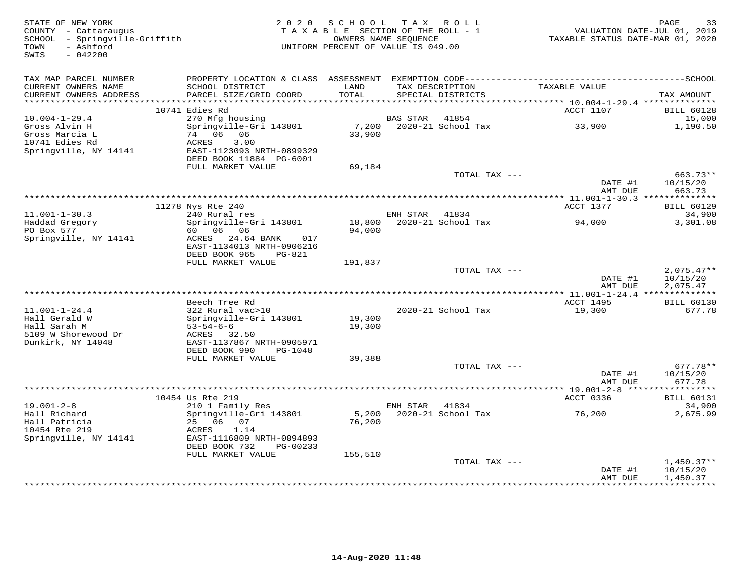STATE OF NEW YORK
COUNTY - Cattaraugus
SCHOOL - Springville-Griffith
TOWN - Ashford
SWIS - 042200

2 0 2 0 S C H O O L T A X R O L L
T A X A B L E SECTION OF THE ROLL - 1
OWNERS NAME SEQUENCE
UNIFORM PERCENT OF VALUE IS 049.00

VALUATION DATE-JUL 01, 2019
TAXABLE STATUS DATE-MAR 01, 2020

| TAX MAP PARCEL NUMBER / CURRENT OWNERS NAME / CURRENT OWNERS ADDRESS | PROPERTY LOCATION & CLASS / SCHOOL DISTRICT / PARCEL SIZE/GRID COORD | ASSESSMENT LAND / TOTAL | EXEMPTION CODE / TAX DESCRIPTION / SPECIAL DISTRICTS | TAXABLE VALUE | TAX AMOUNT |
|---|---|---|---|---|---|
| 10.004-1-29.4 | 10741 Edies Rd | | | ACCT 1107 | BILL 60128 |
| Gross Alvin H | 270 Mfg housing | | BAS STAR 41854 | | 15,000 |
| Gross Marcia L | Springville-Gri 143801 | 7,200 | 2020-21 School Tax | 33,900 | 1,190.50 |
| 10741 Edies Rd | 74 06 06 | 33,900 | | | |
| Springville, NY 14141 | ACRES 3.00 | | | | |
| | EAST-1123093 NRTH-0899329 | | | | |
| | DEED BOOK 11884 PG-6001 | | | | |
| | FULL MARKET VALUE | 69,184 | | | |
| | | | TOTAL TAX --- | | 663.73** |
| | | | | DATE #1 | 10/15/20 |
| | | | | AMT DUE | 663.73 |
| 11.001-1-30.3 | 11278 Nys Rte 240 | | | ACCT 1377 | BILL 60129 |
| Haddad Gregory | 240 Rural res | | ENH STAR 41834 | | 34,900 |
| PO Box 577 | Springville-Gri 143801 | 18,800 | 2020-21 School Tax | 94,000 | 3,301.08 |
| Springville, NY 14141 | 60 06 06 | 94,000 | | | |
| | ACRES 24.64 BANK 017 | | | | |
| | EAST-1134013 NRTH-0906216 | | | | |
| | DEED BOOK 965 PG-821 | | | | |
| | FULL MARKET VALUE | 191,837 | | | |
| | | | TOTAL TAX --- | | 2,075.47** |
| | | | | DATE #1 | 10/15/20 |
| | | | | AMT DUE | 2,075.47 |
| 11.001-1-24.4 | Beech Tree Rd | | | ACCT 1495 | BILL 60130 |
| Hall Gerald W | 322 Rural vac>10 | | 2020-21 School Tax | 19,300 | 677.78 |
| Hall Sarah M | Springville-Gri 143801 | 19,300 | | | |
| 5109 W Shorewood Dr | 53-54-6-6 | 19,300 | | | |
| Dunkirk, NY 14048 | ACRES 32.50 | | | | |
| | EAST-1137867 NRTH-0905971 | | | | |
| | DEED BOOK 990 PG-1048 | | | | |
| | FULL MARKET VALUE | 39,388 | | | |
| | | | TOTAL TAX --- | | 677.78** |
| | | | | DATE #1 | 10/15/20 |
| | | | | AMT DUE | 677.78 |
| 19.001-2-8 | 10454 Us Rte 219 | | | ACCT 0336 | BILL 60131 |
| Hall Richard | 210 1 Family Res | | ENH STAR 41834 | | 34,900 |
| Hall Patricia | Springville-Gri 143801 | 5,200 | 2020-21 School Tax | 76,200 | 2,675.99 |
| 10454 Rte 219 | 25 06 07 | 76,200 | | | |
| Springville, NY 14141 | ACRES 1.14 | | | | |
| | EAST-1116809 NRTH-0894893 | | | | |
| | DEED BOOK 732 PG-00233 | | | | |
| | FULL MARKET VALUE | 155,510 | | | |
| | | | TOTAL TAX --- | | 1,450.37** |
| | | | | DATE #1 | 10/15/20 |
| | | | | AMT DUE | 1,450.37 |

14-Aug-2020 11:48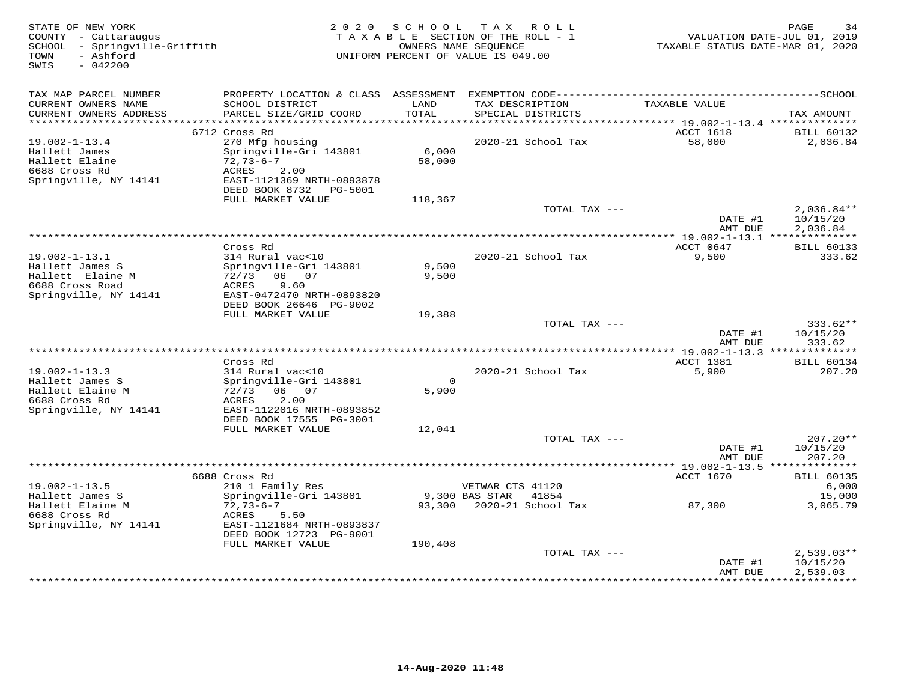STATE OF NEW YORK
COUNTY - Cattaraugus
SCHOOL - Springville-Griffith
TOWN - Ashford
SWIS - 042200

2020 SCHOOL TAX ROLL
TAXABLE SECTION OF THE ROLL - 1
OWNERS NAME SEQUENCE
UNIFORM PERCENT OF VALUE IS 049.00

VALUATION DATE-JUL 01, 2019
TAXABLE STATUS DATE-MAR 01, 2020

| TAX MAP PARCEL NUMBER / CURRENT OWNERS NAME / CURRENT OWNERS ADDRESS | PROPERTY LOCATION & CLASS / SCHOOL DISTRICT / PARCEL SIZE/GRID COORD | ASSESSMENT LAND / TOTAL | EXEMPTION CODE / TAX DESCRIPTION / SPECIAL DISTRICTS | TAXABLE VALUE | TAX AMOUNT |
|---|---|---|---|---|---|
| **19.002-1-13.4** | 6712 Cross Rd | | | ACCT 1618 | BILL 60132 |
| 19.002-1-13.4 | 270 Mfg housing | | 2020-21 School Tax | 58,000 | 2,036.84 |
| Hallett James | Springville-Gri 143801 | 6,000 | | | |
| Hallett Elaine | 72,73-6-7 | 58,000 | | | |
| 6688 Cross Rd | ACRES 2.00 | | | | |
| Springville, NY 14141 | EAST-1121369 NRTH-0893878 | | | | |
| | DEED BOOK 8732 PG-5001 | | | | |
| | FULL MARKET VALUE | 118,367 | | | |
| | | | TOTAL TAX --- | | 2,036.84** |
| | | | | DATE #1 | 10/15/20 |
| | | | | AMT DUE | 2,036.84 |
| **19.002-1-13.1** | Cross Rd | | | ACCT 0647 | BILL 60133 |
| 19.002-1-13.1 | 314 Rural vac<10 | | 2020-21 School Tax | 9,500 | 333.62 |
| Hallett James S | Springville-Gri 143801 | 9,500 | | | |
| Hallett Elaine M | 72/73 06 07 | 9,500 | | | |
| 6688 Cross Road | ACRES 9.60 | | | | |
| Springville, NY 14141 | EAST-0472470 NRTH-0893820 | | | | |
| | DEED BOOK 26646 PG-9002 | | | | |
| | FULL MARKET VALUE | 19,388 | | | |
| | | | TOTAL TAX --- | | 333.62** |
| | | | | DATE #1 | 10/15/20 |
| | | | | AMT DUE | 333.62 |
| **19.002-1-13.3** | Cross Rd | | | ACCT 1381 | BILL 60134 |
| 19.002-1-13.3 | 314 Rural vac<10 | | 2020-21 School Tax | 5,900 | 207.20 |
| Hallett James S | Springville-Gri 143801 | 0 | | | |
| Hallett Elaine M | 72/73 06 07 | 5,900 | | | |
| 6688 Cross Rd | ACRES 2.00 | | | | |
| Springville, NY 14141 | EAST-1122016 NRTH-0893852 | | | | |
| | DEED BOOK 17555 PG-3001 | | | | |
| | FULL MARKET VALUE | 12,041 | | | |
| | | | TOTAL TAX --- | | 207.20** |
| | | | | DATE #1 | 10/15/20 |
| | | | | AMT DUE | 207.20 |
| **19.002-1-13.5** | 6688 Cross Rd | | | ACCT 1670 | BILL 60135 |
| 19.002-1-13.5 | 210 1 Family Res | | VETWAR CTS 41120 | | 6,000 |
| Hallett James S | Springville-Gri 143801 | 9,300 | BAS STAR 41854 | | 15,000 |
| Hallett Elaine M | 72,73-6-7 | 93,300 | 2020-21 School Tax | 87,300 | 3,065.79 |
| 6688 Cross Rd | ACRES 5.50 | | | | |
| Springville, NY 14141 | EAST-1121684 NRTH-0893837 | | | | |
| | DEED BOOK 12723 PG-9001 | | | | |
| | FULL MARKET VALUE | 190,408 | | | |
| | | | TOTAL TAX --- | | 2,539.03** |
| | | | | DATE #1 | 10/15/20 |
| | | | | AMT DUE | 2,539.03 |

14-Aug-2020 11:48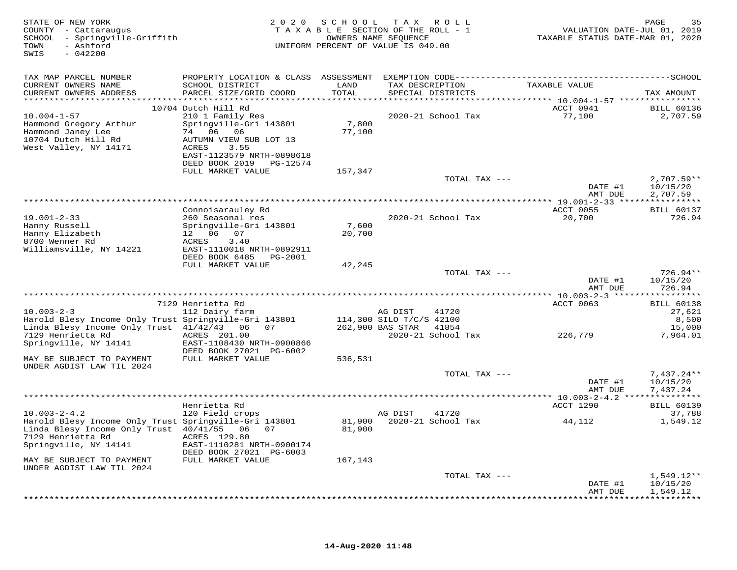STATE OF NEW YORK
COUNTY - Cattaraugus
SCHOOL - Springville-Griffith
TOWN - Ashford
SWIS - 042200

2020 SCHOOL TAX ROLL
TAXABLE SECTION OF THE ROLL - 1
OWNERS NAME SEQUENCE
UNIFORM PERCENT OF VALUE IS 049.00

VALUATION DATE-JUL 01, 2019
TAXABLE STATUS DATE-MAR 01, 2020

| TAX MAP PARCEL NUMBER / CURRENT OWNERS NAME / CURRENT OWNERS ADDRESS | PROPERTY LOCATION & CLASS / SCHOOL DISTRICT / PARCEL SIZE/GRID COORD | ASSESSMENT LAND / TOTAL | EXEMPTION CODE / TAX DESCRIPTION / SPECIAL DISTRICTS | TAXABLE VALUE | TAX AMOUNT |
|---|---|---|---|---|---|
| 10.004-1-57 | 10704 Dutch Hill Rd | | | ACCT 0941 | BILL 60136 |
| 10.004-1-57 | 210 1 Family Res | | 2020-21 School Tax | 77,100 | 2,707.59 |
| Hammond Gregory Arthur | Springville-Gri 143801 | 7,800 | | | |
| Hammond Janey Lee | 74 06 06 | 77,100 | | | |
| 10704 Dutch Hill Rd | AUTUMN VIEW SUB LOT 13 | | | | |
| West Valley, NY 14171 | ACRES 3.55 | | | | |
| | EAST-1123579 NRTH-0898618 | | | | |
| | DEED BOOK 2019 PG-12574 | | | | |
| | FULL MARKET VALUE | 157,347 | | | |
| | | | TOTAL TAX --- | | 2,707.59** |
| | | | | DATE #1 | 10/15/20 |
| | | | | AMT DUE | 2,707.59 |
| 19.001-2-33 | Connoisarauley Rd | | | ACCT 0055 | BILL 60137 |
| 19.001-2-33 | 260 Seasonal res | | 2020-21 School Tax | 20,700 | 726.94 |
| Hanny Russell | Springville-Gri 143801 | 7,600 | | | |
| Hanny Elizabeth | 12 06 07 | 20,700 | | | |
| 8700 Wenner Rd | ACRES 3.40 | | | | |
| Williamsville, NY 14221 | EAST-1110018 NRTH-0892911 | | | | |
| | DEED BOOK 6485 PG-2001 | | | | |
| | FULL MARKET VALUE | 42,245 | | | |
| | | | TOTAL TAX --- | | 726.94** |
| | | | | DATE #1 | 10/15/20 |
| | | | | AMT DUE | 726.94 |
| 10.003-2-3 | 7129 Henrietta Rd | | | ACCT 0063 | BILL 60138 |
| 10.003-2-3 | 112 Dairy farm | | AG DIST 41720 | | 27,621 |
| Harold Blesy Income Only Trust | Springville-Gri 143801 | 114,300 | SILO T/C/S 42100 | | 8,500 |
| Linda Blesy Income Only Trust | 41/42/43 06 07 | 262,900 | BAS STAR 41854 | | 15,000 |
| 7129 Henrietta Rd | ACRES 201.00 | | 2020-21 School Tax | 226,779 | 7,964.01 |
| Springville, NY 14141 | EAST-1108430 NRTH-0900866 | | | | |
| | DEED BOOK 27021 PG-6002 | | | | |
| MAY BE SUBJECT TO PAYMENT UNDER AGDIST LAW TIL 2024 | FULL MARKET VALUE | 536,531 | | | |
| | | | TOTAL TAX --- | | 7,437.24** |
| | | | | DATE #1 | 10/15/20 |
| | | | | AMT DUE | 7,437.24 |
| 10.003-2-4.2 | Henrietta Rd | | | ACCT 1290 | BILL 60139 |
| 10.003-2-4.2 | 120 Field crops | | AG DIST 41720 | | 37,788 |
| Harold Blesy Income Only Trust | Springville-Gri 143801 | 81,900 | 2020-21 School Tax | 44,112 | 1,549.12 |
| Linda Blesy Income Only Trust | 40/41/55 06 07 | 81,900 | | | |
| 7129 Henrietta Rd | ACRES 129.80 | | | | |
| Springville, NY 14141 | EAST-1110281 NRTH-0900174 | | | | |
| | DEED BOOK 27021 PG-6003 | | | | |
| MAY BE SUBJECT TO PAYMENT UNDER AGDIST LAW TIL 2024 | FULL MARKET VALUE | 167,143 | | | |
| | | | TOTAL TAX --- | | 1,549.12** |
| | | | | DATE #1 | 10/15/20 |
| | | | | AMT DUE | 1,549.12 |

14-Aug-2020 11:48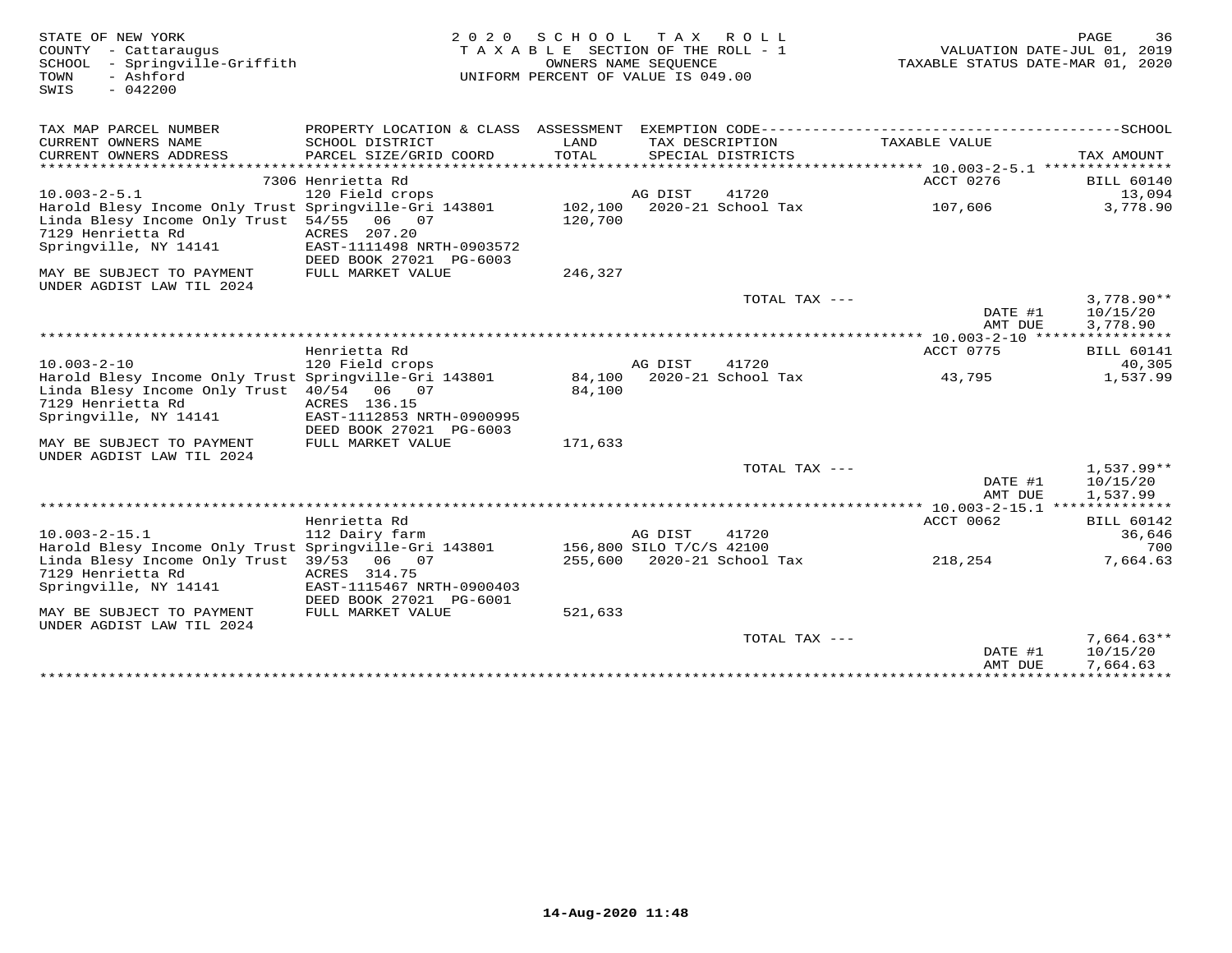STATE OF NEW YORK
COUNTY - Cattaraugus
SCHOOL - Springville-Griffith
TOWN - Ashford
SWIS - 042200

2020 SCHOOL TAX ROLL
TAXABLE SECTION OF THE ROLL - 1
OWNERS NAME SEQUENCE
UNIFORM PERCENT OF VALUE IS 049.00

VALUATION DATE-JUL 01, 2019
TAXABLE STATUS DATE-MAR 01, 2020

| TAX MAP PARCEL NUMBER / CURRENT OWNERS NAME / CURRENT OWNERS ADDRESS | PROPERTY LOCATION & CLASS / SCHOOL DISTRICT / PARCEL SIZE/GRID COORD | ASSESSMENT LAND / TOTAL | EXEMPTION CODE / TAX DESCRIPTION / SPECIAL DISTRICTS | TAXABLE VALUE | TAX AMOUNT |
|---|---|---|---|---|---|
| **10.003-2-5.1** | 7306 Henrietta Rd | | | ACCT 0276 | BILL 60140 |
| 10.003-2-5.1 | 120 Field crops | | AG DIST 41720 | | 13,094 |
| Harold Blesy Income Only Trust | Springville-Gri 143801 | 102,100 | 2020-21 School Tax | 107,606 | 3,778.90 |
| Linda Blesy Income Only Trust | 54/55 06 07 | 120,700 | | | |
| 7129 Henrietta Rd | ACRES 207.20 | | | | |
| Springville, NY 14141 | EAST-1111498 NRTH-0903572 | | | | |
| | DEED BOOK 27021 PG-6003 | | | | |
| MAY BE SUBJECT TO PAYMENT UNDER AGDIST LAW TIL 2024 | FULL MARKET VALUE | 246,327 | | | |
| | | | TOTAL TAX --- | | 3,778.90** |
| | | | | DATE #1 | 10/15/20 |
| | | | | AMT DUE | 3,778.90 |
| **10.003-2-10** | Henrietta Rd | | | ACCT 0775 | BILL 60141 |
| 10.003-2-10 | 120 Field crops | | AG DIST 41720 | | 40,305 |
| Harold Blesy Income Only Trust | Springville-Gri 143801 | 84,100 | 2020-21 School Tax | 43,795 | 1,537.99 |
| Linda Blesy Income Only Trust | 40/54 06 07 | 84,100 | | | |
| 7129 Henrietta Rd | ACRES 136.15 | | | | |
| Springville, NY 14141 | EAST-1112853 NRTH-0900995 | | | | |
| | DEED BOOK 27021 PG-6003 | | | | |
| MAY BE SUBJECT TO PAYMENT UNDER AGDIST LAW TIL 2024 | FULL MARKET VALUE | 171,633 | | | |
| | | | TOTAL TAX --- | | 1,537.99** |
| | | | | DATE #1 | 10/15/20 |
| | | | | AMT DUE | 1,537.99 |
| **10.003-2-15.1** | Henrietta Rd | | | ACCT 0062 | BILL 60142 |
| 10.003-2-15.1 | 112 Dairy farm | | AG DIST 41720 | | 36,646 |
| Harold Blesy Income Only Trust | Springville-Gri 143801 | 156,800 | SILO T/C/S 42100 | | 700 |
| Linda Blesy Income Only Trust | 39/53 06 07 | 255,600 | 2020-21 School Tax | 218,254 | 7,664.63 |
| 7129 Henrietta Rd | ACRES 314.75 | | | | |
| Springville, NY 14141 | EAST-1115467 NRTH-0900403 | | | | |
| | DEED BOOK 27021 PG-6001 | | | | |
| MAY BE SUBJECT TO PAYMENT UNDER AGDIST LAW TIL 2024 | FULL MARKET VALUE | 521,633 | | | |
| | | | TOTAL TAX --- | | 7,664.63** |
| | | | | DATE #1 | 10/15/20 |
| | | | | AMT DUE | 7,664.63 |

14-Aug-2020 11:48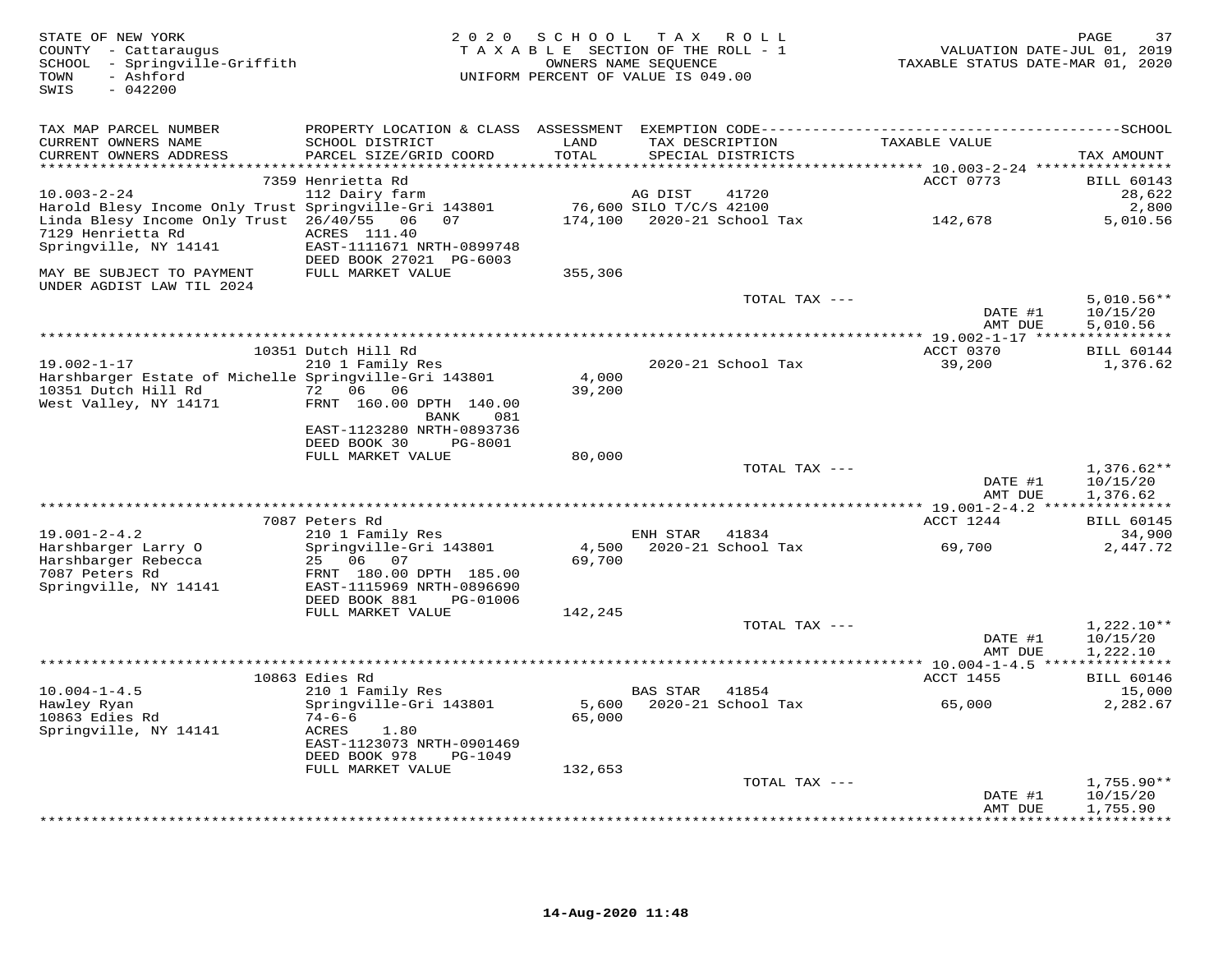STATE OF NEW YORK
COUNTY - Cattaraugus
SCHOOL - Springville-Griffith
TOWN - Ashford
SWIS - 042200

2020 SCHOOL TAX ROLL
TAXABLE SECTION OF THE ROLL - 1
OWNERS NAME SEQUENCE
UNIFORM PERCENT OF VALUE IS 049.00

VALUATION DATE-JUL 01, 2019
TAXABLE STATUS DATE-MAR 01, 2020

| TAX MAP PARCEL NUMBER / CURRENT OWNERS NAME / CURRENT OWNERS ADDRESS | PROPERTY LOCATION & CLASS / SCHOOL DISTRICT / PARCEL SIZE/GRID COORD | ASSESSMENT LAND / TOTAL | EXEMPTION CODE / TAX DESCRIPTION / SPECIAL DISTRICTS | TAXABLE VALUE | SCHOOL TAX AMOUNT |
|---|---|---|---|---|---|
| | 7359 Henrietta Rd | | | ACCT 0773 | BILL 60143 |
| 10.003-2-24 | 112 Dairy farm | | AG DIST 41720 | | 28,622 |
| Harold Blesy Income Only Trust | Springville-Gri 143801 | 76,600 | SILO T/C/S 42100 | | 2,800 |
| Linda Blesy Income Only Trust | 26/40/55 06 07 | 174,100 | 2020-21 School Tax | 142,678 | 5,010.56 |
| 7129 Henrietta Rd | ACRES 111.40 | | | | |
| Springville, NY 14141 | EAST-1111671 NRTH-0899748 | | | | |
| | DEED BOOK 27021 PG-6003 | | | | |
| MAY BE SUBJECT TO PAYMENT UNDER AGDIST LAW TIL 2024 | FULL MARKET VALUE | 355,306 | | | |
| | | | TOTAL TAX --- | | 5,010.56** |
| | | | | DATE #1 | 10/15/20 |
| | | | | AMT DUE | 5,010.56 |
| | 10351 Dutch Hill Rd | | | ACCT 0370 | BILL 60144 |
| 19.002-1-17 | 210 1 Family Res | | 2020-21 School Tax | 39,200 | 1,376.62 |
| Harshbarger Estate of Michelle | Springville-Gri 143801 | 4,000 | | | |
| 10351 Dutch Hill Rd | 72 06 06 | 39,200 | | | |
| West Valley, NY 14171 | FRNT 160.00 DPTH 140.00 | | | | |
| | BANK 081 | | | | |
| | EAST-1123280 NRTH-0893736 | | | | |
| | DEED BOOK 30 PG-8001 | | | | |
| | FULL MARKET VALUE | 80,000 | | | |
| | | | TOTAL TAX --- | | 1,376.62** |
| | | | | DATE #1 | 10/15/20 |
| | | | | AMT DUE | 1,376.62 |
| | 7087 Peters Rd | | | ACCT 1244 | BILL 60145 |
| 19.001-2-4.2 | 210 1 Family Res | | ENH STAR 41834 | | 34,900 |
| Harshbarger Larry O | Springville-Gri 143801 | 4,500 | 2020-21 School Tax | 69,700 | 2,447.72 |
| Harshbarger Rebecca | 25 06 07 | 69,700 | | | |
| 7087 Peters Rd | FRNT 180.00 DPTH 185.00 | | | | |
| Springville, NY 14141 | EAST-1115969 NRTH-0896690 | | | | |
| | DEED BOOK 881 PG-01006 | | | | |
| | FULL MARKET VALUE | 142,245 | | | |
| | | | TOTAL TAX --- | | 1,222.10** |
| | | | | DATE #1 | 10/15/20 |
| | | | | AMT DUE | 1,222.10 |
| | 10863 Edies Rd | | | ACCT 1455 | BILL 60146 |
| 10.004-1-4.5 | 210 1 Family Res | | BAS STAR 41854 | | 15,000 |
| Hawley Ryan | Springville-Gri 143801 | 5,600 | 2020-21 School Tax | 65,000 | 2,282.67 |
| 10863 Edies Rd | 74-6-6 | 65,000 | | | |
| Springville, NY 14141 | ACRES 1.80 | | | | |
| | EAST-1123073 NRTH-0901469 | | | | |
| | DEED BOOK 978 PG-1049 | | | | |
| | FULL MARKET VALUE | 132,653 | | | |
| | | | TOTAL TAX --- | | 1,755.90** |
| | | | | DATE #1 | 10/15/20 |
| | | | | AMT DUE | 1,755.90 |

14-Aug-2020 11:48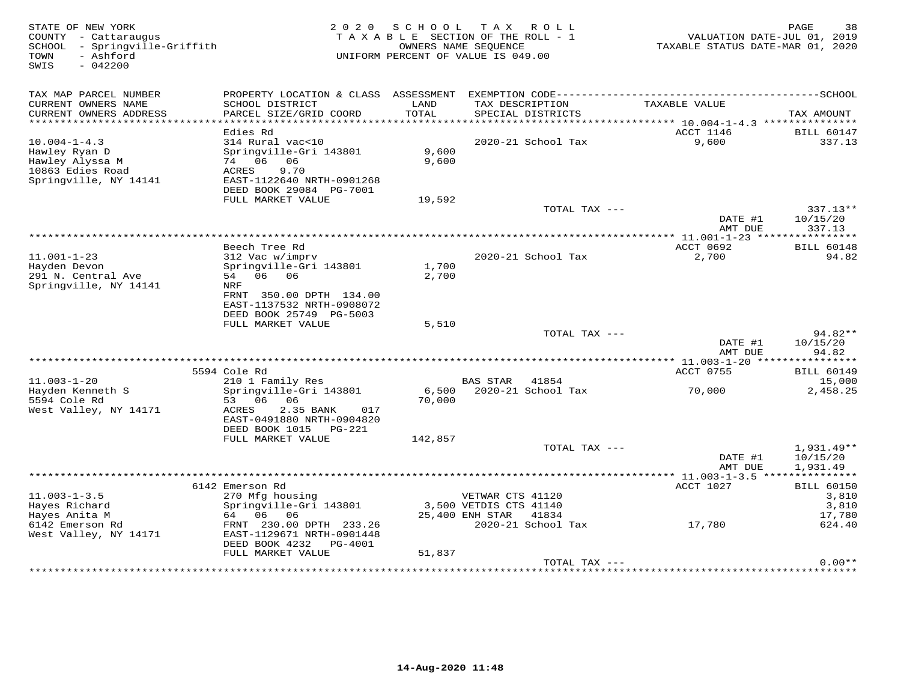STATE OF NEW YORK
COUNTY - Cattaraugus
SCHOOL - Springville-Griffith
TOWN - Ashford
SWIS - 042200

2020 SCHOOL TAX ROLL
TAXABLE SECTION OF THE ROLL - 1
OWNERS NAME SEQUENCE
UNIFORM PERCENT OF VALUE IS 049.00

VALUATION DATE-JUL 01, 2019
TAXABLE STATUS DATE-MAR 01, 2020

| TAX MAP PARCEL NUMBER<br>CURRENT OWNERS NAME<br>CURRENT OWNERS ADDRESS | PROPERTY LOCATION & CLASS<br>SCHOOL DISTRICT<br>PARCEL SIZE/GRID COORD | ASSESSMENT<br>LAND<br>TOTAL | EXEMPTION CODE<br>TAX DESCRIPTION<br>SPECIAL DISTRICTS | TAXABLE VALUE | SCHOOL<br>TAX AMOUNT |
|---|---|---|---|---|---|
| 10.004-1-4.3 | Edies Rd | | | ACCT 1146 | BILL 60147 |
| Hawley Ryan D | 314 Rural vac<10 | | 2020-21 School Tax | 9,600 | 337.13 |
| Hawley Alyssa M | Springville-Gri 143801 | 9,600 | | | |
| 10863 Edies Road | 74 06 06 | 9,600 | | | |
| Springville, NY 14141 | ACRES 9.70 | | | | |
| | EAST-1122640 NRTH-0901268 | | | | |
| | DEED BOOK 29084 PG-7001 | | | | |
| | FULL MARKET VALUE | 19,592 | | | |
| | | | TOTAL TAX --- | | 337.13** |
| | | | | DATE #1 | 10/15/20 |
| | | | | AMT DUE | 337.13 |
| 11.001-1-23 | Beech Tree Rd | | | ACCT 0692 | BILL 60148 |
| Hayden Devon | 312 Vac w/imprv | | 2020-21 School Tax | 2,700 | 94.82 |
| 291 N. Central Ave | Springville-Gri 143801 | 1,700 | | | |
| Springville, NY 14141 | 54 06 06 | 2,700 | | | |
| | NRF | | | | |
| | FRNT 350.00 DPTH 134.00 | | | | |
| | EAST-1137532 NRTH-0908072 | | | | |
| | DEED BOOK 25749 PG-5003 | | | | |
| | FULL MARKET VALUE | 5,510 | | | |
| | | | TOTAL TAX --- | | 94.82** |
| | | | | DATE #1 | 10/15/20 |
| | | | | AMT DUE | 94.82 |
| 11.003-1-20 | 5594 Cole Rd | | | ACCT 0755 | BILL 60149 |
| Hayden Kenneth S | 210 1 Family Res | | BAS STAR 41854 | | 15,000 |
| 5594 Cole Rd | Springville-Gri 143801 | 6,500 | 2020-21 School Tax | 70,000 | 2,458.25 |
| West Valley, NY 14171 | 53 06 06 | 70,000 | | | |
| | ACRES 2.35 BANK 017 | | | | |
| | EAST-0491880 NRTH-0904820 | | | | |
| | DEED BOOK 1015 PG-221 | | | | |
| | FULL MARKET VALUE | 142,857 | | | |
| | | | TOTAL TAX --- | | 1,931.49** |
| | | | | DATE #1 | 10/15/20 |
| | | | | AMT DUE | 1,931.49 |
| 11.003-1-3.5 | 6142 Emerson Rd | | | ACCT 1027 | BILL 60150 |
| Hayes Richard | 270 Mfg housing | | VETWAR CTS 41120 | | 3,810 |
| Hayes Anita M | Springville-Gri 143801 | 3,500 | VETDIS CTS 41140 | | 3,810 |
| 6142 Emerson Rd | 64 06 06 | 25,400 | ENH STAR 41834 | | 17,780 |
| West Valley, NY 14171 | FRNT 230.00 DPTH 233.26 | | 2020-21 School Tax | 17,780 | 624.40 |
| | EAST-1129671 NRTH-0901448 | | | | |
| | DEED BOOK 4232 PG-4001 | | | | |
| | FULL MARKET VALUE | 51,837 | | | |
| | | | TOTAL TAX --- | | 0.00** |

14-Aug-2020 11:48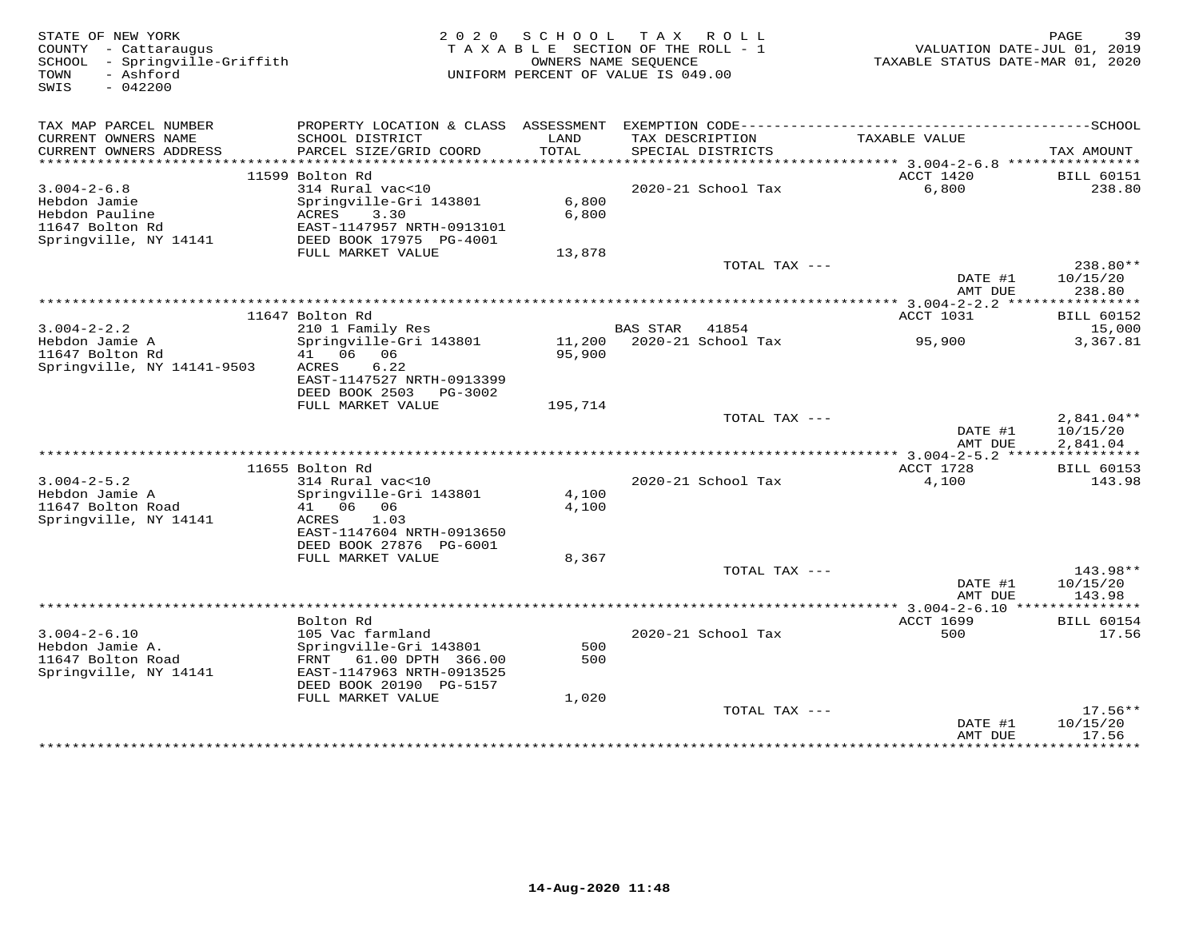STATE OF NEW YORK
COUNTY - Cattaraugus
SCHOOL - Springville-Griffith
TOWN - Ashford
SWIS - 042200

2020 SCHOOL TAX ROLL
TAXABLE SECTION OF THE ROLL - 1
OWNERS NAME SEQUENCE
UNIFORM PERCENT OF VALUE IS 049.00

VALUATION DATE-JUL 01, 2019
TAXABLE STATUS DATE-MAR 01, 2020

| TAX MAP PARCEL NUMBER / CURRENT OWNERS NAME / CURRENT OWNERS ADDRESS | PROPERTY LOCATION & CLASS / SCHOOL DISTRICT / PARCEL SIZE/GRID COORD | ASSESSMENT LAND / TOTAL | EXEMPTION CODE / TAX DESCRIPTION / SPECIAL DISTRICTS | TAXABLE VALUE | TAX AMOUNT |
|---|---|---|---|---|---|
| 3.004-2-6.8 | 11599 Bolton Rd | | | ACCT 1420 | BILL 60151 |
| Hebdon Jamie | 314 Rural vac<10 | | | | |
| Hebdon Pauline | Springville-Gri 143801 | 6,800 | 2020-21 School Tax | 6,800 | 238.80 |
| 11647 Bolton Rd | ACRES 3.30 | 6,800 | | | |
| Springville, NY 14141 | EAST-1147957 NRTH-0913101 | | | | |
| | DEED BOOK 17975 PG-4001 | | | | |
| | FULL MARKET VALUE | 13,878 | | | |
| | | | TOTAL TAX --- | | 238.80** |
| | | | | DATE #1 | 10/15/20 |
| | | | | AMT DUE | 238.80 |
| 3.004-2-2.2 | 11647 Bolton Rd | | | ACCT 1031 | BILL 60152 |
| Hebdon Jamie A | 210 1 Family Res | | BAS STAR 41854 | | 15,000 |
| 11647 Bolton Rd | Springville-Gri 143801 | 11,200 | 2020-21 School Tax | 95,900 | 3,367.81 |
| Springville, NY 14141-9503 | 41 06 06 | 95,900 | | | |
| | ACRES 6.22 | | | | |
| | EAST-1147527 NRTH-0913399 | | | | |
| | DEED BOOK 2503 PG-3002 | | | | |
| | FULL MARKET VALUE | 195,714 | | | |
| | | | TOTAL TAX --- | | 2,841.04** |
| | | | | DATE #1 | 10/15/20 |
| | | | | AMT DUE | 2,841.04 |
| 3.004-2-5.2 | 11655 Bolton Rd | | | ACCT 1728 | BILL 60153 |
| Hebdon Jamie A | 314 Rural vac<10 | | | | |
| 11647 Bolton Road | Springville-Gri 143801 | 4,100 | 2020-21 School Tax | 4,100 | 143.98 |
| Springville, NY 14141 | 41 06 06 | 4,100 | | | |
| | ACRES 1.03 | | | | |
| | EAST-1147604 NRTH-0913650 | | | | |
| | DEED BOOK 27876 PG-6001 | | | | |
| | FULL MARKET VALUE | 8,367 | | | |
| | | | TOTAL TAX --- | | 143.98** |
| | | | | DATE #1 | 10/15/20 |
| | | | | AMT DUE | 143.98 |
| 3.004-2-6.10 | Bolton Rd | | | ACCT 1699 | BILL 60154 |
| Hebdon Jamie A. | 105 Vac farmland | | | | |
| 11647 Bolton Road | Springville-Gri 143801 | 500 | 2020-21 School Tax | 500 | 17.56 |
| Springville, NY 14141 | FRNT 61.00 DPTH 366.00 | 500 | | | |
| | EAST-1147963 NRTH-0913525 | | | | |
| | DEED BOOK 20190 PG-5157 | | | | |
| | FULL MARKET VALUE | 1,020 | | | |
| | | | TOTAL TAX --- | | 17.56** |
| | | | | DATE #1 | 10/15/20 |
| | | | | AMT DUE | 17.56 |

14-Aug-2020 11:48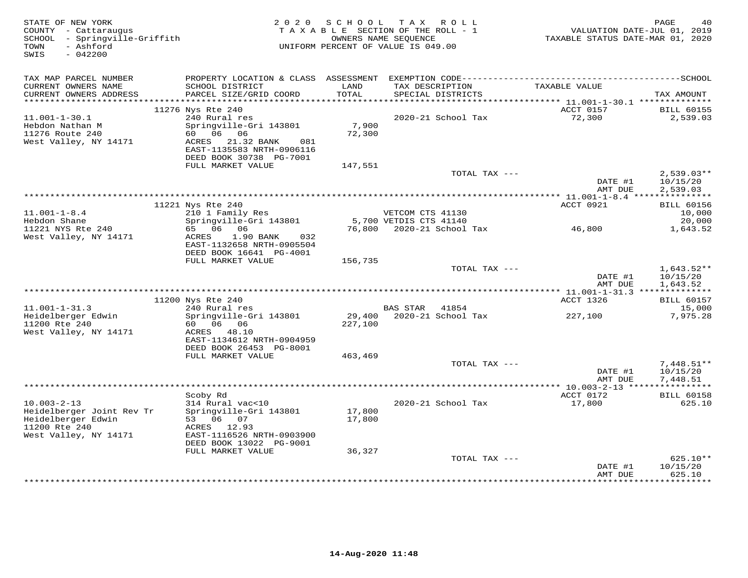STATE OF NEW YORK
COUNTY - Cattaraugus
SCHOOL - Springville-Griffith
TOWN - Ashford
SWIS - 042200

2 0 2 0 S C H O O L T A X R O L L
T A X A B L E SECTION OF THE ROLL - 1
OWNERS NAME SEQUENCE
UNIFORM PERCENT OF VALUE IS 049.00

VALUATION DATE-JUL 01, 2019
TAXABLE STATUS DATE-MAR 01, 2020

| TAX MAP PARCEL NUMBER<br>CURRENT OWNERS NAME<br>CURRENT OWNERS ADDRESS | PROPERTY LOCATION & CLASS<br>SCHOOL DISTRICT<br>PARCEL SIZE/GRID COORD | ASSESSMENT<br>LAND<br>TOTAL | EXEMPTION CODE<br>TAX DESCRIPTION<br>SPECIAL DISTRICTS | TAXABLE VALUE | SCHOOL<br>TAX AMOUNT |
|---|---|---|---|---|---|
| | 11276 Nys Rte 240 | | | ACCT 0157 | BILL 60155 |
| 11.001-1-30.1 | 240 Rural res | | 2020-21 School Tax | 72,300 | 2,539.03 |
| Hebdon Nathan M | Springville-Gri 143801 | 7,900 | | | |
| 11276 Route 240 | 60 06 06 | 72,300 | | | |
| West Valley, NY 14171 | ACRES 21.32 BANK 081 | | | | |
| | EAST-1135583 NRTH-0906116 | | | | |
| | DEED BOOK 30738 PG-7001 | | | | |
| | FULL MARKET VALUE | 147,551 | | | |
| | | | TOTAL TAX --- | | 2,539.03** |
| | | | | DATE #1 | 10/15/20 |
| | | | | AMT DUE | 2,539.03 |
| | 11221 Nys Rte 240 | | | ACCT 0921 | BILL 60156 |
| 11.001-1-8.4 | 210 1 Family Res | | VETCOM CTS 41130 | | 10,000 |
| Hebdon Shane | Springville-Gri 143801 | 5,700 | VETDIS CTS 41140 | | 20,000 |
| 11221 NYS Rte 240 | 65 06 06 | 76,800 | 2020-21 School Tax | 46,800 | 1,643.52 |
| West Valley, NY 14171 | ACRES 1.90 BANK 032 | | | | |
| | EAST-1132658 NRTH-0905504 | | | | |
| | DEED BOOK 16641 PG-4001 | | | | |
| | FULL MARKET VALUE | 156,735 | | | |
| | | | TOTAL TAX --- | | 1,643.52** |
| | | | | DATE #1 | 10/15/20 |
| | | | | AMT DUE | 1,643.52 |
| | 11200 Nys Rte 240 | | | ACCT 1326 | BILL 60157 |
| 11.001-1-31.3 | 240 Rural res | | BAS STAR 41854 | | 15,000 |
| Heidelberger Edwin | Springville-Gri 143801 | 29,400 | 2020-21 School Tax | 227,100 | 7,975.28 |
| 11200 Rte 240 | 60 06 06 | 227,100 | | | |
| West Valley, NY 14171 | ACRES 48.10 | | | | |
| | EAST-1134612 NRTH-0904959 | | | | |
| | DEED BOOK 26453 PG-8001 | | | | |
| | FULL MARKET VALUE | 463,469 | | | |
| | | | TOTAL TAX --- | | 7,448.51** |
| | | | | DATE #1 | 10/15/20 |
| | | | | AMT DUE | 7,448.51 |
| | Scoby Rd | | | ACCT 0172 | BILL 60158 |
| 10.003-2-13 | 314 Rural vac<10 | | 2020-21 School Tax | 17,800 | 625.10 |
| Heidelberger Joint Rev Tr | Springville-Gri 143801 | 17,800 | | | |
| Heidelberger Edwin | 53 06 07 | 17,800 | | | |
| 11200 Rte 240 | ACRES 12.93 | | | | |
| West Valley, NY 14171 | EAST-1116526 NRTH-0903900 | | | | |
| | DEED BOOK 13022 PG-9001 | | | | |
| | FULL MARKET VALUE | 36,327 | | | |
| | | | TOTAL TAX --- | | 625.10** |
| | | | | DATE #1 | 10/15/20 |
| | | | | AMT DUE | 625.10 |

14-Aug-2020 11:48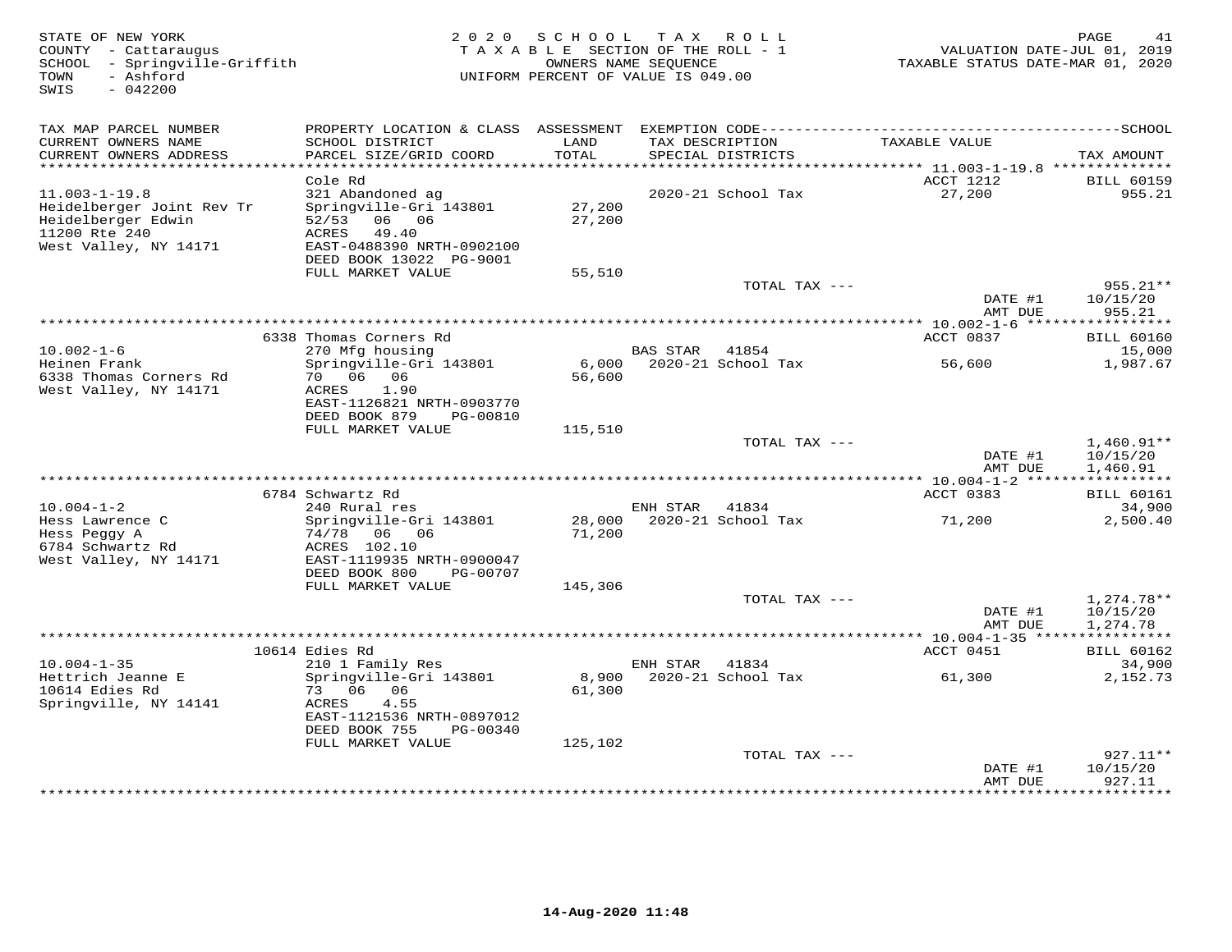STATE OF NEW YORK
COUNTY - Cattaraugus
SCHOOL - Springville-Griffith
TOWN - Ashford
SWIS - 042200

2020 SCHOOL TAX ROLL
TAXABLE SECTION OF THE ROLL - 1
OWNERS NAME SEQUENCE
UNIFORM PERCENT OF VALUE IS 049.00

VALUATION DATE-JUL 01, 2019
TAXABLE STATUS DATE-MAR 01, 2020

| TAX MAP PARCEL NUMBER / CURRENT OWNERS NAME / CURRENT OWNERS ADDRESS | PROPERTY LOCATION & CLASS / SCHOOL DISTRICT / PARCEL SIZE/GRID COORD | ASSESSMENT LAND / TOTAL | EXEMPTION CODE / TAX DESCRIPTION / SPECIAL DISTRICTS | TAXABLE VALUE | TAX AMOUNT |
|---|---|---|---|---|---|
| 11.003-1-19.8 | Cole Rd | | | ACCT 1212 | BILL 60159 |
| 11.003-1-19.8 | 321 Abandoned ag | | 2020-21 School Tax | 27,200 | 955.21 |
| Heidelberger Joint Rev Tr | Springville-Gri 143801 | 27,200 | | | |
| Heidelberger Edwin | 52/53 06 06 | 27,200 | | | |
| 11200 Rte 240 | ACRES 49.40 | | | | |
| West Valley, NY 14171 | EAST-0488390 NRTH-0902100 | | | | |
| | DEED BOOK 13022 PG-9001 | | | | |
| | FULL MARKET VALUE | 55,510 | | | |
| | | | TOTAL TAX --- | | 955.21** |
| | | | | DATE #1 | 10/15/20 |
| | | | | AMT DUE | 955.21 |
| 10.002-1-6 | 6338 Thomas Corners Rd | | | ACCT 0837 | BILL 60160 |
| 10.002-1-6 | 270 Mfg housing | | BAS STAR 41854 | | 15,000 |
| Heinen Frank | Springville-Gri 143801 | 6,000 | 2020-21 School Tax | 56,600 | 1,987.67 |
| 6338 Thomas Corners Rd | 70 06 06 | 56,600 | | | |
| West Valley, NY 14171 | ACRES 1.90 | | | | |
| | EAST-1126821 NRTH-0903770 | | | | |
| | DEED BOOK 879 PG-00810 | | | | |
| | FULL MARKET VALUE | 115,510 | | | |
| | | | TOTAL TAX --- | | 1,460.91** |
| | | | | DATE #1 | 10/15/20 |
| | | | | AMT DUE | 1,460.91 |
| 10.004-1-2 | 6784 Schwartz Rd | | | ACCT 0383 | BILL 60161 |
| 10.004-1-2 | 240 Rural res | | ENH STAR 41834 | | 34,900 |
| Hess Lawrence C | Springville-Gri 143801 | 28,000 | 2020-21 School Tax | 71,200 | 2,500.40 |
| Hess Peggy A | 74/78 06 06 | 71,200 | | | |
| 6784 Schwartz Rd | ACRES 102.10 | | | | |
| West Valley, NY 14171 | EAST-1119935 NRTH-0900047 | | | | |
| | DEED BOOK 800 PG-00707 | | | | |
| | FULL MARKET VALUE | 145,306 | | | |
| | | | TOTAL TAX --- | | 1,274.78** |
| | | | | DATE #1 | 10/15/20 |
| | | | | AMT DUE | 1,274.78 |
| 10.004-1-35 | 10614 Edies Rd | | | ACCT 0451 | BILL 60162 |
| 10.004-1-35 | 210 1 Family Res | | ENH STAR 41834 | | 34,900 |
| Hettrich Jeanne E | Springville-Gri 143801 | 8,900 | 2020-21 School Tax | 61,300 | 2,152.73 |
| 10614 Edies Rd | 73 06 06 | 61,300 | | | |
| Springville, NY 14141 | ACRES 4.55 | | | | |
| | EAST-1121536 NRTH-0897012 | | | | |
| | DEED BOOK 755 PG-00340 | | | | |
| | FULL MARKET VALUE | 125,102 | | | |
| | | | TOTAL TAX --- | | 927.11** |
| | | | | DATE #1 | 10/15/20 |
| | | | | AMT DUE | 927.11 |

14-Aug-2020 11:48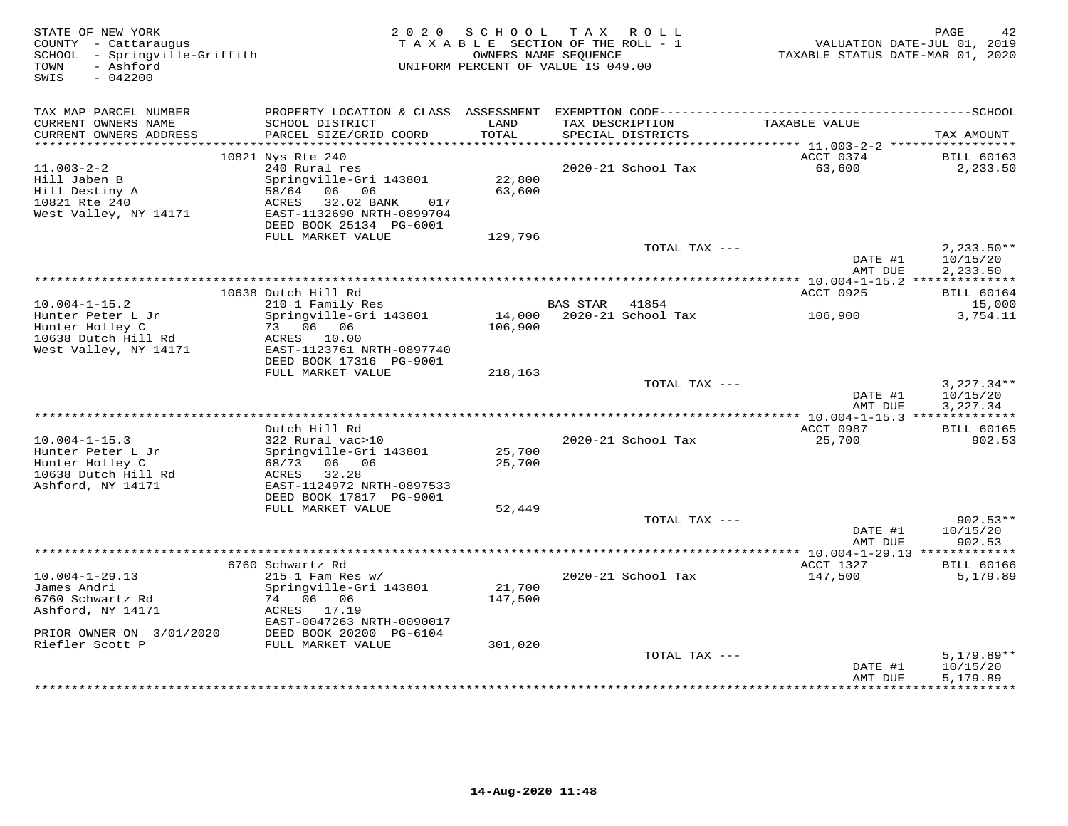STATE OF NEW YORK
COUNTY - Cattaraugus
SCHOOL - Springville-Griffith
TOWN - Ashford
SWIS - 042200

2 0 2 0 S C H O O L T A X R O L L
T A X A B L E SECTION OF THE ROLL - 1
OWNERS NAME SEQUENCE
UNIFORM PERCENT OF VALUE IS 049.00

VALUATION DATE-JUL 01, 2019
TAXABLE STATUS DATE-MAR 01, 2020

| TAX MAP PARCEL NUMBER / CURRENT OWNERS NAME / CURRENT OWNERS ADDRESS | PROPERTY LOCATION & CLASS / SCHOOL DISTRICT / PARCEL SIZE/GRID COORD | ASSESSMENT LAND / TOTAL | EXEMPTION CODE / TAX DESCRIPTION / SPECIAL DISTRICTS | TAXABLE VALUE | TAX AMOUNT |
|---|---|---|---|---|---|
| 11.003-2-2 | 10821 Nys Rte 240 | | | ACCT 0374 | BILL 60163 |
| Hill Jaben B | 240 Rural res | | 2020-21 School Tax | 63,600 | 2,233.50 |
| Hill Destiny A | Springville-Gri 143801 | 22,800 | | | |
| 10821 Rte 240 | 58/64 06 06 | 63,600 | | | |
| West Valley, NY 14171 | ACRES 32.02 BANK 017 | | | | |
| | EAST-1132690 NRTH-0899704 | | | | |
| | DEED BOOK 25134 PG-6001 | | | | |
| | FULL MARKET VALUE | 129,796 | | | |
| | | | TOTAL TAX --- | | 2,233.50** |
| | | | | DATE #1 | 10/15/20 |
| | | | | AMT DUE | 2,233.50 |
| 10.004-1-15.2 | 10638 Dutch Hill Rd | | | ACCT 0925 | BILL 60164 |
| Hunter Peter L Jr | 210 1 Family Res | | BAS STAR 41854 | | 15,000 |
| Hunter Holley C | Springville-Gri 143801 | 14,000 | 2020-21 School Tax | 106,900 | 3,754.11 |
| 10638 Dutch Hill Rd | 73 06 06 | 106,900 | | | |
| West Valley, NY 14171 | ACRES 10.00 | | | | |
| | EAST-1123761 NRTH-0897740 | | | | |
| | DEED BOOK 17316 PG-9001 | | | | |
| | FULL MARKET VALUE | 218,163 | | | |
| | | | TOTAL TAX --- | | 3,227.34** |
| | | | | DATE #1 | 10/15/20 |
| | | | | AMT DUE | 3,227.34 |
| 10.004-1-15.3 | Dutch Hill Rd | | | ACCT 0987 | BILL 60165 |
| Hunter Peter L Jr | 322 Rural vac>10 | | 2020-21 School Tax | 25,700 | 902.53 |
| Hunter Holley C | Springville-Gri 143801 | 25,700 | | | |
| 10638 Dutch Hill Rd | 68/73 06 06 | 25,700 | | | |
| Ashford, NY 14171 | ACRES 32.28 | | | | |
| | EAST-1124972 NRTH-0897533 | | | | |
| | DEED BOOK 17817 PG-9001 | | | | |
| | FULL MARKET VALUE | 52,449 | | | |
| | | | TOTAL TAX --- | | 902.53** |
| | | | | DATE #1 | 10/15/20 |
| | | | | AMT DUE | 902.53 |
| 10.004-1-29.13 | 6760 Schwartz Rd | | | ACCT 1327 | BILL 60166 |
| James Andri | 215 1 Fam Res w/ | | 2020-21 School Tax | 147,500 | 5,179.89 |
| 6760 Schwartz Rd | Springville-Gri 143801 | 21,700 | | | |
| Ashford, NY 14171 | 74 06 06 | 147,500 | | | |
| | ACRES 17.19 | | | | |
| | EAST-0047263 NRTH-0090017 | | | | |
| PRIOR OWNER ON 3/01/2020 | DEED BOOK 20200 PG-6104 | | | | |
| Riefler Scott P | FULL MARKET VALUE | 301,020 | | | |
| | | | TOTAL TAX --- | | 5,179.89** |
| | | | | DATE #1 | 10/15/20 |
| | | | | AMT DUE | 5,179.89 |

14-Aug-2020 11:48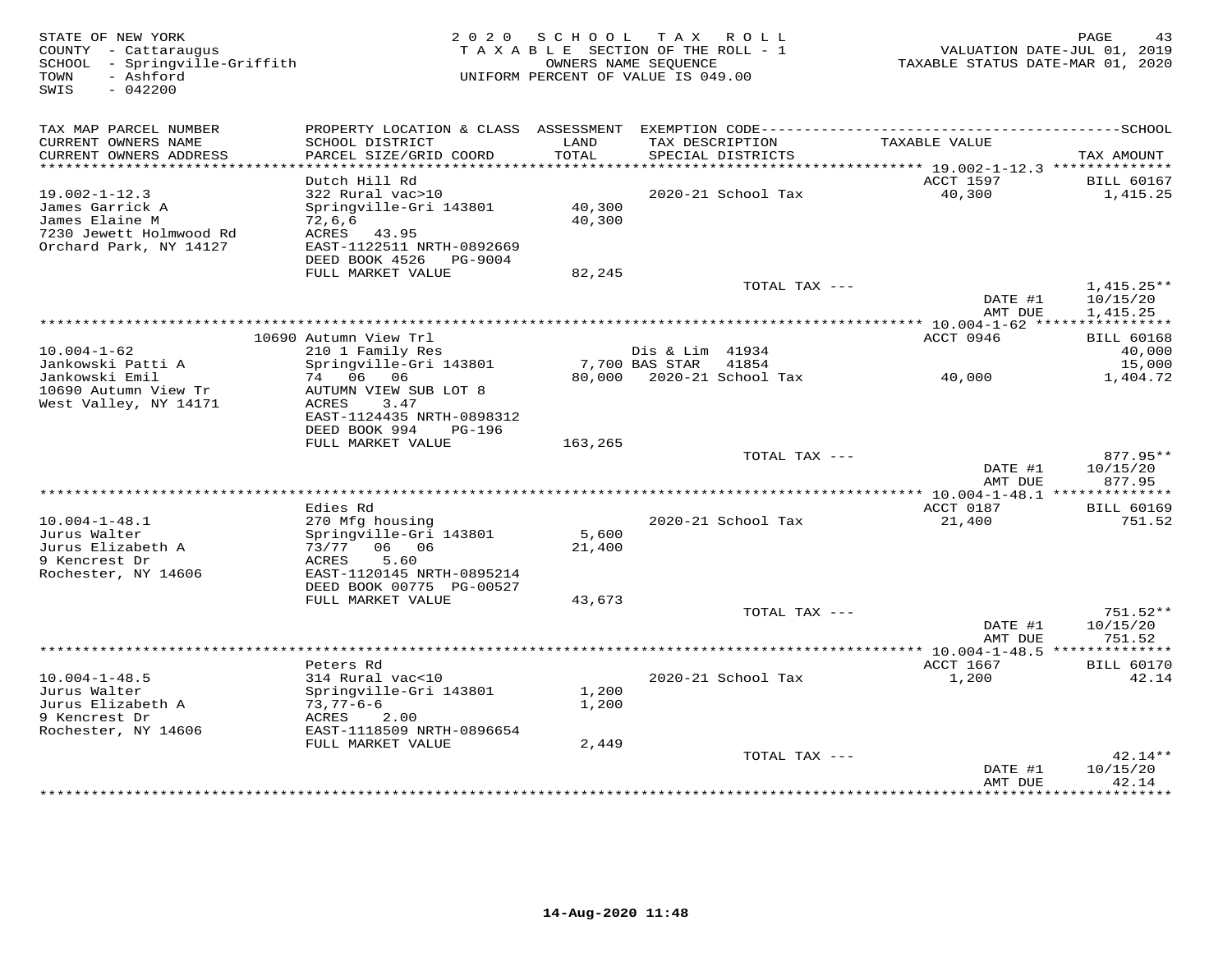STATE OF NEW YORK | 2020 SCHOOL TAX ROLL | VALUATION DATE-JUL 01, 2019
COUNTY - Cattaraugus | TAXABLE SECTION OF THE ROLL - 1 | TAXABLE STATUS DATE-MAR 01, 2020
SCHOOL - Springville-Griffith | OWNERS NAME SEQUENCE
TOWN - Ashford | UNIFORM PERCENT OF VALUE IS 049.00
SWIS - 042200

| TAX MAP PARCEL NUMBER / CURRENT OWNERS NAME / CURRENT OWNERS ADDRESS | PROPERTY LOCATION & CLASS / SCHOOL DISTRICT / PARCEL SIZE/GRID COORD | ASSESSMENT LAND / TOTAL | EXEMPTION CODE / TAX DESCRIPTION / SPECIAL DISTRICTS | TAXABLE VALUE | SCHOOL TAX AMOUNT |
|---|---|---|---|---|---|
| 19.002-1-12.3 | Dutch Hill Rd | | | ACCT 1597 | BILL 60167 |
| James Garrick A | 322 Rural vac>10 | | 2020-21 School Tax | 40,300 | 1,415.25 |
| James Elaine M | Springville-Gri 143801 | 40,300 | | | |
| 7230 Jewett Holmwood Rd | 72,6,6 | 40,300 | | | |
| Orchard Park, NY 14127 | ACRES 43.95 | | | | |
| | EAST-1122511 NRTH-0892669 | | | | |
| | DEED BOOK 4526 PG-9004 | | | | |
| | FULL MARKET VALUE | 82,245 | | | |
| | | | TOTAL TAX --- | | 1,415.25** |
| | | | | DATE #1 | 10/15/20 |
| | | | | AMT DUE | 1,415.25 |
| 10.004-1-62 | 10690 Autumn View Trl | | | ACCT 0946 | BILL 60168 |
| Jankowski Patti A | 210 1 Family Res | | Dis & Lim 41934 | | 40,000 |
| Jankowski Emil | Springville-Gri 143801 | 7,700 | BAS STAR 41854 | | 15,000 |
| 10690 Autumn View Tr | 74 06 06 | 80,000 | 2020-21 School Tax | 40,000 | 1,404.72 |
| West Valley, NY 14171 | AUTUMN VIEW SUB LOT 8 | | | | |
| | ACRES 3.47 | | | | |
| | EAST-1124435 NRTH-0898312 | | | | |
| | DEED BOOK 994 PG-196 | | | | |
| | FULL MARKET VALUE | 163,265 | | | |
| | | | TOTAL TAX --- | | 877.95** |
| | | | | DATE #1 | 10/15/20 |
| | | | | AMT DUE | 877.95 |
| 10.004-1-48.1 | Edies Rd | | | ACCT 0187 | BILL 60169 |
| Jurus Walter | 270 Mfg housing | | 2020-21 School Tax | 21,400 | 751.52 |
| Jurus Elizabeth A | Springville-Gri 143801 | 5,600 | | | |
| 9 Kencrest Dr | 73/77 06 06 | 21,400 | | | |
| Rochester, NY 14606 | ACRES 5.60 | | | | |
| | EAST-1120145 NRTH-0895214 | | | | |
| | DEED BOOK 00775 PG-00527 | | | | |
| | FULL MARKET VALUE | 43,673 | | | |
| | | | TOTAL TAX --- | | 751.52** |
| | | | | DATE #1 | 10/15/20 |
| | | | | AMT DUE | 751.52 |
| 10.004-1-48.5 | Peters Rd | | | ACCT 1667 | BILL 60170 |
| Jurus Walter | 314 Rural vac<10 | | 2020-21 School Tax | 1,200 | 42.14 |
| Jurus Elizabeth A | Springville-Gri 143801 | 1,200 | | | |
| 9 Kencrest Dr | 73,77-6-6 | 1,200 | | | |
| Rochester, NY 14606 | ACRES 2.00 | | | | |
| | EAST-1118509 NRTH-0896654 | | | | |
| | FULL MARKET VALUE | 2,449 | | | |
| | | | TOTAL TAX --- | | 42.14** |
| | | | | DATE #1 | 10/15/20 |
| | | | | AMT DUE | 42.14 |

14-Aug-2020 11:48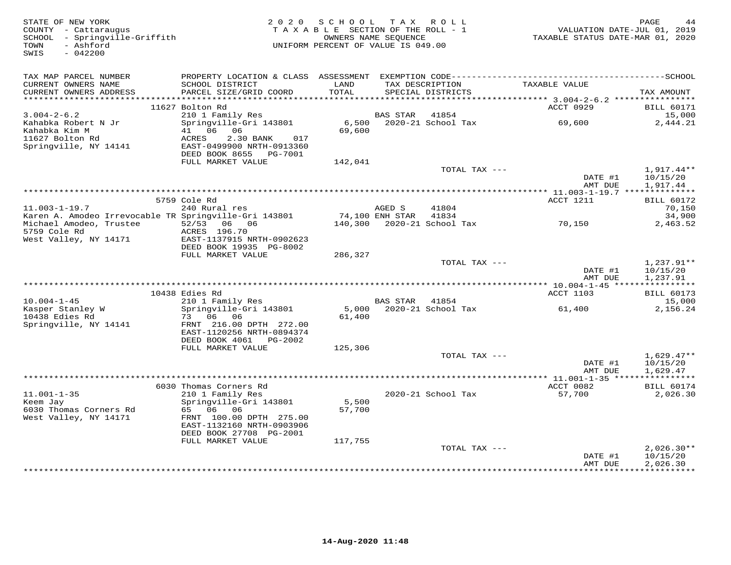STATE OF NEW YORK
COUNTY - Cattaraugus
SCHOOL - Springville-Griffith
TOWN - Ashford
SWIS - 042200

2020 SCHOOL TAX ROLL
TAXABLE SECTION OF THE ROLL - 1
OWNERS NAME SEQUENCE
UNIFORM PERCENT OF VALUE IS 049.00

VALUATION DATE-JUL 01, 2019
TAXABLE STATUS DATE-MAR 01, 2020

| TAX MAP PARCEL NUMBER / CURRENT OWNERS NAME / CURRENT OWNERS ADDRESS | PROPERTY LOCATION & CLASS / SCHOOL DISTRICT / PARCEL SIZE/GRID COORD | ASSESSMENT LAND / TOTAL | EXEMPTION CODE / TAX DESCRIPTION / SPECIAL DISTRICTS | TAXABLE VALUE | TAX AMOUNT |
|---|---|---|---|---|---|
| 3.004-2-6.2 | 11627 Bolton Rd | | | ACCT 0929 | BILL 60171 |
| 3.004-2-6.2 | 210 1 Family Res | | BAS STAR 41854 | | 15,000 |
| Kahabka Robert N Jr | Springville-Gri 143801 | 6,500 | 2020-21 School Tax | 69,600 | 2,444.21 |
| Kahabka Kim M | 41 06 06 | 69,600 | | | |
| 11627 Bolton Rd | ACRES 2.30 BANK 017 | | | | |
| Springville, NY 14141 | EAST-0499900 NRTH-0913360 | | | | |
| | DEED BOOK 8655 PG-7001 | | | | |
| | FULL MARKET VALUE | 142,041 | | | |
| | | | TOTAL TAX --- | | 1,917.44** |
| | | | | DATE #1 | 10/15/20 |
| | | | | AMT DUE | 1,917.44 |
| 11.003-1-19.7 | 5759 Cole Rd | | | ACCT 1211 | BILL 60172 |
| 11.003-1-19.7 | 240 Rural res | | AGED S 41804 | | 70,150 |
| Karen A. Amodeo Irrevocable TR | Springville-Gri 143801 | 74,100 | ENH STAR 41834 | | 34,900 |
| Michael Amodeo, Trustee | 52/53 06 06 | 140,300 | 2020-21 School Tax | 70,150 | 2,463.52 |
| 5759 Cole Rd | ACRES 196.70 | | | | |
| West Valley, NY 14171 | EAST-1137915 NRTH-0902623 | | | | |
| | DEED BOOK 19935 PG-8002 | | | | |
| | FULL MARKET VALUE | 286,327 | | | |
| | | | TOTAL TAX --- | | 1,237.91** |
| | | | | DATE #1 | 10/15/20 |
| | | | | AMT DUE | 1,237.91 |
| 10.004-1-45 | 10438 Edies Rd | | | ACCT 1103 | BILL 60173 |
| 10.004-1-45 | 210 1 Family Res | | BAS STAR 41854 | | 15,000 |
| Kasper Stanley W | Springville-Gri 143801 | 5,000 | 2020-21 School Tax | 61,400 | 2,156.24 |
| 10438 Edies Rd | 73 06 06 | 61,400 | | | |
| Springville, NY 14141 | FRNT 216.00 DPTH 272.00 | | | | |
| | EAST-1120256 NRTH-0894374 | | | | |
| | DEED BOOK 4061 PG-2002 | | | | |
| | FULL MARKET VALUE | 125,306 | | | |
| | | | TOTAL TAX --- | | 1,629.47** |
| | | | | DATE #1 | 10/15/20 |
| | | | | AMT DUE | 1,629.47 |
| 11.001-1-35 | 6030 Thomas Corners Rd | | | ACCT 0082 | BILL 60174 |
| 11.001-1-35 | 210 1 Family Res | | 2020-21 School Tax | 57,700 | 2,026.30 |
| Keem Jay | Springville-Gri 143801 | 5,500 | | | |
| 6030 Thomas Corners Rd | 65 06 06 | 57,700 | | | |
| West Valley, NY 14171 | FRNT 100.00 DPTH 275.00 | | | | |
| | EAST-1132160 NRTH-0903906 | | | | |
| | DEED BOOK 27708 PG-2001 | | | | |
| | FULL MARKET VALUE | 117,755 | | | |
| | | | TOTAL TAX --- | | 2,026.30** |
| | | | | DATE #1 | 10/15/20 |
| | | | | AMT DUE | 2,026.30 |

14-Aug-2020 11:48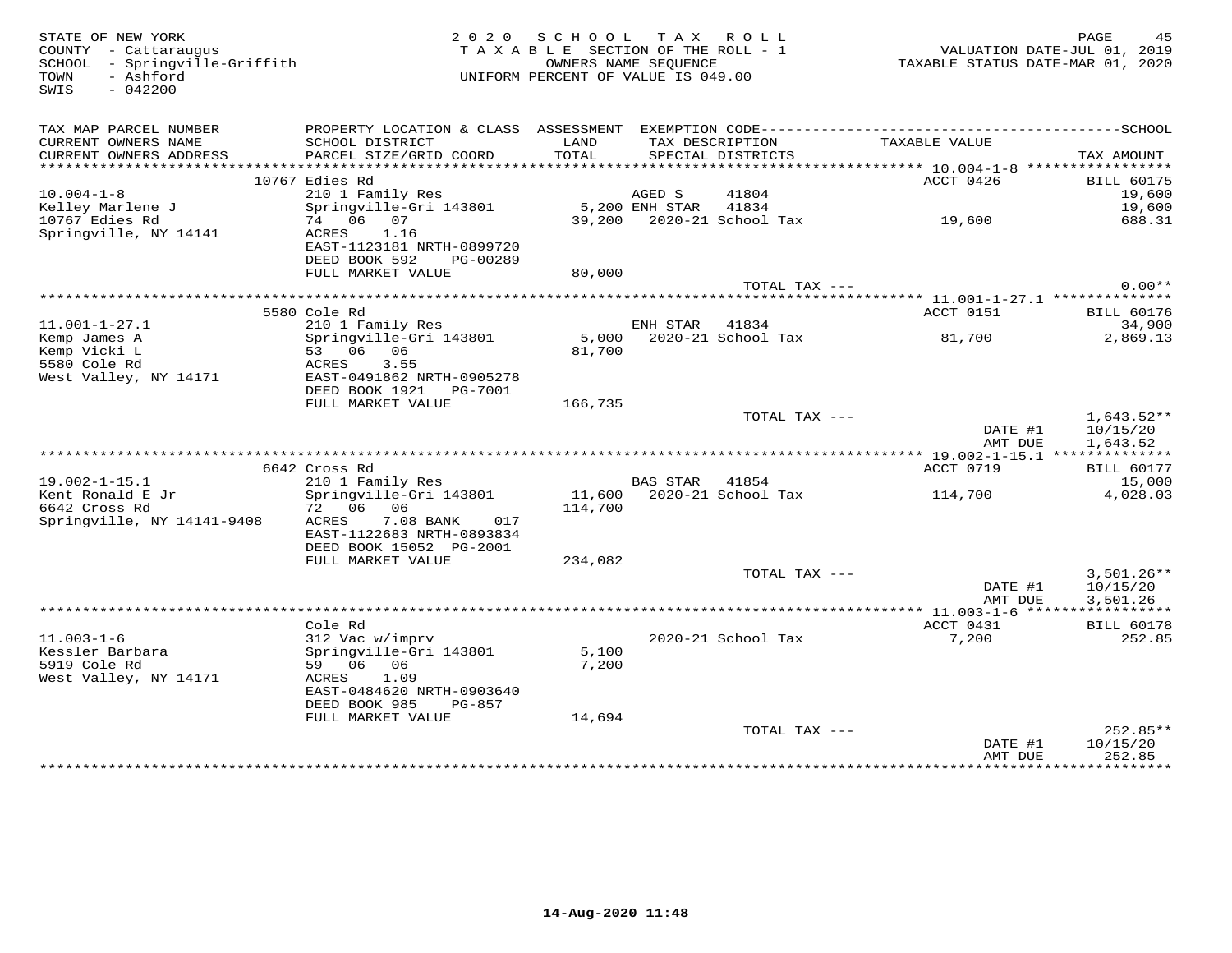STATE OF NEW YORK
COUNTY - Cattaraugus
SCHOOL - Springville-Griffith
TOWN - Ashford
SWIS - 042200

2020 SCHOOL TAX ROLL
TAXABLE SECTION OF THE ROLL - 1
OWNERS NAME SEQUENCE
UNIFORM PERCENT OF VALUE IS 049.00

VALUATION DATE-JUL 01, 2019
TAXABLE STATUS DATE-MAR 01, 2020

| TAX MAP PARCEL NUMBER / CURRENT OWNERS NAME / CURRENT OWNERS ADDRESS | PROPERTY LOCATION & CLASS / SCHOOL DISTRICT / PARCEL SIZE/GRID COORD | ASSESSMENT LAND / TOTAL | EXEMPTION CODE / TAX DESCRIPTION / SPECIAL DISTRICTS | TAXABLE VALUE | TAX AMOUNT |
|---|---|---|---|---|---|
| | 10767 Edies Rd | | | ACCT 0426 | BILL 60175 |
| 10.004-1-8 | 210 1 Family Res | | AGED S 41804 | | 19,600 |
| Kelley Marlene J | Springville-Gri 143801 | 5,200 | ENH STAR 41834 | | 19,600 |
| 10767 Edies Rd | 74 06 07 | 39,200 | 2020-21 School Tax | 19,600 | 688.31 |
| Springville, NY 14141 | ACRES 1.16 | | | | |
| | EAST-1123181 NRTH-0899720 | | | | |
| | DEED BOOK 592 PG-00289 | | | | |
| | FULL MARKET VALUE | 80,000 | | | |
| | | | TOTAL TAX --- | | 0.00** |
| | 5580 Cole Rd | | | ACCT 0151 | BILL 60176 |
| 11.001-1-27.1 | 210 1 Family Res | | ENH STAR 41834 | | 34,900 |
| Kemp James A | Springville-Gri 143801 | 5,000 | 2020-21 School Tax | 81,700 | 2,869.13 |
| Kemp Vicki L | 53 06 06 | 81,700 | | | |
| 5580 Cole Rd | ACRES 3.55 | | | | |
| West Valley, NY 14171 | EAST-0491862 NRTH-0905278 | | | | |
| | DEED BOOK 1921 PG-7001 | | | | |
| | FULL MARKET VALUE | 166,735 | | | |
| | | | TOTAL TAX --- | | 1,643.52** |
| | | | | DATE #1 | 10/15/20 |
| | | | | AMT DUE | 1,643.52 |
| | 6642 Cross Rd | | | ACCT 0719 | BILL 60177 |
| 19.002-1-15.1 | 210 1 Family Res | | BAS STAR 41854 | | 15,000 |
| Kent Ronald E Jr | Springville-Gri 143801 | 11,600 | 2020-21 School Tax | 114,700 | 4,028.03 |
| 6642 Cross Rd | 72 06 06 | 114,700 | | | |
| Springville, NY 14141-9408 | ACRES 7.08 BANK 017 | | | | |
| | EAST-1122683 NRTH-0893834 | | | | |
| | DEED BOOK 15052 PG-2001 | | | | |
| | FULL MARKET VALUE | 234,082 | | | |
| | | | TOTAL TAX --- | | 3,501.26** |
| | | | | DATE #1 | 10/15/20 |
| | | | | AMT DUE | 3,501.26 |
| | Cole Rd | | | ACCT 0431 | BILL 60178 |
| 11.003-1-6 | 312 Vac w/imprv | | 2020-21 School Tax | 7,200 | 252.85 |
| Kessler Barbara | Springville-Gri 143801 | 5,100 | | | |
| 5919 Cole Rd | 59 06 06 | 7,200 | | | |
| West Valley, NY 14171 | ACRES 1.09 | | | | |
| | EAST-0484620 NRTH-0903640 | | | | |
| | DEED BOOK 985 PG-857 | | | | |
| | FULL MARKET VALUE | 14,694 | | | |
| | | | TOTAL TAX --- | | 252.85** |
| | | | | DATE #1 | 10/15/20 |
| | | | | AMT DUE | 252.85 |

14-Aug-2020 11:48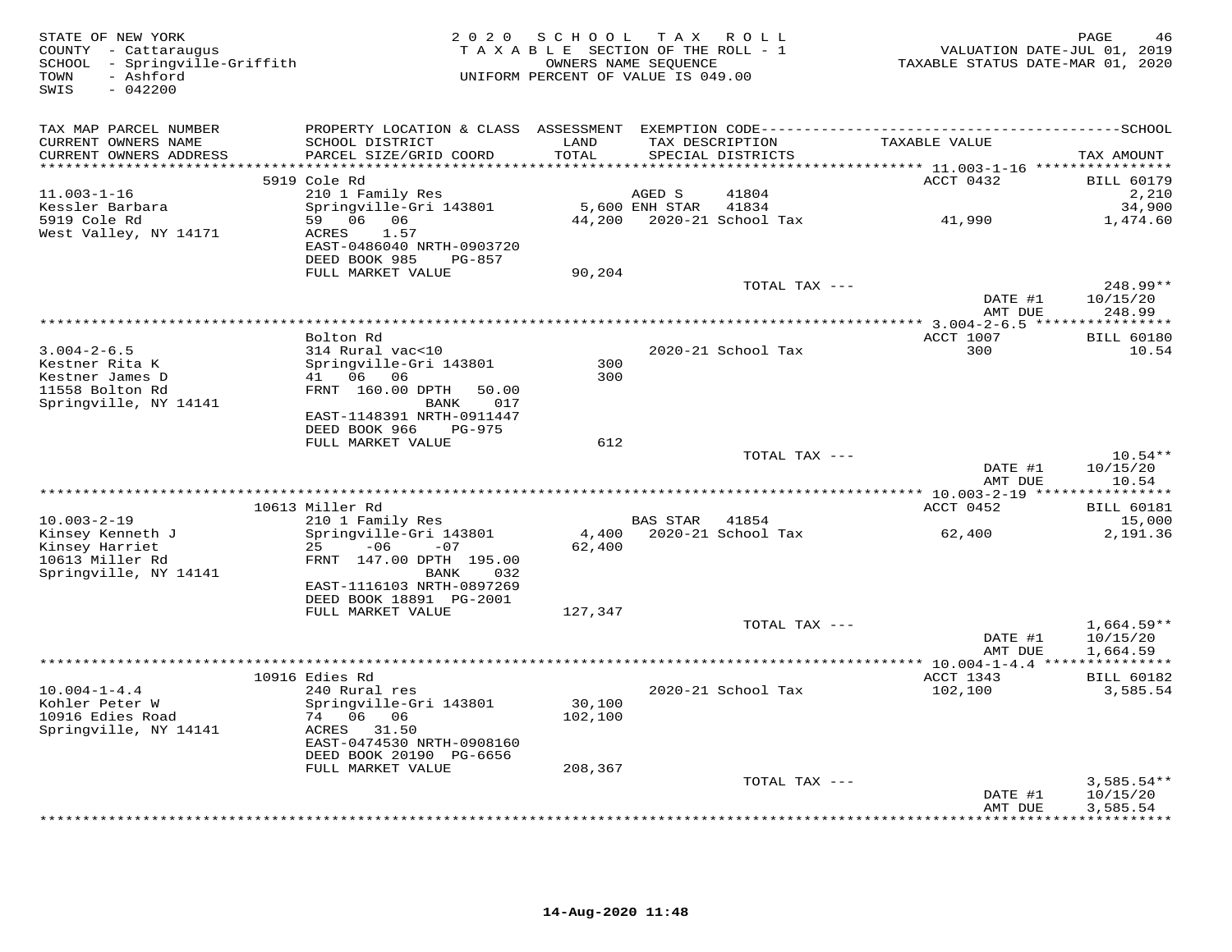STATE OF NEW YORK
COUNTY - Cattaraugus
SCHOOL - Springville-Griffith
TOWN - Ashford
SWIS - 042200

2020 SCHOOL TAX ROLL
TAXABLE SECTION OF THE ROLL - 1
OWNERS NAME SEQUENCE
UNIFORM PERCENT OF VALUE IS 049.00

VALUATION DATE-JUL 01, 2019
TAXABLE STATUS DATE-MAR 01, 2020

| TAX MAP PARCEL NUMBER / CURRENT OWNERS NAME / CURRENT OWNERS ADDRESS | PROPERTY LOCATION & CLASS / SCHOOL DISTRICT / PARCEL SIZE/GRID COORD | ASSESSMENT LAND / TOTAL | EXEMPTION CODE / TAX DESCRIPTION / SPECIAL DISTRICTS | TAXABLE VALUE | TAX AMOUNT |
|---|---|---|---|---|---|
| **11.003-1-16** | 5919 Cole Rd | | | ACCT 0432 | BILL 60179 |
| 11.003-1-16 | 210 1 Family Res | | AGED S 41804 | | 2,210 |
| Kessler Barbara | Springville-Gri 143801 | 5,600 | ENH STAR 41834 | | 34,900 |
| 5919 Cole Rd | 59 06 06 | 44,200 | 2020-21 School Tax | 41,990 | 1,474.60 |
| West Valley, NY 14171 | ACRES 1.57 | | | | |
| | EAST-0486040 NRTH-0903720 | | | | |
| | DEED BOOK 985 PG-857 | | | | |
| | FULL MARKET VALUE | 90,204 | | | |
| | | | TOTAL TAX --- | | 248.99** |
| | | | | DATE #1 | 10/15/20 |
| | | | | AMT DUE | 248.99 |
| **3.004-2-6.5** | Bolton Rd | | | ACCT 1007 | BILL 60180 |
| 3.004-2-6.5 | 314 Rural vac<10 | | 2020-21 School Tax | 300 | 10.54 |
| Kestner Rita K | Springville-Gri 143801 | 300 | | | |
| Kestner James D | 41 06 06 | 300 | | | |
| 11558 Bolton Rd | FRNT 160.00 DPTH 50.00 | | | | |
| Springville, NY 14141 | BANK 017 | | | | |
| | EAST-1148391 NRTH-0911447 | | | | |
| | DEED BOOK 966 PG-975 | | | | |
| | FULL MARKET VALUE | 612 | | | |
| | | | TOTAL TAX --- | | 10.54** |
| | | | | DATE #1 | 10/15/20 |
| | | | | AMT DUE | 10.54 |
| **10.003-2-19** | 10613 Miller Rd | | | ACCT 0452 | BILL 60181 |
| 10.003-2-19 | 210 1 Family Res | | BAS STAR 41854 | | 15,000 |
| Kinsey Kenneth J | Springville-Gri 143801 | 4,400 | 2020-21 School Tax | 62,400 | 2,191.36 |
| Kinsey Harriet | 25 -06 -07 | 62,400 | | | |
| 10613 Miller Rd | FRNT 147.00 DPTH 195.00 | | | | |
| Springville, NY 14141 | BANK 032 | | | | |
| | EAST-1116103 NRTH-0897269 | | | | |
| | DEED BOOK 18891 PG-2001 | | | | |
| | FULL MARKET VALUE | 127,347 | | | |
| | | | TOTAL TAX --- | | 1,664.59** |
| | | | | DATE #1 | 10/15/20 |
| | | | | AMT DUE | 1,664.59 |
| **10.004-1-4.4** | 10916 Edies Rd | | | ACCT 1343 | BILL 60182 |
| 10.004-1-4.4 | 240 Rural res | | 2020-21 School Tax | 102,100 | 3,585.54 |
| Kohler Peter W | Springville-Gri 143801 | 30,100 | | | |
| 10916 Edies Road | 74 06 06 | 102,100 | | | |
| Springville, NY 14141 | ACRES 31.50 | | | | |
| | EAST-0474530 NRTH-0908160 | | | | |
| | DEED BOOK 20190 PG-6656 | | | | |
| | FULL MARKET VALUE | 208,367 | | | |
| | | | TOTAL TAX --- | | 3,585.54** |
| | | | | DATE #1 | 10/15/20 |
| | | | | AMT DUE | 3,585.54 |

14-Aug-2020 11:48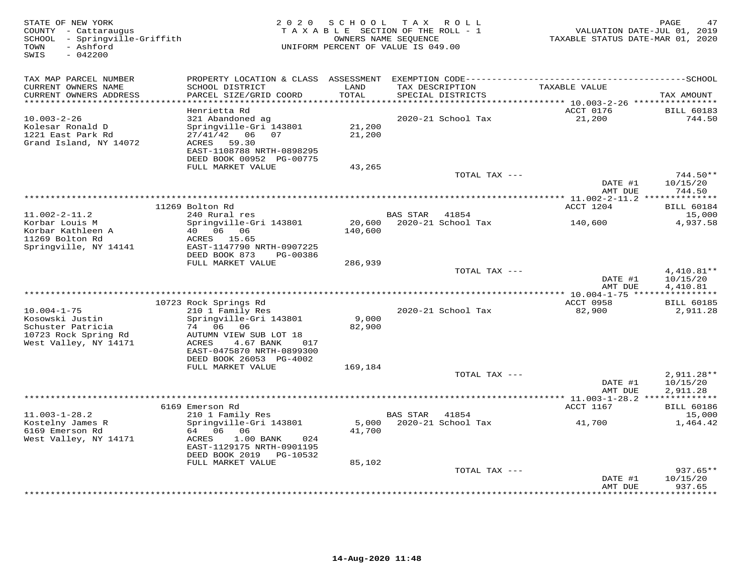STATE OF NEW YORK
COUNTY - Cattaraugus
SCHOOL - Springville-Griffith
TOWN - Ashford
SWIS - 042200

2020 SCHOOL TAX ROLL
TAXABLE SECTION OF THE ROLL - 1
OWNERS NAME SEQUENCE
UNIFORM PERCENT OF VALUE IS 049.00

VALUATION DATE-JUL 01, 2019
TAXABLE STATUS DATE-MAR 01, 2020

| TAX MAP PARCEL NUMBER<br>CURRENT OWNERS NAME<br>CURRENT OWNERS ADDRESS | PROPERTY LOCATION & CLASS<br>SCHOOL DISTRICT<br>PARCEL SIZE/GRID COORD | ASSESSMENT<br>LAND<br>TOTAL | EXEMPTION CODE<br>TAX DESCRIPTION<br>SPECIAL DISTRICTS | TAXABLE VALUE | SCHOOL<br>TAX AMOUNT |
|---|---|---|---|---|---|
| 10.003-2-26 | Henrietta Rd | | | ACCT 0176 | BILL 60183 |
| 10.003-2-26 | 321 Abandoned ag | | 2020-21 School Tax | 21,200 | 744.50 |
| Kolesar Ronald D | Springville-Gri 143801 | 21,200 | | | |
| 1221 East Park Rd | 27/41/42 06 07 | 21,200 | | | |
| Grand Island, NY 14072 | ACRES 59.30 | | | | |
| | EAST-1108788 NRTH-0898295 | | | | |
| | DEED BOOK 00952 PG-00775 | | | | |
| | FULL MARKET VALUE | 43,265 | | | |
| | | | TOTAL TAX --- | | 744.50** |
| | | | | DATE #1 | 10/15/20 |
| | | | | AMT DUE | 744.50 |
| 11.002-2-11.2 | 11269 Bolton Rd | | | ACCT 1204 | BILL 60184 |
| 11.002-2-11.2 | 240 Rural res | | BAS STAR 41854 | | 15,000 |
| Korbar Louis M | Springville-Gri 143801 | 20,600 | 2020-21 School Tax | 140,600 | 4,937.58 |
| Korbar Kathleen A | 40 06 06 | 140,600 | | | |
| 11269 Bolton Rd | ACRES 15.65 | | | | |
| Springville, NY 14141 | EAST-1147790 NRTH-0907225 | | | | |
| | DEED BOOK 873 PG-00386 | | | | |
| | FULL MARKET VALUE | 286,939 | | | |
| | | | TOTAL TAX --- | | 4,410.81** |
| | | | | DATE #1 | 10/15/20 |
| | | | | AMT DUE | 4,410.81 |
| 10.004-1-75 | 10723 Rock Springs Rd | | | ACCT 0958 | BILL 60185 |
| 10.004-1-75 | 210 1 Family Res | | 2020-21 School Tax | 82,900 | 2,911.28 |
| Kosowski Justin | Springville-Gri 143801 | 9,000 | | | |
| Schuster Patricia | 74 06 06 | 82,900 | | | |
| 10723 Rock Spring Rd | AUTUMN VIEW SUB LOT 18 | | | | |
| West Valley, NY 14171 | ACRES 4.67 BANK 017 | | | | |
| | EAST-0475870 NRTH-0899300 | | | | |
| | DEED BOOK 26053 PG-4002 | | | | |
| | FULL MARKET VALUE | 169,184 | | | |
| | | | TOTAL TAX --- | | 2,911.28** |
| | | | | DATE #1 | 10/15/20 |
| | | | | AMT DUE | 2,911.28 |
| 11.003-1-28.2 | 6169 Emerson Rd | | | ACCT 1167 | BILL 60186 |
| 11.003-1-28.2 | 210 1 Family Res | | BAS STAR 41854 | | 15,000 |
| Kostelny James R | Springville-Gri 143801 | 5,000 | 2020-21 School Tax | 41,700 | 1,464.42 |
| 6169 Emerson Rd | 64 06 06 | 41,700 | | | |
| West Valley, NY 14171 | ACRES 1.00 BANK 024 | | | | |
| | EAST-1129175 NRTH-0901195 | | | | |
| | DEED BOOK 2019 PG-10532 | | | | |
| | FULL MARKET VALUE | 85,102 | | | |
| | | | TOTAL TAX --- | | 937.65** |
| | | | | DATE #1 | 10/15/20 |
| | | | | AMT DUE | 937.65 |

14-Aug-2020 11:48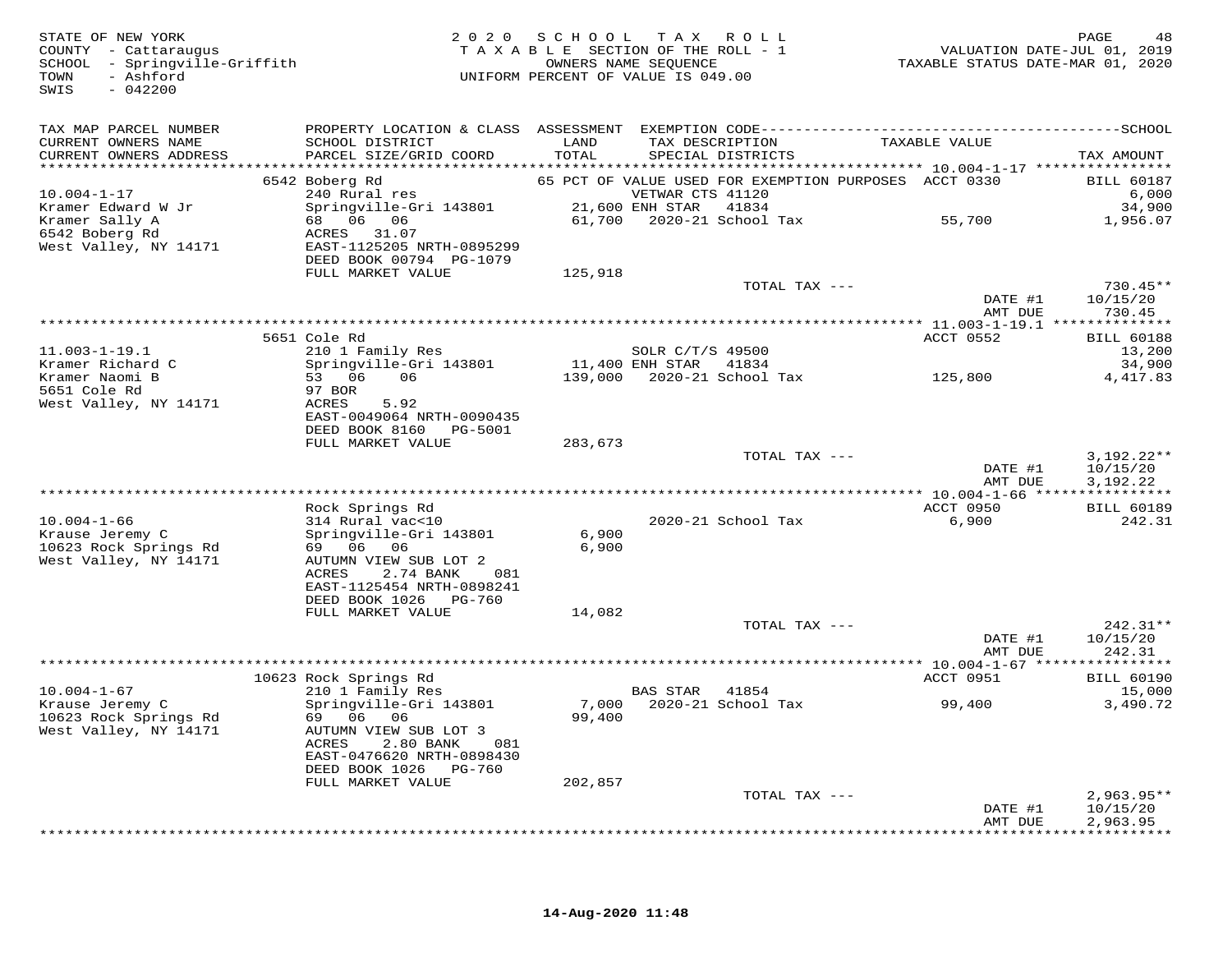STATE OF NEW YORK
COUNTY - Cattaraugus
SCHOOL - Springville-Griffith
TOWN - Ashford
SWIS - 042200

2 0 2 0 S C H O O L T A X R O L L
T A X A B L E SECTION OF THE ROLL - 1
OWNERS NAME SEQUENCE
UNIFORM PERCENT OF VALUE IS 049.00

VALUATION DATE-JUL 01, 2019
TAXABLE STATUS DATE-MAR 01, 2020

| TAX MAP PARCEL NUMBER / CURRENT OWNERS NAME / CURRENT OWNERS ADDRESS | PROPERTY LOCATION & CLASS / SCHOOL DISTRICT / PARCEL SIZE/GRID COORD | ASSESSMENT LAND / TOTAL | EXEMPTION CODE / TAX DESCRIPTION / SPECIAL DISTRICTS | TAXABLE VALUE | TAX AMOUNT |
|---|---|---|---|---|---|
| | 6542 Boberg Rd | | 65 PCT OF VALUE USED FOR EXEMPTION PURPOSES | ACCT 0330 | BILL 60187 |
| 10.004-1-17 | 240 Rural res | | VETWAR CTS 41120 | | 6,000 |
| Kramer Edward W Jr | Springville-Gri 143801 | 21,600 | ENH STAR 41834 | | 34,900 |
| Kramer Sally A | 68 06 06 | 61,700 | 2020-21 School Tax | 55,700 | 1,956.07 |
| 6542 Boberg Rd | ACRES 31.07 | | | | |
| West Valley, NY 14171 | EAST-1125205 NRTH-0895299 | | | | |
| | DEED BOOK 00794 PG-1079 | | | | |
| | FULL MARKET VALUE | 125,918 | | | |
| | | | TOTAL TAX --- | | 730.45** |
| | | | | DATE #1 | 10/15/20 |
| | | | | AMT DUE | 730.45 |
| | 5651 Cole Rd | | | ACCT 0552 | BILL 60188 |
| 11.003-1-19.1 | 210 1 Family Res | | SOLR C/T/S 49500 | | 13,200 |
| Kramer Richard C | Springville-Gri 143801 | 11,400 | ENH STAR 41834 | | 34,900 |
| Kramer Naomi B | 53 06 06 | 139,000 | 2020-21 School Tax | 125,800 | 4,417.83 |
| 5651 Cole Rd | 97 BOR | | | | |
| West Valley, NY 14171 | ACRES 5.92 | | | | |
| | EAST-0049064 NRTH-0090435 | | | | |
| | DEED BOOK 8160 PG-5001 | | | | |
| | FULL MARKET VALUE | 283,673 | | | |
| | | | TOTAL TAX --- | | 3,192.22** |
| | | | | DATE #1 | 10/15/20 |
| | | | | AMT DUE | 3,192.22 |
| | Rock Springs Rd | | | ACCT 0950 | BILL 60189 |
| 10.004-1-66 | 314 Rural vac<10 | | 2020-21 School Tax | 6,900 | 242.31 |
| Krause Jeremy C | Springville-Gri 143801 | 6,900 | | | |
| 10623 Rock Springs Rd | 69 06 06 | 6,900 | | | |
| West Valley, NY 14171 | AUTUMN VIEW SUB LOT 2 | | | | |
| | ACRES 2.74 BANK 081 | | | | |
| | EAST-1125454 NRTH-0898241 | | | | |
| | DEED BOOK 1026 PG-760 | | | | |
| | FULL MARKET VALUE | 14,082 | | | |
| | | | TOTAL TAX --- | | 242.31** |
| | | | | DATE #1 | 10/15/20 |
| | | | | AMT DUE | 242.31 |
| | 10623 Rock Springs Rd | | | ACCT 0951 | BILL 60190 |
| 10.004-1-67 | 210 1 Family Res | | BAS STAR 41854 | | 15,000 |
| Krause Jeremy C | Springville-Gri 143801 | 7,000 | 2020-21 School Tax | 99,400 | 3,490.72 |
| 10623 Rock Springs Rd | 69 06 06 | 99,400 | | | |
| West Valley, NY 14171 | AUTUMN VIEW SUB LOT 3 | | | | |
| | ACRES 2.80 BANK 081 | | | | |
| | EAST-0476620 NRTH-0898430 | | | | |
| | DEED BOOK 1026 PG-760 | | | | |
| | FULL MARKET VALUE | 202,857 | | | |
| | | | TOTAL TAX --- | | 2,963.95** |
| | | | | DATE #1 | 10/15/20 |
| | | | | AMT DUE | 2,963.95 |

14-Aug-2020 11:48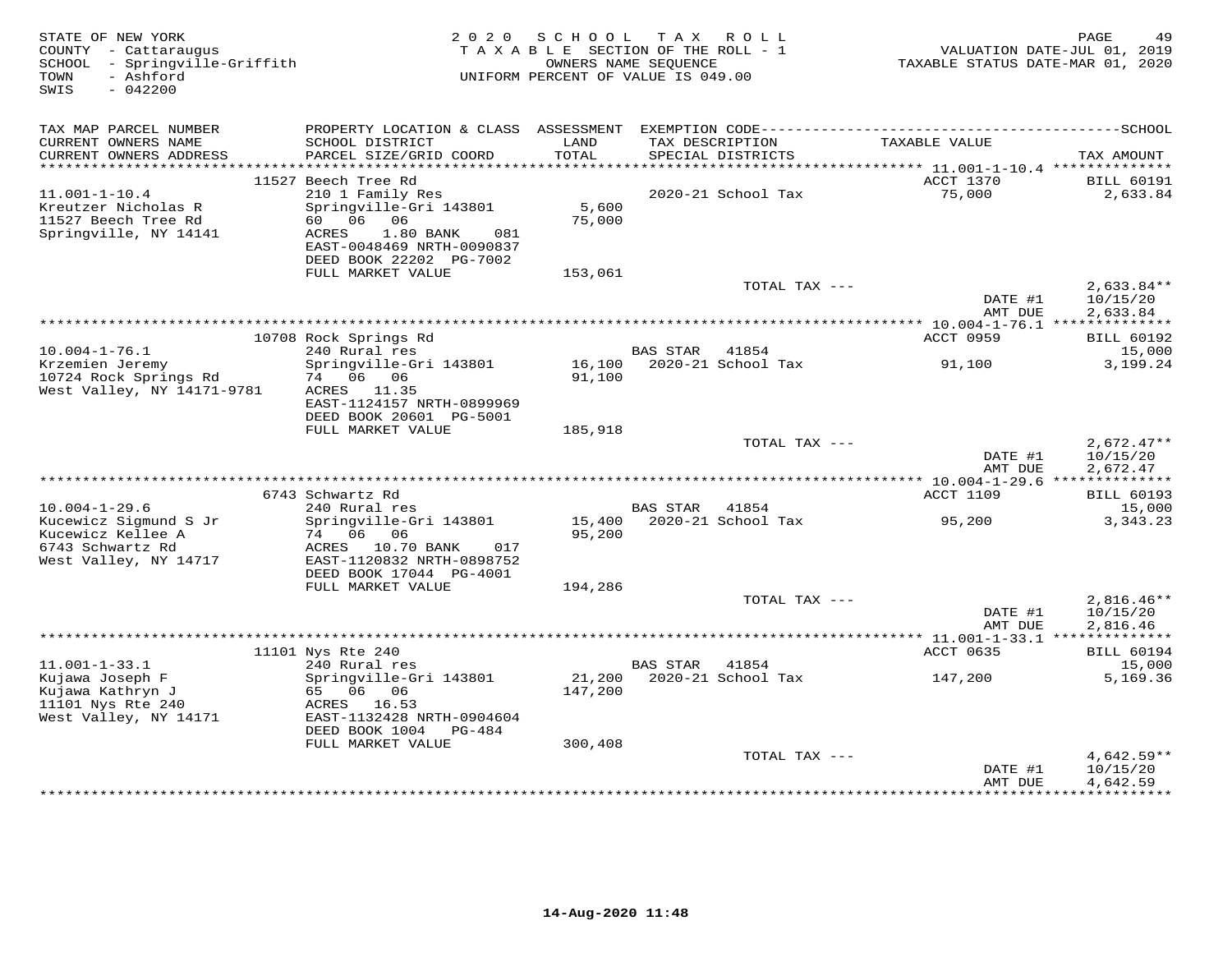STATE OF NEW YORK
COUNTY - Cattaraugus
SCHOOL - Springville-Griffith
TOWN - Ashford
SWIS - 042200

2020 SCHOOL TAX ROLL
TAXABLE SECTION OF THE ROLL - 1
OWNERS NAME SEQUENCE
UNIFORM PERCENT OF VALUE IS 049.00

VALUATION DATE-JUL 01, 2019
TAXABLE STATUS DATE-MAR 01, 2020

| TAX MAP PARCEL NUMBER / CURRENT OWNERS NAME / CURRENT OWNERS ADDRESS | PROPERTY LOCATION & CLASS / SCHOOL DISTRICT / PARCEL SIZE/GRID COORD | ASSESSMENT LAND / TOTAL | EXEMPTION CODE / TAX DESCRIPTION / SPECIAL DISTRICTS | TAXABLE VALUE | TAX AMOUNT |
|---|---|---|---|---|---|
| 11.001-1-10.4 | 11527 Beech Tree Rd | | | ACCT 1370 | BILL 60191 |
| Kreutzer Nicholas R | 210 1 Family Res | | 2020-21 School Tax | 75,000 | 2,633.84 |
| 11527 Beech Tree Rd | Springville-Gri 143801 | 5,600 | | | |
| Springville, NY 14141 | 60 06 06 | 75,000 | | | |
| | ACRES 1.80 BANK 081 | | | | |
| | EAST-0048469 NRTH-0090837 | | | | |
| | DEED BOOK 22202 PG-7002 | | | | |
| | FULL MARKET VALUE | 153,061 | | | |
| | | | TOTAL TAX --- | | 2,633.84** |
| | | | | DATE #1 | 10/15/20 |
| | | | | AMT DUE | 2,633.84 |
| 10.004-1-76.1 | 10708 Rock Springs Rd | | | ACCT 0959 | BILL 60192 |
| Krzemien Jeremy | 240 Rural res | | BAS STAR 41854 | | 15,000 |
| 10724 Rock Springs Rd | Springville-Gri 143801 | 16,100 | 2020-21 School Tax | 91,100 | 3,199.24 |
| West Valley, NY 14171-9781 | 74 06 06 | 91,100 | | | |
| | ACRES 11.35 | | | | |
| | EAST-1124157 NRTH-0899969 | | | | |
| | DEED BOOK 20601 PG-5001 | | | | |
| | FULL MARKET VALUE | 185,918 | | | |
| | | | TOTAL TAX --- | | 2,672.47** |
| | | | | DATE #1 | 10/15/20 |
| | | | | AMT DUE | 2,672.47 |
| 10.004-1-29.6 | 6743 Schwartz Rd | | | ACCT 1109 | BILL 60193 |
| Kucewicz Sigmund S Jr | 240 Rural res | | BAS STAR 41854 | | 15,000 |
| Kucewicz Kellee A | Springville-Gri 143801 | 15,400 | 2020-21 School Tax | 95,200 | 3,343.23 |
| 6743 Schwartz Rd | 74 06 06 | 95,200 | | | |
| West Valley, NY 14717 | ACRES 10.70 BANK 017 | | | | |
| | EAST-1120832 NRTH-0898752 | | | | |
| | DEED BOOK 17044 PG-4001 | | | | |
| | FULL MARKET VALUE | 194,286 | | | |
| | | | TOTAL TAX --- | | 2,816.46** |
| | | | | DATE #1 | 10/15/20 |
| | | | | AMT DUE | 2,816.46 |
| 11.001-1-33.1 | 11101 Nys Rte 240 | | | ACCT 0635 | BILL 60194 |
| Kujawa Joseph F | 240 Rural res | | BAS STAR 41854 | | 15,000 |
| Kujawa Kathryn J | Springville-Gri 143801 | 21,200 | 2020-21 School Tax | 147,200 | 5,169.36 |
| 11101 Nys Rte 240 | 65 06 06 | 147,200 | | | |
| West Valley, NY 14171 | ACRES 16.53 | | | | |
| | EAST-1132428 NRTH-0904604 | | | | |
| | DEED BOOK 1004 PG-484 | | | | |
| | FULL MARKET VALUE | 300,408 | | | |
| | | | TOTAL TAX --- | | 4,642.59** |
| | | | | DATE #1 | 10/15/20 |
| | | | | AMT DUE | 4,642.59 |

14-Aug-2020 11:48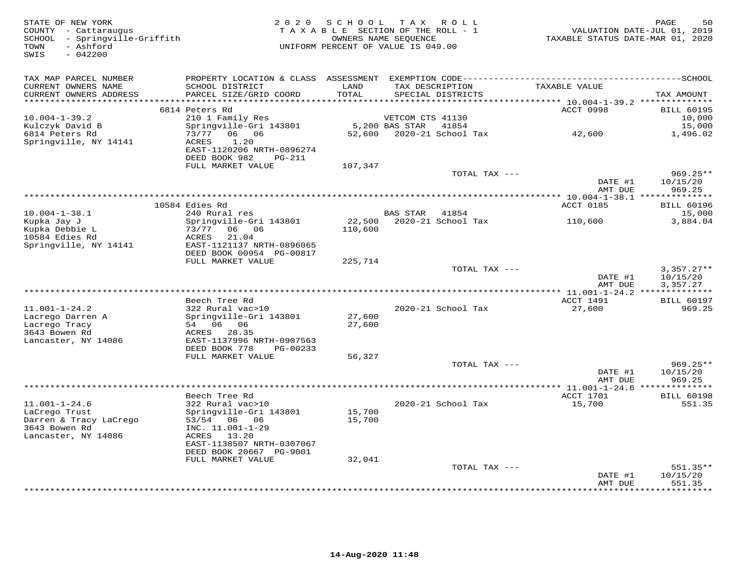STATE OF NEW YORK
COUNTY - Cattaraugus
SCHOOL - Springville-Griffith
TOWN - Ashford
SWIS - 042200

2020 SCHOOL TAX ROLL
TAXABLE SECTION OF THE ROLL - 1
OWNERS NAME SEQUENCE
UNIFORM PERCENT OF VALUE IS 049.00

VALUATION DATE-JUL 01, 2019
TAXABLE STATUS DATE-MAR 01, 2020

| TAX MAP PARCEL NUMBER / CURRENT OWNERS NAME / CURRENT OWNERS ADDRESS | PROPERTY LOCATION & CLASS / SCHOOL DISTRICT / PARCEL SIZE/GRID COORD | ASSESSMENT LAND / TOTAL | EXEMPTION CODE / TAX DESCRIPTION / SPECIAL DISTRICTS | TAXABLE VALUE | TAX AMOUNT |
|---|---|---|---|---|---|
| | 6814 Peters Rd | | | ACCT 0998 | BILL 60195 |
| 10.004-1-39.2 | 210 1 Family Res | | VETCOM CTS 41130 | | 10,000 |
| Kulczyk David B | Springville-Gri 143801 | 5,200 | BAS STAR 41854 | | 15,000 |
| 6814 Peters Rd | 73/77 06 06 | 52,600 | 2020-21 School Tax | 42,600 | 1,496.02 |
| Springville, NY 14141 | ACRES 1.20 | | | | |
| | EAST-1120206 NRTH-0896274 | | | | |
| | DEED BOOK 982 PG-211 | | | | |
| | FULL MARKET VALUE | 107,347 | | | |
| | | | TOTAL TAX --- | | 969.25** |
| | | | | DATE #1 | 10/15/20 |
| | | | | AMT DUE | 969.25 |
| | 10584 Edies Rd | | | ACCT 0185 | BILL 60196 |
| 10.004-1-38.1 | 240 Rural res | | BAS STAR 41854 | | 15,000 |
| Kupka Jay J | Springville-Gri 143801 | 22,500 | 2020-21 School Tax | 110,600 | 3,884.04 |
| Kupka Debbie L | 73/77 06 06 | 110,600 | | | |
| 10584 Edies Rd | ACRES 21.04 | | | | |
| Springville, NY 14141 | EAST-1121137 NRTH-0896065 | | | | |
| | DEED BOOK 00954 PG-00817 | | | | |
| | FULL MARKET VALUE | 225,714 | | | |
| | | | TOTAL TAX --- | | 3,357.27** |
| | | | | DATE #1 | 10/15/20 |
| | | | | AMT DUE | 3,357.27 |
| | Beech Tree Rd | | | ACCT 1491 | BILL 60197 |
| 11.001-1-24.2 | 322 Rural vac>10 | | 2020-21 School Tax | 27,600 | 969.25 |
| Lacrego Darren A | Springville-Gri 143801 | 27,600 | | | |
| Lacrego Tracy | 54 06 06 | 27,600 | | | |
| 3643 Bowen Rd | ACRES 28.35 | | | | |
| Lancaster, NY 14086 | EAST-1137996 NRTH-0907563 | | | | |
| | DEED BOOK 778 PG-00233 | | | | |
| | FULL MARKET VALUE | 56,327 | | | |
| | | | TOTAL TAX --- | | 969.25** |
| | | | | DATE #1 | 10/15/20 |
| | | | | AMT DUE | 969.25 |
| | Beech Tree Rd | | | ACCT 1701 | BILL 60198 |
| 11.001-1-24.6 | 322 Rural vac>10 | | 2020-21 School Tax | 15,700 | 551.35 |
| LaCrego Trust | Springville-Gri 143801 | 15,700 | | | |
| Darren & Tracy LaCrego | 53/54 06 06 | 15,700 | | | |
| 3643 Bowen Rd | INC. 11.001-1-29 | | | | |
| Lancaster, NY 14086 | ACRES 13.20 | | | | |
| | EAST-1138507 NRTH-0307067 | | | | |
| | DEED BOOK 20667 PG-9001 | | | | |
| | FULL MARKET VALUE | 32,041 | | | |
| | | | TOTAL TAX --- | | 551.35** |
| | | | | DATE #1 | 10/15/20 |
| | | | | AMT DUE | 551.35 |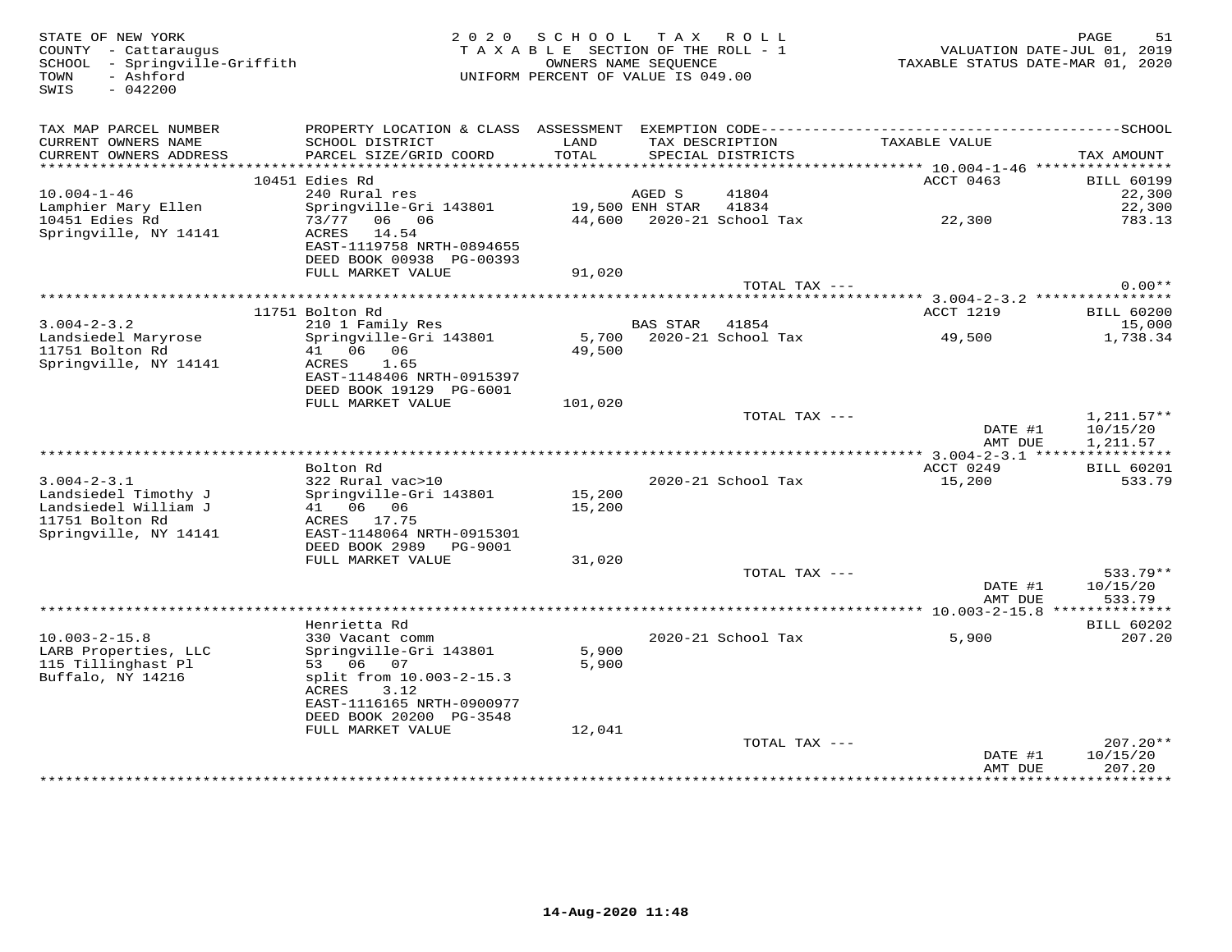STATE OF NEW YORK
COUNTY - Cattaraugus
SCHOOL - Springville-Griffith
TOWN - Ashford
SWIS - 042200

2 0 2 0 S C H O O L T A X R O L L
T A X A B L E SECTION OF THE ROLL - 1
OWNERS NAME SEQUENCE
UNIFORM PERCENT OF VALUE IS 049.00

VALUATION DATE-JUL 01, 2019
TAXABLE STATUS DATE-MAR 01, 2020

| TAX MAP PARCEL NUMBER / CURRENT OWNERS NAME / CURRENT OWNERS ADDRESS | PROPERTY LOCATION & CLASS / SCHOOL DISTRICT / PARCEL SIZE/GRID COORD | ASSESSMENT LAND / TOTAL | EXEMPTION CODE / TAX DESCRIPTION / SPECIAL DISTRICTS | TAXABLE VALUE | SCHOOL TAX AMOUNT |
|---|---|---|---|---|---|
| 10.004-1-46 | 10451 Edies Rd | | | ACCT 0463 | BILL 60199 |
| Lamphier Mary Ellen | 240 Rural res | | AGED S 41804 | | 22,300 |
| 10451 Edies Rd | Springville-Gri 143801 | 19,500 | ENH STAR 41834 | | 22,300 |
| Springville, NY 14141 | 73/77 06 06 | 44,600 | 2020-21 School Tax | 22,300 | 783.13 |
| | ACRES 14.54 | | | | |
| | EAST-1119758 NRTH-0894655 | | | | |
| | DEED BOOK 00938 PG-00393 | | | | |
| | FULL MARKET VALUE | 91,020 | | | |
| | | | TOTAL TAX --- | | 0.00** |
| 3.004-2-3.2 | 11751 Bolton Rd | | | ACCT 1219 | BILL 60200 |
| Landsiedel Maryrose | 210 1 Family Res | | BAS STAR 41854 | | 15,000 |
| 11751 Bolton Rd | Springville-Gri 143801 | 5,700 | 2020-21 School Tax | 49,500 | 1,738.34 |
| Springville, NY 14141 | 41 06 06 | 49,500 | | | |
| | ACRES 1.65 | | | | |
| | EAST-1148406 NRTH-0915397 | | | | |
| | DEED BOOK 19129 PG-6001 | | | | |
| | FULL MARKET VALUE | 101,020 | | | |
| | | | TOTAL TAX --- | | 1,211.57** |
| | | | | DATE #1 | 10/15/20 |
| | | | | AMT DUE | 1,211.57 |
| 3.004-2-3.1 | Bolton Rd | | | ACCT 0249 | BILL 60201 |
| Landsiedel Timothy J | 322 Rural vac>10 | | 2020-21 School Tax | 15,200 | 533.79 |
| Landsiedel William J | Springville-Gri 143801 | 15,200 | | | |
| 11751 Bolton Rd | 41 06 06 | 15,200 | | | |
| Springville, NY 14141 | ACRES 17.75 | | | | |
| | EAST-1148064 NRTH-0915301 | | | | |
| | DEED BOOK 2989 PG-9001 | | | | |
| | FULL MARKET VALUE | 31,020 | | | |
| | | | TOTAL TAX --- | | 533.79** |
| | | | | DATE #1 | 10/15/20 |
| | | | | AMT DUE | 533.79 |
| 10.003-2-15.8 | Henrietta Rd | | | | BILL 60202 |
| LARB Properties, LLC | 330 Vacant comm | | 2020-21 School Tax | 5,900 | 207.20 |
| 115 Tillinghast Pl | Springville-Gri 143801 | 5,900 | | | |
| Buffalo, NY 14216 | 53 06 07 | 5,900 | | | |
| | split from 10.003-2-15.3 | | | | |
| | ACRES 3.12 | | | | |
| | EAST-1116165 NRTH-0900977 | | | | |
| | DEED BOOK 20200 PG-3548 | | | | |
| | FULL MARKET VALUE | 12,041 | | | |
| | | | TOTAL TAX --- | | 207.20** |
| | | | | DATE #1 | 10/15/20 |
| | | | | AMT DUE | 207.20 |

14-Aug-2020 11:48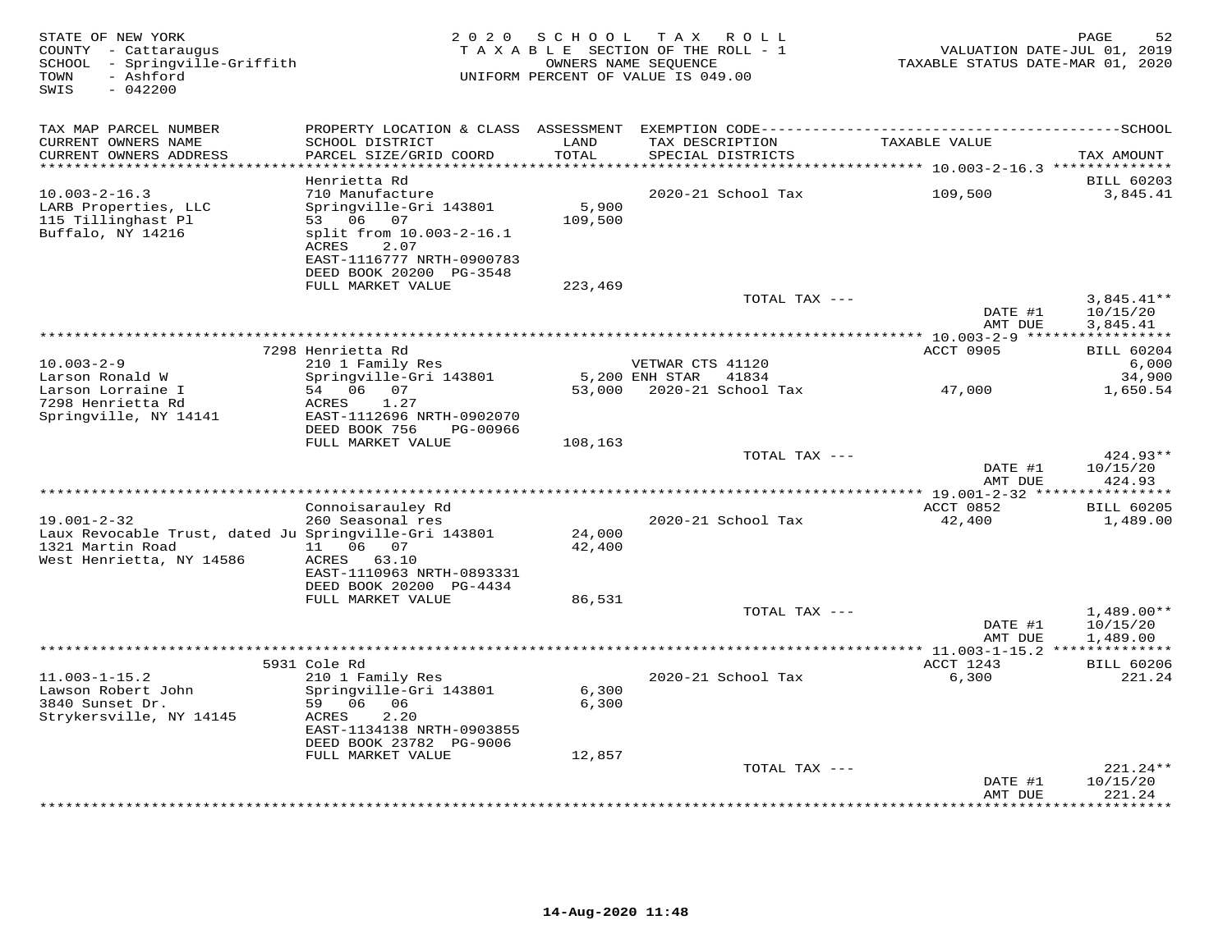STATE OF NEW YORK
COUNTY - Cattaraugus
SCHOOL - Springville-Griffith
TOWN - Ashford
SWIS - 042200

2020 SCHOOL TAX ROLL
TAXABLE SECTION OF THE ROLL - 1
OWNERS NAME SEQUENCE
UNIFORM PERCENT OF VALUE IS 049.00

VALUATION DATE-JUL 01, 2019
TAXABLE STATUS DATE-MAR 01, 2020

| TAX MAP PARCEL NUMBER / CURRENT OWNERS NAME / CURRENT OWNERS ADDRESS | PROPERTY LOCATION & CLASS / SCHOOL DISTRICT / PARCEL SIZE/GRID COORD | ASSESSMENT LAND / TOTAL | EXEMPTION CODE / TAX DESCRIPTION / SPECIAL DISTRICTS | TAXABLE VALUE | TAX AMOUNT |
|---|---|---|---|---|---|
| | Henrietta Rd | | | | BILL 60203 |
| 10.003-2-16.3 | 710 Manufacture | | 2020-21 School Tax | 109,500 | 3,845.41 |
| LARB Properties, LLC | Springville-Gri 143801 | 5,900 | | | |
| 115 Tillinghast Pl | 53 06 07 | 109,500 | | | |
| Buffalo, NY 14216 | split from 10.003-2-16.1 | | | | |
| | ACRES 2.07 | | | | |
| | EAST-1116777 NRTH-0900783 | | | | |
| | DEED BOOK 20200 PG-3548 | | | | |
| | FULL MARKET VALUE | 223,469 | | | |
| | | | TOTAL TAX --- | | 3,845.41** |
| | | | | DATE #1 | 10/15/20 |
| | | | | AMT DUE | 3,845.41 |
| | 7298 Henrietta Rd | | | ACCT 0905 | BILL 60204 |
| 10.003-2-9 | 210 1 Family Res | | VETWAR CTS 41120 | | 6,000 |
| Larson Ronald W | Springville-Gri 143801 | 5,200 | ENH STAR 41834 | | 34,900 |
| Larson Lorraine I | 54 06 07 | 53,000 | 2020-21 School Tax | 47,000 | 1,650.54 |
| 7298 Henrietta Rd | ACRES 1.27 | | | | |
| Springville, NY 14141 | EAST-1112696 NRTH-0902070 | | | | |
| | DEED BOOK 756 PG-00966 | | | | |
| | FULL MARKET VALUE | 108,163 | | | |
| | | | TOTAL TAX --- | | 424.93** |
| | | | | DATE #1 | 10/15/20 |
| | | | | AMT DUE | 424.93 |
| | Connoisarauley Rd | | | ACCT 0852 | BILL 60205 |
| 19.001-2-32 | 260 Seasonal res | | 2020-21 School Tax | 42,400 | 1,489.00 |
| Laux Revocable Trust, dated Ju | Springville-Gri 143801 | 24,000 | | | |
| 1321 Martin Road | 11 06 07 | 42,400 | | | |
| West Henrietta, NY 14586 | ACRES 63.10 | | | | |
| | EAST-1110963 NRTH-0893331 | | | | |
| | DEED BOOK 20200 PG-4434 | | | | |
| | FULL MARKET VALUE | 86,531 | | | |
| | | | TOTAL TAX --- | | 1,489.00** |
| | | | | DATE #1 | 10/15/20 |
| | | | | AMT DUE | 1,489.00 |
| | 5931 Cole Rd | | | ACCT 1243 | BILL 60206 |
| 11.003-1-15.2 | 210 1 Family Res | | 2020-21 School Tax | 6,300 | 221.24 |
| Lawson Robert John | Springville-Gri 143801 | 6,300 | | | |
| 3840 Sunset Dr. | 59 06 06 | 6,300 | | | |
| Strykersville, NY 14145 | ACRES 2.20 | | | | |
| | EAST-1134138 NRTH-0903855 | | | | |
| | DEED BOOK 23782 PG-9006 | | | | |
| | FULL MARKET VALUE | 12,857 | | | |
| | | | TOTAL TAX --- | | 221.24** |
| | | | | DATE #1 | 10/15/20 |
| | | | | AMT DUE | 221.24 |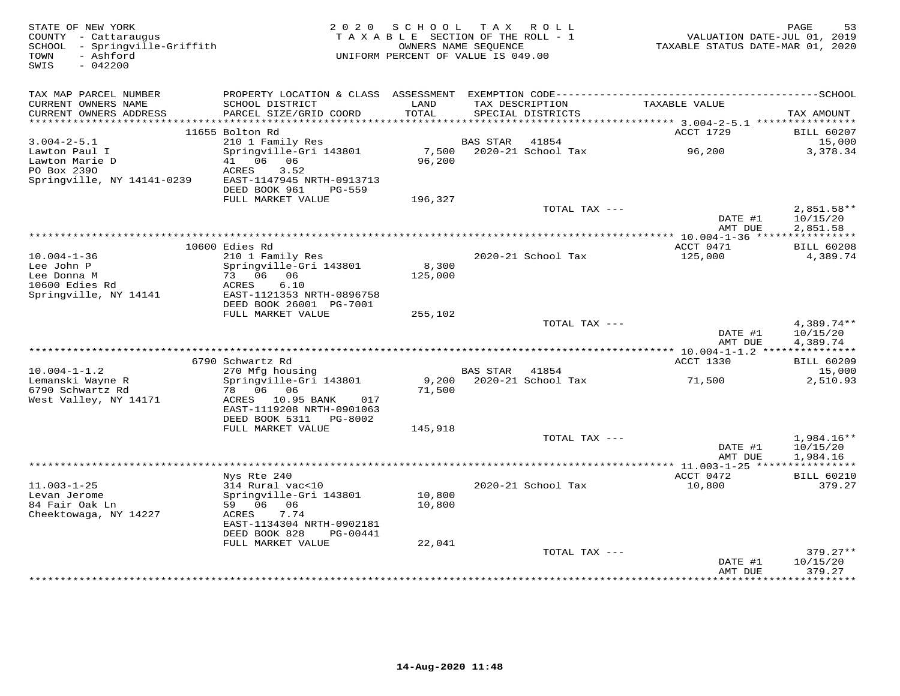STATE OF NEW YORK 2020 SCHOOL TAX ROLL
COUNTY - Cattaraugus TAXABLE SECTION OF THE ROLL - 1 VALUATION DATE-JUL 01, 2019
SCHOOL - Springville-Griffith OWNERS NAME SEQUENCE TAXABLE STATUS DATE-MAR 01, 2020
TOWN - Ashford UNIFORM PERCENT OF VALUE IS 049.00
SWIS - 042200

| TAX MAP PARCEL NUMBER / CURRENT OWNERS NAME / CURRENT OWNERS ADDRESS | PROPERTY LOCATION & CLASS / SCHOOL DISTRICT / PARCEL SIZE/GRID COORD | ASSESSMENT LAND / TOTAL | EXEMPTION CODE / TAX DESCRIPTION / SPECIAL DISTRICTS | TAXABLE VALUE | TAX AMOUNT |
|---|---|---|---|---|---|
| | 11655 Bolton Rd | | | ACCT 1729 | BILL 60207 |
| 3.004-2-5.1 | 210 1 Family Res | | BAS STAR 41854 | | 15,000 |
| Lawton Paul I | Springville-Gri 143801 | 7,500 | 2020-21 School Tax | 96,200 | 3,378.34 |
| Lawton Marie D | 41 06 06 | 96,200 | | | |
| PO Box 239O | ACRES 3.52 | | | | |
| Springville, NY 14141-0239 | EAST-1147945 NRTH-0913713 | | | | |
| | DEED BOOK 961 PG-559 | | | | |
| | FULL MARKET VALUE | 196,327 | | | |
| | | | TOTAL TAX --- | | 2,851.58** |
| | | | | DATE #1 | 10/15/20 |
| | | | | AMT DUE | 2,851.58 |
| | 10600 Edies Rd | | | ACCT 0471 | BILL 60208 |
| 10.004-1-36 | 210 1 Family Res | | 2020-21 School Tax | 125,000 | 4,389.74 |
| Lee John P | Springville-Gri 143801 | 8,300 | | | |
| Lee Donna M | 73 06 06 | 125,000 | | | |
| 10600 Edies Rd | ACRES 6.10 | | | | |
| Springville, NY 14141 | EAST-1121353 NRTH-0896758 | | | | |
| | DEED BOOK 26001 PG-7001 | | | | |
| | FULL MARKET VALUE | 255,102 | | | |
| | | | TOTAL TAX --- | | 4,389.74** |
| | | | | DATE #1 | 10/15/20 |
| | | | | AMT DUE | 4,389.74 |
| | 6790 Schwartz Rd | | | ACCT 1330 | BILL 60209 |
| 10.004-1-1.2 | 270 Mfg housing | | BAS STAR 41854 | | 15,000 |
| Lemanski Wayne R | Springville-Gri 143801 | 9,200 | 2020-21 School Tax | 71,500 | 2,510.93 |
| 6790 Schwartz Rd | 78 06 06 | 71,500 | | | |
| West Valley, NY 14171 | ACRES 10.95 BANK 017 | | | | |
| | EAST-1119208 NRTH-0901063 | | | | |
| | DEED BOOK 5311 PG-8002 | | | | |
| | FULL MARKET VALUE | 145,918 | | | |
| | | | TOTAL TAX --- | | 1,984.16** |
| | | | | DATE #1 | 10/15/20 |
| | | | | AMT DUE | 1,984.16 |
| | Nys Rte 240 | | | ACCT 0472 | BILL 60210 |
| 11.003-1-25 | 314 Rural vac<10 | | 2020-21 School Tax | 10,800 | 379.27 |
| Levan Jerome | Springville-Gri 143801 | 10,800 | | | |
| 84 Fair Oak Ln | 59 06 06 | 10,800 | | | |
| Cheektowaga, NY 14227 | ACRES 7.74 | | | | |
| | EAST-1134304 NRTH-0902181 | | | | |
| | DEED BOOK 828 PG-00441 | | | | |
| | FULL MARKET VALUE | 22,041 | | | |
| | | | TOTAL TAX --- | | 379.27** |
| | | | | DATE #1 | 10/15/20 |
| | | | | AMT DUE | 379.27 |

14-Aug-2020 11:48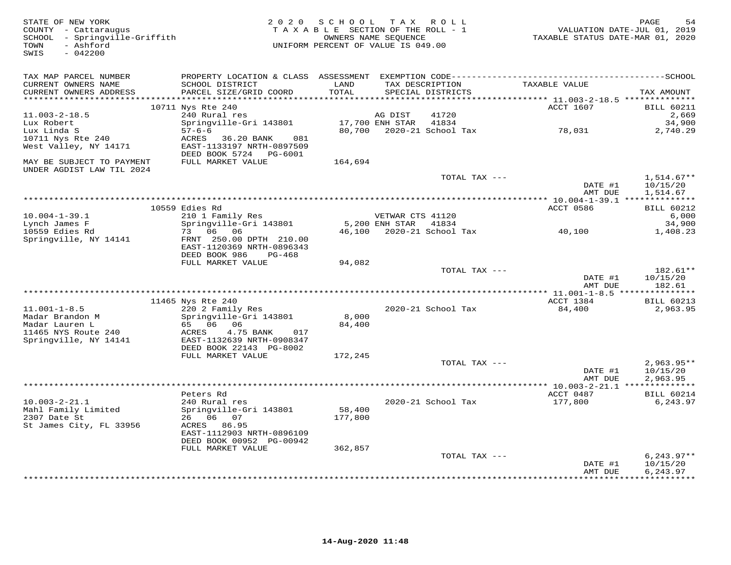STATE OF NEW YORK
COUNTY - Cattaraugus
SCHOOL - Springville-Griffith
TOWN - Ashford
SWIS - 042200

2020 SCHOOL TAX ROLL
TAXABLE SECTION OF THE ROLL - 1
OWNERS NAME SEQUENCE
UNIFORM PERCENT OF VALUE IS 049.00

VALUATION DATE-JUL 01, 2019
TAXABLE STATUS DATE-MAR 01, 2020

| TAX MAP PARCEL NUMBER / CURRENT OWNERS NAME / CURRENT OWNERS ADDRESS | PROPERTY LOCATION & CLASS / SCHOOL DISTRICT / PARCEL SIZE/GRID COORD | ASSESSMENT LAND / TOTAL | EXEMPTION CODE / TAX DESCRIPTION / SPECIAL DISTRICTS | TAXABLE VALUE | TAX AMOUNT |
|---|---|---|---|---|---|
| 11.003-2-18.5 | 10711 Nys Rte 240 | | | ACCT 1607 | BILL 60211 |
| 11.003-2-18.5 | 240 Rural res | | AG DIST 41720 | | 2,669 |
| Lux Robert | Springville-Gri 143801 | 17,700 | ENH STAR 41834 | | 34,900 |
| Lux Linda S | 57-6-6 | 80,700 | 2020-21 School Tax | 78,031 | 2,740.29 |
| 10711 Nys Rte 240 | ACRES 36.20 BANK 081 | | | | |
| West Valley, NY 14171 | EAST-1133197 NRTH-0897509 | | | | |
| | DEED BOOK 5724 PG-6001 | | | | |
| MAY BE SUBJECT TO PAYMENT UNDER AGDIST LAW TIL 2024 | FULL MARKET VALUE | 164,694 | | | |
| | | | TOTAL TAX --- | | 1,514.67** |
| | | | | DATE #1 | 10/15/20 |
| | | | | AMT DUE | 1,514.67 |
| 10.004-1-39.1 | 10559 Edies Rd | | | ACCT 0586 | BILL 60212 |
| 10.004-1-39.1 | 210 1 Family Res | | VETWAR CTS 41120 | | 6,000 |
| Lynch James F | Springville-Gri 143801 | 5,200 | ENH STAR 41834 | | 34,900 |
| 10559 Edies Rd | 73 06 06 | 46,100 | 2020-21 School Tax | 40,100 | 1,408.23 |
| Springville, NY 14141 | FRNT 250.00 DPTH 210.00 | | | | |
| | EAST-1120369 NRTH-0896343 | | | | |
| | DEED BOOK 986 PG-468 | | | | |
| | FULL MARKET VALUE | 94,082 | | | |
| | | | TOTAL TAX --- | | 182.61** |
| | | | | DATE #1 | 10/15/20 |
| | | | | AMT DUE | 182.61 |
| 11.001-1-8.5 | 11465 Nys Rte 240 | | | ACCT 1384 | BILL 60213 |
| 11.001-1-8.5 | 220 2 Family Res | | 2020-21 School Tax | 84,400 | 2,963.95 |
| Madar Brandon M | Springville-Gri 143801 | 8,000 | | | |
| Madar Lauren L | 65 06 06 | 84,400 | | | |
| 11465 NYS Route 240 | ACRES 4.75 BANK 017 | | | | |
| Springville, NY 14141 | EAST-1132639 NRTH-0908347 | | | | |
| | DEED BOOK 22143 PG-8002 | | | | |
| | FULL MARKET VALUE | 172,245 | | | |
| | | | TOTAL TAX --- | | 2,963.95** |
| | | | | DATE #1 | 10/15/20 |
| | | | | AMT DUE | 2,963.95 |
| 10.003-2-21.1 | Peters Rd | | | ACCT 0487 | BILL 60214 |
| 10.003-2-21.1 | 240 Rural res | | 2020-21 School Tax | 177,800 | 6,243.97 |
| Mahl Family Limited | Springville-Gri 143801 | 58,400 | | | |
| 2307 Date St | 26 06 07 | 177,800 | | | |
| St James City, FL 33956 | ACRES 86.95 | | | | |
| | EAST-1112903 NRTH-0896109 | | | | |
| | DEED BOOK 00952 PG-00942 | | | | |
| | FULL MARKET VALUE | 362,857 | | | |
| | | | TOTAL TAX --- | | 6,243.97** |
| | | | | DATE #1 | 10/15/20 |
| | | | | AMT DUE | 6,243.97 |

14-Aug-2020 11:48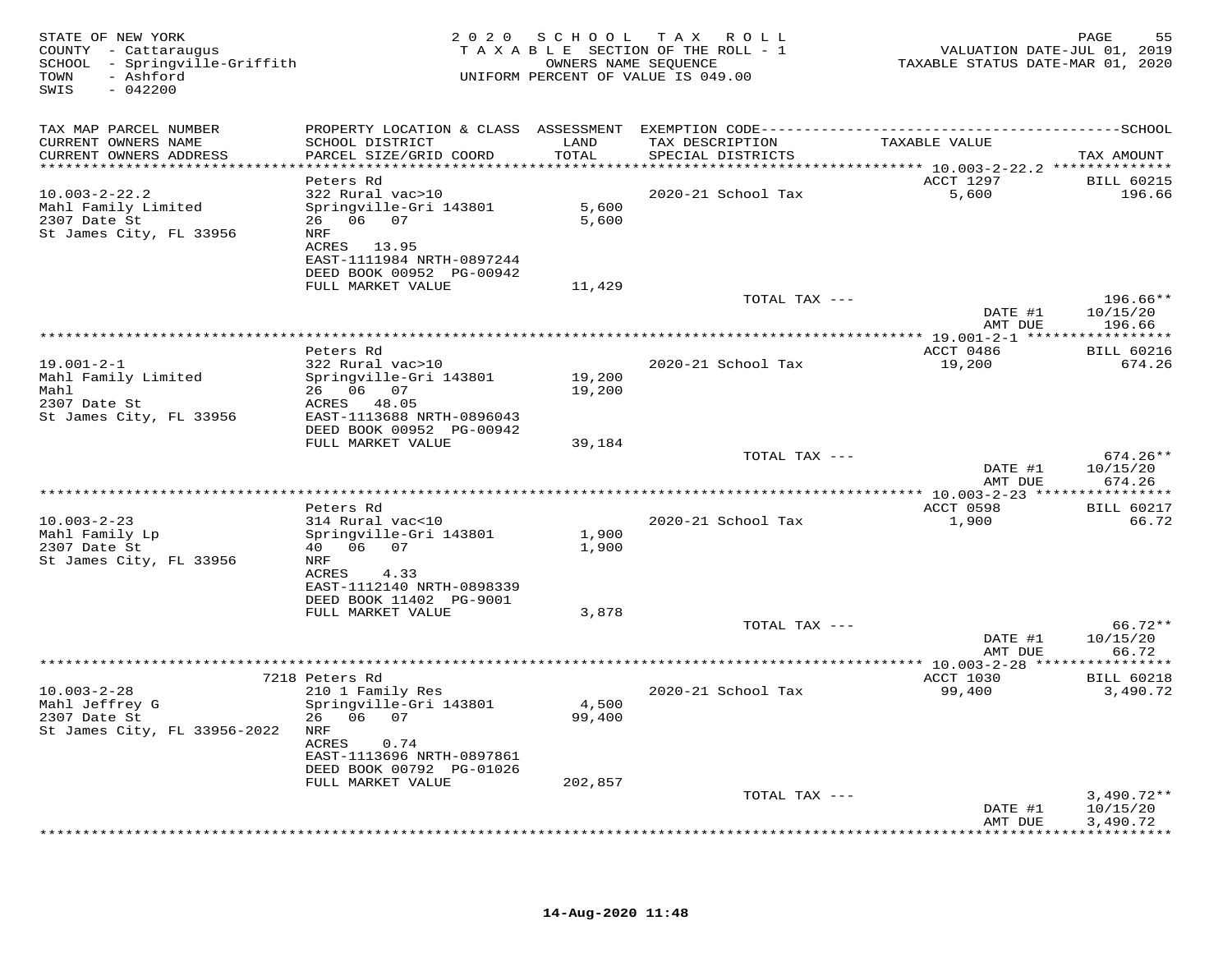STATE OF NEW YORK
COUNTY - Cattaraugus
SCHOOL - Springville-Griffith
TOWN - Ashford
SWIS - 042200

2020 SCHOOL TAX ROLL
TAXABLE SECTION OF THE ROLL - 1
OWNERS NAME SEQUENCE
UNIFORM PERCENT OF VALUE IS 049.00

VALUATION DATE-JUL 01, 2019
TAXABLE STATUS DATE-MAR 01, 2020

| TAX MAP PARCEL NUMBER<br>CURRENT OWNERS NAME<br>CURRENT OWNERS ADDRESS | PROPERTY LOCATION & CLASS<br>SCHOOL DISTRICT<br>PARCEL SIZE/GRID COORD | ASSESSMENT<br>LAND<br>TOTAL | EXEMPTION CODE<br>TAX DESCRIPTION<br>SPECIAL DISTRICTS | TAXABLE VALUE | SCHOOL<br>TAX AMOUNT |
|---|---|---|---|---|---|
| 10.003-2-22.2 | Peters Rd | | | ACCT 1297 | BILL 60215 |
| 10.003-2-22.2 | 322 Rural vac>10 | | 2020-21 School Tax | 5,600 | 196.66 |
| Mahl Family Limited | Springville-Gri 143801 | 5,600 | | | |
| 2307 Date St | 26 06 07 | 5,600 | | | |
| St James City, FL 33956 | NRF | | | | |
| | ACRES 13.95 | | | | |
| | EAST-1111984 NRTH-0897244 | | | | |
| | DEED BOOK 00952 PG-00942 | | | | |
| | FULL MARKET VALUE | 11,429 | | | |
| | | | TOTAL TAX --- | | 196.66** |
| | | | | DATE #1 | 10/15/20 |
| | | | | AMT DUE | 196.66 |
| 19.001-2-1 | Peters Rd | | | ACCT 0486 | BILL 60216 |
| 19.001-2-1 | 322 Rural vac>10 | | 2020-21 School Tax | 19,200 | 674.26 |
| Mahl Family Limited | Springville-Gri 143801 | 19,200 | | | |
| Mahl | 26 06 07 | 19,200 | | | |
| 2307 Date St | ACRES 48.05 | | | | |
| St James City, FL 33956 | EAST-1113688 NRTH-0896043 | | | | |
| | DEED BOOK 00952 PG-00942 | | | | |
| | FULL MARKET VALUE | 39,184 | | | |
| | | | TOTAL TAX --- | | 674.26** |
| | | | | DATE #1 | 10/15/20 |
| | | | | AMT DUE | 674.26 |
| 10.003-2-23 | Peters Rd | | | ACCT 0598 | BILL 60217 |
| 10.003-2-23 | 314 Rural vac<10 | | 2020-21 School Tax | 1,900 | 66.72 |
| Mahl Family Lp | Springville-Gri 143801 | 1,900 | | | |
| 2307 Date St | 40 06 07 | 1,900 | | | |
| St James City, FL 33956 | NRF | | | | |
| | ACRES 4.33 | | | | |
| | EAST-1112140 NRTH-0898339 | | | | |
| | DEED BOOK 11402 PG-9001 | | | | |
| | FULL MARKET VALUE | 3,878 | | | |
| | | | TOTAL TAX --- | | 66.72** |
| | | | | DATE #1 | 10/15/20 |
| | | | | AMT DUE | 66.72 |
| 10.003-2-28 | 7218 Peters Rd | | | ACCT 1030 | BILL 60218 |
| 10.003-2-28 | 210 1 Family Res | | 2020-21 School Tax | 99,400 | 3,490.72 |
| Mahl Jeffrey G | Springville-Gri 143801 | 4,500 | | | |
| 2307 Date St | 26 06 07 | 99,400 | | | |
| St James City, FL 33956-2022 | NRF | | | | |
| | ACRES 0.74 | | | | |
| | EAST-1113696 NRTH-0897861 | | | | |
| | DEED BOOK 00792 PG-01026 | | | | |
| | FULL MARKET VALUE | 202,857 | | | |
| | | | TOTAL TAX --- | | 3,490.72** |
| | | | | DATE #1 | 10/15/20 |
| | | | | AMT DUE | 3,490.72 |

14-Aug-2020 11:48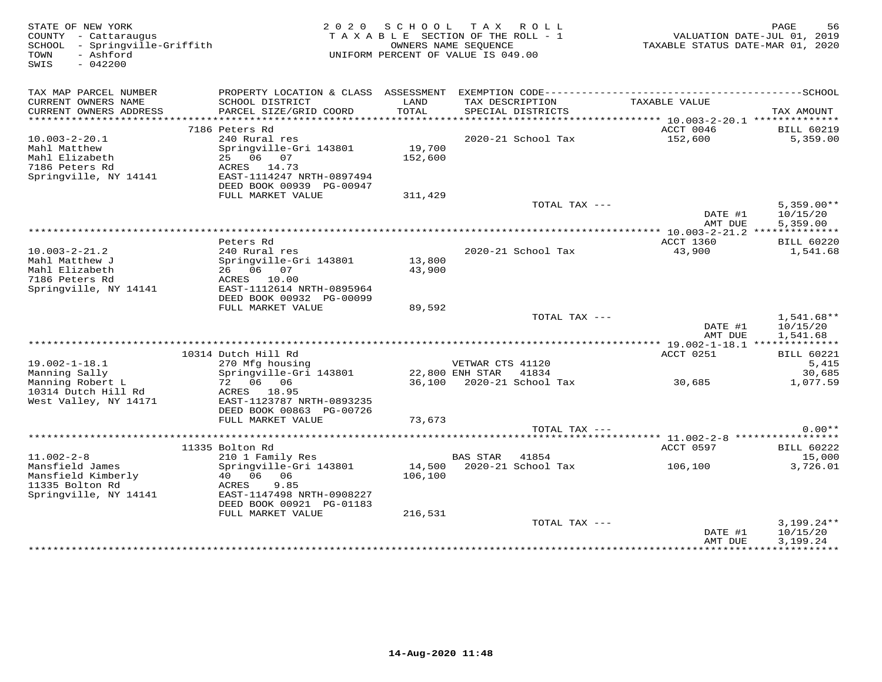STATE OF NEW YORK
COUNTY - Cattaraugus
SCHOOL - Springville-Griffith
TOWN - Ashford
SWIS - 042200

2 0 2 0 S C H O O L T A X R O L L
T A X A B L E SECTION OF THE ROLL - 1
OWNERS NAME SEQUENCE
UNIFORM PERCENT OF VALUE IS 049.00

VALUATION DATE-JUL 01, 2019
TAXABLE STATUS DATE-MAR 01, 2020

| TAX MAP PARCEL NUMBER / CURRENT OWNERS NAME / CURRENT OWNERS ADDRESS | PROPERTY LOCATION & CLASS / SCHOOL DISTRICT / PARCEL SIZE/GRID COORD | ASSESSMENT LAND / TOTAL | EXEMPTION CODE / TAX DESCRIPTION / SPECIAL DISTRICTS | TAXABLE VALUE | TAX AMOUNT |
|---|---|---|---|---|---|
| | 7186 Peters Rd | | | ACCT 0046 | BILL 60219 |
| 10.003-2-20.1 | 240 Rural res | | 2020-21 School Tax | 152,600 | 5,359.00 |
| Mahl Matthew | Springville-Gri 143801 | 19,700 | | | |
| Mahl Elizabeth | 25 06 07 | 152,600 | | | |
| 7186 Peters Rd | ACRES 14.73 | | | | |
| Springville, NY 14141 | EAST-1114247 NRTH-0897494 | | | | |
| | DEED BOOK 00939 PG-00947 | | | | |
| | FULL MARKET VALUE | 311,429 | | | |
| | | | TOTAL TAX --- | | 5,359.00** |
| | | | | DATE #1 | 10/15/20 |
| | | | | AMT DUE | 5,359.00 |
| | Peters Rd | | | ACCT 1360 | BILL 60220 |
| 10.003-2-21.2 | 240 Rural res | | 2020-21 School Tax | 43,900 | 1,541.68 |
| Mahl Matthew J | Springville-Gri 143801 | 13,800 | | | |
| Mahl Elizabeth | 26 06 07 | 43,900 | | | |
| 7186 Peters Rd | ACRES 10.00 | | | | |
| Springville, NY 14141 | EAST-1112614 NRTH-0895964 | | | | |
| | DEED BOOK 00932 PG-00099 | | | | |
| | FULL MARKET VALUE | 89,592 | | | |
| | | | TOTAL TAX --- | | 1,541.68** |
| | | | | DATE #1 | 10/15/20 |
| | | | | AMT DUE | 1,541.68 |
| | 10314 Dutch Hill Rd | | | ACCT 0251 | BILL 60221 |
| 19.002-1-18.1 | 270 Mfg housing | | VETWAR CTS 41120 | | 5,415 |
| Manning Sally | Springville-Gri 143801 | 22,800 | ENH STAR 41834 | | 30,685 |
| Manning Robert L | 72 06 06 | 36,100 | 2020-21 School Tax | 30,685 | 1,077.59 |
| 10314 Dutch Hill Rd | ACRES 18.95 | | | | |
| West Valley, NY 14171 | EAST-1123787 NRTH-0893235 | | | | |
| | DEED BOOK 00863 PG-00726 | | | | |
| | FULL MARKET VALUE | 73,673 | | | |
| | | | TOTAL TAX --- | | 0.00** |
| | 11335 Bolton Rd | | | ACCT 0597 | BILL 60222 |
| 11.002-2-8 | 210 1 Family Res | | BAS STAR 41854 | | 15,000 |
| Mansfield James | Springville-Gri 143801 | 14,500 | 2020-21 School Tax | 106,100 | 3,726.01 |
| Mansfield Kimberly | 40 06 06 | 106,100 | | | |
| 11335 Bolton Rd | ACRES 9.85 | | | | |
| Springville, NY 14141 | EAST-1147498 NRTH-0908227 | | | | |
| | DEED BOOK 00921 PG-01183 | | | | |
| | FULL MARKET VALUE | 216,531 | | | |
| | | | TOTAL TAX --- | | 3,199.24** |
| | | | | DATE #1 | 10/15/20 |
| | | | | AMT DUE | 3,199.24 |

14-Aug-2020 11:48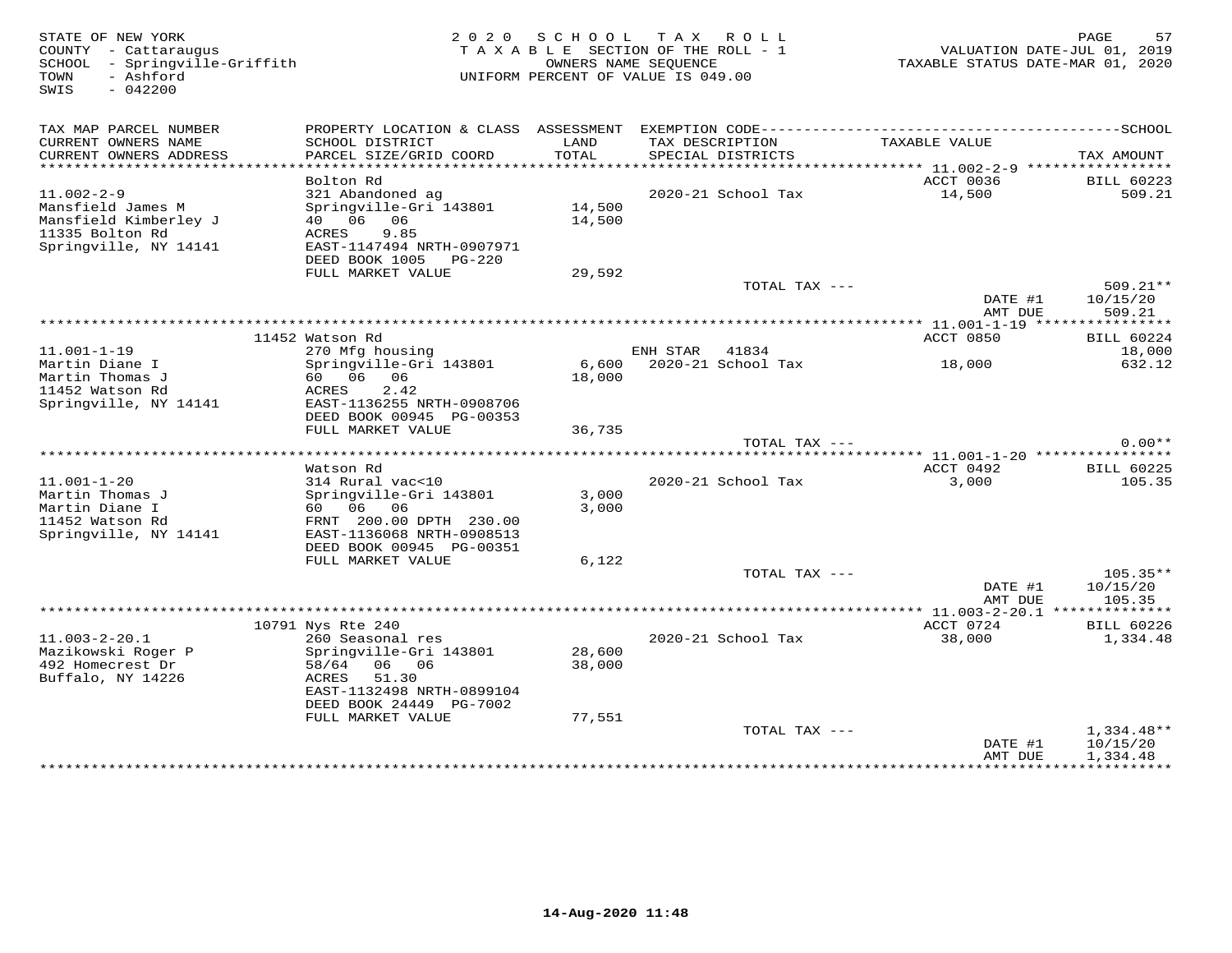STATE OF NEW YORK
COUNTY - Cattaraugus
SCHOOL - Springville-Griffith
TOWN - Ashford
SWIS - 042200

2020 SCHOOL TAX ROLL
TAXABLE SECTION OF THE ROLL - 1
OWNERS NAME SEQUENCE
UNIFORM PERCENT OF VALUE IS 049.00

VALUATION DATE-JUL 01, 2019
TAXABLE STATUS DATE-MAR 01, 2020

| TAX MAP PARCEL NUMBER / CURRENT OWNERS NAME / CURRENT OWNERS ADDRESS | PROPERTY LOCATION & CLASS / SCHOOL DISTRICT / PARCEL SIZE/GRID COORD | ASSESSMENT LAND / TOTAL | EXEMPTION CODE / TAX DESCRIPTION / SPECIAL DISTRICTS | TAXABLE VALUE | TAX AMOUNT |
|---|---|---|---|---|---|
| | Bolton Rd | | | ACCT 0036 | BILL 60223 |
| 11.002-2-9 | 321 Abandoned ag | | 2020-21 School Tax | 14,500 | 509.21 |
| Mansfield James M | Springville-Gri 143801 | 14,500 | | | |
| Mansfield Kimberley J | 40 06 06 | 14,500 | | | |
| 11335 Bolton Rd | ACRES 9.85 | | | | |
| Springville, NY 14141 | EAST-1147494 NRTH-0907971 | | | | |
| | DEED BOOK 1005 PG-220 | | | | |
| | FULL MARKET VALUE | 29,592 | | | |
| | | | TOTAL TAX --- | | 509.21** |
| | | | | DATE #1 | 10/15/20 |
| | | | | AMT DUE | 509.21 |
| | 11452 Watson Rd | | | ACCT 0850 | BILL 60224 |
| 11.001-1-19 | 270 Mfg housing | | ENH STAR 41834 | | 18,000 |
| Martin Diane I | Springville-Gri 143801 | 6,600 | 2020-21 School Tax | 18,000 | 632.12 |
| Martin Thomas J | 60 06 06 | 18,000 | | | |
| 11452 Watson Rd | ACRES 2.42 | | | | |
| Springville, NY 14141 | EAST-1136255 NRTH-0908706 | | | | |
| | DEED BOOK 00945 PG-00353 | | | | |
| | FULL MARKET VALUE | 36,735 | | | |
| | | | TOTAL TAX --- | | 0.00** |
| | Watson Rd | | | ACCT 0492 | BILL 60225 |
| 11.001-1-20 | 314 Rural vac<10 | | 2020-21 School Tax | 3,000 | 105.35 |
| Martin Thomas J | Springville-Gri 143801 | 3,000 | | | |
| Martin Diane I | 60 06 06 | 3,000 | | | |
| 11452 Watson Rd | FRNT 200.00 DPTH 230.00 | | | | |
| Springville, NY 14141 | EAST-1136068 NRTH-0908513 | | | | |
| | DEED BOOK 00945 PG-00351 | | | | |
| | FULL MARKET VALUE | 6,122 | | | |
| | | | TOTAL TAX --- | | 105.35** |
| | | | | DATE #1 | 10/15/20 |
| | | | | AMT DUE | 105.35 |
| | 10791 Nys Rte 240 | | | ACCT 0724 | BILL 60226 |
| 11.003-2-20.1 | 260 Seasonal res | | 2020-21 School Tax | 38,000 | 1,334.48 |
| Mazikowski Roger P | Springville-Gri 143801 | 28,600 | | | |
| 492 Homecrest Dr | 58/64 06 06 | 38,000 | | | |
| Buffalo, NY 14226 | ACRES 51.30 | | | | |
| | EAST-1132498 NRTH-0899104 | | | | |
| | DEED BOOK 24449 PG-7002 | | | | |
| | FULL MARKET VALUE | 77,551 | | | |
| | | | TOTAL TAX --- | | 1,334.48** |
| | | | | DATE #1 | 10/15/20 |
| | | | | AMT DUE | 1,334.48 |

14-Aug-2020 11:48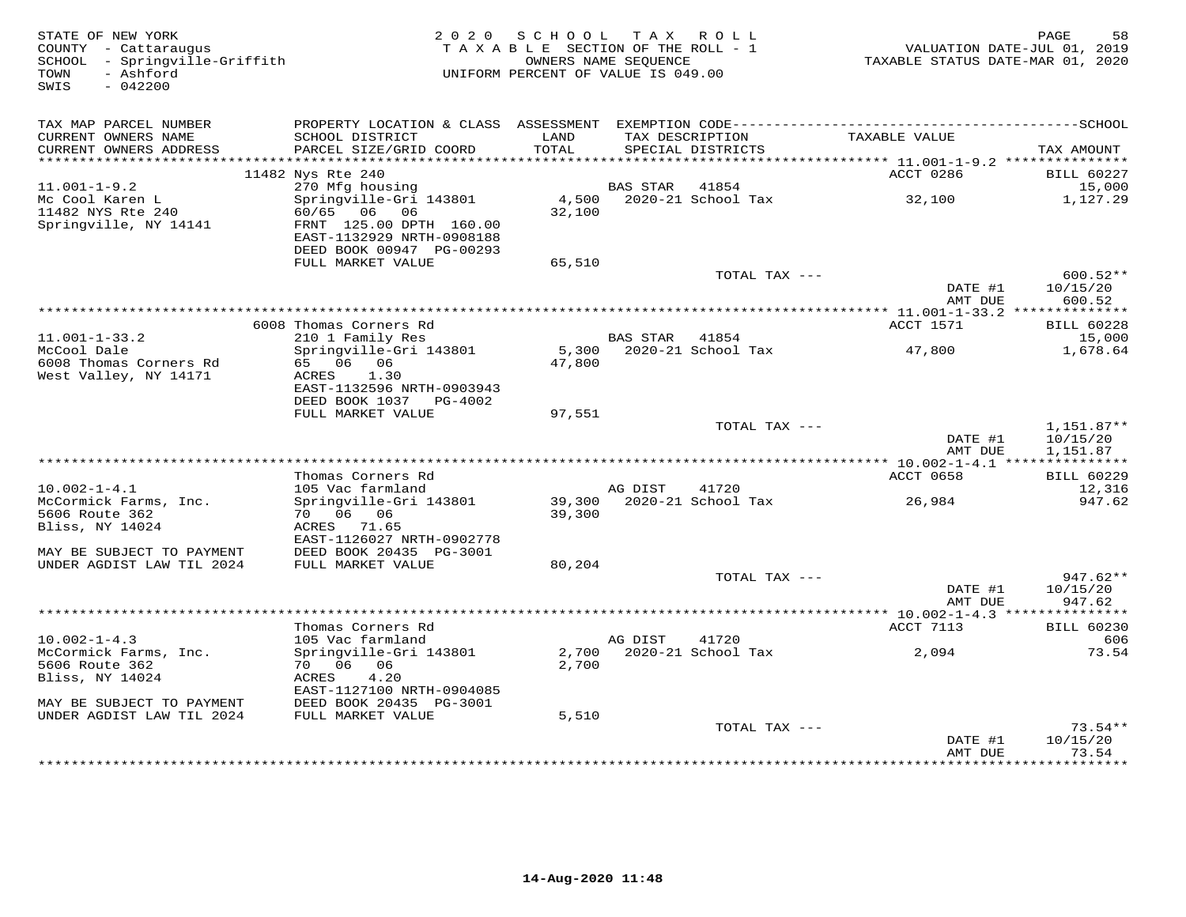STATE OF NEW YORK
COUNTY - Cattaraugus
SCHOOL - Springville-Griffith
TOWN - Ashford
SWIS - 042200

2020 SCHOOL TAX ROLL
TAXABLE SECTION OF THE ROLL - 1
OWNERS NAME SEQUENCE
UNIFORM PERCENT OF VALUE IS 049.00

VALUATION DATE-JUL 01, 2019
TAXABLE STATUS DATE-MAR 01, 2020

| TAX MAP PARCEL NUMBER / CURRENT OWNERS NAME / CURRENT OWNERS ADDRESS | PROPERTY LOCATION & CLASS / SCHOOL DISTRICT / PARCEL SIZE/GRID COORD | ASSESSMENT LAND / TOTAL | EXEMPTION CODE / TAX DESCRIPTION / SPECIAL DISTRICTS | TAXABLE VALUE | TAX AMOUNT |
|---|---|---|---|---|---|
| | 11482 Nys Rte 240 | | | ACCT 0286 | BILL 60227 |
| 11.001-1-9.2 | 270 Mfg housing | | BAS STAR 41854 | | 15,000 |
| Mc Cool Karen L | Springville-Gri 143801 | 4,500 | 2020-21 School Tax | 32,100 | 1,127.29 |
| 11482 NYS Rte 240 | 60/65 06 06 | 32,100 | | | |
| Springville, NY 14141 | FRNT 125.00 DPTH 160.00 | | | | |
| | EAST-1132929 NRTH-0908188 | | | | |
| | DEED BOOK 00947 PG-00293 | | | | |
| | FULL MARKET VALUE | 65,510 | | | |
| | | | TOTAL TAX --- | | 600.52** |
| | | | | DATE #1 | 10/15/20 |
| | | | | AMT DUE | 600.52 |
| | 6008 Thomas Corners Rd | | | ACCT 1571 | BILL 60228 |
| 11.001-1-33.2 | 210 1 Family Res | | BAS STAR 41854 | | 15,000 |
| McCool Dale | Springville-Gri 143801 | 5,300 | 2020-21 School Tax | 47,800 | 1,678.64 |
| 6008 Thomas Corners Rd | 65 06 06 | 47,800 | | | |
| West Valley, NY 14171 | ACRES 1.30 | | | | |
| | EAST-1132596 NRTH-0903943 | | | | |
| | DEED BOOK 1037 PG-4002 | | | | |
| | FULL MARKET VALUE | 97,551 | | | |
| | | | TOTAL TAX --- | | 1,151.87** |
| | | | | DATE #1 | 10/15/20 |
| | | | | AMT DUE | 1,151.87 |
| | Thomas Corners Rd | | | ACCT 0658 | BILL 60229 |
| 10.002-1-4.1 | 105 Vac farmland | | AG DIST 41720 | | 12,316 |
| McCormick Farms, Inc. | Springville-Gri 143801 | 39,300 | 2020-21 School Tax | 26,984 | 947.62 |
| 5606 Route 362 | 70 06 06 | 39,300 | | | |
| Bliss, NY 14024 | ACRES 71.65 | | | | |
| | EAST-1126027 NRTH-0902778 | | | | |
| MAY BE SUBJECT TO PAYMENT | DEED BOOK 20435 PG-3001 | | | | |
| UNDER AGDIST LAW TIL 2024 | FULL MARKET VALUE | 80,204 | | | |
| | | | TOTAL TAX --- | | 947.62** |
| | | | | DATE #1 | 10/15/20 |
| | | | | AMT DUE | 947.62 |
| | Thomas Corners Rd | | | ACCT 7113 | BILL 60230 |
| 10.002-1-4.3 | 105 Vac farmland | | AG DIST 41720 | | 606 |
| McCormick Farms, Inc. | Springville-Gri 143801 | 2,700 | 2020-21 School Tax | 2,094 | 73.54 |
| 5606 Route 362 | 70 06 06 | 2,700 | | | |
| Bliss, NY 14024 | ACRES 4.20 | | | | |
| | EAST-1127100 NRTH-0904085 | | | | |
| MAY BE SUBJECT TO PAYMENT | DEED BOOK 20435 PG-3001 | | | | |
| UNDER AGDIST LAW TIL 2024 | FULL MARKET VALUE | 5,510 | | | |
| | | | TOTAL TAX --- | | 73.54** |
| | | | | DATE #1 | 10/15/20 |
| | | | | AMT DUE | 73.54 |

14-Aug-2020 11:48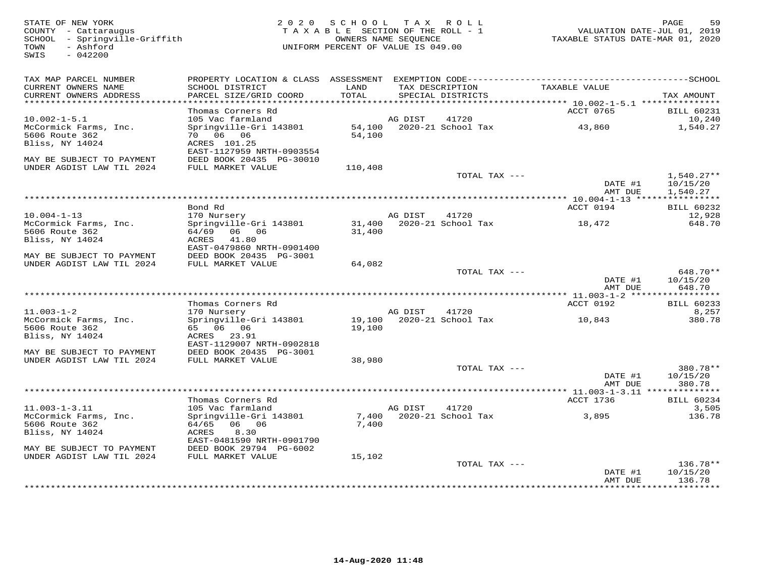STATE OF NEW YORK
COUNTY - Cattaraugus
SCHOOL - Springville-Griffith
TOWN - Ashford
SWIS - 042200

2020 SCHOOL TAX ROLL
TAXABLE SECTION OF THE ROLL - 1
OWNERS NAME SEQUENCE
UNIFORM PERCENT OF VALUE IS 049.00

VALUATION DATE-JUL 01, 2019
TAXABLE STATUS DATE-MAR 01, 2020

| TAX MAP PARCEL NUMBER / CURRENT OWNERS NAME / CURRENT OWNERS ADDRESS | PROPERTY LOCATION & CLASS / SCHOOL DISTRICT / PARCEL SIZE/GRID COORD | ASSESSMENT LAND / TOTAL | EXEMPTION CODE / TAX DESCRIPTION / SPECIAL DISTRICTS | TAXABLE VALUE | SCHOOL / TAX AMOUNT |
|---|---|---|---|---|---|
| **10.002-1-5.1** | Thomas Corners Rd | | | ACCT 0765 | BILL 60231 |
| 10.002-1-5.1 | 105 Vac farmland | | AG DIST 41720 | | 10,240 |
| McCormick Farms, Inc. | Springville-Gri 143801 | 54,100 | 2020-21 School Tax | 43,860 | 1,540.27 |
| 5606 Route 362 | 70 06 06 | 54,100 | | | |
| Bliss, NY 14024 | ACRES 101.25 | | | | |
| | EAST-1127959 NRTH-0903554 | | | | |
| MAY BE SUBJECT TO PAYMENT | DEED BOOK 20435 PG-30010 | | | | |
| UNDER AGDIST LAW TIL 2024 | FULL MARKET VALUE | 110,408 | | | |
| | | | TOTAL TAX --- | | 1,540.27** |
| | | | | DATE #1 | 10/15/20 |
| | | | | AMT DUE | 1,540.27 |
| **10.004-1-13** | Bond Rd | | | ACCT 0194 | BILL 60232 |
| 10.004-1-13 | 170 Nursery | | AG DIST 41720 | | 12,928 |
| McCormick Farms, Inc. | Springville-Gri 143801 | 31,400 | 2020-21 School Tax | 18,472 | 648.70 |
| 5606 Route 362 | 64/69 06 06 | 31,400 | | | |
| Bliss, NY 14024 | ACRES 41.80 | | | | |
| | EAST-0479860 NRTH-0901400 | | | | |
| MAY BE SUBJECT TO PAYMENT | DEED BOOK 20435 PG-3001 | | | | |
| UNDER AGDIST LAW TIL 2024 | FULL MARKET VALUE | 64,082 | | | |
| | | | TOTAL TAX --- | | 648.70** |
| | | | | DATE #1 | 10/15/20 |
| | | | | AMT DUE | 648.70 |
| **11.003-1-2** | Thomas Corners Rd | | | ACCT 0192 | BILL 60233 |
| 11.003-1-2 | 170 Nursery | | AG DIST 41720 | | 8,257 |
| McCormick Farms, Inc. | Springville-Gri 143801 | 19,100 | 2020-21 School Tax | 10,843 | 380.78 |
| 5606 Route 362 | 65 06 06 | 19,100 | | | |
| Bliss, NY 14024 | ACRES 23.91 | | | | |
| | EAST-1129007 NRTH-0902818 | | | | |
| MAY BE SUBJECT TO PAYMENT | DEED BOOK 20435 PG-3001 | | | | |
| UNDER AGDIST LAW TIL 2024 | FULL MARKET VALUE | 38,980 | | | |
| | | | TOTAL TAX --- | | 380.78** |
| | | | | DATE #1 | 10/15/20 |
| | | | | AMT DUE | 380.78 |
| **11.003-1-3.11** | Thomas Corners Rd | | | ACCT 1736 | BILL 60234 |
| 11.003-1-3.11 | 105 Vac farmland | | AG DIST 41720 | | 3,505 |
| McCormick Farms, Inc. | Springville-Gri 143801 | 7,400 | 2020-21 School Tax | 3,895 | 136.78 |
| 5606 Route 362 | 64/65 06 06 | 7,400 | | | |
| Bliss, NY 14024 | ACRES 8.30 | | | | |
| | EAST-0481590 NRTH-0901790 | | | | |
| MAY BE SUBJECT TO PAYMENT | DEED BOOK 29794 PG-6002 | | | | |
| UNDER AGDIST LAW TIL 2024 | FULL MARKET VALUE | 15,102 | | | |
| | | | TOTAL TAX --- | | 136.78** |
| | | | | DATE #1 | 10/15/20 |
| | | | | AMT DUE | 136.78 |

14-Aug-2020 11:48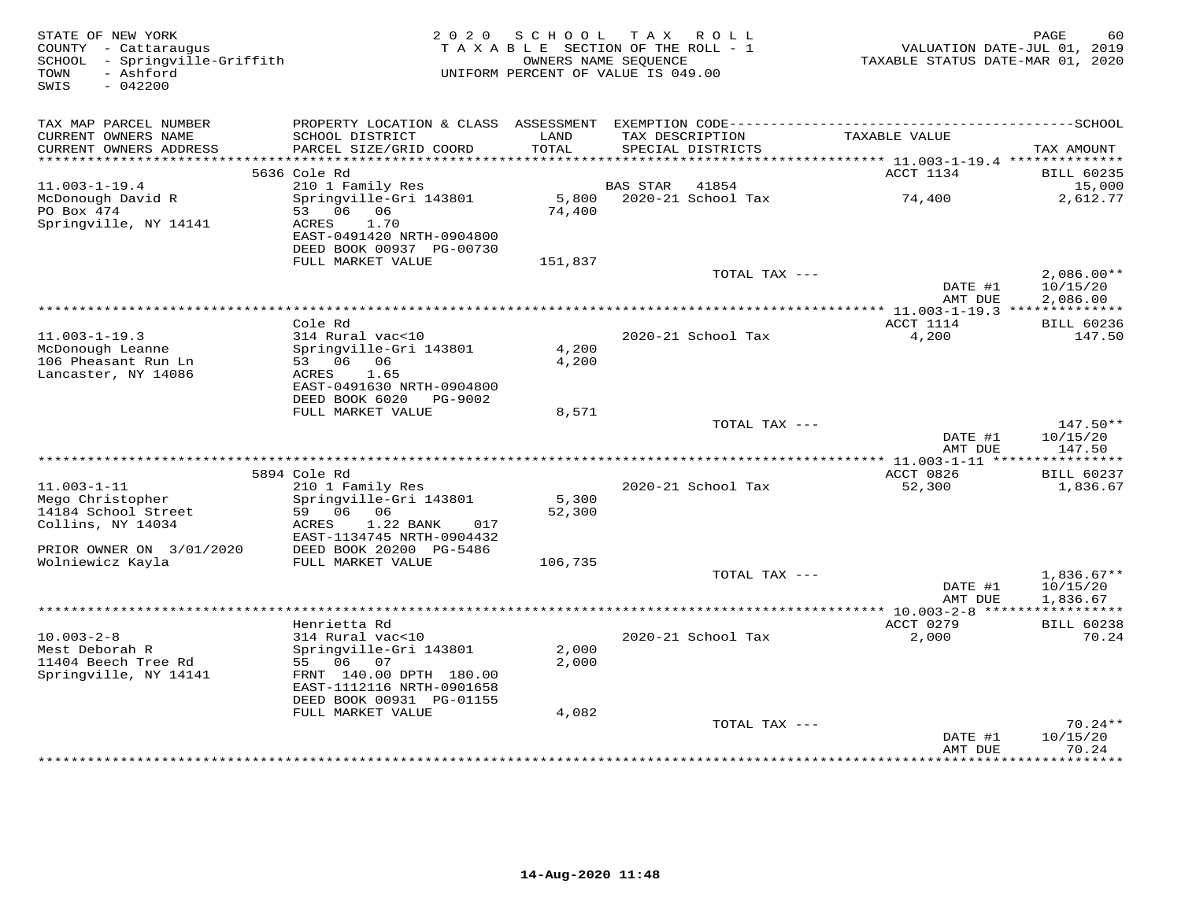STATE OF NEW YORK
COUNTY - Cattaraugus
SCHOOL - Springville-Griffith
TOWN - Ashford
SWIS - 042200

2020 SCHOOL TAX ROLL
TAXABLE SECTION OF THE ROLL - 1
OWNERS NAME SEQUENCE
UNIFORM PERCENT OF VALUE IS 049.00

VALUATION DATE-JUL 01, 2019
TAXABLE STATUS DATE-MAR 01, 2020

| TAX MAP PARCEL NUMBER<br>CURRENT OWNERS NAME<br>CURRENT OWNERS ADDRESS | PROPERTY LOCATION & CLASS<br>SCHOOL DISTRICT<br>PARCEL SIZE/GRID COORD | ASSESSMENT<br>LAND<br>TOTAL | EXEMPTION CODE<br>TAX DESCRIPTION<br>SPECIAL DISTRICTS | TAXABLE VALUE | SCHOOL<br>TAX AMOUNT |
|---|---|---|---|---|---|
| | 5636 Cole Rd | | | ACCT 1134 | BILL 60235 |
| 11.003-1-19.4 | 210 1 Family Res | | BAS STAR 41854 | | 15,000 |
| McDonough David R | Springville-Gri 143801 | 5,800 | 2020-21 School Tax | 74,400 | 2,612.77 |
| PO Box 474 | 53 06 06 | 74,400 | | | |
| Springville, NY 14141 | ACRES 1.70 | | | | |
| | EAST-0491420 NRTH-0904800 | | | | |
| | DEED BOOK 00937 PG-00730 | | | | |
| | FULL MARKET VALUE | 151,837 | | | |
| | | | TOTAL TAX --- | | 2,086.00** |
| | | | | DATE #1 | 10/15/20 |
| | | | | AMT DUE | 2,086.00 |
| | Cole Rd | | | ACCT 1114 | BILL 60236 |
| 11.003-1-19.3 | 314 Rural vac<10 | | 2020-21 School Tax | 4,200 | 147.50 |
| McDonough Leanne | Springville-Gri 143801 | 4,200 | | | |
| 106 Pheasant Run Ln | 53 06 06 | 4,200 | | | |
| Lancaster, NY 14086 | ACRES 1.65 | | | | |
| | EAST-0491630 NRTH-0904800 | | | | |
| | DEED BOOK 6020 PG-9002 | | | | |
| | FULL MARKET VALUE | 8,571 | | | |
| | | | TOTAL TAX --- | | 147.50** |
| | | | | DATE #1 | 10/15/20 |
| | | | | AMT DUE | 147.50 |
| | 5894 Cole Rd | | | ACCT 0826 | BILL 60237 |
| 11.003-1-11 | 210 1 Family Res | | 2020-21 School Tax | 52,300 | 1,836.67 |
| Mego Christopher | Springville-Gri 143801 | 5,300 | | | |
| 14184 School Street | 59 06 06 | 52,300 | | | |
| Collins, NY 14034 | ACRES 1.22 BANK 017 | | | | |
| | EAST-1134745 NRTH-0904432 | | | | |
| PRIOR OWNER ON 3/01/2020 | DEED BOOK 20200 PG-5486 | | | | |
| Wolniewicz Kayla | FULL MARKET VALUE | 106,735 | | | |
| | | | TOTAL TAX --- | | 1,836.67** |
| | | | | DATE #1 | 10/15/20 |
| | | | | AMT DUE | 1,836.67 |
| | Henrietta Rd | | | ACCT 0279 | BILL 60238 |
| 10.003-2-8 | 314 Rural vac<10 | | 2020-21 School Tax | 2,000 | 70.24 |
| Mest Deborah R | Springville-Gri 143801 | 2,000 | | | |
| 11404 Beech Tree Rd | 55 06 07 | 2,000 | | | |
| Springville, NY 14141 | FRNT 140.00 DPTH 180.00 | | | | |
| | EAST-1112116 NRTH-0901658 | | | | |
| | DEED BOOK 00931 PG-01155 | | | | |
| | FULL MARKET VALUE | 4,082 | | | |
| | | | TOTAL TAX --- | | 70.24** |
| | | | | DATE #1 | 10/15/20 |
| | | | | AMT DUE | 70.24 |

14-Aug-2020 11:48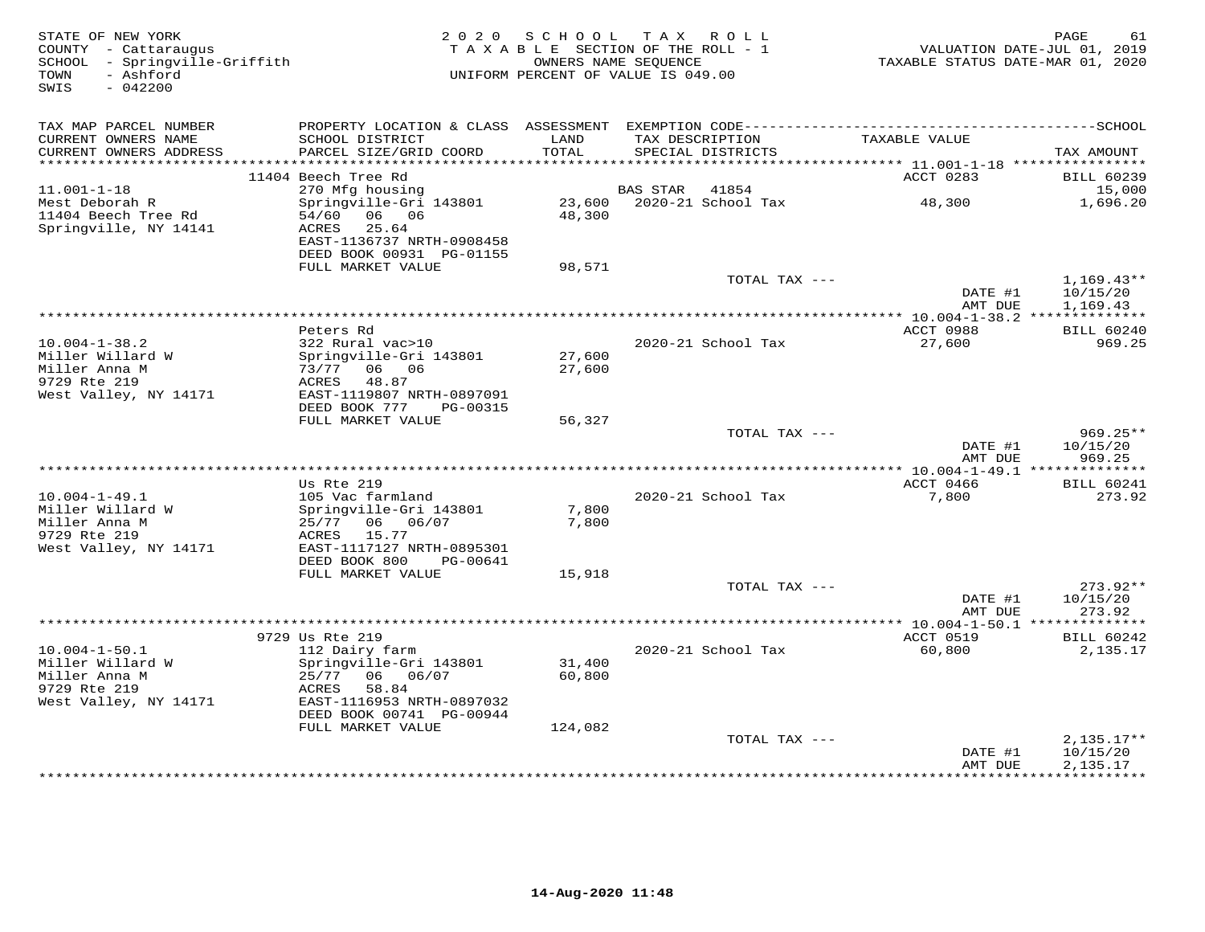STATE OF NEW YORK
COUNTY - Cattaraugus
SCHOOL - Springville-Griffith
TOWN - Ashford
SWIS - 042200

2020 SCHOOL TAX ROLL
TAXABLE SECTION OF THE ROLL - 1
OWNERS NAME SEQUENCE
UNIFORM PERCENT OF VALUE IS 049.00

VALUATION DATE-JUL 01, 2019
TAXABLE STATUS DATE-MAR 01, 2020

| TAX MAP PARCEL NUMBER / CURRENT OWNERS NAME / CURRENT OWNERS ADDRESS | PROPERTY LOCATION & CLASS / SCHOOL DISTRICT / PARCEL SIZE/GRID COORD | ASSESSMENT LAND / TOTAL | EXEMPTION CODE / TAX DESCRIPTION / SPECIAL DISTRICTS | TAXABLE VALUE | TAX AMOUNT (SCHOOL) |
|---|---|---|---|---|---|
| 11.001-1-18 | 11404 Beech Tree Rd | | | ACCT 0283 | BILL 60239 |
| Mest Deborah R | 270 Mfg housing | | BAS STAR 41854 | | 15,000 |
| 11404 Beech Tree Rd | Springville-Gri 143801 | 23,600 | 2020-21 School Tax | 48,300 | 1,696.20 |
| Springville, NY 14141 | 54/60 06 06 | 48,300 | | | |
| | ACRES 25.64 | | | | |
| | EAST-1136737 NRTH-0908458 | | | | |
| | DEED BOOK 00931 PG-01155 | | | | |
| | FULL MARKET VALUE | 98,571 | | | |
| | | | TOTAL TAX --- | | 1,169.43** |
| | | | | DATE #1 | 10/15/20 |
| | | | | AMT DUE | 1,169.43 |
| 10.004-1-38.2 | Peters Rd | | | ACCT 0988 | BILL 60240 |
| Miller Willard W | 322 Rural vac>10 | | 2020-21 School Tax | 27,600 | 969.25 |
| Miller Anna M | Springville-Gri 143801 | 27,600 | | | |
| 9729 Rte 219 | 73/77 06 06 | 27,600 | | | |
| West Valley, NY 14171 | ACRES 48.87 | | | | |
| | EAST-1119807 NRTH-0897091 | | | | |
| | DEED BOOK 777 PG-00315 | | | | |
| | FULL MARKET VALUE | 56,327 | | | |
| | | | TOTAL TAX --- | | 969.25** |
| | | | | DATE #1 | 10/15/20 |
| | | | | AMT DUE | 969.25 |
| 10.004-1-49.1 | Us Rte 219 | | | ACCT 0466 | BILL 60241 |
| Miller Willard W | 105 Vac farmland | | 2020-21 School Tax | 7,800 | 273.92 |
| Miller Anna M | Springville-Gri 143801 | 7,800 | | | |
| 9729 Rte 219 | 25/77 06 06/07 | 7,800 | | | |
| West Valley, NY 14171 | ACRES 15.77 | | | | |
| | EAST-1117127 NRTH-0895301 | | | | |
| | DEED BOOK 800 PG-00641 | | | | |
| | FULL MARKET VALUE | 15,918 | | | |
| | | | TOTAL TAX --- | | 273.92** |
| | | | | DATE #1 | 10/15/20 |
| | | | | AMT DUE | 273.92 |
| 10.004-1-50.1 | 9729 Us Rte 219 | | | ACCT 0519 | BILL 60242 |
| Miller Willard W | 112 Dairy farm | | 2020-21 School Tax | 60,800 | 2,135.17 |
| Miller Anna M | Springville-Gri 143801 | 31,400 | | | |
| 9729 Rte 219 | 25/77 06 06/07 | 60,800 | | | |
| West Valley, NY 14171 | ACRES 58.84 | | | | |
| | EAST-1116953 NRTH-0897032 | | | | |
| | DEED BOOK 00741 PG-00944 | | | | |
| | FULL MARKET VALUE | 124,082 | | | |
| | | | TOTAL TAX --- | | 2,135.17** |
| | | | | DATE #1 | 10/15/20 |
| | | | | AMT DUE | 2,135.17 |

14-Aug-2020 11:48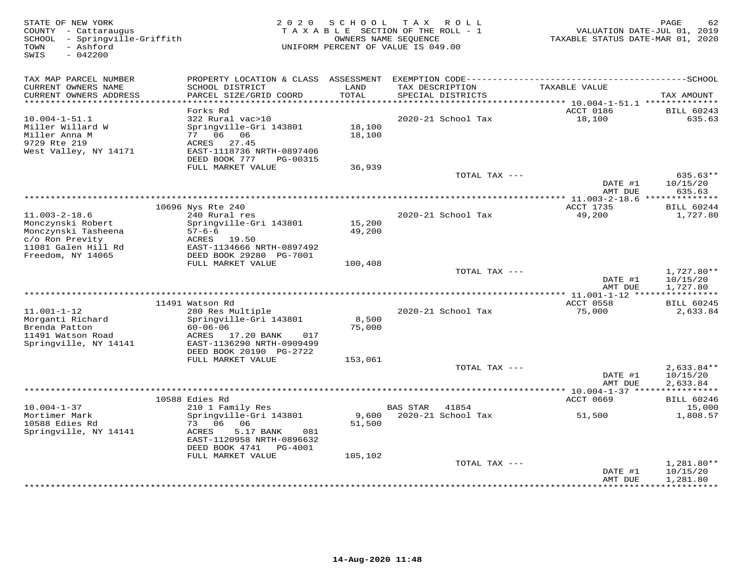STATE OF NEW YORK
COUNTY - Cattaraugus
SCHOOL - Springville-Griffith
TOWN - Ashford
SWIS - 042200

2020 SCHOOL TAX ROLL
TAXABLE SECTION OF THE ROLL - 1
OWNERS NAME SEQUENCE
UNIFORM PERCENT OF VALUE IS 049.00

VALUATION DATE-JUL 01, 2019
TAXABLE STATUS DATE-MAR 01, 2020

| TAX MAP PARCEL NUMBER / CURRENT OWNERS NAME / CURRENT OWNERS ADDRESS | PROPERTY LOCATION & CLASS / SCHOOL DISTRICT / PARCEL SIZE/GRID COORD | ASSESSMENT LAND / TOTAL | EXEMPTION CODE / TAX DESCRIPTION / SPECIAL DISTRICTS | TAXABLE VALUE | TAX AMOUNT |
|---|---|---|---|---|---|
| **10.004-1-51.1** | Forks Rd | | | ACCT 0186 | BILL 60243 |
| 10.004-1-51.1 | 322 Rural vac>10 | | 2020-21 School Tax | 18,100 | 635.63 |
| Miller Willard W | Springville-Gri 143801 | 18,100 | | | |
| Miller Anna M | 77 06 06 | 18,100 | | | |
| 9729 Rte 219 | ACRES 27.45 | | | | |
| West Valley, NY 14171 | EAST-1118736 NRTH-0897406 | | | | |
| | DEED BOOK 777 PG-00315 | | | | |
| | FULL MARKET VALUE | 36,939 | | | |
| | | | TOTAL TAX --- | | 635.63** |
| | | | | DATE #1 | 10/15/20 |
| | | | | AMT DUE | 635.63 |
| **11.003-2-18.6** | 10696 Nys Rte 240 | | | ACCT 1735 | BILL 60244 |
| 11.003-2-18.6 | 240 Rural res | | 2020-21 School Tax | 49,200 | 1,727.80 |
| Monczynski Robert | Springville-Gri 143801 | 15,200 | | | |
| Monczynski Tasheena | 57-6-6 | 49,200 | | | |
| c/o Ron Previty | ACRES 19.50 | | | | |
| 11081 Galen Hill Rd | EAST-1134666 NRTH-0897492 | | | | |
| Freedom, NY 14065 | DEED BOOK 29280 PG-7001 | | | | |
| | FULL MARKET VALUE | 100,408 | | | |
| | | | TOTAL TAX --- | | 1,727.80** |
| | | | | DATE #1 | 10/15/20 |
| | | | | AMT DUE | 1,727.80 |
| **11.001-1-12** | 11491 Watson Rd | | | ACCT 0558 | BILL 60245 |
| 11.001-1-12 | 280 Res Multiple | | 2020-21 School Tax | 75,000 | 2,633.84 |
| Morganti Richard | Springville-Gri 143801 | 8,500 | | | |
| Brenda Patton | 60-06-06 | 75,000 | | | |
| 11491 Watson Road | ACRES 17.20 BANK 017 | | | | |
| Springville, NY 14141 | EAST-1136290 NRTH-0909499 | | | | |
| | DEED BOOK 20190 PG-2722 | | | | |
| | FULL MARKET VALUE | 153,061 | | | |
| | | | TOTAL TAX --- | | 2,633.84** |
| | | | | DATE #1 | 10/15/20 |
| | | | | AMT DUE | 2,633.84 |
| **10.004-1-37** | 10588 Edies Rd | | | ACCT 0669 | BILL 60246 |
| 10.004-1-37 | 210 1 Family Res | | BAS STAR 41854 | | 15,000 |
| Mortimer Mark | Springville-Gri 143801 | 9,600 | 2020-21 School Tax | 51,500 | 1,808.57 |
| 10588 Edies Rd | 73 06 06 | 51,500 | | | |
| Springville, NY 14141 | ACRES 5.17 BANK 081 | | | | |
| | EAST-1120958 NRTH-0896632 | | | | |
| | DEED BOOK 4741 PG-4001 | | | | |
| | FULL MARKET VALUE | 105,102 | | | |
| | | | TOTAL TAX --- | | 1,281.80** |
| | | | | DATE #1 | 10/15/20 |
| | | | | AMT DUE | 1,281.80 |

14-Aug-2020 11:48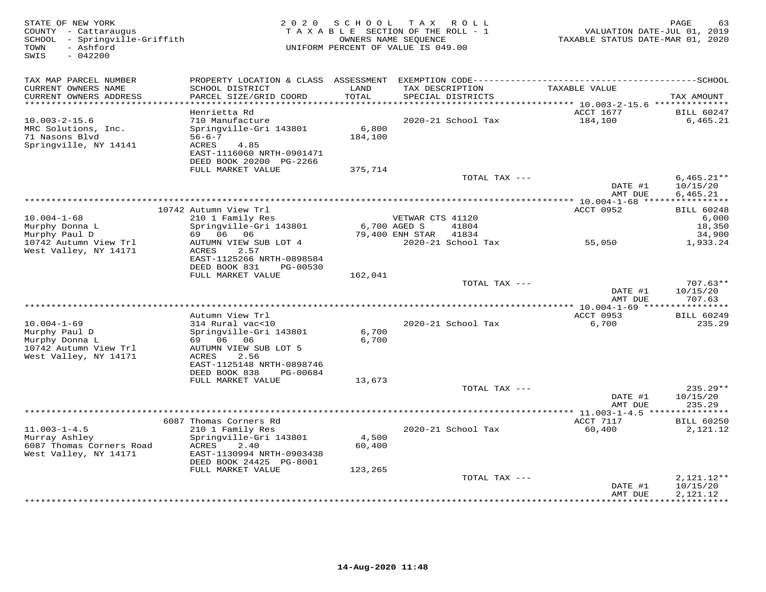STATE OF NEW YORK
COUNTY - Cattaraugus
SCHOOL - Springville-Griffith
TOWN - Ashford
SWIS - 042200

2020 SCHOOL TAX ROLL
TAXABLE SECTION OF THE ROLL - 1
OWNERS NAME SEQUENCE
UNIFORM PERCENT OF VALUE IS 049.00

VALUATION DATE-JUL 01, 2019
TAXABLE STATUS DATE-MAR 01, 2020

| TAX MAP PARCEL NUMBER / CURRENT OWNERS NAME / CURRENT OWNERS ADDRESS | PROPERTY LOCATION & CLASS / SCHOOL DISTRICT / PARCEL SIZE/GRID COORD | ASSESSMENT LAND / TOTAL | EXEMPTION CODE / TAX DESCRIPTION / SPECIAL DISTRICTS | TAXABLE VALUE | TAX AMOUNT |
|---|---|---|---|---|---|
| 10.003-2-15.6 | Henrietta Rd | | | ACCT 1677 | BILL 60247 |
| MRC Solutions, Inc. | 710 Manufacture | | 2020-21 School Tax | 184,100 | 6,465.21 |
| 71 Nasons Blvd | Springville-Gri 143801 | 6,800 | | | |
| Springville, NY 14141 | 56-6-7 | 184,100 | | | |
| | ACRES 4.85 | | | | |
| | EAST-1116060 NRTH-0901471 | | | | |
| | DEED BOOK 20200 PG-2266 | | | | |
| | FULL MARKET VALUE | 375,714 | | | |
| | | | TOTAL TAX --- | | 6,465.21** |
| | | | | DATE #1 | 10/15/20 |
| | | | | AMT DUE | 6,465.21 |
| 10.004-1-68 | 10742 Autumn View Trl | | | ACCT 0952 | BILL 60248 |
| Murphy Donna L | 210 1 Family Res | | VETWAR CTS 41120 | | 6,000 |
| Murphy Paul D | Springville-Gri 143801 | 6,700 | AGED S 41804 | | 18,350 |
| 10742 Autumn View Trl | 69 06 06 | 79,400 | ENH STAR 41834 | | 34,900 |
| West Valley, NY 14171 | AUTUMN VIEW SUB LOT 4 | | 2020-21 School Tax | 55,050 | 1,933.24 |
| | ACRES 2.57 | | | | |
| | EAST-1125266 NRTH-0898584 | | | | |
| | DEED BOOK 831 PG-00530 | | | | |
| | FULL MARKET VALUE | 162,041 | | | |
| | | | TOTAL TAX --- | | 707.63** |
| | | | | DATE #1 | 10/15/20 |
| | | | | AMT DUE | 707.63 |
| 10.004-1-69 | Autumn View Trl | | | ACCT 0953 | BILL 60249 |
| Murphy Paul D | 314 Rural vac<10 | | 2020-21 School Tax | 6,700 | 235.29 |
| Murphy Donna L | Springville-Gri 143801 | 6,700 | | | |
| 10742 Autumn View Trl | 69 06 06 | 6,700 | | | |
| West Valley, NY 14171 | AUTUMN VIEW SUB LOT 5 | | | | |
| | ACRES 2.56 | | | | |
| | EAST-1125148 NRTH-0898746 | | | | |
| | DEED BOOK 838 PG-00684 | | | | |
| | FULL MARKET VALUE | 13,673 | | | |
| | | | TOTAL TAX --- | | 235.29** |
| | | | | DATE #1 | 10/15/20 |
| | | | | AMT DUE | 235.29 |
| 11.003-1-4.5 | 6087 Thomas Corners Rd | | | ACCT 7117 | BILL 60250 |
| Murray Ashley | 210 1 Family Res | | 2020-21 School Tax | 60,400 | 2,121.12 |
| 6087 Thomas Corners Road | Springville-Gri 143801 | 4,500 | | | |
| West Valley, NY 14171 | ACRES 2.40 | 60,400 | | | |
| | EAST-1130994 NRTH-0903438 | | | | |
| | DEED BOOK 24425 PG-8001 | | | | |
| | FULL MARKET VALUE | 123,265 | | | |
| | | | TOTAL TAX --- | | 2,121.12** |
| | | | | DATE #1 | 10/15/20 |
| | | | | AMT DUE | 2,121.12 |

14-Aug-2020 11:48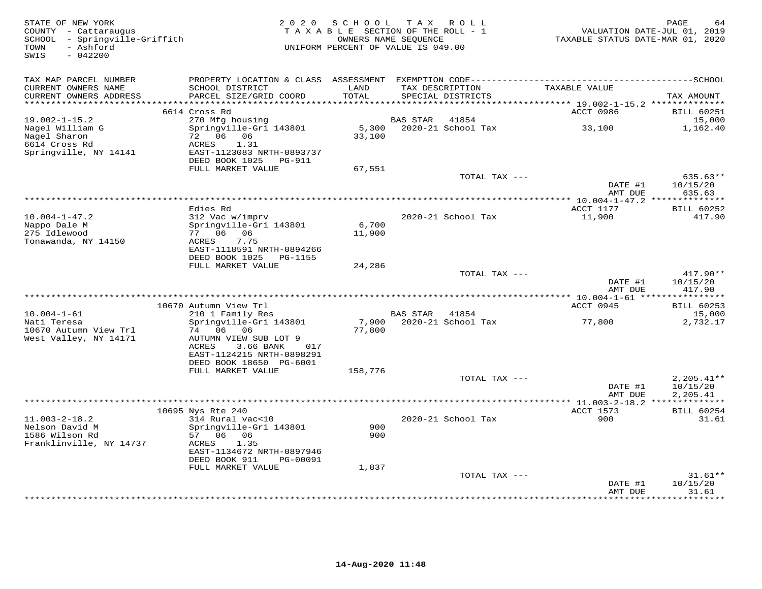STATE OF NEW YORK
COUNTY - Cattaraugus
SCHOOL - Springville-Griffith
TOWN - Ashford
SWIS - 042200

2020 SCHOOL TAX ROLL
TAXABLE SECTION OF THE ROLL - 1
OWNERS NAME SEQUENCE
UNIFORM PERCENT OF VALUE IS 049.00

VALUATION DATE-JUL 01, 2019
TAXABLE STATUS DATE-MAR 01, 2020

| TAX MAP PARCEL NUMBER / CURRENT OWNERS NAME / CURRENT OWNERS ADDRESS | PROPERTY LOCATION & CLASS / SCHOOL DISTRICT / PARCEL SIZE/GRID COORD | ASSESSMENT LAND / TOTAL | EXEMPTION CODE / TAX DESCRIPTION / SPECIAL DISTRICTS | TAXABLE VALUE | TAX AMOUNT |
|---|---|---|---|---|---|
| | 6614 Cross Rd | | | ACCT 0986 | BILL 60251 |
| 19.002-1-15.2 | 270 Mfg housing | | BAS STAR 41854 | | 15,000 |
| Nagel William G | Springville-Gri 143801 | 5,300 | 2020-21 School Tax | 33,100 | 1,162.40 |
| Nagel Sharon | 72 06 06 | 33,100 | | | |
| 6614 Cross Rd | ACRES 1.31 | | | | |
| Springville, NY 14141 | EAST-1123083 NRTH-0893737 | | | | |
| | DEED BOOK 1025 PG-911 | | | | |
| | FULL MARKET VALUE | 67,551 | | | |
| | | | TOTAL TAX --- | | 635.63** |
| | | | | DATE #1 | 10/15/20 |
| | | | | AMT DUE | 635.63 |
| | Edies Rd | | | ACCT 1177 | BILL 60252 |
| 10.004-1-47.2 | 312 Vac w/imprv | | 2020-21 School Tax | 11,900 | 417.90 |
| Nappo Dale M | Springville-Gri 143801 | 6,700 | | | |
| 275 Idlewood | 77 06 06 | 11,900 | | | |
| Tonawanda, NY 14150 | ACRES 7.75 | | | | |
| | EAST-1118591 NRTH-0894266 | | | | |
| | DEED BOOK 1025 PG-1155 | | | | |
| | FULL MARKET VALUE | 24,286 | | | |
| | | | TOTAL TAX --- | | 417.90** |
| | | | | DATE #1 | 10/15/20 |
| | | | | AMT DUE | 417.90 |
| | 10670 Autumn View Trl | | | ACCT 0945 | BILL 60253 |
| 10.004-1-61 | 210 1 Family Res | | BAS STAR 41854 | | 15,000 |
| Nati Teresa | Springville-Gri 143801 | 7,900 | 2020-21 School Tax | 77,800 | 2,732.17 |
| 10670 Autumn View Trl | 74 06 06 | 77,800 | | | |
| West Valley, NY 14171 | AUTUMN VIEW SUB LOT 9 | | | | |
| | ACRES 3.66 BANK 017 | | | | |
| | EAST-1124215 NRTH-0898291 | | | | |
| | DEED BOOK 18650 PG-6001 | | | | |
| | FULL MARKET VALUE | 158,776 | | | |
| | | | TOTAL TAX --- | | 2,205.41** |
| | | | | DATE #1 | 10/15/20 |
| | | | | AMT DUE | 2,205.41 |
| | 10695 Nys Rte 240 | | | ACCT 1573 | BILL 60254 |
| 11.003-2-18.2 | 314 Rural vac<10 | | 2020-21 School Tax | 900 | 31.61 |
| Nelson David M | Springville-Gri 143801 | 900 | | | |
| 1586 Wilson Rd | 57 06 06 | 900 | | | |
| Franklinville, NY 14737 | ACRES 1.35 | | | | |
| | EAST-1134672 NRTH-0897946 | | | | |
| | DEED BOOK 911 PG-00091 | | | | |
| | FULL MARKET VALUE | 1,837 | | | |
| | | | TOTAL TAX --- | | 31.61** |
| | | | | DATE #1 | 10/15/20 |
| | | | | AMT DUE | 31.61 |

14-Aug-2020 11:48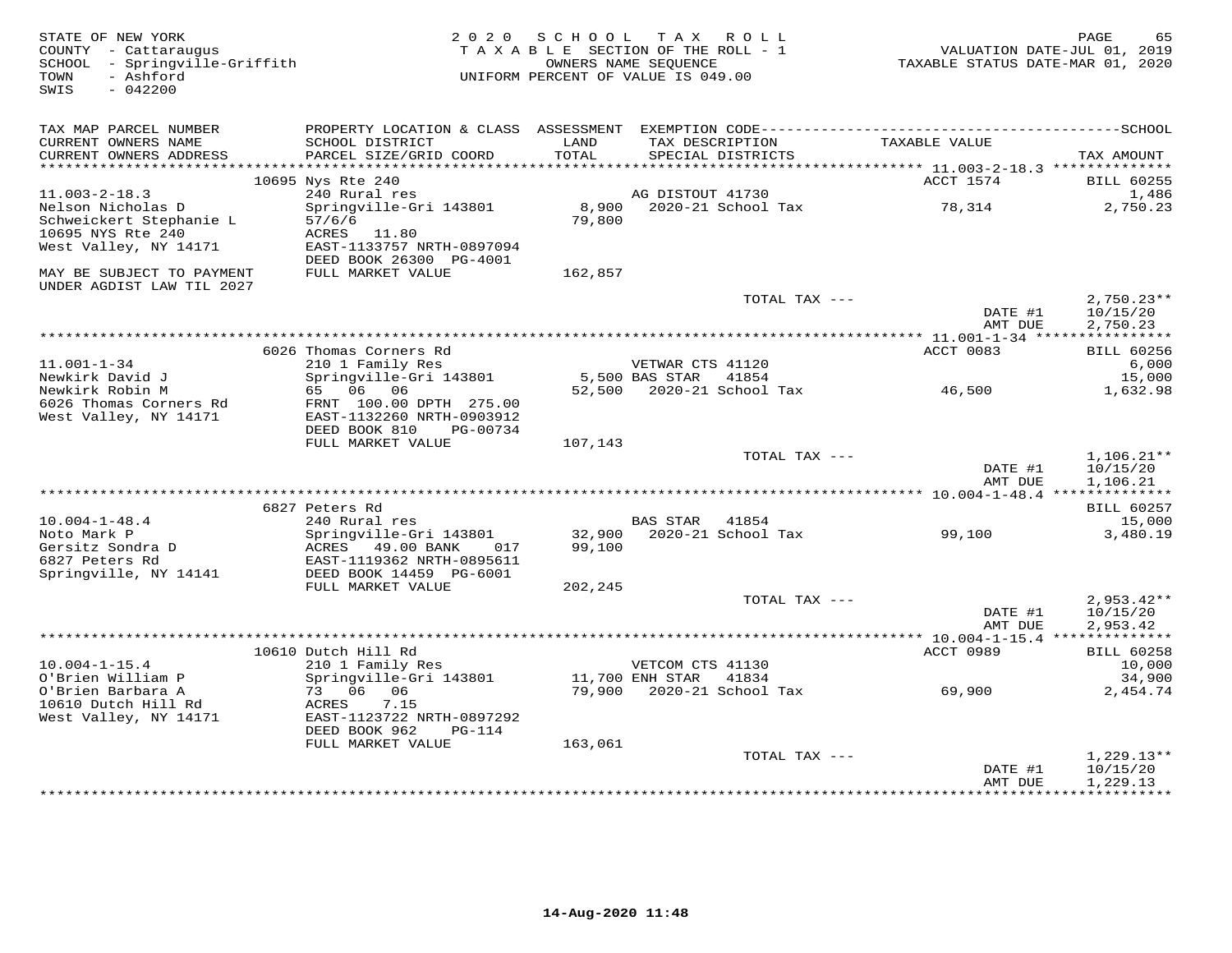STATE OF NEW YORK
COUNTY - Cattaraugus
SCHOOL - Springville-Griffith
TOWN - Ashford
SWIS - 042200

2020 SCHOOL TAX ROLL
TAXABLE SECTION OF THE ROLL - 1
OWNERS NAME SEQUENCE
UNIFORM PERCENT OF VALUE IS 049.00

VALUATION DATE-JUL 01, 2019
TAXABLE STATUS DATE-MAR 01, 2020

| TAX MAP PARCEL NUMBER / CURRENT OWNERS NAME / CURRENT OWNERS ADDRESS | PROPERTY LOCATION & CLASS / SCHOOL DISTRICT / PARCEL SIZE/GRID COORD | ASSESSMENT LAND / TOTAL | EXEMPTION CODE / TAX DESCRIPTION / SPECIAL DISTRICTS | TAXABLE VALUE | TAX AMOUNT |
|---|---|---|---|---|---|
| | 10695 Nys Rte 240 | | | ACCT 1574 | BILL 60255 |
| 11.003-2-18.3 | 240 Rural res | | AG DISTOUT 41730 | | 1,486 |
| Nelson Nicholas D | Springville-Gri 143801 | 8,900 | 2020-21 School Tax | 78,314 | 2,750.23 |
| Schweickert Stephanie L | 57/6/6 | 79,800 | | | |
| 10695 NYS Rte 240 | ACRES 11.80 | | | | |
| West Valley, NY 14171 | EAST-1133757 NRTH-0897094 | | | | |
| | DEED BOOK 26300 PG-4001 | | | | |
| MAY BE SUBJECT TO PAYMENT | FULL MARKET VALUE | 162,857 | | | |
| UNDER AGDIST LAW TIL 2027 | | | | | |
| | | | TOTAL TAX --- | | 2,750.23** |
| | | | | DATE #1 | 10/15/20 |
| | | | | AMT DUE | 2,750.23 |
| | 6026 Thomas Corners Rd | | | ACCT 0083 | BILL 60256 |
| 11.001-1-34 | 210 1 Family Res | | VETWAR CTS 41120 | | 6,000 |
| Newkirk David J | Springville-Gri 143801 | 5,500 | BAS STAR 41854 | | 15,000 |
| Newkirk Robin M | 65 06 06 | 52,500 | 2020-21 School Tax | 46,500 | 1,632.98 |
| 6026 Thomas Corners Rd | FRNT 100.00 DPTH 275.00 | | | | |
| West Valley, NY 14171 | EAST-1132260 NRTH-0903912 | | | | |
| | DEED BOOK 810 PG-00734 | | | | |
| | FULL MARKET VALUE | 107,143 | | | |
| | | | TOTAL TAX --- | | 1,106.21** |
| | | | | DATE #1 | 10/15/20 |
| | | | | AMT DUE | 1,106.21 |
| | 6827 Peters Rd | | | | BILL 60257 |
| 10.004-1-48.4 | 240 Rural res | | BAS STAR 41854 | | 15,000 |
| Noto Mark P | Springville-Gri 143801 | 32,900 | 2020-21 School Tax | 99,100 | 3,480.19 |
| Gersitz Sondra D | ACRES 49.00 BANK 017 | 99,100 | | | |
| 6827 Peters Rd | EAST-1119362 NRTH-0895611 | | | | |
| Springville, NY 14141 | DEED BOOK 14459 PG-6001 | | | | |
| | FULL MARKET VALUE | 202,245 | | | |
| | | | TOTAL TAX --- | | 2,953.42** |
| | | | | DATE #1 | 10/15/20 |
| | | | | AMT DUE | 2,953.42 |
| | 10610 Dutch Hill Rd | | | ACCT 0989 | BILL 60258 |
| 10.004-1-15.4 | 210 1 Family Res | | VETCOM CTS 41130 | | 10,000 |
| O'Brien William P | Springville-Gri 143801 | 11,700 | ENH STAR 41834 | | 34,900 |
| O'Brien Barbara A | 73 06 06 | 79,900 | 2020-21 School Tax | 69,900 | 2,454.74 |
| 10610 Dutch Hill Rd | ACRES 7.15 | | | | |
| West Valley, NY 14171 | EAST-1123722 NRTH-0897292 | | | | |
| | DEED BOOK 962 PG-114 | | | | |
| | FULL MARKET VALUE | 163,061 | | | |
| | | | TOTAL TAX --- | | 1,229.13** |
| | | | | DATE #1 | 10/15/20 |
| | | | | AMT DUE | 1,229.13 |

14-Aug-2020 11:48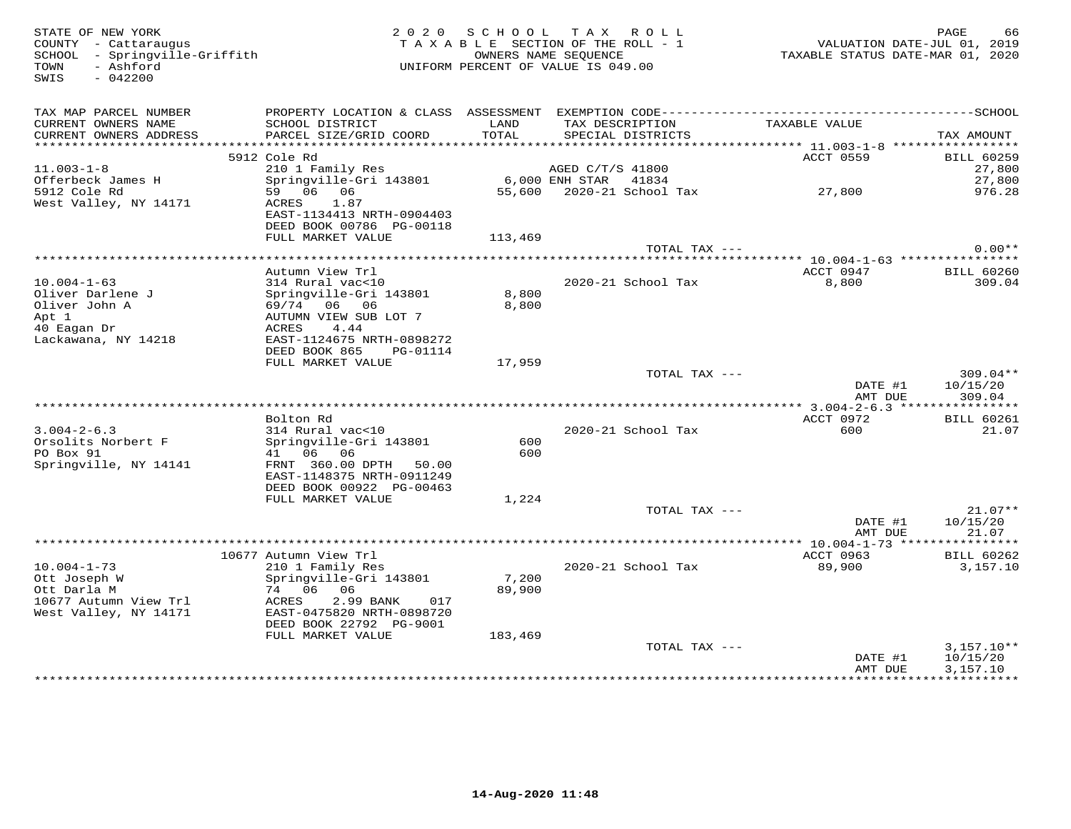STATE OF NEW YORK
COUNTY - Cattaraugus
SCHOOL - Springville-Griffith
TOWN - Ashford
SWIS - 042200

2020 SCHOOL TAX ROLL
TAXABLE SECTION OF THE ROLL - 1
OWNERS NAME SEQUENCE
UNIFORM PERCENT OF VALUE IS 049.00

VALUATION DATE-JUL 01, 2019
TAXABLE STATUS DATE-MAR 01, 2020

| TAX MAP PARCEL NUMBER / CURRENT OWNERS NAME / CURRENT OWNERS ADDRESS | PROPERTY LOCATION & CLASS / SCHOOL DISTRICT / PARCEL SIZE/GRID COORD | ASSESSMENT LAND / TOTAL | EXEMPTION CODE / TAX DESCRIPTION / SPECIAL DISTRICTS | TAXABLE VALUE | TAX AMOUNT |
|---|---|---|---|---|---|
| 11.003-1-8 | 5912 Cole Rd | | | ACCT 0559 | BILL 60259 |
| Offerbeck James H | 210 1 Family Res | | AGED C/T/S 41800 | | 27,800 |
| 5912 Cole Rd | Springville-Gri 143801 | 6,000 | ENH STAR 41834 | | 27,800 |
| West Valley, NY 14171 | 59 06 06 | 55,600 | 2020-21 School Tax | 27,800 | 976.28 |
| | ACRES 1.87 | | | | |
| | EAST-1134413 NRTH-0904403 | | | | |
| | DEED BOOK 00786 PG-00118 | | | | |
| | FULL MARKET VALUE | 113,469 | | | |
| | | | TOTAL TAX --- | | 0.00** |
| 10.004-1-63 | Autumn View Trl | | | ACCT 0947 | BILL 60260 |
| Oliver Darlene J | 314 Rural vac<10 | | 2020-21 School Tax | 8,800 | 309.04 |
| Oliver John A | Springville-Gri 143801 | 8,800 | | | |
| Apt 1 | 69/74 06 06 | 8,800 | | | |
| 40 Eagan Dr | AUTUMN VIEW SUB LOT 7 | | | | |
| Lackawana, NY 14218 | ACRES 4.44 | | | | |
| | EAST-1124675 NRTH-0898272 | | | | |
| | DEED BOOK 865 PG-01114 | | | | |
| | FULL MARKET VALUE | 17,959 | | | |
| | | | TOTAL TAX --- | | 309.04** |
| | | | | DATE #1 | 10/15/20 |
| | | | | AMT DUE | 309.04 |
| 3.004-2-6.3 | Bolton Rd | | | ACCT 0972 | BILL 60261 |
| Orsolits Norbert F | 314 Rural vac<10 | | 2020-21 School Tax | 600 | 21.07 |
| PO Box 91 | Springville-Gri 143801 | 600 | | | |
| Springville, NY 14141 | 41 06 06 | 600 | | | |
| | FRNT 360.00 DPTH 50.00 | | | | |
| | EAST-1148375 NRTH-0911249 | | | | |
| | DEED BOOK 00922 PG-00463 | | | | |
| | FULL MARKET VALUE | 1,224 | | | |
| | | | TOTAL TAX --- | | 21.07** |
| | | | | DATE #1 | 10/15/20 |
| | | | | AMT DUE | 21.07 |
| 10.004-1-73 | 10677 Autumn View Trl | | | ACCT 0963 | BILL 60262 |
| Ott Joseph W | 210 1 Family Res | | 2020-21 School Tax | 89,900 | 3,157.10 |
| Ott Darla M | Springville-Gri 143801 | 7,200 | | | |
| 10677 Autumn View Trl | 74 06 06 | 89,900 | | | |
| West Valley, NY 14171 | ACRES 2.99 BANK 017 | | | | |
| | EAST-0475820 NRTH-0898720 | | | | |
| | DEED BOOK 22792 PG-9001 | | | | |
| | FULL MARKET VALUE | 183,469 | | | |
| | | | TOTAL TAX --- | | 3,157.10** |
| | | | | DATE #1 | 10/15/20 |
| | | | | AMT DUE | 3,157.10 |

14-Aug-2020 11:48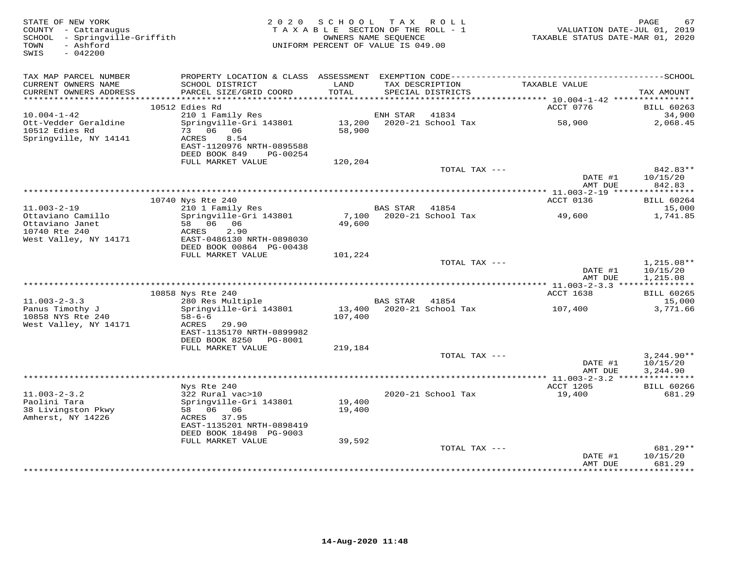STATE OF NEW YORK
COUNTY - Cattaraugus
SCHOOL - Springville-Griffith
TOWN - Ashford
SWIS - 042200

2020 SCHOOL TAX ROLL
TAXABLE SECTION OF THE ROLL - 1
OWNERS NAME SEQUENCE
UNIFORM PERCENT OF VALUE IS 049.00

VALUATION DATE-JUL 01, 2019
TAXABLE STATUS DATE-MAR 01, 2020

| TAX MAP PARCEL NUMBER / CURRENT OWNERS NAME / CURRENT OWNERS ADDRESS | PROPERTY LOCATION & CLASS / SCHOOL DISTRICT / PARCEL SIZE/GRID COORD | ASSESSMENT LAND / TOTAL | EXEMPTION CODE / TAX DESCRIPTION / SPECIAL DISTRICTS | TAXABLE VALUE | TAX AMOUNT |
|---|---|---|---|---|---|
| 10.004-1-42 | 10512 Edies Rd | | | ACCT 0776 | BILL 60263 |
| Ott-Vedder Geraldine | 210 1 Family Res | | ENH STAR 41834 | | 34,900 |
| 10512 Edies Rd | Springville-Gri 143801 | 13,200 | 2020-21 School Tax | 58,900 | 2,068.45 |
| Springville, NY 14141 | 73 06 06 | 58,900 | | | |
| | ACRES 8.54 | | | | |
| | EAST-1120976 NRTH-0895588 | | | | |
| | DEED BOOK 849 PG-00254 | | | | |
| | FULL MARKET VALUE | 120,204 | | | |
| | | | TOTAL TAX --- | | 842.83** |
| | | | | DATE #1 | 10/15/20 |
| | | | | AMT DUE | 842.83 |
| 11.003-2-19 | 10740 Nys Rte 240 | | | ACCT 0136 | BILL 60264 |
| Ottaviano Camillo | 210 1 Family Res | | BAS STAR 41854 | | 15,000 |
| Ottaviano Janet | Springville-Gri 143801 | 7,100 | 2020-21 School Tax | 49,600 | 1,741.85 |
| 10740 Rte 240 | 58 06 06 | 49,600 | | | |
| West Valley, NY 14171 | ACRES 2.90 | | | | |
| | EAST-0486130 NRTH-0898030 | | | | |
| | DEED BOOK 00864 PG-00438 | | | | |
| | FULL MARKET VALUE | 101,224 | | | |
| | | | TOTAL TAX --- | | 1,215.08** |
| | | | | DATE #1 | 10/15/20 |
| | | | | AMT DUE | 1,215.08 |
| 11.003-2-3.3 | 10858 Nys Rte 240 | | | ACCT 1638 | BILL 60265 |
| Panus Timothy J | 280 Res Multiple | | BAS STAR 41854 | | 15,000 |
| 10858 NYS Rte 240 | Springville-Gri 143801 | 13,400 | 2020-21 School Tax | 107,400 | 3,771.66 |
| West Valley, NY 14171 | 58-6-6 | 107,400 | | | |
| | ACRES 29.90 | | | | |
| | EAST-1135170 NRTH-0899982 | | | | |
| | DEED BOOK 8250 PG-8001 | | | | |
| | FULL MARKET VALUE | 219,184 | | | |
| | | | TOTAL TAX --- | | 3,244.90** |
| | | | | DATE #1 | 10/15/20 |
| | | | | AMT DUE | 3,244.90 |
| 11.003-2-3.2 | Nys Rte 240 | | | ACCT 1205 | BILL 60266 |
| Paolini Tara | 322 Rural vac>10 | | 2020-21 School Tax | 19,400 | 681.29 |
| 38 Livingston Pkwy | Springville-Gri 143801 | 19,400 | | | |
| Amherst, NY 14226 | 58 06 06 | 19,400 | | | |
| | ACRES 37.95 | | | | |
| | EAST-1135201 NRTH-0898419 | | | | |
| | DEED BOOK 18498 PG-9003 | | | | |
| | FULL MARKET VALUE | 39,592 | | | |
| | | | TOTAL TAX --- | | 681.29** |
| | | | | DATE #1 | 10/15/20 |
| | | | | AMT DUE | 681.29 |

14-Aug-2020 11:48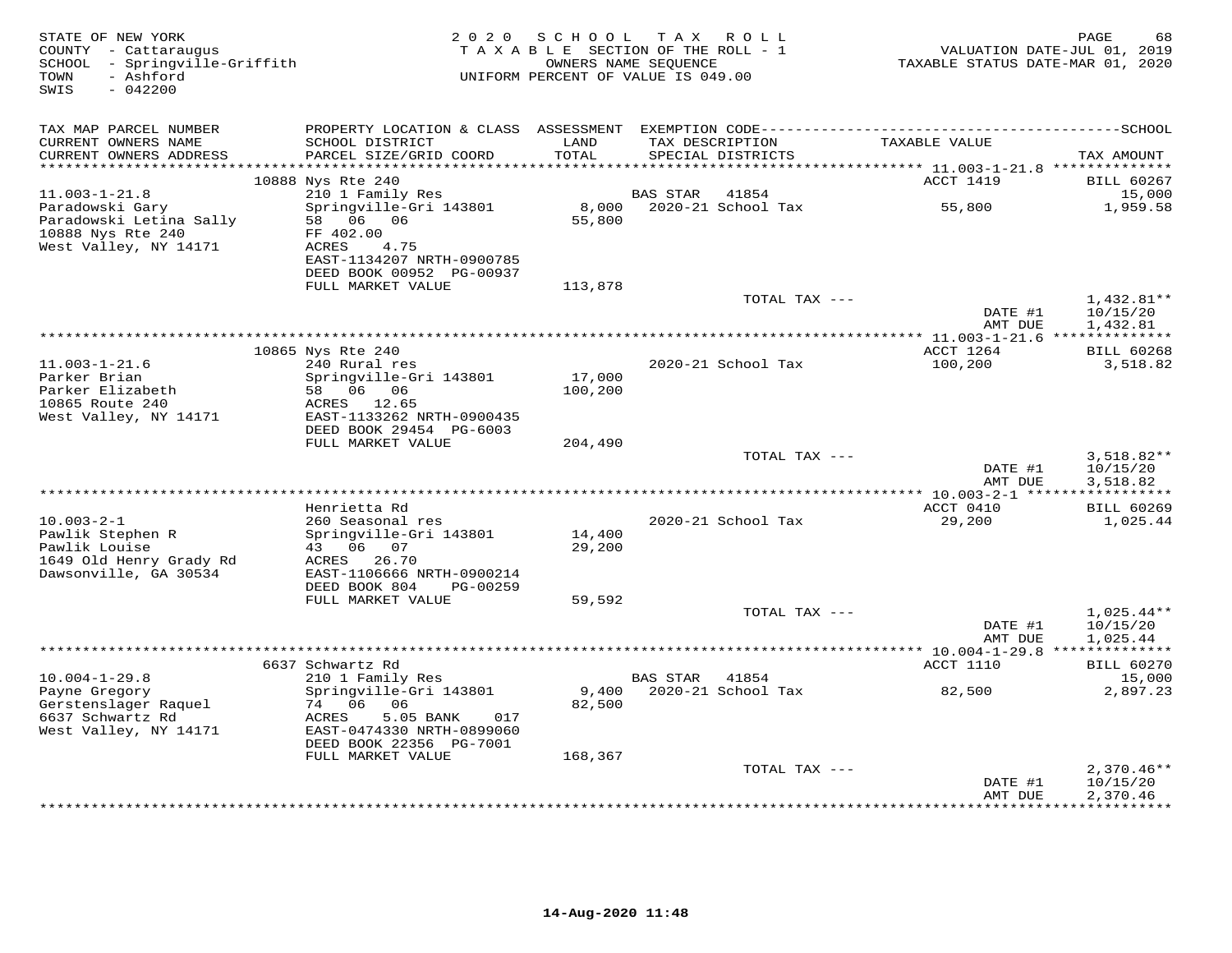STATE OF NEW YORK
COUNTY - Cattaraugus
SCHOOL - Springville-Griffith
TOWN - Ashford
SWIS - 042200

2020 SCHOOL TAX ROLL
TAXABLE SECTION OF THE ROLL - 1
OWNERS NAME SEQUENCE
UNIFORM PERCENT OF VALUE IS 049.00

VALUATION DATE-JUL 01, 2019
TAXABLE STATUS DATE-MAR 01, 2020

| TAX MAP PARCEL NUMBER / CURRENT OWNERS NAME / CURRENT OWNERS ADDRESS | PROPERTY LOCATION & CLASS / SCHOOL DISTRICT / PARCEL SIZE/GRID COORD | ASSESSMENT LAND / TOTAL | EXEMPTION CODE / TAX DESCRIPTION / SPECIAL DISTRICTS | TAXABLE VALUE | SCHOOL TAX AMOUNT |
|---|---|---|---|---|---|
| | 10888 Nys Rte 240 | | | ACCT 1419 | BILL 60267 |
| 11.003-1-21.8 | 210 1 Family Res | | BAS STAR 41854 | | 15,000 |
| Paradowski Gary | Springville-Gri 143801 | 8,000 | 2020-21 School Tax | 55,800 | 1,959.58 |
| Paradowski Letina Sally | 58 06 06 | 55,800 | | | |
| 10888 Nys Rte 240 | FF 402.00 | | | | |
| West Valley, NY 14171 | ACRES 4.75 | | | | |
| | EAST-1134207 NRTH-0900785 | | | | |
| | DEED BOOK 00952 PG-00937 | | | | |
| | FULL MARKET VALUE | 113,878 | | | |
| | | | TOTAL TAX --- | | 1,432.81** |
| | | | | DATE #1 | 10/15/20 |
| | | | | AMT DUE | 1,432.81 |
| | 10865 Nys Rte 240 | | | ACCT 1264 | BILL 60268 |
| 11.003-1-21.6 | 240 Rural res | | 2020-21 School Tax | 100,200 | 3,518.82 |
| Parker Brian | Springville-Gri 143801 | 17,000 | | | |
| Parker Elizabeth | 58 06 06 | 100,200 | | | |
| 10865 Route 240 | ACRES 12.65 | | | | |
| West Valley, NY 14171 | EAST-1133262 NRTH-0900435 | | | | |
| | DEED BOOK 29454 PG-6003 | | | | |
| | FULL MARKET VALUE | 204,490 | | | |
| | | | TOTAL TAX --- | | 3,518.82** |
| | | | | DATE #1 | 10/15/20 |
| | | | | AMT DUE | 3,518.82 |
| | Henrietta Rd | | | ACCT 0410 | BILL 60269 |
| 10.003-2-1 | 260 Seasonal res | | 2020-21 School Tax | 29,200 | 1,025.44 |
| Pawlik Stephen R | Springville-Gri 143801 | 14,400 | | | |
| Pawlik Louise | 43 06 07 | 29,200 | | | |
| 1649 Old Henry Grady Rd | ACRES 26.70 | | | | |
| Dawsonville, GA 30534 | EAST-1106666 NRTH-0900214 | | | | |
| | DEED BOOK 804 PG-00259 | | | | |
| | FULL MARKET VALUE | 59,592 | | | |
| | | | TOTAL TAX --- | | 1,025.44** |
| | | | | DATE #1 | 10/15/20 |
| | | | | AMT DUE | 1,025.44 |
| | 6637 Schwartz Rd | | | ACCT 1110 | BILL 60270 |
| 10.004-1-29.8 | 210 1 Family Res | | BAS STAR 41854 | | 15,000 |
| Payne Gregory | Springville-Gri 143801 | 9,400 | 2020-21 School Tax | 82,500 | 2,897.23 |
| Gerstenslager Raquel | 74 06 06 | 82,500 | | | |
| 6637 Schwartz Rd | ACRES 5.05 BANK 017 | | | | |
| West Valley, NY 14171 | EAST-0474330 NRTH-0899060 | | | | |
| | DEED BOOK 22356 PG-7001 | | | | |
| | FULL MARKET VALUE | 168,367 | | | |
| | | | TOTAL TAX --- | | 2,370.46** |
| | | | | DATE #1 | 10/15/20 |
| | | | | AMT DUE | 2,370.46 |

14-Aug-2020 11:48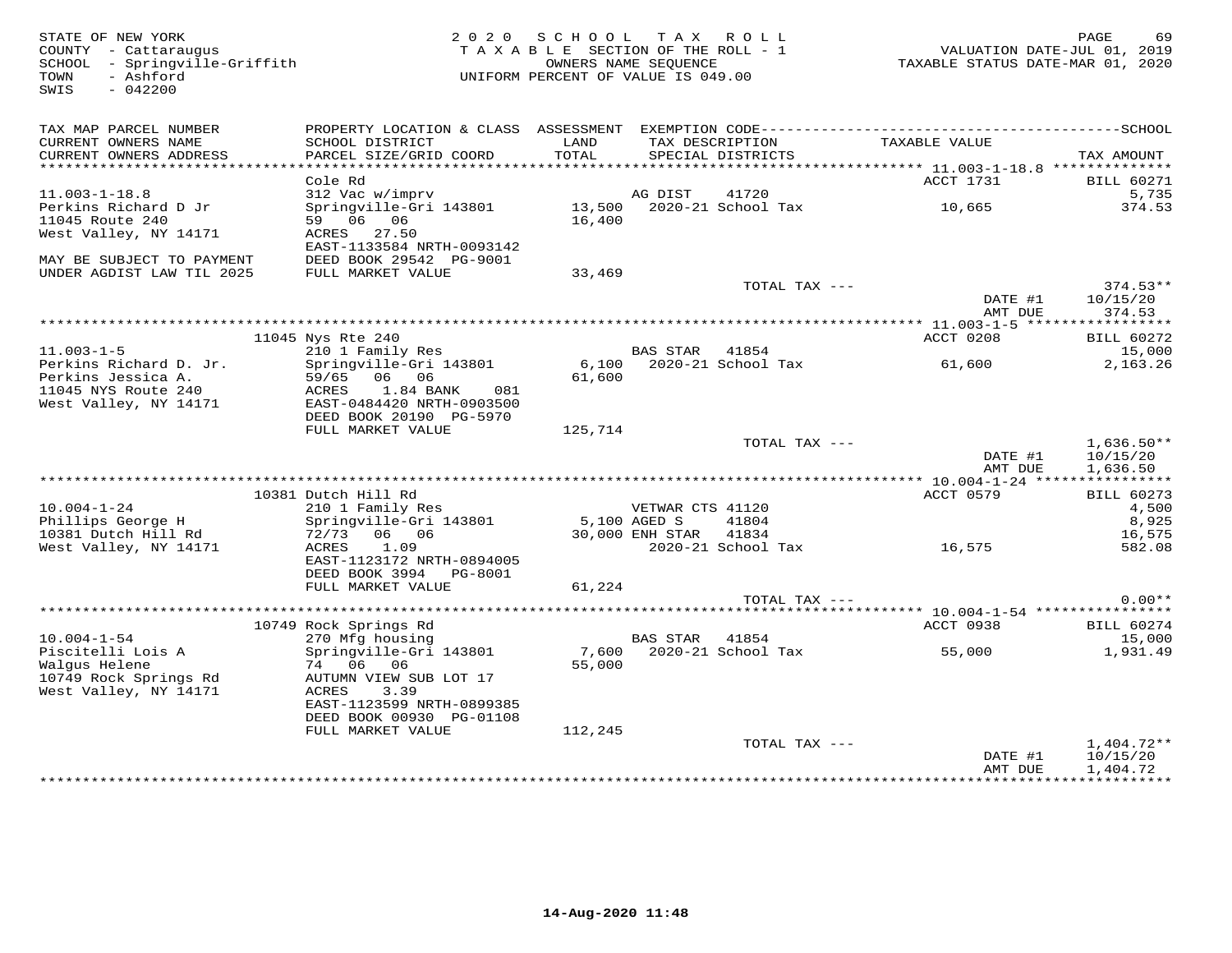STATE OF NEW YORK
COUNTY - Cattaraugus
SCHOOL - Springville-Griffith
TOWN - Ashford
SWIS - 042200

2020 SCHOOL TAX ROLL
TAXABLE SECTION OF THE ROLL - 1
OWNERS NAME SEQUENCE
UNIFORM PERCENT OF VALUE IS 049.00

VALUATION DATE-JUL 01, 2019
TAXABLE STATUS DATE-MAR 01, 2020

| TAX MAP PARCEL NUMBER / CURRENT OWNERS NAME / CURRENT OWNERS ADDRESS | PROPERTY LOCATION & CLASS / SCHOOL DISTRICT / PARCEL SIZE/GRID COORD | ASSESSMENT LAND / TOTAL | EXEMPTION CODE / TAX DESCRIPTION / SPECIAL DISTRICTS | TAXABLE VALUE | TAX AMOUNT |
|---|---|---|---|---|---|
| **11.003-1-18.8** | Cole Rd | | | ACCT 1731 | BILL 60271 |
| 11.003-1-18.8 | 312 Vac w/imprv | | AG DIST 41720 | | 5,735 |
| Perkins Richard D Jr | Springville-Gri 143801 | 13,500 | 2020-21 School Tax | 10,665 | 374.53 |
| 11045 Route 240 | 59 06 06 | 16,400 | | | |
| West Valley, NY 14171 | ACRES 27.50 | | | | |
| | EAST-1133584 NRTH-0093142 | | | | |
| MAY BE SUBJECT TO PAYMENT | DEED BOOK 29542 PG-9001 | | | | |
| UNDER AGDIST LAW TIL 2025 | FULL MARKET VALUE | 33,469 | | | |
| | | | TOTAL TAX --- | | 374.53** |
| | | | | DATE #1 | 10/15/20 |
| | | | | AMT DUE | 374.53 |
| **11.003-1-5** | 11045 Nys Rte 240 | | | ACCT 0208 | BILL 60272 |
| 11.003-1-5 | 210 1 Family Res | | BAS STAR 41854 | | 15,000 |
| Perkins Richard D. Jr. | Springville-Gri 143801 | 6,100 | 2020-21 School Tax | 61,600 | 2,163.26 |
| Perkins Jessica A. | 59/65 06 06 | 61,600 | | | |
| 11045 NYS Route 240 | ACRES 1.84 BANK 081 | | | | |
| West Valley, NY 14171 | EAST-0484420 NRTH-0903500 | | | | |
| | DEED BOOK 20190 PG-5970 | | | | |
| | FULL MARKET VALUE | 125,714 | | | |
| | | | TOTAL TAX --- | | 1,636.50** |
| | | | | DATE #1 | 10/15/20 |
| | | | | AMT DUE | 1,636.50 |
| **10.004-1-24** | 10381 Dutch Hill Rd | | | ACCT 0579 | BILL 60273 |
| 10.004-1-24 | 210 1 Family Res | | VETWAR CTS 41120 | | 4,500 |
| Phillips George H | Springville-Gri 143801 | 5,100 | AGED S 41804 | | 8,925 |
| 10381 Dutch Hill Rd | 72/73 06 06 | 30,000 | ENH STAR 41834 | | 16,575 |
| West Valley, NY 14171 | ACRES 1.09 | | 2020-21 School Tax | 16,575 | 582.08 |
| | EAST-1123172 NRTH-0894005 | | | | |
| | DEED BOOK 3994 PG-8001 | | | | |
| | FULL MARKET VALUE | 61,224 | | | |
| | | | TOTAL TAX --- | | 0.00** |
| **10.004-1-54** | 10749 Rock Springs Rd | | | ACCT 0938 | BILL 60274 |
| 10.004-1-54 | 270 Mfg housing | | BAS STAR 41854 | | 15,000 |
| Piscitelli Lois A | Springville-Gri 143801 | 7,600 | 2020-21 School Tax | 55,000 | 1,931.49 |
| Walgus Helene | 74 06 06 | 55,000 | | | |
| 10749 Rock Springs Rd | AUTUMN VIEW SUB LOT 17 | | | | |
| West Valley, NY 14171 | ACRES 3.39 | | | | |
| | EAST-1123599 NRTH-0899385 | | | | |
| | DEED BOOK 00930 PG-01108 | | | | |
| | FULL MARKET VALUE | 112,245 | | | |
| | | | TOTAL TAX --- | | 1,404.72** |
| | | | | DATE #1 | 10/15/20 |
| | | | | AMT DUE | 1,404.72 |

14-Aug-2020 11:48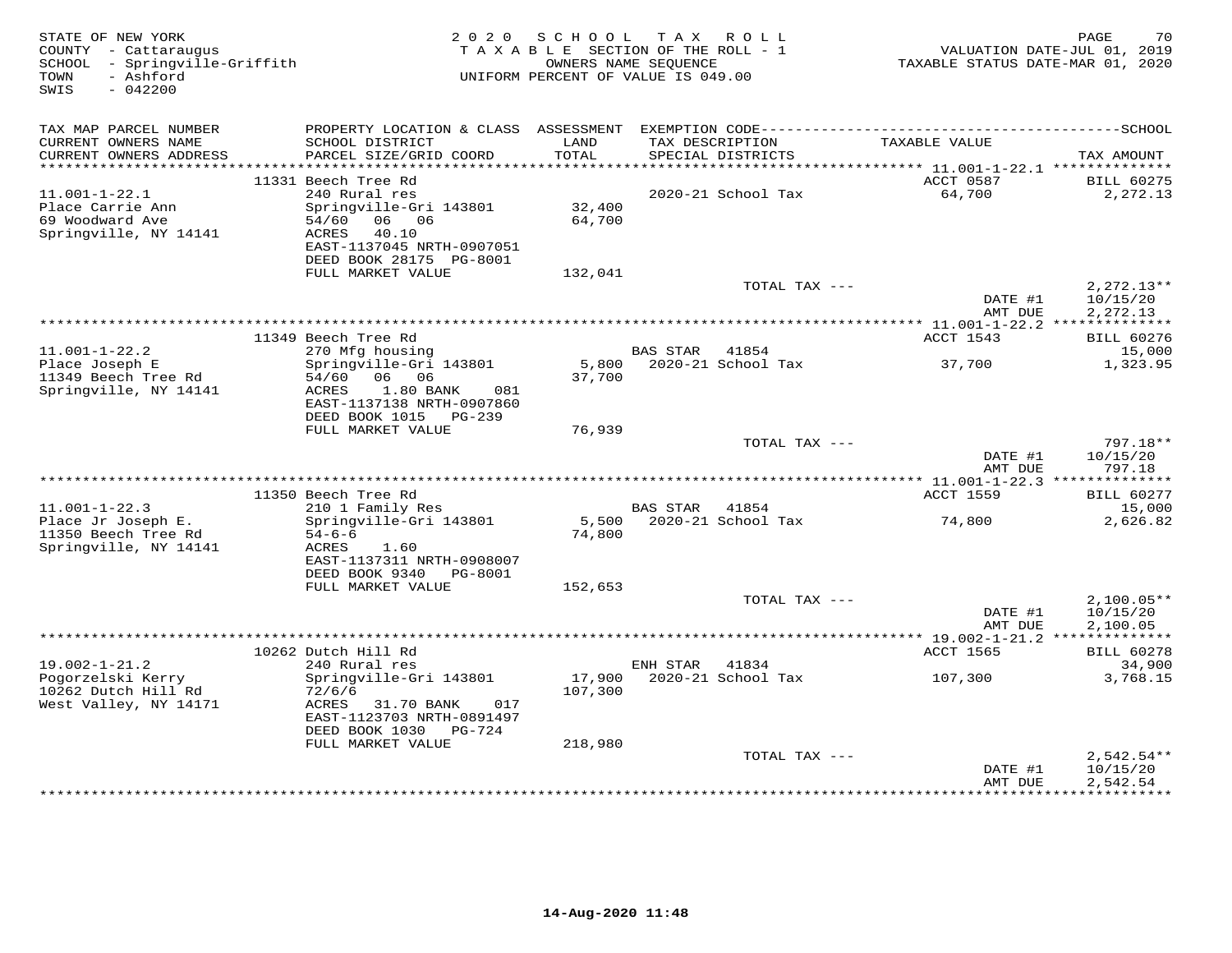STATE OF NEW YORK
COUNTY - Cattaraugus
SCHOOL - Springville-Griffith
TOWN - Ashford
SWIS - 042200

2020 SCHOOL TAX ROLL
TAXABLE SECTION OF THE ROLL - 1
OWNERS NAME SEQUENCE
UNIFORM PERCENT OF VALUE IS 049.00

VALUATION DATE-JUL 01, 2019
TAXABLE STATUS DATE-MAR 01, 2020

| TAX MAP PARCEL NUMBER / CURRENT OWNERS NAME / CURRENT OWNERS ADDRESS | PROPERTY LOCATION & CLASS / SCHOOL DISTRICT / PARCEL SIZE/GRID COORD | ASSESSMENT LAND / TOTAL | EXEMPTION CODE / TAX DESCRIPTION / SPECIAL DISTRICTS | TAXABLE VALUE | TAX AMOUNT |
|---|---|---|---|---|---|
| 11.001-1-22.1 | 11331 Beech Tree Rd | | | ACCT 0587 | BILL 60275 |
| Place Carrie Ann | 240 Rural res | | | | |
| 69 Woodward Ave | Springville-Gri 143801 | 32,400 | 2020-21 School Tax | 64,700 | 2,272.13 |
| Springville, NY 14141 | 54/60 06 06 | 64,700 | | | |
| | ACRES 40.10 | | | | |
| | EAST-1137045 NRTH-0907051 | | | | |
| | DEED BOOK 28175 PG-8001 | | | | |
| | FULL MARKET VALUE | 132,041 | | | |
| | | | TOTAL TAX --- | | 2,272.13** |
| | | | | DATE #1 | 10/15/20 |
| | | | | AMT DUE | 2,272.13 |
| 11.001-1-22.2 | 11349 Beech Tree Rd | | | ACCT 1543 | BILL 60276 |
| Place Joseph E | 270 Mfg housing | | BAS STAR 41854 | | 15,000 |
| 11349 Beech Tree Rd | Springville-Gri 143801 | 5,800 | 2020-21 School Tax | 37,700 | 1,323.95 |
| Springville, NY 14141 | 54/60 06 06 | 37,700 | | | |
| | ACRES 1.80 BANK 081 | | | | |
| | EAST-1137138 NRTH-0907860 | | | | |
| | DEED BOOK 1015 PG-239 | | | | |
| | FULL MARKET VALUE | 76,939 | | | |
| | | | TOTAL TAX --- | | 797.18** |
| | | | | DATE #1 | 10/15/20 |
| | | | | AMT DUE | 797.18 |
| 11.001-1-22.3 | 11350 Beech Tree Rd | | | ACCT 1559 | BILL 60277 |
| Place Jr Joseph E. | 210 1 Family Res | | BAS STAR 41854 | | 15,000 |
| 11350 Beech Tree Rd | Springville-Gri 143801 | 5,500 | 2020-21 School Tax | 74,800 | 2,626.82 |
| Springville, NY 14141 | 54-6-6 | 74,800 | | | |
| | ACRES 1.60 | | | | |
| | EAST-1137311 NRTH-0908007 | | | | |
| | DEED BOOK 9340 PG-8001 | | | | |
| | FULL MARKET VALUE | 152,653 | | | |
| | | | TOTAL TAX --- | | 2,100.05** |
| | | | | DATE #1 | 10/15/20 |
| | | | | AMT DUE | 2,100.05 |
| 19.002-1-21.2 | 10262 Dutch Hill Rd | | | ACCT 1565 | BILL 60278 |
| Pogorzelski Kerry | 240 Rural res | | ENH STAR 41834 | | 34,900 |
| 10262 Dutch Hill Rd | Springville-Gri 143801 | 17,900 | 2020-21 School Tax | 107,300 | 3,768.15 |
| West Valley, NY 14171 | 72/6/6 | 107,300 | | | |
| | ACRES 31.70 BANK 017 | | | | |
| | EAST-1123703 NRTH-0891497 | | | | |
| | DEED BOOK 1030 PG-724 | | | | |
| | FULL MARKET VALUE | 218,980 | | | |
| | | | TOTAL TAX --- | | 2,542.54** |
| | | | | DATE #1 | 10/15/20 |
| | | | | AMT DUE | 2,542.54 |

14-Aug-2020 11:48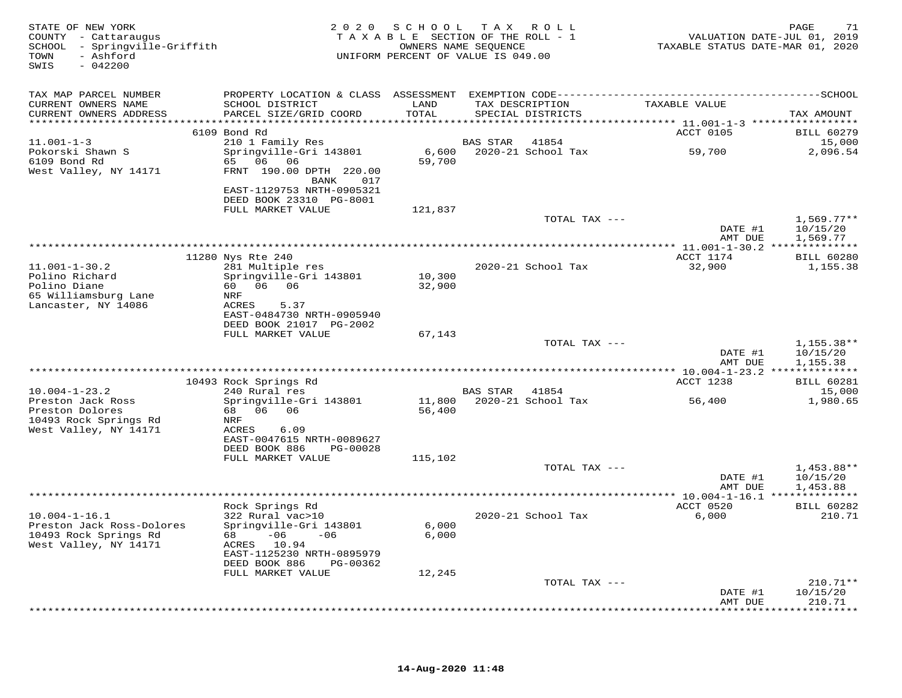STATE OF NEW YORK
COUNTY - Cattaraugus
SCHOOL - Springville-Griffith
TOWN - Ashford
SWIS - 042200

2020 SCHOOL TAX ROLL
TAXABLE SECTION OF THE ROLL - 1
OWNERS NAME SEQUENCE
UNIFORM PERCENT OF VALUE IS 049.00

VALUATION DATE-JUL 01, 2019
TAXABLE STATUS DATE-MAR 01, 2020

| TAX MAP PARCEL NUMBER / CURRENT OWNERS NAME / CURRENT OWNERS ADDRESS | PROPERTY LOCATION & CLASS / SCHOOL DISTRICT / PARCEL SIZE/GRID COORD | ASSESSMENT LAND / TOTAL | EXEMPTION CODE / TAX DESCRIPTION / SPECIAL DISTRICTS | TAXABLE VALUE | TAX AMOUNT |
|---|---|---|---|---|---|
| **11.001-1-3** | 6109 Bond Rd | | | ACCT 0105 | BILL 60279 |
| Pokorski Shawn S | 210 1 Family Res | | BAS STAR 41854 | | 15,000 |
| 6109 Bond Rd | Springville-Gri 143801 | 6,600 | 2020-21 School Tax | 59,700 | 2,096.54 |
| West Valley, NY 14171 | 65 06 06 | 59,700 | | | |
| | FRNT 190.00 DPTH 220.00 | | | | |
| | BANK 017 | | | | |
| | EAST-1129753 NRTH-0905321 | | | | |
| | DEED BOOK 23310 PG-8001 | | | | |
| | FULL MARKET VALUE | 121,837 | | | |
| | | | TOTAL TAX --- | | 1,569.77** |
| | | | | DATE #1 | 10/15/20 |
| | | | | AMT DUE | 1,569.77 |
| **11.001-1-30.2** | 11280 Nys Rte 240 | | | ACCT 1174 | BILL 60280 |
| Polino Richard | 281 Multiple res | | 2020-21 School Tax | 32,900 | 1,155.38 |
| Polino Diane | Springville-Gri 143801 | 10,300 | | | |
| 65 Williamsburg Lane | 60 06 06 | 32,900 | | | |
| Lancaster, NY 14086 | NRF | | | | |
| | ACRES 5.37 | | | | |
| | EAST-0484730 NRTH-0905940 | | | | |
| | DEED BOOK 21017 PG-2002 | | | | |
| | FULL MARKET VALUE | 67,143 | | | |
| | | | TOTAL TAX --- | | 1,155.38** |
| | | | | DATE #1 | 10/15/20 |
| | | | | AMT DUE | 1,155.38 |
| **10.004-1-23.2** | 10493 Rock Springs Rd | | | ACCT 1238 | BILL 60281 |
| Preston Jack Ross | 240 Rural res | | BAS STAR 41854 | | 15,000 |
| Preston Dolores | Springville-Gri 143801 | 11,800 | 2020-21 School Tax | 56,400 | 1,980.65 |
| 10493 Rock Springs Rd | 68 06 06 | 56,400 | | | |
| West Valley, NY 14171 | NRF | | | | |
| | ACRES 6.09 | | | | |
| | EAST-0047615 NRTH-0089627 | | | | |
| | DEED BOOK 886 PG-00028 | | | | |
| | FULL MARKET VALUE | 115,102 | | | |
| | | | TOTAL TAX --- | | 1,453.88** |
| | | | | DATE #1 | 10/15/20 |
| | | | | AMT DUE | 1,453.88 |
| **10.004-1-16.1** | Rock Springs Rd | | | ACCT 0520 | BILL 60282 |
| Preston Jack Ross-Dolores | 322 Rural vac>10 | | 2020-21 School Tax | 6,000 | 210.71 |
| 10493 Rock Springs Rd | Springville-Gri 143801 | 6,000 | | | |
| West Valley, NY 14171 | 68 -06 -06 | 6,000 | | | |
| | ACRES 10.94 | | | | |
| | EAST-1125230 NRTH-0895979 | | | | |
| | DEED BOOK 886 PG-00362 | | | | |
| | FULL MARKET VALUE | 12,245 | | | |
| | | | TOTAL TAX --- | | 210.71** |
| | | | | DATE #1 | 10/15/20 |
| | | | | AMT DUE | 210.71 |

14-Aug-2020 11:48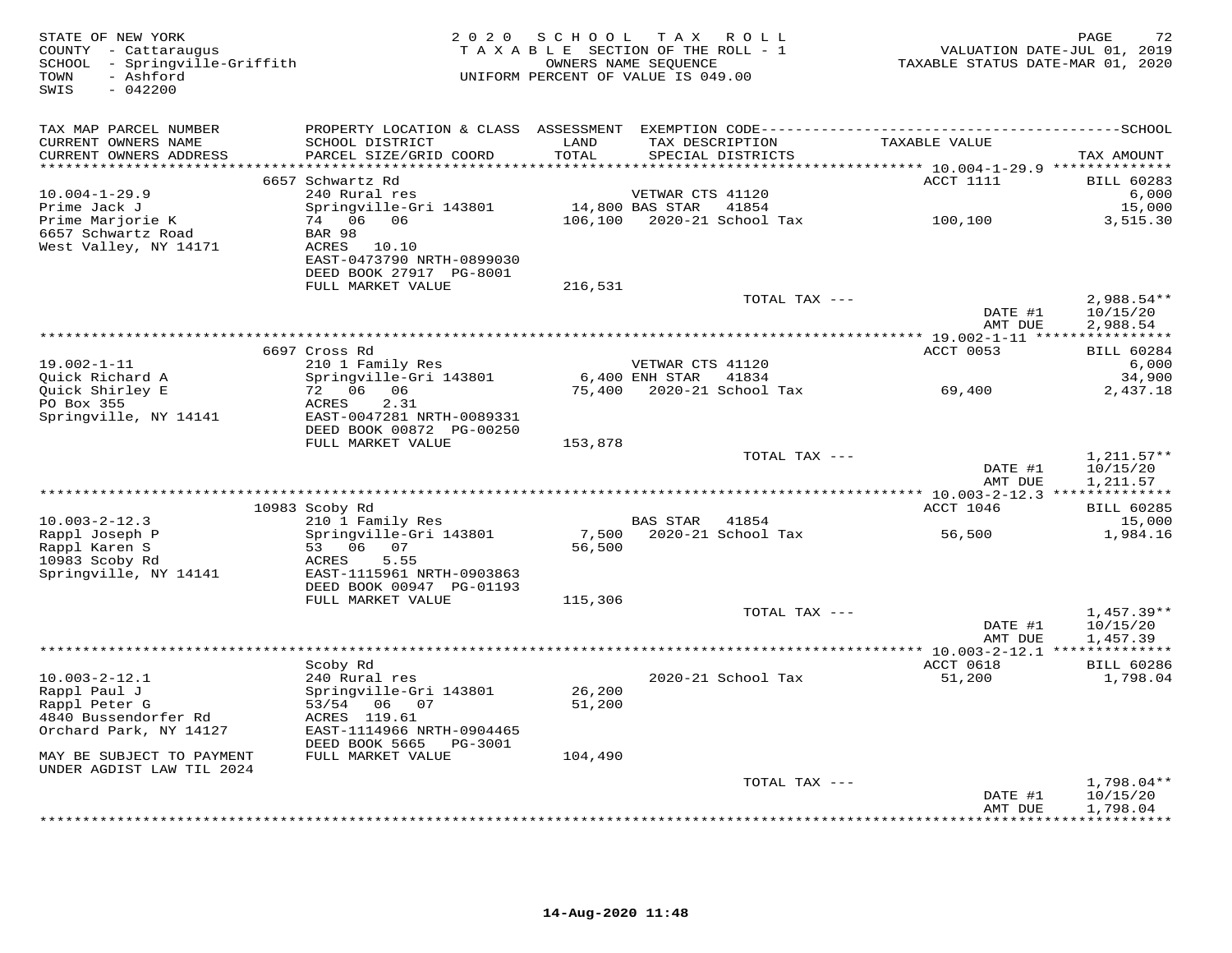STATE OF NEW YORK
COUNTY - Cattaraugus
SCHOOL - Springville-Griffith
TOWN - Ashford
SWIS - 042200

2020 SCHOOL TAX ROLL
TAXABLE SECTION OF THE ROLL - 1
OWNERS NAME SEQUENCE
UNIFORM PERCENT OF VALUE IS 049.00

VALUATION DATE-JUL 01, 2019
TAXABLE STATUS DATE-MAR 01, 2020

| TAX MAP PARCEL NUMBER / CURRENT OWNERS NAME / CURRENT OWNERS ADDRESS | PROPERTY LOCATION & CLASS / SCHOOL DISTRICT / PARCEL SIZE/GRID COORD | ASSESSMENT LAND / TOTAL | EXEMPTION CODE / TAX DESCRIPTION / SPECIAL DISTRICTS | TAXABLE VALUE | TAX AMOUNT |
|---|---|---|---|---|---|
| **10.004-1-29.9** | 6657 Schwartz Rd | | | ACCT 1111 | BILL 60283 |
| Prime Jack J | 240 Rural res | | VETWAR CTS 41120 | | 6,000 |
| Prime Marjorie K | Springville-Gri 143801 | 14,800 | BAS STAR 41854 | | 15,000 |
| 6657 Schwartz Road | 74 06 06 | 106,100 | 2020-21 School Tax | 100,100 | 3,515.30 |
| West Valley, NY 14171 | BAR 98 | | | | |
| | ACRES 10.10 | | | | |
| | EAST-0473790 NRTH-0899030 | | | | |
| | DEED BOOK 27917 PG-8001 | | | | |
| | FULL MARKET VALUE | 216,531 | | | |
| | | | TOTAL TAX --- | | 2,988.54** |
| | | | | DATE #1 | 10/15/20 |
| | | | | AMT DUE | 2,988.54 |
| **19.002-1-11** | 6697 Cross Rd | | | ACCT 0053 | BILL 60284 |
| Quick Richard A | 210 1 Family Res | | VETWAR CTS 41120 | | 6,000 |
| Quick Shirley E | Springville-Gri 143801 | 6,400 | ENH STAR 41834 | | 34,900 |
| PO Box 355 | 72 06 06 | 75,400 | 2020-21 School Tax | 69,400 | 2,437.18 |
| Springville, NY 14141 | ACRES 2.31 | | | | |
| | EAST-0047281 NRTH-0089331 | | | | |
| | DEED BOOK 00872 PG-00250 | | | | |
| | FULL MARKET VALUE | 153,878 | | | |
| | | | TOTAL TAX --- | | 1,211.57** |
| | | | | DATE #1 | 10/15/20 |
| | | | | AMT DUE | 1,211.57 |
| **10.003-2-12.3** | 10983 Scoby Rd | | | ACCT 1046 | BILL 60285 |
| Rappl Joseph P | 210 1 Family Res | | BAS STAR 41854 | | 15,000 |
| Rappl Karen S | Springville-Gri 143801 | 7,500 | 2020-21 School Tax | 56,500 | 1,984.16 |
| 10983 Scoby Rd | 53 06 07 | 56,500 | | | |
| Springville, NY 14141 | ACRES 5.55 | | | | |
| | EAST-1115961 NRTH-0903863 | | | | |
| | DEED BOOK 00947 PG-01193 | | | | |
| | FULL MARKET VALUE | 115,306 | | | |
| | | | TOTAL TAX --- | | 1,457.39** |
| | | | | DATE #1 | 10/15/20 |
| | | | | AMT DUE | 1,457.39 |
| **10.003-2-12.1** | Scoby Rd | | | ACCT 0618 | BILL 60286 |
| Rappl Paul J | 240 Rural res | | 2020-21 School Tax | 51,200 | 1,798.04 |
| Rappl Peter G | Springville-Gri 143801 | 26,200 | | | |
| 4840 Bussendorfer Rd | 53/54 06 07 | 51,200 | | | |
| Orchard Park, NY 14127 | ACRES 119.61 | | | | |
| | EAST-1114966 NRTH-0904465 | | | | |
| | DEED BOOK 5665 PG-3001 | | | | |
| MAY BE SUBJECT TO PAYMENT UNDER AGDIST LAW TIL 2024 | FULL MARKET VALUE | 104,490 | | | |
| | | | TOTAL TAX --- | | 1,798.04** |
| | | | | DATE #1 | 10/15/20 |
| | | | | AMT DUE | 1,798.04 |

14-Aug-2020 11:48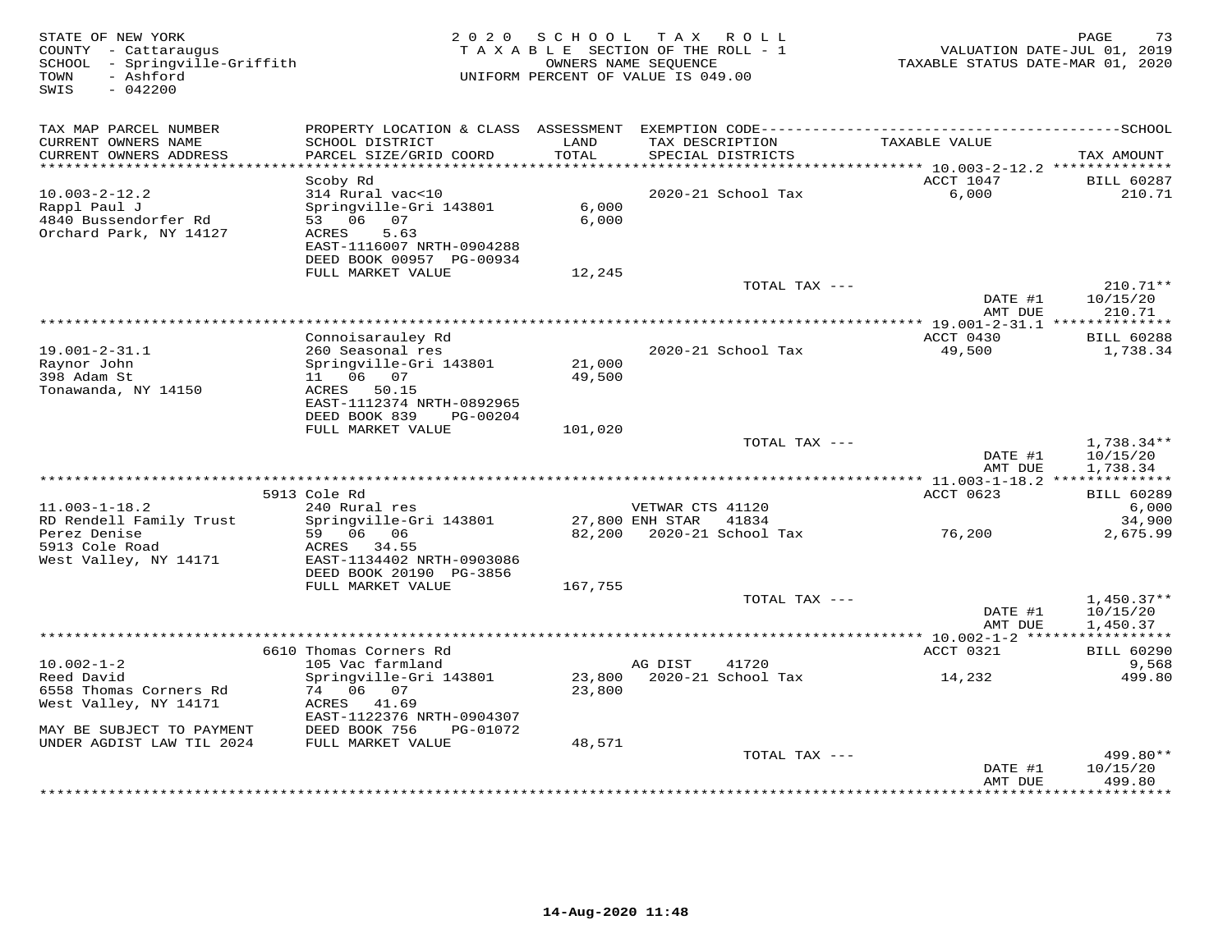STATE OF NEW YORK
COUNTY - Cattaraugus
SCHOOL - Springville-Griffith
TOWN - Ashford
SWIS - 042200

2020 SCHOOL TAX ROLL
TAXABLE SECTION OF THE ROLL - 1
OWNERS NAME SEQUENCE
UNIFORM PERCENT OF VALUE IS 049.00

VALUATION DATE-JUL 01, 2019
TAXABLE STATUS DATE-MAR 01, 2020

| TAX MAP PARCEL NUMBER / CURRENT OWNERS NAME / CURRENT OWNERS ADDRESS | PROPERTY LOCATION & CLASS / SCHOOL DISTRICT / PARCEL SIZE/GRID COORD | ASSESSMENT LAND / TOTAL | EXEMPTION CODE / TAX DESCRIPTION / SPECIAL DISTRICTS | TAXABLE VALUE | TAX AMOUNT |
|---|---|---|---|---|---|
| **10.003-2-12.2** | Scoby Rd | | | ACCT 1047 | BILL 60287 |
| 10.003-2-12.2 | 314 Rural vac<10 | | 2020-21 School Tax | 6,000 | 210.71 |
| Rappl Paul J | Springville-Gri 143801 | 6,000 | | | |
| 4840 Bussendorfer Rd | 53 06 07 | 6,000 | | | |
| Orchard Park, NY 14127 | ACRES 5.63 | | | | |
| | EAST-1116007 NRTH-0904288 | | | | |
| | DEED BOOK 00957 PG-00934 | | | | |
| | FULL MARKET VALUE | 12,245 | | | |
| | | | TOTAL TAX --- | | 210.71** |
| | | | | DATE #1 | 10/15/20 |
| | | | | AMT DUE | 210.71 |
| **19.001-2-31.1** | Connoisarauley Rd | | | ACCT 0430 | BILL 60288 |
| 19.001-2-31.1 | 260 Seasonal res | | 2020-21 School Tax | 49,500 | 1,738.34 |
| Raynor John | Springville-Gri 143801 | 21,000 | | | |
| 398 Adam St | 11 06 07 | 49,500 | | | |
| Tonawanda, NY 14150 | ACRES 50.15 | | | | |
| | EAST-1112374 NRTH-0892965 | | | | |
| | DEED BOOK 839 PG-00204 | | | | |
| | FULL MARKET VALUE | 101,020 | | | |
| | | | TOTAL TAX --- | | 1,738.34** |
| | | | | DATE #1 | 10/15/20 |
| | | | | AMT DUE | 1,738.34 |
| **11.003-1-18.2** | 5913 Cole Rd | | | ACCT 0623 | BILL 60289 |
| 11.003-1-18.2 | 240 Rural res | | VETWAR CTS 41120 | | 6,000 |
| RD Rendell Family Trust | Springville-Gri 143801 | 27,800 | ENH STAR 41834 | | 34,900 |
| Perez Denise | 59 06 06 | 82,200 | 2020-21 School Tax | 76,200 | 2,675.99 |
| 5913 Cole Road | ACRES 34.55 | | | | |
| West Valley, NY 14171 | EAST-1134402 NRTH-0903086 | | | | |
| | DEED BOOK 20190 PG-3856 | | | | |
| | FULL MARKET VALUE | 167,755 | | | |
| | | | TOTAL TAX --- | | 1,450.37** |
| | | | | DATE #1 | 10/15/20 |
| | | | | AMT DUE | 1,450.37 |
| **10.002-1-2** | 6610 Thomas Corners Rd | | | ACCT 0321 | BILL 60290 |
| 10.002-1-2 | 105 Vac farmland | | AG DIST 41720 | | 9,568 |
| Reed David | Springville-Gri 143801 | 23,800 | 2020-21 School Tax | 14,232 | 499.80 |
| 6558 Thomas Corners Rd | 74 06 07 | 23,800 | | | |
| West Valley, NY 14171 | ACRES 41.69 | | | | |
| | EAST-1122376 NRTH-0904307 | | | | |
| MAY BE SUBJECT TO PAYMENT | DEED BOOK 756 PG-01072 | | | | |
| UNDER AGDIST LAW TIL 2024 | FULL MARKET VALUE | 48,571 | | | |
| | | | TOTAL TAX --- | | 499.80** |
| | | | | DATE #1 | 10/15/20 |
| | | | | AMT DUE | 499.80 |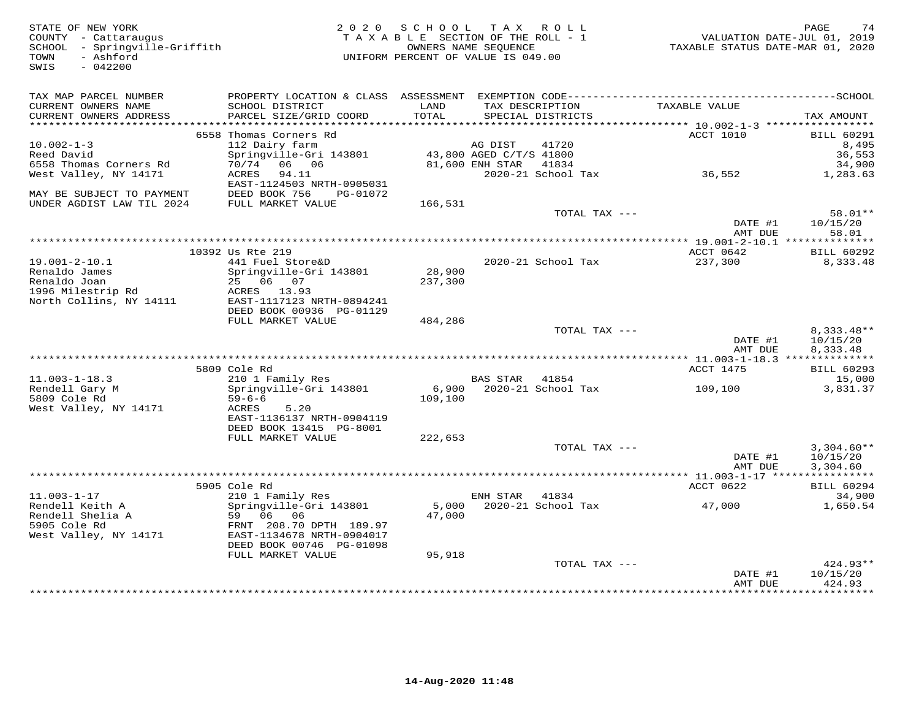STATE OF NEW YORK
COUNTY - Cattaraugus
SCHOOL - Springville-Griffith
TOWN - Ashford
SWIS - 042200

2020 SCHOOL TAX ROLL
TAXABLE SECTION OF THE ROLL - 1
OWNERS NAME SEQUENCE
UNIFORM PERCENT OF VALUE IS 049.00

VALUATION DATE-JUL 01, 2019
TAXABLE STATUS DATE-MAR 01, 2020

| TAX MAP PARCEL NUMBER / CURRENT OWNERS NAME / CURRENT OWNERS ADDRESS | PROPERTY LOCATION & CLASS / SCHOOL DISTRICT / PARCEL SIZE/GRID COORD | ASSESSMENT LAND / TOTAL | EXEMPTION CODE / TAX DESCRIPTION / SPECIAL DISTRICTS | TAXABLE VALUE | TAX AMOUNT |
|---|---|---|---|---|---|
| 10.002-1-3 | 6558 Thomas Corners Rd | | | ACCT 1010 | BILL 60291 |
| Reed David | 112 Dairy farm | | AG DIST 41720 | | 8,495 |
| 6558 Thomas Corners Rd | Springville-Gri 143801 | 43,800 | AGED C/T/S 41800 | | 36,553 |
| West Valley, NY 14171 | 70/74 06 06 | 81,600 | ENH STAR 41834 | | 34,900 |
| | ACRES 94.11 | | 2020-21 School Tax | 36,552 | 1,283.63 |
| | EAST-1124503 NRTH-0905031 | | | | |
| MAY BE SUBJECT TO PAYMENT | DEED BOOK 756 PG-01072 | | | | |
| UNDER AGDIST LAW TIL 2024 | FULL MARKET VALUE | 166,531 | | | |
| | | | TOTAL TAX --- | | 58.01** |
| | | | | DATE #1 | 10/15/20 |
| | | | | AMT DUE | 58.01 |
| 19.001-2-10.1 | 10392 Us Rte 219 | | | ACCT 0642 | BILL 60292 |
| Renaldo James | 441 Fuel Store&D | | 2020-21 School Tax | 237,300 | 8,333.48 |
| Renaldo Joan | Springville-Gri 143801 | 28,900 | | | |
| 1996 Milestrip Rd | 25 06 07 | 237,300 | | | |
| North Collins, NY 14111 | ACRES 13.93 | | | | |
| | EAST-1117123 NRTH-0894241 | | | | |
| | DEED BOOK 00936 PG-01129 | | | | |
| | FULL MARKET VALUE | 484,286 | | | |
| | | | TOTAL TAX --- | | 8,333.48** |
| | | | | DATE #1 | 10/15/20 |
| | | | | AMT DUE | 8,333.48 |
| 11.003-1-18.3 | 5809 Cole Rd | | | ACCT 1475 | BILL 60293 |
| Rendell Gary M | 210 1 Family Res | | BAS STAR 41854 | | 15,000 |
| 5809 Cole Rd | Springville-Gri 143801 | 6,900 | 2020-21 School Tax | 109,100 | 3,831.37 |
| West Valley, NY 14171 | 59-6-6 | 109,100 | | | |
| | ACRES 5.20 | | | | |
| | EAST-1136137 NRTH-0904119 | | | | |
| | DEED BOOK 13415 PG-8001 | | | | |
| | FULL MARKET VALUE | 222,653 | | | |
| | | | TOTAL TAX --- | | 3,304.60** |
| | | | | DATE #1 | 10/15/20 |
| | | | | AMT DUE | 3,304.60 |
| 11.003-1-17 | 5905 Cole Rd | | | ACCT 0622 | BILL 60294 |
| Rendell Keith A | 210 1 Family Res | | ENH STAR 41834 | | 34,900 |
| Rendell Shelia A | Springville-Gri 143801 | 5,000 | 2020-21 School Tax | 47,000 | 1,650.54 |
| 5905 Cole Rd | 59 06 06 | 47,000 | | | |
| West Valley, NY 14171 | FRNT 208.70 DPTH 189.97 | | | | |
| | EAST-1134678 NRTH-0904017 | | | | |
| | DEED BOOK 00746 PG-01098 | | | | |
| | FULL MARKET VALUE | 95,918 | | | |
| | | | TOTAL TAX --- | | 424.93** |
| | | | | DATE #1 | 10/15/20 |
| | | | | AMT DUE | 424.93 |

14-Aug-2020 11:48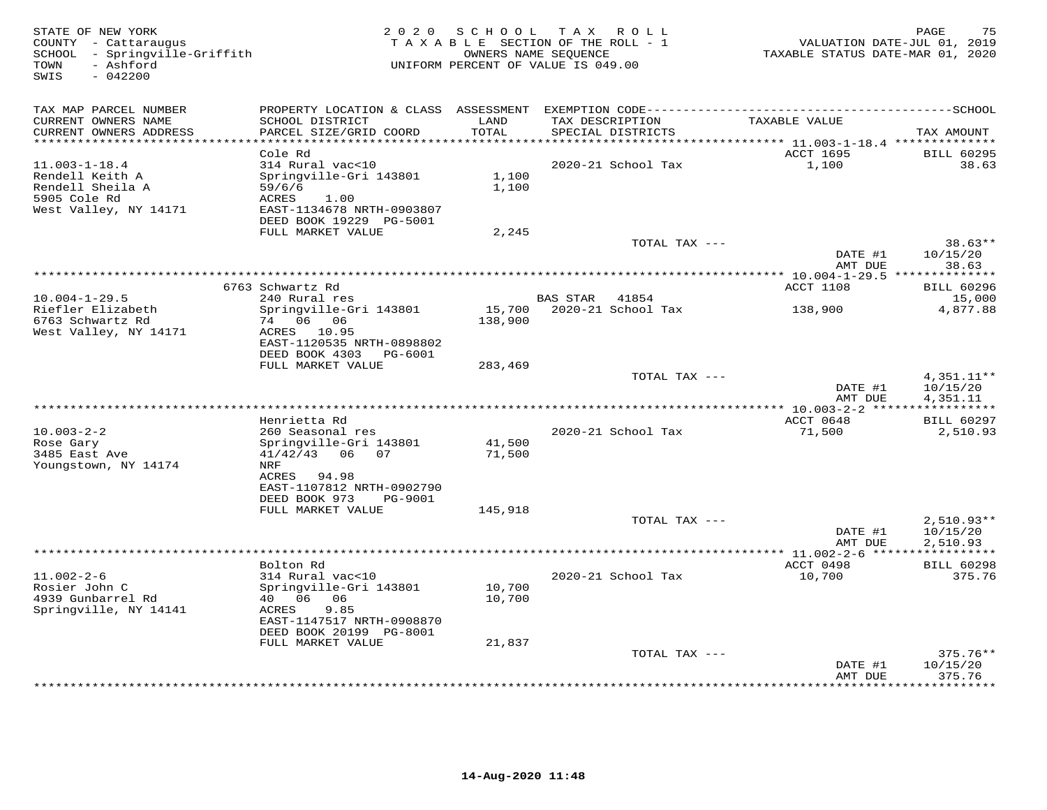STATE OF NEW YORK
COUNTY - Cattaraugus
SCHOOL - Springville-Griffith
TOWN - Ashford
SWIS - 042200

2020 SCHOOL TAX ROLL
TAXABLE SECTION OF THE ROLL - 1
OWNERS NAME SEQUENCE
UNIFORM PERCENT OF VALUE IS 049.00

VALUATION DATE-JUL 01, 2019
TAXABLE STATUS DATE-MAR 01, 2020

| TAX MAP PARCEL NUMBER / CURRENT OWNERS NAME / CURRENT OWNERS ADDRESS | PROPERTY LOCATION & CLASS / SCHOOL DISTRICT / PARCEL SIZE/GRID COORD | ASSESSMENT LAND / TOTAL | EXEMPTION CODE / TAX DESCRIPTION / SPECIAL DISTRICTS | TAXABLE VALUE | TAX AMOUNT |
|---|---|---|---|---|---|
| 11.003-1-18.4 | Cole Rd | | | ACCT 1695 | BILL 60295 |
| 11.003-1-18.4 | 314 Rural vac<10 | | 2020-21 School Tax | 1,100 | 38.63 |
| Rendell Keith A | Springville-Gri 143801 | 1,100 | | | |
| Rendell Sheila A | 59/6/6 | 1,100 | | | |
| 5905 Cole Rd | ACRES 1.00 | | | | |
| West Valley, NY 14171 | EAST-1134678 NRTH-0903807 | | | | |
| | DEED BOOK 19229 PG-5001 | | | | |
| | FULL MARKET VALUE | 2,245 | | | |
| | | | TOTAL TAX --- | | 38.63** |
| | | | | DATE #1 | 10/15/20 |
| | | | | AMT DUE | 38.63 |
| 10.004-1-29.5 | 6763 Schwartz Rd | | | ACCT 1108 | BILL 60296 |
| 10.004-1-29.5 | 240 Rural res | | BAS STAR 41854 | | 15,000 |
| Riefler Elizabeth | Springville-Gri 143801 | 15,700 | 2020-21 School Tax | 138,900 | 4,877.88 |
| 6763 Schwartz Rd | 74 06 06 | 138,900 | | | |
| West Valley, NY 14171 | ACRES 10.95 | | | | |
| | EAST-1120535 NRTH-0898802 | | | | |
| | DEED BOOK 4303 PG-6001 | | | | |
| | FULL MARKET VALUE | 283,469 | | | |
| | | | TOTAL TAX --- | | 4,351.11** |
| | | | | DATE #1 | 10/15/20 |
| | | | | AMT DUE | 4,351.11 |
| 10.003-2-2 | Henrietta Rd | | | ACCT 0648 | BILL 60297 |
| 10.003-2-2 | 260 Seasonal res | | 2020-21 School Tax | 71,500 | 2,510.93 |
| Rose Gary | Springville-Gri 143801 | 41,500 | | | |
| 3485 East Ave | 41/42/43 06 07 | 71,500 | | | |
| Youngstown, NY 14174 | NRF | | | | |
| | ACRES 94.98 | | | | |
| | EAST-1107812 NRTH-0902790 | | | | |
| | DEED BOOK 973 PG-9001 | | | | |
| | FULL MARKET VALUE | 145,918 | | | |
| | | | TOTAL TAX --- | | 2,510.93** |
| | | | | DATE #1 | 10/15/20 |
| | | | | AMT DUE | 2,510.93 |
| 11.002-2-6 | Bolton Rd | | | ACCT 0498 | BILL 60298 |
| 11.002-2-6 | 314 Rural vac<10 | | 2020-21 School Tax | 10,700 | 375.76 |
| Rosier John C | Springville-Gri 143801 | 10,700 | | | |
| 4939 Gunbarrel Rd | 40 06 06 | 10,700 | | | |
| Springville, NY 14141 | ACRES 9.85 | | | | |
| | EAST-1147517 NRTH-0908870 | | | | |
| | DEED BOOK 20199 PG-8001 | | | | |
| | FULL MARKET VALUE | 21,837 | | | |
| | | | TOTAL TAX --- | | 375.76** |
| | | | | DATE #1 | 10/15/20 |
| | | | | AMT DUE | 375.76 |

14-Aug-2020 11:48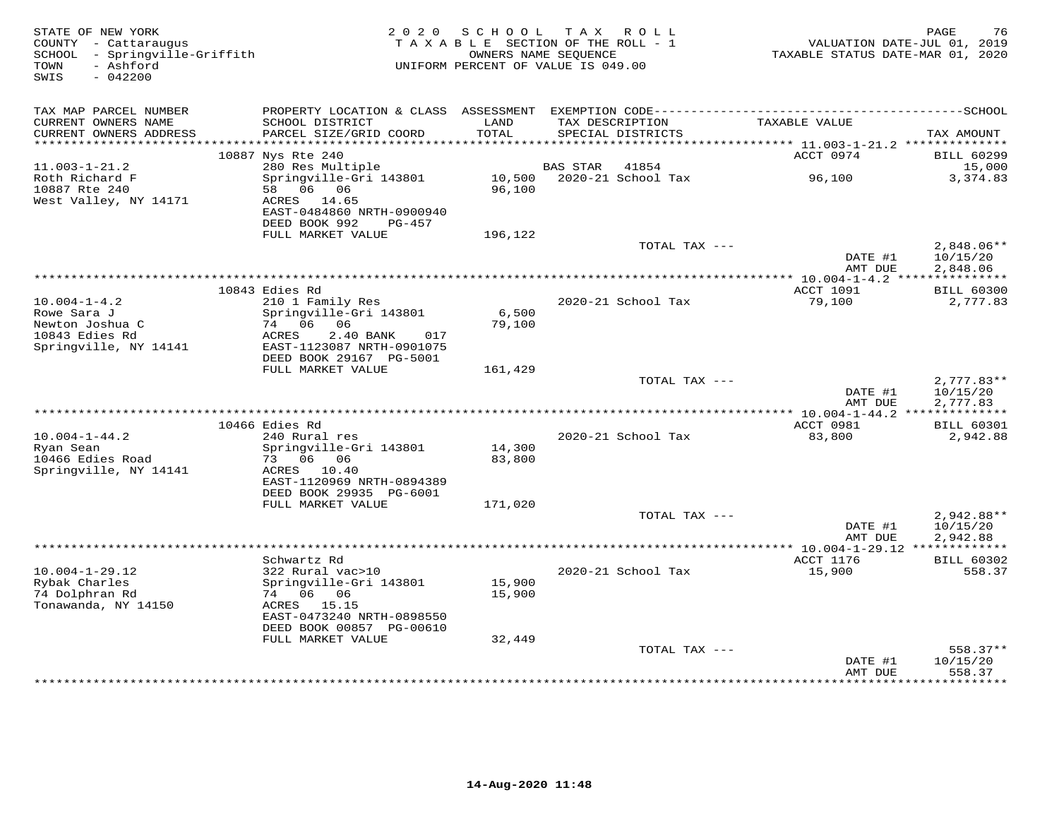STATE OF NEW YORK
COUNTY - Cattaraugus
SCHOOL - Springville-Griffith
TOWN - Ashford
SWIS - 042200

2020 SCHOOL TAX ROLL
TAXABLE SECTION OF THE ROLL - 1
OWNERS NAME SEQUENCE
UNIFORM PERCENT OF VALUE IS 049.00

VALUATION DATE-JUL 01, 2019
TAXABLE STATUS DATE-MAR 01, 2020

| TAX MAP PARCEL NUMBER / CURRENT OWNERS NAME / CURRENT OWNERS ADDRESS | PROPERTY LOCATION & CLASS / SCHOOL DISTRICT / PARCEL SIZE/GRID COORD | ASSESSMENT LAND / TOTAL | EXEMPTION CODE / TAX DESCRIPTION / SPECIAL DISTRICTS | TAXABLE VALUE | TAX AMOUNT |
|---|---|---|---|---|---|
| | 10887 Nys Rte 240 | | | ACCT 0974 | BILL 60299 |
| 11.003-1-21.2 | 280 Res Multiple | | BAS STAR 41854 | | 15,000 |
| Roth Richard F | Springville-Gri 143801 | 10,500 | 2020-21 School Tax | 96,100 | 3,374.83 |
| 10887 Rte 240 | 58 06 06 | 96,100 | | | |
| West Valley, NY 14171 | ACRES 14.65 | | | | |
| | EAST-0484860 NRTH-0900940 | | | | |
| | DEED BOOK 992 PG-457 | | | | |
| | FULL MARKET VALUE | 196,122 | | | |
| | | | TOTAL TAX --- | | 2,848.06** |
| | | | | DATE #1 | 10/15/20 |
| | | | | AMT DUE | 2,848.06 |
| | 10843 Edies Rd | | | ACCT 1091 | BILL 60300 |
| 10.004-1-4.2 | 210 1 Family Res | | 2020-21 School Tax | 79,100 | 2,777.83 |
| Rowe Sara J | Springville-Gri 143801 | 6,500 | | | |
| Newton Joshua C | 74 06 06 | 79,100 | | | |
| 10843 Edies Rd | ACRES 2.40 BANK 017 | | | | |
| Springville, NY 14141 | EAST-1123087 NRTH-0901075 | | | | |
| | DEED BOOK 29167 PG-5001 | | | | |
| | FULL MARKET VALUE | 161,429 | | | |
| | | | TOTAL TAX --- | | 2,777.83** |
| | | | | DATE #1 | 10/15/20 |
| | | | | AMT DUE | 2,777.83 |
| | 10466 Edies Rd | | | ACCT 0981 | BILL 60301 |
| 10.004-1-44.2 | 240 Rural res | | 2020-21 School Tax | 83,800 | 2,942.88 |
| Ryan Sean | Springville-Gri 143801 | 14,300 | | | |
| 10466 Edies Road | 73 06 06 | 83,800 | | | |
| Springville, NY 14141 | ACRES 10.40 | | | | |
| | EAST-1120969 NRTH-0894389 | | | | |
| | DEED BOOK 29935 PG-6001 | | | | |
| | FULL MARKET VALUE | 171,020 | | | |
| | | | TOTAL TAX --- | | 2,942.88** |
| | | | | DATE #1 | 10/15/20 |
| | | | | AMT DUE | 2,942.88 |
| | Schwartz Rd | | | ACCT 1176 | BILL 60302 |
| 10.004-1-29.12 | 322 Rural vac>10 | | 2020-21 School Tax | 15,900 | 558.37 |
| Rybak Charles | Springville-Gri 143801 | 15,900 | | | |
| 74 Dolphran Rd | 74 06 06 | 15,900 | | | |
| Tonawanda, NY 14150 | ACRES 15.15 | | | | |
| | EAST-0473240 NRTH-0898550 | | | | |
| | DEED BOOK 00857 PG-00610 | | | | |
| | FULL MARKET VALUE | 32,449 | | | |
| | | | TOTAL TAX --- | | 558.37** |
| | | | | DATE #1 | 10/15/20 |
| | | | | AMT DUE | 558.37 |

14-Aug-2020 11:48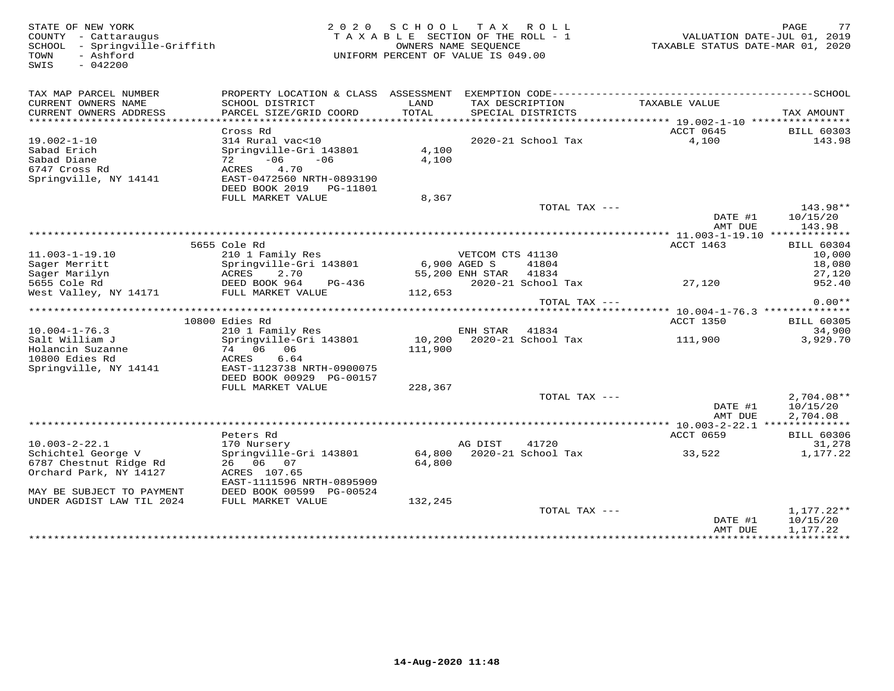STATE OF NEW YORK
COUNTY - Cattaraugus
SCHOOL - Springville-Griffith
TOWN - Ashford
SWIS - 042200

2 0 2 0 S C H O O L T A X R O L L
T A X A B L E SECTION OF THE ROLL - 1
OWNERS NAME SEQUENCE
UNIFORM PERCENT OF VALUE IS 049.00

VALUATION DATE-JUL 01, 2019
TAXABLE STATUS DATE-MAR 01, 2020

| TAX MAP PARCEL NUMBER / CURRENT OWNERS NAME / CURRENT OWNERS ADDRESS | PROPERTY LOCATION & CLASS / SCHOOL DISTRICT / PARCEL SIZE/GRID COORD | ASSESSMENT LAND / TOTAL | EXEMPTION CODE / TAX DESCRIPTION / SPECIAL DISTRICTS | TAXABLE VALUE | SCHOOL / TAX AMOUNT |
|---|---|---|---|---|---|
| **19.002-1-10** | Cross Rd | | | ACCT 0645 | BILL 60303 |
| 19.002-1-10 | 314 Rural vac<10 | | 2020-21 School Tax | 4,100 | 143.98 |
| Sabad Erich | Springville-Gri 143801 | 4,100 | | | |
| Sabad Diane | 72 -06 -06 | 4,100 | | | |
| 6747 Cross Rd | ACRES 4.70 | | | | |
| Springville, NY 14141 | EAST-0472560 NRTH-0893190 | | | | |
| | DEED BOOK 2019 PG-11801 | | | | |
| | FULL MARKET VALUE | 8,367 | | | |
| | | | TOTAL TAX --- | | 143.98** |
| | | | | DATE #1 | 10/15/20 |
| | | | | AMT DUE | 143.98 |
| **11.003-1-19.10** | 5655 Cole Rd | | | ACCT 1463 | BILL 60304 |
| 11.003-1-19.10 | 210 1 Family Res | | VETCOM CTS 41130 | | 10,000 |
| Sager Merritt | Springville-Gri 143801 | 6,900 | AGED S 41804 | | 18,080 |
| Sager Marilyn | ACRES 2.70 | 55,200 | ENH STAR 41834 | | 27,120 |
| 5655 Cole Rd | DEED BOOK 964 PG-436 | | 2020-21 School Tax | 27,120 | 952.40 |
| West Valley, NY 14171 | FULL MARKET VALUE | 112,653 | | | |
| | | | TOTAL TAX --- | | 0.00** |
| **10.004-1-76.3** | 10800 Edies Rd | | | ACCT 1350 | BILL 60305 |
| 10.004-1-76.3 | 210 1 Family Res | | ENH STAR 41834 | | 34,900 |
| Salt William J | Springville-Gri 143801 | 10,200 | 2020-21 School Tax | 111,900 | 3,929.70 |
| Holancin Suzanne | 74 06 06 | 111,900 | | | |
| 10800 Edies Rd | ACRES 6.64 | | | | |
| Springville, NY 14141 | EAST-1123738 NRTH-0900075 | | | | |
| | DEED BOOK 00929 PG-00157 | | | | |
| | FULL MARKET VALUE | 228,367 | | | |
| | | | TOTAL TAX --- | | 2,704.08** |
| | | | | DATE #1 | 10/15/20 |
| | | | | AMT DUE | 2,704.08 |
| **10.003-2-22.1** | Peters Rd | | | ACCT 0659 | BILL 60306 |
| 10.003-2-22.1 | 170 Nursery | | AG DIST 41720 | | 31,278 |
| Schichtel George V | Springville-Gri 143801 | 64,800 | 2020-21 School Tax | 33,522 | 1,177.22 |
| 6787 Chestnut Ridge Rd | 26 06 07 | 64,800 | | | |
| Orchard Park, NY 14127 | ACRES 107.65 | | | | |
| | EAST-1111596 NRTH-0895909 | | | | |
| MAY BE SUBJECT TO PAYMENT | DEED BOOK 00599 PG-00524 | | | | |
| UNDER AGDIST LAW TIL 2024 | FULL MARKET VALUE | 132,245 | | | |
| | | | TOTAL TAX --- | | 1,177.22** |
| | | | | DATE #1 | 10/15/20 |
| | | | | AMT DUE | 1,177.22 |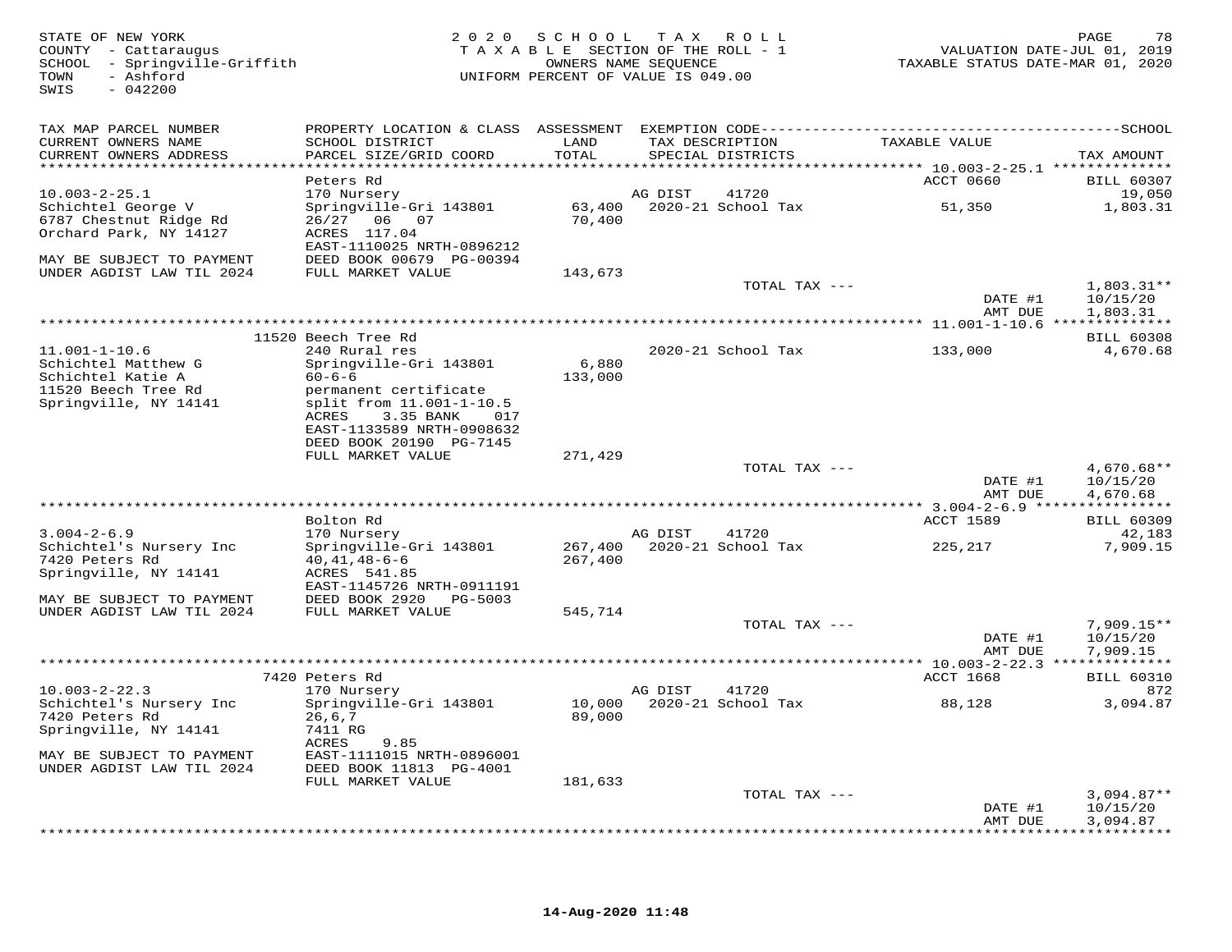STATE OF NEW YORK
COUNTY - Cattaraugus
SCHOOL - Springville-Griffith
TOWN - Ashford
SWIS - 042200

2020 SCHOOL TAX ROLL
TAXABLE SECTION OF THE ROLL - 1
OWNERS NAME SEQUENCE
UNIFORM PERCENT OF VALUE IS 049.00

VALUATION DATE-JUL 01, 2019
TAXABLE STATUS DATE-MAR 01, 2020

| TAX MAP PARCEL NUMBER / CURRENT OWNERS NAME / CURRENT OWNERS ADDRESS | PROPERTY LOCATION & CLASS / SCHOOL DISTRICT / PARCEL SIZE/GRID COORD | ASSESSMENT LAND / TOTAL | EXEMPTION CODE / TAX DESCRIPTION / SPECIAL DISTRICTS | TAXABLE VALUE | TAX AMOUNT |
|---|---|---|---|---|---|
| **10.003-2-25.1** | Peters Rd | | | ACCT 0660 | BILL 60307 |
| | 170 Nursery | | AG DIST 41720 | | 19,050 |
| Schichtel George V | Springville-Gri 143801 | 63,400 | 2020-21 School Tax | 51,350 | 1,803.31 |
| 6787 Chestnut Ridge Rd | 26/27 06 07 | 70,400 | | | |
| Orchard Park, NY 14127 | ACRES 117.04 | | | | |
| | EAST-1110025 NRTH-0896212 | | | | |
| MAY BE SUBJECT TO PAYMENT | DEED BOOK 00679 PG-00394 | | | | |
| UNDER AGDIST LAW TIL 2024 | FULL MARKET VALUE | 143,673 | | | |
| | | | TOTAL TAX --- | | 1,803.31** |
| | | | | DATE #1 | 10/15/20 |
| | | | | AMT DUE | 1,803.31 |
| **11.001-1-10.6** | 11520 Beech Tree Rd | | | | BILL 60308 |
| | 240 Rural res | | 2020-21 School Tax | 133,000 | 4,670.68 |
| Schichtel Matthew G | Springville-Gri 143801 | 6,880 | | | |
| Schichtel Katie A | 60-6-6 | 133,000 | | | |
| 11520 Beech Tree Rd | permanent certificate | | | | |
| Springville, NY 14141 | split from 11.001-1-10.5 | | | | |
| | ACRES 3.35 BANK 017 | | | | |
| | EAST-1133589 NRTH-0908632 | | | | |
| | DEED BOOK 20190 PG-7145 | | | | |
| | FULL MARKET VALUE | 271,429 | | | |
| | | | TOTAL TAX --- | | 4,670.68** |
| | | | | DATE #1 | 10/15/20 |
| | | | | AMT DUE | 4,670.68 |
| **3.004-2-6.9** | Bolton Rd | | | ACCT 1589 | BILL 60309 |
| | 170 Nursery | | AG DIST 41720 | | 42,183 |
| Schichtel's Nursery Inc | Springville-Gri 143801 | 267,400 | 2020-21 School Tax | 225,217 | 7,909.15 |
| 7420 Peters Rd | 40,41,48-6-6 | 267,400 | | | |
| Springville, NY 14141 | ACRES 541.85 | | | | |
| | EAST-1145726 NRTH-0911191 | | | | |
| MAY BE SUBJECT TO PAYMENT | DEED BOOK 2920 PG-5003 | | | | |
| UNDER AGDIST LAW TIL 2024 | FULL MARKET VALUE | 545,714 | | | |
| | | | TOTAL TAX --- | | 7,909.15** |
| | | | | DATE #1 | 10/15/20 |
| | | | | AMT DUE | 7,909.15 |
| **10.003-2-22.3** | 7420 Peters Rd | | | ACCT 1668 | BILL 60310 |
| | 170 Nursery | | AG DIST 41720 | | 872 |
| Schichtel's Nursery Inc | Springville-Gri 143801 | 10,000 | 2020-21 School Tax | 88,128 | 3,094.87 |
| 7420 Peters Rd | 26,6,7 | 89,000 | | | |
| Springville, NY 14141 | 7411 RG | | | | |
| | ACRES 9.85 | | | | |
| MAY BE SUBJECT TO PAYMENT | EAST-1111015 NRTH-0896001 | | | | |
| UNDER AGDIST LAW TIL 2024 | DEED BOOK 11813 PG-4001 | | | | |
| | FULL MARKET VALUE | 181,633 | | | |
| | | | TOTAL TAX --- | | 3,094.87** |
| | | | | DATE #1 | 10/15/20 |
| | | | | AMT DUE | 3,094.87 |

14-Aug-2020 11:48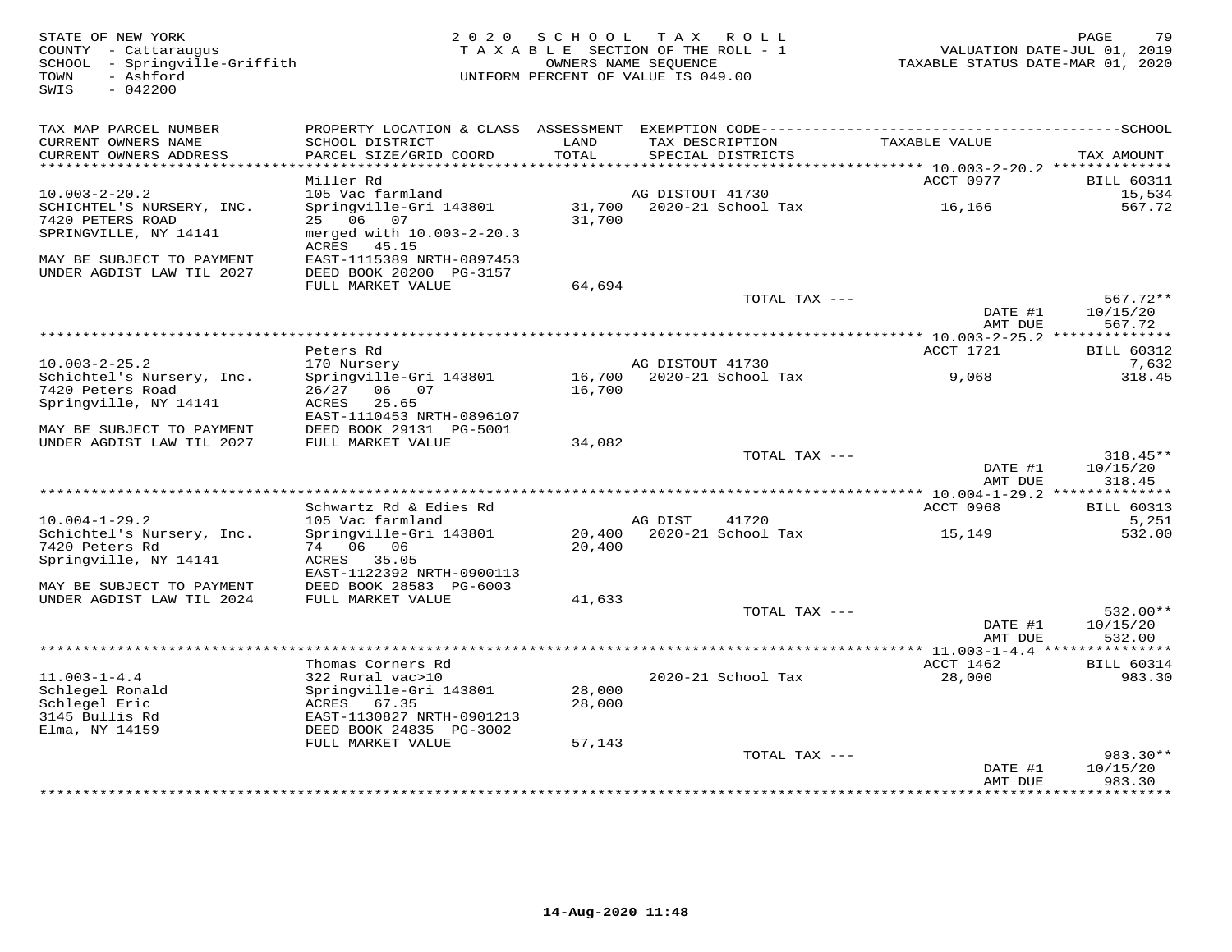STATE OF NEW YORK
COUNTY - Cattaraugus
SCHOOL - Springville-Griffith
TOWN - Ashford
SWIS - 042200

2 0 2 0 S C H O O L T A X R O L L
T A X A B L E SECTION OF THE ROLL - 1
OWNERS NAME SEQUENCE
UNIFORM PERCENT OF VALUE IS 049.00

VALUATION DATE-JUL 01, 2019
TAXABLE STATUS DATE-MAR 01, 2020

| TAX MAP PARCEL NUMBER / CURRENT OWNERS NAME / CURRENT OWNERS ADDRESS | PROPERTY LOCATION & CLASS / SCHOOL DISTRICT / PARCEL SIZE/GRID COORD | ASSESSMENT LAND / TOTAL | EXEMPTION CODE / TAX DESCRIPTION / SPECIAL DISTRICTS | TAXABLE VALUE | TAX AMOUNT |
|---|---|---|---|---|---|
| | Miller Rd | | | ACCT 0977 | BILL 60311 |
| 10.003-2-20.2 | 105 Vac farmland | | AG DISTOUT 41730 | | 15,534 |
| SCHICHTEL'S NURSERY, INC. | Springville-Gri 143801 | 31,700 | 2020-21 School Tax | 16,166 | 567.72 |
| 7420 PETERS ROAD | 25 06 07 | 31,700 | | | |
| SPRINGVILLE, NY 14141 | merged with 10.003-2-20.3 | | | | |
| | ACRES 45.15 | | | | |
| MAY BE SUBJECT TO PAYMENT | EAST-1115389 NRTH-0897453 | | | | |
| UNDER AGDIST LAW TIL 2027 | DEED BOOK 20200 PG-3157 | | | | |
| | FULL MARKET VALUE | 64,694 | | | |
| | | | TOTAL TAX --- | | 567.72** |
| | | | | DATE #1 | 10/15/20 |
| | | | | AMT DUE | 567.72 |
| | Peters Rd | | | ACCT 1721 | BILL 60312 |
| 10.003-2-25.2 | 170 Nursery | | AG DISTOUT 41730 | | 7,632 |
| Schichtel's Nursery, Inc. | Springville-Gri 143801 | 16,700 | 2020-21 School Tax | 9,068 | 318.45 |
| 7420 Peters Road | 26/27 06 07 | 16,700 | | | |
| Springville, NY 14141 | ACRES 25.65 | | | | |
| | EAST-1110453 NRTH-0896107 | | | | |
| MAY BE SUBJECT TO PAYMENT | DEED BOOK 29131 PG-5001 | | | | |
| UNDER AGDIST LAW TIL 2027 | FULL MARKET VALUE | 34,082 | | | |
| | | | TOTAL TAX --- | | 318.45** |
| | | | | DATE #1 | 10/15/20 |
| | | | | AMT DUE | 318.45 |
| | Schwartz Rd & Edies Rd | | | ACCT 0968 | BILL 60313 |
| 10.004-1-29.2 | 105 Vac farmland | | AG DIST 41720 | | 5,251 |
| Schichtel's Nursery, Inc. | Springville-Gri 143801 | 20,400 | 2020-21 School Tax | 15,149 | 532.00 |
| 7420 Peters Rd | 74 06 06 | 20,400 | | | |
| Springville, NY 14141 | ACRES 35.05 | | | | |
| | EAST-1122392 NRTH-0900113 | | | | |
| MAY BE SUBJECT TO PAYMENT | DEED BOOK 28583 PG-6003 | | | | |
| UNDER AGDIST LAW TIL 2024 | FULL MARKET VALUE | 41,633 | | | |
| | | | TOTAL TAX --- | | 532.00** |
| | | | | DATE #1 | 10/15/20 |
| | | | | AMT DUE | 532.00 |
| | Thomas Corners Rd | | | ACCT 1462 | BILL 60314 |
| 11.003-1-4.4 | 322 Rural vac>10 | | 2020-21 School Tax | 28,000 | 983.30 |
| Schlegel Ronald | Springville-Gri 143801 | 28,000 | | | |
| Schlegel Eric | ACRES 67.35 | 28,000 | | | |
| 3145 Bullis Rd | EAST-1130827 NRTH-0901213 | | | | |
| Elma, NY 14159 | DEED BOOK 24835 PG-3002 | | | | |
| | FULL MARKET VALUE | 57,143 | | | |
| | | | TOTAL TAX --- | | 983.30** |
| | | | | DATE #1 | 10/15/20 |
| | | | | AMT DUE | 983.30 |

14-Aug-2020 11:48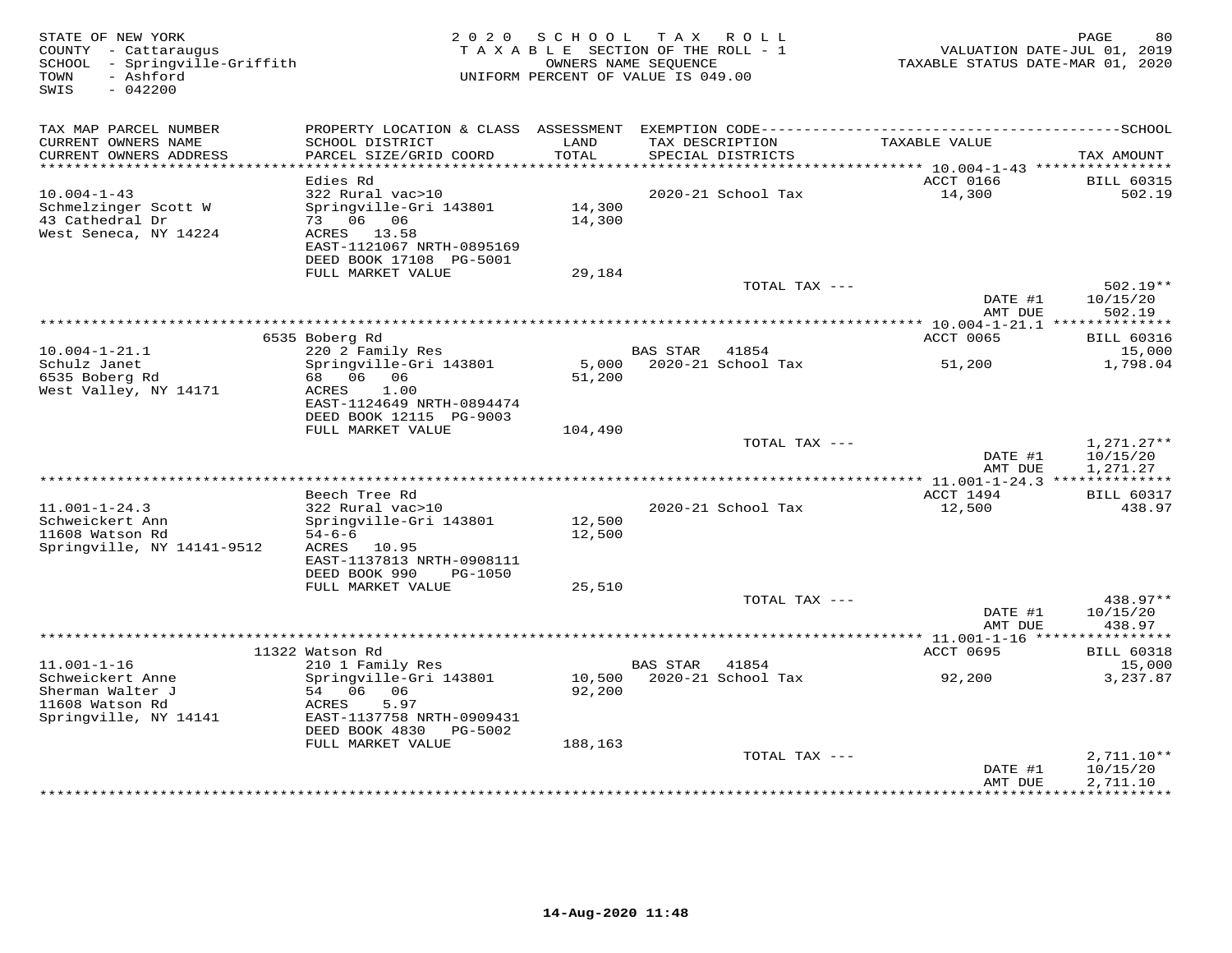STATE OF NEW YORK
COUNTY - Cattaraugus
SCHOOL - Springville-Griffith
TOWN - Ashford
SWIS - 042200

2020 SCHOOL TAX ROLL
TAXABLE SECTION OF THE ROLL - 1
OWNERS NAME SEQUENCE
UNIFORM PERCENT OF VALUE IS 049.00

VALUATION DATE-JUL 01, 2019
TAXABLE STATUS DATE-MAR 01, 2020

| TAX MAP PARCEL NUMBER / CURRENT OWNERS NAME / CURRENT OWNERS ADDRESS | PROPERTY LOCATION & CLASS / SCHOOL DISTRICT / PARCEL SIZE/GRID COORD | ASSESSMENT LAND / TOTAL | EXEMPTION CODE / TAX DESCRIPTION / SPECIAL DISTRICTS | TAXABLE VALUE | TAX AMOUNT |
|---|---|---|---|---|---|
| 10.004-1-43 | Edies Rd | | | ACCT 0166 | BILL 60315 |
| Schmelzinger Scott W | 322 Rural vac>10 | | 2020-21 School Tax | 14,300 | 502.19 |
| 43 Cathedral Dr | Springville-Gri 143801 | 14,300 | | | |
| West Seneca, NY 14224 | 73 06 06 | 14,300 | | | |
| | ACRES 13.58 | | | | |
| | EAST-1121067 NRTH-0895169 | | | | |
| | DEED BOOK 17108 PG-5001 | | | | |
| | FULL MARKET VALUE | 29,184 | | | |
| | | | TOTAL TAX --- | | 502.19** |
| | | | | DATE #1 | 10/15/20 |
| | | | | AMT DUE | 502.19 |
| 10.004-1-21.1 | 6535 Boberg Rd | | | ACCT 0065 | BILL 60316 |
| Schulz Janet | 220 2 Family Res | | BAS STAR 41854 | | 15,000 |
| 6535 Boberg Rd | Springville-Gri 143801 | 5,000 | 2020-21 School Tax | 51,200 | 1,798.04 |
| West Valley, NY 14171 | 68 06 06 | 51,200 | | | |
| | ACRES 1.00 | | | | |
| | EAST-1124649 NRTH-0894474 | | | | |
| | DEED BOOK 12115 PG-9003 | | | | |
| | FULL MARKET VALUE | 104,490 | | | |
| | | | TOTAL TAX --- | | 1,271.27** |
| | | | | DATE #1 | 10/15/20 |
| | | | | AMT DUE | 1,271.27 |
| 11.001-1-24.3 | Beech Tree Rd | | | ACCT 1494 | BILL 60317 |
| Schweickert Ann | 322 Rural vac>10 | | 2020-21 School Tax | 12,500 | 438.97 |
| 11608 Watson Rd | Springville-Gri 143801 | 12,500 | | | |
| Springville, NY 14141-9512 | 54-6-6 | 12,500 | | | |
| | ACRES 10.95 | | | | |
| | EAST-1137813 NRTH-0908111 | | | | |
| | DEED BOOK 990 PG-1050 | | | | |
| | FULL MARKET VALUE | 25,510 | | | |
| | | | TOTAL TAX --- | | 438.97** |
| | | | | DATE #1 | 10/15/20 |
| | | | | AMT DUE | 438.97 |
| 11.001-1-16 | 11322 Watson Rd | | | ACCT 0695 | BILL 60318 |
| Schweickert Anne | 210 1 Family Res | | BAS STAR 41854 | | 15,000 |
| Sherman Walter J | Springville-Gri 143801 | 10,500 | 2020-21 School Tax | 92,200 | 3,237.87 |
| 11608 Watson Rd | 54 06 06 | 92,200 | | | |
| Springville, NY 14141 | ACRES 5.97 | | | | |
| | EAST-1137758 NRTH-0909431 | | | | |
| | DEED BOOK 4830 PG-5002 | | | | |
| | FULL MARKET VALUE | 188,163 | | | |
| | | | TOTAL TAX --- | | 2,711.10** |
| | | | | DATE #1 | 10/15/20 |
| | | | | AMT DUE | 2,711.10 |

14-Aug-2020 11:48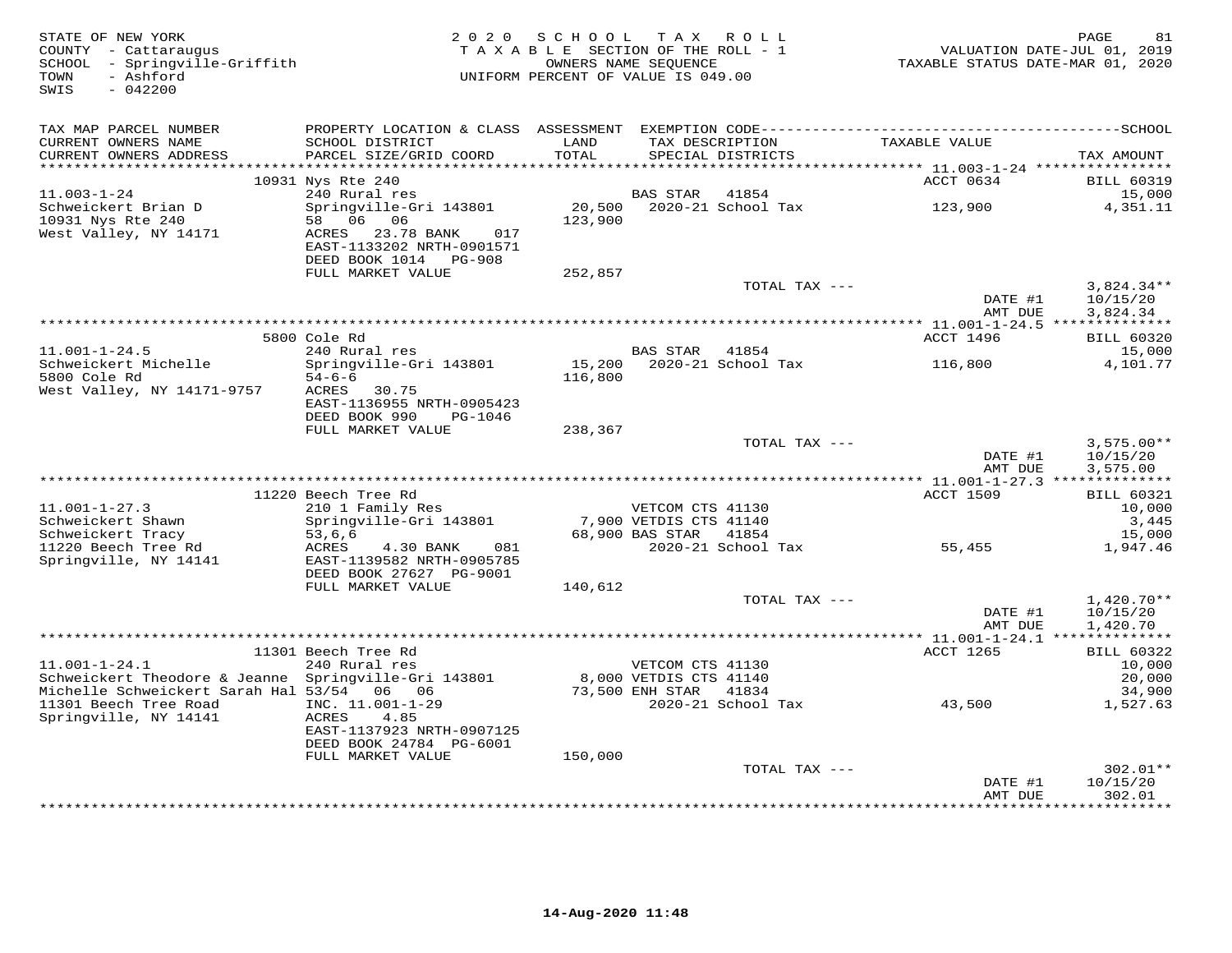STATE OF NEW YORK
COUNTY - Cattaraugus
SCHOOL - Springville-Griffith
TOWN - Ashford
SWIS - 042200

2020 SCHOOL TAX ROLL
TAXABLE SECTION OF THE ROLL - 1
OWNERS NAME SEQUENCE
UNIFORM PERCENT OF VALUE IS 049.00

VALUATION DATE-JUL 01, 2019
TAXABLE STATUS DATE-MAR 01, 2020

| TAX MAP PARCEL NUMBER / CURRENT OWNERS NAME / CURRENT OWNERS ADDRESS | PROPERTY LOCATION & CLASS / SCHOOL DISTRICT / PARCEL SIZE/GRID COORD | ASSESSMENT LAND / TOTAL | EXEMPTION CODE / TAX DESCRIPTION / SPECIAL DISTRICTS | TAXABLE VALUE | TAX AMOUNT |
|---|---|---|---|---|---|
| | 10931 Nys Rte 240 | | | ACCT 0634 | BILL 60319 |
| 11.003-1-24 | 240 Rural res | | BAS STAR 41854 | | 15,000 |
| Schweickert Brian D | Springville-Gri 143801 | 20,500 | 2020-21 School Tax | 123,900 | 4,351.11 |
| 10931 Nys Rte 240 | 58 06 06 | 123,900 | | | |
| West Valley, NY 14171 | ACRES 23.78 BANK 017 | | | | |
| | EAST-1133202 NRTH-0901571 | | | | |
| | DEED BOOK 1014 PG-908 | | | | |
| | FULL MARKET VALUE | 252,857 | | | |
| | | | TOTAL TAX --- | | 3,824.34** |
| | | | | DATE #1 | 10/15/20 |
| | | | | AMT DUE | 3,824.34 |
| | 5800 Cole Rd | | | ACCT 1496 | BILL 60320 |
| 11.001-1-24.5 | 240 Rural res | | BAS STAR 41854 | | 15,000 |
| Schweickert Michelle | Springville-Gri 143801 | 15,200 | 2020-21 School Tax | 116,800 | 4,101.77 |
| 5800 Cole Rd | 54-6-6 | 116,800 | | | |
| West Valley, NY 14171-9757 | ACRES 30.75 | | | | |
| | EAST-1136955 NRTH-0905423 | | | | |
| | DEED BOOK 990 PG-1046 | | | | |
| | FULL MARKET VALUE | 238,367 | | | |
| | | | TOTAL TAX --- | | 3,575.00** |
| | | | | DATE #1 | 10/15/20 |
| | | | | AMT DUE | 3,575.00 |
| | 11220 Beech Tree Rd | | | ACCT 1509 | BILL 60321 |
| 11.001-1-27.3 | 210 1 Family Res | | VETCOM CTS 41130 | | 10,000 |
| Schweickert Shawn | Springville-Gri 143801 | 7,900 | VETDIS CTS 41140 | | 3,445 |
| Schweickert Tracy | 53,6,6 | 68,900 | BAS STAR 41854 | | 15,000 |
| 11220 Beech Tree Rd | ACRES 4.30 BANK 081 | | 2020-21 School Tax | 55,455 | 1,947.46 |
| Springville, NY 14141 | EAST-1139582 NRTH-0905785 | | | | |
| | DEED BOOK 27627 PG-9001 | | | | |
| | FULL MARKET VALUE | 140,612 | | | |
| | | | TOTAL TAX --- | | 1,420.70** |
| | | | | DATE #1 | 10/15/20 |
| | | | | AMT DUE | 1,420.70 |
| | 11301 Beech Tree Rd | | | ACCT 1265 | BILL 60322 |
| 11.001-1-24.1 | 240 Rural res | | VETCOM CTS 41130 | | 10,000 |
| Schweickert Theodore & Jeanne | Springville-Gri 143801 | 8,000 | VETDIS CTS 41140 | | 20,000 |
| Michelle Schweickert Sarah Hal | 53/54 06 06 | 73,500 | ENH STAR 41834 | | 34,900 |
| 11301 Beech Tree Road | INC. 11.001-1-29 | | 2020-21 School Tax | 43,500 | 1,527.63 |
| Springville, NY 14141 | ACRES 4.85 | | | | |
| | EAST-1137923 NRTH-0907125 | | | | |
| | DEED BOOK 24784 PG-6001 | | | | |
| | FULL MARKET VALUE | 150,000 | | | |
| | | | TOTAL TAX --- | | 302.01** |
| | | | | DATE #1 | 10/15/20 |
| | | | | AMT DUE | 302.01 |

14-Aug-2020 11:48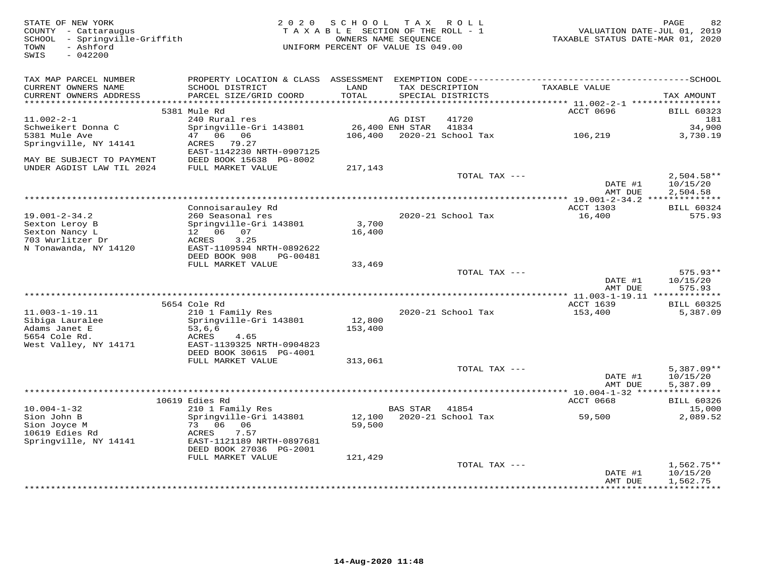STATE OF NEW YORK
COUNTY - Cattaraugus
SCHOOL - Springville-Griffith
TOWN - Ashford
SWIS - 042200

2020 SCHOOL TAX ROLL
TAXABLE SECTION OF THE ROLL - 1
OWNERS NAME SEQUENCE
UNIFORM PERCENT OF VALUE IS 049.00

VALUATION DATE-JUL 01, 2019
TAXABLE STATUS DATE-MAR 01, 2020

| TAX MAP PARCEL NUMBER / CURRENT OWNERS NAME / CURRENT OWNERS ADDRESS | PROPERTY LOCATION & CLASS / SCHOOL DISTRICT / PARCEL SIZE/GRID COORD | ASSESSMENT LAND / TOTAL | EXEMPTION CODE / TAX DESCRIPTION / SPECIAL DISTRICTS | TAXABLE VALUE | TAX AMOUNT |
|---|---|---|---|---|---|
| 11.002-2-1 | 5381 Mule Rd | | | ACCT 0696 | BILL 60323 |
| Schweikert Donna C | 240 Rural res | | AG DIST 41720 | | 181 |
| 5381 Mule Ave | Springville-Gri 143801 | 26,400 | ENH STAR 41834 | | 34,900 |
| Springville, NY 14141 | 47 06 06 | 106,400 | 2020-21 School Tax | 106,219 | 3,730.19 |
| | ACRES 79.27 | | | | |
| | EAST-1142230 NRTH-0907125 | | | | |
| MAY BE SUBJECT TO PAYMENT | DEED BOOK 15638 PG-8002 | | | | |
| UNDER AGDIST LAW TIL 2024 | FULL MARKET VALUE | 217,143 | | | |
| | | | TOTAL TAX --- | | 2,504.58** |
| | | | | DATE #1 | 10/15/20 |
| | | | | AMT DUE | 2,504.58 |
| 19.001-2-34.2 | Connoisarauley Rd | | | ACCT 1303 | BILL 60324 |
| Sexton Leroy B | 260 Seasonal res | | 2020-21 School Tax | 16,400 | 575.93 |
| Sexton Nancy L | Springville-Gri 143801 | 3,700 | | | |
| 703 Wurlitzer Dr | 12 06 07 | 16,400 | | | |
| N Tonawanda, NY 14120 | ACRES 3.25 | | | | |
| | EAST-1109594 NRTH-0892622 | | | | |
| | DEED BOOK 908 PG-00481 | | | | |
| | FULL MARKET VALUE | 33,469 | | | |
| | | | TOTAL TAX --- | | 575.93** |
| | | | | DATE #1 | 10/15/20 |
| | | | | AMT DUE | 575.93 |
| 11.003-1-19.11 | 5654 Cole Rd | | | ACCT 1639 | BILL 60325 |
| Sibiga Lauralee | 210 1 Family Res | | 2020-21 School Tax | 153,400 | 5,387.09 |
| Adams Janet E | Springville-Gri 143801 | 12,800 | | | |
| 5654 Cole Rd. | 53,6,6 | 153,400 | | | |
| West Valley, NY 14171 | ACRES 4.65 | | | | |
| | EAST-1139325 NRTH-0904823 | | | | |
| | DEED BOOK 30615 PG-4001 | | | | |
| | FULL MARKET VALUE | 313,061 | | | |
| | | | TOTAL TAX --- | | 5,387.09** |
| | | | | DATE #1 | 10/15/20 |
| | | | | AMT DUE | 5,387.09 |
| 10.004-1-32 | 10619 Edies Rd | | | ACCT 0668 | BILL 60326 |
| Sion John B | 210 1 Family Res | | BAS STAR 41854 | | 15,000 |
| Sion Joyce M | Springville-Gri 143801 | 12,100 | 2020-21 School Tax | 59,500 | 2,089.52 |
| 10619 Edies Rd | 73 06 06 | 59,500 | | | |
| Springville, NY 14141 | ACRES 7.57 | | | | |
| | EAST-1121189 NRTH-0897681 | | | | |
| | DEED BOOK 27036 PG-2001 | | | | |
| | FULL MARKET VALUE | 121,429 | | | |
| | | | TOTAL TAX --- | | 1,562.75** |
| | | | | DATE #1 | 10/15/20 |
| | | | | AMT DUE | 1,562.75 |

14-Aug-2020 11:48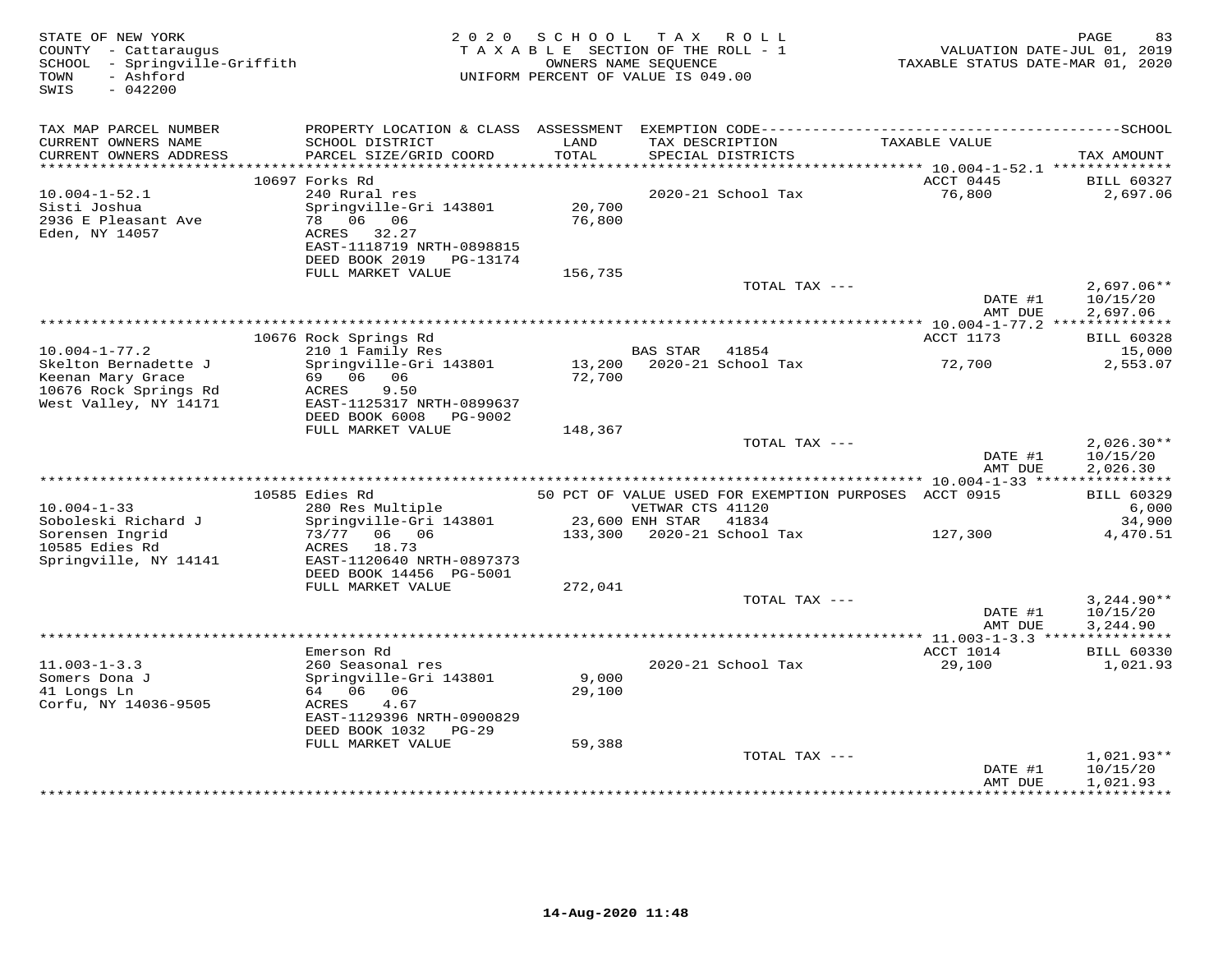STATE OF NEW YORK
COUNTY - Cattaraugus
SCHOOL - Springville-Griffith
TOWN - Ashford
SWIS - 042200

2020 SCHOOL TAX ROLL
TAXABLE SECTION OF THE ROLL - 1
OWNERS NAME SEQUENCE
UNIFORM PERCENT OF VALUE IS 049.00

VALUATION DATE-JUL 01, 2019
TAXABLE STATUS DATE-MAR 01, 2020

| TAX MAP PARCEL NUMBER / CURRENT OWNERS NAME / CURRENT OWNERS ADDRESS | PROPERTY LOCATION & CLASS / SCHOOL DISTRICT / PARCEL SIZE/GRID COORD | ASSESSMENT LAND / TOTAL | EXEMPTION CODE / TAX DESCRIPTION / SPECIAL DISTRICTS | TAXABLE VALUE | TAX AMOUNT |
|---|---|---|---|---|---|
| 10.004-1-52.1 | 10697 Forks Rd | | | ACCT 0445 | BILL 60327 |
| Sisti Joshua | 240 Rural res | | 2020-21 School Tax | 76,800 | 2,697.06 |
| 2936 E Pleasant Ave | Springville-Gri 143801 | 20,700 | | | |
| Eden, NY 14057 | 78 06 06 | 76,800 | | | |
| | ACRES 32.27 | | | | |
| | EAST-1118719 NRTH-0898815 | | | | |
| | DEED BOOK 2019 PG-13174 | | | | |
| | FULL MARKET VALUE | 156,735 | | | |
| | | | TOTAL TAX --- | | 2,697.06** |
| | | | | DATE #1 | 10/15/20 |
| | | | | AMT DUE | 2,697.06 |
| 10.004-1-77.2 | 10676 Rock Springs Rd | | | ACCT 1173 | BILL 60328 |
| Skelton Bernadette J | 210 1 Family Res | | BAS STAR 41854 | | 15,000 |
| Keenan Mary Grace | Springville-Gri 143801 | 13,200 | 2020-21 School Tax | 72,700 | 2,553.07 |
| 10676 Rock Springs Rd | 69 06 06 | 72,700 | | | |
| West Valley, NY 14171 | ACRES 9.50 | | | | |
| | EAST-1125317 NRTH-0899637 | | | | |
| | DEED BOOK 6008 PG-9002 | | | | |
| | FULL MARKET VALUE | 148,367 | | | |
| | | | TOTAL TAX --- | | 2,026.30** |
| | | | | DATE #1 | 10/15/20 |
| | | | | AMT DUE | 2,026.30 |
| 10.004-1-33 | 10585 Edies Rd | | 50 PCT OF VALUE USED FOR EXEMPTION PURPOSES | ACCT 0915 | BILL 60329 |
| Soboleski Richard J | 280 Res Multiple | | VETWAR CTS 41120 | | 6,000 |
| Sorensen Ingrid | Springville-Gri 143801 | 23,600 | ENH STAR 41834 | | 34,900 |
| 10585 Edies Rd | 73/77 06 06 | 133,300 | 2020-21 School Tax | 127,300 | 4,470.51 |
| Springville, NY 14141 | ACRES 18.73 | | | | |
| | EAST-1120640 NRTH-0897373 | | | | |
| | DEED BOOK 14456 PG-5001 | | | | |
| | FULL MARKET VALUE | 272,041 | | | |
| | | | TOTAL TAX --- | | 3,244.90** |
| | | | | DATE #1 | 10/15/20 |
| | | | | AMT DUE | 3,244.90 |
| 11.003-1-3.3 | Emerson Rd | | | ACCT 1014 | BILL 60330 |
| Somers Dona J | 260 Seasonal res | | 2020-21 School Tax | 29,100 | 1,021.93 |
| 41 Longs Ln | Springville-Gri 143801 | 9,000 | | | |
| Corfu, NY 14036-9505 | 64 06 06 | 29,100 | | | |
| | ACRES 4.67 | | | | |
| | EAST-1129396 NRTH-0900829 | | | | |
| | DEED BOOK 1032 PG-29 | | | | |
| | FULL MARKET VALUE | 59,388 | | | |
| | | | TOTAL TAX --- | | 1,021.93** |
| | | | | DATE #1 | 10/15/20 |
| | | | | AMT DUE | 1,021.93 |

14-Aug-2020 11:48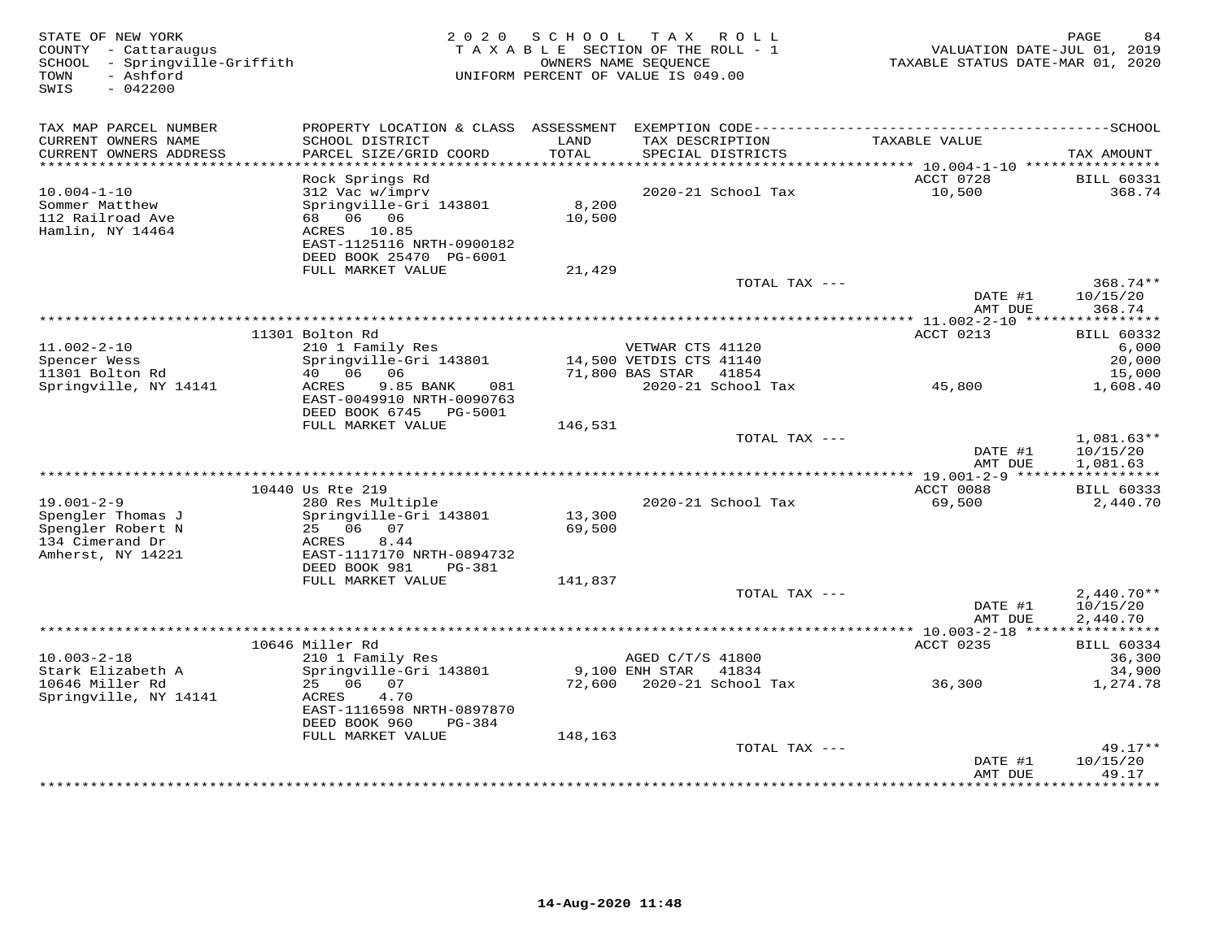STATE OF NEW YORK
COUNTY - Cattaraugus
SCHOOL - Springville-Griffith
TOWN - Ashford
SWIS - 042200

2020 SCHOOL TAX ROLL
TAXABLE SECTION OF THE ROLL - 1
OWNERS NAME SEQUENCE
UNIFORM PERCENT OF VALUE IS 049.00

VALUATION DATE-JUL 01, 2019
TAXABLE STATUS DATE-MAR 01, 2020

| TAX MAP PARCEL NUMBER / CURRENT OWNERS NAME / CURRENT OWNERS ADDRESS | PROPERTY LOCATION & CLASS / SCHOOL DISTRICT / PARCEL SIZE/GRID COORD | ASSESSMENT LAND / TOTAL | EXEMPTION CODE / TAX DESCRIPTION / SPECIAL DISTRICTS | TAXABLE VALUE | TAX AMOUNT |
|---|---|---|---|---|---|
| 10.004-1-10 | Rock Springs Rd | | | ACCT 0728 | BILL 60331 |
| Sommer Matthew | 312 Vac w/imprv | | | | |
| 112 Railroad Ave | Springville-Gri 143801 | 8,200 | 2020-21 School Tax | 10,500 | 368.74 |
| Hamlin, NY 14464 | 68 06 06 | 10,500 | | | |
| | ACRES 10.85 | | | | |
| | EAST-1125116 NRTH-0900182 | | | | |
| | DEED BOOK 25470 PG-6001 | | | | |
| | FULL MARKET VALUE | 21,429 | | | |
| | | | TOTAL TAX --- | | 368.74** |
| | | | | DATE #1 | 10/15/20 |
| | | | | AMT DUE | 368.74 |
| 11.002-2-10 | 11301 Bolton Rd | | | ACCT 0213 | BILL 60332 |
| Spencer Wess | 210 1 Family Res | | VETWAR CTS 41120 | | 6,000 |
| 11301 Bolton Rd | Springville-Gri 143801 | 14,500 | VETDIS CTS 41140 | | 20,000 |
| Springville, NY 14141 | 40 06 06 | 71,800 | BAS STAR 41854 | | 15,000 |
| | ACRES 9.85 BANK 081 | | 2020-21 School Tax | 45,800 | 1,608.40 |
| | EAST-0049910 NRTH-0090763 | | | | |
| | DEED BOOK 6745 PG-5001 | | | | |
| | FULL MARKET VALUE | 146,531 | | | |
| | | | TOTAL TAX --- | | 1,081.63** |
| | | | | DATE #1 | 10/15/20 |
| | | | | AMT DUE | 1,081.63 |
| 19.001-2-9 | 10440 Us Rte 219 | | | ACCT 0088 | BILL 60333 |
| Spengler Thomas J | 280 Res Multiple | | 2020-21 School Tax | 69,500 | 2,440.70 |
| Spengler Robert N | Springville-Gri 143801 | 13,300 | | | |
| 134 Cimerand Dr | 25 06 07 | 69,500 | | | |
| Amherst, NY 14221 | ACRES 8.44 | | | | |
| | EAST-1117170 NRTH-0894732 | | | | |
| | DEED BOOK 981 PG-381 | | | | |
| | FULL MARKET VALUE | 141,837 | | | |
| | | | TOTAL TAX --- | | 2,440.70** |
| | | | | DATE #1 | 10/15/20 |
| | | | | AMT DUE | 2,440.70 |
| 10.003-2-18 | 10646 Miller Rd | | | ACCT 0235 | BILL 60334 |
| Stark Elizabeth A | 210 1 Family Res | | AGED C/T/S 41800 | | 36,300 |
| 10646 Miller Rd | Springville-Gri 143801 | 9,100 | ENH STAR 41834 | | 34,900 |
| Springville, NY 14141 | 25 06 07 | 72,600 | 2020-21 School Tax | 36,300 | 1,274.78 |
| | ACRES 4.70 | | | | |
| | EAST-1116598 NRTH-0897870 | | | | |
| | DEED BOOK 960 PG-384 | | | | |
| | FULL MARKET VALUE | 148,163 | | | |
| | | | TOTAL TAX --- | | 49.17** |
| | | | | DATE #1 | 10/15/20 |
| | | | | AMT DUE | 49.17 |

14-Aug-2020 11:48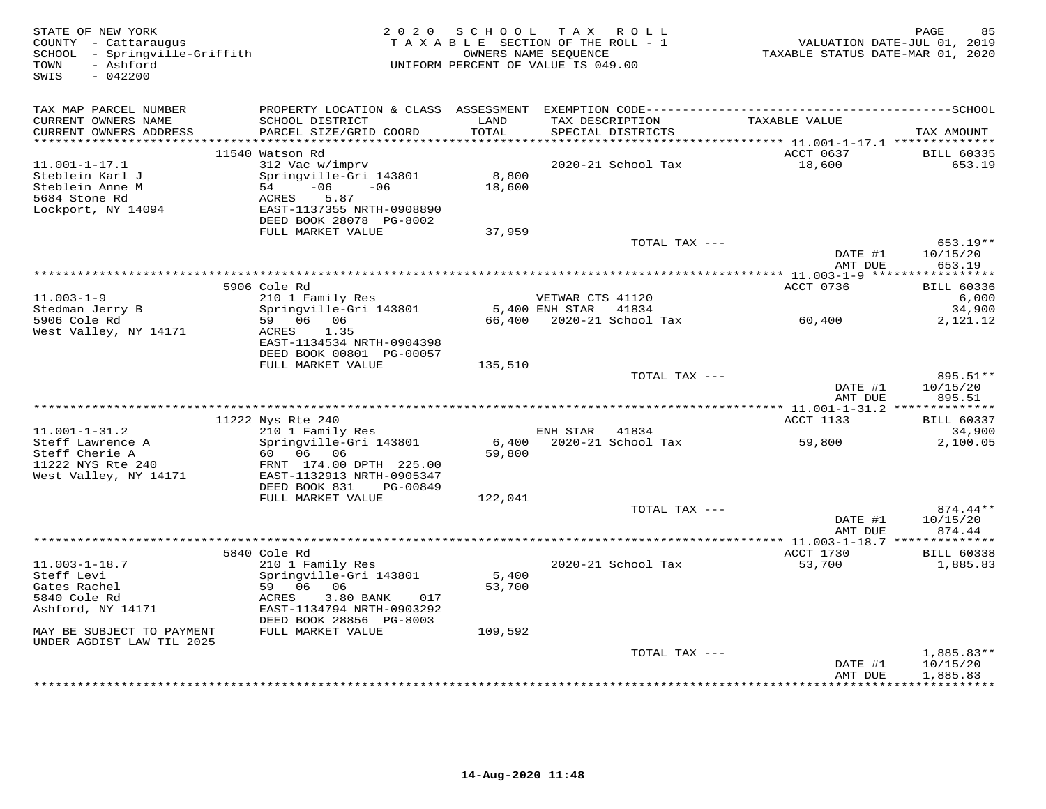STATE OF NEW YORK
COUNTY - Cattaraugus
SCHOOL - Springville-Griffith
TOWN - Ashford
SWIS - 042200

2020 SCHOOL TAX ROLL
TAXABLE SECTION OF THE ROLL - 1
OWNERS NAME SEQUENCE
UNIFORM PERCENT OF VALUE IS 049.00

VALUATION DATE-JUL 01, 2019
TAXABLE STATUS DATE-MAR 01, 2020

| TAX MAP PARCEL NUMBER / CURRENT OWNERS NAME / CURRENT OWNERS ADDRESS | PROPERTY LOCATION & CLASS / SCHOOL DISTRICT / PARCEL SIZE/GRID COORD | ASSESSMENT LAND / TOTAL | EXEMPTION CODE / TAX DESCRIPTION / SPECIAL DISTRICTS | TAXABLE VALUE | TAX AMOUNT |
|---|---|---|---|---|---|
| | 11540 Watson Rd | | | ACCT 0637 | BILL 60335 |
| 11.001-1-17.1 | 312 Vac w/imprv | | 2020-21 School Tax | 18,600 | 653.19 |
| Steblein Karl J | Springville-Gri 143801 | 8,800 | | | |
| Steblein Anne M | 54 -06 -06 | 18,600 | | | |
| 5684 Stone Rd | ACRES 5.87 | | | | |
| Lockport, NY 14094 | EAST-1137355 NRTH-0908890 | | | | |
| | DEED BOOK 28078 PG-8002 | | | | |
| | FULL MARKET VALUE | 37,959 | | | |
| | | | TOTAL TAX --- | | 653.19** |
| | | | | DATE #1 | 10/15/20 |
| | | | | AMT DUE | 653.19 |
| | 5906 Cole Rd | | | ACCT 0736 | BILL 60336 |
| 11.003-1-9 | 210 1 Family Res | | VETWAR CTS 41120 | | 6,000 |
| Stedman Jerry B | Springville-Gri 143801 | 5,400 | ENH STAR 41834 | | 34,900 |
| 5906 Cole Rd | 59 06 06 | 66,400 | 2020-21 School Tax | 60,400 | 2,121.12 |
| West Valley, NY 14171 | ACRES 1.35 | | | | |
| | EAST-1134534 NRTH-0904398 | | | | |
| | DEED BOOK 00801 PG-00057 | | | | |
| | FULL MARKET VALUE | 135,510 | | | |
| | | | TOTAL TAX --- | | 895.51** |
| | | | | DATE #1 | 10/15/20 |
| | | | | AMT DUE | 895.51 |
| | 11222 Nys Rte 240 | | | ACCT 1133 | BILL 60337 |
| 11.001-1-31.2 | 210 1 Family Res | | ENH STAR 41834 | | 34,900 |
| Steff Lawrence A | Springville-Gri 143801 | 6,400 | 2020-21 School Tax | 59,800 | 2,100.05 |
| Steff Cherie A | 60 06 06 | 59,800 | | | |
| 11222 NYS Rte 240 | FRNT 174.00 DPTH 225.00 | | | | |
| West Valley, NY 14171 | EAST-1132913 NRTH-0905347 | | | | |
| | DEED BOOK 831 PG-00849 | | | | |
| | FULL MARKET VALUE | 122,041 | | | |
| | | | TOTAL TAX --- | | 874.44** |
| | | | | DATE #1 | 10/15/20 |
| | | | | AMT DUE | 874.44 |
| | 5840 Cole Rd | | | ACCT 1730 | BILL 60338 |
| 11.003-1-18.7 | 210 1 Family Res | | 2020-21 School Tax | 53,700 | 1,885.83 |
| Steff Levi | Springville-Gri 143801 | 5,400 | | | |
| Gates Rachel | 59 06 06 | 53,700 | | | |
| 5840 Cole Rd | ACRES 3.80 BANK 017 | | | | |
| Ashford, NY 14171 | EAST-1134794 NRTH-0903292 | | | | |
| | DEED BOOK 28856 PG-8003 | | | | |
| MAY BE SUBJECT TO PAYMENT | FULL MARKET VALUE | 109,592 | | | |
| UNDER AGDIST LAW TIL 2025 | | | | | |
| | | | TOTAL TAX --- | | 1,885.83** |
| | | | | DATE #1 | 10/15/20 |
| | | | | AMT DUE | 1,885.83 |

14-Aug-2020 11:48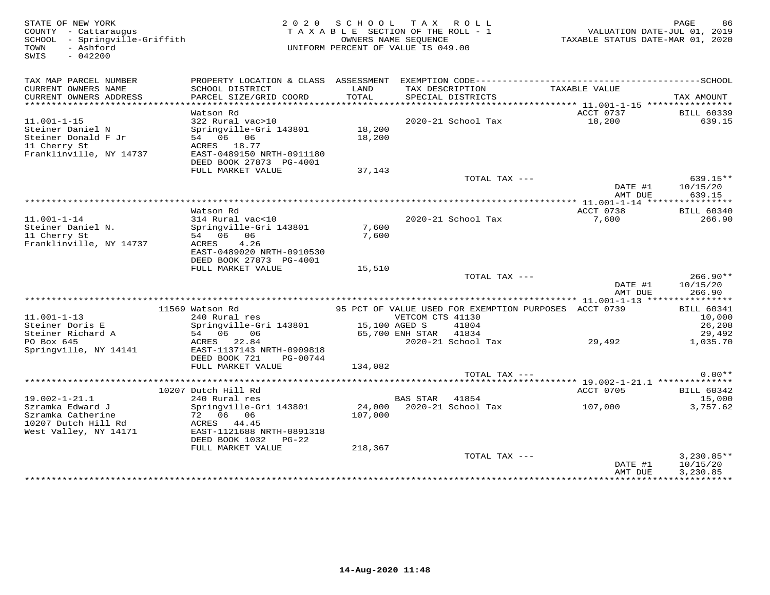STATE OF NEW YORK
COUNTY - Cattaraugus
SCHOOL - Springville-Griffith
TOWN - Ashford
SWIS - 042200

2020 SCHOOL TAX ROLL
TAXABLE SECTION OF THE ROLL - 1
OWNERS NAME SEQUENCE
UNIFORM PERCENT OF VALUE IS 049.00

VALUATION DATE-JUL 01, 2019
TAXABLE STATUS DATE-MAR 01, 2020

| TAX MAP PARCEL NUMBER / CURRENT OWNERS NAME / CURRENT OWNERS ADDRESS | PROPERTY LOCATION & CLASS / SCHOOL DISTRICT / PARCEL SIZE/GRID COORD | ASSESSMENT LAND / TOTAL | EXEMPTION CODE / TAX DESCRIPTION / SPECIAL DISTRICTS | TAXABLE VALUE | TAX AMOUNT |
|---|---|---|---|---|---|
| **11.001-1-15** | Watson Rd | | | ACCT 0737 | BILL 60339 |
| 11.001-1-15 | 322 Rural vac>10 | | 2020-21 School Tax | 18,200 | 639.15 |
| Steiner Daniel N | Springville-Gri 143801 | 18,200 | | | |
| Steiner Donald F Jr | 54 06 06 | 18,200 | | | |
| 11 Cherry St | ACRES 18.77 | | | | |
| Franklinville, NY 14737 | EAST-0489150 NRTH-0911180 | | | | |
| | DEED BOOK 27873 PG-4001 | | | | |
| | FULL MARKET VALUE | 37,143 | | | |
| | | | TOTAL TAX --- | | 639.15** |
| | | | | DATE #1 | 10/15/20 |
| | | | | AMT DUE | 639.15 |
| **11.001-1-14** | Watson Rd | | | ACCT 0738 | BILL 60340 |
| 11.001-1-14 | 314 Rural vac<10 | | 2020-21 School Tax | 7,600 | 266.90 |
| Steiner Daniel N. | Springville-Gri 143801 | 7,600 | | | |
| 11 Cherry St | 54 06 06 | 7,600 | | | |
| Franklinville, NY 14737 | ACRES 4.26 | | | | |
| | EAST-0489020 NRTH-0910530 | | | | |
| | DEED BOOK 27873 PG-4001 | | | | |
| | FULL MARKET VALUE | 15,510 | | | |
| | | | TOTAL TAX --- | | 266.90** |
| | | | | DATE #1 | 10/15/20 |
| | | | | AMT DUE | 266.90 |
| **11.001-1-13** | 11569 Watson Rd | | 95 PCT OF VALUE USED FOR EXEMPTION PURPOSES | ACCT 0739 | BILL 60341 |
| 11.001-1-13 | 240 Rural res | | VETCOM CTS 41130 | | 10,000 |
| Steiner Doris E | Springville-Gri 143801 | 15,100 | AGED S 41804 | | 26,208 |
| Steiner Richard A | 54 06 06 | 65,700 | ENH STAR 41834 | | 29,492 |
| PO Box 645 | ACRES 22.84 | | 2020-21 School Tax | 29,492 | 1,035.70 |
| Springville, NY 14141 | EAST-1137143 NRTH-0909818 | | | | |
| | DEED BOOK 721 PG-00744 | | | | |
| | FULL MARKET VALUE | 134,082 | | | |
| | | | TOTAL TAX --- | | 0.00** |
| **19.002-1-21.1** | 10207 Dutch Hill Rd | | | ACCT 0705 | BILL 60342 |
| 19.002-1-21.1 | 240 Rural res | | BAS STAR 41854 | | 15,000 |
| Szramka Edward J | Springville-Gri 143801 | 24,000 | 2020-21 School Tax | 107,000 | 3,757.62 |
| Szramka Catherine | 72 06 06 | 107,000 | | | |
| 10207 Dutch Hill Rd | ACRES 44.45 | | | | |
| West Valley, NY 14171 | EAST-1121688 NRTH-0891318 | | | | |
| | DEED BOOK 1032 PG-22 | | | | |
| | FULL MARKET VALUE | 218,367 | | | |
| | | | TOTAL TAX --- | | 3,230.85** |
| | | | | DATE #1 | 10/15/20 |
| | | | | AMT DUE | 3,230.85 |

14-Aug-2020 11:48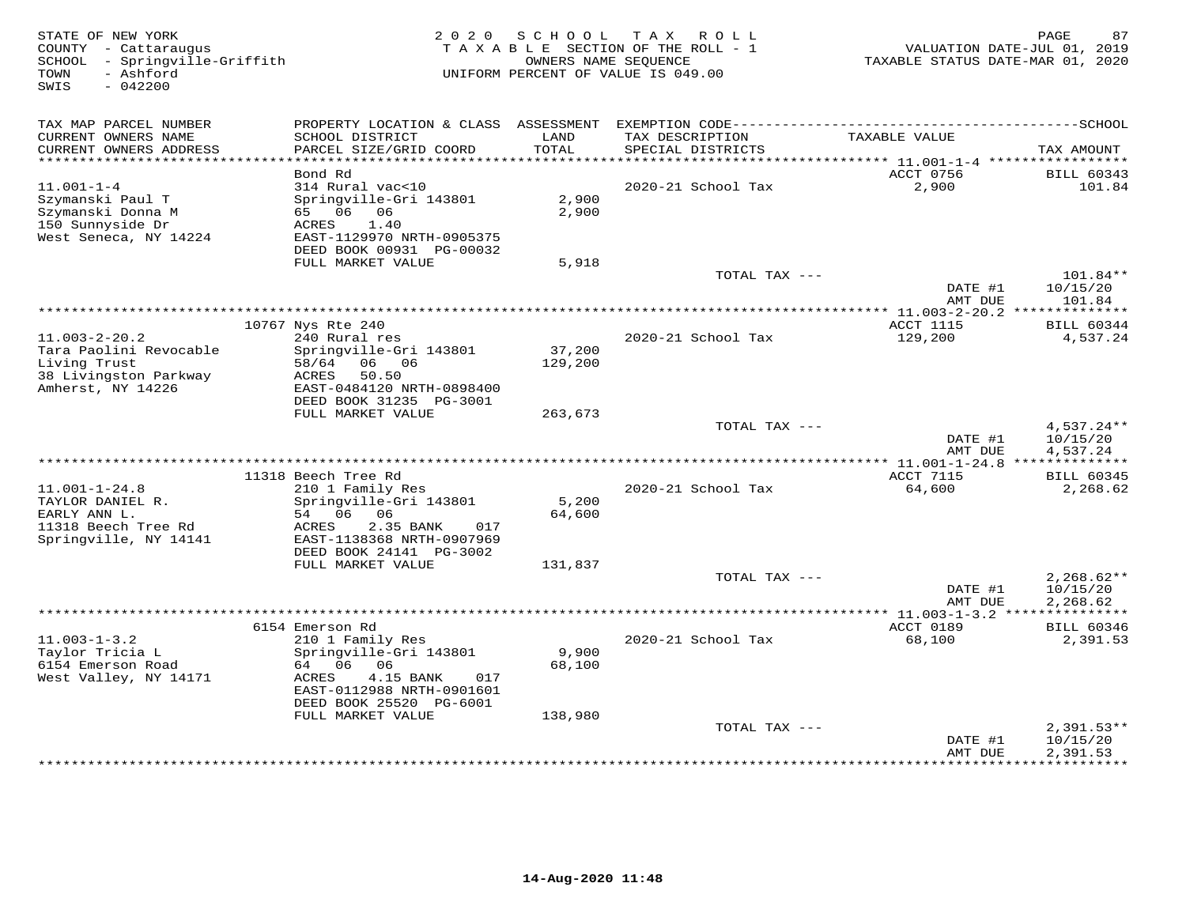STATE OF NEW YORK
COUNTY - Cattaraugus
SCHOOL - Springville-Griffith
TOWN - Ashford
SWIS - 042200

2020 SCHOOL TAX ROLL
TAXABLE SECTION OF THE ROLL - 1
OWNERS NAME SEQUENCE
UNIFORM PERCENT OF VALUE IS 049.00

VALUATION DATE-JUL 01, 2019
TAXABLE STATUS DATE-MAR 01, 2020

| TAX MAP PARCEL NUMBER / CURRENT OWNERS NAME / CURRENT OWNERS ADDRESS | PROPERTY LOCATION & CLASS / SCHOOL DISTRICT / PARCEL SIZE/GRID COORD | ASSESSMENT LAND / TOTAL | EXEMPTION CODE / TAX DESCRIPTION / SPECIAL DISTRICTS | TAXABLE VALUE | TAX AMOUNT |
|---|---|---|---|---|---|
| 11.001-1-4 | Bond Rd | | | ACCT 0756 | BILL 60343 |
| Szymanski Paul T | 314 Rural vac<10 | | | | |
| Szymanski Donna M | Springville-Gri 143801 | 2,900 | 2020-21 School Tax | 2,900 | 101.84 |
| 150 Sunnyside Dr | 65 06 06 | 2,900 | | | |
| West Seneca, NY 14224 | ACRES 1.40 | | | | |
| | EAST-1129970 NRTH-0905375 | | | | |
| | DEED BOOK 00931 PG-00032 | | | | |
| | FULL MARKET VALUE | 5,918 | | | |
| | | | TOTAL TAX --- | | 101.84** |
| | | | | DATE #1 | 10/15/20 |
| | | | | AMT DUE | 101.84 |
| 11.003-2-20.2 | 10767 Nys Rte 240 | | | ACCT 1115 | BILL 60344 |
| Tara Paolini Revocable | 240 Rural res | | | | |
| Living Trust | Springville-Gri 143801 | 37,200 | 2020-21 School Tax | 129,200 | 4,537.24 |
| 38 Livingston Parkway | 58/64 06 06 | 129,200 | | | |
| Amherst, NY 14226 | ACRES 50.50 | | | | |
| | EAST-0484120 NRTH-0898400 | | | | |
| | DEED BOOK 31235 PG-3001 | | | | |
| | FULL MARKET VALUE | 263,673 | | | |
| | | | TOTAL TAX --- | | 4,537.24** |
| | | | | DATE #1 | 10/15/20 |
| | | | | AMT DUE | 4,537.24 |
| 11.001-1-24.8 | 11318 Beech Tree Rd | | | ACCT 7115 | BILL 60345 |
| TAYLOR DANIEL R. | 210 1 Family Res | | | | |
| EARLY ANN L. | Springville-Gri 143801 | 5,200 | 2020-21 School Tax | 64,600 | 2,268.62 |
| 11318 Beech Tree Rd | 54 06 06 | 64,600 | | | |
| Springville, NY 14141 | ACRES 2.35 BANK 017 | | | | |
| | EAST-1138368 NRTH-0907969 | | | | |
| | DEED BOOK 24141 PG-3002 | | | | |
| | FULL MARKET VALUE | 131,837 | | | |
| | | | TOTAL TAX --- | | 2,268.62** |
| | | | | DATE #1 | 10/15/20 |
| | | | | AMT DUE | 2,268.62 |
| 11.003-1-3.2 | 6154 Emerson Rd | | | ACCT 0189 | BILL 60346 |
| Taylor Tricia L | 210 1 Family Res | | | | |
| 6154 Emerson Road | Springville-Gri 143801 | 9,900 | 2020-21 School Tax | 68,100 | 2,391.53 |
| West Valley, NY 14171 | 64 06 06 | 68,100 | | | |
| | ACRES 4.15 BANK 017 | | | | |
| | EAST-0112988 NRTH-0901601 | | | | |
| | DEED BOOK 25520 PG-6001 | | | | |
| | FULL MARKET VALUE | 138,980 | | | |
| | | | TOTAL TAX --- | | 2,391.53** |
| | | | | DATE #1 | 10/15/20 |
| | | | | AMT DUE | 2,391.53 |

14-Aug-2020 11:48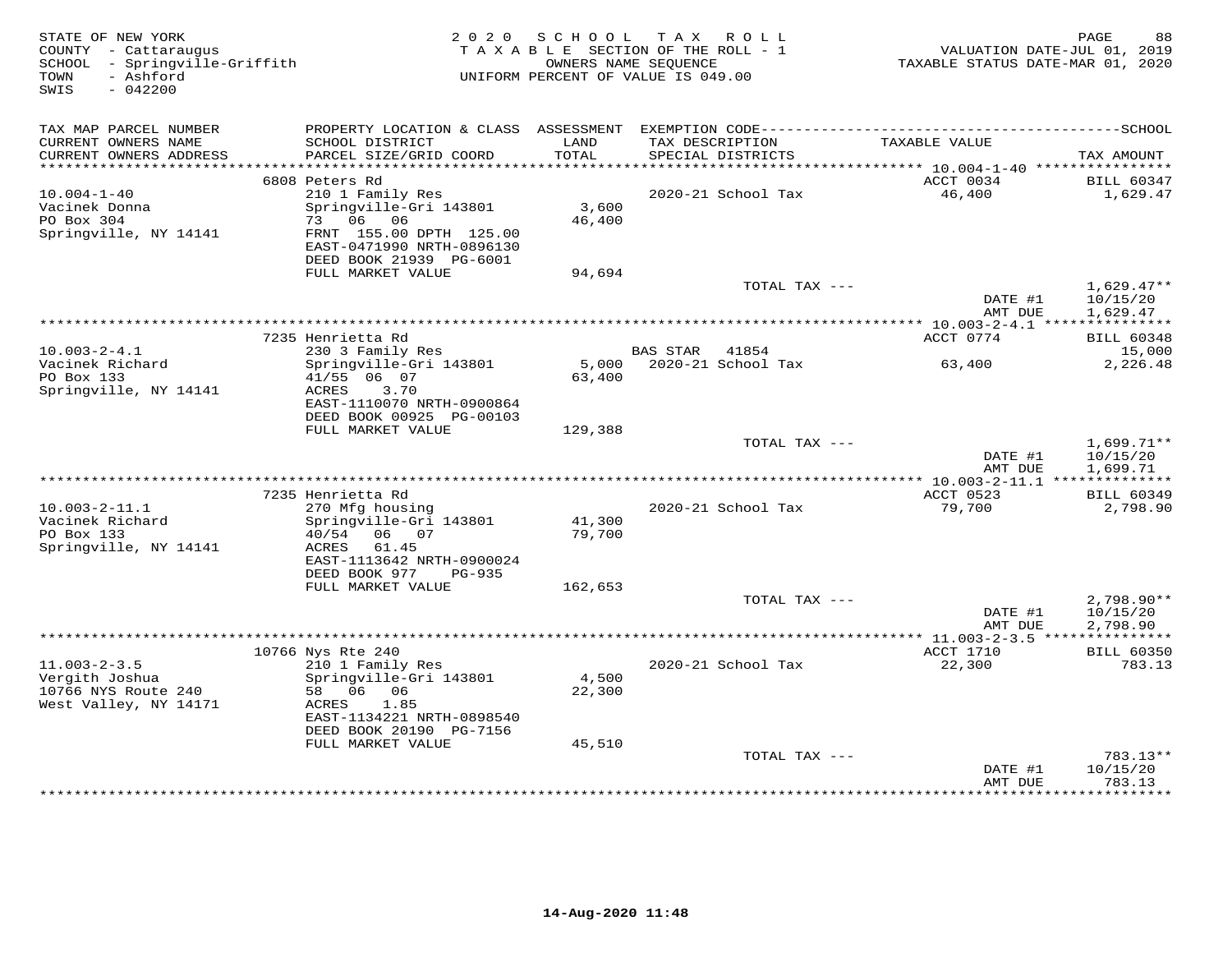STATE OF NEW YORK
COUNTY - Cattaraugus
SCHOOL - Springville-Griffith
TOWN - Ashford
SWIS - 042200

2020 SCHOOL TAX ROLL
TAXABLE SECTION OF THE ROLL - 1
OWNERS NAME SEQUENCE
UNIFORM PERCENT OF VALUE IS 049.00

VALUATION DATE-JUL 01, 2019
TAXABLE STATUS DATE-MAR 01, 2020

| TAX MAP PARCEL NUMBER / CURRENT OWNERS NAME / CURRENT OWNERS ADDRESS | PROPERTY LOCATION & CLASS / SCHOOL DISTRICT / PARCEL SIZE/GRID COORD | ASSESSMENT LAND / TOTAL | EXEMPTION CODE / TAX DESCRIPTION / SPECIAL DISTRICTS | TAXABLE VALUE | TAX AMOUNT |
|---|---|---|---|---|---|
| 10.004-1-40 | 6808 Peters Rd | | | ACCT 0034 | BILL 60347 |
| Vacinek Donna | 210 1 Family Res | | | | |
| PO Box 304 | Springville-Gri 143801 | 3,600 | 2020-21 School Tax | 46,400 | 1,629.47 |
| Springville, NY 14141 | 73 06 06 | 46,400 | | | |
| | FRNT 155.00 DPTH 125.00 | | | | |
| | EAST-0471990 NRTH-0896130 | | | | |
| | DEED BOOK 21939 PG-6001 | | | | |
| | FULL MARKET VALUE | 94,694 | | | |
| | | | TOTAL TAX --- | | 1,629.47** |
| | | | | DATE #1 | 10/15/20 |
| | | | | AMT DUE | 1,629.47 |
| 10.003-2-4.1 | 7235 Henrietta Rd | | | ACCT 0774 | BILL 60348 |
| Vacinek Richard | 230 3 Family Res | | BAS STAR 41854 | | 15,000 |
| PO Box 133 | Springville-Gri 143801 | 5,000 | 2020-21 School Tax | 63,400 | 2,226.48 |
| Springville, NY 14141 | 41/55 06 07 | 63,400 | | | |
| | ACRES 3.70 | | | | |
| | EAST-1110070 NRTH-0900864 | | | | |
| | DEED BOOK 00925 PG-00103 | | | | |
| | FULL MARKET VALUE | 129,388 | | | |
| | | | TOTAL TAX --- | | 1,699.71** |
| | | | | DATE #1 | 10/15/20 |
| | | | | AMT DUE | 1,699.71 |
| 10.003-2-11.1 | 7235 Henrietta Rd | | | ACCT 0523 | BILL 60349 |
| Vacinek Richard | 270 Mfg housing | | | | |
| PO Box 133 | Springville-Gri 143801 | 41,300 | 2020-21 School Tax | 79,700 | 2,798.90 |
| Springville, NY 14141 | 40/54 06 07 | 79,700 | | | |
| | ACRES 61.45 | | | | |
| | EAST-1113642 NRTH-0900024 | | | | |
| | DEED BOOK 977 PG-935 | | | | |
| | FULL MARKET VALUE | 162,653 | | | |
| | | | TOTAL TAX --- | | 2,798.90** |
| | | | | DATE #1 | 10/15/20 |
| | | | | AMT DUE | 2,798.90 |
| 11.003-2-3.5 | 10766 Nys Rte 240 | | | ACCT 1710 | BILL 60350 |
| Vergith Joshua | 210 1 Family Res | | | | |
| 10766 NYS Route 240 | Springville-Gri 143801 | 4,500 | 2020-21 School Tax | 22,300 | 783.13 |
| West Valley, NY 14171 | 58 06 06 | 22,300 | | | |
| | ACRES 1.85 | | | | |
| | EAST-1134221 NRTH-0898540 | | | | |
| | DEED BOOK 20190 PG-7156 | | | | |
| | FULL MARKET VALUE | 45,510 | | | |
| | | | TOTAL TAX --- | | 783.13** |
| | | | | DATE #1 | 10/15/20 |
| | | | | AMT DUE | 783.13 |

14-Aug-2020 11:48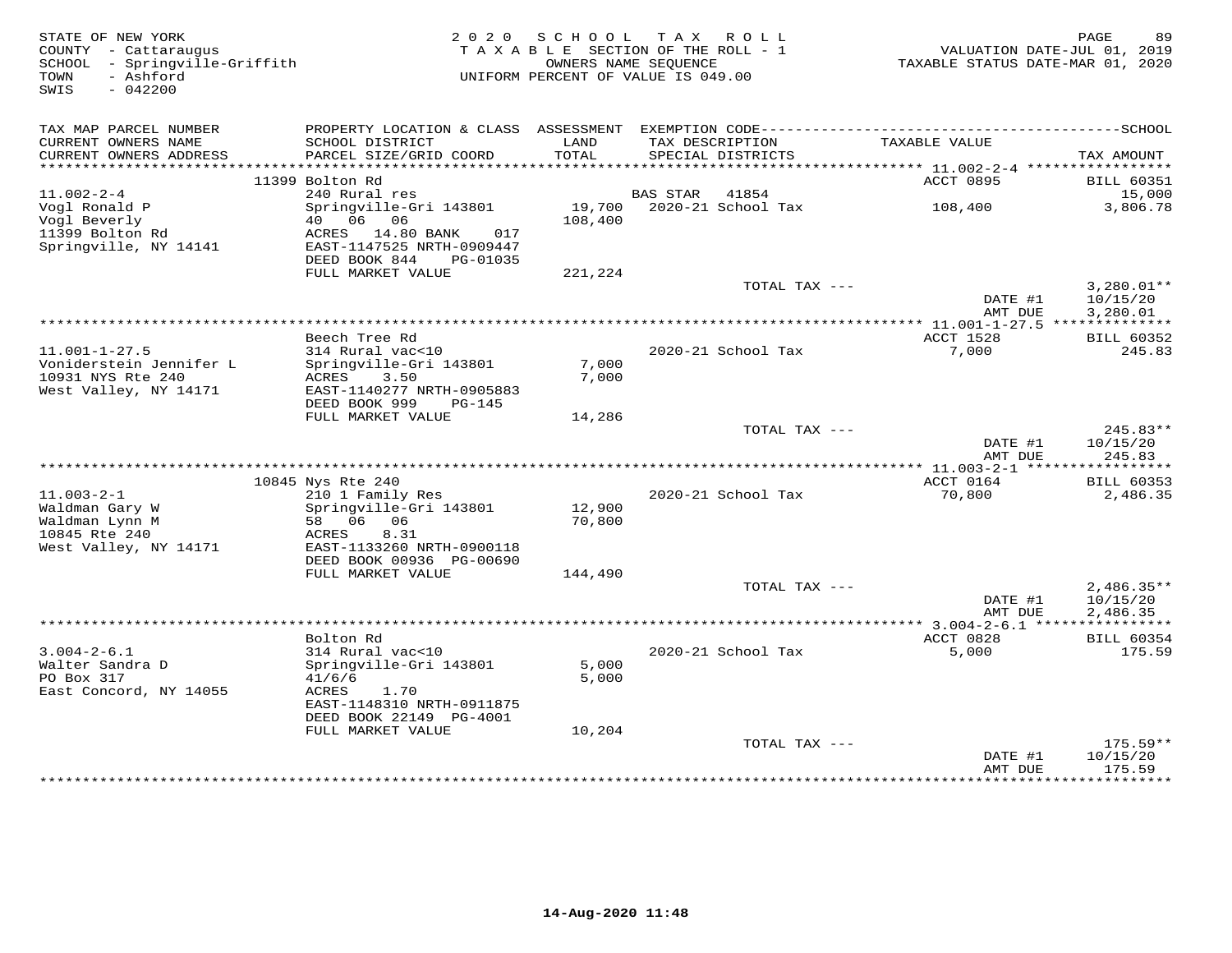STATE OF NEW YORK
COUNTY - Cattaraugus
SCHOOL - Springville-Griffith
TOWN - Ashford
SWIS - 042200

2020 SCHOOL TAX ROLL
TAXABLE SECTION OF THE ROLL - 1
OWNERS NAME SEQUENCE
UNIFORM PERCENT OF VALUE IS 049.00

VALUATION DATE-JUL 01, 2019
TAXABLE STATUS DATE-MAR 01, 2020

| TAX MAP PARCEL NUMBER / CURRENT OWNERS NAME / CURRENT OWNERS ADDRESS | PROPERTY LOCATION & CLASS / SCHOOL DISTRICT / PARCEL SIZE/GRID COORD | ASSESSMENT LAND / TOTAL | EXEMPTION CODE / TAX DESCRIPTION / SPECIAL DISTRICTS | TAXABLE VALUE | SCHOOL TAX AMOUNT |
|---|---|---|---|---|---|
| | 11399 Bolton Rd | | | ACCT 0895 | BILL 60351 |
| 11.002-2-4 | 240 Rural res | | BAS STAR 41854 | | 15,000 |
| Vogl Ronald P | Springville-Gri 143801 | 19,700 | 2020-21 School Tax | 108,400 | 3,806.78 |
| Vogl Beverly | 40 06 06 | 108,400 | | | |
| 11399 Bolton Rd | ACRES 14.80 BANK 017 | | | | |
| Springville, NY 14141 | EAST-1147525 NRTH-0909447 | | | | |
| | DEED BOOK 844 PG-01035 | | | | |
| | FULL MARKET VALUE | 221,224 | | | |
| | | | TOTAL TAX --- | | 3,280.01** |
| | | | | DATE #1 | 10/15/20 |
| | | | | AMT DUE | 3,280.01 |
| | Beech Tree Rd | | | ACCT 1528 | BILL 60352 |
| 11.001-1-27.5 | 314 Rural vac<10 | | 2020-21 School Tax | 7,000 | 245.83 |
| Voniderstein Jennifer L | Springville-Gri 143801 | 7,000 | | | |
| 10931 NYS Rte 240 | ACRES 3.50 | 7,000 | | | |
| West Valley, NY 14171 | EAST-1140277 NRTH-0905883 | | | | |
| | DEED BOOK 999 PG-145 | | | | |
| | FULL MARKET VALUE | 14,286 | | | |
| | | | TOTAL TAX --- | | 245.83** |
| | | | | DATE #1 | 10/15/20 |
| | | | | AMT DUE | 245.83 |
| | 10845 Nys Rte 240 | | | ACCT 0164 | BILL 60353 |
| 11.003-2-1 | 210 1 Family Res | | 2020-21 School Tax | 70,800 | 2,486.35 |
| Waldman Gary W | Springville-Gri 143801 | 12,900 | | | |
| Waldman Lynn M | 58 06 06 | 70,800 | | | |
| 10845 Rte 240 | ACRES 8.31 | | | | |
| West Valley, NY 14171 | EAST-1133260 NRTH-0900118 | | | | |
| | DEED BOOK 00936 PG-00690 | | | | |
| | FULL MARKET VALUE | 144,490 | | | |
| | | | TOTAL TAX --- | | 2,486.35** |
| | | | | DATE #1 | 10/15/20 |
| | | | | AMT DUE | 2,486.35 |
| | Bolton Rd | | | ACCT 0828 | BILL 60354 |
| 3.004-2-6.1 | 314 Rural vac<10 | | 2020-21 School Tax | 5,000 | 175.59 |
| Walter Sandra D | Springville-Gri 143801 | 5,000 | | | |
| PO Box 317 | 41/6/6 | 5,000 | | | |
| East Concord, NY 14055 | ACRES 1.70 | | | | |
| | EAST-1148310 NRTH-0911875 | | | | |
| | DEED BOOK 22149 PG-4001 | | | | |
| | FULL MARKET VALUE | 10,204 | | | |
| | | | TOTAL TAX --- | | 175.59** |
| | | | | DATE #1 | 10/15/20 |
| | | | | AMT DUE | 175.59 |

14-Aug-2020 11:48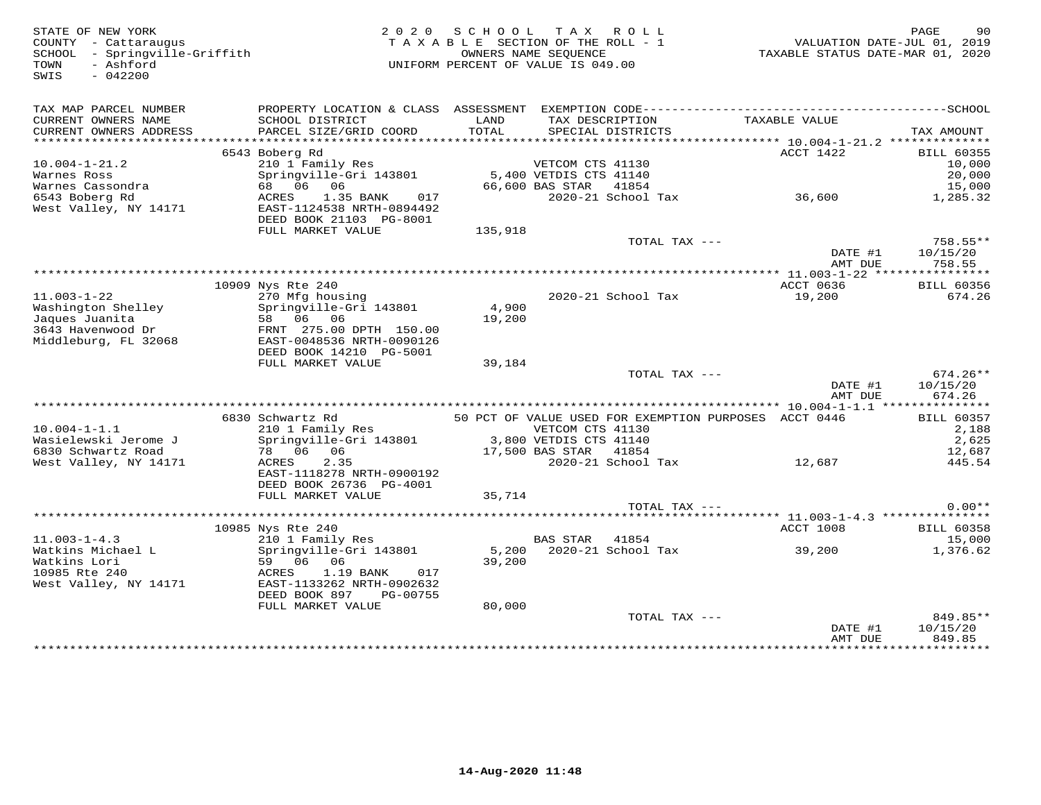STATE OF NEW YORK
COUNTY - Cattaraugus
SCHOOL - Springville-Griffith
TOWN - Ashford
SWIS - 042200

2020 SCHOOL TAX ROLL
TAXABLE SECTION OF THE ROLL - 1
OWNERS NAME SEQUENCE
UNIFORM PERCENT OF VALUE IS 049.00

VALUATION DATE-JUL 01, 2019
TAXABLE STATUS DATE-MAR 01, 2020

| TAX MAP PARCEL NUMBER / CURRENT OWNERS NAME / CURRENT OWNERS ADDRESS | PROPERTY LOCATION & CLASS / SCHOOL DISTRICT / PARCEL SIZE/GRID COORD | ASSESSMENT LAND / TOTAL | EXEMPTION CODE / TAX DESCRIPTION / SPECIAL DISTRICTS | TAXABLE VALUE | SCHOOL TAX AMOUNT |
|---|---|---|---|---|---|
| **10.004-1-21.2** | 6543 Boberg Rd | | | ACCT 1422 | BILL 60355 |
| 10.004-1-21.2 | 210 1 Family Res | | VETCOM CTS 41130 | | 10,000 |
| Warnes Ross | Springville-Gri 143801 | 5,400 | VETDIS CTS 41140 | | 20,000 |
| Warnes Cassondra | 68 06 06 | 66,600 | BAS STAR 41854 | | 15,000 |
| 6543 Boberg Rd | ACRES 1.35 BANK 017 | | 2020-21 School Tax | 36,600 | 1,285.32 |
| West Valley, NY 14171 | EAST-1124538 NRTH-0894492 | | | | |
| | DEED BOOK 21103 PG-8001 | | | | |
| | FULL MARKET VALUE | 135,918 | | | |
| | | | TOTAL TAX --- | | 758.55** |
| | | | | DATE #1 | 10/15/20 |
| | | | | AMT DUE | 758.55 |
| **11.003-1-22** | 10909 Nys Rte 240 | | | ACCT 0636 | BILL 60356 |
| 11.003-1-22 | 270 Mfg housing | | 2020-21 School Tax | 19,200 | 674.26 |
| Washington Shelley | Springville-Gri 143801 | 4,900 | | | |
| Jaques Juanita | 58 06 06 | 19,200 | | | |
| 3643 Havenwood Dr | FRNT 275.00 DPTH 150.00 | | | | |
| Middleburg, FL 32068 | EAST-0048536 NRTH-0090126 | | | | |
| | DEED BOOK 14210 PG-5001 | | | | |
| | FULL MARKET VALUE | 39,184 | | | |
| | | | TOTAL TAX --- | | 674.26** |
| | | | | DATE #1 | 10/15/20 |
| | | | | AMT DUE | 674.26 |
| **10.004-1-1.1** | 6830 Schwartz Rd | | 50 PCT OF VALUE USED FOR EXEMPTION PURPOSES | ACCT 0446 | BILL 60357 |
| 10.004-1-1.1 | 210 1 Family Res | | VETCOM CTS 41130 | | 2,188 |
| Wasielewski Jerome J | Springville-Gri 143801 | 3,800 | VETDIS CTS 41140 | | 2,625 |
| 6830 Schwartz Road | 78 06 06 | 17,500 | BAS STAR 41854 | | 12,687 |
| West Valley, NY 14171 | ACRES 2.35 | | 2020-21 School Tax | 12,687 | 445.54 |
| | EAST-1118278 NRTH-0900192 | | | | |
| | DEED BOOK 26736 PG-4001 | | | | |
| | FULL MARKET VALUE | 35,714 | | | |
| | | | TOTAL TAX --- | | 0.00** |
| **11.003-1-4.3** | 10985 Nys Rte 240 | | | ACCT 1008 | BILL 60358 |
| 11.003-1-4.3 | 210 1 Family Res | | BAS STAR 41854 | | 15,000 |
| Watkins Michael L | Springville-Gri 143801 | 5,200 | 2020-21 School Tax | 39,200 | 1,376.62 |
| Watkins Lori | 59 06 06 | 39,200 | | | |
| 10985 Rte 240 | ACRES 1.19 BANK 017 | | | | |
| West Valley, NY 14171 | EAST-1133262 NRTH-0902632 | | | | |
| | DEED BOOK 897 PG-00755 | | | | |
| | FULL MARKET VALUE | 80,000 | | | |
| | | | TOTAL TAX --- | | 849.85** |
| | | | | DATE #1 | 10/15/20 |
| | | | | AMT DUE | 849.85 |

14-Aug-2020 11:48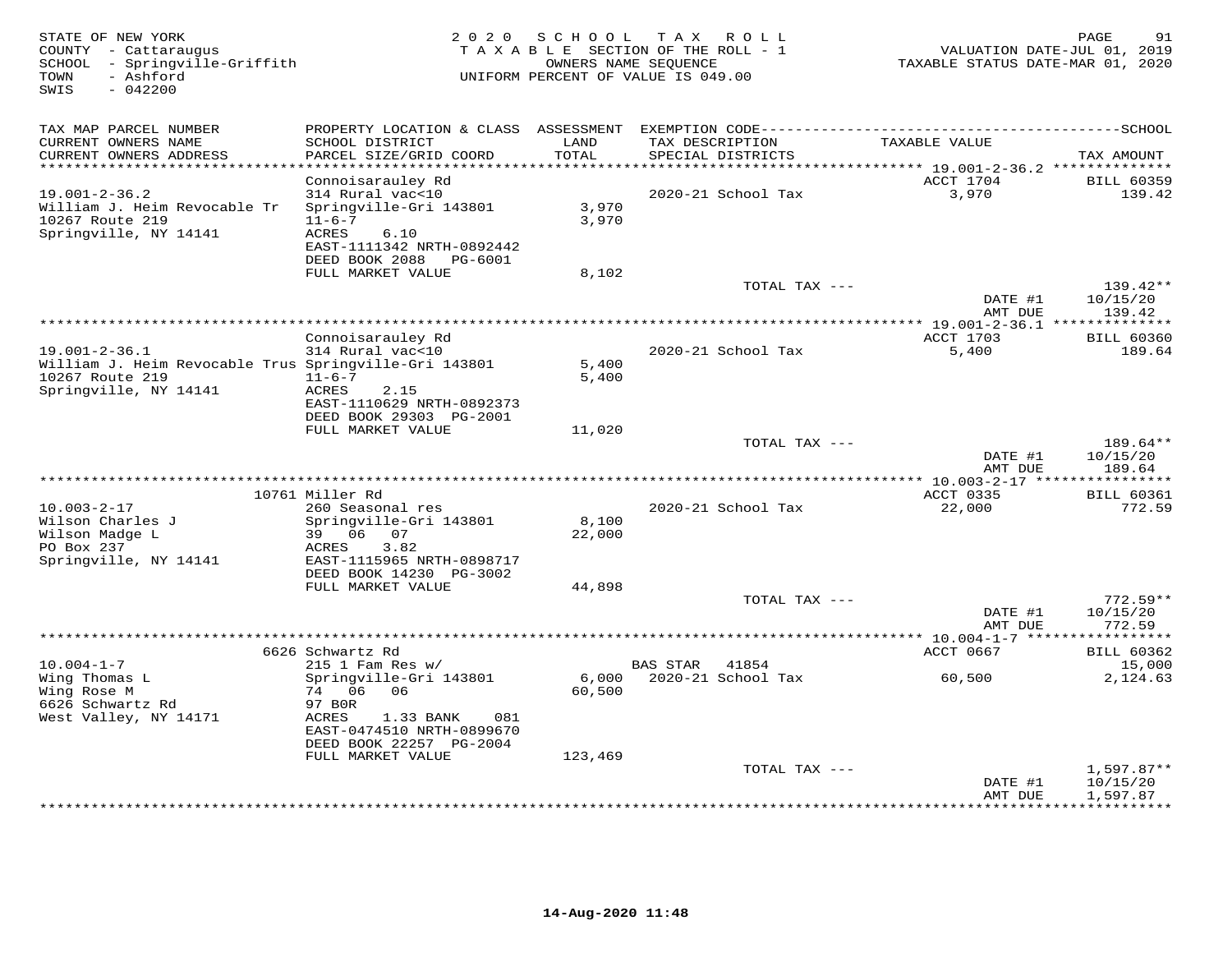STATE OF NEW YORK
COUNTY - Cattaraugus
SCHOOL - Springville-Griffith
TOWN - Ashford
SWIS - 042200

2020 SCHOOL TAX ROLL
TAXABLE SECTION OF THE ROLL - 1
OWNERS NAME SEQUENCE
UNIFORM PERCENT OF VALUE IS 049.00

VALUATION DATE-JUL 01, 2019
TAXABLE STATUS DATE-MAR 01, 2020

| TAX MAP PARCEL NUMBER / CURRENT OWNERS NAME / CURRENT OWNERS ADDRESS | PROPERTY LOCATION & CLASS / SCHOOL DISTRICT / PARCEL SIZE/GRID COORD | ASSESSMENT LAND / TOTAL | EXEMPTION CODE / TAX DESCRIPTION / SPECIAL DISTRICTS | TAXABLE VALUE | TAX AMOUNT |
|---|---|---|---|---|---|
| **19.001-2-36.2** | Connoisarauley Rd | | | ACCT 1704 | BILL 60359 |
| 19.001-2-36.2 | 314 Rural vac<10 | | 2020-21 School Tax | 3,970 | 139.42 |
| William J. Heim Revocable Tr | Springville-Gri 143801 | 3,970 | | | |
| 10267 Route 219 | 11-6-7 | 3,970 | | | |
| Springville, NY 14141 | ACRES 6.10 | | | | |
| | EAST-1111342 NRTH-0892442 | | | | |
| | DEED BOOK 2088 PG-6001 | | | | |
| | FULL MARKET VALUE | 8,102 | | | |
| | | | TOTAL TAX --- | | 139.42** |
| | | | | DATE #1 | 10/15/20 |
| | | | | AMT DUE | 139.42 |
| **19.001-2-36.1** | Connoisarauley Rd | | | ACCT 1703 | BILL 60360 |
| 19.001-2-36.1 | 314 Rural vac<10 | | 2020-21 School Tax | 5,400 | 189.64 |
| William J. Heim Revocable Trus | Springville-Gri 143801 | 5,400 | | | |
| 10267 Route 219 | 11-6-7 | 5,400 | | | |
| Springville, NY 14141 | ACRES 2.15 | | | | |
| | EAST-1110629 NRTH-0892373 | | | | |
| | DEED BOOK 29303 PG-2001 | | | | |
| | FULL MARKET VALUE | 11,020 | | | |
| | | | TOTAL TAX --- | | 189.64** |
| | | | | DATE #1 | 10/15/20 |
| | | | | AMT DUE | 189.64 |
| **10.003-2-17** | 10761 Miller Rd | | | ACCT 0335 | BILL 60361 |
| 10.003-2-17 | 260 Seasonal res | | 2020-21 School Tax | 22,000 | 772.59 |
| Wilson Charles J | Springville-Gri 143801 | 8,100 | | | |
| Wilson Madge L | 39 06 07 | 22,000 | | | |
| PO Box 237 | ACRES 3.82 | | | | |
| Springville, NY 14141 | EAST-1115965 NRTH-0898717 | | | | |
| | DEED BOOK 14230 PG-3002 | | | | |
| | FULL MARKET VALUE | 44,898 | | | |
| | | | TOTAL TAX --- | | 772.59** |
| | | | | DATE #1 | 10/15/20 |
| | | | | AMT DUE | 772.59 |
| **10.004-1-7** | 6626 Schwartz Rd | | | ACCT 0667 | BILL 60362 |
| 10.004-1-7 | 215 1 Fam Res w/ | | BAS STAR 41854 | | 15,000 |
| Wing Thomas L | Springville-Gri 143801 | 6,000 | 2020-21 School Tax | 60,500 | 2,124.63 |
| Wing Rose M | 74 06 06 | 60,500 | | | |
| 6626 Schwartz Rd | 97 BOR | | | | |
| West Valley, NY 14171 | ACRES 1.33 BANK 081 | | | | |
| | EAST-0474510 NRTH-0899670 | | | | |
| | DEED BOOK 22257 PG-2004 | | | | |
| | FULL MARKET VALUE | 123,469 | | | |
| | | | TOTAL TAX --- | | 1,597.87** |
| | | | | DATE #1 | 10/15/20 |
| | | | | AMT DUE | 1,597.87 |

14-Aug-2020 11:48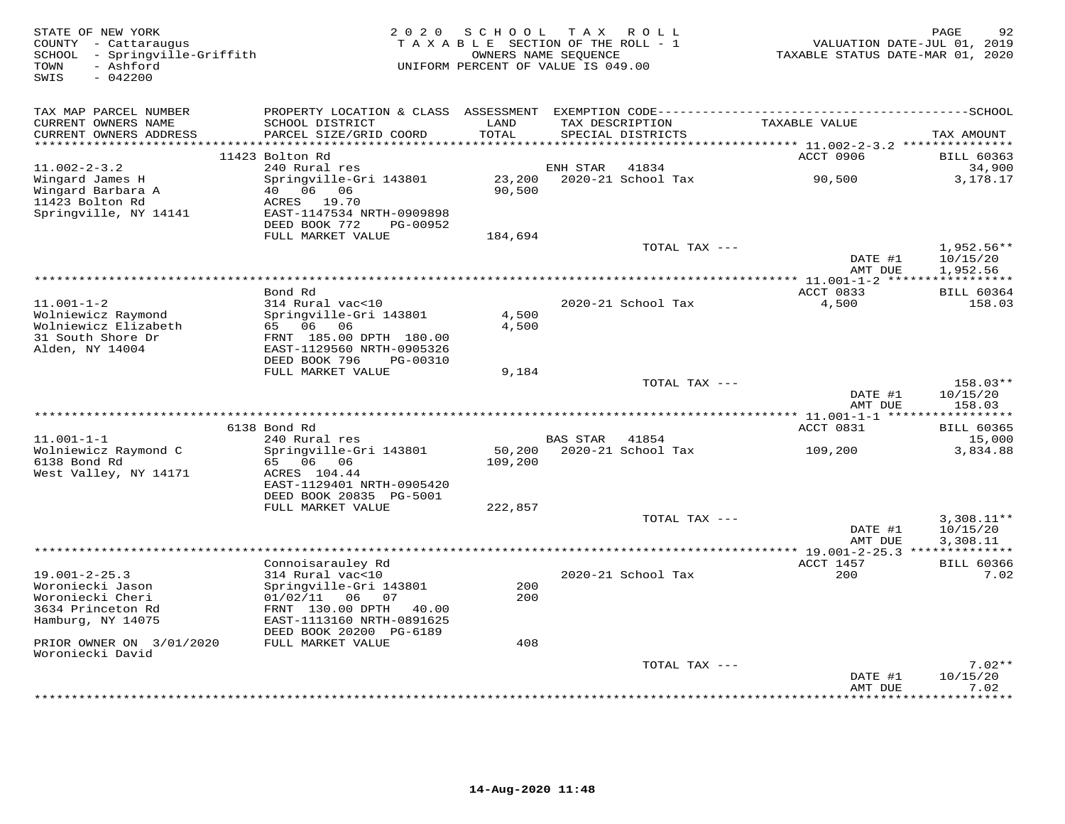STATE OF NEW YORK
COUNTY - Cattaraugus
SCHOOL - Springville-Griffith
TOWN - Ashford
SWIS - 042200

2020 SCHOOL TAX ROLL
TAXABLE SECTION OF THE ROLL - 1
OWNERS NAME SEQUENCE
UNIFORM PERCENT OF VALUE IS 049.00

VALUATION DATE-JUL 01, 2019
TAXABLE STATUS DATE-MAR 01, 2020

| TAX MAP PARCEL NUMBER / CURRENT OWNERS NAME / CURRENT OWNERS ADDRESS | PROPERTY LOCATION & CLASS / SCHOOL DISTRICT / PARCEL SIZE/GRID COORD | ASSESSMENT LAND / TOTAL | EXEMPTION CODE / TAX DESCRIPTION / SPECIAL DISTRICTS | TAXABLE VALUE | TAX AMOUNT |
|---|---|---|---|---|---|
| | 11423 Bolton Rd | | | ACCT 0906 | BILL 60363 |
| 11.002-2-3.2 | 240 Rural res | | ENH STAR 41834 | | 34,900 |
| Wingard James H | Springville-Gri 143801 | 23,200 | 2020-21 School Tax | 90,500 | 3,178.17 |
| Wingard Barbara A | 40 06 06 | 90,500 | | | |
| 11423 Bolton Rd | ACRES 19.70 | | | | |
| Springville, NY 14141 | EAST-1147534 NRTH-0909898 | | | | |
| | DEED BOOK 772 PG-00952 | | | | |
| | FULL MARKET VALUE | 184,694 | | | |
| | | | TOTAL TAX --- | | 1,952.56** |
| | | | | DATE #1 | 10/15/20 |
| | | | | AMT DUE | 1,952.56 |
| | Bond Rd | | | ACCT 0833 | BILL 60364 |
| 11.001-1-2 | 314 Rural vac<10 | | 2020-21 School Tax | 4,500 | 158.03 |
| Wolniewicz Raymond | Springville-Gri 143801 | 4,500 | | | |
| Wolniewicz Elizabeth | 65 06 06 | 4,500 | | | |
| 31 South Shore Dr | FRNT 185.00 DPTH 180.00 | | | | |
| Alden, NY 14004 | EAST-1129560 NRTH-0905326 | | | | |
| | DEED BOOK 796 PG-00310 | | | | |
| | FULL MARKET VALUE | 9,184 | | | |
| | | | TOTAL TAX --- | | 158.03** |
| | | | | DATE #1 | 10/15/20 |
| | | | | AMT DUE | 158.03 |
| | 6138 Bond Rd | | | ACCT 0831 | BILL 60365 |
| 11.001-1-1 | 240 Rural res | | BAS STAR 41854 | | 15,000 |
| Wolniewicz Raymond C | Springville-Gri 143801 | 50,200 | 2020-21 School Tax | 109,200 | 3,834.88 |
| 6138 Bond Rd | 65 06 06 | 109,200 | | | |
| West Valley, NY 14171 | ACRES 104.44 | | | | |
| | EAST-1129401 NRTH-0905420 | | | | |
| | DEED BOOK 20835 PG-5001 | | | | |
| | FULL MARKET VALUE | 222,857 | | | |
| | | | TOTAL TAX --- | | 3,308.11** |
| | | | | DATE #1 | 10/15/20 |
| | | | | AMT DUE | 3,308.11 |
| | Connoisarauley Rd | | | ACCT 1457 | BILL 60366 |
| 19.001-2-25.3 | 314 Rural vac<10 | | 2020-21 School Tax | 200 | 7.02 |
| Woroniecki Jason | Springville-Gri 143801 | 200 | | | |
| Woroniecki Cheri | 01/02/11 06 07 | 200 | | | |
| 3634 Princeton Rd | FRNT 130.00 DPTH 40.00 | | | | |
| Hamburg, NY 14075 | EAST-1113160 NRTH-0891625 | | | | |
| | DEED BOOK 20200 PG-6189 | | | | |
| PRIOR OWNER ON 3/01/2020 | FULL MARKET VALUE | 408 | | | |
| Woroniecki David | | | | | |
| | | | TOTAL TAX --- | | 7.02** |
| | | | | DATE #1 | 10/15/20 |
| | | | | AMT DUE | 7.02 |

14-Aug-2020 11:48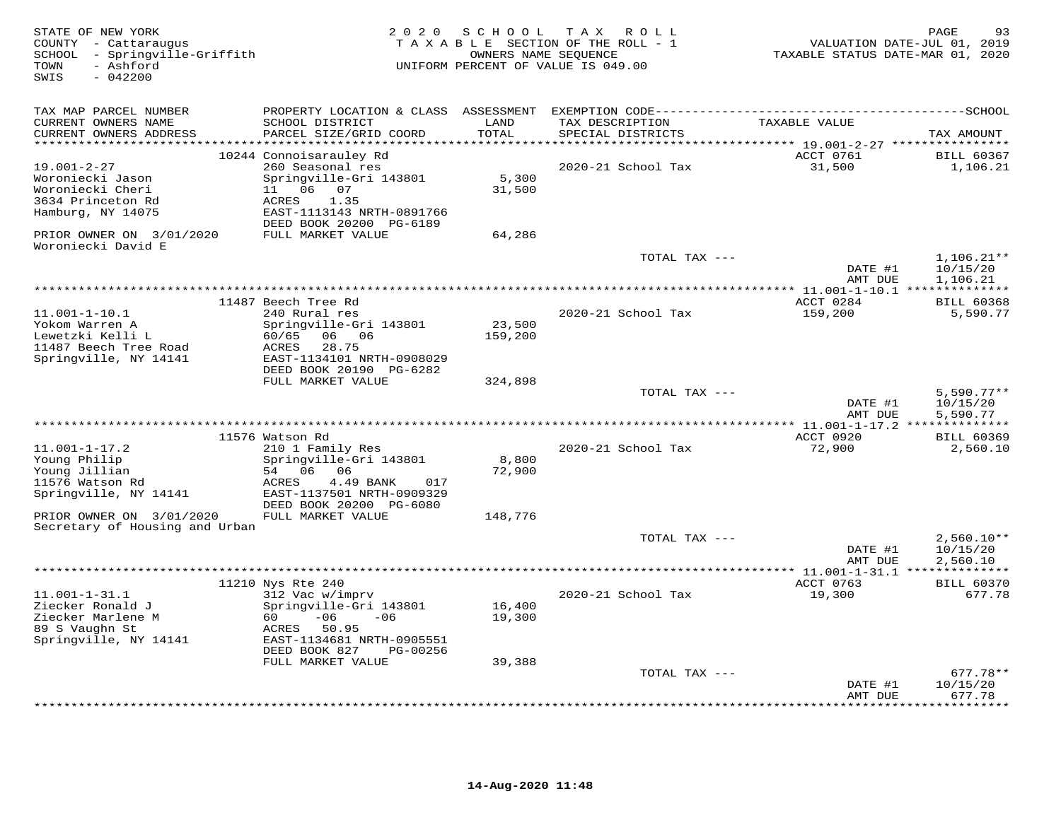STATE OF NEW YORK
COUNTY - Cattaraugus
SCHOOL - Springville-Griffith
TOWN - Ashford
SWIS - 042200

2020 SCHOOL TAX ROLL
TAXABLE SECTION OF THE ROLL - 1
OWNERS NAME SEQUENCE
UNIFORM PERCENT OF VALUE IS 049.00

VALUATION DATE-JUL 01, 2019
TAXABLE STATUS DATE-MAR 01, 2020

| TAX MAP PARCEL NUMBER / CURRENT OWNERS NAME / CURRENT OWNERS ADDRESS | PROPERTY LOCATION & CLASS / SCHOOL DISTRICT / PARCEL SIZE/GRID COORD | ASSESSMENT LAND / TOTAL | EXEMPTION CODE / TAX DESCRIPTION / SPECIAL DISTRICTS | TAXABLE VALUE | TAX AMOUNT |
|---|---|---|---|---|---|
| **19.001-2-27** | 10244 Connoisarauley Rd | | | ACCT 0761 | BILL 60367 |
| 19.001-2-27 | 260 Seasonal res | | 2020-21 School Tax | 31,500 | 1,106.21 |
| Woroniecki Jason | Springville-Gri 143801 | 5,300 | | | |
| Woroniecki Cheri | 11 06 07 | 31,500 | | | |
| 3634 Princeton Rd | ACRES 1.35 | | | | |
| Hamburg, NY 14075 | EAST-1113143 NRTH-0891766 | | | | |
| | DEED BOOK 20200 PG-6189 | | | | |
| PRIOR OWNER ON 3/01/2020 | FULL MARKET VALUE | 64,286 | | | |
| Woroniecki David E | | | | | |
| | | | TOTAL TAX --- | | 1,106.21** |
| | | | | DATE #1 | 10/15/20 |
| | | | | AMT DUE | 1,106.21 |
| **11.001-1-10.1** | 11487 Beech Tree Rd | | | ACCT 0284 | BILL 60368 |
| 11.001-1-10.1 | 240 Rural res | | 2020-21 School Tax | 159,200 | 5,590.77 |
| Yokom Warren A | Springville-Gri 143801 | 23,500 | | | |
| Lewetzki Kelli L | 60/65 06 06 | 159,200 | | | |
| 11487 Beech Tree Road | ACRES 28.75 | | | | |
| Springville, NY 14141 | EAST-1134101 NRTH-0908029 | | | | |
| | DEED BOOK 20190 PG-6282 | | | | |
| | FULL MARKET VALUE | 324,898 | | | |
| | | | TOTAL TAX --- | | 5,590.77** |
| | | | | DATE #1 | 10/15/20 |
| | | | | AMT DUE | 5,590.77 |
| **11.001-1-17.2** | 11576 Watson Rd | | | ACCT 0920 | BILL 60369 |
| 11.001-1-17.2 | 210 1 Family Res | | 2020-21 School Tax | 72,900 | 2,560.10 |
| Young Philip | Springville-Gri 143801 | 8,800 | | | |
| Young Jillian | 54 06 06 | 72,900 | | | |
| 11576 Watson Rd | ACRES 4.49 BANK 017 | | | | |
| Springville, NY 14141 | EAST-1137501 NRTH-0909329 | | | | |
| | DEED BOOK 20200 PG-6080 | | | | |
| PRIOR OWNER ON 3/01/2020 | FULL MARKET VALUE | 148,776 | | | |
| Secretary of Housing and Urban | | | | | |
| | | | TOTAL TAX --- | | 2,560.10** |
| | | | | DATE #1 | 10/15/20 |
| | | | | AMT DUE | 2,560.10 |
| **11.001-1-31.1** | 11210 Nys Rte 240 | | | ACCT 0763 | BILL 60370 |
| 11.001-1-31.1 | 312 Vac w/imprv | | 2020-21 School Tax | 19,300 | 677.78 |
| Ziecker Ronald J | Springville-Gri 143801 | 16,400 | | | |
| Ziecker Marlene M | 60 -06 -06 | 19,300 | | | |
| 89 S Vaughn St | ACRES 50.95 | | | | |
| Springville, NY 14141 | EAST-1134681 NRTH-0905551 | | | | |
| | DEED BOOK 827 PG-00256 | | | | |
| | FULL MARKET VALUE | 39,388 | | | |
| | | | TOTAL TAX --- | | 677.78** |
| | | | | DATE #1 | 10/15/20 |
| | | | | AMT DUE | 677.78 |

14-Aug-2020 11:48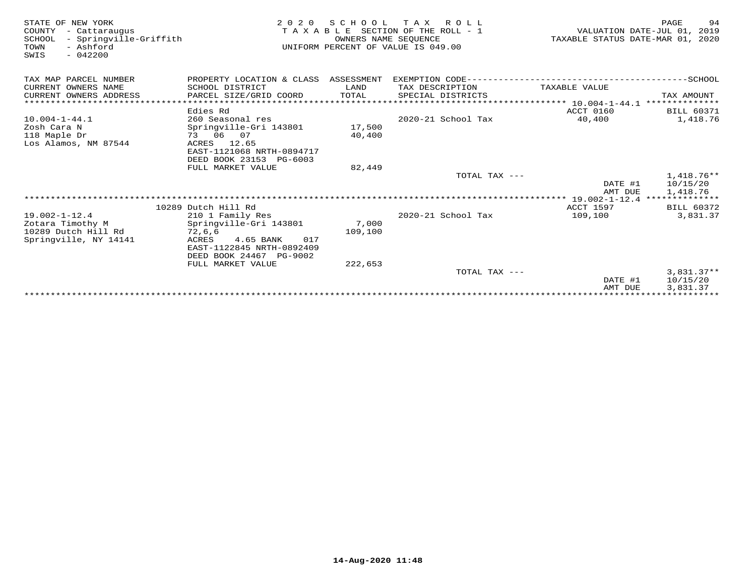STATE OF NEW YORK
COUNTY - Cattaraugus
SCHOOL - Springville-Griffith
TOWN - Ashford
SWIS - 042200

2 0 2 0 S C H O O L T A X R O L L
T A X A B L E SECTION OF THE ROLL - 1
OWNERS NAME SEQUENCE
UNIFORM PERCENT OF VALUE IS 049.00

VALUATION DATE-JUL 01, 2019
TAXABLE STATUS DATE-MAR 01, 2020

| TAX MAP PARCEL NUMBER / CURRENT OWNERS NAME / CURRENT OWNERS ADDRESS | PROPERTY LOCATION & CLASS / SCHOOL DISTRICT / PARCEL SIZE/GRID COORD | ASSESSMENT LAND / TOTAL | EXEMPTION CODE / TAX DESCRIPTION / SPECIAL DISTRICTS | TAXABLE VALUE | SCHOOL TAX AMOUNT |
|---|---|---|---|---|---|
| 10.004-1-44.1 | Edies Rd | | | ACCT 0160 | BILL 60371 |
| 10.004-1-44.1 | 260 Seasonal res | | 2020-21 School Tax | 40,400 | 1,418.76 |
| Zosh Cara N | Springville-Gri 143801 | 17,500 | | | |
| 118 Maple Dr | 73 06 07 | 40,400 | | | |
| Los Alamos, NM 87544 | ACRES 12.65 | | | | |
| | EAST-1121068 NRTH-0894717 | | | | |
| | DEED BOOK 23153 PG-6003 | | | | |
| | FULL MARKET VALUE | 82,449 | | | |
| | | | TOTAL TAX --- | | 1,418.76** |
| | | | | DATE #1 | 10/15/20 |
| | | | | AMT DUE | 1,418.76 |
| 19.002-1-12.4 | 10289 Dutch Hill Rd | | | ACCT 1597 | BILL 60372 |
| 19.002-1-12.4 | 210 1 Family Res | | 2020-21 School Tax | 109,100 | 3,831.37 |
| Zotara Timothy M | Springville-Gri 143801 | 7,000 | | | |
| 10289 Dutch Hill Rd | 72,6,6 | 109,100 | | | |
| Springville, NY 14141 | ACRES 4.65 BANK 017 | | | | |
| | EAST-1122845 NRTH-0892409 | | | | |
| | DEED BOOK 24467 PG-9002 | | | | |
| | FULL MARKET VALUE | 222,653 | | | |
| | | | TOTAL TAX --- | | 3,831.37** |
| | | | | DATE #1 | 10/15/20 |
| | | | | AMT DUE | 3,831.37 |

14-Aug-2020 11:48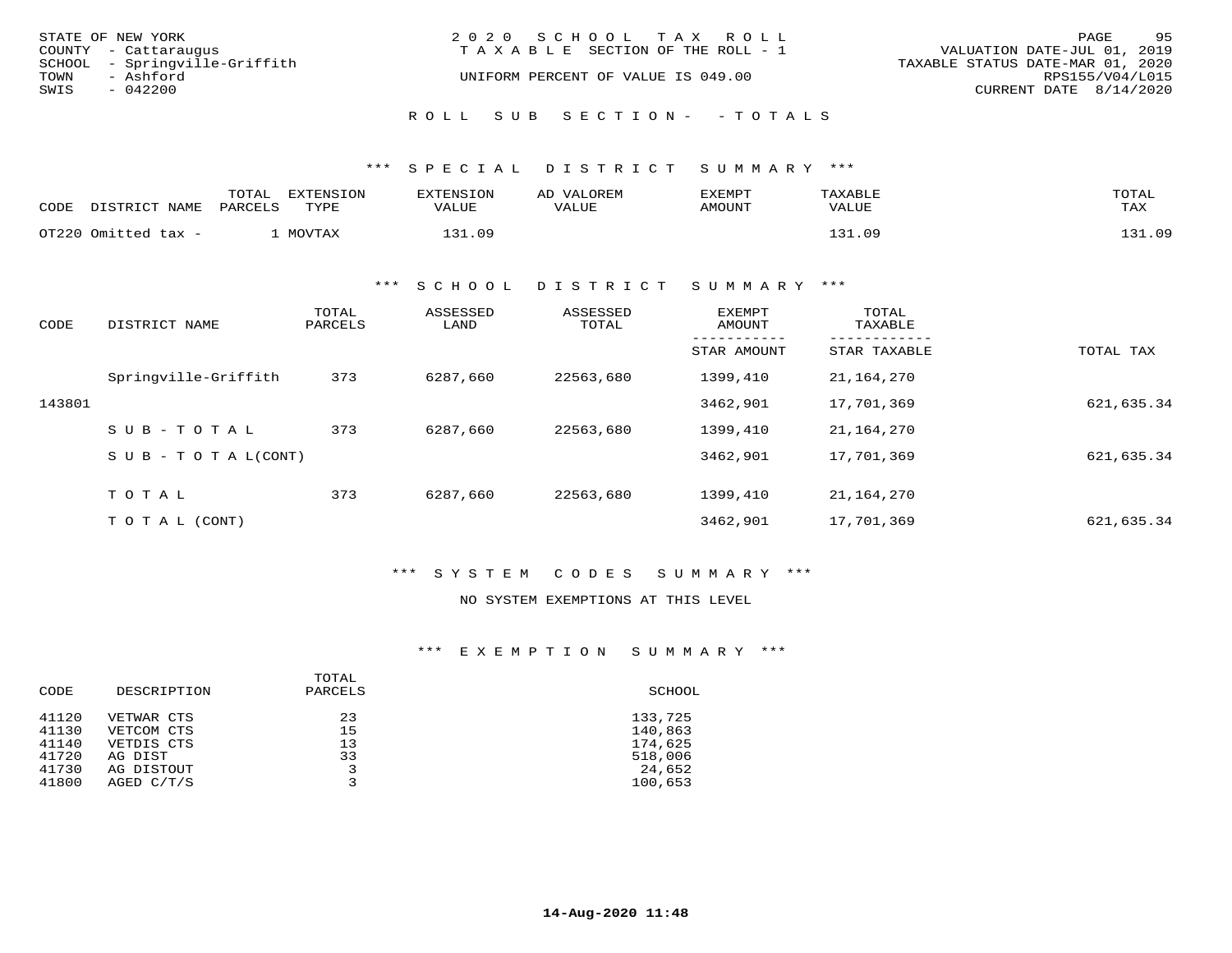STATE OF NEW YORK
COUNTY - Cattaraugus
SCHOOL - Springville-Griffith
TOWN - Ashford
SWIS - 042200

2020 SCHOOL TAX ROLL
TAXABLE SECTION OF THE ROLL - 1
UNIFORM PERCENT OF VALUE IS 049.00

VALUATION DATE-JUL 01, 2019
TAXABLE STATUS DATE-MAR 01, 2020
RPS155/V04/L015
CURRENT DATE 8/14/2020

ROLL SUB SECTION- - TOTALS

*** SPECIAL DISTRICT SUMMARY ***

| CODE | DISTRICT NAME | TOTAL PARCELS | EXTENSION TYPE | EXTENSION VALUE | AD VALOREM VALUE | EXEMPT AMOUNT | TAXABLE VALUE | TOTAL TAX |
|---|---|---|---|---|---|---|---|---|
| OT220 | Omitted tax - | 1 | MOVTAX | 131.09 | | | 131.09 | 131.09 |

*** SCHOOL DISTRICT SUMMARY ***

| CODE | DISTRICT NAME | TOTAL PARCELS | ASSESSED LAND | ASSESSED TOTAL | EXEMPT AMOUNT / STAR AMOUNT | TOTAL TAXABLE / STAR TAXABLE | TOTAL TAX |
|---|---|---|---|---|---|---|---|
| | Springville-Griffith | 373 | 6287,660 | 22563,680 | 1399,410 | 21,164,270 | |
| 143801 | | | | | 3462,901 | 17,701,369 | 621,635.34 |
| | SUB-TOTAL | 373 | 6287,660 | 22563,680 | 1399,410 | 21,164,270 | |
| | SUB-TOTAL(CONT) | | | | 3462,901 | 17,701,369 | 621,635.34 |
| | TOTAL | 373 | 6287,660 | 22563,680 | 1399,410 | 21,164,270 | |
| | TOTAL (CONT) | | | | 3462,901 | 17,701,369 | 621,635.34 |

*** SYSTEM CODES SUMMARY ***

NO SYSTEM EXEMPTIONS AT THIS LEVEL

*** EXEMPTION SUMMARY ***

| CODE | DESCRIPTION | TOTAL PARCELS | SCHOOL |
|---|---|---|---|
| 41120 | VETWAR CTS | 23 | 133,725 |
| 41130 | VETCOM CTS | 15 | 140,863 |
| 41140 | VETDIS CTS | 13 | 174,625 |
| 41720 | AG DIST | 33 | 518,006 |
| 41730 | AG DISTOUT | 3 | 24,652 |
| 41800 | AGED C/T/S | 3 | 100,653 |

14-Aug-2020 11:48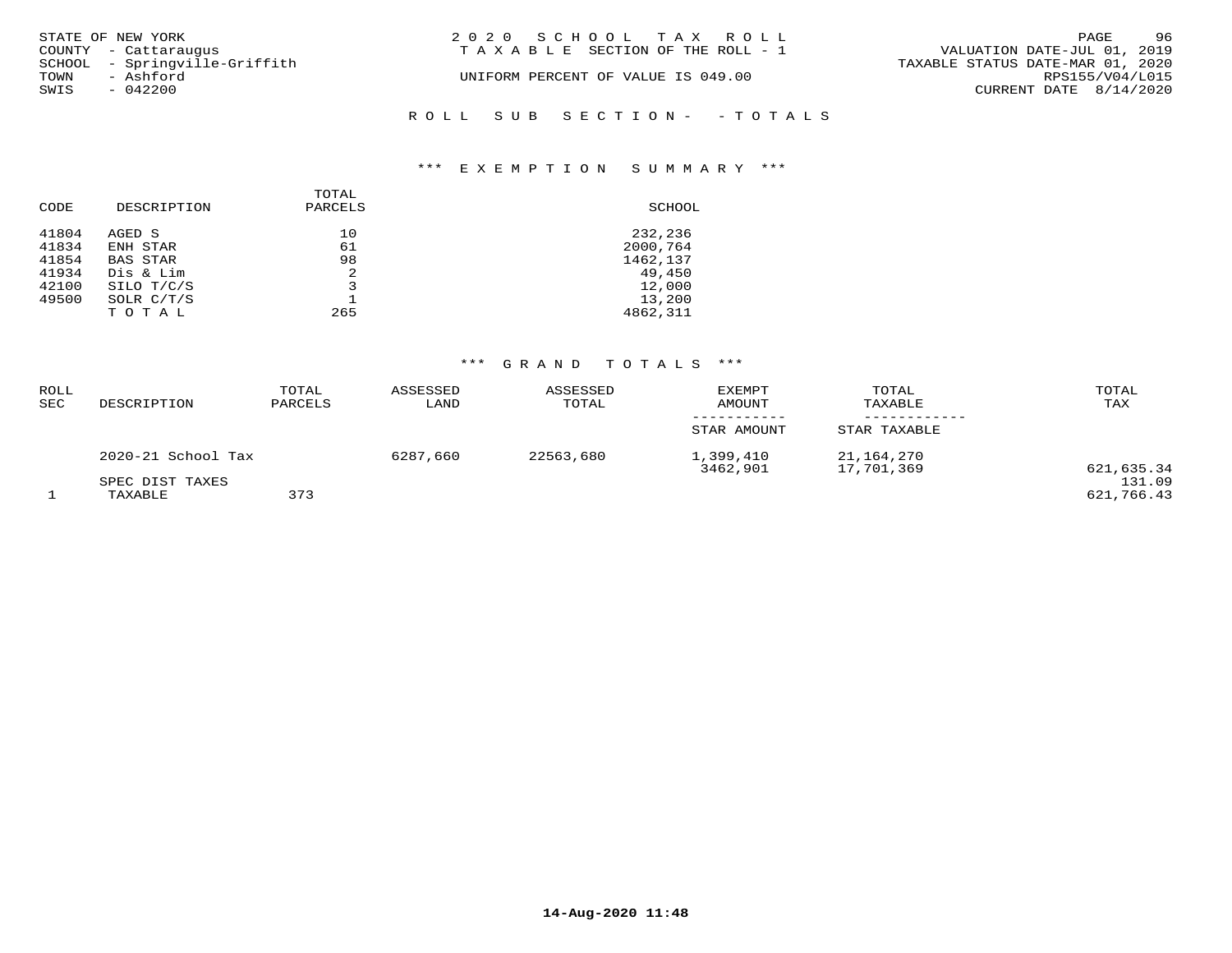STATE OF NEW YORK
COUNTY - Cattaraugus
SCHOOL - Springville-Griffith
TOWN - Ashford
SWIS - 042200

2 0 2 0 S C H O O L T A X R O L L
T A X A B L E SECTION OF THE ROLL - 1

UNIFORM PERCENT OF VALUE IS 049.00

VALUATION DATE-JUL 01, 2019
TAXABLE STATUS DATE-MAR 01, 2020
RPS155/V04/L015
CURRENT DATE 8/14/2020

R O L L S U B S E C T I O N - - T O T A L S

*** E X E M P T I O N S U M M A R Y ***

| CODE | DESCRIPTION | TOTAL PARCELS | SCHOOL |
|---|---|---|---|
| 41804 | AGED S | 10 | 232,236 |
| 41834 | ENH STAR | 61 | 2000,764 |
| 41854 | BAS STAR | 98 | 1462,137 |
| 41934 | Dis & Lim | 2 | 49,450 |
| 42100 | SILO T/C/S | 3 | 12,000 |
| 49500 | SOLR C/T/S | 1 | 13,200 |
| | T O T A L | 265 | 4862,311 |

*** G R A N D T O T A L S ***

| ROLL SEC | DESCRIPTION | TOTAL PARCELS | ASSESSED LAND | ASSESSED TOTAL | EXEMPT AMOUNT / STAR AMOUNT | TOTAL TAXABLE / STAR TAXABLE | TOTAL TAX |
|---|---|---|---|---|---|---|---|
| | 2020-21 School Tax | | 6287,660 | 22563,680 | 1,399,410 | 21,164,270 | |
| | | | | | 3462,901 | 17,701,369 | 621,635.34 |
| | SPEC DIST TAXES | | | | | | 131.09 |
| 1 | TAXABLE | 373 | | | | | 621,766.43 |

14-Aug-2020 11:48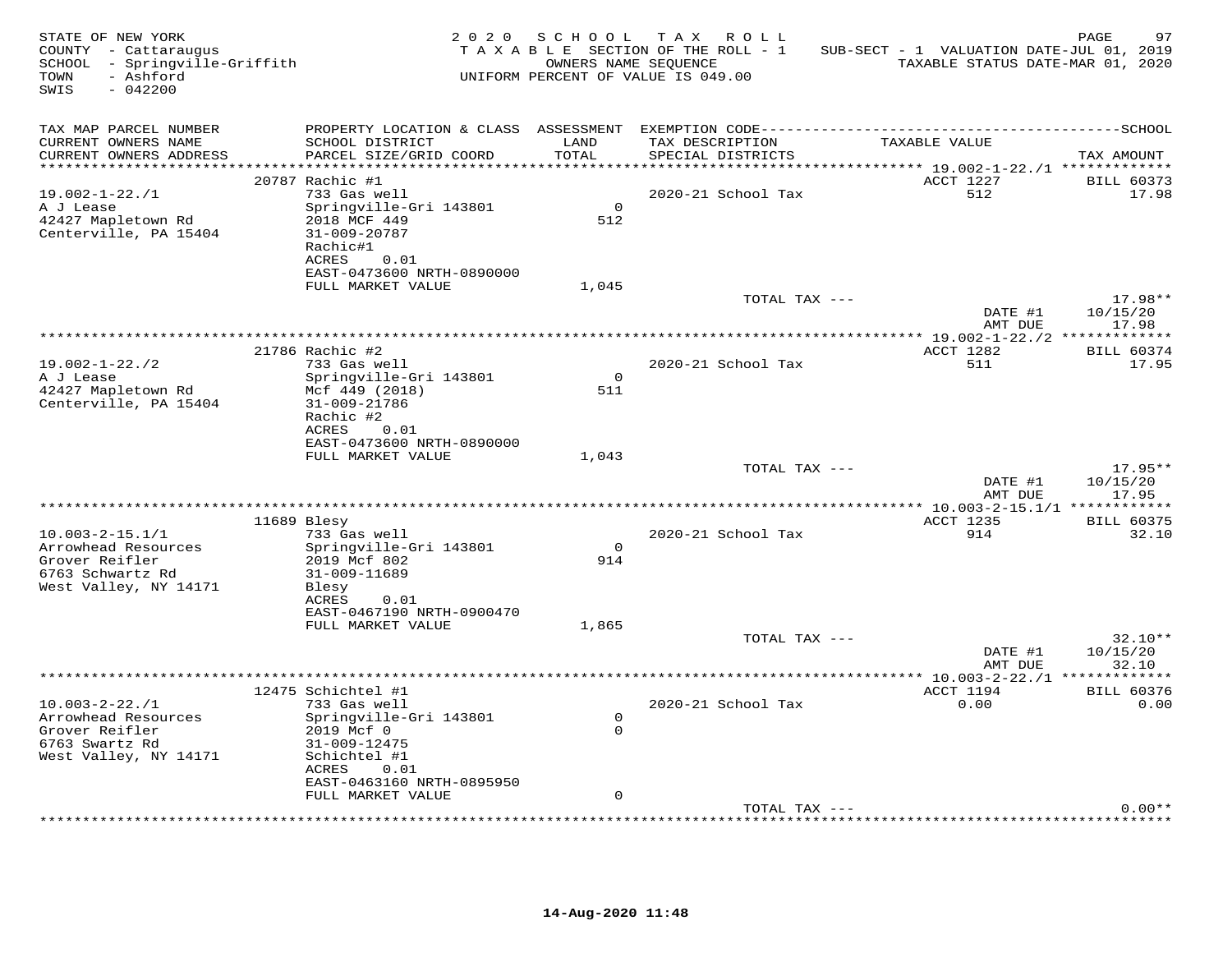STATE OF NEW YORK
COUNTY - Cattaraugus
SCHOOL - Springville-Griffith
TOWN - Ashford
SWIS - 042200

2020 SCHOOL TAX ROLL
TAXABLE SECTION OF THE ROLL - 1
OWNERS NAME SEQUENCE
UNIFORM PERCENT OF VALUE IS 049.00

SUB-SECT - 1 VALUATION DATE-JUL 01, 2019
TAXABLE STATUS DATE-MAR 01, 2020

| TAX MAP PARCEL NUMBER / CURRENT OWNERS NAME / CURRENT OWNERS ADDRESS | PROPERTY LOCATION & CLASS / SCHOOL DISTRICT / PARCEL SIZE/GRID COORD | ASSESSMENT LAND / TOTAL | EXEMPTION CODE / TAX DESCRIPTION / SPECIAL DISTRICTS | TAXABLE VALUE | TAX AMOUNT |
|---|---|---|---|---|---|
| 19.002-1-22./1 | 20787 Rachic #1 | | | ACCT 1227 | BILL 60373 |
| A J Lease | 733 Gas well | | 2020-21 School Tax | 512 | 17.98 |
| 42427 Mapletown Rd | Springville-Gri 143801 | 0 | | | |
| Centerville, PA 15404 | 2018 MCF 449 | 512 | | | |
| | 31-009-20787 | | | | |
| | Rachic#1 | | | | |
| | ACRES 0.01 | | | | |
| | EAST-0473600 NRTH-0890000 | | | | |
| | FULL MARKET VALUE | 1,045 | | | |
| | | | TOTAL TAX --- | | 17.98** |
| | | | | DATE #1 | 10/15/20 |
| | | | | AMT DUE | 17.98 |
| 19.002-1-22./2 | 21786 Rachic #2 | | | ACCT 1282 | BILL 60374 |
| A J Lease | 733 Gas well | | 2020-21 School Tax | 511 | 17.95 |
| 42427 Mapletown Rd | Springville-Gri 143801 | 0 | | | |
| Centerville, PA 15404 | Mcf 449 (2018) | 511 | | | |
| | 31-009-21786 | | | | |
| | Rachic #2 | | | | |
| | ACRES 0.01 | | | | |
| | EAST-0473600 NRTH-0890000 | | | | |
| | FULL MARKET VALUE | 1,043 | | | |
| | | | TOTAL TAX --- | | 17.95** |
| | | | | DATE #1 | 10/15/20 |
| | | | | AMT DUE | 17.95 |
| 10.003-2-15.1/1 | 11689 Blesy | | | ACCT 1235 | BILL 60375 |
| Arrowhead Resources | 733 Gas well | | 2020-21 School Tax | 914 | 32.10 |
| Grover Reifler | Springville-Gri 143801 | 0 | | | |
| 6763 Schwartz Rd | 2019 Mcf 802 | 914 | | | |
| West Valley, NY 14171 | 31-009-11689 | | | | |
| | Blesy | | | | |
| | ACRES 0.01 | | | | |
| | EAST-0467190 NRTH-0900470 | | | | |
| | FULL MARKET VALUE | 1,865 | | | |
| | | | TOTAL TAX --- | | 32.10** |
| | | | | DATE #1 | 10/15/20 |
| | | | | AMT DUE | 32.10 |
| 10.003-2-22./1 | 12475 Schichtel #1 | | | ACCT 1194 | BILL 60376 |
| Arrowhead Resources | 733 Gas well | | 2020-21 School Tax | 0.00 | 0.00 |
| Grover Reifler | Springville-Gri 143801 | 0 | | | |
| 6763 Swartz Rd | 2019 Mcf 0 | 0 | | | |
| West Valley, NY 14171 | 31-009-12475 | | | | |
| | Schichtel #1 | | | | |
| | ACRES 0.01 | | | | |
| | EAST-0463160 NRTH-0895950 | | | | |
| | FULL MARKET VALUE | 0 | | | |
| | | | TOTAL TAX --- | | 0.00** |

14-Aug-2020 11:48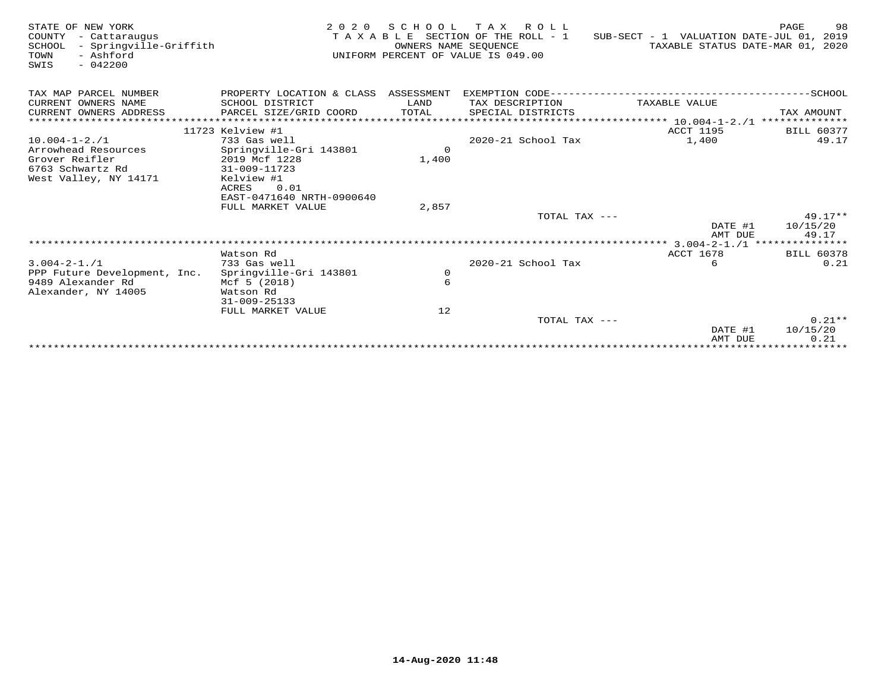STATE OF NEW YORK
COUNTY - Cattaraugus
SCHOOL - Springville-Griffith
TOWN - Ashford
SWIS - 042200

2020 SCHOOL TAX ROLL
TAXABLE SECTION OF THE ROLL - 1
OWNERS NAME SEQUENCE
UNIFORM PERCENT OF VALUE IS 049.00

SUB-SECT - 1 VALUATION DATE-JUL 01, 2019
TAXABLE STATUS DATE-MAR 01, 2020

| TAX MAP PARCEL NUMBER / CURRENT OWNERS NAME / CURRENT OWNERS ADDRESS | PROPERTY LOCATION & CLASS / SCHOOL DISTRICT / PARCEL SIZE/GRID COORD | ASSESSMENT LAND / TOTAL | EXEMPTION CODE / TAX DESCRIPTION / SPECIAL DISTRICTS | TAXABLE VALUE | SCHOOL TAX AMOUNT |
|---|---|---|---|---|---|
| 10.004-1-2./1 | 11723 Kelview #1 | | | ACCT 1195 | BILL 60377 |
| 10.004-1-2./1 | 733 Gas well | | 2020-21 School Tax | 1,400 | 49.17 |
| Arrowhead Resources | Springville-Gri 143801 | 0 | | | |
| Grover Reifler | 2019 Mcf 1228 | 1,400 | | | |
| 6763 Schwartz Rd | 31-009-11723 | | | | |
| West Valley, NY 14171 | Kelview #1 | | | | |
| | ACRES 0.01 | | | | |
| | EAST-0471640 NRTH-0900640 | | | | |
| | FULL MARKET VALUE | 2,857 | | | |
| | | | TOTAL TAX --- | | 49.17** |
| | | | | DATE #1 | 10/15/20 |
| | | | | AMT DUE | 49.17 |
| 3.004-2-1./1 | Watson Rd | | | ACCT 1678 | BILL 60378 |
| 3.004-2-1./1 | 733 Gas well | | 2020-21 School Tax | 6 | 0.21 |
| PPP Future Development, Inc. | Springville-Gri 143801 | 0 | | | |
| 9489 Alexander Rd | Mcf 5 (2018) | 6 | | | |
| Alexander, NY 14005 | Watson Rd | | | | |
| | 31-009-25133 | | | | |
| | FULL MARKET VALUE | 12 | | | |
| | | | TOTAL TAX --- | | 0.21** |
| | | | | DATE #1 | 10/15/20 |
| | | | | AMT DUE | 0.21 |

14-Aug-2020 11:48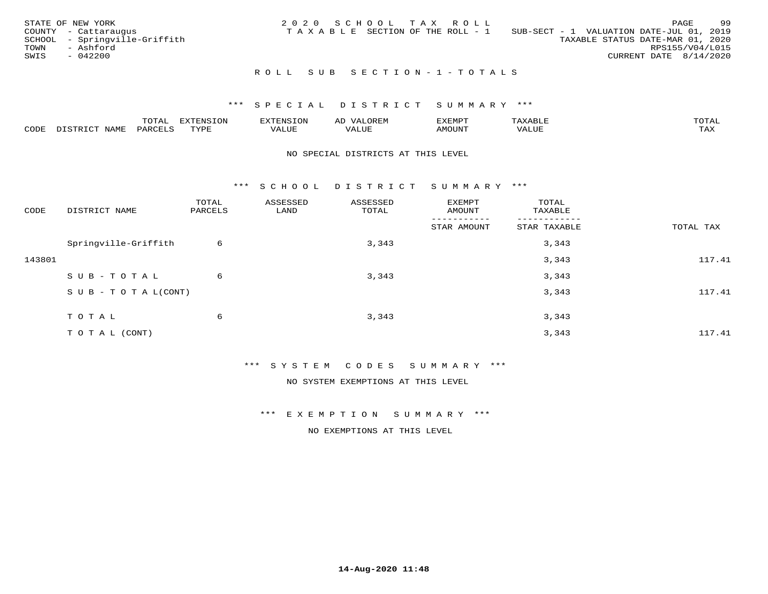STATE OF NEW YORK
COUNTY - Cattaraugus
SCHOOL - Springville-Griffith
TOWN - Ashford
SWIS - 042200

2020 SCHOOL TAX ROLL
TAXABLE SECTION OF THE ROLL - 1

SUB-SECT - 1 VALUATION DATE-JUL 01, 2019
TAXABLE STATUS DATE-MAR 01, 2020
RPS155/V04/L015
CURRENT DATE 8/14/2020

## ROLL SUB SECTION-1-TOTALS

### *** SPECIAL DISTRICT SUMMARY ***

| CODE | DISTRICT NAME | TOTAL PARCELS | EXTENSION TYPE | EXTENSION VALUE | AD VALOREM VALUE | EXEMPT AMOUNT | TAXABLE VALUE | TOTAL TAX |
|---|---|---|---|---|---|---|---|---|

NO SPECIAL DISTRICTS AT THIS LEVEL

### *** SCHOOL DISTRICT SUMMARY ***

| CODE | DISTRICT NAME | TOTAL PARCELS | ASSESSED LAND | ASSESSED TOTAL | EXEMPT AMOUNT / STAR AMOUNT | TOTAL TAXABLE / STAR TAXABLE | TOTAL TAX |
|---|---|---|---|---|---|---|---|
| | Springville-Griffith | 6 | | 3,343 | | 3,343 | |
| 143801 | | | | | | 3,343 | 117.41 |
| | SUB-TOTAL | 6 | | 3,343 | | 3,343 | |
| | SUB-TOTAL(CONT) | | | | | 3,343 | 117.41 |
| | TOTAL | 6 | | 3,343 | | 3,343 | |
| | TOTAL (CONT) | | | | | 3,343 | 117.41 |

### *** SYSTEM CODES SUMMARY ***

NO SYSTEM EXEMPTIONS AT THIS LEVEL

### *** EXEMPTION SUMMARY ***

NO EXEMPTIONS AT THIS LEVEL

14-Aug-2020 11:48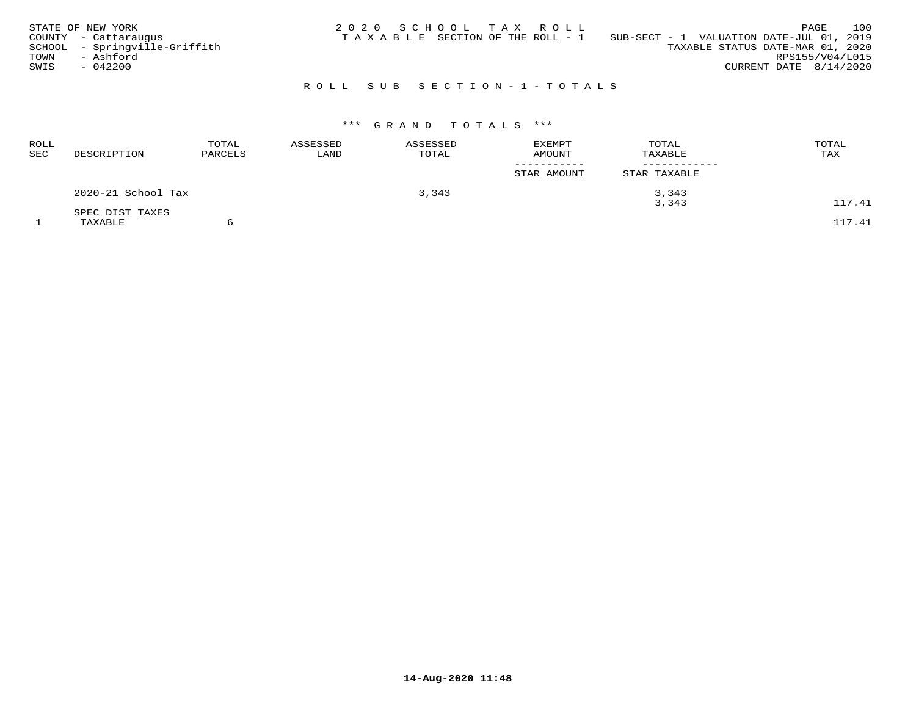STATE OF NEW YORK
COUNTY - Cattaraugus
SCHOOL - Springville-Griffith
TOWN - Ashford
SWIS - 042200

2020 SCHOOL TAX ROLL
TAXABLE SECTION OF THE ROLL - 1

SUB-SECT - 1 VALUATION DATE-JUL 01, 2019
TAXABLE STATUS DATE-MAR 01, 2020
RPS155/V04/L015
CURRENT DATE 8/14/2020

## ROLL SUB SECTION-1-TOTALS

### *** GRAND TOTALS ***

| ROLL SEC | DESCRIPTION | TOTAL PARCELS | ASSESSED LAND | ASSESSED TOTAL | EXEMPT AMOUNT / STAR AMOUNT | TOTAL TAXABLE / STAR TAXABLE | TOTAL TAX |
|---|---|---|---|---|---|---|---|
| | 2020-21 School Tax | | | 3,343 | | 3,343 | |
| | | | | | | 3,343 | 117.41 |
| | SPEC DIST TAXES | | | | | | |
| 1 | TAXABLE | 6 | | | | | 117.41 |

14-Aug-2020 11:48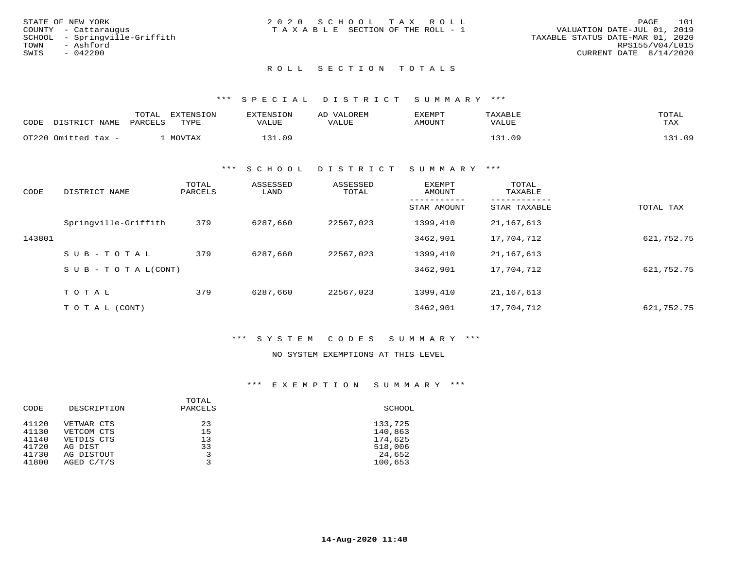STATE OF NEW YORK
COUNTY - Cattaraugus
SCHOOL - Springville-Griffith
TOWN - Ashford
SWIS - 042200

2020 SCHOOL TAX ROLL
TAXABLE SECTION OF THE ROLL - 1

VALUATION DATE-JUL 01, 2019
TAXABLE STATUS DATE-MAR 01, 2020
RPS155/V04/L015
CURRENT DATE 8/14/2020

## ROLL SECTION TOTALS

### *** SPECIAL DISTRICT SUMMARY ***

| CODE | DISTRICT NAME | TOTAL PARCELS | EXTENSION TYPE | EXTENSION VALUE | AD VALOREM VALUE | EXEMPT AMOUNT | TAXABLE VALUE | TOTAL TAX |
|---|---|---|---|---|---|---|---|---|
| OT220 | Omitted tax - | 1 | MOVTAX | 131.09 | | | 131.09 | 131.09 |

### *** SCHOOL DISTRICT SUMMARY ***

| CODE | DISTRICT NAME | TOTAL PARCELS | ASSESSED LAND | ASSESSED TOTAL | EXEMPT AMOUNT / STAR AMOUNT | TOTAL TAXABLE / STAR TAXABLE | TOTAL TAX |
|---|---|---|---|---|---|---|---|
| | Springville-Griffith | 379 | 6287,660 | 22567,023 | 1399,410 | 21,167,613 | |
| 143801 | | | | | 3462,901 | 17,704,712 | 621,752.75 |
| | SUB-TOTAL | 379 | 6287,660 | 22567,023 | 1399,410 | 21,167,613 | |
| | SUB-TOTAL(CONT) | | | | 3462,901 | 17,704,712 | 621,752.75 |
| | TOTAL | 379 | 6287,660 | 22567,023 | 1399,410 | 21,167,613 | |
| | TOTAL (CONT) | | | | 3462,901 | 17,704,712 | 621,752.75 |

### *** SYSTEM CODES SUMMARY ***

NO SYSTEM EXEMPTIONS AT THIS LEVEL

### *** EXEMPTION SUMMARY ***

| CODE | DESCRIPTION | TOTAL PARCELS | SCHOOL |
|---|---|---|---|
| 41120 | VETWAR CTS | 23 | 133,725 |
| 41130 | VETCOM CTS | 15 | 140,863 |
| 41140 | VETDIS CTS | 13 | 174,625 |
| 41720 | AG DIST | 33 | 518,006 |
| 41730 | AG DISTOUT | 3 | 24,652 |
| 41800 | AGED C/T/S | 3 | 100,653 |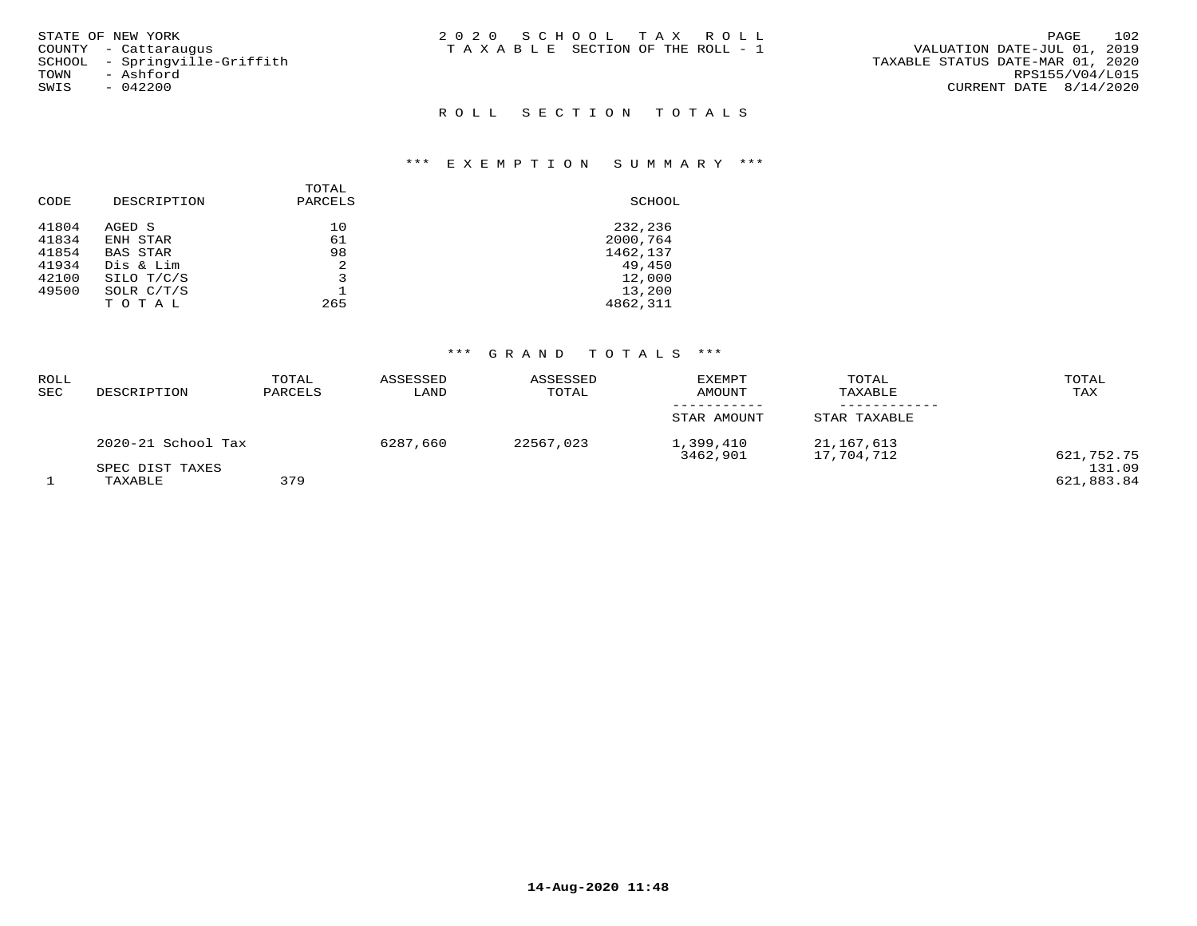STATE OF NEW YORK
COUNTY - Cattaraugus
SCHOOL - Springville-Griffith
TOWN - Ashford
SWIS - 042200

2020 SCHOOL TAX ROLL
TAXABLE SECTION OF THE ROLL - 1

VALUATION DATE-JUL 01, 2019
TAXABLE STATUS DATE-MAR 01, 2020
RPS155/V04/L015
CURRENT DATE 8/14/2020

## ROLL SECTION TOTALS

### *** EXEMPTION SUMMARY ***

| CODE | DESCRIPTION | TOTAL PARCELS | SCHOOL |
|---|---|---|---|
| 41804 | AGED S | 10 | 232,236 |
| 41834 | ENH STAR | 61 | 2000,764 |
| 41854 | BAS STAR | 98 | 1462,137 |
| 41934 | Dis & Lim | 2 | 49,450 |
| 42100 | SILO T/C/S | 3 | 12,000 |
| 49500 | SOLR C/T/S | 1 | 13,200 |
| | TOTAL | 265 | 4862,311 |

### *** GRAND TOTALS ***

| ROLL SEC | DESCRIPTION | TOTAL PARCELS | ASSESSED LAND | ASSESSED TOTAL | EXEMPT AMOUNT / STAR AMOUNT | TOTAL TAXABLE / STAR TAXABLE | TOTAL TAX |
|---|---|---|---|---|---|---|---|
| | 2020-21 School Tax | | 6287,660 | 22567,023 | 1,399,410 | 21,167,613 | |
| | | | | | 3462,901 | 17,704,712 | 621,752.75 |
| | SPEC DIST TAXES | | | | | | 131.09 |
| 1 | TAXABLE | 379 | | | | | 621,883.84 |

14-Aug-2020 11:48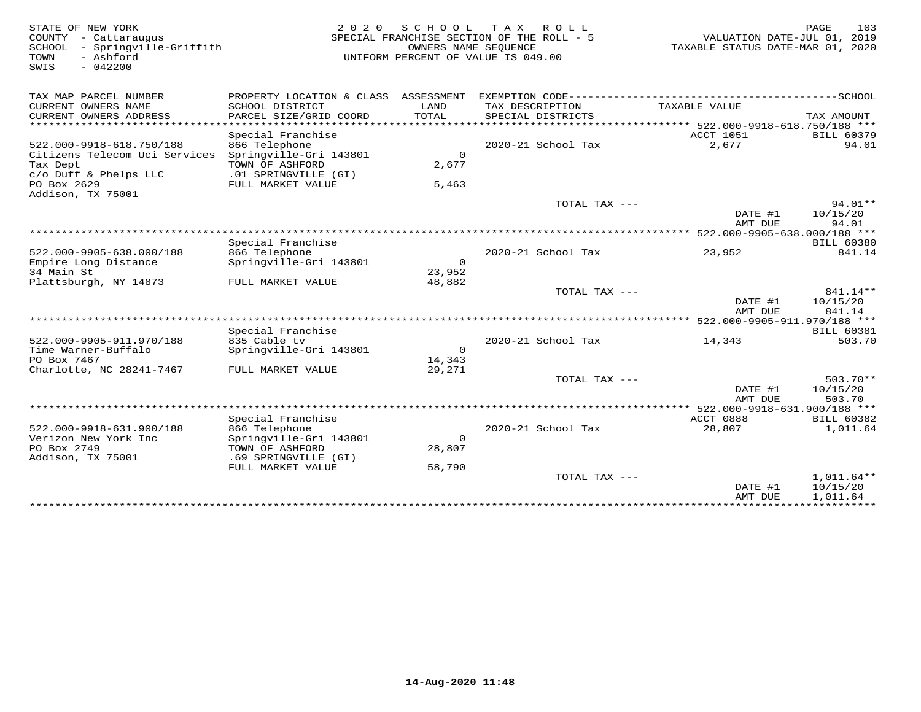STATE OF NEW YORK
COUNTY - Cattaraugus
SCHOOL - Springville-Griffith
TOWN - Ashford
SWIS - 042200

2020 SCHOOL TAX ROLL
SPECIAL FRANCHISE SECTION OF THE ROLL - 5
OWNERS NAME SEQUENCE
UNIFORM PERCENT OF VALUE IS 049.00

VALUATION DATE-JUL 01, 2019
TAXABLE STATUS DATE-MAR 01, 2020

| TAX MAP PARCEL NUMBER / CURRENT OWNERS NAME / CURRENT OWNERS ADDRESS | PROPERTY LOCATION & CLASS / SCHOOL DISTRICT / PARCEL SIZE/GRID COORD | ASSESSMENT LAND / TOTAL | EXEMPTION CODE / TAX DESCRIPTION / SPECIAL DISTRICTS | TAXABLE VALUE | SCHOOL / TAX AMOUNT |
|---|---|---|---|---|---|
| **522.000-9918-618.750/188** | Special Franchise | | | ACCT 1051 | BILL 60379 |
| 522.000-9918-618.750/188 | 866 Telephone | | 2020-21 School Tax | 2,677 | 94.01 |
| Citizens Telecom Uci Services | Springville-Gri 143801 | 0 | | | |
| Tax Dept | TOWN OF ASHFORD | 2,677 | | | |
| c/o Duff & Phelps LLC | .01 SPRINGVILLE (GI) | | | | |
| PO Box 2629 | FULL MARKET VALUE | 5,463 | | | |
| Addison, TX 75001 | | | | | |
| | | | TOTAL TAX --- | | 94.01** |
| | | | | DATE #1 | 10/15/20 |
| | | | | AMT DUE | 94.01 |
| **522.000-9905-638.000/188** | Special Franchise | | | | BILL 60380 |
| 522.000-9905-638.000/188 | 866 Telephone | | 2020-21 School Tax | 23,952 | 841.14 |
| Empire Long Distance | Springville-Gri 143801 | 0 | | | |
| 34 Main St | | 23,952 | | | |
| Plattsburgh, NY 14873 | FULL MARKET VALUE | 48,882 | | | |
| | | | TOTAL TAX --- | | 841.14** |
| | | | | DATE #1 | 10/15/20 |
| | | | | AMT DUE | 841.14 |
| **522.000-9905-911.970/188** | Special Franchise | | | | BILL 60381 |
| 522.000-9905-911.970/188 | 835 Cable tv | | 2020-21 School Tax | 14,343 | 503.70 |
| Time Warner-Buffalo | Springville-Gri 143801 | 0 | | | |
| PO Box 7467 | | 14,343 | | | |
| Charlotte, NC 28241-7467 | FULL MARKET VALUE | 29,271 | | | |
| | | | TOTAL TAX --- | | 503.70** |
| | | | | DATE #1 | 10/15/20 |
| | | | | AMT DUE | 503.70 |
| **522.000-9918-631.900/188** | Special Franchise | | | ACCT 0888 | BILL 60382 |
| 522.000-9918-631.900/188 | 866 Telephone | | 2020-21 School Tax | 28,807 | 1,011.64 |
| Verizon New York Inc | Springville-Gri 143801 | 0 | | | |
| PO Box 2749 | TOWN OF ASHFORD | 28,807 | | | |
| Addison, TX 75001 | .69 SPRINGVILLE (GI) | | | | |
| | FULL MARKET VALUE | 58,790 | | | |
| | | | TOTAL TAX --- | | 1,011.64** |
| | | | | DATE #1 | 10/15/20 |
| | | | | AMT DUE | 1,011.64 |

14-Aug-2020 11:48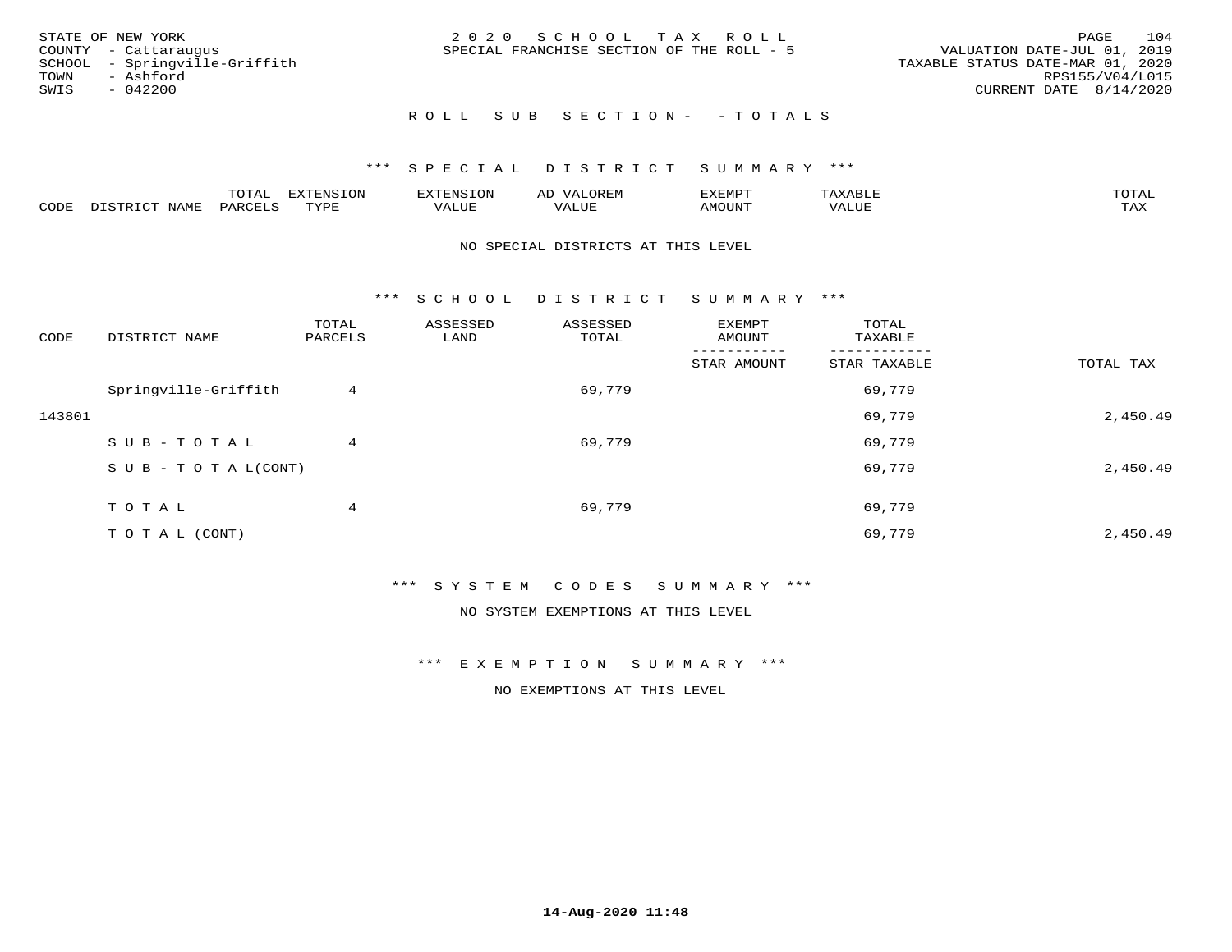STATE OF NEW YORK
COUNTY - Cattaraugus
SCHOOL - Springville-Griffith
TOWN - Ashford
SWIS - 042200

2020 SCHOOL TAX ROLL
SPECIAL FRANCHISE SECTION OF THE ROLL - 5

VALUATION DATE-JUL 01, 2019
TAXABLE STATUS DATE-MAR 01, 2020
RPS155/V04/L015
CURRENT DATE 8/14/2020

ROLL SUB SECTION- - TOTALS

*** SPECIAL DISTRICT SUMMARY ***

| CODE | DISTRICT NAME | TOTAL PARCELS | EXTENSION TYPE | EXTENSION VALUE | AD VALOREM VALUE | EXEMPT AMOUNT | TAXABLE VALUE | TOTAL TAX |
|---|---|---|---|---|---|---|---|---|

NO SPECIAL DISTRICTS AT THIS LEVEL

*** SCHOOL DISTRICT SUMMARY ***

| CODE | DISTRICT NAME | TOTAL PARCELS | ASSESSED LAND | ASSESSED TOTAL | EXEMPT AMOUNT / STAR AMOUNT | TOTAL TAXABLE / STAR TAXABLE | TOTAL TAX |
|---|---|---|---|---|---|---|---|
| | Springville-Griffith | 4 | | 69,779 | | 69,779 | |
| 143801 | | | | | | 69,779 | 2,450.49 |
| | SUB-TOTAL | 4 | | 69,779 | | 69,779 | |
| | SUB-TOTAL(CONT) | | | | | 69,779 | 2,450.49 |
| | TOTAL | 4 | | 69,779 | | 69,779 | |
| | TOTAL (CONT) | | | | | 69,779 | 2,450.49 |

*** SYSTEM CODES SUMMARY ***

NO SYSTEM EXEMPTIONS AT THIS LEVEL

*** EXEMPTION SUMMARY ***

NO EXEMPTIONS AT THIS LEVEL

14-Aug-2020 11:48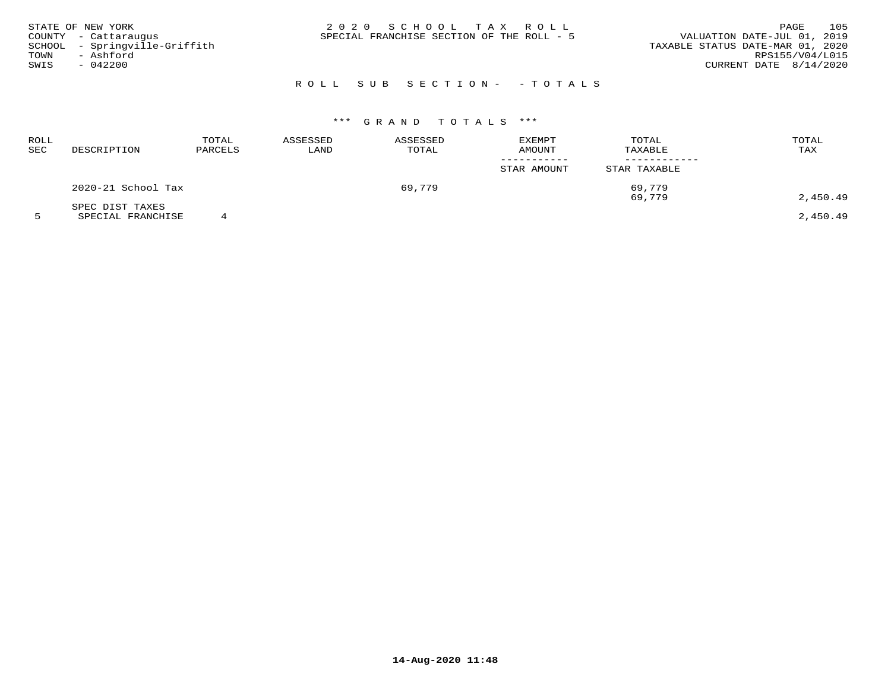STATE OF NEW YORK
COUNTY - Cattaraugus
SCHOOL - Springville-Griffith
TOWN - Ashford
SWIS - 042200

2 0 2 0 S C H O O L T A X R O L L
SPECIAL FRANCHISE SECTION OF THE ROLL - 5

VALUATION DATE-JUL 01, 2019
TAXABLE STATUS DATE-MAR 01, 2020
RPS155/V04/L015
CURRENT DATE 8/14/2020

R O L L S U B S E C T I O N - - T O T A L S

\*\*\* G R A N D T O T A L S \*\*\*

| ROLL SEC | DESCRIPTION | TOTAL PARCELS | ASSESSED LAND | ASSESSED TOTAL | EXEMPT AMOUNT / STAR AMOUNT | TOTAL TAXABLE / STAR TAXABLE | TOTAL TAX |
|---|---|---|---|---|---|---|---|
| | 2020-21 School Tax | | | 69,779 | | 69,779 | |
| | | | | | | 69,779 | 2,450.49 |
| | SPEC DIST TAXES | | | | | | |
| 5 | SPECIAL FRANCHISE | 4 | | | | | 2,450.49 |

14-Aug-2020 11:48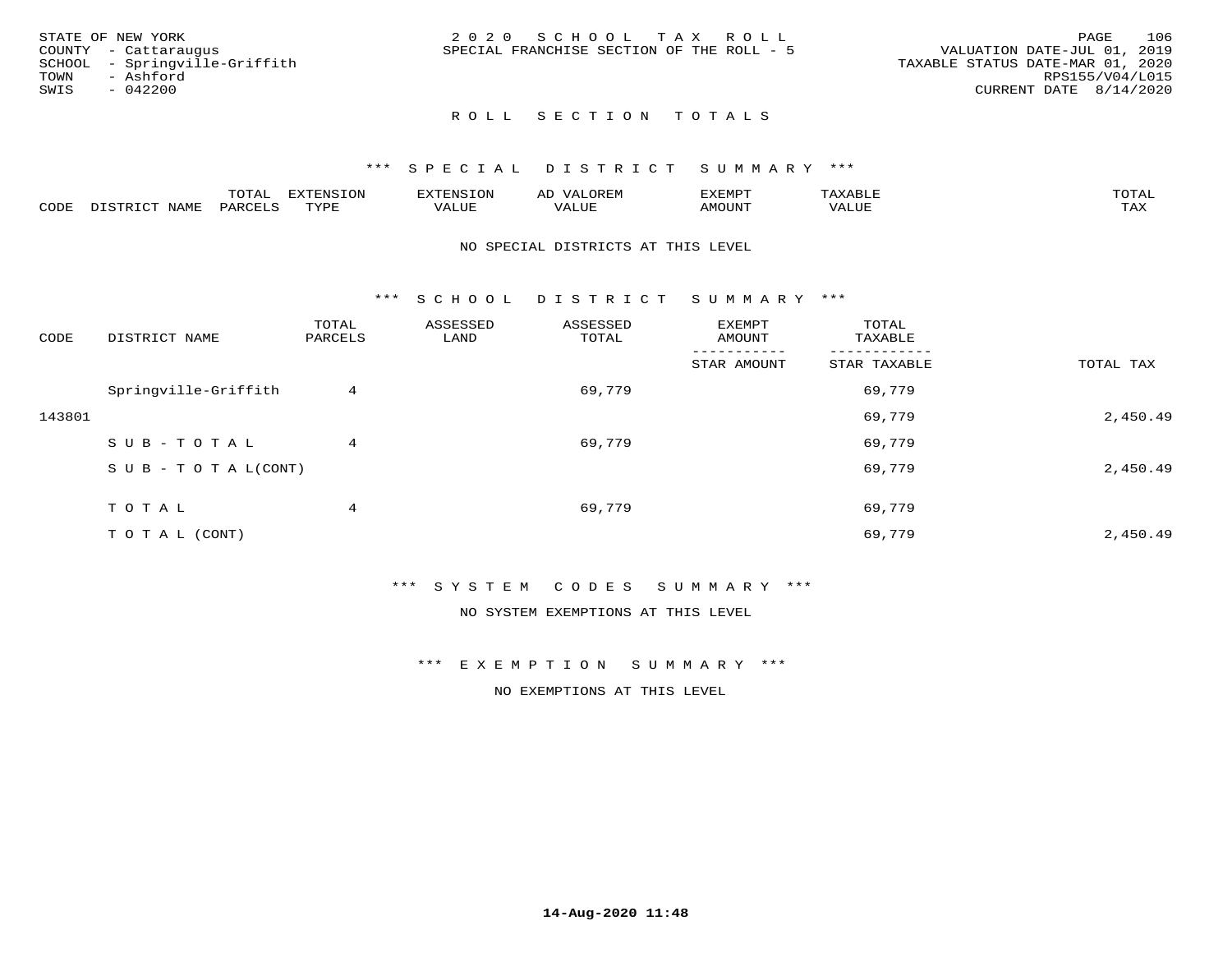STATE OF NEW YORK
COUNTY - Cattaraugus
SCHOOL - Springville-Griffith
TOWN - Ashford
SWIS - 042200

2020 SCHOOL TAX ROLL
SPECIAL FRANCHISE SECTION OF THE ROLL - 5

VALUATION DATE-JUL 01, 2019
TAXABLE STATUS DATE-MAR 01, 2020
RPS155/V04/L015
CURRENT DATE 8/14/2020

## ROLL SECTION TOTALS

### *** SPECIAL DISTRICT SUMMARY ***

| CODE | DISTRICT NAME | TOTAL PARCELS | EXTENSION TYPE | EXTENSION VALUE | AD VALOREM VALUE | EXEMPT AMOUNT | TAXABLE VALUE | TOTAL TAX |
|---|---|---|---|---|---|---|---|---|

NO SPECIAL DISTRICTS AT THIS LEVEL

### *** SCHOOL DISTRICT SUMMARY ***

| CODE | DISTRICT NAME | TOTAL PARCELS | ASSESSED LAND | ASSESSED TOTAL | EXEMPT AMOUNT / STAR AMOUNT | TOTAL TAXABLE / STAR TAXABLE | TOTAL TAX |
|---|---|---|---|---|---|---|---|
| | Springville-Griffith | 4 | | 69,779 | | 69,779 | |
| 143801 | | | | | | 69,779 | 2,450.49 |
| | SUB-TOTAL | 4 | | 69,779 | | 69,779 | |
| | SUB-TOTAL(CONT) | | | | | 69,779 | 2,450.49 |
| | TOTAL | 4 | | 69,779 | | 69,779 | |
| | TOTAL (CONT) | | | | | 69,779 | 2,450.49 |

### *** SYSTEM CODES SUMMARY ***

NO SYSTEM EXEMPTIONS AT THIS LEVEL

### *** EXEMPTION SUMMARY ***

NO EXEMPTIONS AT THIS LEVEL

14-Aug-2020 11:48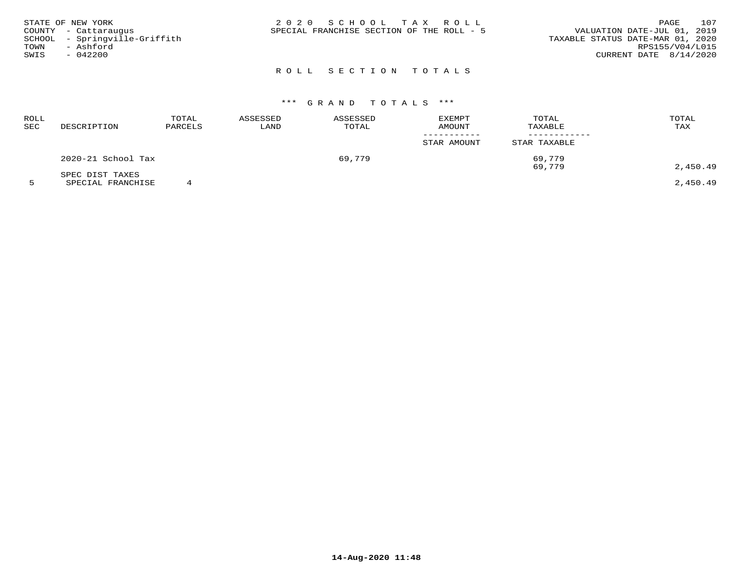STATE OF NEW YORK
COUNTY - Cattaraugus
SCHOOL - Springville-Griffith
TOWN - Ashford
SWIS - 042200

2020 SCHOOL TAX ROLL
SPECIAL FRANCHISE SECTION OF THE ROLL - 5

VALUATION DATE-JUL 01, 2019
TAXABLE STATUS DATE-MAR 01, 2020
RPS155/V04/L015
CURRENT DATE 8/14/2020

## ROLL SECTION TOTALS

### *** GRAND TOTALS ***

| ROLL SEC | DESCRIPTION | TOTAL PARCELS | ASSESSED LAND | ASSESSED TOTAL | EXEMPT AMOUNT / STAR AMOUNT | TOTAL TAXABLE / STAR TAXABLE | TOTAL TAX |
|---|---|---|---|---|---|---|---|
| | 2020-21 School Tax | | | 69,779 | | 69,779 | |
| | | | | | | 69,779 | 2,450.49 |
| | SPEC DIST TAXES | | | | | | |
| 5 | SPECIAL FRANCHISE | 4 | | | | | 2,450.49 |

14-Aug-2020 11:48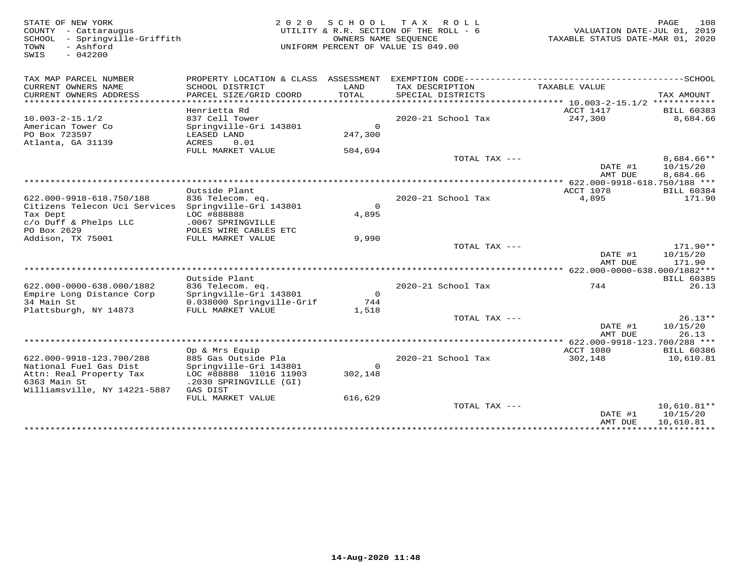STATE OF NEW YORK
COUNTY - Cattaraugus
SCHOOL - Springville-Griffith
TOWN - Ashford
SWIS - 042200

2020 SCHOOL TAX ROLL
UTILITY & R.R. SECTION OF THE ROLL - 6
OWNERS NAME SEQUENCE
UNIFORM PERCENT OF VALUE IS 049.00

VALUATION DATE-JUL 01, 2019
TAXABLE STATUS DATE-MAR 01, 2020

| TAX MAP PARCEL NUMBER / CURRENT OWNERS NAME / CURRENT OWNERS ADDRESS | PROPERTY LOCATION & CLASS / SCHOOL DISTRICT / PARCEL SIZE/GRID COORD | ASSESSMENT LAND / TOTAL | EXEMPTION CODE / TAX DESCRIPTION / SPECIAL DISTRICTS | TAXABLE VALUE | TAX AMOUNT |
|---|---|---|---|---|---|
| 10.003-2-15.1/2 | Henrietta Rd | | | ACCT 1417 | BILL 60383 |
| 10.003-2-15.1/2 | 837 Cell Tower | | 2020-21 School Tax | 247,300 | 8,684.66 |
| American Tower Co | Springville-Gri 143801 | 0 | | | |
| PO Box 723597 | LEASED LAND | 247,300 | | | |
| Atlanta, GA 31139 | ACRES 0.01 | | | | |
| | FULL MARKET VALUE | 504,694 | | | |
| | | | TOTAL TAX --- | | 8,684.66** |
| | | | | DATE #1 | 10/15/20 |
| | | | | AMT DUE | 8,684.66 |
| 622.000-9918-618.750/188 | Outside Plant | | | ACCT 1078 | BILL 60384 |
| 622.000-9918-618.750/188 | 836 Telecom. eq. | | 2020-21 School Tax | 4,895 | 171.90 |
| Citizens Telecon Uci Services | Springville-Gri 143801 | 0 | | | |
| Tax Dept | LOC #888888 | 4,895 | | | |
| c/o Duff & Phelps LLC | .0067 SPRINGVILLE | | | | |
| PO Box 2629 | POLES WIRE CABLES ETC | | | | |
| Addison, TX 75001 | FULL MARKET VALUE | 9,990 | | | |
| | | | TOTAL TAX --- | | 171.90** |
| | | | | DATE #1 | 10/15/20 |
| | | | | AMT DUE | 171.90 |
| 622.000-0000-638.000/1882 | Outside Plant | | | | BILL 60385 |
| 622.000-0000-638.000/1882 | 836 Telecom. eq. | | 2020-21 School Tax | 744 | 26.13 |
| Empire Long Distance Corp | Springville-Gri 143801 | 0 | | | |
| 34 Main St | 0.038000 Springville-Grif | 744 | | | |
| Plattsburgh, NY 14873 | FULL MARKET VALUE | 1,518 | | | |
| | | | TOTAL TAX --- | | 26.13** |
| | | | | DATE #1 | 10/15/20 |
| | | | | AMT DUE | 26.13 |
| 622.000-9918-123.700/288 | Op & Mrs Equip | | | ACCT 1080 | BILL 60386 |
| 622.000-9918-123.700/288 | 885 Gas Outside Pla | | 2020-21 School Tax | 302,148 | 10,610.81 |
| National Fuel Gas Dist | Springville-Gri 143801 | 0 | | | |
| Attn: Real Property Tax | LOC #88888 11016 11903 | 302,148 | | | |
| 6363 Main St | .2030 SPRINGVILLE (GI) | | | | |
| Williamsville, NY 14221-5887 | GAS DIST | | | | |
| | FULL MARKET VALUE | 616,629 | | | |
| | | | TOTAL TAX --- | | 10,610.81** |
| | | | | DATE #1 | 10/15/20 |
| | | | | AMT DUE | 10,610.81 |

14-Aug-2020 11:48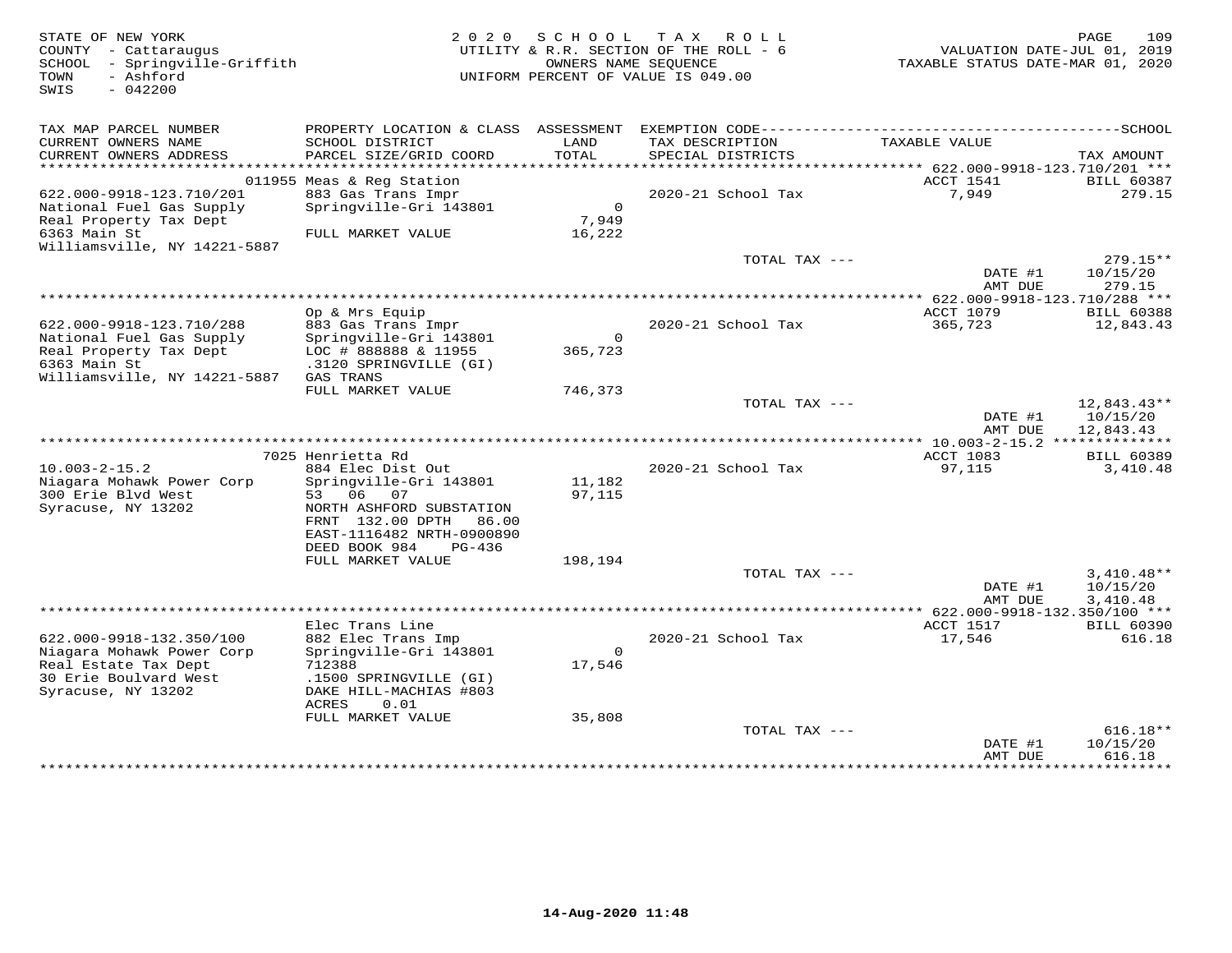STATE OF NEW YORK
COUNTY - Cattaraugus
SCHOOL - Springville-Griffith
TOWN - Ashford
SWIS - 042200

2020 SCHOOL TAX ROLL
UTILITY & R.R. SECTION OF THE ROLL - 6
OWNERS NAME SEQUENCE
UNIFORM PERCENT OF VALUE IS 049.00

VALUATION DATE-JUL 01, 2019
TAXABLE STATUS DATE-MAR 01, 2020

| TAX MAP PARCEL NUMBER / CURRENT OWNERS NAME / CURRENT OWNERS ADDRESS | PROPERTY LOCATION & CLASS / SCHOOL DISTRICT / PARCEL SIZE/GRID COORD | ASSESSMENT LAND / TOTAL | EXEMPTION CODE / TAX DESCRIPTION / SPECIAL DISTRICTS | TAXABLE VALUE | TAX AMOUNT |
|---|---|---|---|---|---|
| **622.000-9918-123.710/201** | 011955 Meas & Reg Station | | | ACCT 1541 | BILL 60387 |
| 622.000-9918-123.710/201 | 883 Gas Trans Impr | | 2020-21 School Tax | 7,949 | 279.15 |
| National Fuel Gas Supply | Springville-Gri 143801 | 0 | | | |
| Real Property Tax Dept | | 7,949 | | | |
| 6363 Main St | FULL MARKET VALUE | 16,222 | | | |
| Williamsville, NY 14221-5887 | | | | | |
| | | | TOTAL TAX --- | | 279.15** |
| | | | | DATE #1 | 10/15/20 |
| | | | | AMT DUE | 279.15 |
| **622.000-9918-123.710/288** | Op & Mrs Equip | | | ACCT 1079 | BILL 60388 |
| 622.000-9918-123.710/288 | 883 Gas Trans Impr | | 2020-21 School Tax | 365,723 | 12,843.43 |
| National Fuel Gas Supply | Springville-Gri 143801 | 0 | | | |
| Real Property Tax Dept | LOC # 888888 & 11955 | 365,723 | | | |
| 6363 Main St | .3120 SPRINGVILLE (GI) | | | | |
| Williamsville, NY 14221-5887 | GAS TRANS | | | | |
| | FULL MARKET VALUE | 746,373 | | | |
| | | | TOTAL TAX --- | | 12,843.43** |
| | | | | DATE #1 | 10/15/20 |
| | | | | AMT DUE | 12,843.43 |
| **10.003-2-15.2** | 7025 Henrietta Rd | | | ACCT 1083 | BILL 60389 |
| 10.003-2-15.2 | 884 Elec Dist Out | | 2020-21 School Tax | 97,115 | 3,410.48 |
| Niagara Mohawk Power Corp | Springville-Gri 143801 | 11,182 | | | |
| 300 Erie Blvd West | 53 06 07 | 97,115 | | | |
| Syracuse, NY 13202 | NORTH ASHFORD SUBSTATION | | | | |
| | FRNT 132.00 DPTH 86.00 | | | | |
| | EAST-1116482 NRTH-0900890 | | | | |
| | DEED BOOK 984 PG-436 | | | | |
| | FULL MARKET VALUE | 198,194 | | | |
| | | | TOTAL TAX --- | | 3,410.48** |
| | | | | DATE #1 | 10/15/20 |
| | | | | AMT DUE | 3,410.48 |
| **622.000-9918-132.350/100** | Elec Trans Line | | | ACCT 1517 | BILL 60390 |
| 622.000-9918-132.350/100 | 882 Elec Trans Imp | | 2020-21 School Tax | 17,546 | 616.18 |
| Niagara Mohawk Power Corp | Springville-Gri 143801 | 0 | | | |
| Real Estate Tax Dept | 712388 | 17,546 | | | |
| 30 Erie Boulvard West | .1500 SPRINGVILLE (GI) | | | | |
| Syracuse, NY 13202 | DAKE HILL-MACHIAS #803 | | | | |
| | ACRES 0.01 | | | | |
| | FULL MARKET VALUE | 35,808 | | | |
| | | | TOTAL TAX --- | | 616.18** |
| | | | | DATE #1 | 10/15/20 |
| | | | | AMT DUE | 616.18 |

14-Aug-2020 11:48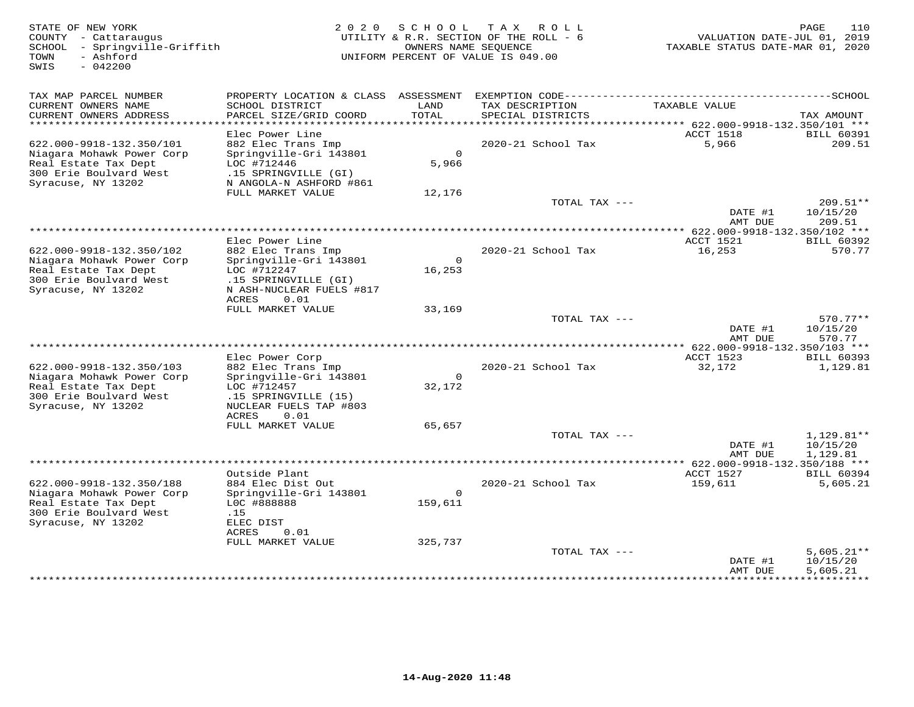STATE OF NEW YORK
COUNTY - Cattaraugus
SCHOOL - Springville-Griffith
TOWN - Ashford
SWIS - 042200

2020 SCHOOL TAX ROLL
UTILITY & R.R. SECTION OF THE ROLL - 6
OWNERS NAME SEQUENCE
UNIFORM PERCENT OF VALUE IS 049.00

VALUATION DATE-JUL 01, 2019
TAXABLE STATUS DATE-MAR 01, 2020

| TAX MAP PARCEL NUMBER / CURRENT OWNERS NAME / CURRENT OWNERS ADDRESS | PROPERTY LOCATION & CLASS / SCHOOL DISTRICT / PARCEL SIZE/GRID COORD | ASSESSMENT LAND / TOTAL | EXEMPTION CODE / TAX DESCRIPTION / SPECIAL DISTRICTS | TAXABLE VALUE | TAX AMOUNT |
|---|---|---|---|---|---|
| **622.000-9918-132.350/101** | Elec Power Line | | | ACCT 1518 | BILL 60391 |
| 622.000-9918-132.350/101 | 882 Elec Trans Imp | | 2020-21 School Tax | 5,966 | 209.51 |
| Niagara Mohawk Power Corp | Springville-Gri 143801 | 0 | | | |
| Real Estate Tax Dept | LOC #712446 | 5,966 | | | |
| 300 Erie Boulvard West | .15 SPRINGVILLE (GI) | | | | |
| Syracuse, NY 13202 | N ANGOLA-N ASHFORD #861 | | | | |
| | FULL MARKET VALUE | 12,176 | | | |
| | | | TOTAL TAX --- | | 209.51** |
| | | | | DATE #1 | 10/15/20 |
| | | | | AMT DUE | 209.51 |
| **622.000-9918-132.350/102** | Elec Power Line | | | ACCT 1521 | BILL 60392 |
| 622.000-9918-132.350/102 | 882 Elec Trans Imp | | 2020-21 School Tax | 16,253 | 570.77 |
| Niagara Mohawk Power Corp | Springville-Gri 143801 | 0 | | | |
| Real Estate Tax Dept | LOC #712247 | 16,253 | | | |
| 300 Erie Boulvard West | .15 SPRINGVILLE (GI) | | | | |
| Syracuse, NY 13202 | N ASH-NUCLEAR FUELS #817 | | | | |
| | ACRES 0.01 | | | | |
| | FULL MARKET VALUE | 33,169 | | | |
| | | | TOTAL TAX --- | | 570.77** |
| | | | | DATE #1 | 10/15/20 |
| | | | | AMT DUE | 570.77 |
| **622.000-9918-132.350/103** | Elec Power Corp | | | ACCT 1523 | BILL 60393 |
| 622.000-9918-132.350/103 | 882 Elec Trans Imp | | 2020-21 School Tax | 32,172 | 1,129.81 |
| Niagara Mohawk Power Corp | Springville-Gri 143801 | 0 | | | |
| Real Estate Tax Dept | LOC #712457 | 32,172 | | | |
| 300 Erie Boulvard West | .15 SPRINGVILLE (15) | | | | |
| Syracuse, NY 13202 | NUCLEAR FUELS TAP #803 | | | | |
| | ACRES 0.01 | | | | |
| | FULL MARKET VALUE | 65,657 | | | |
| | | | TOTAL TAX --- | | 1,129.81** |
| | | | | DATE #1 | 10/15/20 |
| | | | | AMT DUE | 1,129.81 |
| **622.000-9918-132.350/188** | Outside Plant | | | ACCT 1527 | BILL 60394 |
| 622.000-9918-132.350/188 | 884 Elec Dist Out | | 2020-21 School Tax | 159,611 | 5,605.21 |
| Niagara Mohawk Power Corp | Springville-Gri 143801 | 0 | | | |
| Real Estate Tax Dept | L0C #888888 | 159,611 | | | |
| 300 Erie Boulvard West | .15 | | | | |
| Syracuse, NY 13202 | ELEC DIST | | | | |
| | ACRES 0.01 | | | | |
| | FULL MARKET VALUE | 325,737 | | | |
| | | | TOTAL TAX --- | | 5,605.21** |
| | | | | DATE #1 | 10/15/20 |
| | | | | AMT DUE | 5,605.21 |

14-Aug-2020 11:48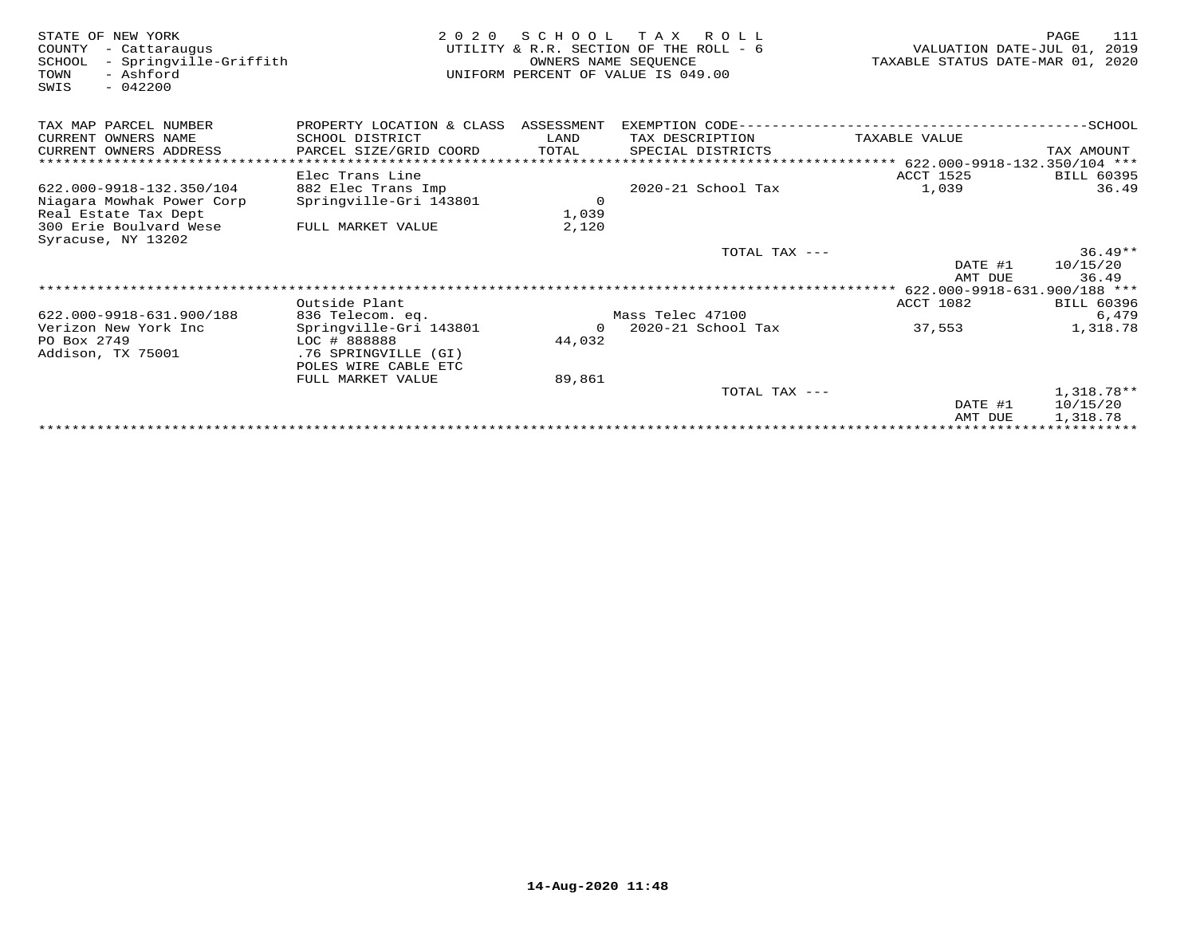STATE OF NEW YORK
COUNTY - Cattaraugus
SCHOOL - Springville-Griffith
TOWN - Ashford
SWIS - 042200

2020 SCHOOL TAX ROLL
UTILITY & R.R. SECTION OF THE ROLL - 6
OWNERS NAME SEQUENCE
UNIFORM PERCENT OF VALUE IS 049.00

VALUATION DATE-JUL 01, 2019
TAXABLE STATUS DATE-MAR 01, 2020

| TAX MAP PARCEL NUMBER / CURRENT OWNERS NAME / CURRENT OWNERS ADDRESS | PROPERTY LOCATION & CLASS / SCHOOL DISTRICT / PARCEL SIZE/GRID COORD | ASSESSMENT LAND / TOTAL | EXEMPTION CODE / TAX DESCRIPTION / SPECIAL DISTRICTS | TAXABLE VALUE | SCHOOL TAX AMOUNT |
|---|---|---|---|---|---|
| **622.000-9918-132.350/104** | Elec Trans Line | | | ACCT 1525 | BILL 60395 |
| 622.000-9918-132.350/104 | 882 Elec Trans Imp | | 2020-21 School Tax | 1,039 | 36.49 |
| Niagara Mowhak Power Corp | Springville-Gri 143801 | 0 | | | |
| Real Estate Tax Dept | | 1,039 | | | |
| 300 Erie Boulvard Wese | FULL MARKET VALUE | 2,120 | | | |
| Syracuse, NY 13202 | | | | | |
| | | | TOTAL TAX --- | | 36.49** |
| | | | | DATE #1 | 10/15/20 |
| | | | | AMT DUE | 36.49 |
| **622.000-9918-631.900/188** | Outside Plant | | | ACCT 1082 | BILL 60396 |
| 622.000-9918-631.900/188 | 836 Telecom. eq. | | Mass Telec 47100 | | 6,479 |
| Verizon New York Inc | Springville-Gri 143801 | 0 | 2020-21 School Tax | 37,553 | 1,318.78 |
| PO Box 2749 | LOC # 888888 | 44,032 | | | |
| Addison, TX 75001 | .76 SPRINGVILLE (GI) | | | | |
| | POLES WIRE CABLE ETC | | | | |
| | FULL MARKET VALUE | 89,861 | | | |
| | | | TOTAL TAX --- | | 1,318.78** |
| | | | | DATE #1 | 10/15/20 |
| | | | | AMT DUE | 1,318.78 |

14-Aug-2020 11:48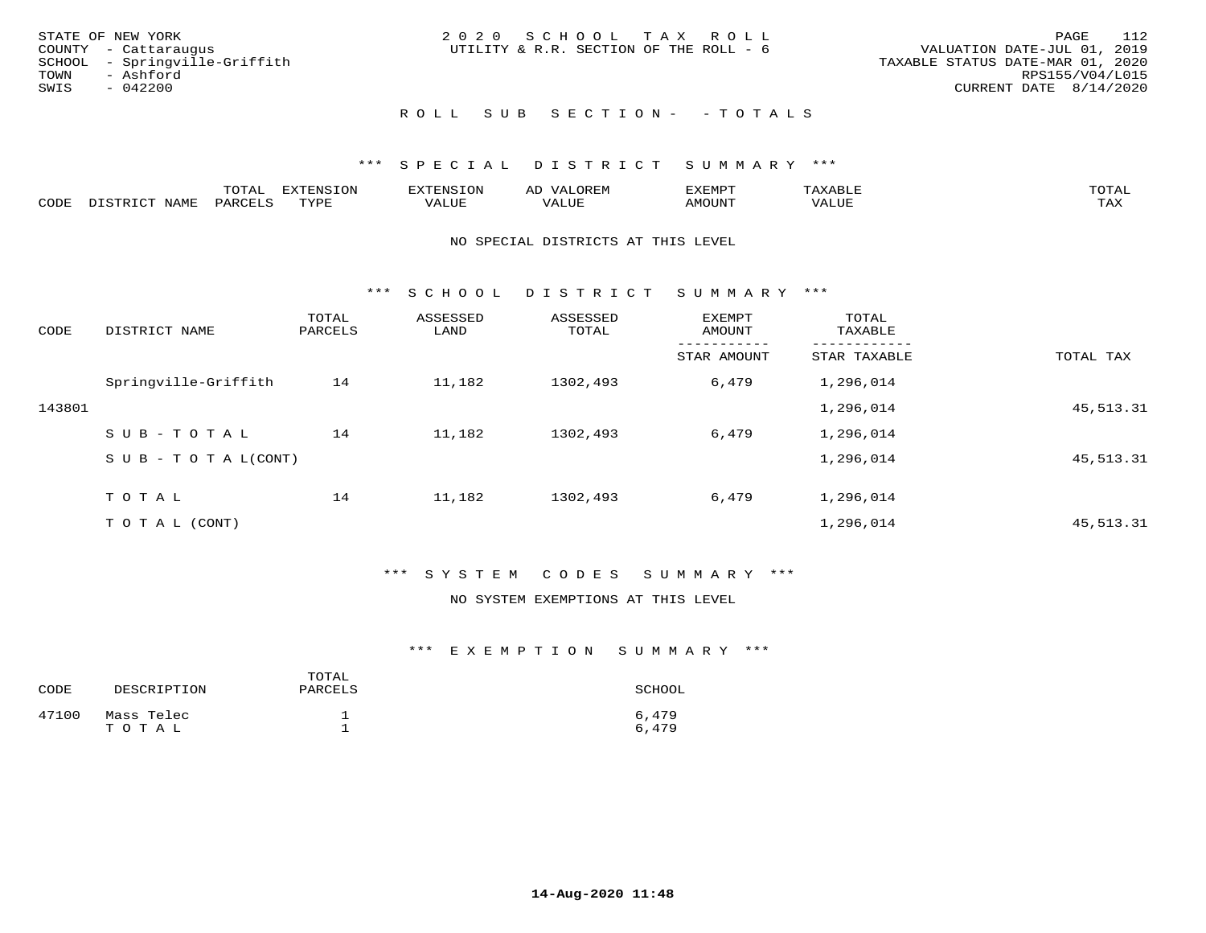STATE OF NEW YORK
COUNTY - Cattaraugus
SCHOOL - Springville-Griffith
TOWN - Ashford
SWIS - 042200

2020 SCHOOL TAX ROLL
UTILITY & R.R. SECTION OF THE ROLL - 6

VALUATION DATE-JUL 01, 2019
TAXABLE STATUS DATE-MAR 01, 2020
RPS155/V04/L015
CURRENT DATE 8/14/2020

## ROLL SUB SECTION- - TOTALS

### *** SPECIAL DISTRICT SUMMARY ***

| CODE | DISTRICT NAME | TOTAL PARCELS | EXTENSION TYPE | EXTENSION VALUE | AD VALOREM VALUE | EXEMPT AMOUNT | TAXABLE VALUE | TOTAL TAX |
|---|---|---|---|---|---|---|---|---|

NO SPECIAL DISTRICTS AT THIS LEVEL

### *** SCHOOL DISTRICT SUMMARY ***

| CODE | DISTRICT NAME | TOTAL PARCELS | ASSESSED LAND | ASSESSED TOTAL | EXEMPT AMOUNT / STAR AMOUNT | TOTAL TAXABLE / STAR TAXABLE | TOTAL TAX |
|---|---|---|---|---|---|---|---|
| | Springville-Griffith | 14 | 11,182 | 1302,493 | 6,479 | 1,296,014 | |
| 143801 | | | | | | 1,296,014 | 45,513.31 |
| | SUB-TOTAL | 14 | 11,182 | 1302,493 | 6,479 | 1,296,014 | |
| | SUB-TOTAL(CONT) | | | | | 1,296,014 | 45,513.31 |
| | TOTAL | 14 | 11,182 | 1302,493 | 6,479 | 1,296,014 | |
| | TOTAL (CONT) | | | | | 1,296,014 | 45,513.31 |

### *** SYSTEM CODES SUMMARY ***

NO SYSTEM EXEMPTIONS AT THIS LEVEL

### *** EXEMPTION SUMMARY ***

| CODE | DESCRIPTION | TOTAL PARCELS | SCHOOL |
|---|---|---|---|
| 47100 | Mass Telec | 1 | 6,479 |
| | TOTAL | 1 | 6,479 |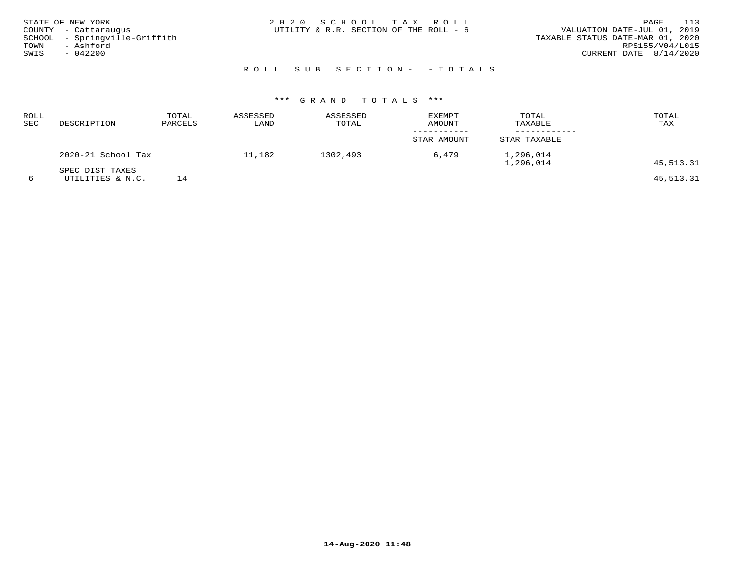STATE OF NEW YORK
COUNTY - Cattaraugus
SCHOOL - Springville-Griffith
TOWN - Ashford
SWIS - 042200

2020 SCHOOL TAX ROLL
UTILITY & R.R. SECTION OF THE ROLL - 6

VALUATION DATE-JUL 01, 2019
TAXABLE STATUS DATE-MAR 01, 2020
RPS155/V04/L015
CURRENT DATE 8/14/2020

## ROLL SUB SECTION- - TOTALS

### *** GRAND TOTALS ***

| ROLL SEC | DESCRIPTION | TOTAL PARCELS | ASSESSED LAND | ASSESSED TOTAL | EXEMPT AMOUNT / STAR AMOUNT | TOTAL TAXABLE / STAR TAXABLE | TOTAL TAX |
|---|---|---|---|---|---|---|---|
| | 2020-21 School Tax | | 11,182 | 1302,493 | 6,479 | 1,296,014 | |
| | | | | | | 1,296,014 | 45,513.31 |
| | SPEC DIST TAXES | | | | | | |
| 6 | UTILITIES & N.C. | 14 | | | | | 45,513.31 |

14-Aug-2020 11:48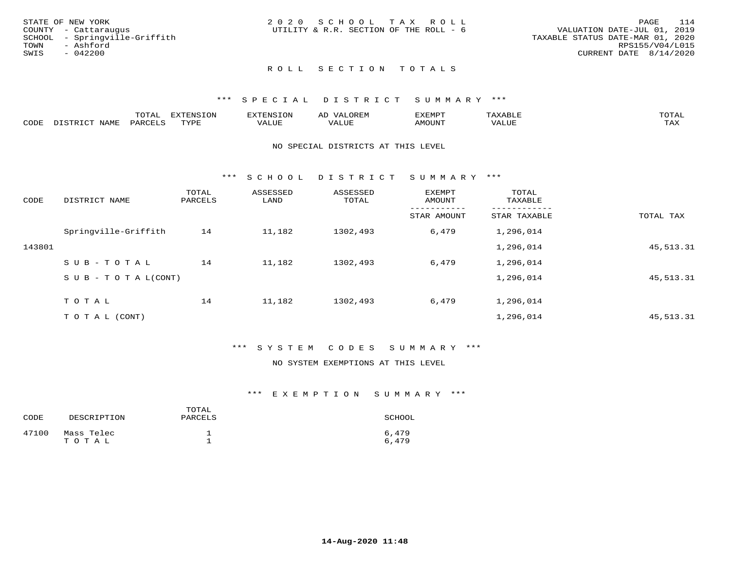STATE OF NEW YORK
COUNTY - Cattaraugus
SCHOOL - Springville-Griffith
TOWN - Ashford
SWIS - 042200

2020 SCHOOL TAX ROLL
UTILITY & R.R. SECTION OF THE ROLL - 6

VALUATION DATE-JUL 01, 2019
TAXABLE STATUS DATE-MAR 01, 2020
RPS155/V04/L015
CURRENT DATE 8/14/2020

## ROLL SECTION TOTALS

### *** SPECIAL DISTRICT SUMMARY ***

| CODE | DISTRICT NAME | TOTAL PARCELS | EXTENSION TYPE | EXTENSION VALUE | AD VALOREM VALUE | EXEMPT AMOUNT | TAXABLE VALUE | TOTAL TAX |
|---|---|---|---|---|---|---|---|---|

NO SPECIAL DISTRICTS AT THIS LEVEL

### *** SCHOOL DISTRICT SUMMARY ***

| CODE | DISTRICT NAME | TOTAL PARCELS | ASSESSED LAND | ASSESSED TOTAL | EXEMPT AMOUNT / STAR AMOUNT | TOTAL TAXABLE / STAR TAXABLE | TOTAL TAX |
|---|---|---|---|---|---|---|---|
| | Springville-Griffith | 14 | 11,182 | 1302,493 | 6,479 | 1,296,014 | |
| 143801 | | | | | | 1,296,014 | 45,513.31 |
| | SUB-TOTAL | 14 | 11,182 | 1302,493 | 6,479 | 1,296,014 | |
| | SUB-TOTAL(CONT) | | | | | 1,296,014 | 45,513.31 |
| | TOTAL | 14 | 11,182 | 1302,493 | 6,479 | 1,296,014 | |
| | TOTAL (CONT) | | | | | 1,296,014 | 45,513.31 |

### *** SYSTEM CODES SUMMARY ***

NO SYSTEM EXEMPTIONS AT THIS LEVEL

### *** EXEMPTION SUMMARY ***

| CODE | DESCRIPTION | TOTAL PARCELS | SCHOOL |
|---|---|---|---|
| 47100 | Mass Telec | 1 | 6,479 |
| | TOTAL | 1 | 6,479 |

14-Aug-2020 11:48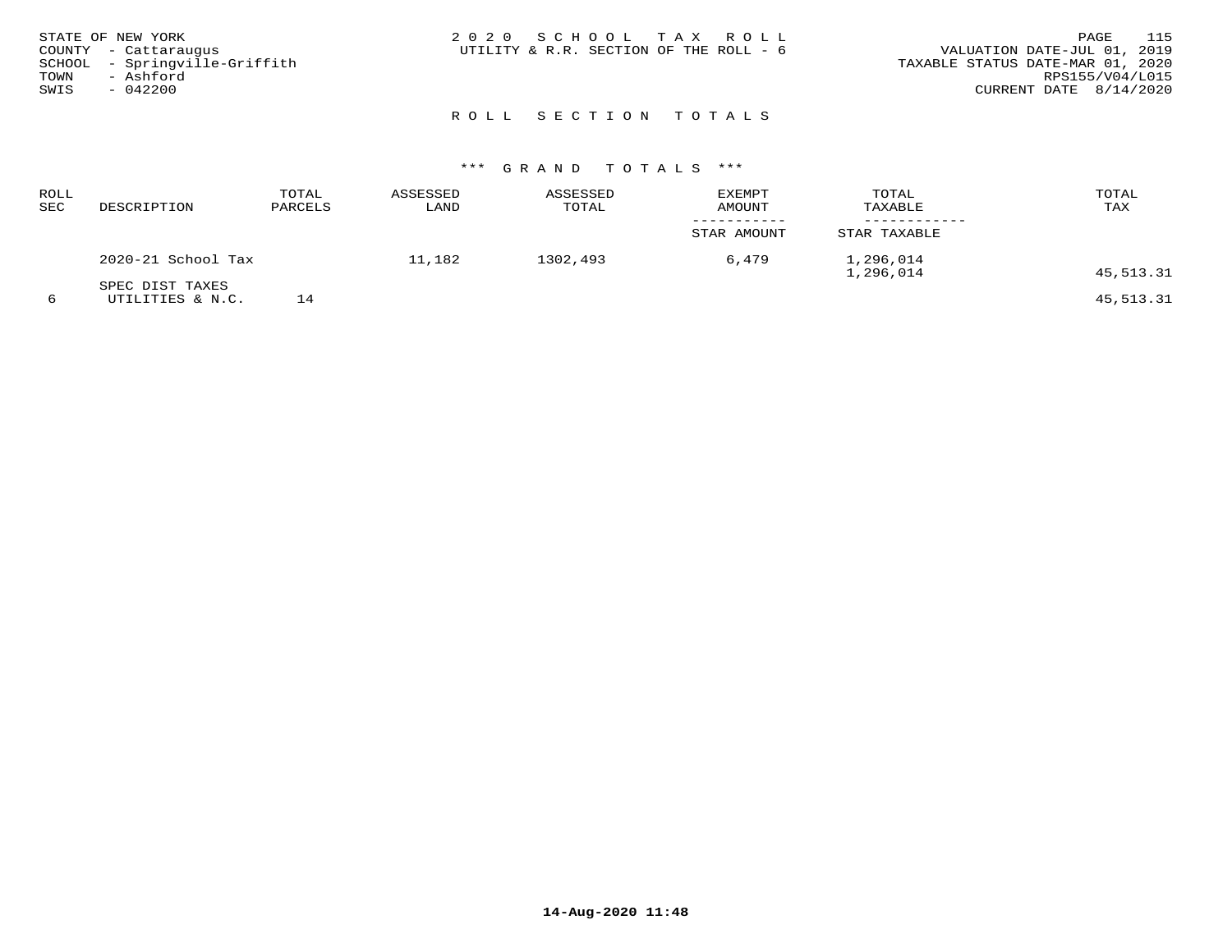STATE OF NEW YORK
COUNTY - Cattaraugus
SCHOOL - Springville-Griffith
TOWN - Ashford
SWIS - 042200

2 0 2 0 S C H O O L T A X R O L L
UTILITY & R.R. SECTION OF THE ROLL - 6

VALUATION DATE-JUL 01, 2019
TAXABLE STATUS DATE-MAR 01, 2020
RPS155/V04/L015
CURRENT DATE 8/14/2020

## R O L L S E C T I O N T O T A L S

### *** G R A N D T O T A L S ***

| ROLL SEC | DESCRIPTION | TOTAL PARCELS | ASSESSED LAND | ASSESSED TOTAL | EXEMPT AMOUNT / STAR AMOUNT | TOTAL TAXABLE / STAR TAXABLE | TOTAL TAX |
|---|---|---|---|---|---|---|---|
| | 2020-21 School Tax | | 11,182 | 1302,493 | 6,479 | 1,296,014 | |
| | | | | | | 1,296,014 | 45,513.31 |
| | SPEC DIST TAXES | | | | | | |
| 6 | UTILITIES & N.C. | 14 | | | | | 45,513.31 |

14-Aug-2020 11:48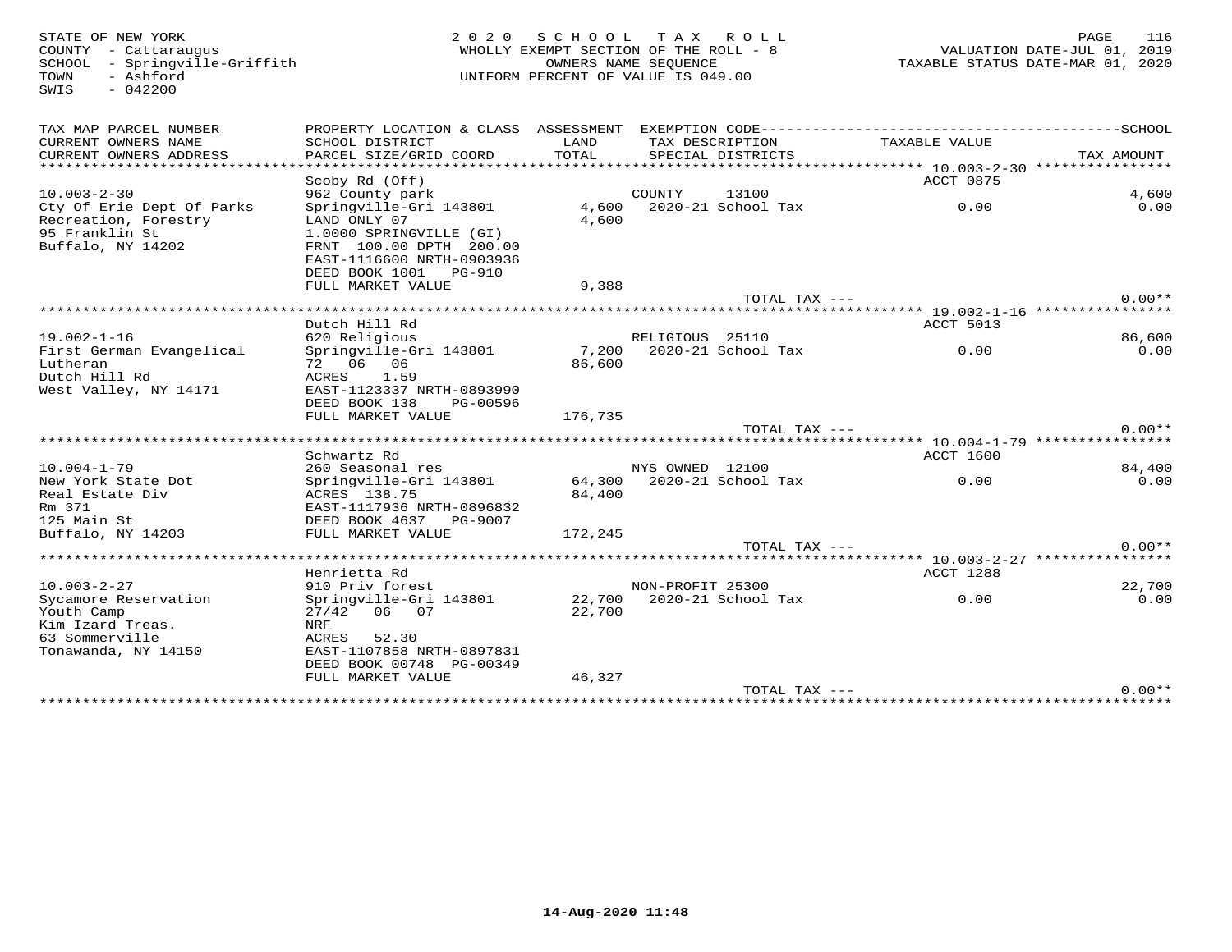STATE OF NEW YORK
COUNTY - Cattaraugus
SCHOOL - Springville-Griffith
TOWN - Ashford
SWIS - 042200

2020 SCHOOL TAX ROLL
WHOLLY EXEMPT SECTION OF THE ROLL - 8
OWNERS NAME SEQUENCE
UNIFORM PERCENT OF VALUE IS 049.00

VALUATION DATE-JUL 01, 2019
TAXABLE STATUS DATE-MAR 01, 2020

| TAX MAP PARCEL NUMBER / CURRENT OWNERS NAME / CURRENT OWNERS ADDRESS | PROPERTY LOCATION & CLASS / SCHOOL DISTRICT / PARCEL SIZE/GRID COORD | ASSESSMENT LAND / TOTAL | EXEMPTION CODE / TAX DESCRIPTION / SPECIAL DISTRICTS | TAXABLE VALUE | SCHOOL TAX AMOUNT |
|---|---|---|---|---|---|
| 10.003-2-30 | Scoby Rd (Off) | | | ACCT 0875 | |
| 10.003-2-30 | 962 County park | | COUNTY 13100 | | 4,600 |
| Cty Of Erie Dept Of Parks | Springville-Gri 143801 | 4,600 | 2020-21 School Tax | 0.00 | 0.00 |
| Recreation, Forestry | LAND ONLY 07 | 4,600 | | | |
| 95 Franklin St | 1.0000 SPRINGVILLE (GI) | | | | |
| Buffalo, NY 14202 | FRNT 100.00 DPTH 200.00 | | | | |
| | EAST-1116600 NRTH-0903936 | | | | |
| | DEED BOOK 1001 PG-910 | | | | |
| | FULL MARKET VALUE | 9,388 | | | |
| | | | TOTAL TAX --- | | 0.00** |
| 19.002-1-16 | Dutch Hill Rd | | | ACCT 5013 | |
| 19.002-1-16 | 620 Religious | | RELIGIOUS 25110 | | 86,600 |
| First German Evangelical | Springville-Gri 143801 | 7,200 | 2020-21 School Tax | 0.00 | 0.00 |
| Lutheran | 72 06 06 | 86,600 | | | |
| Dutch Hill Rd | ACRES 1.59 | | | | |
| West Valley, NY 14171 | EAST-1123337 NRTH-0893990 | | | | |
| | DEED BOOK 138 PG-00596 | | | | |
| | FULL MARKET VALUE | 176,735 | | | |
| | | | TOTAL TAX --- | | 0.00** |
| 10.004-1-79 | Schwartz Rd | | | ACCT 1600 | |
| 10.004-1-79 | 260 Seasonal res | | NYS OWNED 12100 | | 84,400 |
| New York State Dot | Springville-Gri 143801 | 64,300 | 2020-21 School Tax | 0.00 | 0.00 |
| Real Estate Div | ACRES 138.75 | 84,400 | | | |
| Rm 371 | EAST-1117936 NRTH-0896832 | | | | |
| 125 Main St | DEED BOOK 4637 PG-9007 | | | | |
| Buffalo, NY 14203 | FULL MARKET VALUE | 172,245 | | | |
| | | | TOTAL TAX --- | | 0.00** |
| 10.003-2-27 | Henrietta Rd | | | ACCT 1288 | |
| 10.003-2-27 | 910 Priv forest | | NON-PROFIT 25300 | | 22,700 |
| Sycamore Reservation | Springville-Gri 143801 | 22,700 | 2020-21 School Tax | 0.00 | 0.00 |
| Youth Camp | 27/42 06 07 | 22,700 | | | |
| Kim Izard Treas. | NRF | | | | |
| 63 Sommerville | ACRES 52.30 | | | | |
| Tonawanda, NY 14150 | EAST-1107858 NRTH-0897831 | | | | |
| | DEED BOOK 00748 PG-00349 | | | | |
| | FULL MARKET VALUE | 46,327 | | | |
| | | | TOTAL TAX --- | | 0.00** |

14-Aug-2020 11:48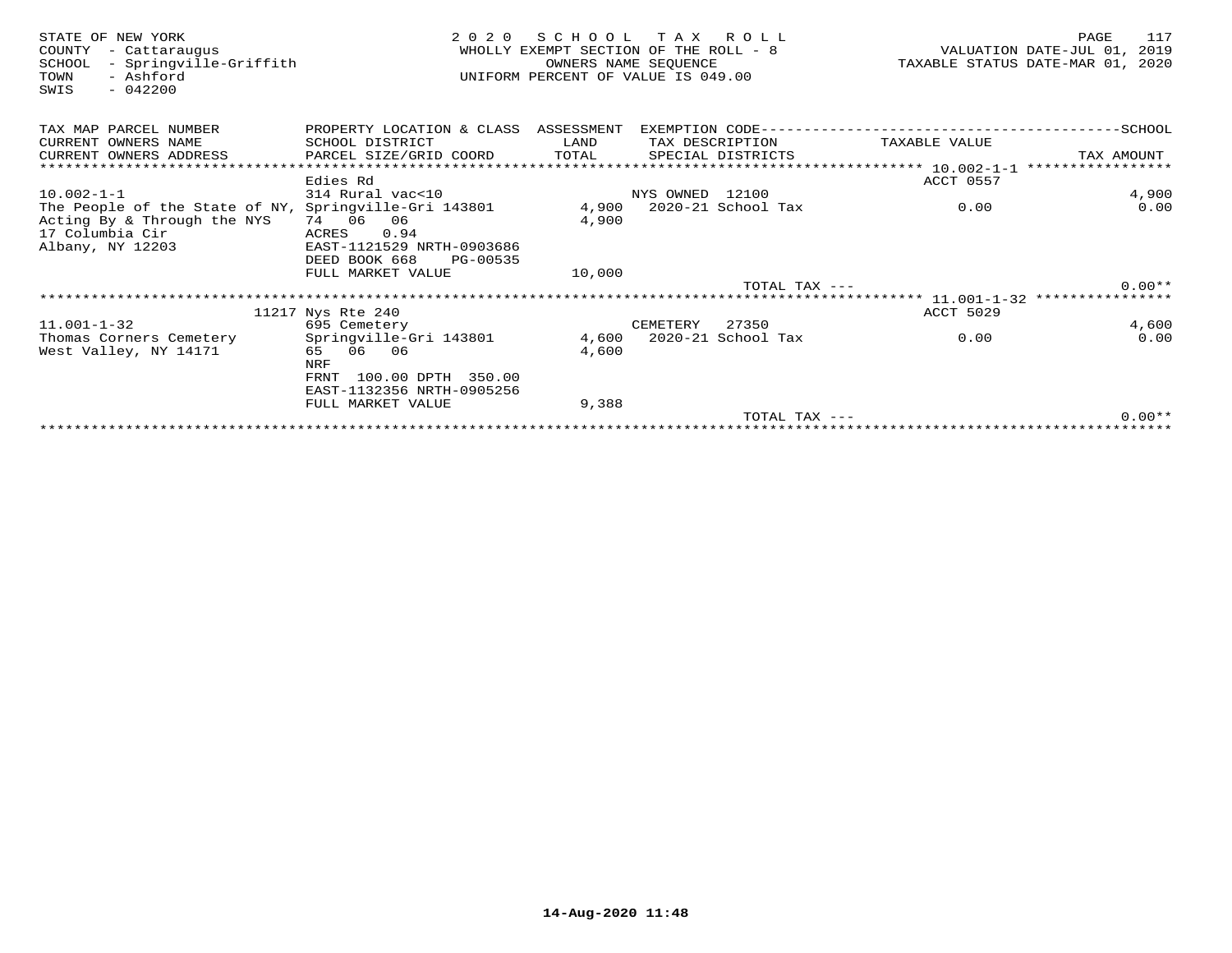STATE OF NEW YORK
COUNTY - Cattaraugus
SCHOOL - Springville-Griffith
TOWN - Ashford
SWIS - 042200

2 0 2 0 S C H O O L T A X R O L L
WHOLLY EXEMPT SECTION OF THE ROLL - 8
OWNERS NAME SEQUENCE
UNIFORM PERCENT OF VALUE IS 049.00

VALUATION DATE-JUL 01, 2019
TAXABLE STATUS DATE-MAR 01, 2020

| TAX MAP PARCEL NUMBER / CURRENT OWNERS NAME / CURRENT OWNERS ADDRESS | PROPERTY LOCATION & CLASS / SCHOOL DISTRICT / PARCEL SIZE/GRID COORD | ASSESSMENT LAND / TOTAL | EXEMPTION CODE / TAX DESCRIPTION / SPECIAL DISTRICTS | TAXABLE VALUE | SCHOOL / TAX AMOUNT |
|---|---|---|---|---|---|
| | Edies Rd | | | ACCT 0557 | |
| 10.002-1-1 | 314 Rural vac<10 | | NYS OWNED 12100 | | 4,900 |
| The People of the State of NY, | Springville-Gri 143801 | 4,900 | 2020-21 School Tax | 0.00 | 0.00 |
| Acting By & Through the NYS | 74 06 06 | 4,900 | | | |
| 17 Columbia Cir | ACRES 0.94 | | | | |
| Albany, NY 12203 | EAST-1121529 NRTH-0903686 | | | | |
| | DEED BOOK 668 PG-00535 | | | | |
| | FULL MARKET VALUE | 10,000 | | | |
| | | | TOTAL TAX --- | | 0.00** |
| | 11217 Nys Rte 240 | | | ACCT 5029 | |
| 11.001-1-32 | 695 Cemetery | | CEMETERY 27350 | | 4,600 |
| Thomas Corners Cemetery | Springville-Gri 143801 | 4,600 | 2020-21 School Tax | 0.00 | 0.00 |
| West Valley, NY 14171 | 65 06 06 | 4,600 | | | |
| | NRF | | | | |
| | FRNT 100.00 DPTH 350.00 | | | | |
| | EAST-1132356 NRTH-0905256 | | | | |
| | FULL MARKET VALUE | 9,388 | | | |
| | | | TOTAL TAX --- | | 0.00** |

14-Aug-2020 11:48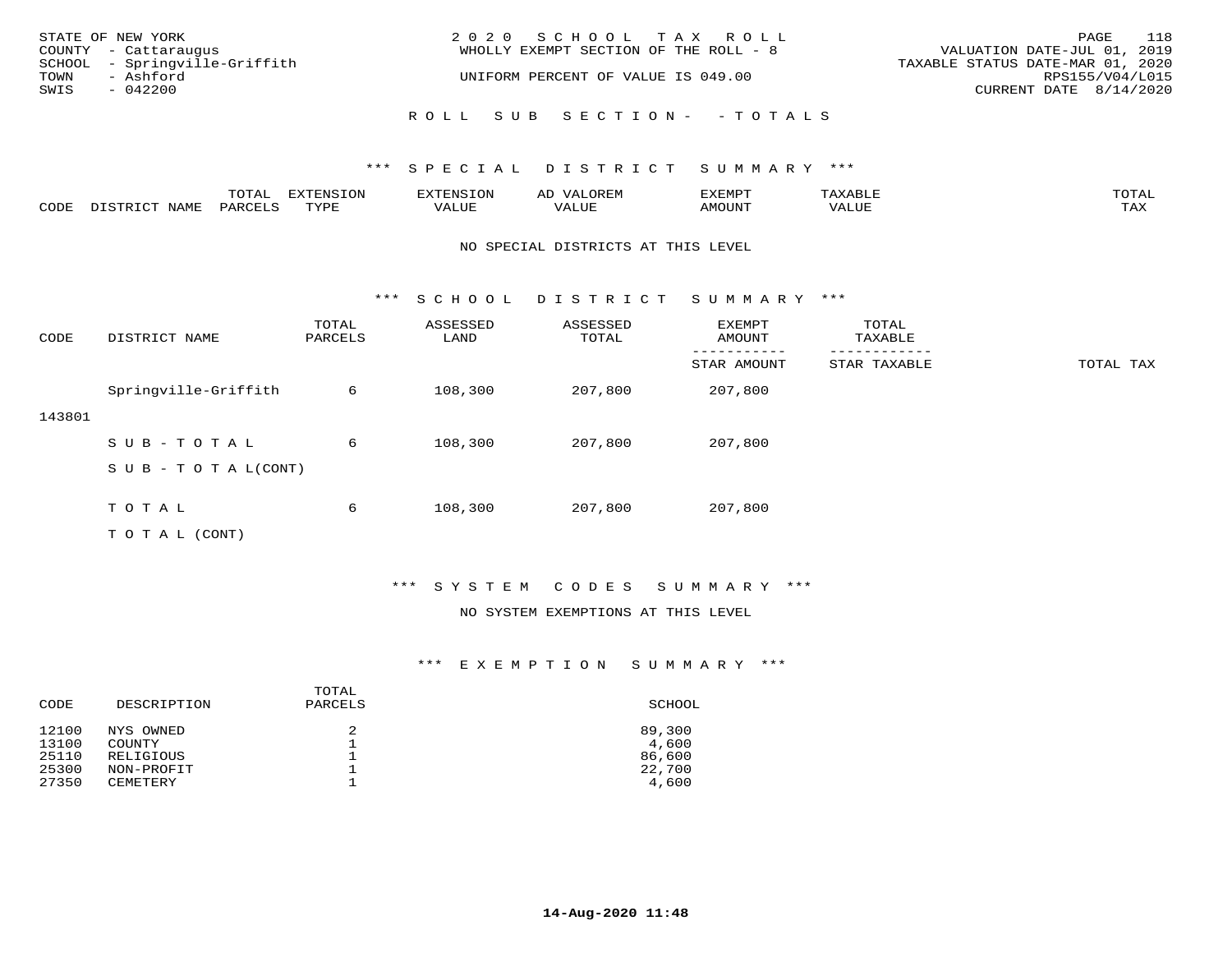STATE OF NEW YORK
COUNTY - Cattaraugus
SCHOOL - Springville-Griffith
TOWN - Ashford
SWIS - 042200

2020 SCHOOL TAX ROLL
WHOLLY EXEMPT SECTION OF THE ROLL - 8

UNIFORM PERCENT OF VALUE IS 049.00

VALUATION DATE-JUL 01, 2019
TAXABLE STATUS DATE-MAR 01, 2020
RPS155/V04/L015
CURRENT DATE 8/14/2020

ROLL SUB SECTION- - TOTALS

### *** SPECIAL DISTRICT SUMMARY ***

| CODE | DISTRICT NAME | TOTAL PARCELS | EXTENSION TYPE | EXTENSION VALUE | AD VALOREM VALUE | EXEMPT AMOUNT | TAXABLE VALUE | TOTAL TAX |
|---|---|---|---|---|---|---|---|---|

NO SPECIAL DISTRICTS AT THIS LEVEL

### *** SCHOOL DISTRICT SUMMARY ***

| CODE | DISTRICT NAME | TOTAL PARCELS | ASSESSED LAND | ASSESSED TOTAL | EXEMPT AMOUNT / STAR AMOUNT | TOTAL TAXABLE / STAR TAXABLE | TOTAL TAX |
|---|---|---|---|---|---|---|---|
| 143801 | Springville-Griffith | 6 | 108,300 | 207,800 | 207,800 | | |
| | SUB-TOTAL | 6 | 108,300 | 207,800 | 207,800 | | |
| | SUB-TOTAL(CONT) | | | | | | |
| | TOTAL | 6 | 108,300 | 207,800 | 207,800 | | |
| | TOTAL (CONT) | | | | | | |

### *** SYSTEM CODES SUMMARY ***

NO SYSTEM EXEMPTIONS AT THIS LEVEL

### *** EXEMPTION SUMMARY ***

| CODE | DESCRIPTION | TOTAL PARCELS | SCHOOL |
|---|---|---|---|
| 12100 | NYS OWNED | 2 | 89,300 |
| 13100 | COUNTY | 1 | 4,600 |
| 25110 | RELIGIOUS | 1 | 86,600 |
| 25300 | NON-PROFIT | 1 | 22,700 |
| 27350 | CEMETERY | 1 | 4,600 |

14-Aug-2020 11:48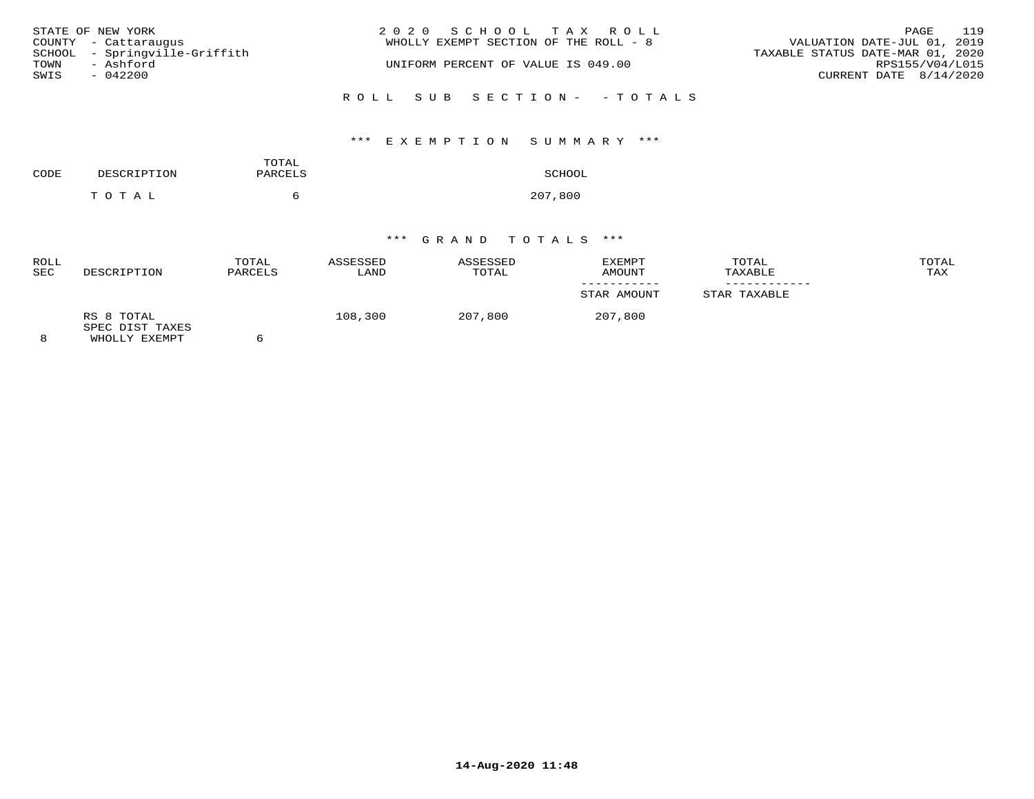STATE OF NEW YORK
COUNTY - Cattaraugus
SCHOOL - Springville-Griffith
TOWN - Ashford
SWIS - 042200

2020 SCHOOL TAX ROLL
WHOLLY EXEMPT SECTION OF THE ROLL - 8

UNIFORM PERCENT OF VALUE IS 049.00

VALUATION DATE-JUL 01, 2019
TAXABLE STATUS DATE-MAR 01, 2020
RPS155/V04/L015
CURRENT DATE 8/14/2020

ROLL SUB SECTION- - TOTALS

*** EXEMPTION SUMMARY ***

| CODE | DESCRIPTION | TOTAL PARCELS | SCHOOL |
|---|---|---|---|
| | TOTAL | 6 | 207,800 |

*** GRAND TOTALS ***

| ROLL SEC | DESCRIPTION | TOTAL PARCELS | ASSESSED LAND | ASSESSED TOTAL | EXEMPT AMOUNT / STAR AMOUNT | TOTAL TAXABLE / STAR TAXABLE | TOTAL TAX |
|---|---|---|---|---|---|---|---|
| 8 | RS 8 TOTAL SPEC DIST TAXES WHOLLY EXEMPT | 6 | 108,300 | 207,800 | 207,800 | | |

14-Aug-2020 11:48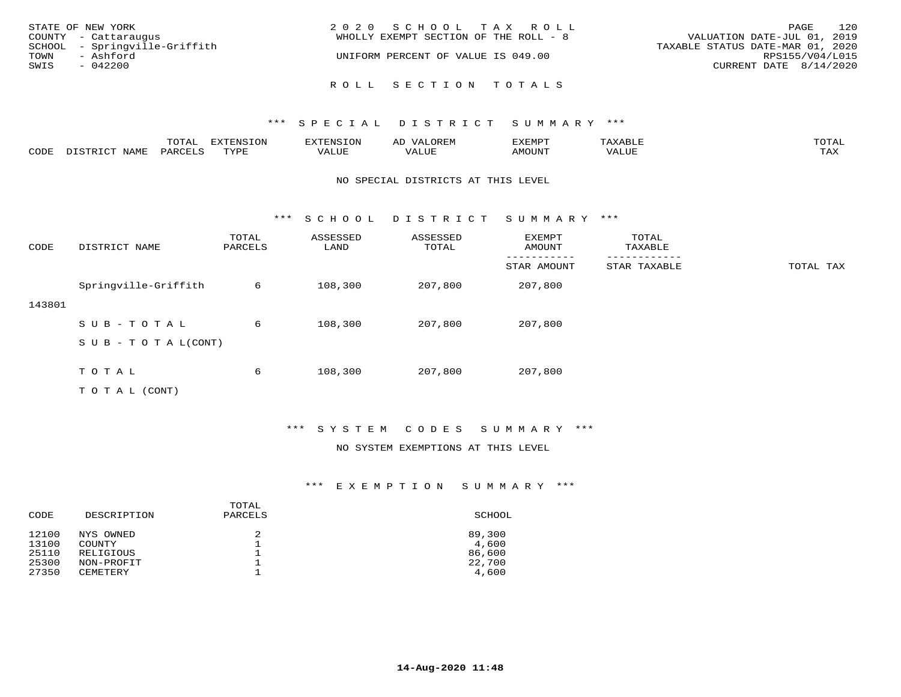STATE OF NEW YORK
COUNTY - Cattaraugus
SCHOOL - Springville-Griffith
TOWN - Ashford
SWIS - 042200

2020 SCHOOL TAX ROLL
WHOLLY EXEMPT SECTION OF THE ROLL - 8
UNIFORM PERCENT OF VALUE IS 049.00

VALUATION DATE-JUL 01, 2019
TAXABLE STATUS DATE-MAR 01, 2020
RPS155/V04/L015
CURRENT DATE 8/14/2020

# ROLL SECTION TOTALS

## *** SPECIAL DISTRICT SUMMARY ***

| CODE | DISTRICT NAME | TOTAL PARCELS | EXTENSION TYPE | EXTENSION VALUE | AD VALOREM VALUE | EXEMPT AMOUNT | TAXABLE VALUE | TOTAL TAX |
|---|---|---|---|---|---|---|---|---|

NO SPECIAL DISTRICTS AT THIS LEVEL

## *** SCHOOL DISTRICT SUMMARY ***

| CODE | DISTRICT NAME | TOTAL PARCELS | ASSESSED LAND | ASSESSED TOTAL | EXEMPT AMOUNT / STAR AMOUNT | TOTAL TAXABLE / STAR TAXABLE | TOTAL TAX |
|---|---|---|---|---|---|---|---|
| 143801 | Springville-Griffith | 6 | 108,300 | 207,800 | 207,800 | | |
| | S U B - T O T A L | 6 | 108,300 | 207,800 | 207,800 | | |
| | S U B - T O T A L (CONT) | | | | | | |
| | T O T A L | 6 | 108,300 | 207,800 | 207,800 | | |
| | T O T A L (CONT) | | | | | | |

## *** SYSTEM CODES SUMMARY ***

NO SYSTEM EXEMPTIONS AT THIS LEVEL

## *** EXEMPTION SUMMARY ***

| CODE | DESCRIPTION | TOTAL PARCELS | SCHOOL |
|---|---|---|---|
| 12100 | NYS OWNED | 2 | 89,300 |
| 13100 | COUNTY | 1 | 4,600 |
| 25110 | RELIGIOUS | 1 | 86,600 |
| 25300 | NON-PROFIT | 1 | 22,700 |
| 27350 | CEMETERY | 1 | 4,600 |

14-Aug-2020 11:48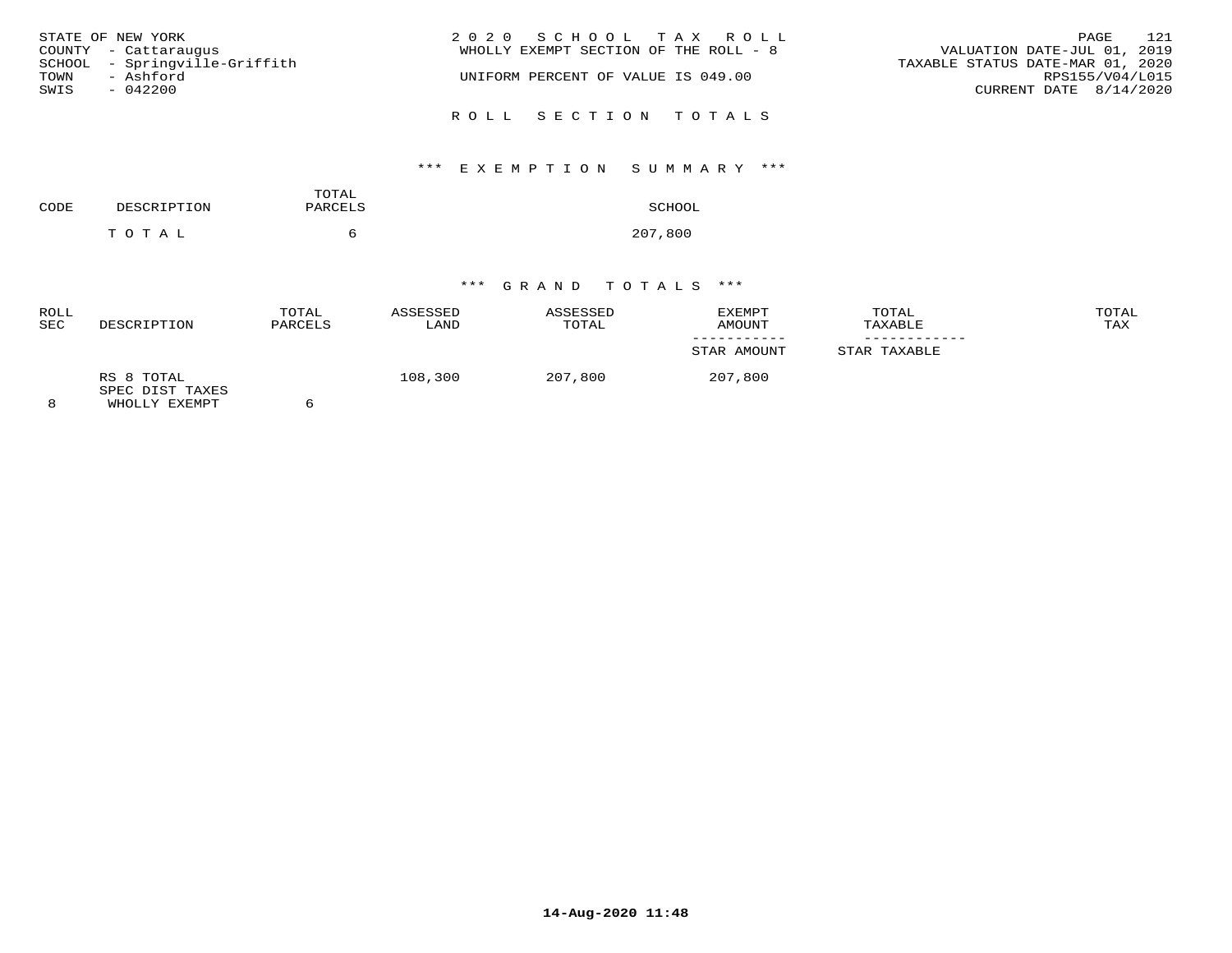STATE OF NEW YORK
COUNTY - Cattaraugus
SCHOOL - Springville-Griffith
TOWN - Ashford
SWIS - 042200

2 0 2 0 S C H O O L T A X R O L L
WHOLLY EXEMPT SECTION OF THE ROLL - 8

UNIFORM PERCENT OF VALUE IS 049.00

VALUATION DATE-JUL 01, 2019
TAXABLE STATUS DATE-MAR 01, 2020
RPS155/V04/L015
CURRENT DATE 8/14/2020

R O L L S E C T I O N T O T A L S

*** E X E M P T I O N S U M M A R Y ***

| CODE | DESCRIPTION | TOTAL PARCELS | SCHOOL |
|---|---|---|---|
| | T O T A L | 6 | 207,800 |

*** G R A N D T O T A L S ***

| ROLL SEC | DESCRIPTION | TOTAL PARCELS | ASSESSED LAND | ASSESSED TOTAL | EXEMPT AMOUNT<br>-----------<br>STAR AMOUNT | TOTAL TAXABLE<br>------------<br>STAR TAXABLE | TOTAL TAX |
|---|---|---|---|---|---|---|---|
| | RS 8 TOTAL | | 108,300 | 207,800 | 207,800 | | |
| | SPEC DIST TAXES | | | | | | |
| 8 | WHOLLY EXEMPT | 6 | | | | | |

14-Aug-2020 11:48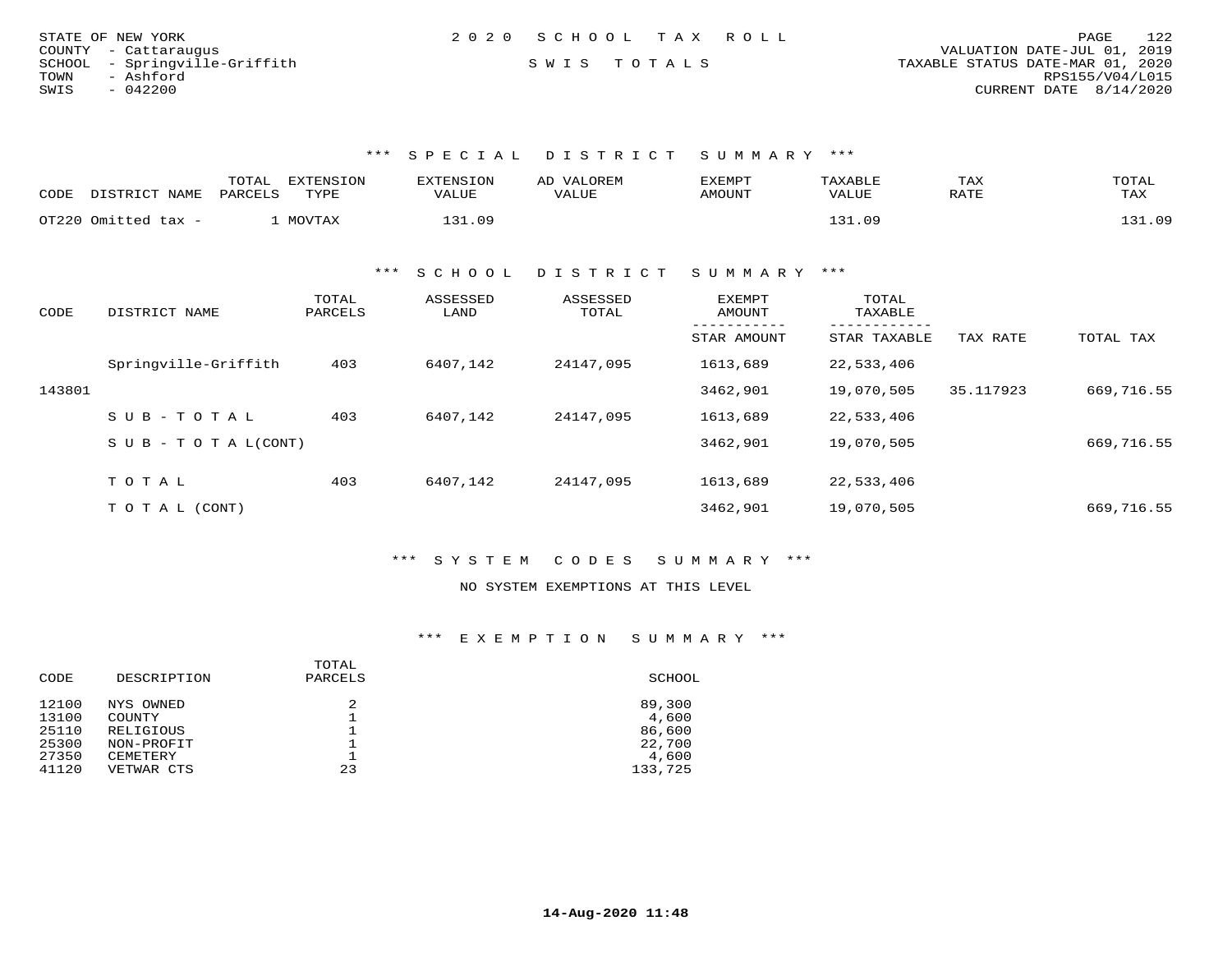STATE OF NEW YORK
COUNTY - Cattaraugus
SCHOOL - Springville-Griffith
TOWN - Ashford
SWIS - 042200

2020 SCHOOL TAX ROLL

SWIS TOTALS

VALUATION DATE-JUL 01, 2019
TAXABLE STATUS DATE-MAR 01, 2020
RPS155/V04/L015
CURRENT DATE 8/14/2020

### *** SPECIAL DISTRICT SUMMARY ***

| CODE | DISTRICT NAME | TOTAL PARCELS | EXTENSION TYPE | EXTENSION VALUE | AD VALOREM VALUE | EXEMPT AMOUNT | TAXABLE VALUE | TAX RATE | TOTAL TAX |
|---|---|---|---|---|---|---|---|---|---|
| OT220 | Omitted tax - | 1 | MOVTAX | 131.09 | | | 131.09 | | 131.09 |

### *** SCHOOL DISTRICT SUMMARY ***

| CODE | DISTRICT NAME | TOTAL PARCELS | ASSESSED LAND | ASSESSED TOTAL | EXEMPT AMOUNT / STAR AMOUNT | TOTAL TAXABLE / STAR TAXABLE | TAX RATE | TOTAL TAX |
|---|---|---|---|---|---|---|---|---|
| | Springville-Griffith | 403 | 6407,142 | 24147,095 | 1613,689 | 22,533,406 | | |
| 143801 | | | | | 3462,901 | 19,070,505 | 35.117923 | 669,716.55 |
| | SUB-TOTAL | 403 | 6407,142 | 24147,095 | 1613,689 | 22,533,406 | | |
| | SUB-TOTAL(CONT) | | | | 3462,901 | 19,070,505 | | 669,716.55 |
| | TOTAL | 403 | 6407,142 | 24147,095 | 1613,689 | 22,533,406 | | |
| | TOTAL (CONT) | | | | 3462,901 | 19,070,505 | | 669,716.55 |

### *** SYSTEM CODES SUMMARY ***

NO SYSTEM EXEMPTIONS AT THIS LEVEL

### *** EXEMPTION SUMMARY ***

| CODE | DESCRIPTION | TOTAL PARCELS | SCHOOL |
|---|---|---|---|
| 12100 | NYS OWNED | 2 | 89,300 |
| 13100 | COUNTY | 1 | 4,600 |
| 25110 | RELIGIOUS | 1 | 86,600 |
| 25300 | NON-PROFIT | 1 | 22,700 |
| 27350 | CEMETERY | 1 | 4,600 |
| 41120 | VETWAR CTS | 23 | 133,725 |

14-Aug-2020 11:48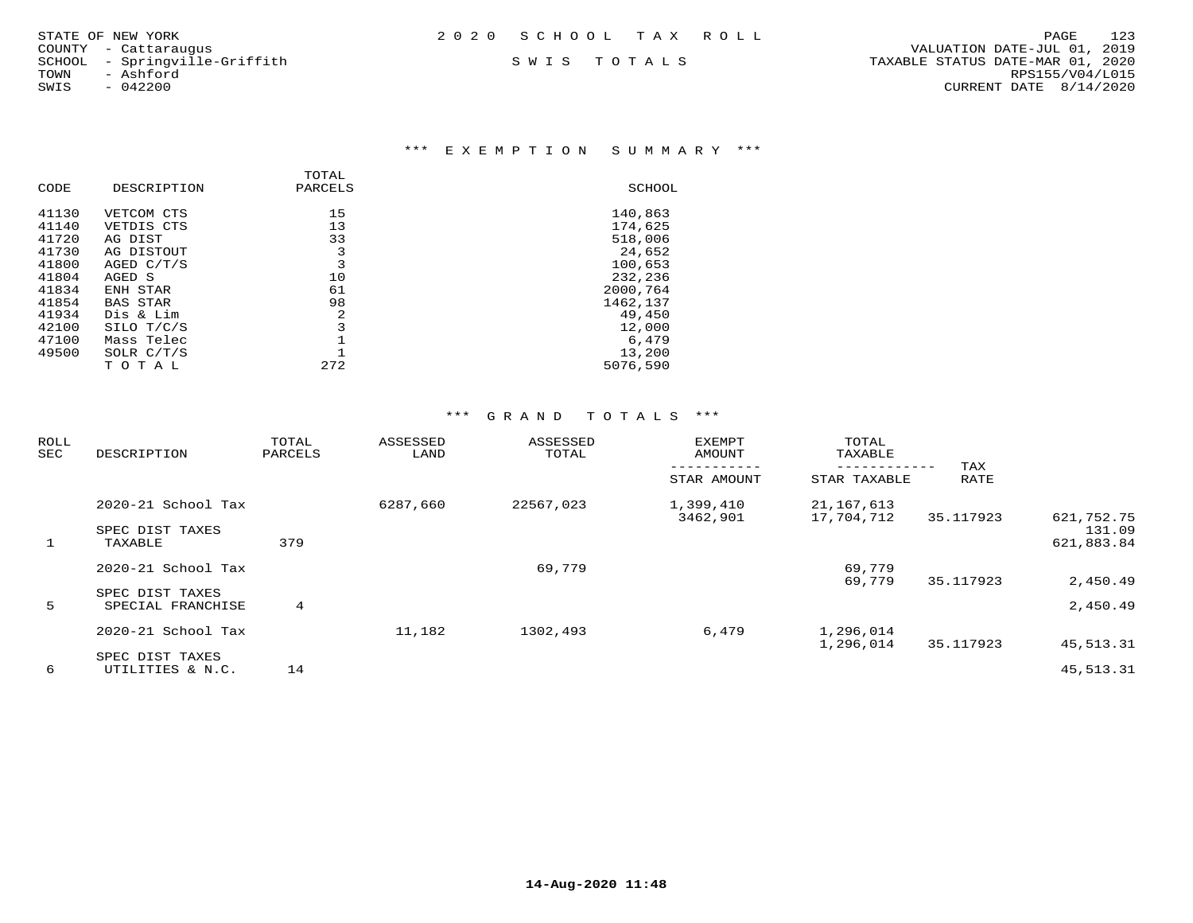STATE OF NEW YORK
COUNTY - Cattaraugus
SCHOOL - Springville-Griffith
TOWN - Ashford
SWIS - 042200

2020 SCHOOL TAX ROLL

SWIS TOTALS

VALUATION DATE-JUL 01, 2019
TAXABLE STATUS DATE-MAR 01, 2020
RPS155/V04/L015
CURRENT DATE 8/14/2020

### *** EXEMPTION SUMMARY ***

| CODE | DESCRIPTION | TOTAL PARCELS | SCHOOL |
|---|---|---|---|
| 41130 | VETCOM CTS | 15 | 140,863 |
| 41140 | VETDIS CTS | 13 | 174,625 |
| 41720 | AG DIST | 33 | 518,006 |
| 41730 | AG DISTOUT | 3 | 24,652 |
| 41800 | AGED C/T/S | 3 | 100,653 |
| 41804 | AGED S | 10 | 232,236 |
| 41834 | ENH STAR | 61 | 2000,764 |
| 41854 | BAS STAR | 98 | 1462,137 |
| 41934 | Dis & Lim | 2 | 49,450 |
| 42100 | SILO T/C/S | 3 | 12,000 |
| 47100 | Mass Telec | 1 | 6,479 |
| 49500 | SOLR C/T/S | 1 | 13,200 |
| | TOTAL | 272 | 5076,590 |

### *** GRAND TOTALS ***

| ROLL SEC | DESCRIPTION | TOTAL PARCELS | ASSESSED LAND | ASSESSED TOTAL | EXEMPT AMOUNT / STAR AMOUNT | TOTAL TAXABLE / STAR TAXABLE | TAX RATE | |
|---|---|---|---|---|---|---|---|---|
| | 2020-21 School Tax | | 6287,660 | 22567,023 | 1,399,410 | 21,167,613 | | |
| | | | | | 3462,901 | 17,704,712 | 35.117923 | 621,752.75 |
| | SPEC DIST TAXES | | | | | | | 131.09 |
| 1 | TAXABLE | 379 | | | | | | 621,883.84 |
| | 2020-21 School Tax | | | 69,779 | | 69,779 | | |
| | | | | | | 69,779 | 35.117923 | 2,450.49 |
| | SPEC DIST TAXES | | | | | | | |
| 5 | SPECIAL FRANCHISE | 4 | | | | | | 2,450.49 |
| | 2020-21 School Tax | | 11,182 | 1302,493 | 6,479 | 1,296,014 | | |
| | | | | | | 1,296,014 | 35.117923 | 45,513.31 |
| | SPEC DIST TAXES | | | | | | | |
| 6 | UTILITIES & N.C. | 14 | | | | | | 45,513.31 |

14-Aug-2020 11:48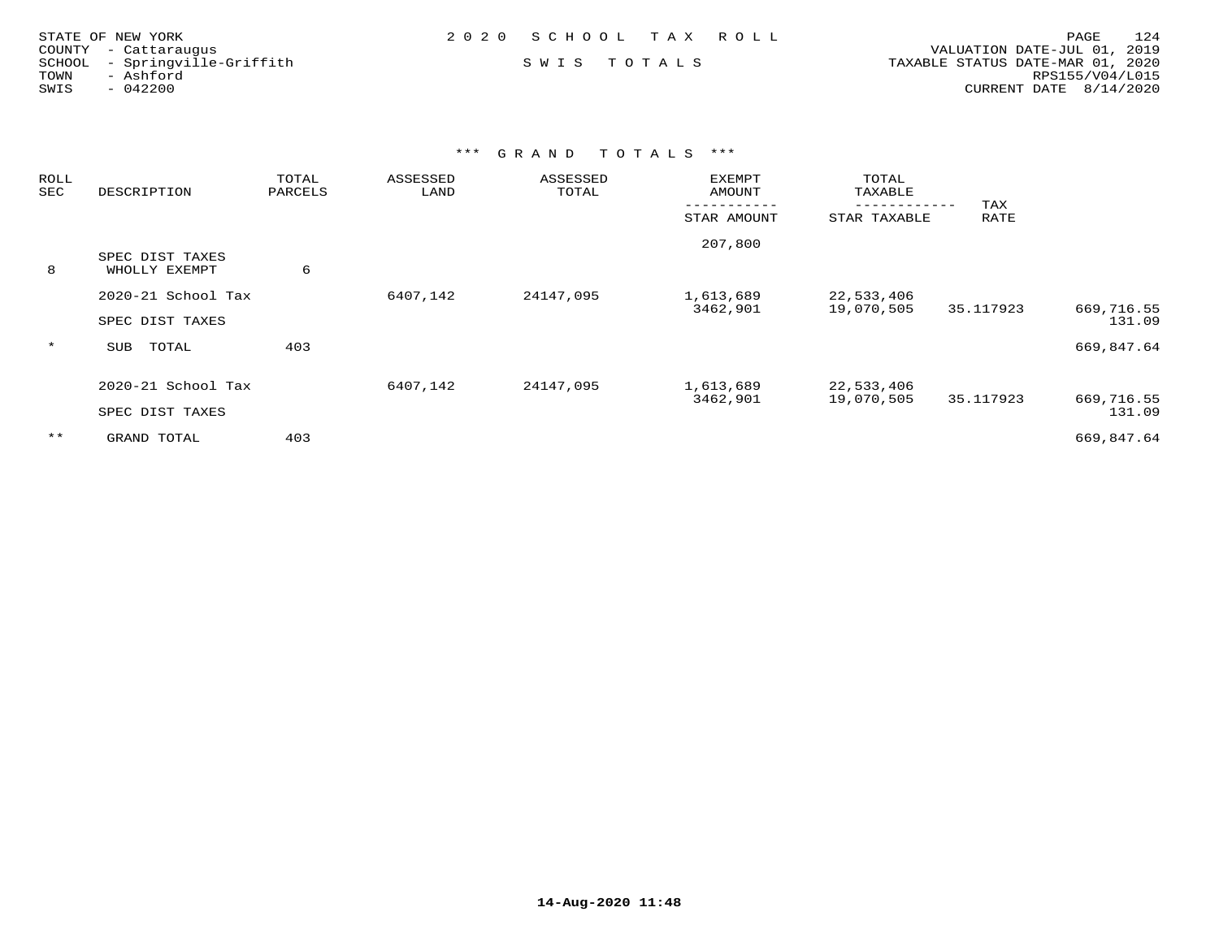STATE OF NEW YORK
COUNTY - Cattaraugus
SCHOOL - Springville-Griffith
TOWN - Ashford
SWIS - 042200

2020 SCHOOL TAX ROLL

SWIS TOTALS

VALUATION DATE-JUL 01, 2019
TAXABLE STATUS DATE-MAR 01, 2020
RPS155/V04/L015
CURRENT DATE 8/14/2020

*** GRAND TOTALS ***

| ROLL SEC | DESCRIPTION | TOTAL PARCELS | ASSESSED LAND | ASSESSED TOTAL | EXEMPT AMOUNT / STAR AMOUNT | TOTAL TAXABLE / STAR TAXABLE | TAX RATE | |
|---|---|---|---|---|---|---|---|---|
| | | | | | 207,800 | | | |
| 8 | SPEC DIST TAXES WHOLLY EXEMPT | 6 | | | | | | |
| | 2020-21 School Tax | | 6407,142 | 24147,095 | 1,613,689 | 22,533,406 | | |
| | | | | | 3462,901 | 19,070,505 | 35.117923 | 669,716.55 |
| | SPEC DIST TAXES | | | | | | | 131.09 |
| * | SUB TOTAL | 403 | | | | | | 669,847.64 |
| | 2020-21 School Tax | | 6407,142 | 24147,095 | 1,613,689 | 22,533,406 | | |
| | | | | | 3462,901 | 19,070,505 | 35.117923 | 669,716.55 |
| | SPEC DIST TAXES | | | | | | | 131.09 |
| ** | GRAND TOTAL | 403 | | | | | | 669,847.64 |

14-Aug-2020 11:48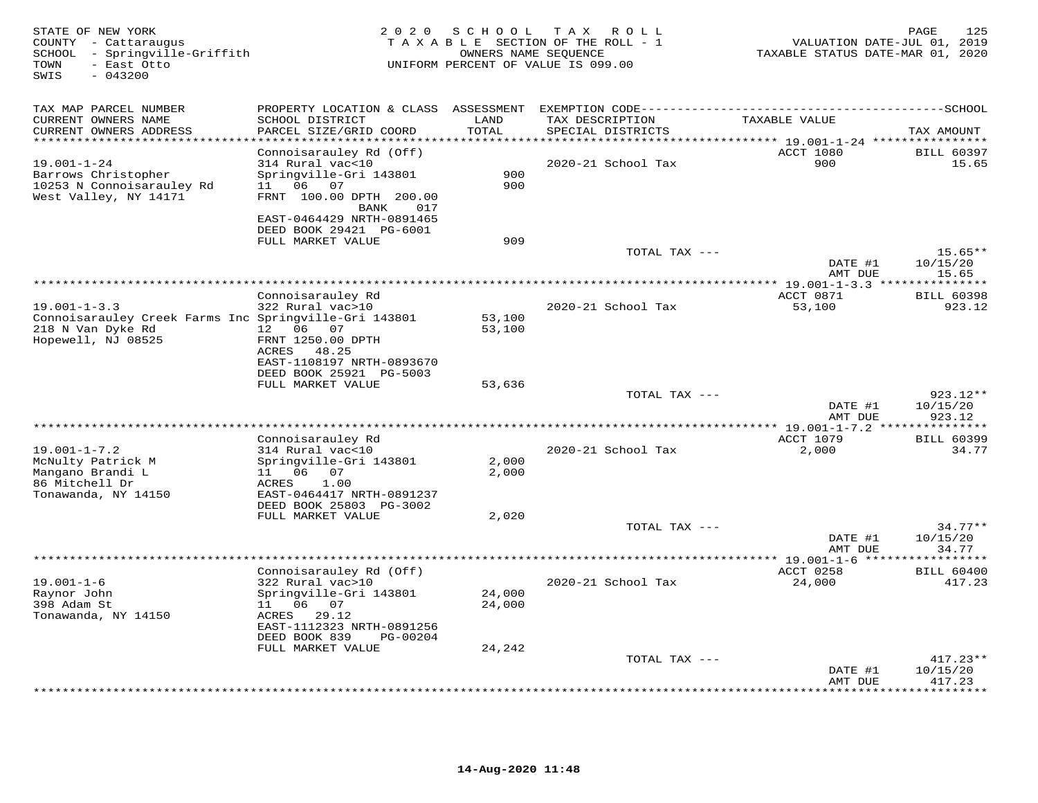STATE OF NEW YORK
COUNTY - Cattaraugus
SCHOOL - Springville-Griffith
TOWN - East Otto
SWIS - 043200

2020 SCHOOL TAX ROLL
TAXABLE SECTION OF THE ROLL - 1
OWNERS NAME SEQUENCE
UNIFORM PERCENT OF VALUE IS 099.00

VALUATION DATE-JUL 01, 2019
TAXABLE STATUS DATE-MAR 01, 2020

| TAX MAP PARCEL NUMBER / CURRENT OWNERS NAME / CURRENT OWNERS ADDRESS | PROPERTY LOCATION & CLASS / SCHOOL DISTRICT / PARCEL SIZE/GRID COORD | ASSESSMENT LAND / TOTAL | EXEMPTION CODE / TAX DESCRIPTION / SPECIAL DISTRICTS | TAXABLE VALUE | SCHOOL TAX AMOUNT |
|---|---|---|---|---|---|
| 19.001-1-24 | Connoisarauley Rd (Off) | | | ACCT 1080 | BILL 60397 |
| 19.001-1-24 | 314 Rural vac<10 | | 2020-21 School Tax | 900 | 15.65 |
| Barrows Christopher | Springville-Gri 143801 | 900 | | | |
| 10253 N Connoisarauley Rd | 11 06 07 | 900 | | | |
| West Valley, NY 14171 | FRNT 100.00 DPTH 200.00 | | | | |
| | BANK 017 | | | | |
| | EAST-0464429 NRTH-0891465 | | | | |
| | DEED BOOK 29421 PG-6001 | | | | |
| | FULL MARKET VALUE | 909 | | | |
| | | | TOTAL TAX --- | | 15.65** |
| | | | | DATE #1 | 10/15/20 |
| | | | | AMT DUE | 15.65 |
| 19.001-1-3.3 | Connoisarauley Rd | | | ACCT 0871 | BILL 60398 |
| 19.001-1-3.3 | 322 Rural vac>10 | | 2020-21 School Tax | 53,100 | 923.12 |
| Connoisarauley Creek Farms Inc | Springville-Gri 143801 | 53,100 | | | |
| 218 N Van Dyke Rd | 12 06 07 | 53,100 | | | |
| Hopewell, NJ 08525 | FRNT 1250.00 DPTH | | | | |
| | ACRES 48.25 | | | | |
| | EAST-1108197 NRTH-0893670 | | | | |
| | DEED BOOK 25921 PG-5003 | | | | |
| | FULL MARKET VALUE | 53,636 | | | |
| | | | TOTAL TAX --- | | 923.12** |
| | | | | DATE #1 | 10/15/20 |
| | | | | AMT DUE | 923.12 |
| 19.001-1-7.2 | Connoisarauley Rd | | | ACCT 1079 | BILL 60399 |
| 19.001-1-7.2 | 314 Rural vac<10 | | 2020-21 School Tax | 2,000 | 34.77 |
| McNulty Patrick M | Springville-Gri 143801 | 2,000 | | | |
| Mangano Brandi L | 11 06 07 | 2,000 | | | |
| 86 Mitchell Dr | ACRES 1.00 | | | | |
| Tonawanda, NY 14150 | EAST-0464417 NRTH-0891237 | | | | |
| | DEED BOOK 25803 PG-3002 | | | | |
| | FULL MARKET VALUE | 2,020 | | | |
| | | | TOTAL TAX --- | | 34.77** |
| | | | | DATE #1 | 10/15/20 |
| | | | | AMT DUE | 34.77 |
| 19.001-1-6 | Connoisarauley Rd (Off) | | | ACCT 0258 | BILL 60400 |
| 19.001-1-6 | 322 Rural vac>10 | | 2020-21 School Tax | 24,000 | 417.23 |
| Raynor John | Springville-Gri 143801 | 24,000 | | | |
| 398 Adam St | 11 06 07 | 24,000 | | | |
| Tonawanda, NY 14150 | ACRES 29.12 | | | | |
| | EAST-1112323 NRTH-0891256 | | | | |
| | DEED BOOK 839 PG-00204 | | | | |
| | FULL MARKET VALUE | 24,242 | | | |
| | | | TOTAL TAX --- | | 417.23** |
| | | | | DATE #1 | 10/15/20 |
| | | | | AMT DUE | 417.23 |

14-Aug-2020 11:48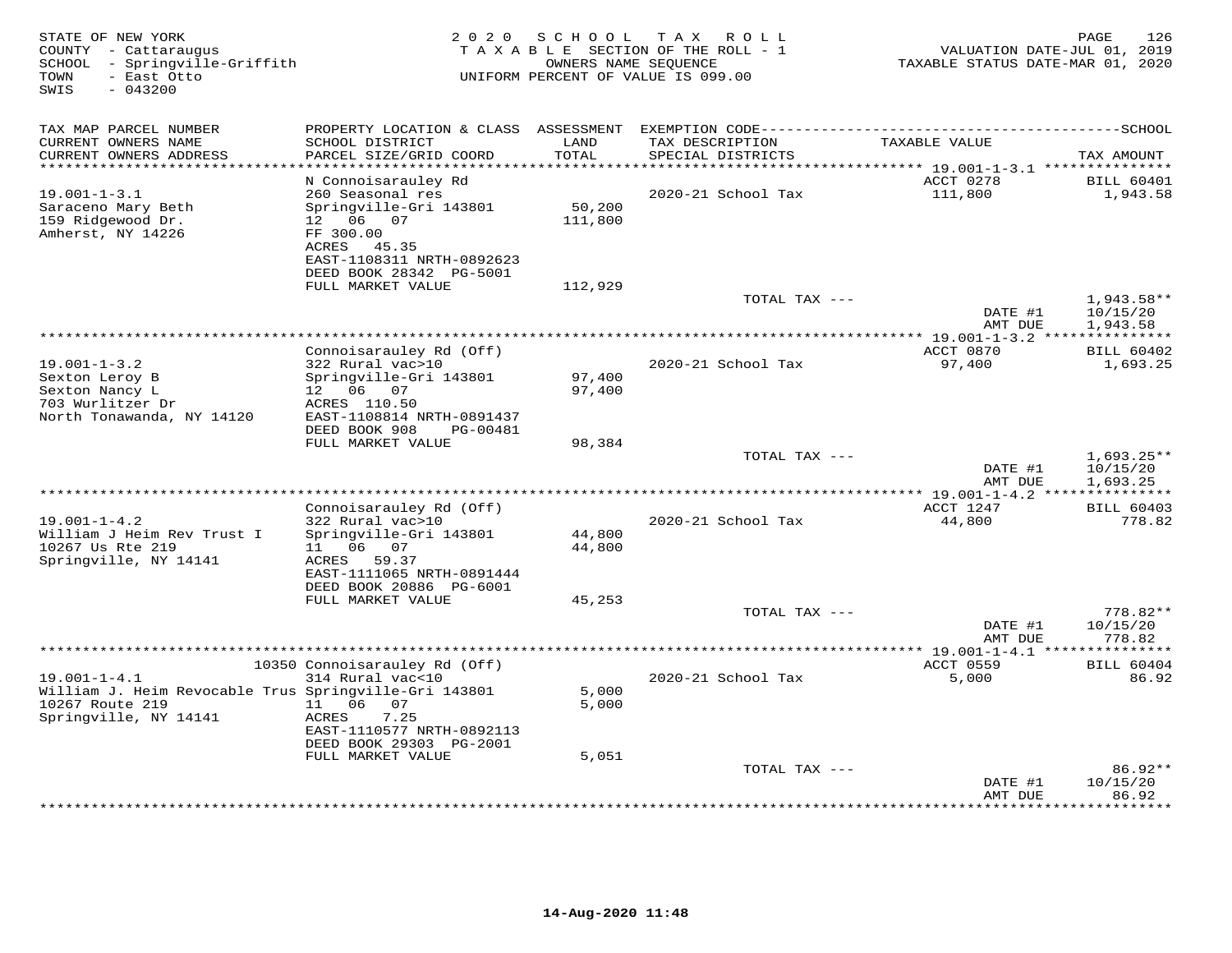STATE OF NEW YORK
COUNTY - Cattaraugus
SCHOOL - Springville-Griffith
TOWN - East Otto
SWIS - 043200

2 0 2 0 S C H O O L T A X R O L L
T A X A B L E SECTION OF THE ROLL - 1
OWNERS NAME SEQUENCE
UNIFORM PERCENT OF VALUE IS 099.00

VALUATION DATE-JUL 01, 2019
TAXABLE STATUS DATE-MAR 01, 2020

| TAX MAP PARCEL NUMBER / CURRENT OWNERS NAME / CURRENT OWNERS ADDRESS | PROPERTY LOCATION & CLASS / SCHOOL DISTRICT / PARCEL SIZE/GRID COORD | ASSESSMENT LAND / TOTAL | EXEMPTION CODE / TAX DESCRIPTION / SPECIAL DISTRICTS | TAXABLE VALUE | SCHOOL TAX AMOUNT |
|---|---|---|---|---|---|
| **19.001-1-3.1** | N Connoisarauley Rd | | | ACCT 0278 | BILL 60401 |
| 19.001-1-3.1 | 260 Seasonal res | | 2020-21 School Tax | 111,800 | 1,943.58 |
| Saraceno Mary Beth | Springville-Gri 143801 | 50,200 | | | |
| 159 Ridgewood Dr. | 12 06 07 | 111,800 | | | |
| Amherst, NY 14226 | FF 300.00 | | | | |
| | ACRES 45.35 | | | | |
| | EAST-1108311 NRTH-0892623 | | | | |
| | DEED BOOK 28342 PG-5001 | | | | |
| | FULL MARKET VALUE | 112,929 | | | |
| | | | TOTAL TAX --- | | 1,943.58** |
| | | | | DATE #1 | 10/15/20 |
| | | | | AMT DUE | 1,943.58 |
| **19.001-1-3.2** | Connoisarauley Rd (Off) | | | ACCT 0870 | BILL 60402 |
| 19.001-1-3.2 | 322 Rural vac>10 | | 2020-21 School Tax | 97,400 | 1,693.25 |
| Sexton Leroy B | Springville-Gri 143801 | 97,400 | | | |
| Sexton Nancy L | 12 06 07 | 97,400 | | | |
| 703 Wurlitzer Dr | ACRES 110.50 | | | | |
| North Tonawanda, NY 14120 | EAST-1108814 NRTH-0891437 | | | | |
| | DEED BOOK 908 PG-00481 | | | | |
| | FULL MARKET VALUE | 98,384 | | | |
| | | | TOTAL TAX --- | | 1,693.25** |
| | | | | DATE #1 | 10/15/20 |
| | | | | AMT DUE | 1,693.25 |
| **19.001-1-4.2** | Connoisarauley Rd (Off) | | | ACCT 1247 | BILL 60403 |
| 19.001-1-4.2 | 322 Rural vac>10 | | 2020-21 School Tax | 44,800 | 778.82 |
| William J Heim Rev Trust I | Springville-Gri 143801 | 44,800 | | | |
| 10267 Us Rte 219 | 11 06 07 | 44,800 | | | |
| Springville, NY 14141 | ACRES 59.37 | | | | |
| | EAST-1111065 NRTH-0891444 | | | | |
| | DEED BOOK 20886 PG-6001 | | | | |
| | FULL MARKET VALUE | 45,253 | | | |
| | | | TOTAL TAX --- | | 778.82** |
| | | | | DATE #1 | 10/15/20 |
| | | | | AMT DUE | 778.82 |
| **19.001-1-4.1** | 10350 Connoisarauley Rd (Off) | | | ACCT 0559 | BILL 60404 |
| 19.001-1-4.1 | 314 Rural vac<10 | | 2020-21 School Tax | 5,000 | 86.92 |
| William J. Heim Revocable Trus | Springville-Gri 143801 | 5,000 | | | |
| 10267 Route 219 | 11 06 07 | 5,000 | | | |
| Springville, NY 14141 | ACRES 7.25 | | | | |
| | EAST-1110577 NRTH-0892113 | | | | |
| | DEED BOOK 29303 PG-2001 | | | | |
| | FULL MARKET VALUE | 5,051 | | | |
| | | | TOTAL TAX --- | | 86.92** |
| | | | | DATE #1 | 10/15/20 |
| | | | | AMT DUE | 86.92 |

14-Aug-2020 11:48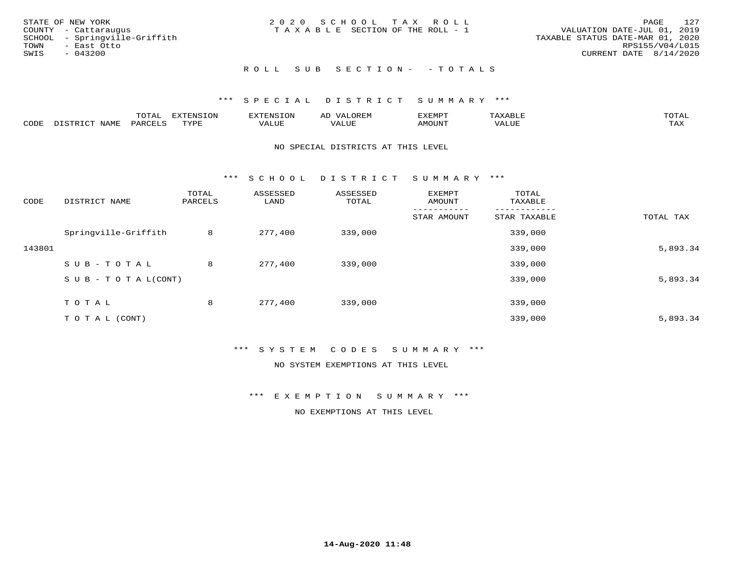STATE OF NEW YORK
COUNTY - Cattaraugus
SCHOOL - Springville-Griffith
TOWN - East Otto
SWIS - 043200

2020 SCHOOL TAX ROLL
TAXABLE SECTION OF THE ROLL - 1

VALUATION DATE-JUL 01, 2019
TAXABLE STATUS DATE-MAR 01, 2020
RPS155/V04/L015
CURRENT DATE 8/14/2020

## ROLL SUB SECTION- - TOTALS

### *** SPECIAL DISTRICT SUMMARY ***

| CODE | DISTRICT NAME | TOTAL PARCELS | EXTENSION TYPE | EXTENSION VALUE | AD VALOREM VALUE | EXEMPT AMOUNT | TAXABLE VALUE | TOTAL TAX |
|---|---|---|---|---|---|---|---|---|

NO SPECIAL DISTRICTS AT THIS LEVEL

### *** SCHOOL DISTRICT SUMMARY ***

| CODE | DISTRICT NAME | TOTAL PARCELS | ASSESSED LAND | ASSESSED TOTAL | EXEMPT AMOUNT / STAR AMOUNT | TOTAL TAXABLE / STAR TAXABLE | TOTAL TAX |
|---|---|---|---|---|---|---|---|
| | Springville-Griffith | 8 | 277,400 | 339,000 | | 339,000 | |
| 143801 | | | | | | 339,000 | 5,893.34 |
| | SUB-TOTAL | 8 | 277,400 | 339,000 | | 339,000 | |
| | SUB-TOTAL(CONT) | | | | | 339,000 | 5,893.34 |
| | TOTAL | 8 | 277,400 | 339,000 | | 339,000 | |
| | TOTAL (CONT) | | | | | 339,000 | 5,893.34 |

### *** SYSTEM CODES SUMMARY ***

NO SYSTEM EXEMPTIONS AT THIS LEVEL

### *** EXEMPTION SUMMARY ***

NO EXEMPTIONS AT THIS LEVEL

14-Aug-2020 11:48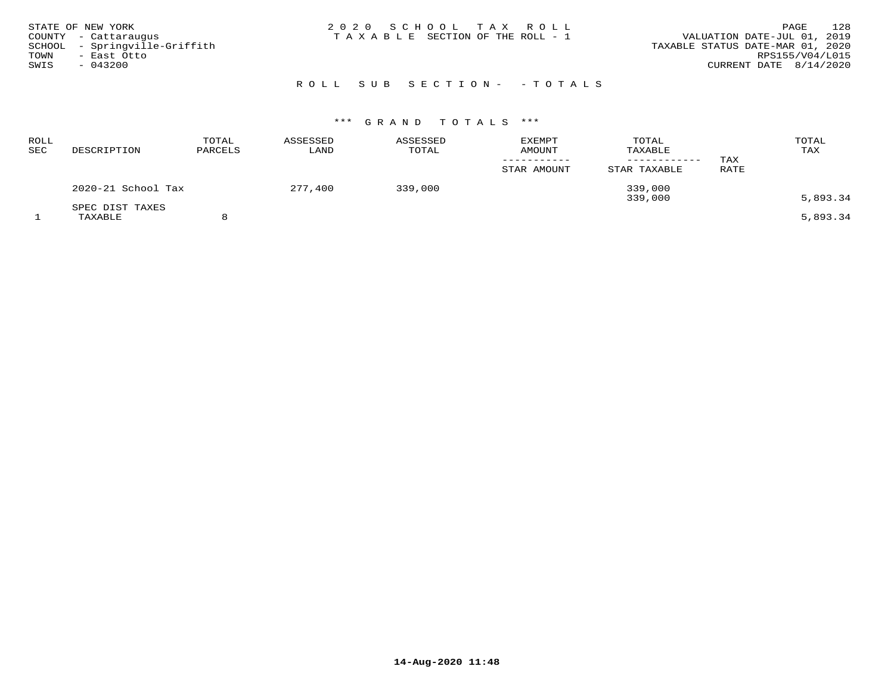STATE OF NEW YORK
COUNTY - Cattaraugus
SCHOOL - Springville-Griffith
TOWN - East Otto
SWIS - 043200

2 0 2 0 S C H O O L T A X R O L L
T A X A B L E SECTION OF THE ROLL - 1

VALUATION DATE-JUL 01, 2019
TAXABLE STATUS DATE-MAR 01, 2020
RPS155/V04/L015
CURRENT DATE 8/14/2020

R O L L S U B S E C T I O N - - T O T A L S

\*\*\* G R A N D T O T A L S \*\*\*

| ROLL SEC | DESCRIPTION | TOTAL PARCELS | ASSESSED LAND | ASSESSED TOTAL | EXEMPT AMOUNT / STAR AMOUNT | TOTAL TAXABLE / STAR TAXABLE | TAX RATE | TOTAL TAX |
|---|---|---|---|---|---|---|---|---|
| | 2020-21 School Tax | | 277,400 | 339,000 | | 339,000 | | |
| | | | | | | 339,000 | | 5,893.34 |
| | SPEC DIST TAXES | | | | | | | |
| 1 | TAXABLE | 8 | | | | | | 5,893.34 |

14-Aug-2020 11:48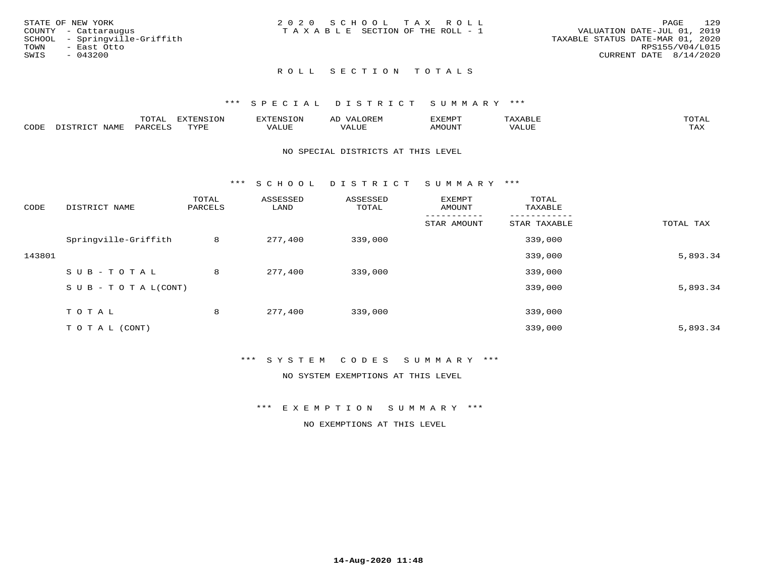STATE OF NEW YORK
COUNTY - Cattaraugus
SCHOOL - Springville-Griffith
TOWN - East Otto
SWIS - 043200

2020 SCHOOL TAX ROLL
TAXABLE SECTION OF THE ROLL - 1

VALUATION DATE-JUL 01, 2019
TAXABLE STATUS DATE-MAR 01, 2020
RPS155/V04/L015
CURRENT DATE 8/14/2020

## ROLL SECTION TOTALS

### *** SPECIAL DISTRICT SUMMARY ***

| CODE | DISTRICT NAME | TOTAL PARCELS | EXTENSION TYPE | EXTENSION VALUE | AD VALOREM VALUE | EXEMPT AMOUNT | TAXABLE VALUE | TOTAL TAX |
|---|---|---|---|---|---|---|---|---|

NO SPECIAL DISTRICTS AT THIS LEVEL

### *** SCHOOL DISTRICT SUMMARY ***

| CODE | DISTRICT NAME | TOTAL PARCELS | ASSESSED LAND | ASSESSED TOTAL | EXEMPT AMOUNT / STAR AMOUNT | TOTAL TAXABLE / STAR TAXABLE | TOTAL TAX |
|---|---|---|---|---|---|---|---|
| | Springville-Griffith | 8 | 277,400 | 339,000 | | 339,000 | |
| 143801 | | | | | | 339,000 | 5,893.34 |
| | SUB-TOTAL | 8 | 277,400 | 339,000 | | 339,000 | |
| | SUB-TOTAL(CONT) | | | | | 339,000 | 5,893.34 |
| | TOTAL | 8 | 277,400 | 339,000 | | 339,000 | |
| | TOTAL (CONT) | | | | | 339,000 | 5,893.34 |

### *** SYSTEM CODES SUMMARY ***

NO SYSTEM EXEMPTIONS AT THIS LEVEL

### *** EXEMPTION SUMMARY ***

NO EXEMPTIONS AT THIS LEVEL

14-Aug-2020 11:48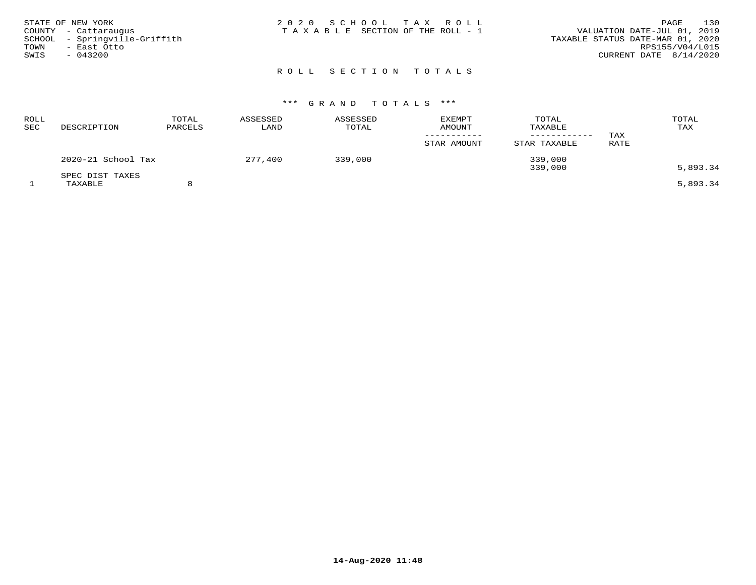STATE OF NEW YORK
COUNTY - Cattaraugus
SCHOOL - Springville-Griffith
TOWN - East Otto
SWIS - 043200

2020 SCHOOL TAX ROLL
TAXABLE SECTION OF THE ROLL - 1

VALUATION DATE-JUL 01, 2019
TAXABLE STATUS DATE-MAR 01, 2020
RPS155/V04/L015
CURRENT DATE 8/14/2020

## ROLL SECTION TOTALS

### *** GRAND TOTALS ***

| ROLL SEC | DESCRIPTION | TOTAL PARCELS | ASSESSED LAND | ASSESSED TOTAL | EXEMPT AMOUNT / STAR AMOUNT | TOTAL TAXABLE / STAR TAXABLE | TAX RATE | TOTAL TAX |
|---|---|---|---|---|---|---|---|---|
| | 2020-21 School Tax | | 277,400 | 339,000 | | 339,000 | | |
| | | | | | | 339,000 | | 5,893.34 |
| | SPEC DIST TAXES | | | | | | | |
| 1 | TAXABLE | 8 | | | | | | 5,893.34 |

14-Aug-2020 11:48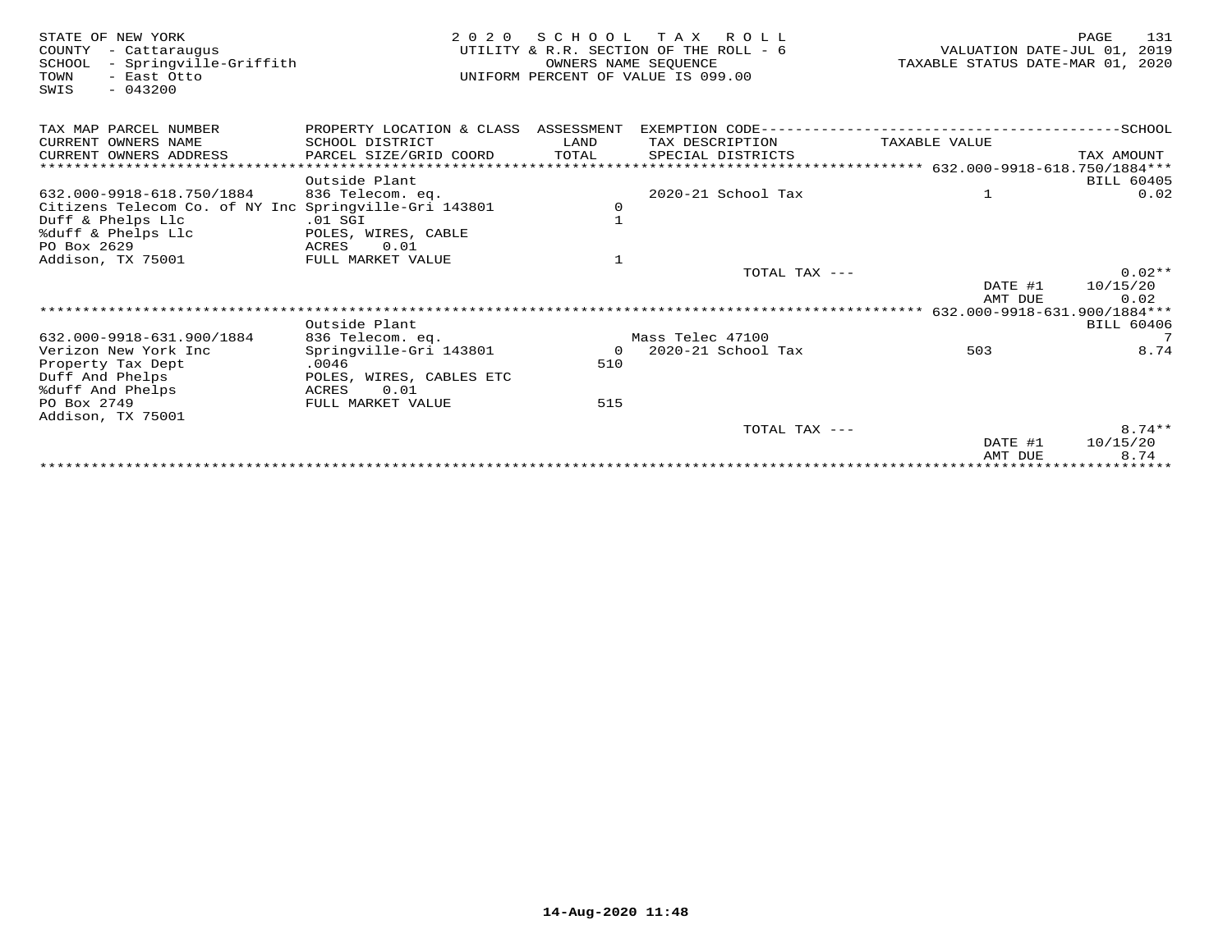STATE OF NEW YORK
COUNTY - Cattaraugus
SCHOOL - Springville-Griffith
TOWN - East Otto
SWIS - 043200

2020 SCHOOL TAX ROLL
UTILITY & R.R. SECTION OF THE ROLL - 6
OWNERS NAME SEQUENCE
UNIFORM PERCENT OF VALUE IS 099.00

VALUATION DATE-JUL 01, 2019
TAXABLE STATUS DATE-MAR 01, 2020

| TAX MAP PARCEL NUMBER / CURRENT OWNERS NAME / CURRENT OWNERS ADDRESS | PROPERTY LOCATION & CLASS / SCHOOL DISTRICT / PARCEL SIZE/GRID COORD | ASSESSMENT LAND / TOTAL | EXEMPTION CODE / TAX DESCRIPTION / SPECIAL DISTRICTS | TAXABLE VALUE | TAX AMOUNT |
|---|---|---|---|---|---|
| **632.000-9918-618.750/1884** | Outside Plant | | | | BILL 60405 |
| 632.000-9918-618.750/1884 | 836 Telecom. eq. | | 2020-21 School Tax | 1 | 0.02 |
| Citizens Telecom Co. of NY Inc | Springville-Gri 143801 | 0 | | | |
| Duff & Phelps Llc | .01 SGI | 1 | | | |
| %duff & Phelps Llc | POLES, WIRES, CABLE | | | | |
| PO Box 2629 | ACRES 0.01 | | | | |
| Addison, TX 75001 | FULL MARKET VALUE | 1 | | | |
| | | | TOTAL TAX --- | | 0.02** |
| | | | | DATE #1 | 10/15/20 |
| | | | | AMT DUE | 0.02 |
| **632.000-9918-631.900/1884** | Outside Plant | | | | BILL 60406 |
| 632.000-9918-631.900/1884 | 836 Telecom. eq. | | Mass Telec 47100 | | 7 |
| Verizon New York Inc | Springville-Gri 143801 | 0 | 2020-21 School Tax | 503 | 8.74 |
| Property Tax Dept | .0046 | 510 | | | |
| Duff And Phelps | POLES, WIRES, CABLES ETC | | | | |
| %duff And Phelps | ACRES 0.01 | | | | |
| PO Box 2749 | FULL MARKET VALUE | 515 | | | |
| Addison, TX 75001 | | | | | |
| | | | TOTAL TAX --- | | 8.74** |
| | | | | DATE #1 | 10/15/20 |
| | | | | AMT DUE | 8.74 |

14-Aug-2020 11:48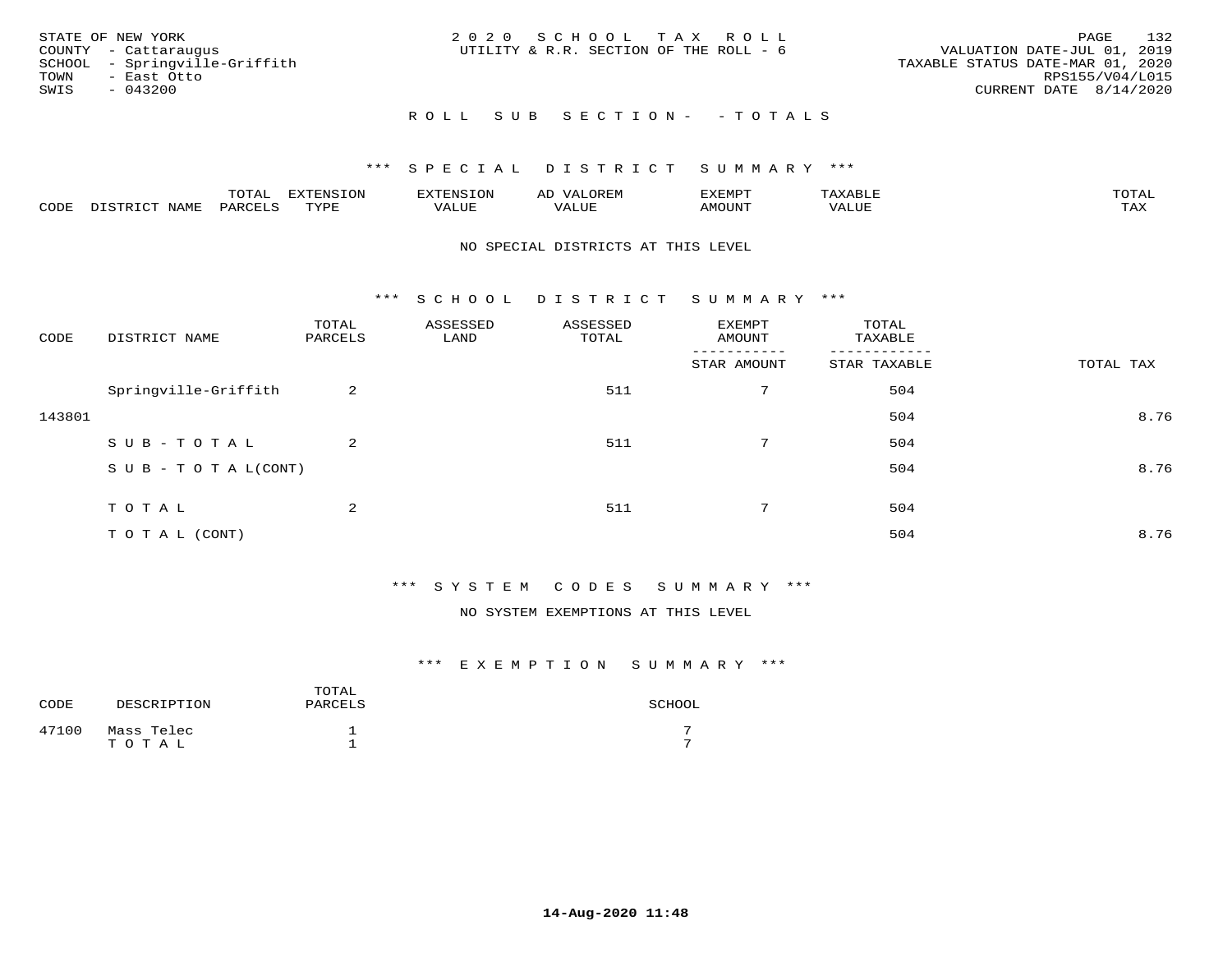STATE OF NEW YORK
COUNTY - Cattaraugus
SCHOOL - Springville-Griffith
TOWN - East Otto
SWIS - 043200

2020 SCHOOL TAX ROLL
UTILITY & R.R. SECTION OF THE ROLL - 6

VALUATION DATE-JUL 01, 2019
TAXABLE STATUS DATE-MAR 01, 2020
RPS155/V04/L015
CURRENT DATE 8/14/2020

## ROLL SUB SECTION- - TOTALS

### *** SPECIAL DISTRICT SUMMARY ***

| CODE | DISTRICT NAME | TOTAL PARCELS | EXTENSION TYPE | EXTENSION VALUE | AD VALOREM VALUE | EXEMPT AMOUNT | TAXABLE VALUE | TOTAL TAX |
|---|---|---|---|---|---|---|---|---|

NO SPECIAL DISTRICTS AT THIS LEVEL

### *** SCHOOL DISTRICT SUMMARY ***

| CODE | DISTRICT NAME | TOTAL PARCELS | ASSESSED LAND | ASSESSED TOTAL | EXEMPT AMOUNT / STAR AMOUNT | TOTAL TAXABLE / STAR TAXABLE | TOTAL TAX |
|---|---|---|---|---|---|---|---|
| | Springville-Griffith | 2 | | 511 | 7 | 504 | |
| 143801 | | | | | | 504 | 8.76 |
| | SUB-TOTAL | 2 | | 511 | 7 | 504 | |
| | SUB-TOTAL(CONT) | | | | | 504 | 8.76 |
| | TOTAL | 2 | | 511 | 7 | 504 | |
| | TOTAL (CONT) | | | | | 504 | 8.76 |

### *** SYSTEM CODES SUMMARY ***

NO SYSTEM EXEMPTIONS AT THIS LEVEL

### *** EXEMPTION SUMMARY ***

| CODE | DESCRIPTION | TOTAL PARCELS | SCHOOL |
|---|---|---|---|
| 47100 | Mass Telec | 1 | 7 |
| | TOTAL | 1 | 7 |

14-Aug-2020 11:48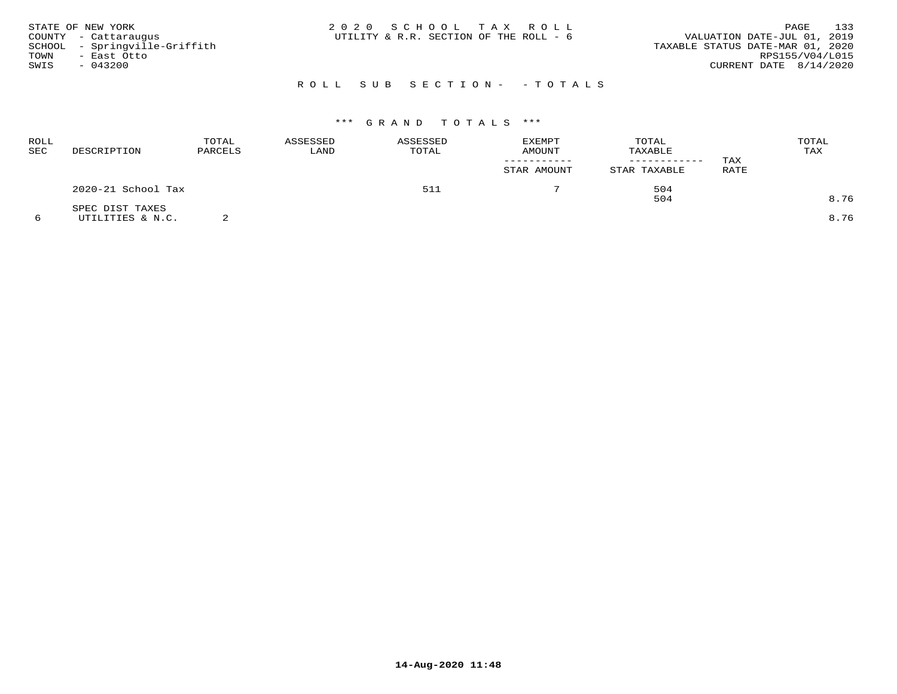STATE OF NEW YORK
COUNTY - Cattaraugus
SCHOOL - Springville-Griffith
TOWN - East Otto
SWIS - 043200

2 0 2 0 S C H O O L T A X R O L L
UTILITY & R.R. SECTION OF THE ROLL - 6

VALUATION DATE-JUL 01, 2019
TAXABLE STATUS DATE-MAR 01, 2020
RPS155/V04/L015
CURRENT DATE 8/14/2020

R O L L S U B S E C T I O N - - T O T A L S

*** G R A N D T O T A L S ***

| ROLL SEC | DESCRIPTION | TOTAL PARCELS | ASSESSED LAND | ASSESSED TOTAL | EXEMPT AMOUNT / STAR AMOUNT | TOTAL TAXABLE / STAR TAXABLE | TAX RATE | TOTAL TAX |
|---|---|---|---|---|---|---|---|---|
| | 2020-21 School Tax | | | 511 | 7 | 504 | | |
| | | | | | | 504 | | 8.76 |
| | SPEC DIST TAXES | | | | | | | |
| 6 | UTILITIES & N.C. | 2 | | | | | | 8.76 |

14-Aug-2020 11:48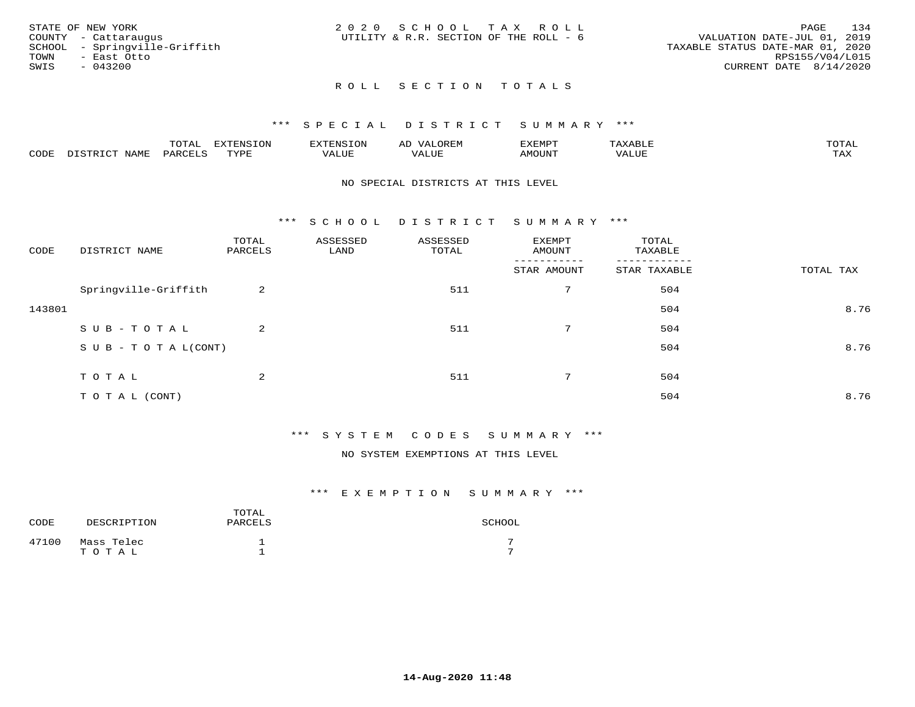STATE OF NEW YORK
COUNTY - Cattaraugus
SCHOOL - Springville-Griffith
TOWN - East Otto
SWIS - 043200

2020 SCHOOL TAX ROLL
UTILITY & R.R. SECTION OF THE ROLL - 6

VALUATION DATE-JUL 01, 2019
TAXABLE STATUS DATE-MAR 01, 2020
RPS155/V04/L015
CURRENT DATE 8/14/2020

# ROLL SECTION TOTALS

## *** SPECIAL DISTRICT SUMMARY ***

| CODE | DISTRICT NAME | TOTAL PARCELS | EXTENSION TYPE | EXTENSION VALUE | AD VALOREM VALUE | EXEMPT AMOUNT | TAXABLE VALUE | TOTAL TAX |
|---|---|---|---|---|---|---|---|---|

NO SPECIAL DISTRICTS AT THIS LEVEL

## *** SCHOOL DISTRICT SUMMARY ***

| CODE | DISTRICT NAME | TOTAL PARCELS | ASSESSED LAND | ASSESSED TOTAL | EXEMPT AMOUNT / STAR AMOUNT | TOTAL TAXABLE / STAR TAXABLE | TOTAL TAX |
|---|---|---|---|---|---|---|---|
| | Springville-Griffith | 2 | | 511 | 7 | 504 | |
| 143801 | | | | | | 504 | 8.76 |
| | SUB-TOTAL | 2 | | 511 | 7 | 504 | |
| | SUB-TOTAL(CONT) | | | | | 504 | 8.76 |
| | TOTAL | 2 | | 511 | 7 | 504 | |
| | TOTAL (CONT) | | | | | 504 | 8.76 |

## *** SYSTEM CODES SUMMARY ***

NO SYSTEM EXEMPTIONS AT THIS LEVEL

## *** EXEMPTION SUMMARY ***

| CODE | DESCRIPTION | TOTAL PARCELS | SCHOOL |
|---|---|---|---|
| 47100 | Mass Telec | 1 | 7 |
| | TOTAL | 1 | 7 |

14-Aug-2020 11:48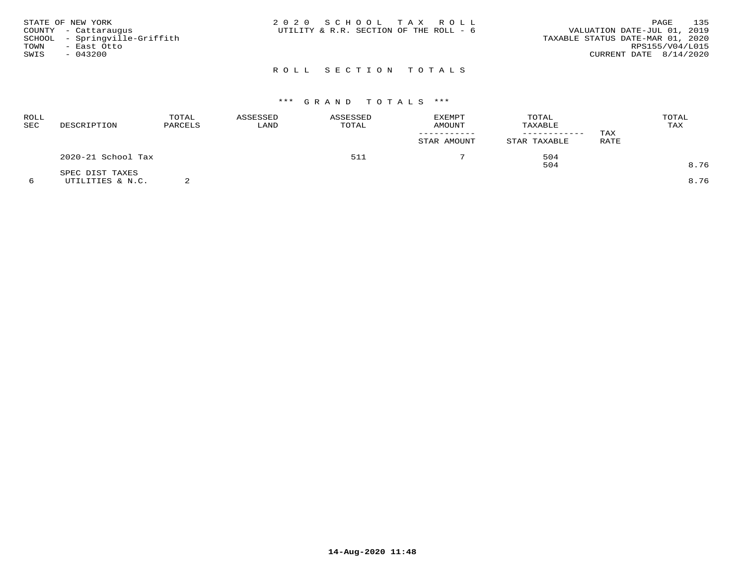STATE OF NEW YORK
COUNTY - Cattaraugus
SCHOOL - Springville-Griffith
TOWN - East Otto
SWIS - 043200

2020 SCHOOL TAX ROLL
UTILITY & R.R. SECTION OF THE ROLL - 6

VALUATION DATE-JUL 01, 2019
TAXABLE STATUS DATE-MAR 01, 2020
RPS155/V04/L015
CURRENT DATE 8/14/2020

## ROLL SECTION TOTALS

### *** GRAND TOTALS ***

| ROLL SEC | DESCRIPTION | TOTAL PARCELS | ASSESSED LAND | ASSESSED TOTAL | EXEMPT AMOUNT / STAR AMOUNT | TOTAL TAXABLE / STAR TAXABLE | TAX RATE | TOTAL TAX |
|---|---|---|---|---|---|---|---|---|
| | 2020-21 School Tax | | | 511 | 7 | 504 | | |
| | | | | | | 504 | | 8.76 |
| | SPEC DIST TAXES | | | | | | | |
| 6 | UTILITIES & N.C. | 2 | | | | | | 8.76 |

14-Aug-2020 11:48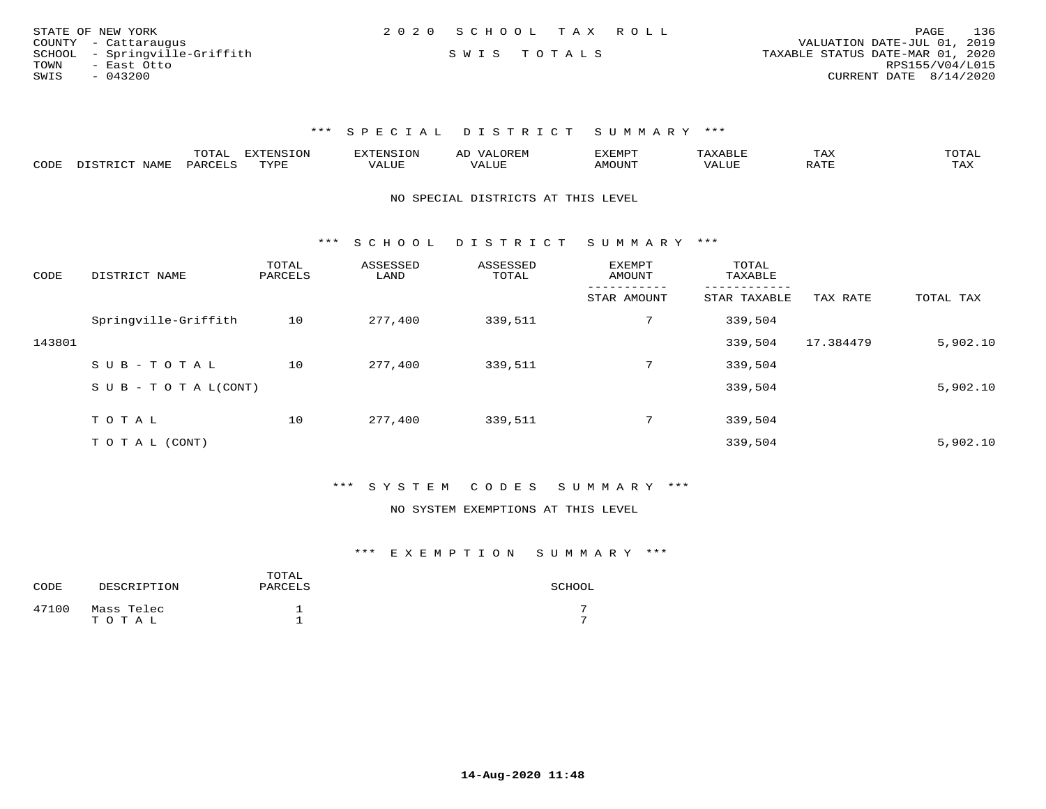STATE OF NEW YORK
COUNTY - Cattaraugus
SCHOOL - Springville-Griffith
TOWN - East Otto
SWIS - 043200

2020 SCHOOL TAX ROLL

SWIS TOTALS

VALUATION DATE-JUL 01, 2019
TAXABLE STATUS DATE-MAR 01, 2020
RPS155/V04/L015
CURRENT DATE 8/14/2020

### *** SPECIAL DISTRICT SUMMARY ***

| CODE | DISTRICT NAME | TOTAL PARCELS | EXTENSION TYPE | EXTENSION VALUE | AD VALOREM VALUE | EXEMPT AMOUNT | TAXABLE VALUE | TAX RATE | TOTAL TAX |
|---|---|---|---|---|---|---|---|---|---|

NO SPECIAL DISTRICTS AT THIS LEVEL

### *** SCHOOL DISTRICT SUMMARY ***

| CODE | DISTRICT NAME | TOTAL PARCELS | ASSESSED LAND | ASSESSED TOTAL | EXEMPT AMOUNT / STAR AMOUNT | TOTAL TAXABLE / STAR TAXABLE | TAX RATE | TOTAL TAX |
|---|---|---|---|---|---|---|---|---|
| | Springville-Griffith | 10 | 277,400 | 339,511 | 7 | 339,504 | | |
| 143801 | | | | | | 339,504 | 17.384479 | 5,902.10 |
| | SUB-TOTAL | 10 | 277,400 | 339,511 | 7 | 339,504 | | |
| | SUB-TOTAL(CONT) | | | | | 339,504 | | 5,902.10 |
| | TOTAL | 10 | 277,400 | 339,511 | 7 | 339,504 | | |
| | TOTAL (CONT) | | | | | 339,504 | | 5,902.10 |

### *** SYSTEM CODES SUMMARY ***

NO SYSTEM EXEMPTIONS AT THIS LEVEL

### *** EXEMPTION SUMMARY ***

| CODE | DESCRIPTION | TOTAL PARCELS | SCHOOL |
|---|---|---|---|
| 47100 | Mass Telec | 1 | 7 |
| | TOTAL | 1 | 7 |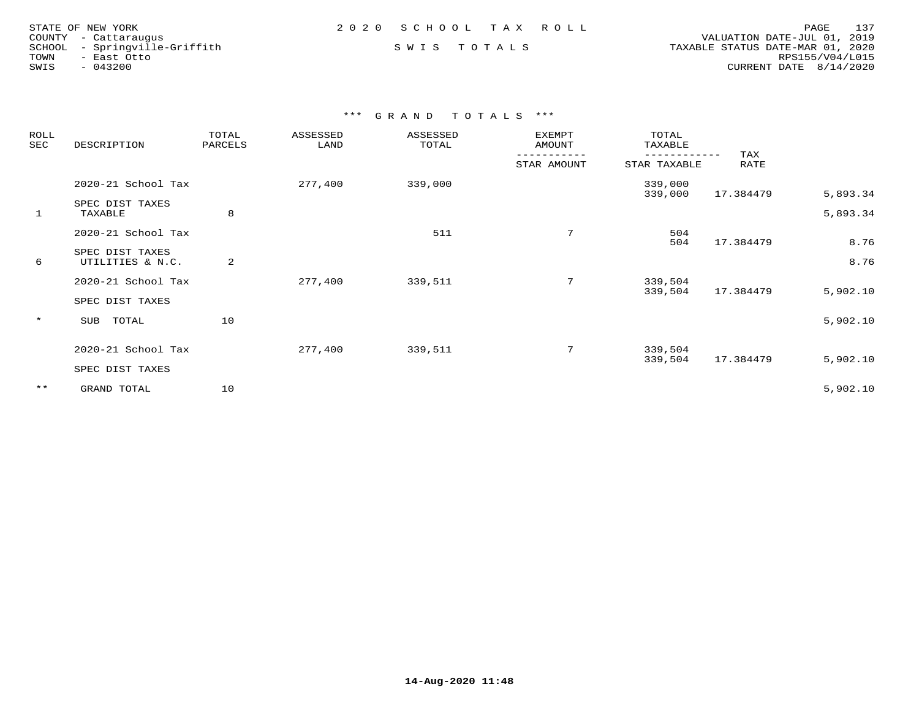STATE OF NEW YORK
COUNTY - Cattaraugus
SCHOOL - Springville-Griffith
TOWN - East Otto
SWIS - 043200

2020 SCHOOL TAX ROLL

SWIS TOTALS

VALUATION DATE-JUL 01, 2019
TAXABLE STATUS DATE-MAR 01, 2020
RPS155/V04/L015
CURRENT DATE 8/14/2020

*** GRAND TOTALS ***

| ROLL SEC | DESCRIPTION | TOTAL PARCELS | ASSESSED LAND | ASSESSED TOTAL | EXEMPT AMOUNT / STAR AMOUNT | TOTAL TAXABLE / STAR TAXABLE | TAX RATE | |
|---|---|---|---|---|---|---|---|---|
| | 2020-21 School Tax | | 277,400 | 339,000 | | 339,000 | | |
| | | | | | | 339,000 | 17.384479 | 5,893.34 |
| | SPEC DIST TAXES | | | | | | | |
| 1 | TAXABLE | 8 | | | | | | 5,893.34 |
| | 2020-21 School Tax | | | 511 | 7 | 504 | | |
| | | | | | | 504 | 17.384479 | 8.76 |
| | SPEC DIST TAXES | | | | | | | |
| 6 | UTILITIES & N.C. | 2 | | | | | | 8.76 |
| | 2020-21 School Tax | | 277,400 | 339,511 | 7 | 339,504 | | |
| | | | | | | 339,504 | 17.384479 | 5,902.10 |
| | SPEC DIST TAXES | | | | | | | |
| * | SUB TOTAL | 10 | | | | | | 5,902.10 |
| | 2020-21 School Tax | | 277,400 | 339,511 | 7 | 339,504 | | |
| | | | | | | 339,504 | 17.384479 | 5,902.10 |
| | SPEC DIST TAXES | | | | | | | |
| ** | GRAND TOTAL | 10 | | | | | | 5,902.10 |

14-Aug-2020 11:48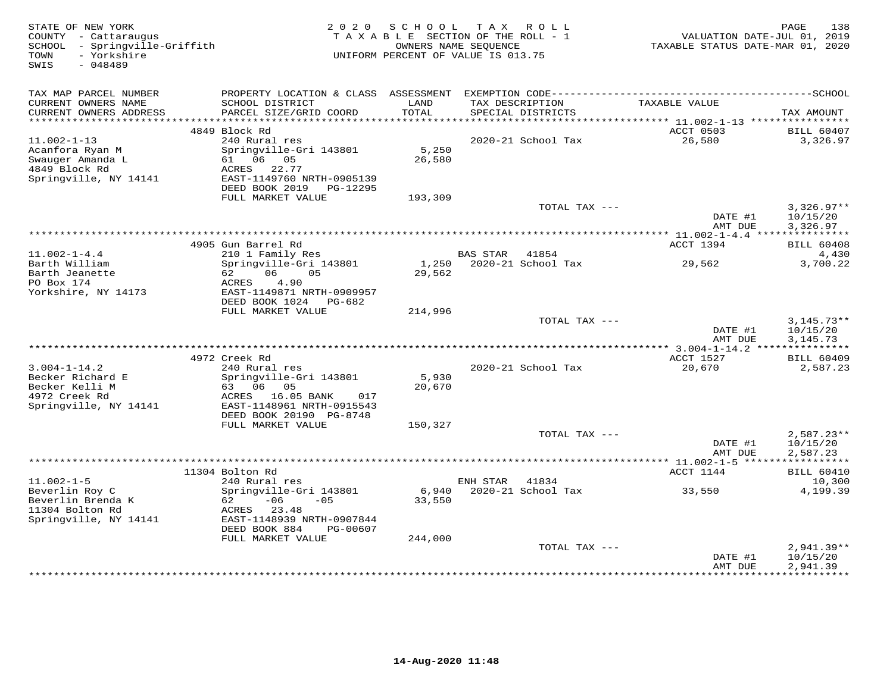STATE OF NEW YORK
COUNTY - Cattaraugus
SCHOOL - Springville-Griffith
TOWN - Yorkshire
SWIS - 048489

2020 SCHOOL TAX ROLL
TAXABLE SECTION OF THE ROLL - 1
OWNERS NAME SEQUENCE
UNIFORM PERCENT OF VALUE IS 013.75

VALUATION DATE-JUL 01, 2019
TAXABLE STATUS DATE-MAR 01, 2020

| TAX MAP PARCEL NUMBER / CURRENT OWNERS NAME / CURRENT OWNERS ADDRESS | PROPERTY LOCATION & CLASS / SCHOOL DISTRICT / PARCEL SIZE/GRID COORD | ASSESSMENT LAND / TOTAL | EXEMPTION CODE / TAX DESCRIPTION / SPECIAL DISTRICTS | TAXABLE VALUE | TAX AMOUNT |
|---|---|---|---|---|---|
| | 4849 Block Rd | | | ACCT 0503 | BILL 60407 |
| 11.002-1-13 | 240 Rural res | | 2020-21 School Tax | 26,580 | 3,326.97 |
| Acanfora Ryan M | Springville-Gri 143801 | 5,250 | | | |
| Swauger Amanda L | 61 06 05 | 26,580 | | | |
| 4849 Block Rd | ACRES 22.77 | | | | |
| Springville, NY 14141 | EAST-1149760 NRTH-0905139 | | | | |
| | DEED BOOK 2019 PG-12295 | | | | |
| | FULL MARKET VALUE | 193,309 | | | |
| | | | TOTAL TAX --- | | 3,326.97** |
| | | | | DATE #1 | 10/15/20 |
| | | | | AMT DUE | 3,326.97 |
| | 4905 Gun Barrel Rd | | | ACCT 1394 | BILL 60408 |
| 11.002-1-4.4 | 210 1 Family Res | | BAS STAR 41854 | | 4,430 |
| Barth William | Springville-Gri 143801 | 1,250 | 2020-21 School Tax | 29,562 | 3,700.22 |
| Barth Jeanette | 62 06 05 | 29,562 | | | |
| PO Box 174 | ACRES 4.90 | | | | |
| Yorkshire, NY 14173 | EAST-1149871 NRTH-0909957 | | | | |
| | DEED BOOK 1024 PG-682 | | | | |
| | FULL MARKET VALUE | 214,996 | | | |
| | | | TOTAL TAX --- | | 3,145.73** |
| | | | | DATE #1 | 10/15/20 |
| | | | | AMT DUE | 3,145.73 |
| | 4972 Creek Rd | | | ACCT 1527 | BILL 60409 |
| 3.004-1-14.2 | 240 Rural res | | 2020-21 School Tax | 20,670 | 2,587.23 |
| Becker Richard E | Springville-Gri 143801 | 5,930 | | | |
| Becker Kelli M | 63 06 05 | 20,670 | | | |
| 4972 Creek Rd | ACRES 16.05 BANK 017 | | | | |
| Springville, NY 14141 | EAST-1148961 NRTH-0915543 | | | | |
| | DEED BOOK 20190 PG-8748 | | | | |
| | FULL MARKET VALUE | 150,327 | | | |
| | | | TOTAL TAX --- | | 2,587.23** |
| | | | | DATE #1 | 10/15/20 |
| | | | | AMT DUE | 2,587.23 |
| | 11304 Bolton Rd | | | ACCT 1144 | BILL 60410 |
| 11.002-1-5 | 240 Rural res | | ENH STAR 41834 | | 10,300 |
| Beverlin Roy C | Springville-Gri 143801 | 6,940 | 2020-21 School Tax | 33,550 | 4,199.39 |
| Beverlin Brenda K | 62 -06 -05 | 33,550 | | | |
| 11304 Bolton Rd | ACRES 23.48 | | | | |
| Springville, NY 14141 | EAST-1148939 NRTH-0907844 | | | | |
| | DEED BOOK 884 PG-00607 | | | | |
| | FULL MARKET VALUE | 244,000 | | | |
| | | | TOTAL TAX --- | | 2,941.39** |
| | | | | DATE #1 | 10/15/20 |
| | | | | AMT DUE | 2,941.39 |

14-Aug-2020 11:48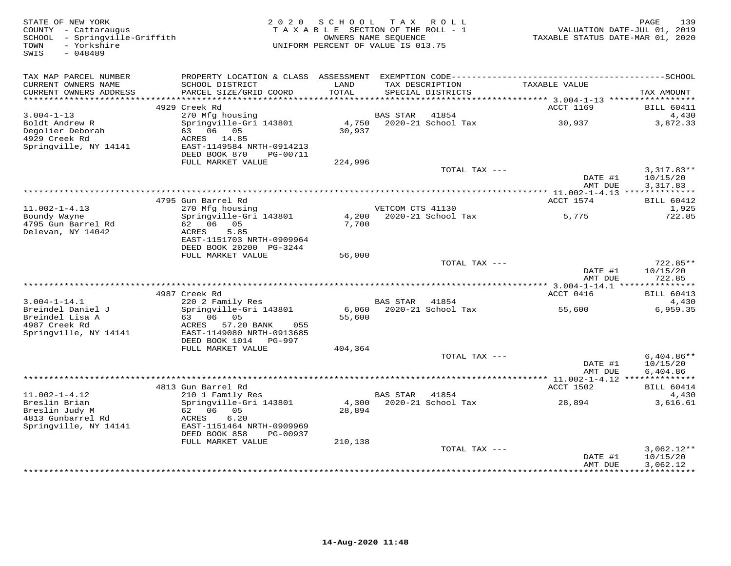STATE OF NEW YORK
COUNTY - Cattaraugus
SCHOOL - Springville-Griffith
TOWN - Yorkshire
SWIS - 048489

2020 SCHOOL TAX ROLL
TAXABLE SECTION OF THE ROLL - 1
OWNERS NAME SEQUENCE
UNIFORM PERCENT OF VALUE IS 013.75

VALUATION DATE-JUL 01, 2019
TAXABLE STATUS DATE-MAR 01, 2020

| TAX MAP PARCEL NUMBER / CURRENT OWNERS NAME / CURRENT OWNERS ADDRESS | PROPERTY LOCATION & CLASS / SCHOOL DISTRICT / PARCEL SIZE/GRID COORD | ASSESSMENT LAND / TOTAL | EXEMPTION CODE / TAX DESCRIPTION / SPECIAL DISTRICTS | TAXABLE VALUE | TAX AMOUNT |
|---|---|---|---|---|---|
| 3.004-1-13 | 4929 Creek Rd | | | ACCT 1169 | BILL 60411 |
| Boldt Andrew R | 270 Mfg housing | | BAS STAR 41854 | | 4,430 |
| Degolier Deborah | Springville-Gri 143801 | 4,750 | 2020-21 School Tax | 30,937 | 3,872.33 |
| 4929 Creek Rd | 63 06 05 | 30,937 | | | |
| Springville, NY 14141 | ACRES 14.85 | | | | |
| | EAST-1149584 NRTH-0914213 | | | | |
| | DEED BOOK 870 PG-00711 | | | | |
| | FULL MARKET VALUE | 224,996 | | | |
| | | | TOTAL TAX --- | | 3,317.83** |
| | | | | DATE #1 | 10/15/20 |
| | | | | AMT DUE | 3,317.83 |
| 11.002-1-4.13 | 4795 Gun Barrel Rd | | | ACCT 1574 | BILL 60412 |
| Boundy Wayne | 270 Mfg housing | | VETCOM CTS 41130 | | 1,925 |
| 4795 Gun Barrel Rd | Springville-Gri 143801 | 4,200 | 2020-21 School Tax | 5,775 | 722.85 |
| Delevan, NY 14042 | 62 06 05 | 7,700 | | | |
| | ACRES 5.85 | | | | |
| | EAST-1151703 NRTH-0909964 | | | | |
| | DEED BOOK 20200 PG-3244 | | | | |
| | FULL MARKET VALUE | 56,000 | | | |
| | | | TOTAL TAX --- | | 722.85** |
| | | | | DATE #1 | 10/15/20 |
| | | | | AMT DUE | 722.85 |
| 3.004-1-14.1 | 4987 Creek Rd | | | ACCT 0416 | BILL 60413 |
| Breindel Daniel J | 220 2 Family Res | | BAS STAR 41854 | | 4,430 |
| Breindel Lisa A | Springville-Gri 143801 | 6,060 | 2020-21 School Tax | 55,600 | 6,959.35 |
| 4987 Creek Rd | 63 06 05 | 55,600 | | | |
| Springville, NY 14141 | ACRES 57.20 BANK 055 | | | | |
| | EAST-1149080 NRTH-0913685 | | | | |
| | DEED BOOK 1014 PG-997 | | | | |
| | FULL MARKET VALUE | 404,364 | | | |
| | | | TOTAL TAX --- | | 6,404.86** |
| | | | | DATE #1 | 10/15/20 |
| | | | | AMT DUE | 6,404.86 |
| 11.002-1-4.12 | 4813 Gun Barrel Rd | | | ACCT 1502 | BILL 60414 |
| Breslin Brian | 210 1 Family Res | | BAS STAR 41854 | | 4,430 |
| Breslin Judy M | Springville-Gri 143801 | 4,300 | 2020-21 School Tax | 28,894 | 3,616.61 |
| 4813 Gunbarrel Rd | 62 06 05 | 28,894 | | | |
| Springville, NY 14141 | ACRES 6.20 | | | | |
| | EAST-1151464 NRTH-0909969 | | | | |
| | DEED BOOK 858 PG-00937 | | | | |
| | FULL MARKET VALUE | 210,138 | | | |
| | | | TOTAL TAX --- | | 3,062.12** |
| | | | | DATE #1 | 10/15/20 |
| | | | | AMT DUE | 3,062.12 |

14-Aug-2020 11:48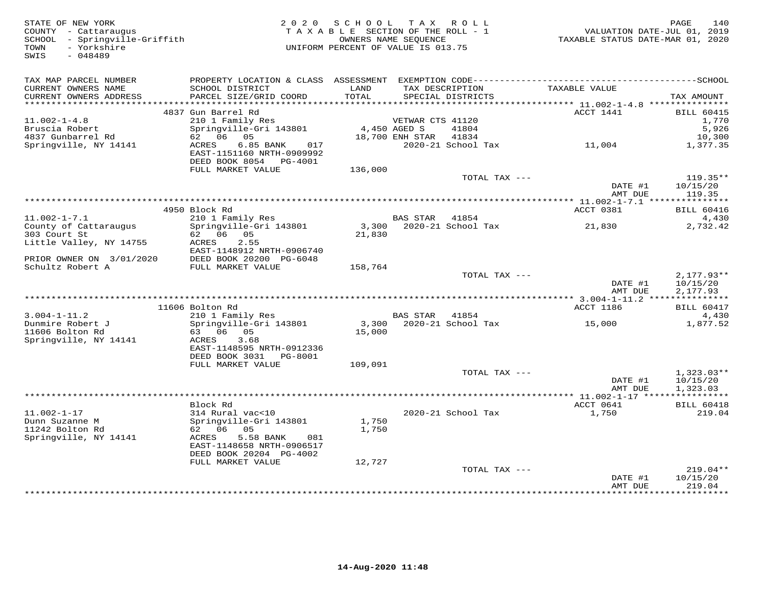STATE OF NEW YORK
COUNTY - Cattaraugus
SCHOOL - Springville-Griffith
TOWN - Yorkshire
SWIS - 048489

2020 SCHOOL TAX ROLL
TAXABLE SECTION OF THE ROLL - 1
OWNERS NAME SEQUENCE
UNIFORM PERCENT OF VALUE IS 013.75

VALUATION DATE-JUL 01, 2019
TAXABLE STATUS DATE-MAR 01, 2020

| TAX MAP PARCEL NUMBER / CURRENT OWNERS NAME / CURRENT OWNERS ADDRESS | PROPERTY LOCATION & CLASS / SCHOOL DISTRICT / PARCEL SIZE/GRID COORD | ASSESSMENT LAND / TOTAL | EXEMPTION CODE / TAX DESCRIPTION / SPECIAL DISTRICTS | TAXABLE VALUE | TAX AMOUNT |
|---|---|---|---|---|---|
| | 4837 Gun Barrel Rd | | | ACCT 1441 | BILL 60415 |
| 11.002-1-4.8 | 210 1 Family Res | | VETWAR CTS 41120 | | 1,770 |
| Bruscia Robert | Springville-Gri 143801 | 4,450 | AGED S 41804 | | 5,926 |
| 4837 Gunbarrel Rd | 62 06 05 | 18,700 | ENH STAR 41834 | | 10,300 |
| Springville, NY 14141 | ACRES 6.85 BANK 017 | | 2020-21 School Tax | 11,004 | 1,377.35 |
| | EAST-1151160 NRTH-0909992 | | | | |
| | DEED BOOK 8054 PG-4001 | | | | |
| | FULL MARKET VALUE | 136,000 | | | |
| | | | TOTAL TAX --- | | 119.35** |
| | | | | DATE #1 | 10/15/20 |
| | | | | AMT DUE | 119.35 |
| | 4950 Block Rd | | | ACCT 0381 | BILL 60416 |
| 11.002-1-7.1 | 210 1 Family Res | | BAS STAR 41854 | | 4,430 |
| County of Cattaraugus | Springville-Gri 143801 | 3,300 | 2020-21 School Tax | 21,830 | 2,732.42 |
| 303 Court St | 62 06 05 | 21,830 | | | |
| Little Valley, NY 14755 | ACRES 2.55 | | | | |
| | EAST-1148912 NRTH-0906740 | | | | |
| PRIOR OWNER ON 3/01/2020 | DEED BOOK 20200 PG-6048 | | | | |
| Schultz Robert A | FULL MARKET VALUE | 158,764 | | | |
| | | | TOTAL TAX --- | | 2,177.93** |
| | | | | DATE #1 | 10/15/20 |
| | | | | AMT DUE | 2,177.93 |
| | 11606 Bolton Rd | | | ACCT 1186 | BILL 60417 |
| 3.004-1-11.2 | 210 1 Family Res | | BAS STAR 41854 | | 4,430 |
| Dunmire Robert J | Springville-Gri 143801 | 3,300 | 2020-21 School Tax | 15,000 | 1,877.52 |
| 11606 Bolton Rd | 63 06 05 | 15,000 | | | |
| Springville, NY 14141 | ACRES 3.68 | | | | |
| | EAST-1148595 NRTH-0912336 | | | | |
| | DEED BOOK 3031 PG-8001 | | | | |
| | FULL MARKET VALUE | 109,091 | | | |
| | | | TOTAL TAX --- | | 1,323.03** |
| | | | | DATE #1 | 10/15/20 |
| | | | | AMT DUE | 1,323.03 |
| | Block Rd | | | ACCT 0641 | BILL 60418 |
| 11.002-1-17 | 314 Rural vac<10 | | 2020-21 School Tax | 1,750 | 219.04 |
| Dunn Suzanne M | Springville-Gri 143801 | 1,750 | | | |
| 11242 Bolton Rd | 62 06 05 | 1,750 | | | |
| Springville, NY 14141 | ACRES 5.58 BANK 081 | | | | |
| | EAST-1148658 NRTH-0906517 | | | | |
| | DEED BOOK 20204 PG-4002 | | | | |
| | FULL MARKET VALUE | 12,727 | | | |
| | | | TOTAL TAX --- | | 219.04** |
| | | | | DATE #1 | 10/15/20 |
| | | | | AMT DUE | 219.04 |

14-Aug-2020 11:48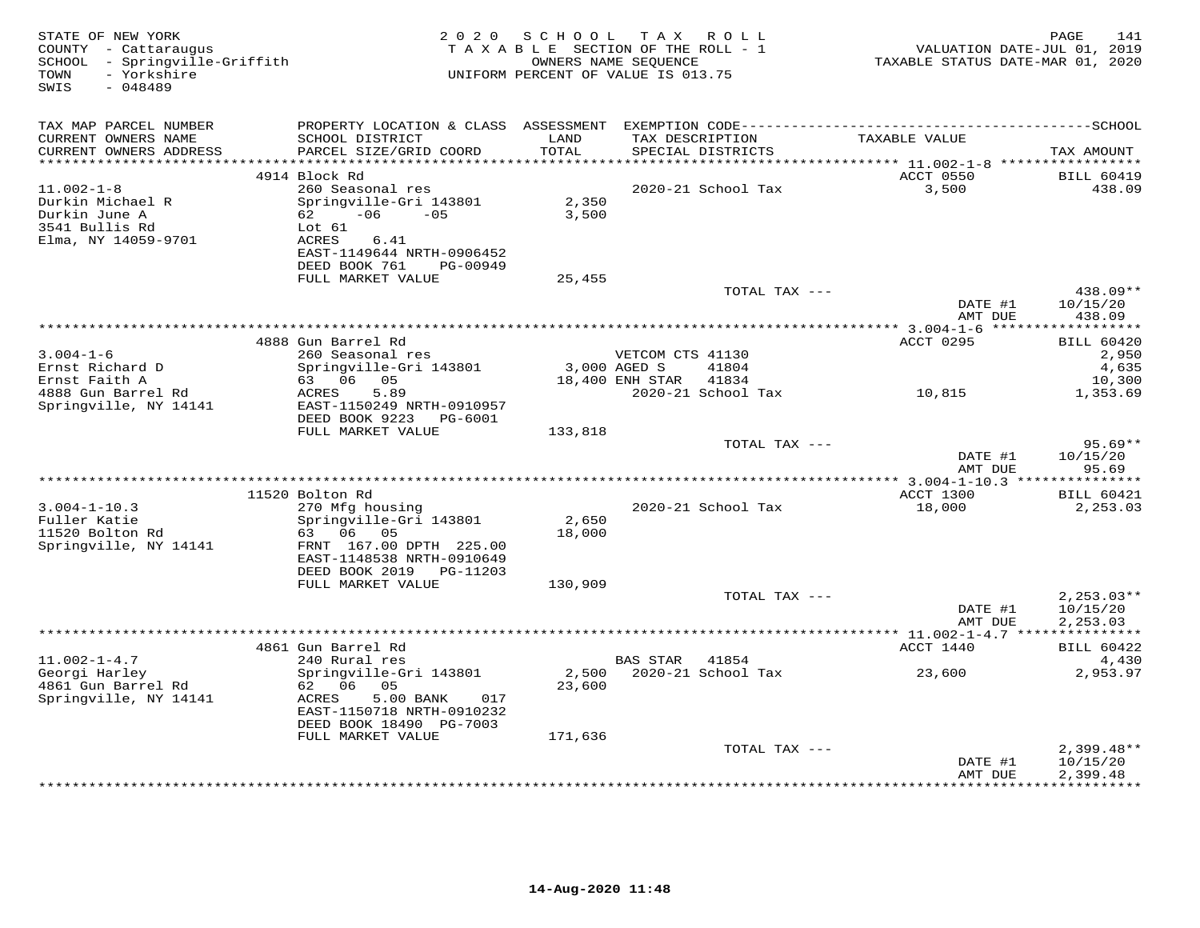STATE OF NEW YORK
COUNTY - Cattaraugus
SCHOOL - Springville-Griffith
TOWN - Yorkshire
SWIS - 048489

2020 SCHOOL TAX ROLL
TAXABLE SECTION OF THE ROLL - 1
OWNERS NAME SEQUENCE
UNIFORM PERCENT OF VALUE IS 013.75

VALUATION DATE-JUL 01, 2019
TAXABLE STATUS DATE-MAR 01, 2020

| TAX MAP PARCEL NUMBER / CURRENT OWNERS NAME / CURRENT OWNERS ADDRESS | PROPERTY LOCATION & CLASS / SCHOOL DISTRICT / PARCEL SIZE/GRID COORD | ASSESSMENT LAND / TOTAL | EXEMPTION CODE / TAX DESCRIPTION / SPECIAL DISTRICTS | TAXABLE VALUE | TAX AMOUNT |
|---|---|---|---|---|---|
| **11.002-1-8** | 4914 Block Rd | | | ACCT 0550 | BILL 60419 |
| Durkin Michael R | 260 Seasonal res | | 2020-21 School Tax | 3,500 | 438.09 |
| Durkin June A | Springville-Gri 143801 | 2,350 | | | |
| 3541 Bullis Rd | 62 -06 -05 | 3,500 | | | |
| Elma, NY 14059-9701 | Lot 61 | | | | |
| | ACRES 6.41 | | | | |
| | EAST-1149644 NRTH-0906452 | | | | |
| | DEED BOOK 761 PG-00949 | | | | |
| | FULL MARKET VALUE | 25,455 | | | |
| | | | TOTAL TAX --- | | 438.09** |
| | | | | DATE #1 | 10/15/20 |
| | | | | AMT DUE | 438.09 |
| **3.004-1-6** | 4888 Gun Barrel Rd | | | ACCT 0295 | BILL 60420 |
| Ernst Richard D | 260 Seasonal res | | VETCOM CTS 41130 | | 2,950 |
| Ernst Faith A | Springville-Gri 143801 | 3,000 | AGED S 41804 | | 4,635 |
| 4888 Gun Barrel Rd | 63 06 05 | 18,400 | ENH STAR 41834 | | 10,300 |
| Springville, NY 14141 | ACRES 5.89 | | 2020-21 School Tax | 10,815 | 1,353.69 |
| | EAST-1150249 NRTH-0910957 | | | | |
| | DEED BOOK 9223 PG-6001 | | | | |
| | FULL MARKET VALUE | 133,818 | | | |
| | | | TOTAL TAX --- | | 95.69** |
| | | | | DATE #1 | 10/15/20 |
| | | | | AMT DUE | 95.69 |
| **3.004-1-10.3** | 11520 Bolton Rd | | | ACCT 1300 | BILL 60421 |
| Fuller Katie | 270 Mfg housing | | 2020-21 School Tax | 18,000 | 2,253.03 |
| 11520 Bolton Rd | Springville-Gri 143801 | 2,650 | | | |
| Springville, NY 14141 | 63 06 05 | 18,000 | | | |
| | FRNT 167.00 DPTH 225.00 | | | | |
| | EAST-1148538 NRTH-0910649 | | | | |
| | DEED BOOK 2019 PG-11203 | | | | |
| | FULL MARKET VALUE | 130,909 | | | |
| | | | TOTAL TAX --- | | 2,253.03** |
| | | | | DATE #1 | 10/15/20 |
| | | | | AMT DUE | 2,253.03 |
| **11.002-1-4.7** | 4861 Gun Barrel Rd | | | ACCT 1440 | BILL 60422 |
| Georgi Harley | 240 Rural res | | BAS STAR 41854 | | 4,430 |
| 4861 Gun Barrel Rd | Springville-Gri 143801 | 2,500 | 2020-21 School Tax | 23,600 | 2,953.97 |
| Springville, NY 14141 | 62 06 05 | 23,600 | | | |
| | ACRES 5.00 BANK 017 | | | | |
| | EAST-1150718 NRTH-0910232 | | | | |
| | DEED BOOK 18490 PG-7003 | | | | |
| | FULL MARKET VALUE | 171,636 | | | |
| | | | TOTAL TAX --- | | 2,399.48** |
| | | | | DATE #1 | 10/15/20 |
| | | | | AMT DUE | 2,399.48 |

14-Aug-2020 11:48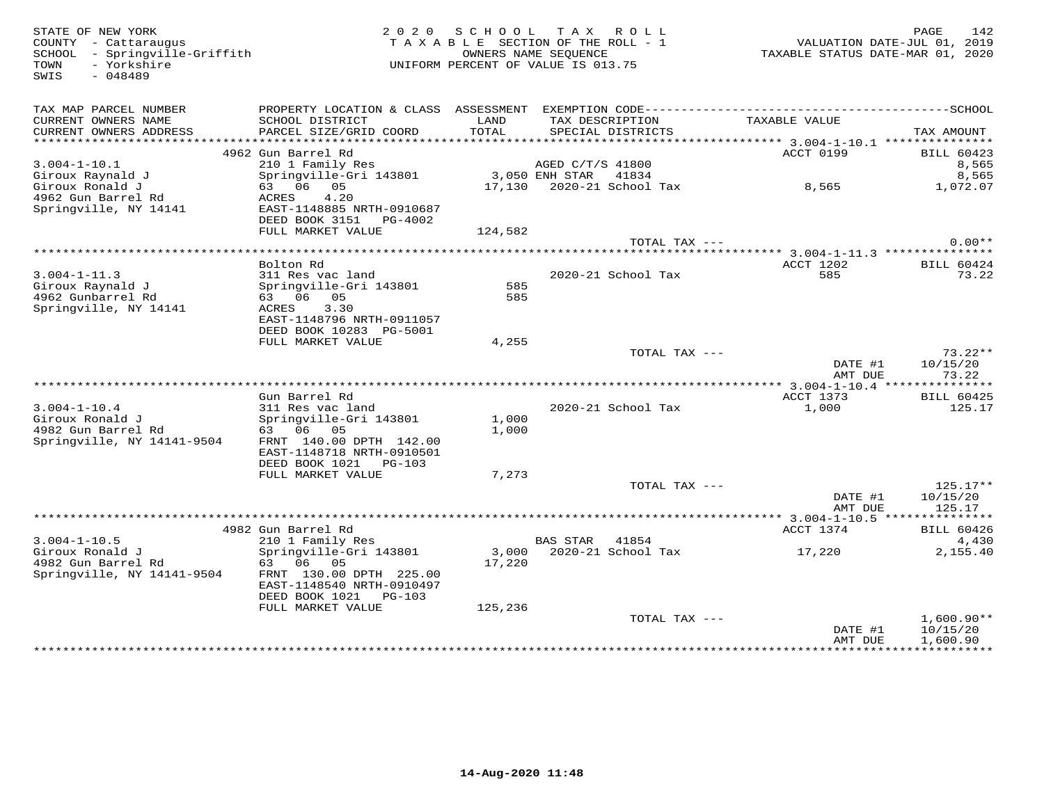STATE OF NEW YORK
COUNTY - Cattaraugus
SCHOOL - Springville-Griffith
TOWN - Yorkshire
SWIS - 048489

2 0 2 0 S C H O O L T A X R O L L
T A X A B L E SECTION OF THE ROLL - 1
OWNERS NAME SEQUENCE
UNIFORM PERCENT OF VALUE IS 013.75

VALUATION DATE-JUL 01, 2019
TAXABLE STATUS DATE-MAR 01, 2020

| TAX MAP PARCEL NUMBER / CURRENT OWNERS NAME / CURRENT OWNERS ADDRESS | PROPERTY LOCATION & CLASS / SCHOOL DISTRICT / PARCEL SIZE/GRID COORD | ASSESSMENT LAND / TOTAL | EXEMPTION CODE / TAX DESCRIPTION / SPECIAL DISTRICTS | TAXABLE VALUE | TAX AMOUNT |
|---|---|---|---|---|---|
| **3.004-1-10.1** | 4962 Gun Barrel Rd | | | ACCT 0199 | BILL 60423 |
| Giroux Raynald J | 210 1 Family Res | | AGED C/T/S 41800 | | 8,565 |
| Giroux Ronald J | Springville-Gri 143801 | 3,050 | ENH STAR 41834 | | 8,565 |
| 4962 Gun Barrel Rd | 63 06 05 | 17,130 | 2020-21 School Tax | 8,565 | 1,072.07 |
| Springville, NY 14141 | ACRES 4.20 | | | | |
| | EAST-1148885 NRTH-0910687 | | | | |
| | DEED BOOK 3151 PG-4002 | | | | |
| | FULL MARKET VALUE | 124,582 | | | |
| | | | TOTAL TAX --- | | 0.00** |
| **3.004-1-11.3** | Bolton Rd | | | ACCT 1202 | BILL 60424 |
| Giroux Raynald J | 311 Res vac land | | 2020-21 School Tax | 585 | 73.22 |
| 4962 Gunbarrel Rd | Springville-Gri 143801 | 585 | | | |
| Springville, NY 14141 | 63 06 05 | 585 | | | |
| | ACRES 3.30 | | | | |
| | EAST-1148796 NRTH-0911057 | | | | |
| | DEED BOOK 10283 PG-5001 | | | | |
| | FULL MARKET VALUE | 4,255 | | | |
| | | | TOTAL TAX --- | | 73.22** |
| | | | | DATE #1 | 10/15/20 |
| | | | | AMT DUE | 73.22 |
| **3.004-1-10.4** | Gun Barrel Rd | | | ACCT 1373 | BILL 60425 |
| Giroux Ronald J | 311 Res vac land | | 2020-21 School Tax | 1,000 | 125.17 |
| 4982 Gun Barrel Rd | Springville-Gri 143801 | 1,000 | | | |
| Springville, NY 14141-9504 | 63 06 05 | 1,000 | | | |
| | FRNT 140.00 DPTH 142.00 | | | | |
| | EAST-1148718 NRTH-0910501 | | | | |
| | DEED BOOK 1021 PG-103 | | | | |
| | FULL MARKET VALUE | 7,273 | | | |
| | | | TOTAL TAX --- | | 125.17** |
| | | | | DATE #1 | 10/15/20 |
| | | | | AMT DUE | 125.17 |
| **3.004-1-10.5** | 4982 Gun Barrel Rd | | | ACCT 1374 | BILL 60426 |
| Giroux Ronald J | 210 1 Family Res | | BAS STAR 41854 | | 4,430 |
| 4982 Gun Barrel Rd | Springville-Gri 143801 | 3,000 | 2020-21 School Tax | 17,220 | 2,155.40 |
| Springville, NY 14141-9504 | 63 06 05 | 17,220 | | | |
| | FRNT 130.00 DPTH 225.00 | | | | |
| | EAST-1148540 NRTH-0910497 | | | | |
| | DEED BOOK 1021 PG-103 | | | | |
| | FULL MARKET VALUE | 125,236 | | | |
| | | | TOTAL TAX --- | | 1,600.90** |
| | | | | DATE #1 | 10/15/20 |
| | | | | AMT DUE | 1,600.90 |

14-Aug-2020 11:48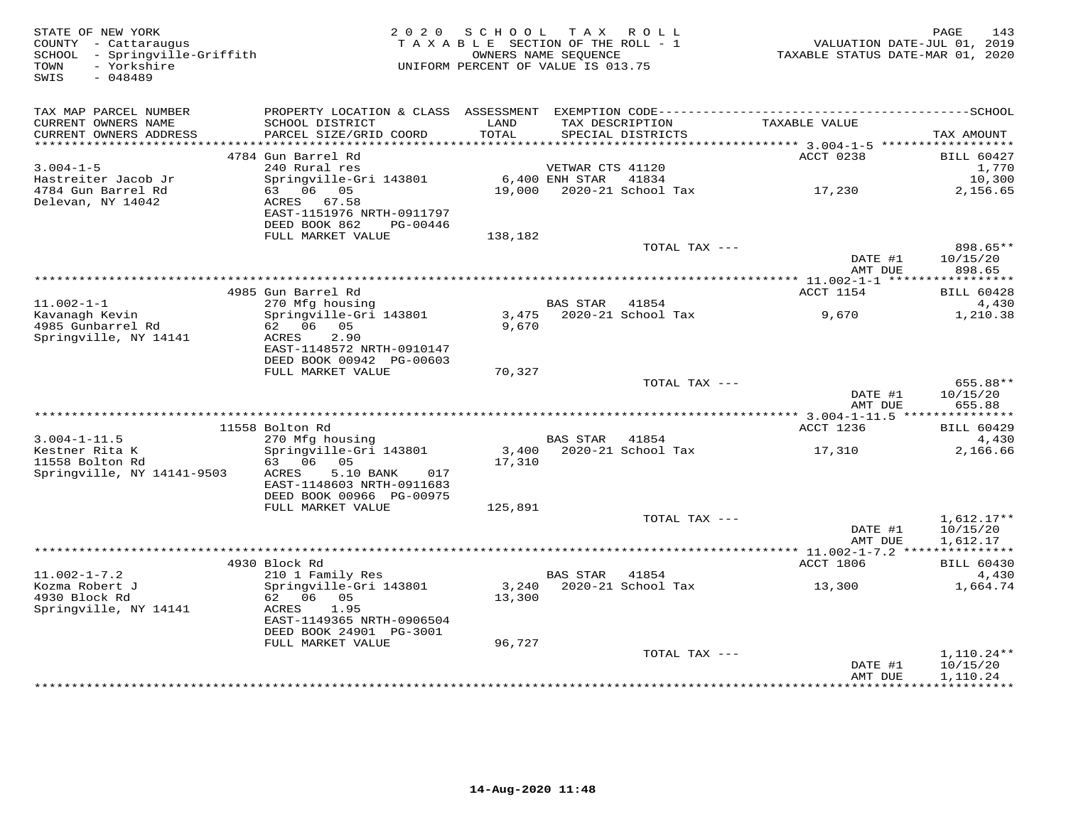STATE OF NEW YORK
COUNTY - Cattaraugus
SCHOOL - Springville-Griffith
TOWN - Yorkshire
SWIS - 048489

2 0 2 0 S C H O O L T A X R O L L
T A X A B L E SECTION OF THE ROLL - 1
OWNERS NAME SEQUENCE
UNIFORM PERCENT OF VALUE IS 013.75

VALUATION DATE-JUL 01, 2019
TAXABLE STATUS DATE-MAR 01, 2020

| TAX MAP PARCEL NUMBER<br>CURRENT OWNERS NAME<br>CURRENT OWNERS ADDRESS | PROPERTY LOCATION & CLASS<br>SCHOOL DISTRICT<br>PARCEL SIZE/GRID COORD | ASSESSMENT<br>LAND<br>TOTAL | EXEMPTION CODE<br>TAX DESCRIPTION<br>SPECIAL DISTRICTS | TAXABLE VALUE | SCHOOL<br>TAX AMOUNT |
|---|---|---|---|---|---|
| | 4784 Gun Barrel Rd | | | ACCT 0238 | BILL 60427 |
| 3.004-1-5 | 240 Rural res | | VETWAR CTS 41120 | | 1,770 |
| Hastreiter Jacob Jr | Springville-Gri 143801 | 6,400 | ENH STAR 41834 | | 10,300 |
| 4784 Gun Barrel Rd | 63 06 05 | 19,000 | 2020-21 School Tax | 17,230 | 2,156.65 |
| Delevan, NY 14042 | ACRES 67.58 | | | | |
| | EAST-1151976 NRTH-0911797 | | | | |
| | DEED BOOK 862 PG-00446 | | | | |
| | FULL MARKET VALUE | 138,182 | | | |
| | | | TOTAL TAX --- | | 898.65** |
| | | | | DATE #1 | 10/15/20 |
| | | | | AMT DUE | 898.65 |
| | 4985 Gun Barrel Rd | | | ACCT 1154 | BILL 60428 |
| 11.002-1-1 | 270 Mfg housing | | BAS STAR 41854 | | 4,430 |
| Kavanagh Kevin | Springville-Gri 143801 | 3,475 | 2020-21 School Tax | 9,670 | 1,210.38 |
| 4985 Gunbarrel Rd | 62 06 05 | 9,670 | | | |
| Springville, NY 14141 | ACRES 2.90 | | | | |
| | EAST-1148572 NRTH-0910147 | | | | |
| | DEED BOOK 00942 PG-00603 | | | | |
| | FULL MARKET VALUE | 70,327 | | | |
| | | | TOTAL TAX --- | | 655.88** |
| | | | | DATE #1 | 10/15/20 |
| | | | | AMT DUE | 655.88 |
| | 11558 Bolton Rd | | | ACCT 1236 | BILL 60429 |
| 3.004-1-11.5 | 270 Mfg housing | | BAS STAR 41854 | | 4,430 |
| Kestner Rita K | Springville-Gri 143801 | 3,400 | 2020-21 School Tax | 17,310 | 2,166.66 |
| 11558 Bolton Rd | 63 06 05 | 17,310 | | | |
| Springville, NY 14141-9503 | ACRES 5.10 BANK 017 | | | | |
| | EAST-1148603 NRTH-0911683 | | | | |
| | DEED BOOK 00966 PG-00975 | | | | |
| | FULL MARKET VALUE | 125,891 | | | |
| | | | TOTAL TAX --- | | 1,612.17** |
| | | | | DATE #1 | 10/15/20 |
| | | | | AMT DUE | 1,612.17 |
| | 4930 Block Rd | | | ACCT 1806 | BILL 60430 |
| 11.002-1-7.2 | 210 1 Family Res | | BAS STAR 41854 | | 4,430 |
| Kozma Robert J | Springville-Gri 143801 | 3,240 | 2020-21 School Tax | 13,300 | 1,664.74 |
| 4930 Block Rd | 62 06 05 | 13,300 | | | |
| Springville, NY 14141 | ACRES 1.95 | | | | |
| | EAST-1149365 NRTH-0906504 | | | | |
| | DEED BOOK 24901 PG-3001 | | | | |
| | FULL MARKET VALUE | 96,727 | | | |
| | | | TOTAL TAX --- | | 1,110.24** |
| | | | | DATE #1 | 10/15/20 |
| | | | | AMT DUE | 1,110.24 |

14-Aug-2020 11:48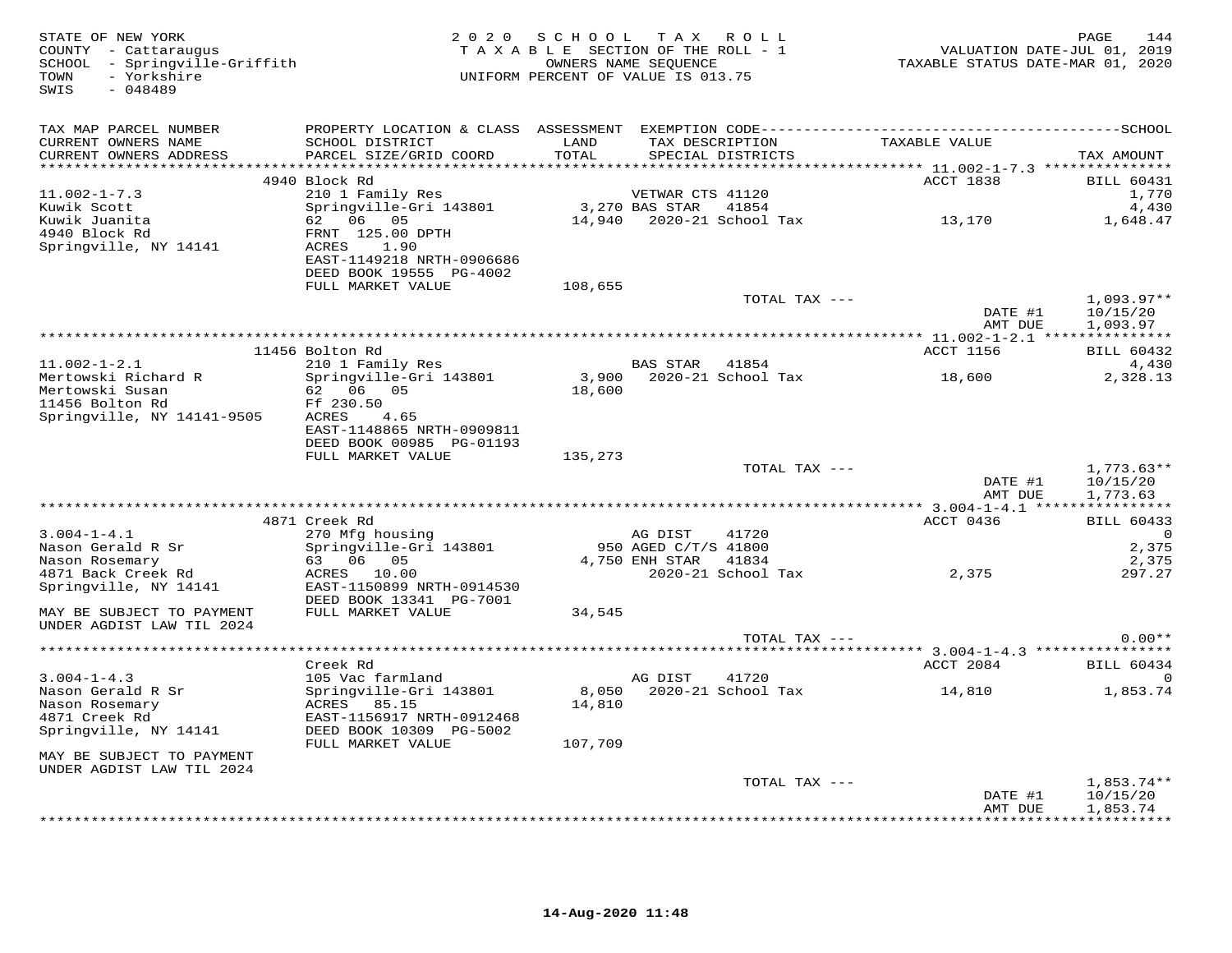STATE OF NEW YORK
COUNTY - Cattaraugus
SCHOOL - Springville-Griffith
TOWN - Yorkshire
SWIS - 048489

2 0 2 0 S C H O O L T A X R O L L
T A X A B L E SECTION OF THE ROLL - 1
OWNERS NAME SEQUENCE
UNIFORM PERCENT OF VALUE IS 013.75

VALUATION DATE-JUL 01, 2019
TAXABLE STATUS DATE-MAR 01, 2020

| TAX MAP PARCEL NUMBER / CURRENT OWNERS NAME / CURRENT OWNERS ADDRESS | PROPERTY LOCATION & CLASS / SCHOOL DISTRICT / PARCEL SIZE/GRID COORD | ASSESSMENT LAND / TOTAL | EXEMPTION CODE / TAX DESCRIPTION / SPECIAL DISTRICTS | TAXABLE VALUE | TAX AMOUNT |
|---|---|---|---|---|---|
| | 4940 Block Rd | | | ACCT 1838 | BILL 60431 |
| 11.002-1-7.3 | 210 1 Family Res | | VETWAR CTS 41120 | | 1,770 |
| Kuwik Scott | Springville-Gri 143801 | 3,270 | BAS STAR 41854 | | 4,430 |
| Kuwik Juanita | 62 06 05 | 14,940 | 2020-21 School Tax | 13,170 | 1,648.47 |
| 4940 Block Rd | FRNT 125.00 DPTH | | | | |
| Springville, NY 14141 | ACRES 1.90 | | | | |
| | EAST-1149218 NRTH-0906686 | | | | |
| | DEED BOOK 19555 PG-4002 | | | | |
| | FULL MARKET VALUE | 108,655 | | | |
| | | | TOTAL TAX --- | | 1,093.97** |
| | | | | DATE #1 | 10/15/20 |
| | | | | AMT DUE | 1,093.97 |
| | 11456 Bolton Rd | | | ACCT 1156 | BILL 60432 |
| 11.002-1-2.1 | 210 1 Family Res | | BAS STAR 41854 | | 4,430 |
| Mertowski Richard R | Springville-Gri 143801 | 3,900 | 2020-21 School Tax | 18,600 | 2,328.13 |
| Mertowski Susan | 62 06 05 | 18,600 | | | |
| 11456 Bolton Rd | Ff 230.50 | | | | |
| Springville, NY 14141-9505 | ACRES 4.65 | | | | |
| | EAST-1148865 NRTH-0909811 | | | | |
| | DEED BOOK 00985 PG-01193 | | | | |
| | FULL MARKET VALUE | 135,273 | | | |
| | | | TOTAL TAX --- | | 1,773.63** |
| | | | | DATE #1 | 10/15/20 |
| | | | | AMT DUE | 1,773.63 |
| | 4871 Creek Rd | | | ACCT 0436 | BILL 60433 |
| 3.004-1-4.1 | 270 Mfg housing | | AG DIST 41720 | | 0 |
| Nason Gerald R Sr | Springville-Gri 143801 | 950 | AGED C/T/S 41800 | | 2,375 |
| Nason Rosemary | 63 06 05 | 4,750 | ENH STAR 41834 | | 2,375 |
| 4871 Back Creek Rd | ACRES 10.00 | | 2020-21 School Tax | 2,375 | 297.27 |
| Springville, NY 14141 | EAST-1150899 NRTH-0914530 | | | | |
| | DEED BOOK 13341 PG-7001 | | | | |
| MAY BE SUBJECT TO PAYMENT | FULL MARKET VALUE | 34,545 | | | |
| UNDER AGDIST LAW TIL 2024 | | | | | |
| | | | TOTAL TAX --- | | 0.00** |
| | Creek Rd | | | ACCT 2084 | BILL 60434 |
| 3.004-1-4.3 | 105 Vac farmland | | AG DIST 41720 | | 0 |
| Nason Gerald R Sr | Springville-Gri 143801 | 8,050 | 2020-21 School Tax | 14,810 | 1,853.74 |
| Nason Rosemary | ACRES 85.15 | 14,810 | | | |
| 4871 Creek Rd | EAST-1156917 NRTH-0912468 | | | | |
| Springville, NY 14141 | DEED BOOK 10309 PG-5002 | | | | |
| | FULL MARKET VALUE | 107,709 | | | |
| MAY BE SUBJECT TO PAYMENT | | | | | |
| UNDER AGDIST LAW TIL 2024 | | | | | |
| | | | TOTAL TAX --- | | 1,853.74** |
| | | | | DATE #1 | 10/15/20 |
| | | | | AMT DUE | 1,853.74 |

14-Aug-2020 11:48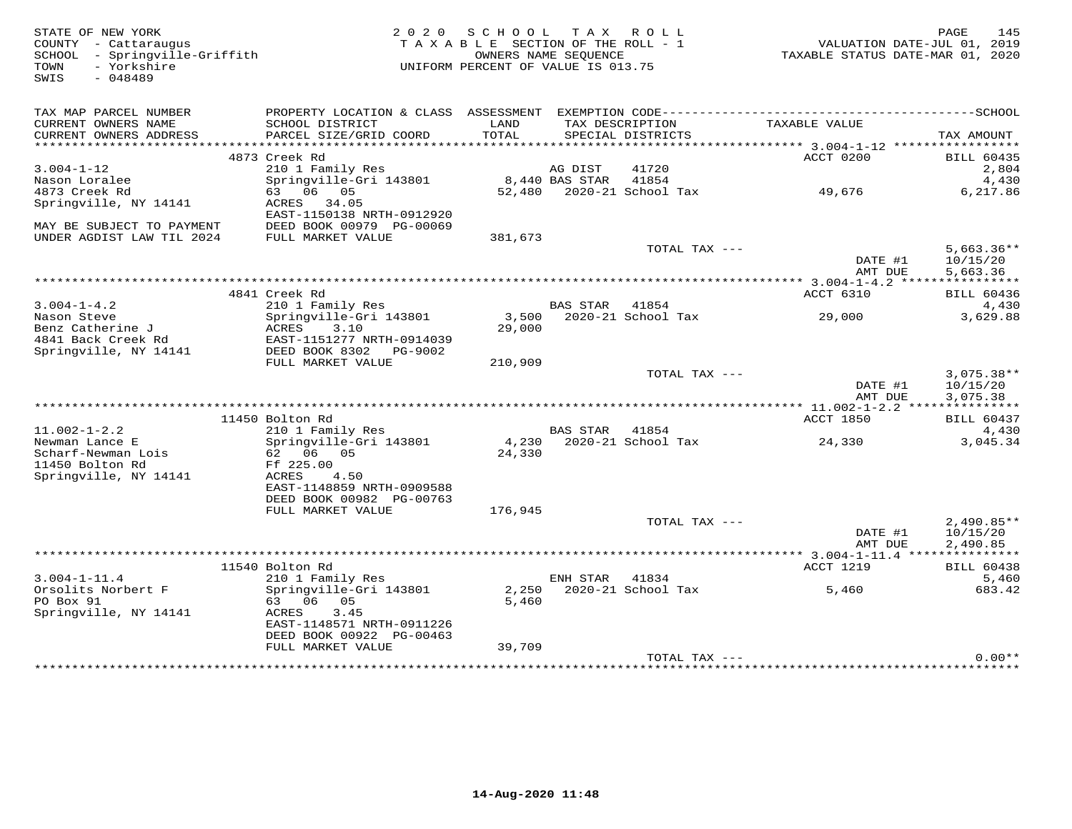STATE OF NEW YORK
COUNTY - Cattaraugus
SCHOOL - Springville-Griffith
TOWN - Yorkshire
SWIS - 048489

2020 SCHOOL TAX ROLL
TAXABLE SECTION OF THE ROLL - 1
OWNERS NAME SEQUENCE
UNIFORM PERCENT OF VALUE IS 013.75

VALUATION DATE-JUL 01, 2019
TAXABLE STATUS DATE-MAR 01, 2020

| TAX MAP PARCEL NUMBER / CURRENT OWNERS NAME / CURRENT OWNERS ADDRESS | PROPERTY LOCATION & CLASS / SCHOOL DISTRICT / PARCEL SIZE/GRID COORD | ASSESSMENT LAND / TOTAL | EXEMPTION CODE / TAX DESCRIPTION / SPECIAL DISTRICTS | TAXABLE VALUE | TAX AMOUNT |
|---|---|---|---|---|---|
| | 4873 Creek Rd | | | ACCT 0200 | BILL 60435 |
| 3.004-1-12 | 210 1 Family Res | | AG DIST 41720 | | 2,804 |
| Nason Loralee | Springville-Gri 143801 | 8,440 | BAS STAR 41854 | | 4,430 |
| 4873 Creek Rd | 63 06 05 | 52,480 | 2020-21 School Tax | 49,676 | 6,217.86 |
| Springville, NY 14141 | ACRES 34.05 | | | | |
| | EAST-1150138 NRTH-0912920 | | | | |
| MAY BE SUBJECT TO PAYMENT | DEED BOOK 00979 PG-00069 | | | | |
| UNDER AGDIST LAW TIL 2024 | FULL MARKET VALUE | 381,673 | | | |
| | | | TOTAL TAX --- | | 5,663.36** |
| | | | | DATE #1 | 10/15/20 |
| | | | | AMT DUE | 5,663.36 |
| | 4841 Creek Rd | | | ACCT 6310 | BILL 60436 |
| 3.004-1-4.2 | 210 1 Family Res | | BAS STAR 41854 | | 4,430 |
| Nason Steve | Springville-Gri 143801 | 3,500 | 2020-21 School Tax | 29,000 | 3,629.88 |
| Benz Catherine J | ACRES 3.10 | 29,000 | | | |
| 4841 Back Creek Rd | EAST-1151277 NRTH-0914039 | | | | |
| Springville, NY 14141 | DEED BOOK 8302 PG-9002 | | | | |
| | FULL MARKET VALUE | 210,909 | | | |
| | | | TOTAL TAX --- | | 3,075.38** |
| | | | | DATE #1 | 10/15/20 |
| | | | | AMT DUE | 3,075.38 |
| | 11450 Bolton Rd | | | ACCT 1850 | BILL 60437 |
| 11.002-1-2.2 | 210 1 Family Res | | BAS STAR 41854 | | 4,430 |
| Newman Lance E | Springville-Gri 143801 | 4,230 | 2020-21 School Tax | 24,330 | 3,045.34 |
| Scharf-Newman Lois | 62 06 05 | 24,330 | | | |
| 11450 Bolton Rd | Ff 225.00 | | | | |
| Springville, NY 14141 | ACRES 4.50 | | | | |
| | EAST-1148859 NRTH-0909588 | | | | |
| | DEED BOOK 00982 PG-00763 | | | | |
| | FULL MARKET VALUE | 176,945 | | | |
| | | | TOTAL TAX --- | | 2,490.85** |
| | | | | DATE #1 | 10/15/20 |
| | | | | AMT DUE | 2,490.85 |
| | 11540 Bolton Rd | | | ACCT 1219 | BILL 60438 |
| 3.004-1-11.4 | 210 1 Family Res | | ENH STAR 41834 | | 5,460 |
| Orsolits Norbert F | Springville-Gri 143801 | 2,250 | 2020-21 School Tax | 5,460 | 683.42 |
| PO Box 91 | 63 06 05 | 5,460 | | | |
| Springville, NY 14141 | ACRES 3.45 | | | | |
| | EAST-1148571 NRTH-0911226 | | | | |
| | DEED BOOK 00922 PG-00463 | | | | |
| | FULL MARKET VALUE | 39,709 | | | |
| | | | TOTAL TAX --- | | 0.00** |

14-Aug-2020 11:48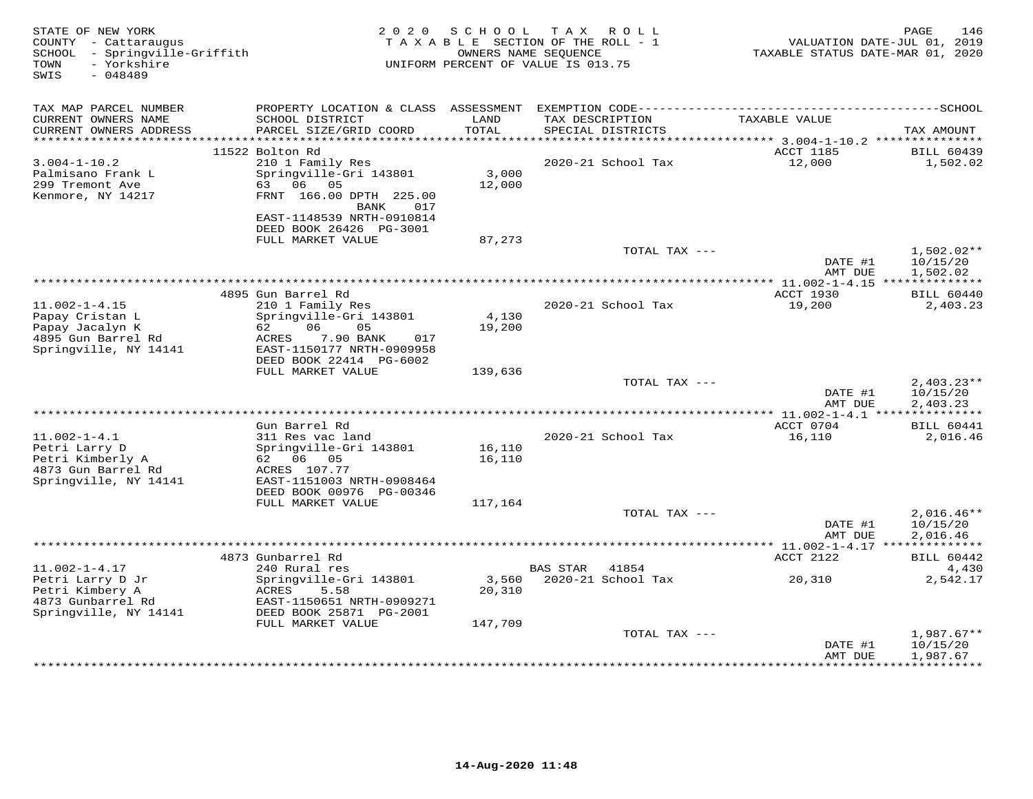STATE OF NEW YORK
COUNTY - Cattaraugus
SCHOOL - Springville-Griffith
TOWN - Yorkshire
SWIS - 048489

2020 SCHOOL TAX ROLL
TAXABLE SECTION OF THE ROLL - 1
OWNERS NAME SEQUENCE
UNIFORM PERCENT OF VALUE IS 013.75

VALUATION DATE-JUL 01, 2019
TAXABLE STATUS DATE-MAR 01, 2020

| TAX MAP PARCEL NUMBER / CURRENT OWNERS NAME / CURRENT OWNERS ADDRESS | PROPERTY LOCATION & CLASS / SCHOOL DISTRICT / PARCEL SIZE/GRID COORD | ASSESSMENT LAND / TOTAL | EXEMPTION CODE / TAX DESCRIPTION / SPECIAL DISTRICTS | TAXABLE VALUE | TAX AMOUNT |
|---|---|---|---|---|---|
| | 11522 Bolton Rd | | | ACCT 1185 | BILL 60439 |
| 3.004-1-10.2 | 210 1 Family Res | | 2020-21 School Tax | 12,000 | 1,502.02 |
| Palmisano Frank L | Springville-Gri 143801 | 3,000 | | | |
| 299 Tremont Ave | 63 06 05 | 12,000 | | | |
| Kenmore, NY 14217 | FRNT 166.00 DPTH 225.00 BANK 017 | | | | |
| | EAST-1148539 NRTH-0910814 | | | | |
| | DEED BOOK 26426 PG-3001 | | | | |
| | FULL MARKET VALUE | 87,273 | | | |
| | | | TOTAL TAX --- | | 1,502.02** |
| | | | | DATE #1 | 10/15/20 |
| | | | | AMT DUE | 1,502.02 |
| | 4895 Gun Barrel Rd | | | ACCT 1930 | BILL 60440 |
| 11.002-1-4.15 | 210 1 Family Res | | 2020-21 School Tax | 19,200 | 2,403.23 |
| Papay Cristan L | Springville-Gri 143801 | 4,130 | | | |
| Papay Jacalyn K | 62 06 05 | 19,200 | | | |
| 4895 Gun Barrel Rd | ACRES 7.90 BANK 017 | | | | |
| Springville, NY 14141 | EAST-1150177 NRTH-0909958 | | | | |
| | DEED BOOK 22414 PG-6002 | | | | |
| | FULL MARKET VALUE | 139,636 | | | |
| | | | TOTAL TAX --- | | 2,403.23** |
| | | | | DATE #1 | 10/15/20 |
| | | | | AMT DUE | 2,403.23 |
| | Gun Barrel Rd | | | ACCT 0704 | BILL 60441 |
| 11.002-1-4.1 | 311 Res vac land | | 2020-21 School Tax | 16,110 | 2,016.46 |
| Petri Larry D | Springville-Gri 143801 | 16,110 | | | |
| Petri Kimberly A | 62 06 05 | 16,110 | | | |
| 4873 Gun Barrel Rd | ACRES 107.77 | | | | |
| Springville, NY 14141 | EAST-1151003 NRTH-0908464 | | | | |
| | DEED BOOK 00976 PG-00346 | | | | |
| | FULL MARKET VALUE | 117,164 | | | |
| | | | TOTAL TAX --- | | 2,016.46** |
| | | | | DATE #1 | 10/15/20 |
| | | | | AMT DUE | 2,016.46 |
| | 4873 Gunbarrel Rd | | | ACCT 2122 | BILL 60442 |
| 11.002-1-4.17 | 240 Rural res | | BAS STAR 41854 | | 4,430 |
| Petri Larry D Jr | Springville-Gri 143801 | 3,560 | 2020-21 School Tax | 20,310 | 2,542.17 |
| Petri Kimbery A | ACRES 5.58 | 20,310 | | | |
| 4873 Gunbarrel Rd | EAST-1150651 NRTH-0909271 | | | | |
| Springville, NY 14141 | DEED BOOK 25871 PG-2001 | | | | |
| | FULL MARKET VALUE | 147,709 | | | |
| | | | TOTAL TAX --- | | 1,987.67** |
| | | | | DATE #1 | 10/15/20 |
| | | | | AMT DUE | 1,987.67 |

14-Aug-2020 11:48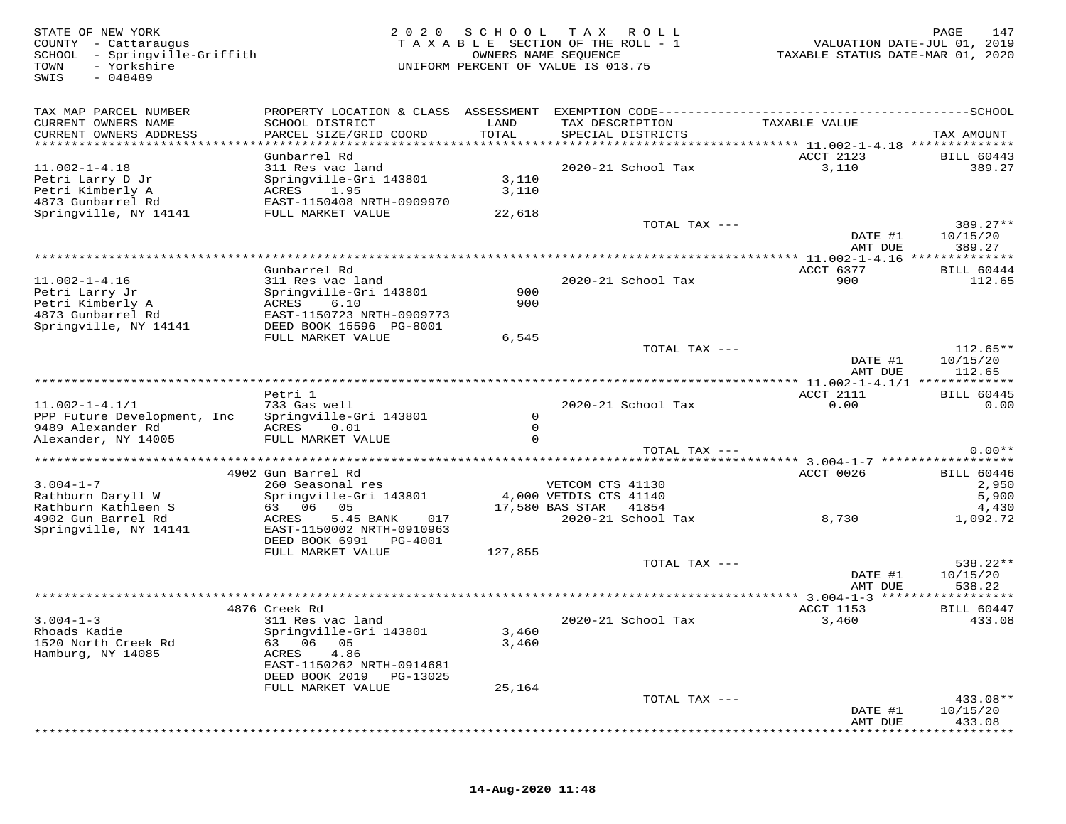STATE OF NEW YORK
COUNTY - Cattaraugus
SCHOOL - Springville-Griffith
TOWN - Yorkshire
SWIS - 048489

2 0 2 0 S C H O O L T A X R O L L
T A X A B L E SECTION OF THE ROLL - 1
OWNERS NAME SEQUENCE
UNIFORM PERCENT OF VALUE IS 013.75

VALUATION DATE-JUL 01, 2019
TAXABLE STATUS DATE-MAR 01, 2020

| TAX MAP PARCEL NUMBER / CURRENT OWNERS NAME / CURRENT OWNERS ADDRESS | PROPERTY LOCATION & CLASS / SCHOOL DISTRICT / PARCEL SIZE/GRID COORD | ASSESSMENT LAND / TOTAL | EXEMPTION CODE / TAX DESCRIPTION / SPECIAL DISTRICTS | TAXABLE VALUE | SCHOOL TAX AMOUNT |
|---|---|---|---|---|---|
| **11.002-1-4.18** | Gunbarrel Rd | | | ACCT 2123 | BILL 60443 |
| 11.002-1-4.18 | 311 Res vac land | | 2020-21 School Tax | 3,110 | 389.27 |
| Petri Larry D Jr | Springville-Gri 143801 | 3,110 | | | |
| Petri Kimberly A | ACRES 1.95 | 3,110 | | | |
| 4873 Gunbarrel Rd | EAST-1150408 NRTH-0909970 | | | | |
| Springville, NY 14141 | FULL MARKET VALUE | 22,618 | | | |
| | | | TOTAL TAX --- | | 389.27** |
| | | | | DATE #1 | 10/15/20 |
| | | | | AMT DUE | 389.27 |
| **11.002-1-4.16** | Gunbarrel Rd | | | ACCT 6377 | BILL 60444 |
| 11.002-1-4.16 | 311 Res vac land | | 2020-21 School Tax | 900 | 112.65 |
| Petri Larry Jr | Springville-Gri 143801 | 900 | | | |
| Petri Kimberly A | ACRES 6.10 | 900 | | | |
| 4873 Gunbarrel Rd | EAST-1150723 NRTH-0909773 | | | | |
| Springville, NY 14141 | DEED BOOK 15596 PG-8001 | | | | |
| | FULL MARKET VALUE | 6,545 | | | |
| | | | TOTAL TAX --- | | 112.65** |
| | | | | DATE #1 | 10/15/20 |
| | | | | AMT DUE | 112.65 |
| **11.002-1-4.1/1** | Petri 1 | | | ACCT 2111 | BILL 60445 |
| 11.002-1-4.1/1 | 733 Gas well | | 2020-21 School Tax | 0.00 | 0.00 |
| PPP Future Development, Inc | Springville-Gri 143801 | 0 | | | |
| 9489 Alexander Rd | ACRES 0.01 | 0 | | | |
| Alexander, NY 14005 | FULL MARKET VALUE | 0 | | | |
| | | | TOTAL TAX --- | | 0.00** |
| **3.004-1-7** | 4902 Gun Barrel Rd | | | ACCT 0026 | BILL 60446 |
| 3.004-1-7 | 260 Seasonal res | | VETCOM CTS 41130 | | 2,950 |
| Rathburn Daryll W | Springville-Gri 143801 | 4,000 | VETDIS CTS 41140 | | 5,900 |
| Rathburn Kathleen S | 63 06 05 | 17,580 | BAS STAR 41854 | | 4,430 |
| 4902 Gun Barrel Rd | ACRES 5.45 BANK 017 | | 2020-21 School Tax | 8,730 | 1,092.72 |
| Springville, NY 14141 | EAST-1150002 NRTH-0910963 | | | | |
| | DEED BOOK 6991 PG-4001 | | | | |
| | FULL MARKET VALUE | 127,855 | | | |
| | | | TOTAL TAX --- | | 538.22** |
| | | | | DATE #1 | 10/15/20 |
| | | | | AMT DUE | 538.22 |
| **3.004-1-3** | 4876 Creek Rd | | | ACCT 1153 | BILL 60447 |
| 3.004-1-3 | 311 Res vac land | | 2020-21 School Tax | 3,460 | 433.08 |
| Rhoads Kadie | Springville-Gri 143801 | 3,460 | | | |
| 1520 North Creek Rd | 63 06 05 | 3,460 | | | |
| Hamburg, NY 14085 | ACRES 4.86 | | | | |
| | EAST-1150262 NRTH-0914681 | | | | |
| | DEED BOOK 2019 PG-13025 | | | | |
| | FULL MARKET VALUE | 25,164 | | | |
| | | | TOTAL TAX --- | | 433.08** |
| | | | | DATE #1 | 10/15/20 |
| | | | | AMT DUE | 433.08 |

14-Aug-2020 11:48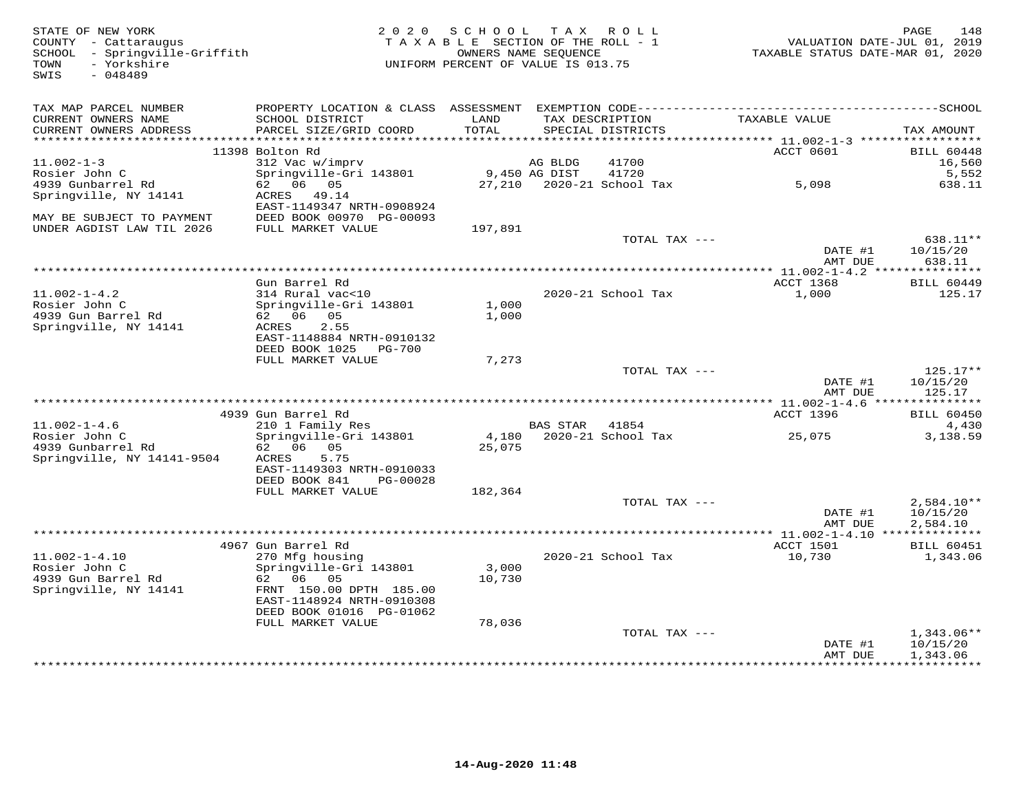STATE OF NEW YORK
COUNTY - Cattaraugus
SCHOOL - Springville-Griffith
TOWN - Yorkshire
SWIS - 048489

2020 SCHOOL TAX ROLL
TAXABLE SECTION OF THE ROLL - 1
OWNERS NAME SEQUENCE
UNIFORM PERCENT OF VALUE IS 013.75

VALUATION DATE-JUL 01, 2019
TAXABLE STATUS DATE-MAR 01, 2020

| TAX MAP PARCEL NUMBER<br>CURRENT OWNERS NAME<br>CURRENT OWNERS ADDRESS | PROPERTY LOCATION & CLASS<br>SCHOOL DISTRICT<br>PARCEL SIZE/GRID COORD | ASSESSMENT<br>LAND<br>TOTAL | EXEMPTION CODE<br>TAX DESCRIPTION<br>SPECIAL DISTRICTS | TAXABLE VALUE | SCHOOL<br>TAX AMOUNT |
|---|---|---|---|---|---|
| | 11398 Bolton Rd | | | ACCT 0601 | BILL 60448 |
| 11.002-1-3 | 312 Vac w/imprv | | AG BLDG 41700 | | 16,560 |
| Rosier John C | Springville-Gri 143801 | 9,450 | AG DIST 41720 | | 5,552 |
| 4939 Gunbarrel Rd | 62 06 05 | 27,210 | 2020-21 School Tax | 5,098 | 638.11 |
| Springville, NY 14141 | ACRES 49.14 | | | | |
| | EAST-1149347 NRTH-0908924 | | | | |
| MAY BE SUBJECT TO PAYMENT | DEED BOOK 00970 PG-00093 | | | | |
| UNDER AGDIST LAW TIL 2026 | FULL MARKET VALUE | 197,891 | | | |
| | | | TOTAL TAX --- | | 638.11** |
| | | | | DATE #1 | 10/15/20 |
| | | | | AMT DUE | 638.11 |
| | Gun Barrel Rd | | | ACCT 1368 | BILL 60449 |
| 11.002-1-4.2 | 314 Rural vac<10 | | 2020-21 School Tax | 1,000 | 125.17 |
| Rosier John C | Springville-Gri 143801 | 1,000 | | | |
| 4939 Gun Barrel Rd | 62 06 05 | 1,000 | | | |
| Springville, NY 14141 | ACRES 2.55 | | | | |
| | EAST-1148884 NRTH-0910132 | | | | |
| | DEED BOOK 1025 PG-700 | | | | |
| | FULL MARKET VALUE | 7,273 | | | |
| | | | TOTAL TAX --- | | 125.17** |
| | | | | DATE #1 | 10/15/20 |
| | | | | AMT DUE | 125.17 |
| | 4939 Gun Barrel Rd | | | ACCT 1396 | BILL 60450 |
| 11.002-1-4.6 | 210 1 Family Res | | BAS STAR 41854 | | 4,430 |
| Rosier John C | Springville-Gri 143801 | 4,180 | 2020-21 School Tax | 25,075 | 3,138.59 |
| 4939 Gunbarrel Rd | 62 06 05 | 25,075 | | | |
| Springville, NY 14141-9504 | ACRES 5.75 | | | | |
| | EAST-1149303 NRTH-0910033 | | | | |
| | DEED BOOK 841 PG-00028 | | | | |
| | FULL MARKET VALUE | 182,364 | | | |
| | | | TOTAL TAX --- | | 2,584.10** |
| | | | | DATE #1 | 10/15/20 |
| | | | | AMT DUE | 2,584.10 |
| | 4967 Gun Barrel Rd | | | ACCT 1501 | BILL 60451 |
| 11.002-1-4.10 | 270 Mfg housing | | 2020-21 School Tax | 10,730 | 1,343.06 |
| Rosier John C | Springville-Gri 143801 | 3,000 | | | |
| 4939 Gun Barrel Rd | 62 06 05 | 10,730 | | | |
| Springville, NY 14141 | FRNT 150.00 DPTH 185.00 | | | | |
| | EAST-1148924 NRTH-0910308 | | | | |
| | DEED BOOK 01016 PG-01062 | | | | |
| | FULL MARKET VALUE | 78,036 | | | |
| | | | TOTAL TAX --- | | 1,343.06** |
| | | | | DATE #1 | 10/15/20 |
| | | | | AMT DUE | 1,343.06 |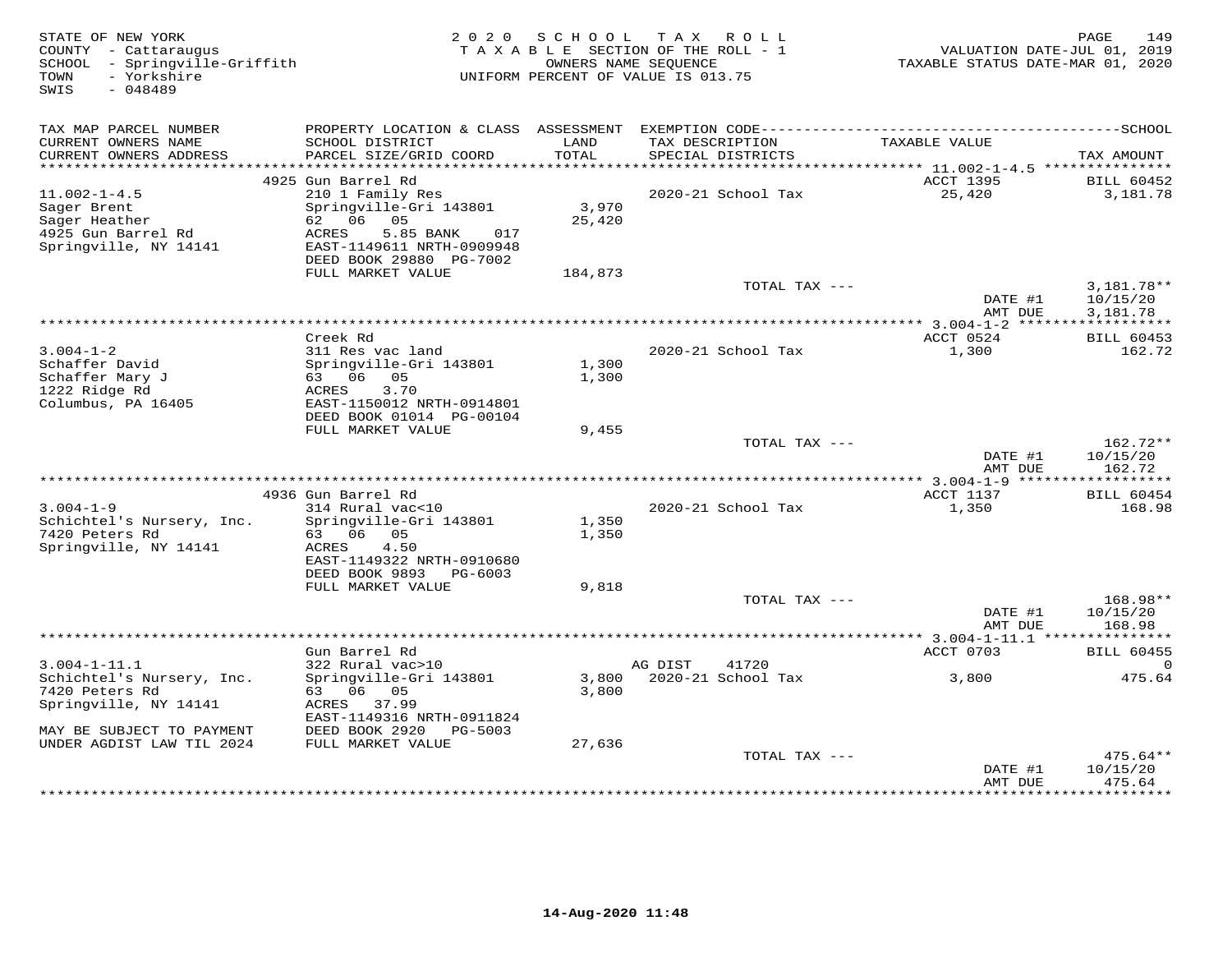STATE OF NEW YORK
COUNTY - Cattaraugus
SCHOOL - Springville-Griffith
TOWN - Yorkshire
SWIS - 048489

2020 SCHOOL TAX ROLL
TAXABLE SECTION OF THE ROLL - 1
OWNERS NAME SEQUENCE
UNIFORM PERCENT OF VALUE IS 013.75

VALUATION DATE-JUL 01, 2019
TAXABLE STATUS DATE-MAR 01, 2020

| TAX MAP PARCEL NUMBER / CURRENT OWNERS NAME / CURRENT OWNERS ADDRESS | PROPERTY LOCATION & CLASS / SCHOOL DISTRICT / PARCEL SIZE/GRID COORD | ASSESSMENT LAND / TOTAL | EXEMPTION CODE / TAX DESCRIPTION / SPECIAL DISTRICTS | TAXABLE VALUE | SCHOOL TAX AMOUNT |
|---|---|---|---|---|---|
| | 4925 Gun Barrel Rd | | | ACCT 1395 | BILL 60452 |
| 11.002-1-4.5 | 210 1 Family Res | | 2020-21 School Tax | 25,420 | 3,181.78 |
| Sager Brent | Springville-Gri 143801 | 3,970 | | | |
| Sager Heather | 62 06 05 | 25,420 | | | |
| 4925 Gun Barrel Rd | ACRES 5.85 BANK 017 | | | | |
| Springville, NY 14141 | EAST-1149611 NRTH-0909948 | | | | |
| | DEED BOOK 29880 PG-7002 | | | | |
| | FULL MARKET VALUE | 184,873 | | | |
| | | | TOTAL TAX --- | | 3,181.78** |
| | | | | DATE #1 | 10/15/20 |
| | | | | AMT DUE | 3,181.78 |
| | Creek Rd | | | ACCT 0524 | BILL 60453 |
| 3.004-1-2 | 311 Res vac land | | 2020-21 School Tax | 1,300 | 162.72 |
| Schaffer David | Springville-Gri 143801 | 1,300 | | | |
| Schaffer Mary J | 63 06 05 | 1,300 | | | |
| 1222 Ridge Rd | ACRES 3.70 | | | | |
| Columbus, PA 16405 | EAST-1150012 NRTH-0914801 | | | | |
| | DEED BOOK 01014 PG-00104 | | | | |
| | FULL MARKET VALUE | 9,455 | | | |
| | | | TOTAL TAX --- | | 162.72** |
| | | | | DATE #1 | 10/15/20 |
| | | | | AMT DUE | 162.72 |
| | 4936 Gun Barrel Rd | | | ACCT 1137 | BILL 60454 |
| 3.004-1-9 | 314 Rural vac<10 | | 2020-21 School Tax | 1,350 | 168.98 |
| Schichtel's Nursery, Inc. | Springville-Gri 143801 | 1,350 | | | |
| 7420 Peters Rd | 63 06 05 | 1,350 | | | |
| Springville, NY 14141 | ACRES 4.50 | | | | |
| | EAST-1149322 NRTH-0910680 | | | | |
| | DEED BOOK 9893 PG-6003 | | | | |
| | FULL MARKET VALUE | 9,818 | | | |
| | | | TOTAL TAX --- | | 168.98** |
| | | | | DATE #1 | 10/15/20 |
| | | | | AMT DUE | 168.98 |
| | Gun Barrel Rd | | | ACCT 0703 | BILL 60455 |
| 3.004-1-11.1 | 322 Rural vac>10 | | AG DIST 41720 | | 0 |
| Schichtel's Nursery, Inc. | Springville-Gri 143801 | 3,800 | 2020-21 School Tax | 3,800 | 475.64 |
| 7420 Peters Rd | 63 06 05 | 3,800 | | | |
| Springville, NY 14141 | ACRES 37.99 | | | | |
| | EAST-1149316 NRTH-0911824 | | | | |
| MAY BE SUBJECT TO PAYMENT | DEED BOOK 2920 PG-5003 | | | | |
| UNDER AGDIST LAW TIL 2024 | FULL MARKET VALUE | 27,636 | | | |
| | | | TOTAL TAX --- | | 475.64** |
| | | | | DATE #1 | 10/15/20 |
| | | | | AMT DUE | 475.64 |

14-Aug-2020 11:48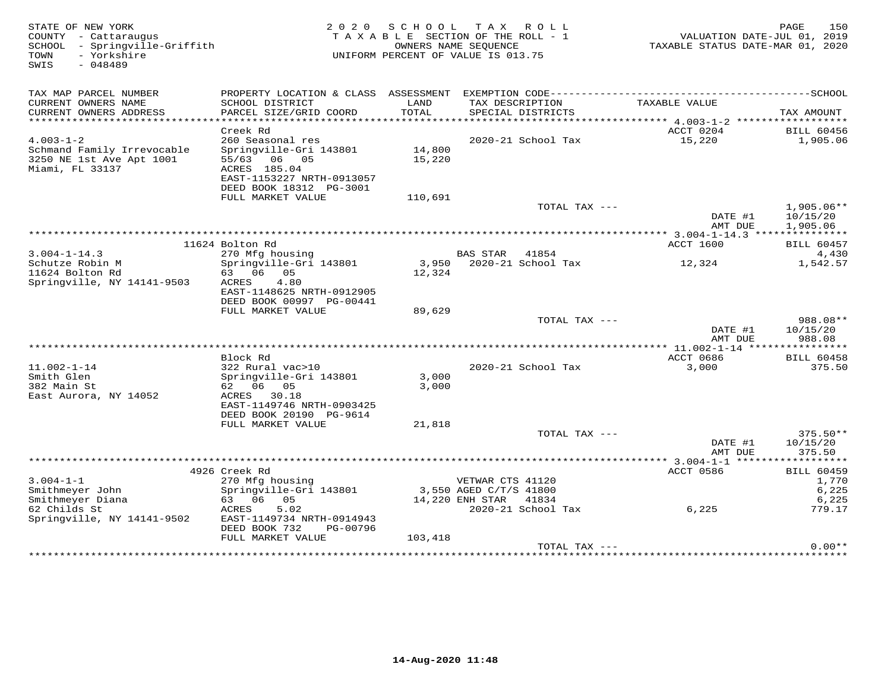STATE OF NEW YORK
COUNTY - Cattaraugus
SCHOOL - Springville-Griffith
TOWN - Yorkshire
SWIS - 048489

2020 SCHOOL TAX ROLL
TAXABLE SECTION OF THE ROLL - 1
OWNERS NAME SEQUENCE
UNIFORM PERCENT OF VALUE IS 013.75

VALUATION DATE-JUL 01, 2019
TAXABLE STATUS DATE-MAR 01, 2020

| TAX MAP PARCEL NUMBER / CURRENT OWNERS NAME / CURRENT OWNERS ADDRESS | PROPERTY LOCATION & CLASS / SCHOOL DISTRICT / PARCEL SIZE/GRID COORD | ASSESSMENT LAND / TOTAL | EXEMPTION CODE / TAX DESCRIPTION / SPECIAL DISTRICTS | TAXABLE VALUE | TAX AMOUNT |
|---|---|---|---|---|---|
| | Creek Rd | | | ACCT 0204 | BILL 60456 |
| 4.003-1-2 | 260 Seasonal res | | 2020-21 School Tax | 15,220 | 1,905.06 |
| Schmand Family Irrevocable | Springville-Gri 143801 | 14,800 | | | |
| 3250 NE 1st Ave Apt 1001 | 55/63 06 05 | 15,220 | | | |
| Miami, FL 33137 | ACRES 185.04 | | | | |
| | EAST-1153227 NRTH-0913057 | | | | |
| | DEED BOOK 18312 PG-3001 | | | | |
| | FULL MARKET VALUE | 110,691 | | | |
| | | | TOTAL TAX --- | | 1,905.06** |
| | | | | DATE #1 | 10/15/20 |
| | | | | AMT DUE | 1,905.06 |
| | 11624 Bolton Rd | | | ACCT 1600 | BILL 60457 |
| 3.004-1-14.3 | 270 Mfg housing | | BAS STAR 41854 | | 4,430 |
| Schutze Robin M | Springville-Gri 143801 | 3,950 | 2020-21 School Tax | 12,324 | 1,542.57 |
| 11624 Bolton Rd | 63 06 05 | 12,324 | | | |
| Springville, NY 14141-9503 | ACRES 4.80 | | | | |
| | EAST-1148625 NRTH-0912905 | | | | |
| | DEED BOOK 00997 PG-00441 | | | | |
| | FULL MARKET VALUE | 89,629 | | | |
| | | | TOTAL TAX --- | | 988.08** |
| | | | | DATE #1 | 10/15/20 |
| | | | | AMT DUE | 988.08 |
| | Block Rd | | | ACCT 0686 | BILL 60458 |
| 11.002-1-14 | 322 Rural vac>10 | | 2020-21 School Tax | 3,000 | 375.50 |
| Smith Glen | Springville-Gri 143801 | 3,000 | | | |
| 382 Main St | 62 06 05 | 3,000 | | | |
| East Aurora, NY 14052 | ACRES 30.18 | | | | |
| | EAST-1149746 NRTH-0903425 | | | | |
| | DEED BOOK 20190 PG-9614 | | | | |
| | FULL MARKET VALUE | 21,818 | | | |
| | | | TOTAL TAX --- | | 375.50** |
| | | | | DATE #1 | 10/15/20 |
| | | | | AMT DUE | 375.50 |
| | 4926 Creek Rd | | | ACCT 0586 | BILL 60459 |
| 3.004-1-1 | 270 Mfg housing | | VETWAR CTS 41120 | | 1,770 |
| Smithmeyer John | Springville-Gri 143801 | 3,550 | AGED C/T/S 41800 | | 6,225 |
| Smithmeyer Diana | 63 06 05 | 14,220 | ENH STAR 41834 | | 6,225 |
| 62 Childs St | ACRES 5.02 | | 2020-21 School Tax | 6,225 | 779.17 |
| Springville, NY 14141-9502 | EAST-1149734 NRTH-0914943 | | | | |
| | DEED BOOK 732 PG-00796 | | | | |
| | FULL MARKET VALUE | 103,418 | | | |
| | | | TOTAL TAX --- | | 0.00** |

14-Aug-2020 11:48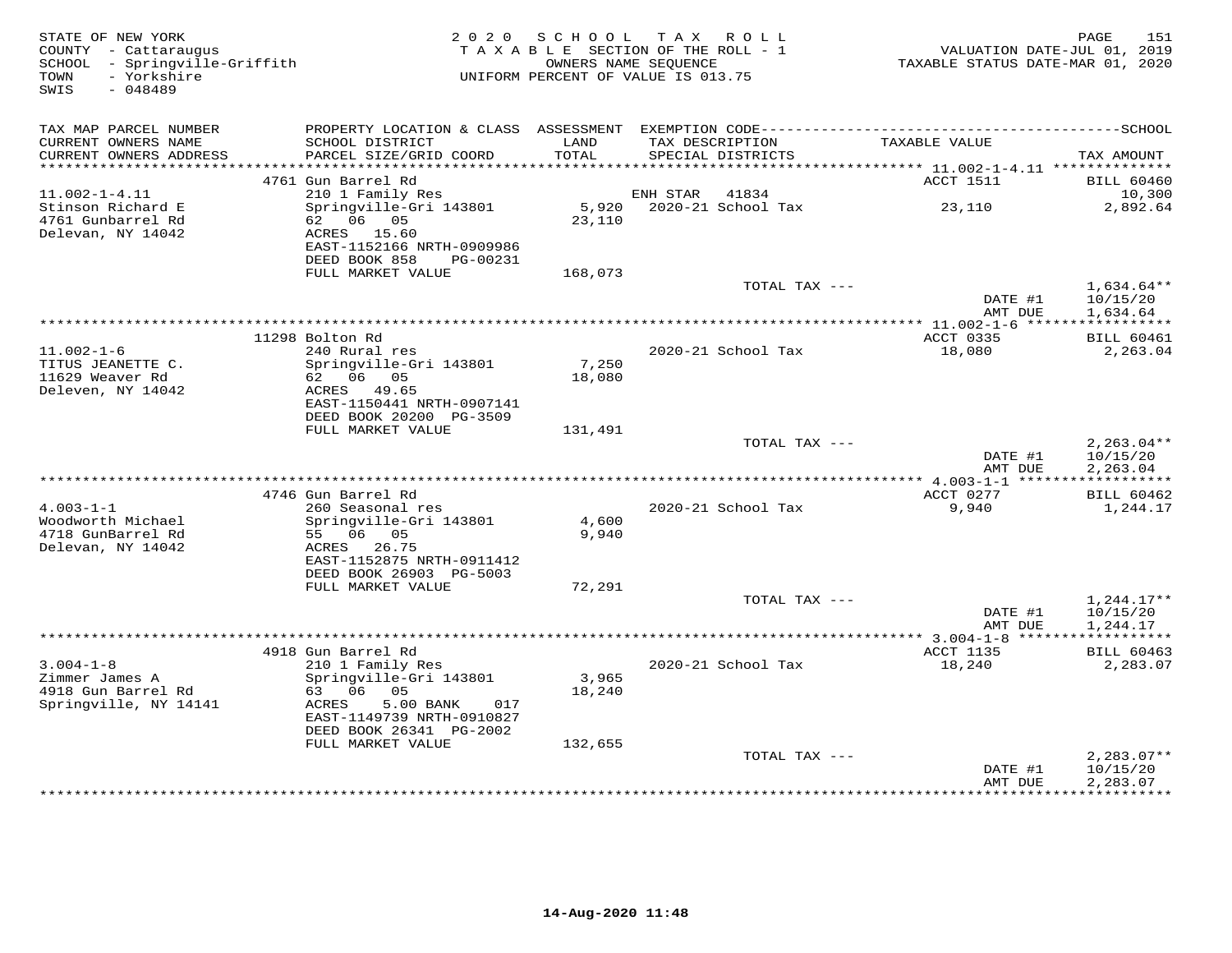STATE OF NEW YORK
COUNTY - Cattaraugus
SCHOOL - Springville-Griffith
TOWN - Yorkshire
SWIS - 048489

2020 SCHOOL TAX ROLL
TAXABLE SECTION OF THE ROLL - 1
OWNERS NAME SEQUENCE
UNIFORM PERCENT OF VALUE IS 013.75

VALUATION DATE-JUL 01, 2019
TAXABLE STATUS DATE-MAR 01, 2020

| TAX MAP PARCEL NUMBER / CURRENT OWNERS NAME / CURRENT OWNERS ADDRESS | PROPERTY LOCATION & CLASS / SCHOOL DISTRICT / PARCEL SIZE/GRID COORD | ASSESSMENT LAND / TOTAL | EXEMPTION CODE / TAX DESCRIPTION / SPECIAL DISTRICTS | TAXABLE VALUE | TAX AMOUNT |
|---|---|---|---|---|---|
| | 4761 Gun Barrel Rd | | | ACCT 1511 | BILL 60460 |
| 11.002-1-4.11 | 210 1 Family Res | | ENH STAR 41834 | | 10,300 |
| Stinson Richard E | Springville-Gri 143801 | 5,920 | 2020-21 School Tax | 23,110 | 2,892.64 |
| 4761 Gunbarrel Rd | 62 06 05 | 23,110 | | | |
| Delevan, NY 14042 | ACRES 15.60 | | | | |
| | EAST-1152166 NRTH-0909986 | | | | |
| | DEED BOOK 858 PG-00231 | | | | |
| | FULL MARKET VALUE | 168,073 | | | |
| | | | TOTAL TAX --- | | 1,634.64** |
| | | | | DATE #1 | 10/15/20 |
| | | | | AMT DUE | 1,634.64 |
| | 11298 Bolton Rd | | | ACCT 0335 | BILL 60461 |
| 11.002-1-6 | 240 Rural res | | 2020-21 School Tax | 18,080 | 2,263.04 |
| TITUS JEANETTE C. | Springville-Gri 143801 | 7,250 | | | |
| 11629 Weaver Rd | 62 06 05 | 18,080 | | | |
| Deleven, NY 14042 | ACRES 49.65 | | | | |
| | EAST-1150441 NRTH-0907141 | | | | |
| | DEED BOOK 20200 PG-3509 | | | | |
| | FULL MARKET VALUE | 131,491 | | | |
| | | | TOTAL TAX --- | | 2,263.04** |
| | | | | DATE #1 | 10/15/20 |
| | | | | AMT DUE | 2,263.04 |
| | 4746 Gun Barrel Rd | | | ACCT 0277 | BILL 60462 |
| 4.003-1-1 | 260 Seasonal res | | 2020-21 School Tax | 9,940 | 1,244.17 |
| Woodworth Michael | Springville-Gri 143801 | 4,600 | | | |
| 4718 GunBarrel Rd | 55 06 05 | 9,940 | | | |
| Delevan, NY 14042 | ACRES 26.75 | | | | |
| | EAST-1152875 NRTH-0911412 | | | | |
| | DEED BOOK 26903 PG-5003 | | | | |
| | FULL MARKET VALUE | 72,291 | | | |
| | | | TOTAL TAX --- | | 1,244.17** |
| | | | | DATE #1 | 10/15/20 |
| | | | | AMT DUE | 1,244.17 |
| | 4918 Gun Barrel Rd | | | ACCT 1135 | BILL 60463 |
| 3.004-1-8 | 210 1 Family Res | | 2020-21 School Tax | 18,240 | 2,283.07 |
| Zimmer James A | Springville-Gri 143801 | 3,965 | | | |
| 4918 Gun Barrel Rd | 63 06 05 | 18,240 | | | |
| Springville, NY 14141 | ACRES 5.00 BANK 017 | | | | |
| | EAST-1149739 NRTH-0910827 | | | | |
| | DEED BOOK 26341 PG-2002 | | | | |
| | FULL MARKET VALUE | 132,655 | | | |
| | | | TOTAL TAX --- | | 2,283.07** |
| | | | | DATE #1 | 10/15/20 |
| | | | | AMT DUE | 2,283.07 |

14-Aug-2020 11:48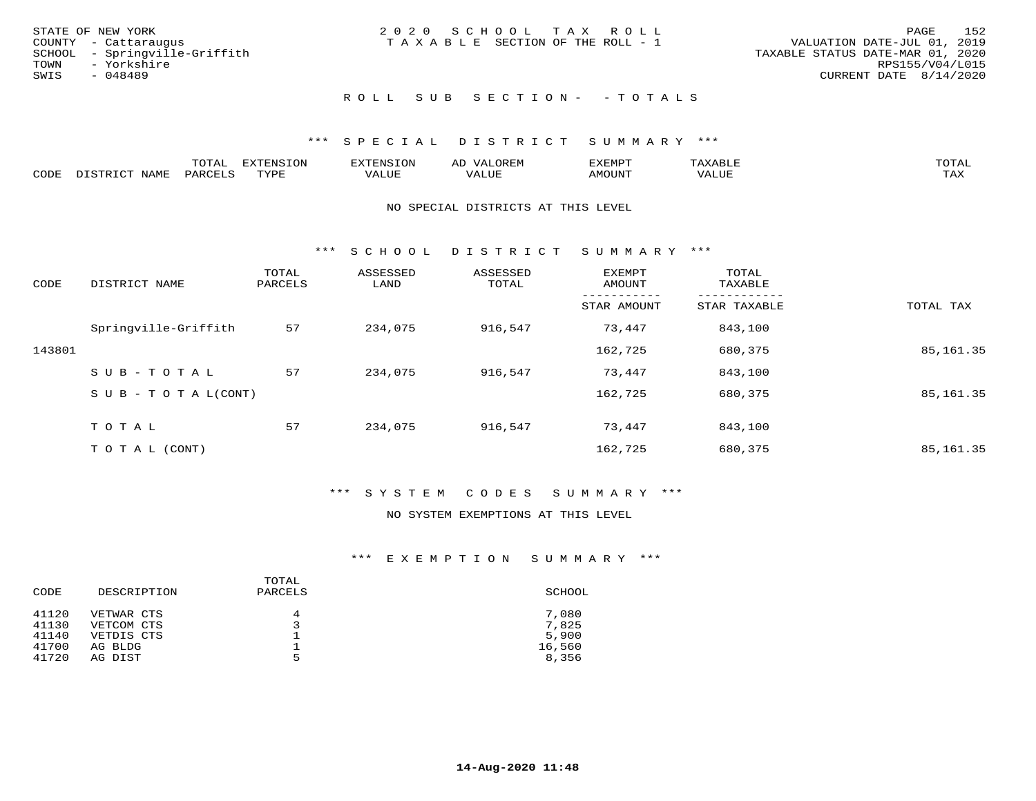STATE OF NEW YORK
COUNTY - Cattaraugus
SCHOOL - Springville-Griffith
TOWN - Yorkshire
SWIS - 048489

2020 SCHOOL TAX ROLL
TAXABLE SECTION OF THE ROLL - 1

VALUATION DATE-JUL 01, 2019
TAXABLE STATUS DATE-MAR 01, 2020
RPS155/V04/L015
CURRENT DATE 8/14/2020

## ROLL SUB SECTION- - TOTALS

### *** SPECIAL DISTRICT SUMMARY ***

| CODE | DISTRICT NAME | TOTAL PARCELS | EXTENSION TYPE | EXTENSION VALUE | AD VALOREM VALUE | EXEMPT AMOUNT | TAXABLE VALUE | TOTAL TAX |
|---|---|---|---|---|---|---|---|---|

NO SPECIAL DISTRICTS AT THIS LEVEL

### *** SCHOOL DISTRICT SUMMARY ***

| CODE | DISTRICT NAME | TOTAL PARCELS | ASSESSED LAND | ASSESSED TOTAL | EXEMPT AMOUNT / STAR AMOUNT | TOTAL TAXABLE / STAR TAXABLE | TOTAL TAX |
|---|---|---|---|---|---|---|---|
| | Springville-Griffith | 57 | 234,075 | 916,547 | 73,447 | 843,100 | |
| 143801 | | | | | 162,725 | 680,375 | 85,161.35 |
| | SUB-TOTAL | 57 | 234,075 | 916,547 | 73,447 | 843,100 | |
| | SUB-TOTAL(CONT) | | | | 162,725 | 680,375 | 85,161.35 |
| | TOTAL | 57 | 234,075 | 916,547 | 73,447 | 843,100 | |
| | TOTAL (CONT) | | | | 162,725 | 680,375 | 85,161.35 |

### *** SYSTEM CODES SUMMARY ***

NO SYSTEM EXEMPTIONS AT THIS LEVEL

### *** EXEMPTION SUMMARY ***

| CODE | DESCRIPTION | TOTAL PARCELS | SCHOOL |
|---|---|---|---|
| 41120 | VETWAR CTS | 4 | 7,080 |
| 41130 | VETCOM CTS | 3 | 7,825 |
| 41140 | VETDIS CTS | 1 | 5,900 |
| 41700 | AG BLDG | 1 | 16,560 |
| 41720 | AG DIST | 5 | 8,356 |

14-Aug-2020 11:48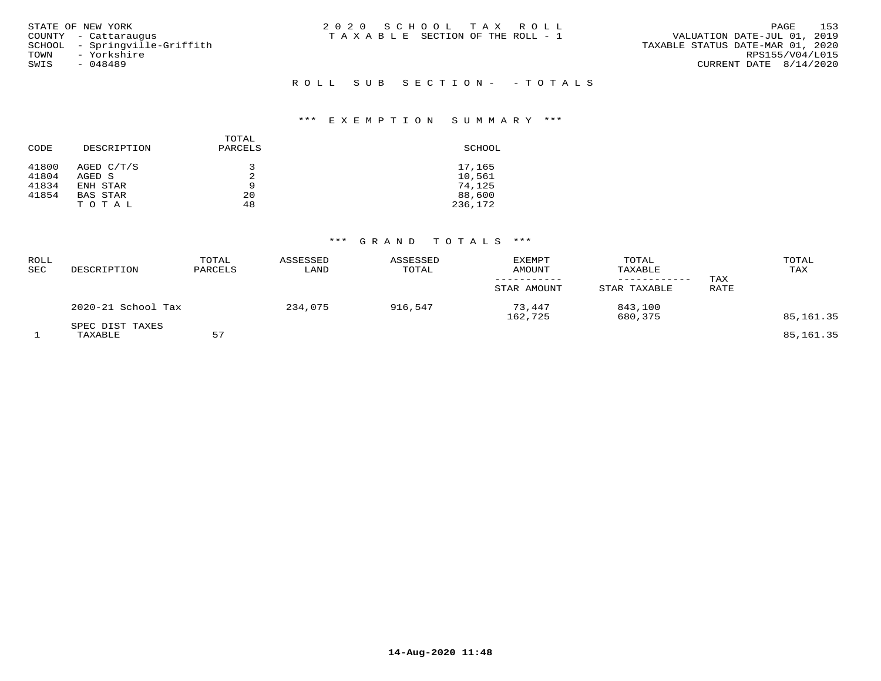STATE OF NEW YORK
COUNTY - Cattaraugus
SCHOOL - Springville-Griffith
TOWN - Yorkshire
SWIS - 048489

2020 SCHOOL TAX ROLL
TAXABLE SECTION OF THE ROLL - 1

VALUATION DATE-JUL 01, 2019
TAXABLE STATUS DATE-MAR 01, 2020
RPS155/V04/L015
CURRENT DATE 8/14/2020

## ROLL SUB SECTION- - TOTALS

### *** EXEMPTION SUMMARY ***

| CODE | DESCRIPTION | TOTAL PARCELS | SCHOOL |
|---|---|---|---|
| 41800 | AGED C/T/S | 3 | 17,165 |
| 41804 | AGED S | 2 | 10,561 |
| 41834 | ENH STAR | 9 | 74,125 |
| 41854 | BAS STAR | 20 | 88,600 |
| | T O T A L | 48 | 236,172 |

### *** GRAND TOTALS ***

| ROLL SEC | DESCRIPTION | TOTAL PARCELS | ASSESSED LAND | ASSESSED TOTAL | EXEMPT AMOUNT / STAR AMOUNT | TOTAL TAXABLE / STAR TAXABLE | TAX RATE | TOTAL TAX |
|---|---|---|---|---|---|---|---|---|
| | 2020-21 School Tax | | 234,075 | 916,547 | 73,447 | 843,100 | | |
| | | | | | 162,725 | 680,375 | | 85,161.35 |
| | SPEC DIST TAXES | | | | | | | |
| 1 | TAXABLE | 57 | | | | | | 85,161.35 |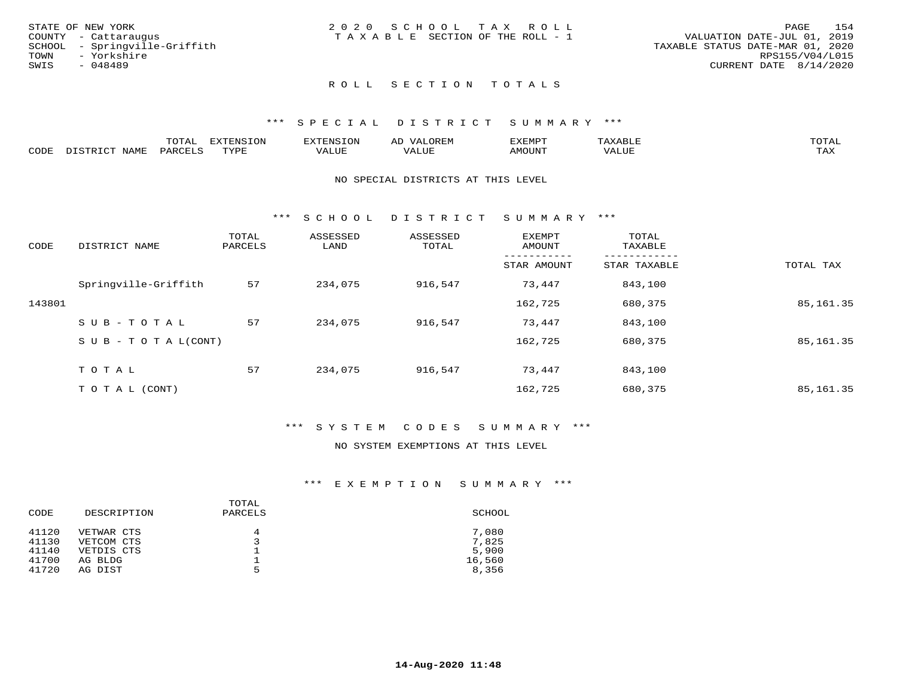STATE OF NEW YORK
COUNTY - Cattaraugus
SCHOOL - Springville-Griffith
TOWN - Yorkshire
SWIS - 048489

2020 SCHOOL TAX ROLL
TAXABLE SECTION OF THE ROLL - 1

VALUATION DATE-JUL 01, 2019
TAXABLE STATUS DATE-MAR 01, 2020
RPS155/V04/L015
CURRENT DATE 8/14/2020

## ROLL SECTION TOTALS

### *** SPECIAL DISTRICT SUMMARY ***

| CODE | DISTRICT NAME | TOTAL PARCELS | EXTENSION TYPE | EXTENSION VALUE | AD VALOREM VALUE | EXEMPT AMOUNT | TAXABLE VALUE | TOTAL TAX |
|---|---|---|---|---|---|---|---|---|

NO SPECIAL DISTRICTS AT THIS LEVEL

### *** SCHOOL DISTRICT SUMMARY ***

| CODE | DISTRICT NAME | TOTAL PARCELS | ASSESSED LAND | ASSESSED TOTAL | EXEMPT AMOUNT / STAR AMOUNT | TOTAL TAXABLE / STAR TAXABLE | TOTAL TAX |
|---|---|---|---|---|---|---|---|
| | Springville-Griffith | 57 | 234,075 | 916,547 | 73,447 | 843,100 | |
| 143801 | | | | | 162,725 | 680,375 | 85,161.35 |
| | SUB-TOTAL | 57 | 234,075 | 916,547 | 73,447 | 843,100 | |
| | SUB-TOTAL(CONT) | | | | 162,725 | 680,375 | 85,161.35 |
| | TOTAL | 57 | 234,075 | 916,547 | 73,447 | 843,100 | |
| | TOTAL (CONT) | | | | 162,725 | 680,375 | 85,161.35 |

### *** SYSTEM CODES SUMMARY ***

NO SYSTEM EXEMPTIONS AT THIS LEVEL

### *** EXEMPTION SUMMARY ***

| CODE | DESCRIPTION | TOTAL PARCELS | SCHOOL |
|---|---|---|---|
| 41120 | VETWAR CTS | 4 | 7,080 |
| 41130 | VETCOM CTS | 3 | 7,825 |
| 41140 | VETDIS CTS | 1 | 5,900 |
| 41700 | AG BLDG | 1 | 16,560 |
| 41720 | AG DIST | 5 | 8,356 |

14-Aug-2020 11:48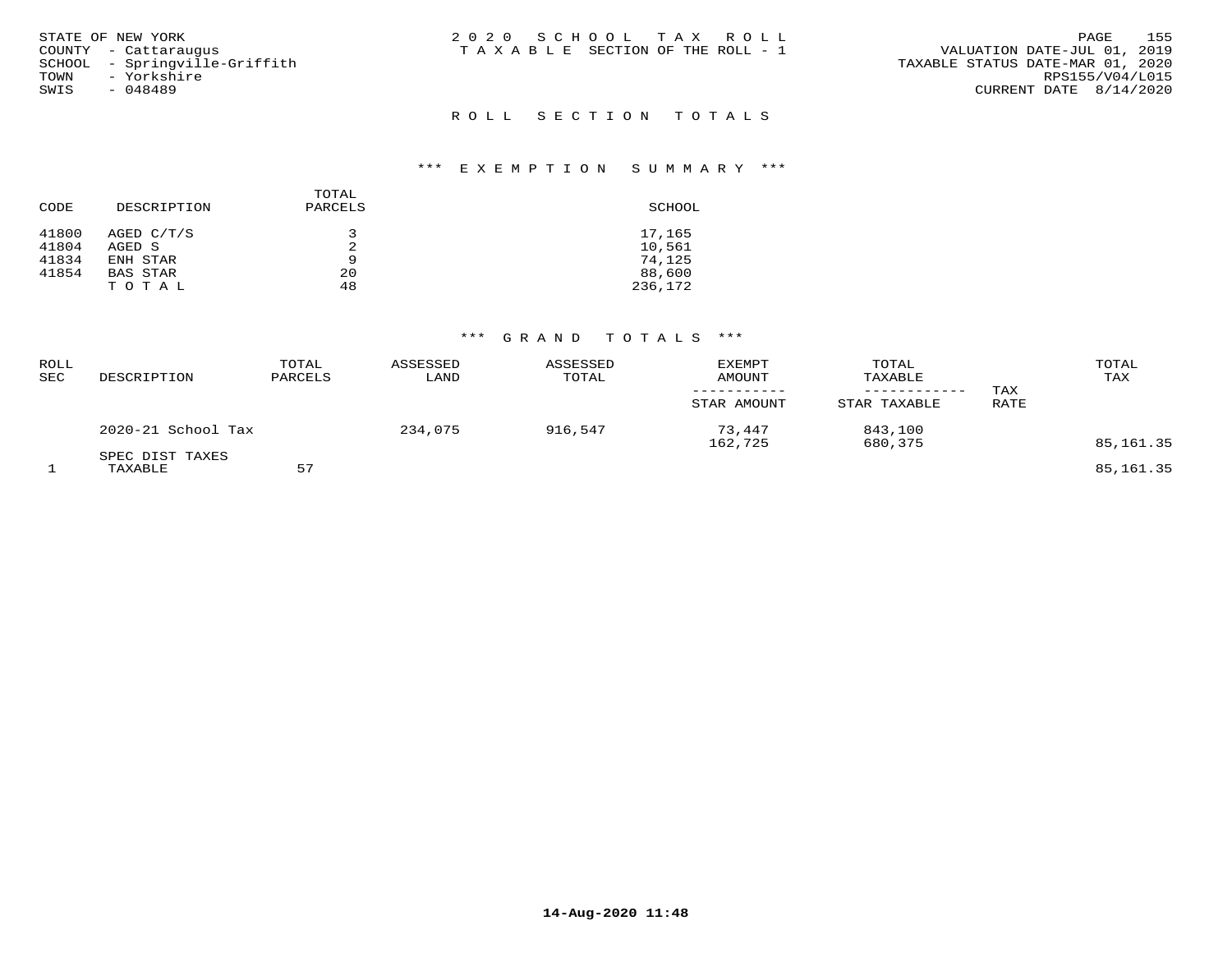STATE OF NEW YORK
COUNTY - Cattaraugus
SCHOOL - Springville-Griffith
TOWN - Yorkshire
SWIS - 048489

2020 SCHOOL TAX ROLL
TAXABLE SECTION OF THE ROLL - 1

VALUATION DATE-JUL 01, 2019
TAXABLE STATUS DATE-MAR 01, 2020
RPS155/V04/L015
CURRENT DATE 8/14/2020

## ROLL SECTION TOTALS

### *** EXEMPTION SUMMARY ***

| CODE | DESCRIPTION | TOTAL PARCELS | SCHOOL |
|---|---|---|---|
| 41800 | AGED C/T/S | 3 | 17,165 |
| 41804 | AGED S | 2 | 10,561 |
| 41834 | ENH STAR | 9 | 74,125 |
| 41854 | BAS STAR | 20 | 88,600 |
| | TOTAL | 48 | 236,172 |

### *** GRAND TOTALS ***

| ROLL SEC | DESCRIPTION | TOTAL PARCELS | ASSESSED LAND | ASSESSED TOTAL | EXEMPT AMOUNT / STAR AMOUNT | TOTAL TAXABLE / STAR TAXABLE | TAX RATE | TOTAL TAX |
|---|---|---|---|---|---|---|---|---|
| | 2020-21 School Tax | | 234,075 | 916,547 | 73,447 | 843,100 | | |
| | | | | | 162,725 | 680,375 | | 85,161.35 |
| | SPEC DIST TAXES | | | | | | | |
| 1 | TAXABLE | 57 | | | | | | 85,161.35 |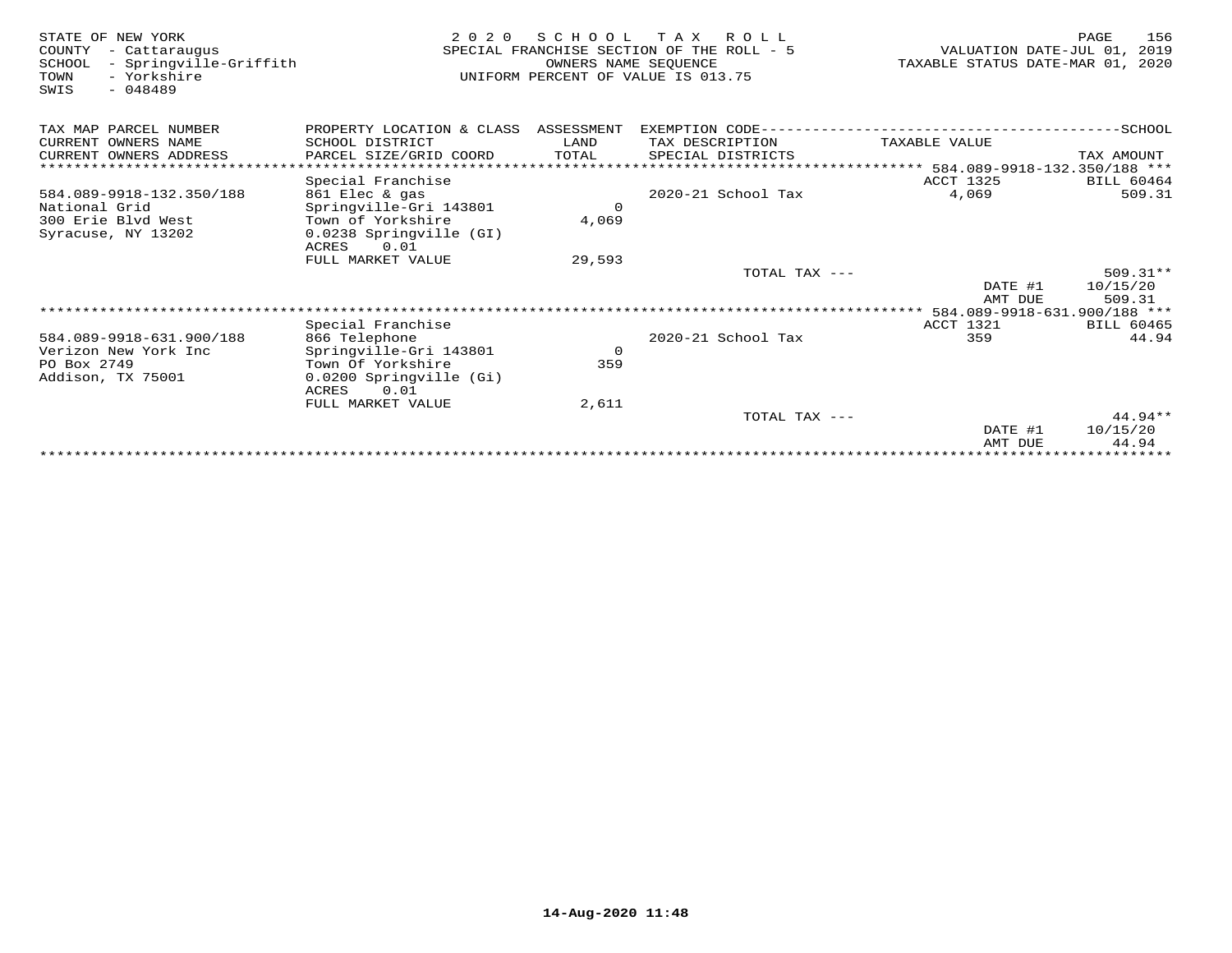STATE OF NEW YORK
COUNTY - Cattaraugus
SCHOOL - Springville-Griffith
TOWN - Yorkshire
SWIS - 048489

2 0 2 0 S C H O O L T A X R O L L
SPECIAL FRANCHISE SECTION OF THE ROLL - 5
OWNERS NAME SEQUENCE
UNIFORM PERCENT OF VALUE IS 013.75

VALUATION DATE-JUL 01, 2019
TAXABLE STATUS DATE-MAR 01, 2020

| TAX MAP PARCEL NUMBER / CURRENT OWNERS NAME / CURRENT OWNERS ADDRESS | PROPERTY LOCATION & CLASS / SCHOOL DISTRICT / PARCEL SIZE/GRID COORD | ASSESSMENT LAND / TOTAL | EXEMPTION CODE / TAX DESCRIPTION / SPECIAL DISTRICTS | TAXABLE VALUE | SCHOOL TAX AMOUNT |
|---|---|---|---|---|---|
| | | | | 584.089-9918-132.350/188 | |
| | Special Franchise | | | ACCT 1325 | BILL 60464 |
| 584.089-9918-132.350/188 | 861 Elec & gas | | 2020-21 School Tax | 4,069 | 509.31 |
| National Grid | Springville-Gri 143801 | 0 | | | |
| 300 Erie Blvd West | Town of Yorkshire | 4,069 | | | |
| Syracuse, NY 13202 | 0.0238 Springville (GI) | | | | |
| | ACRES 0.01 | | | | |
| | FULL MARKET VALUE | 29,593 | | | |
| | | | TOTAL TAX --- | | 509.31** |
| | | | | DATE #1 | 10/15/20 |
| | | | | AMT DUE | 509.31 |
| | | | | 584.089-9918-631.900/188 | |
| | Special Franchise | | | ACCT 1321 | BILL 60465 |
| 584.089-9918-631.900/188 | 866 Telephone | | 2020-21 School Tax | 359 | 44.94 |
| Verizon New York Inc | Springville-Gri 143801 | 0 | | | |
| PO Box 2749 | Town Of Yorkshire | 359 | | | |
| Addison, TX 75001 | 0.0200 Springville (Gi) | | | | |
| | ACRES 0.01 | | | | |
| | FULL MARKET VALUE | 2,611 | | | |
| | | | TOTAL TAX --- | | 44.94** |
| | | | | DATE #1 | 10/15/20 |
| | | | | AMT DUE | 44.94 |

14-Aug-2020 11:48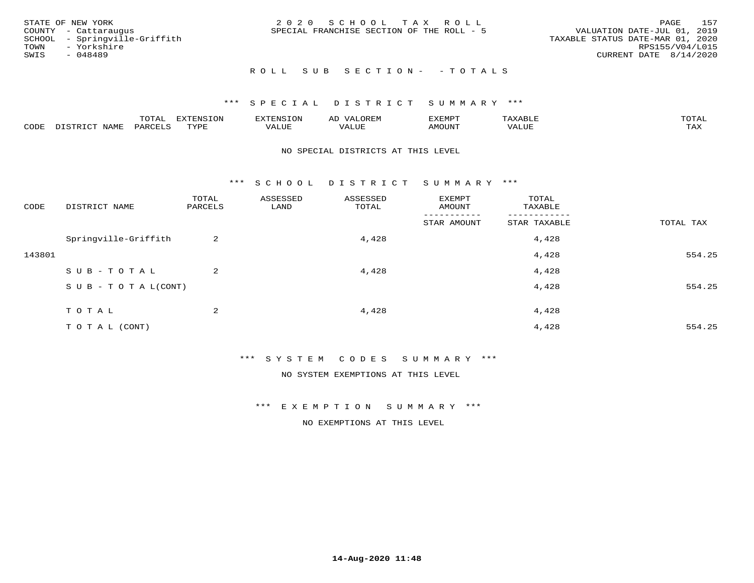STATE OF NEW YORK
COUNTY - Cattaraugus
SCHOOL - Springville-Griffith
TOWN - Yorkshire
SWIS - 048489

2020 SCHOOL TAX ROLL
SPECIAL FRANCHISE SECTION OF THE ROLL - 5

VALUATION DATE-JUL 01, 2019
TAXABLE STATUS DATE-MAR 01, 2020
RPS155/V04/L015
CURRENT DATE 8/14/2020

ROLL SUB SECTION- - TOTALS

*** SPECIAL DISTRICT SUMMARY ***

| CODE | DISTRICT NAME | TOTAL PARCELS | EXTENSION TYPE | EXTENSION VALUE | AD VALOREM VALUE | EXEMPT AMOUNT | TAXABLE VALUE | TOTAL TAX |
|---|---|---|---|---|---|---|---|---|

NO SPECIAL DISTRICTS AT THIS LEVEL

*** SCHOOL DISTRICT SUMMARY ***

| CODE | DISTRICT NAME | TOTAL PARCELS | ASSESSED LAND | ASSESSED TOTAL | EXEMPT AMOUNT / STAR AMOUNT | TOTAL TAXABLE / STAR TAXABLE | TOTAL TAX |
|---|---|---|---|---|---|---|---|
| | Springville-Griffith | 2 | | 4,428 | | 4,428 | |
| 143801 | | | | | | 4,428 | 554.25 |
| | SUB-TOTAL | 2 | | 4,428 | | 4,428 | |
| | SUB-TOTAL(CONT) | | | | | 4,428 | 554.25 |
| | TOTAL | 2 | | 4,428 | | 4,428 | |
| | TOTAL (CONT) | | | | | 4,428 | 554.25 |

*** SYSTEM CODES SUMMARY ***

NO SYSTEM EXEMPTIONS AT THIS LEVEL

*** EXEMPTION SUMMARY ***

NO EXEMPTIONS AT THIS LEVEL

14-Aug-2020 11:48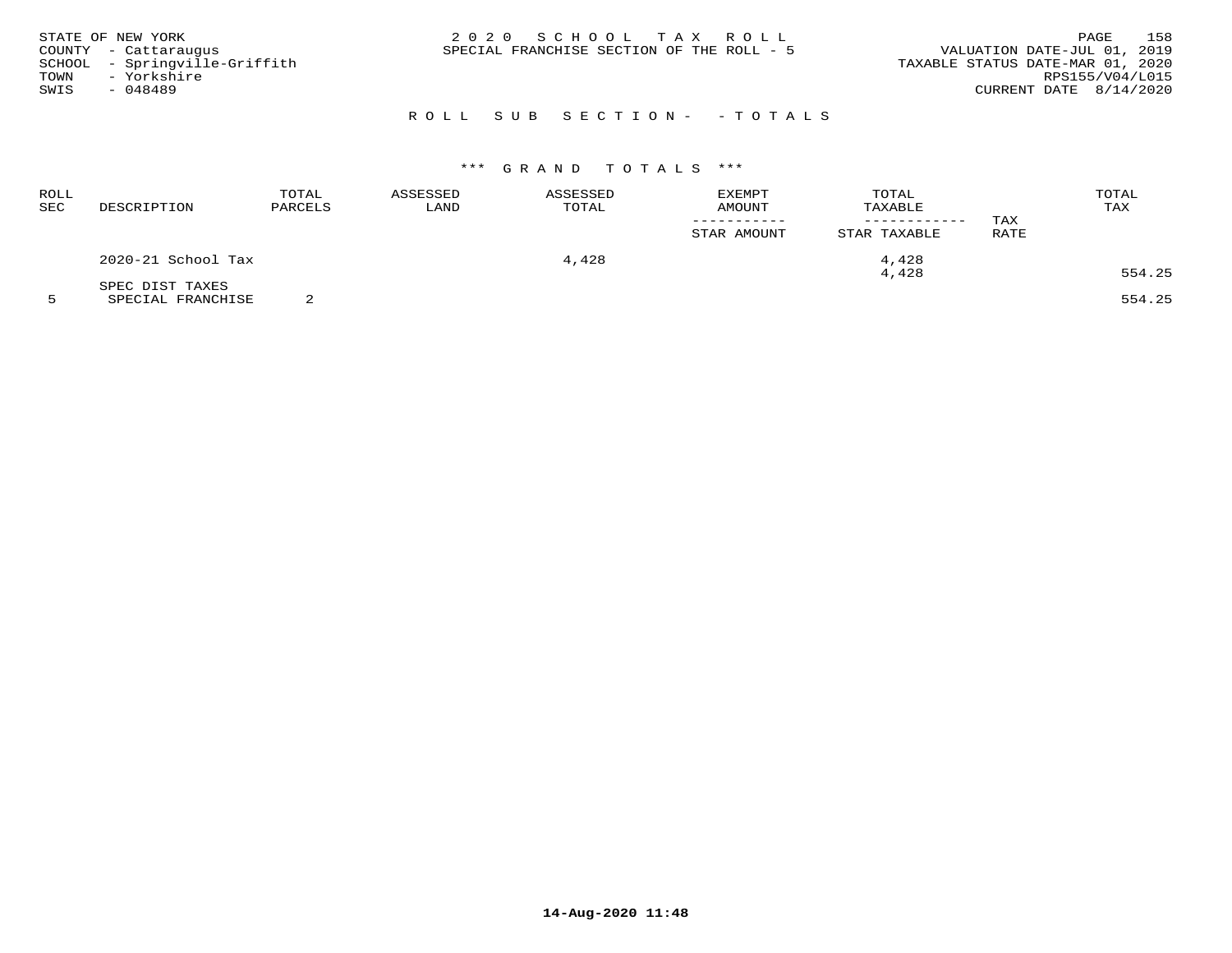STATE OF NEW YORK
COUNTY - Cattaraugus
SCHOOL - Springville-Griffith
TOWN - Yorkshire
SWIS - 048489

2 0 2 0 S C H O O L T A X R O L L
SPECIAL FRANCHISE SECTION OF THE ROLL - 5

VALUATION DATE-JUL 01, 2019
TAXABLE STATUS DATE-MAR 01, 2020
RPS155/V04/L015
CURRENT DATE 8/14/2020

R O L L S U B S E C T I O N - - T O T A L S

\*\*\* G R A N D T O T A L S \*\*\*

| ROLL SEC | DESCRIPTION | TOTAL PARCELS | ASSESSED LAND | ASSESSED TOTAL | EXEMPT AMOUNT / STAR AMOUNT | TOTAL TAXABLE / STAR TAXABLE | TAX RATE | TOTAL TAX |
|---|---|---|---|---|---|---|---|---|
| | 2020-21 School Tax | | | 4,428 | | 4,428<br>4,428 | | 554.25 |
| | SPEC DIST TAXES | | | | | | | |
| 5 | SPECIAL FRANCHISE | 2 | | | | | | 554.25 |

14-Aug-2020 11:48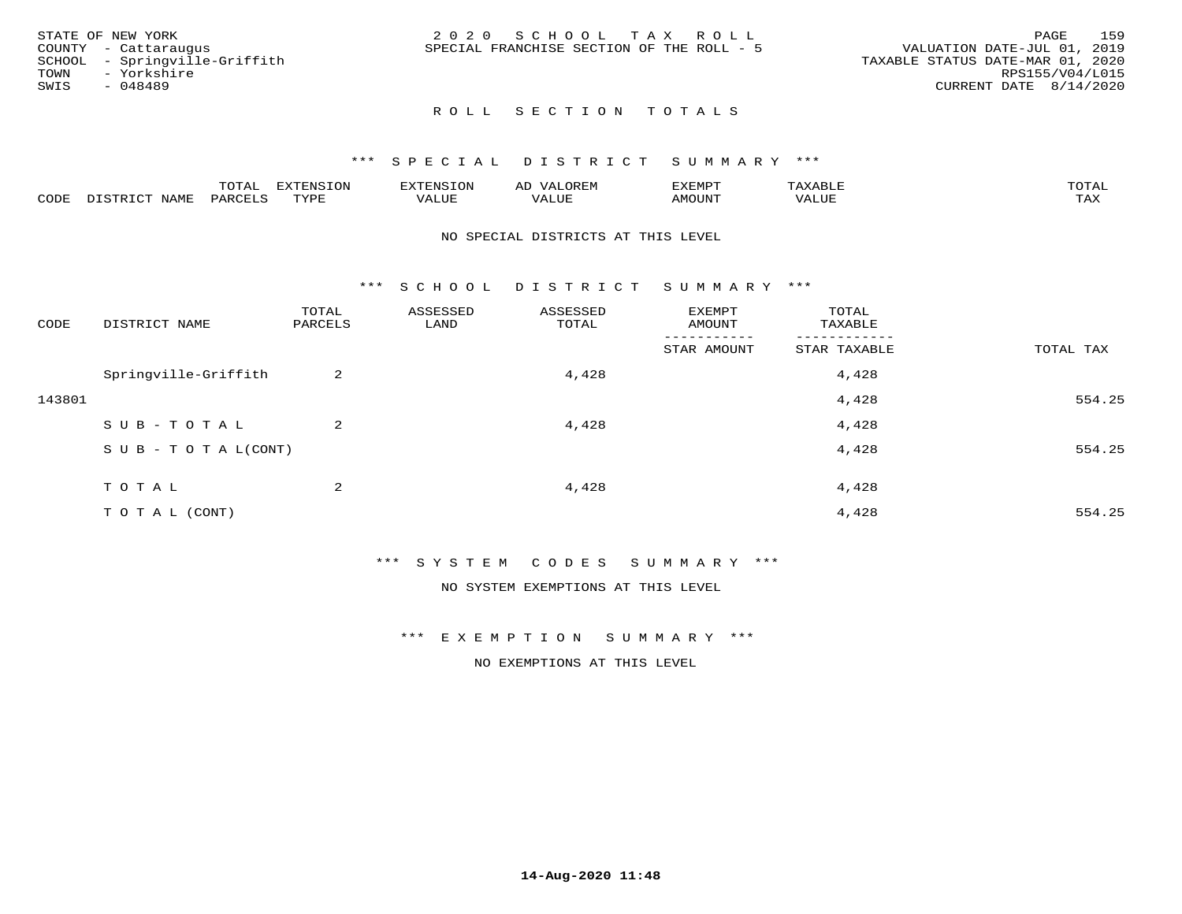STATE OF NEW YORK
COUNTY - Cattaraugus
SCHOOL - Springville-Griffith
TOWN - Yorkshire
SWIS - 048489

2020 SCHOOL TAX ROLL
SPECIAL FRANCHISE SECTION OF THE ROLL - 5

VALUATION DATE-JUL 01, 2019
TAXABLE STATUS DATE-MAR 01, 2020
RPS155/V04/L015
CURRENT DATE 8/14/2020

## ROLL SECTION TOTALS

### *** SPECIAL DISTRICT SUMMARY ***

| CODE | DISTRICT NAME | TOTAL PARCELS | EXTENSION TYPE | EXTENSION VALUE | AD VALOREM VALUE | EXEMPT AMOUNT | TAXABLE VALUE | TOTAL TAX |
|---|---|---|---|---|---|---|---|---|

NO SPECIAL DISTRICTS AT THIS LEVEL

### *** SCHOOL DISTRICT SUMMARY ***

| CODE | DISTRICT NAME | TOTAL PARCELS | ASSESSED LAND | ASSESSED TOTAL | EXEMPT AMOUNT / STAR AMOUNT | TOTAL TAXABLE / STAR TAXABLE | TOTAL TAX |
|---|---|---|---|---|---|---|---|
| | Springville-Griffith | 2 | | 4,428 | | 4,428 | |
| 143801 | | | | | | 4,428 | 554.25 |
| | SUB-TOTAL | 2 | | 4,428 | | 4,428 | |
| | SUB-TOTAL(CONT) | | | | | 4,428 | 554.25 |
| | TOTAL | 2 | | 4,428 | | 4,428 | |
| | TOTAL (CONT) | | | | | 4,428 | 554.25 |

### *** SYSTEM CODES SUMMARY ***

NO SYSTEM EXEMPTIONS AT THIS LEVEL

### *** EXEMPTION SUMMARY ***

NO EXEMPTIONS AT THIS LEVEL

14-Aug-2020 11:48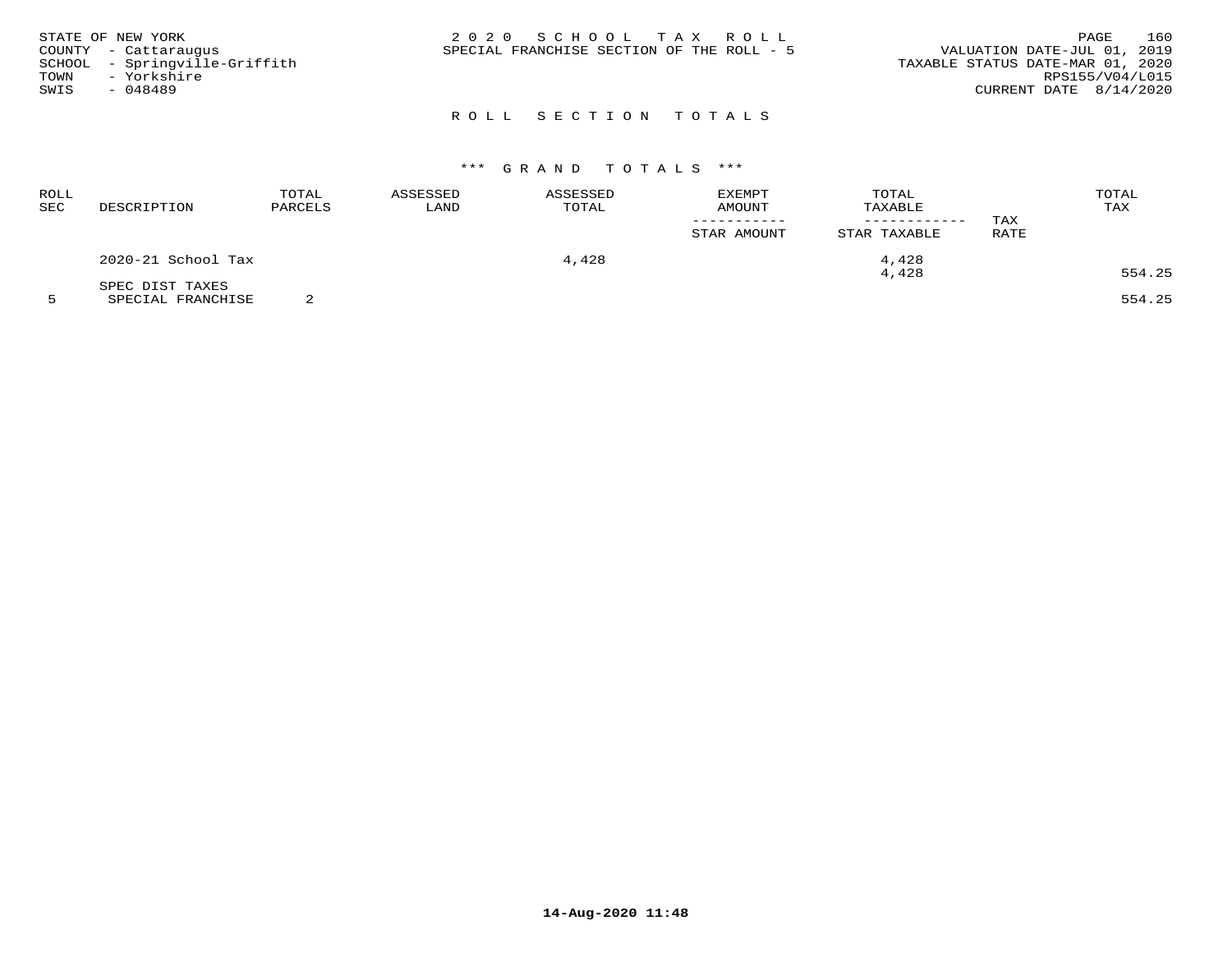STATE OF NEW YORK
COUNTY - Cattaraugus
SCHOOL - Springville-Griffith
TOWN - Yorkshire
SWIS - 048489

2 0 2 0 S C H O O L T A X R O L L
SPECIAL FRANCHISE SECTION OF THE ROLL - 5

VALUATION DATE-JUL 01, 2019
TAXABLE STATUS DATE-MAR 01, 2020
RPS155/V04/L015
CURRENT DATE 8/14/2020

## R O L L S E C T I O N T O T A L S

### *** G R A N D T O T A L S ***

| ROLL SEC | DESCRIPTION | TOTAL PARCELS | ASSESSED LAND | ASSESSED TOTAL | EXEMPT AMOUNT / STAR AMOUNT | TOTAL TAXABLE / STAR TAXABLE | TAX RATE | TOTAL TAX |
|---|---|---|---|---|---|---|---|---|
| | 2020-21 School Tax | | | 4,428 | | 4,428 | | |
| | | | | | | 4,428 | | 554.25 |
| | SPEC DIST TAXES | | | | | | | |
| 5 | SPECIAL FRANCHISE | 2 | | | | | | 554.25 |

14-Aug-2020 11:48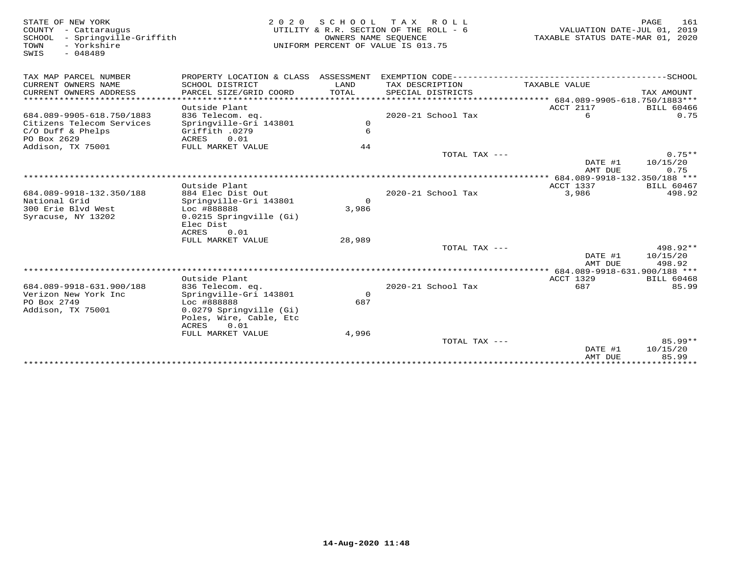STATE OF NEW YORK
COUNTY - Cattaraugus
SCHOOL - Springville-Griffith
TOWN - Yorkshire
SWIS - 048489

2020 SCHOOL TAX ROLL
UTILITY & R.R. SECTION OF THE ROLL - 6
OWNERS NAME SEQUENCE
UNIFORM PERCENT OF VALUE IS 013.75

VALUATION DATE-JUL 01, 2019
TAXABLE STATUS DATE-MAR 01, 2020

| TAX MAP PARCEL NUMBER / CURRENT OWNERS NAME / CURRENT OWNERS ADDRESS | PROPERTY LOCATION & CLASS / SCHOOL DISTRICT / PARCEL SIZE/GRID COORD | ASSESSMENT LAND / TOTAL | EXEMPTION CODE / TAX DESCRIPTION / SPECIAL DISTRICTS | TAXABLE VALUE | SCHOOL TAX AMOUNT |
|---|---|---|---|---|---|
| **684.089-9905-618.750/1883** | Outside Plant | | | ACCT 2117 | BILL 60466 |
| 684.089-9905-618.750/1883 | 836 Telecom. eq. | | 2020-21 School Tax | 6 | 0.75 |
| Citizens Telecom Services | Springville-Gri 143801 | 0 | | | |
| C/O Duff & Phelps | Griffith .0279 | 6 | | | |
| PO Box 2629 | ACRES 0.01 | | | | |
| Addison, TX 75001 | FULL MARKET VALUE | 44 | | | |
| | | | TOTAL TAX --- | | 0.75** |
| | | | | DATE #1 | 10/15/20 |
| | | | | AMT DUE | 0.75 |
| **684.089-9918-132.350/188** | Outside Plant | | | ACCT 1337 | BILL 60467 |
| 684.089-9918-132.350/188 | 884 Elec Dist Out | | 2020-21 School Tax | 3,986 | 498.92 |
| National Grid | Springville-Gri 143801 | 0 | | | |
| 300 Erie Blvd West | Loc #888888 | 3,986 | | | |
| Syracuse, NY 13202 | 0.0215 Springville (Gi) | | | | |
| | Elec Dist | | | | |
| | ACRES 0.01 | | | | |
| | FULL MARKET VALUE | 28,989 | | | |
| | | | TOTAL TAX --- | | 498.92** |
| | | | | DATE #1 | 10/15/20 |
| | | | | AMT DUE | 498.92 |
| **684.089-9918-631.900/188** | Outside Plant | | | ACCT 1329 | BILL 60468 |
| 684.089-9918-631.900/188 | 836 Telecom. eq. | | 2020-21 School Tax | 687 | 85.99 |
| Verizon New York Inc | Springville-Gri 143801 | 0 | | | |
| PO Box 2749 | Loc #888888 | 687 | | | |
| Addison, TX 75001 | 0.0279 Springville (Gi) | | | | |
| | Poles, Wire, Cable, Etc | | | | |
| | ACRES 0.01 | | | | |
| | FULL MARKET VALUE | 4,996 | | | |
| | | | TOTAL TAX --- | | 85.99** |
| | | | | DATE #1 | 10/15/20 |
| | | | | AMT DUE | 85.99 |

14-Aug-2020 11:48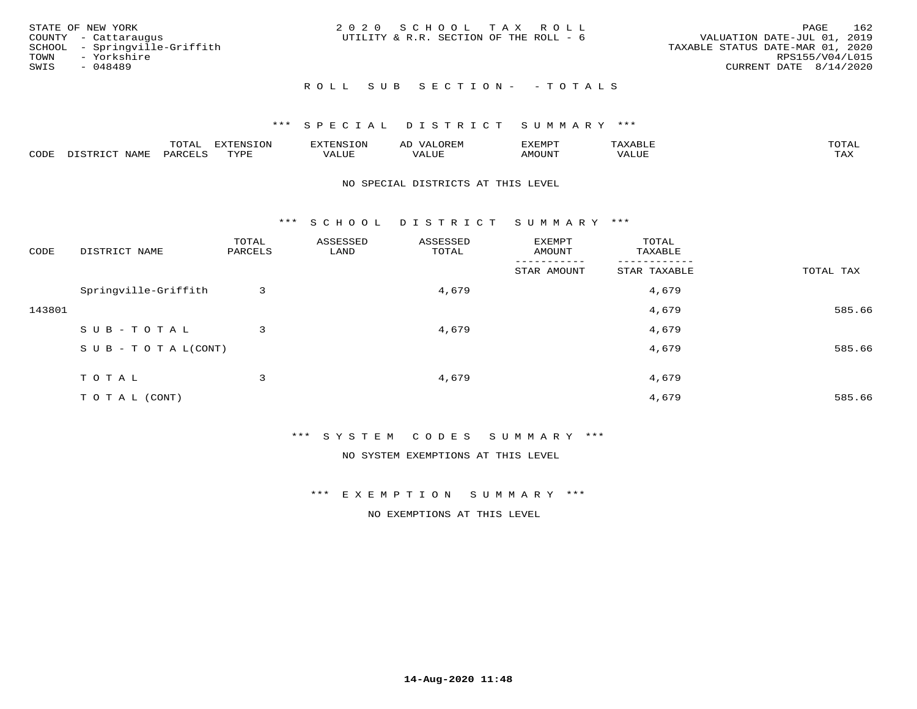STATE OF NEW YORK
COUNTY - Cattaraugus
SCHOOL - Springville-Griffith
TOWN - Yorkshire
SWIS - 048489

2020 SCHOOL TAX ROLL
UTILITY & R.R. SECTION OF THE ROLL - 6

VALUATION DATE-JUL 01, 2019
TAXABLE STATUS DATE-MAR 01, 2020
RPS155/V04/L015
CURRENT DATE 8/14/2020

ROLL SUB SECTION- - TOTALS

*** SPECIAL DISTRICT SUMMARY ***

| CODE | DISTRICT NAME | TOTAL PARCELS | EXTENSION TYPE | EXTENSION VALUE | AD VALOREM VALUE | EXEMPT AMOUNT | TAXABLE VALUE | TOTAL TAX |
|---|---|---|---|---|---|---|---|---|

NO SPECIAL DISTRICTS AT THIS LEVEL

*** SCHOOL DISTRICT SUMMARY ***

| CODE | DISTRICT NAME | TOTAL PARCELS | ASSESSED LAND | ASSESSED TOTAL | EXEMPT AMOUNT / STAR AMOUNT | TOTAL TAXABLE / STAR TAXABLE | TOTAL TAX |
|---|---|---|---|---|---|---|---|
| | Springville-Griffith | 3 | | 4,679 | | 4,679 | |
| 143801 | | | | | | 4,679 | 585.66 |
| | SUB-TOTAL | 3 | | 4,679 | | 4,679 | |
| | SUB-TOTAL(CONT) | | | | | 4,679 | 585.66 |
| | TOTAL | 3 | | 4,679 | | 4,679 | |
| | TOTAL (CONT) | | | | | 4,679 | 585.66 |

*** SYSTEM CODES SUMMARY ***

NO SYSTEM EXEMPTIONS AT THIS LEVEL

*** EXEMPTION SUMMARY ***

NO EXEMPTIONS AT THIS LEVEL

14-Aug-2020 11:48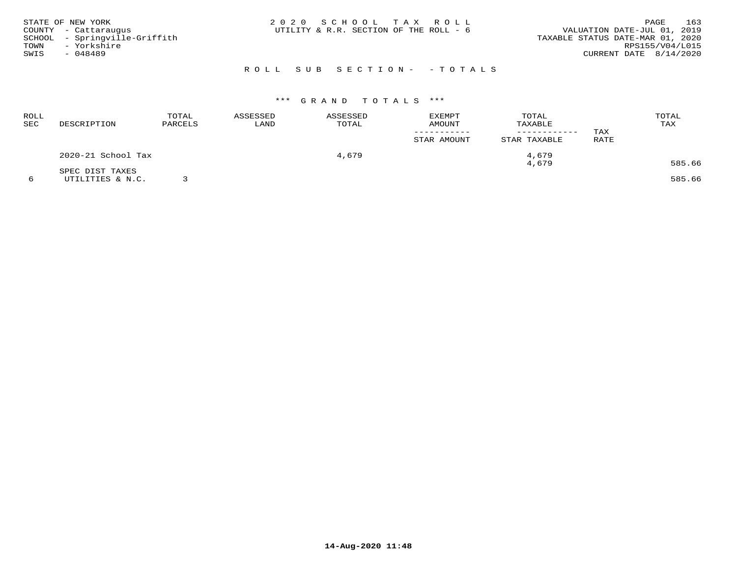STATE OF NEW YORK
COUNTY - Cattaraugus
SCHOOL - Springville-Griffith
TOWN - Yorkshire
SWIS - 048489

2 0 2 0 S C H O O L T A X R O L L
UTILITY & R.R. SECTION OF THE ROLL - 6

VALUATION DATE-JUL 01, 2019
TAXABLE STATUS DATE-MAR 01, 2020
RPS155/V04/L015
CURRENT DATE 8/14/2020

R O L L S U B S E C T I O N - - T O T A L S

\*\*\* G R A N D T O T A L S \*\*\*

| ROLL SEC | DESCRIPTION | TOTAL PARCELS | ASSESSED LAND | ASSESSED TOTAL | EXEMPT AMOUNT / STAR AMOUNT | TOTAL TAXABLE / STAR TAXABLE | TAX RATE | TOTAL TAX |
|---|---|---|---|---|---|---|---|---|
| | 2020-21 School Tax | | | 4,679 | | 4,679 | | |
| | | | | | | 4,679 | | 585.66 |
| | SPEC DIST TAXES | | | | | | | |
| 6 | UTILITIES & N.C. | 3 | | | | | | 585.66 |

14-Aug-2020 11:48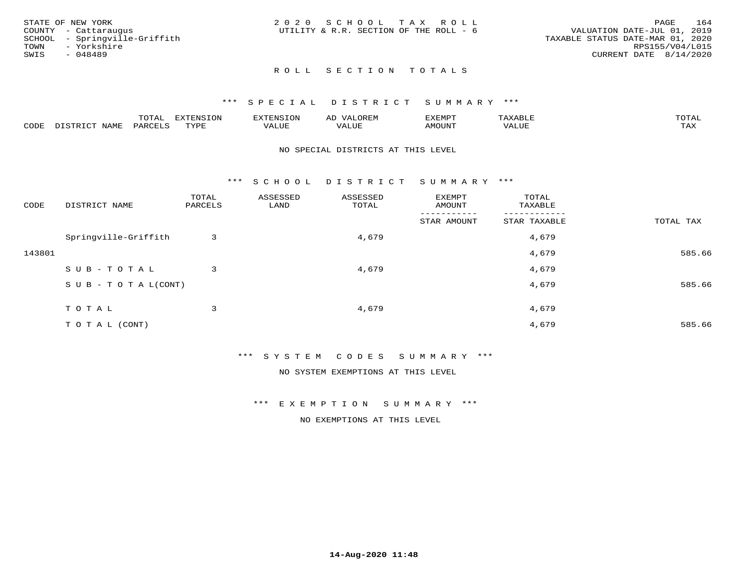STATE OF NEW YORK
COUNTY - Cattaraugus
SCHOOL - Springville-Griffith
TOWN - Yorkshire
SWIS - 048489

2 0 2 0 S C H O O L T A X R O L L
UTILITY & R.R. SECTION OF THE ROLL - 6

VALUATION DATE-JUL 01, 2019
TAXABLE STATUS DATE-MAR 01, 2020
RPS155/V04/L015
CURRENT DATE 8/14/2020

## R O L L S E C T I O N T O T A L S

### *** S P E C I A L D I S T R I C T S U M M A R Y ***

| CODE | DISTRICT NAME | TOTAL PARCELS | EXTENSION TYPE | EXTENSION VALUE | AD VALOREM VALUE | EXEMPT AMOUNT | TAXABLE VALUE | TOTAL TAX |
|---|---|---|---|---|---|---|---|---|

NO SPECIAL DISTRICTS AT THIS LEVEL

### *** S C H O O L D I S T R I C T S U M M A R Y ***

| CODE | DISTRICT NAME | TOTAL PARCELS | ASSESSED LAND | ASSESSED TOTAL | EXEMPT AMOUNT / STAR AMOUNT | TOTAL TAXABLE / STAR TAXABLE | TOTAL TAX |
|---|---|---|---|---|---|---|---|
| | Springville-Griffith | 3 | | 4,679 | | 4,679 | |
| 143801 | | | | | | 4,679 | 585.66 |
| | S U B - T O T A L | 3 | | 4,679 | | 4,679 | |
| | S U B - T O T A L(CONT) | | | | | 4,679 | 585.66 |
| | T O T A L | 3 | | 4,679 | | 4,679 | |
| | T O T A L (CONT) | | | | | 4,679 | 585.66 |

### *** S Y S T E M C O D E S S U M M A R Y ***

NO SYSTEM EXEMPTIONS AT THIS LEVEL

### *** E X E M P T I O N S U M M A R Y ***

NO EXEMPTIONS AT THIS LEVEL

14-Aug-2020 11:48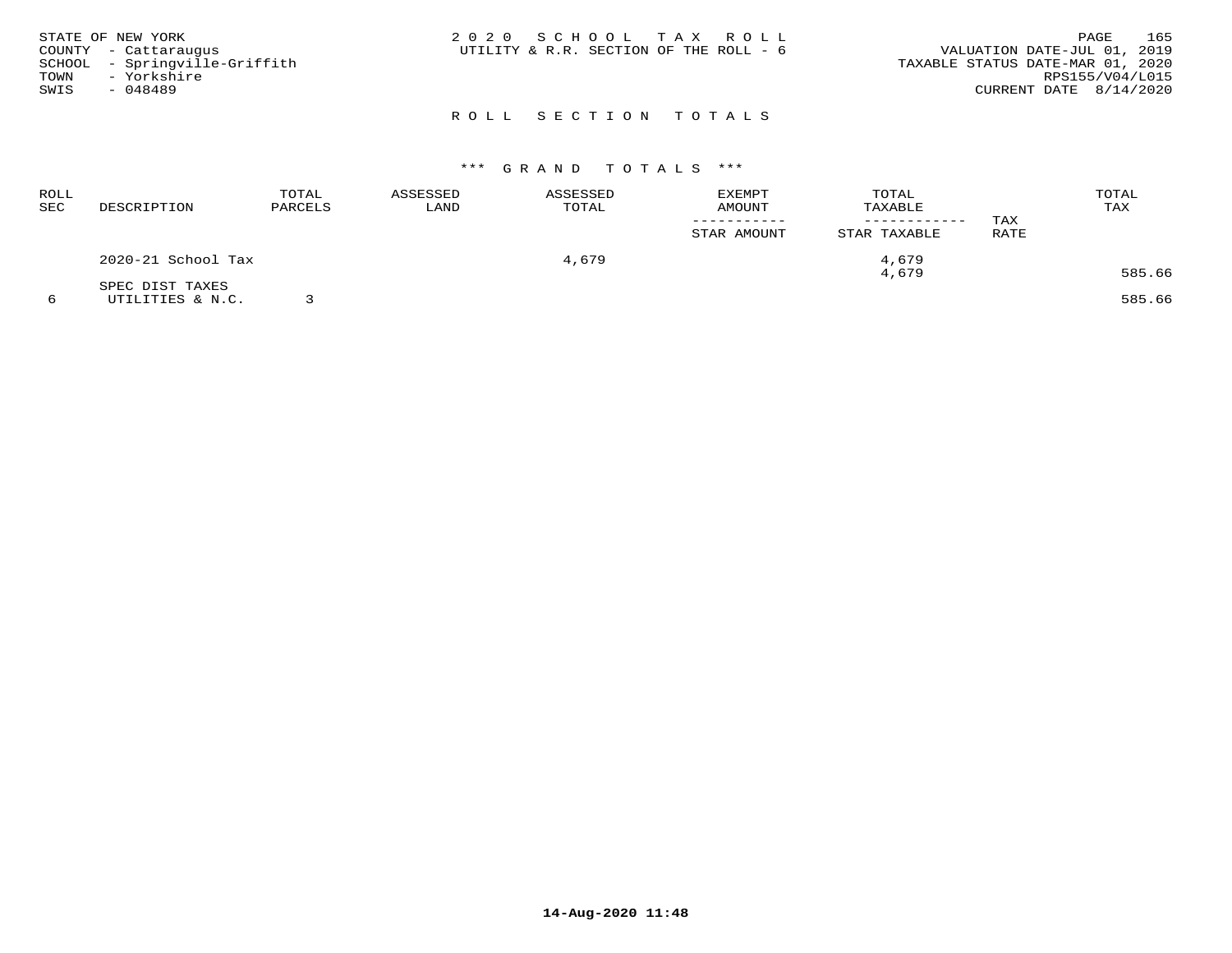STATE OF NEW YORK
COUNTY - Cattaraugus
SCHOOL - Springville-Griffith
TOWN - Yorkshire
SWIS - 048489

2020 SCHOOL TAX ROLL
UTILITY & R.R. SECTION OF THE ROLL - 6

VALUATION DATE-JUL 01, 2019
TAXABLE STATUS DATE-MAR 01, 2020
RPS155/V04/L015
CURRENT DATE 8/14/2020

## ROLL SECTION TOTALS

### *** GRAND TOTALS ***

| ROLL SEC | DESCRIPTION | TOTAL PARCELS | ASSESSED LAND | ASSESSED TOTAL | EXEMPT AMOUNT / STAR AMOUNT | TOTAL TAXABLE / STAR TAXABLE | TAX RATE | TOTAL TAX |
|---|---|---|---|---|---|---|---|---|
| | 2020-21 School Tax | | | 4,679 | | 4,679 | | |
| | | | | | | 4,679 | | 585.66 |
| | SPEC DIST TAXES | | | | | | | |
| 6 | UTILITIES & N.C. | 3 | | | | | | 585.66 |

14-Aug-2020 11:48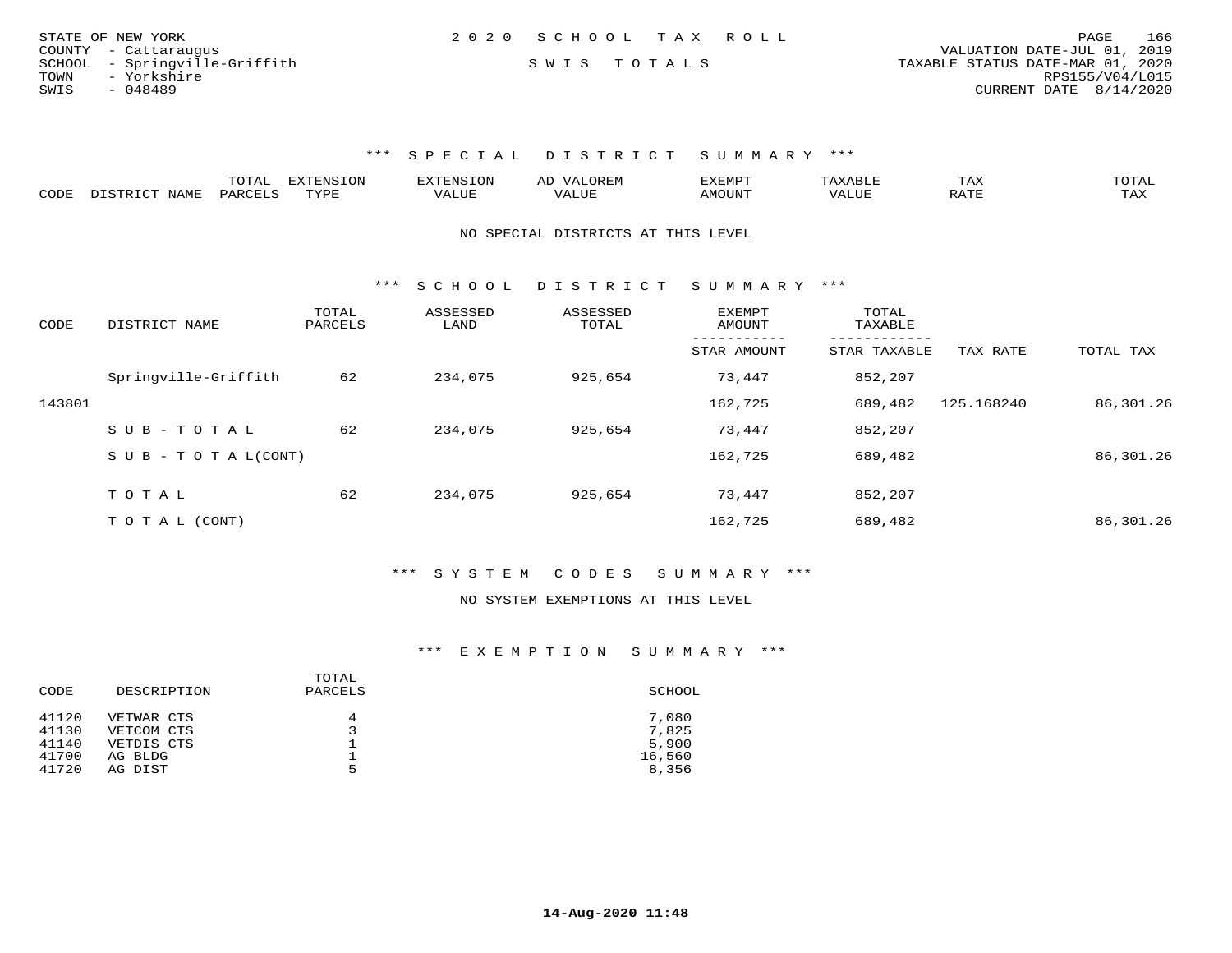STATE OF NEW YORK
COUNTY - Cattaraugus
SCHOOL - Springville-Griffith
TOWN - Yorkshire
SWIS - 048489

2 0 2 0 S C H O O L T A X R O L L

S W I S T O T A L S

VALUATION DATE-JUL 01, 2019
TAXABLE STATUS DATE-MAR 01, 2020
RPS155/V04/L015
CURRENT DATE 8/14/2020

### \*\*\* S P E C I A L D I S T R I C T S U M M A R Y \*\*\*

| CODE | DISTRICT NAME | TOTAL PARCELS | EXTENSION TYPE | EXTENSION VALUE | AD VALOREM VALUE | EXEMPT AMOUNT | TAXABLE VALUE | TAX RATE | TOTAL TAX |
|---|---|---|---|---|---|---|---|---|---|

NO SPECIAL DISTRICTS AT THIS LEVEL

### \*\*\* S C H O O L D I S T R I C T S U M M A R Y \*\*\*

| CODE | DISTRICT NAME | TOTAL PARCELS | ASSESSED LAND | ASSESSED TOTAL | EXEMPT AMOUNT / STAR AMOUNT | TOTAL TAXABLE / STAR TAXABLE | TAX RATE | TOTAL TAX |
|---|---|---|---|---|---|---|---|---|
| | Springville-Griffith | 62 | 234,075 | 925,654 | 73,447 | 852,207 | | |
| 143801 | | | | | 162,725 | 689,482 | 125.168240 | 86,301.26 |
| | S U B - T O T A L | 62 | 234,075 | 925,654 | 73,447 | 852,207 | | |
| | S U B - T O T A L(CONT) | | | | 162,725 | 689,482 | | 86,301.26 |
| | T O T A L | 62 | 234,075 | 925,654 | 73,447 | 852,207 | | |
| | T O T A L (CONT) | | | | 162,725 | 689,482 | | 86,301.26 |

### \*\*\* S Y S T E M C O D E S S U M M A R Y \*\*\*

NO SYSTEM EXEMPTIONS AT THIS LEVEL

### \*\*\* E X E M P T I O N S U M M A R Y \*\*\*

| CODE | DESCRIPTION | TOTAL PARCELS | SCHOOL |
|---|---|---|---|
| 41120 | VETWAR CTS | 4 | 7,080 |
| 41130 | VETCOM CTS | 3 | 7,825 |
| 41140 | VETDIS CTS | 1 | 5,900 |
| 41700 | AG BLDG | 1 | 16,560 |
| 41720 | AG DIST | 5 | 8,356 |

14-Aug-2020 11:48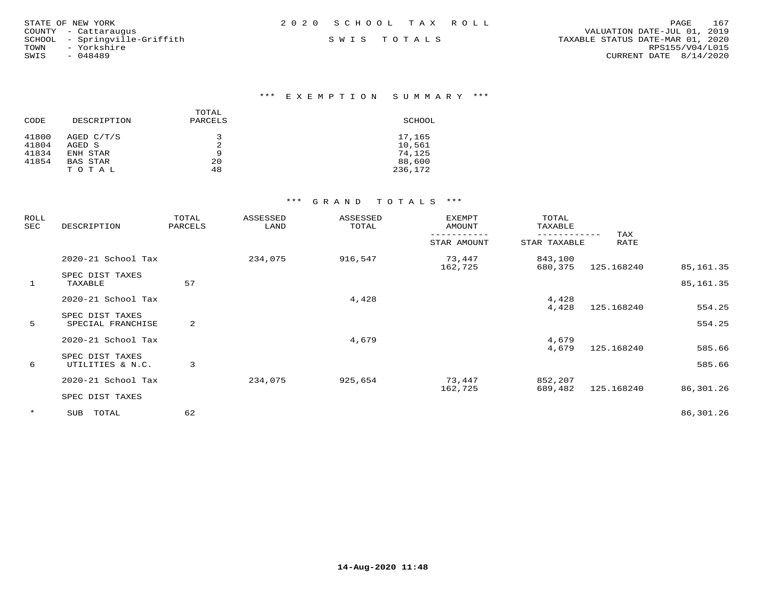STATE OF NEW YORK
COUNTY - Cattaraugus
SCHOOL - Springville-Griffith
TOWN - Yorkshire
SWIS - 048489

2020 SCHOOL TAX ROLL

SWIS TOTALS

VALUATION DATE-JUL 01, 2019
TAXABLE STATUS DATE-MAR 01, 2020
RPS155/V04/L015
CURRENT DATE 8/14/2020

### *** EXEMPTION SUMMARY ***

| CODE | DESCRIPTION | TOTAL PARCELS | SCHOOL |
|---|---|---|---|
| 41800 | AGED C/T/S | 3 | 17,165 |
| 41804 | AGED S | 2 | 10,561 |
| 41834 | ENH STAR | 9 | 74,125 |
| 41854 | BAS STAR | 20 | 88,600 |
| | T O T A L | 48 | 236,172 |

### *** GRAND TOTALS ***

| ROLL SEC | DESCRIPTION | TOTAL PARCELS | ASSESSED LAND | ASSESSED TOTAL | EXEMPT AMOUNT / STAR AMOUNT | TOTAL TAXABLE / STAR TAXABLE | TAX RATE | |
|---|---|---|---|---|---|---|---|---|
| | 2020-21 School Tax | | 234,075 | 916,547 | 73,447 | 843,100 | | |
| | | | | | 162,725 | 680,375 | 125.168240 | 85,161.35 |
| | SPEC DIST TAXES | | | | | | | |
| 1 | TAXABLE | 57 | | | | | | 85,161.35 |
| | 2020-21 School Tax | | | 4,428 | | 4,428 | | |
| | | | | | | 4,428 | 125.168240 | 554.25 |
| | SPEC DIST TAXES | | | | | | | |
| 5 | SPECIAL FRANCHISE | 2 | | | | | | 554.25 |
| | 2020-21 School Tax | | | 4,679 | | 4,679 | | |
| | | | | | | 4,679 | 125.168240 | 585.66 |
| | SPEC DIST TAXES | | | | | | | |
| 6 | UTILITIES & N.C. | 3 | | | | | | 585.66 |
| | 2020-21 School Tax | | 234,075 | 925,654 | 73,447 | 852,207 | | |
| | | | | | 162,725 | 689,482 | 125.168240 | 86,301.26 |
| | SPEC DIST TAXES | | | | | | | |
| * | SUB TOTAL | 62 | | | | | | 86,301.26 |

14-Aug-2020 11:48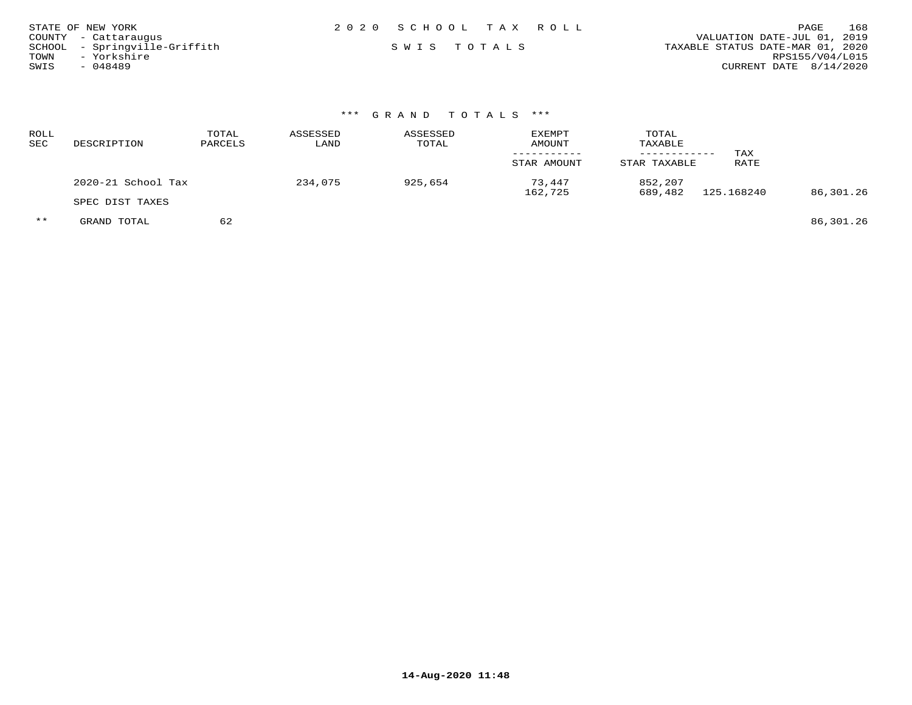STATE OF NEW YORK
COUNTY - Cattaraugus
SCHOOL - Springville-Griffith
TOWN - Yorkshire
SWIS - 048489

2 0 2 0 S C H O O L T A X R O L L

S W I S T O T A L S

VALUATION DATE-JUL 01, 2019
TAXABLE STATUS DATE-MAR 01, 2020
RPS155/V04/L015
CURRENT DATE 8/14/2020

*** G R A N D T O T A L S ***

| ROLL SEC | DESCRIPTION | TOTAL PARCELS | ASSESSED LAND | ASSESSED TOTAL | EXEMPT AMOUNT / STAR AMOUNT | TOTAL TAXABLE / STAR TAXABLE | TAX RATE | |
|---|---|---|---|---|---|---|---|---|
| | 2020-21 School Tax | | 234,075 | 925,654 | 73,447 | 852,207 | | |
| | | | | | 162,725 | 689,482 | 125.168240 | 86,301.26 |
| | SPEC DIST TAXES | | | | | | | |
| ** | GRAND TOTAL | 62 | | | | | | 86,301.26 |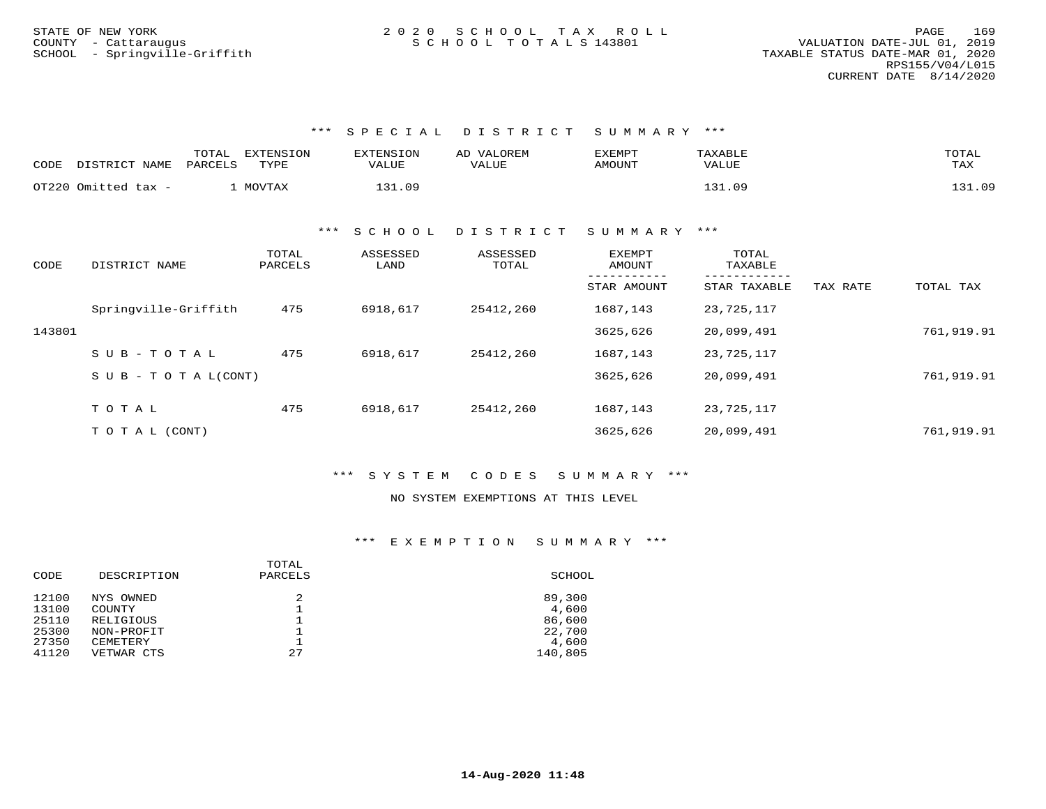STATE OF NEW YORK
COUNTY - Cattaraugus
SCHOOL - Springville-Griffith

2020 SCHOOL TAX ROLL
SCHOOL TOTALS 143801

VALUATION DATE-JUL 01, 2019
TAXABLE STATUS DATE-MAR 01, 2020
RPS155/V04/L015
CURRENT DATE 8/14/2020

### *** SPECIAL DISTRICT SUMMARY ***

| CODE | DISTRICT NAME | TOTAL PARCELS | EXTENSION TYPE | EXTENSION VALUE | AD VALOREM VALUE | EXEMPT AMOUNT | TAXABLE VALUE | TOTAL TAX |
|---|---|---|---|---|---|---|---|---|
| OT220 | Omitted tax - | 1 | MOVTAX | 131.09 | | | 131.09 | 131.09 |

### *** SCHOOL DISTRICT SUMMARY ***

| CODE | DISTRICT NAME | TOTAL PARCELS | ASSESSED LAND | ASSESSED TOTAL | EXEMPT AMOUNT / STAR AMOUNT | TOTAL TAXABLE / STAR TAXABLE | TAX RATE | TOTAL TAX |
|---|---|---|---|---|---|---|---|---|
| | Springville-Griffith | 475 | 6918,617 | 25412,260 | 1687,143 | 23,725,117 | | |
| 143801 | | | | | 3625,626 | 20,099,491 | | 761,919.91 |
| | SUB-TOTAL | 475 | 6918,617 | 25412,260 | 1687,143 | 23,725,117 | | |
| | SUB-TOTAL(CONT) | | | | 3625,626 | 20,099,491 | | 761,919.91 |
| | TOTAL | 475 | 6918,617 | 25412,260 | 1687,143 | 23,725,117 | | |
| | TOTAL (CONT) | | | | 3625,626 | 20,099,491 | | 761,919.91 |

### *** SYSTEM CODES SUMMARY ***

NO SYSTEM EXEMPTIONS AT THIS LEVEL

### *** EXEMPTION SUMMARY ***

| CODE | DESCRIPTION | TOTAL PARCELS | SCHOOL |
|---|---|---|---|
| 12100 | NYS OWNED | 2 | 89,300 |
| 13100 | COUNTY | 1 | 4,600 |
| 25110 | RELIGIOUS | 1 | 86,600 |
| 25300 | NON-PROFIT | 1 | 22,700 |
| 27350 | CEMETERY | 1 | 4,600 |
| 41120 | VETWAR CTS | 27 | 140,805 |

14-Aug-2020 11:48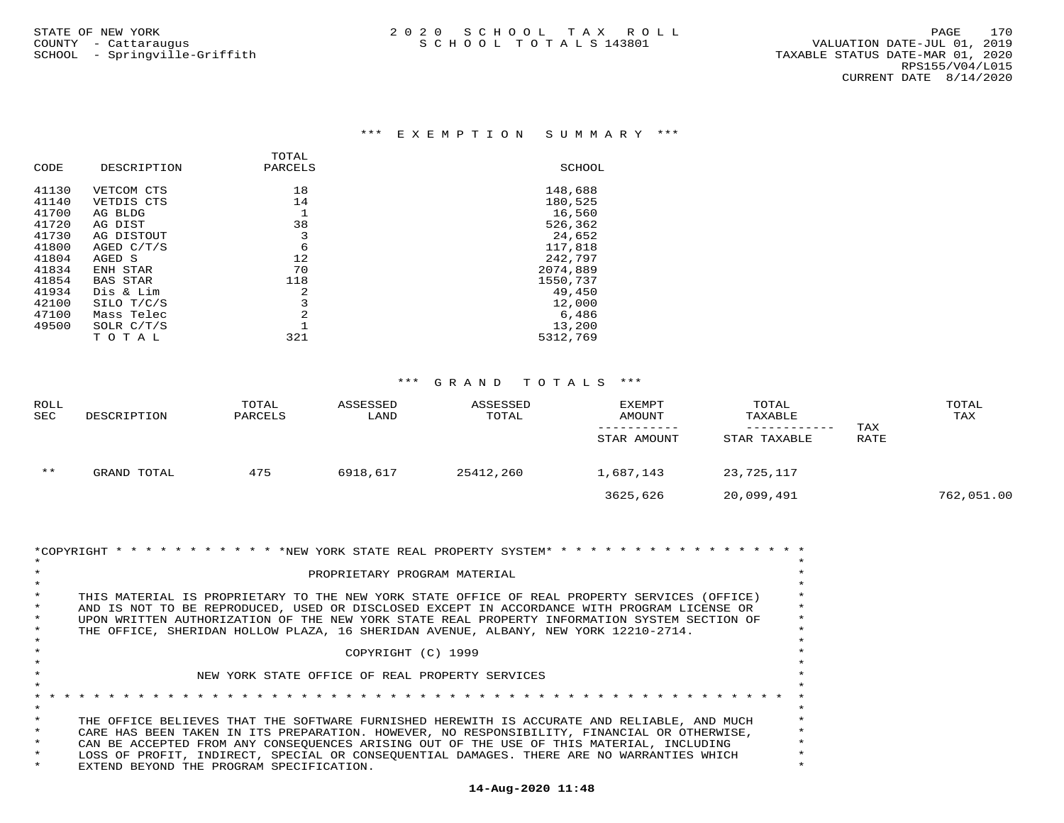STATE OF NEW YORK
COUNTY - Cattaraugus
SCHOOL - Springville-Griffith

# 2 0 2 0 S C H O O L T A X R O L L
## S C H O O L T O T A L S 143801

VALUATION DATE-JUL 01, 2019
TAXABLE STATUS DATE-MAR 01, 2020
RPS155/V04/L015
CURRENT DATE 8/14/2020

## *** E X E M P T I O N S U M M A R Y ***

| CODE | DESCRIPTION | TOTAL PARCELS | SCHOOL |
|---|---|---|---|
| 41130 | VETCOM CTS | 18 | 148,688 |
| 41140 | VETDIS CTS | 14 | 180,525 |
| 41700 | AG BLDG | 1 | 16,560 |
| 41720 | AG DIST | 38 | 526,362 |
| 41730 | AG DISTOUT | 3 | 24,652 |
| 41800 | AGED C/T/S | 6 | 117,818 |
| 41804 | AGED S | 12 | 242,797 |
| 41834 | ENH STAR | 70 | 2074,889 |
| 41854 | BAS STAR | 118 | 1550,737 |
| 41934 | Dis & Lim | 2 | 49,450 |
| 42100 | SILO T/C/S | 3 | 12,000 |
| 47100 | Mass Telec | 2 | 6,486 |
| 49500 | SOLR C/T/S | 1 | 13,200 |
| | T O T A L | 321 | 5312,769 |

## *** G R A N D T O T A L S ***

| ROLL SEC | DESCRIPTION | TOTAL PARCELS | ASSESSED LAND | ASSESSED TOTAL | EXEMPT AMOUNT / STAR AMOUNT | TOTAL TAXABLE / STAR TAXABLE | TAX RATE | TOTAL TAX |
|---|---|---|---|---|---|---|---|---|
| ** | GRAND TOTAL | 475 | 6918,617 | 25412,260 | 1,687,143 | 23,725,117 | | |
| | | | | | 3625,626 | 20,099,491 | | 762,051.00 |

*COPYRIGHT * * * * * * * * * * * *NEW YORK STATE REAL PROPERTY SYSTEM* * * * * * * * * * * * * * * * * *

PROPRIETARY PROGRAM MATERIAL

THIS MATERIAL IS PROPRIETARY TO THE NEW YORK STATE OFFICE OF REAL PROPERTY SERVICES (OFFICE) AND IS NOT TO BE REPRODUCED, USED OR DISCLOSED EXCEPT IN ACCORDANCE WITH PROGRAM LICENSE OR UPON WRITTEN AUTHORIZATION OF THE NEW YORK STATE REAL PROPERTY INFORMATION SYSTEM SECTION OF THE OFFICE, SHERIDAN HOLLOW PLAZA, 16 SHERIDAN AVENUE, ALBANY, NEW YORK 12210-2714.

COPYRIGHT (C) 1999

NEW YORK STATE OFFICE OF REAL PROPERTY SERVICES

THE OFFICE BELIEVES THAT THE SOFTWARE FURNISHED HEREWITH IS ACCURATE AND RELIABLE, AND MUCH CARE HAS BEEN TAKEN IN ITS PREPARATION. HOWEVER, NO RESPONSIBILITY, FINANCIAL OR OTHERWISE, CAN BE ACCEPTED FROM ANY CONSEQUENCES ARISING OUT OF THE USE OF THIS MATERIAL, INCLUDING LOSS OF PROFIT, INDIRECT, SPECIAL OR CONSEQUENTIAL DAMAGES. THERE ARE NO WARRANTIES WHICH EXTEND BEYOND THE PROGRAM SPECIFICATION.

14-Aug-2020 11:48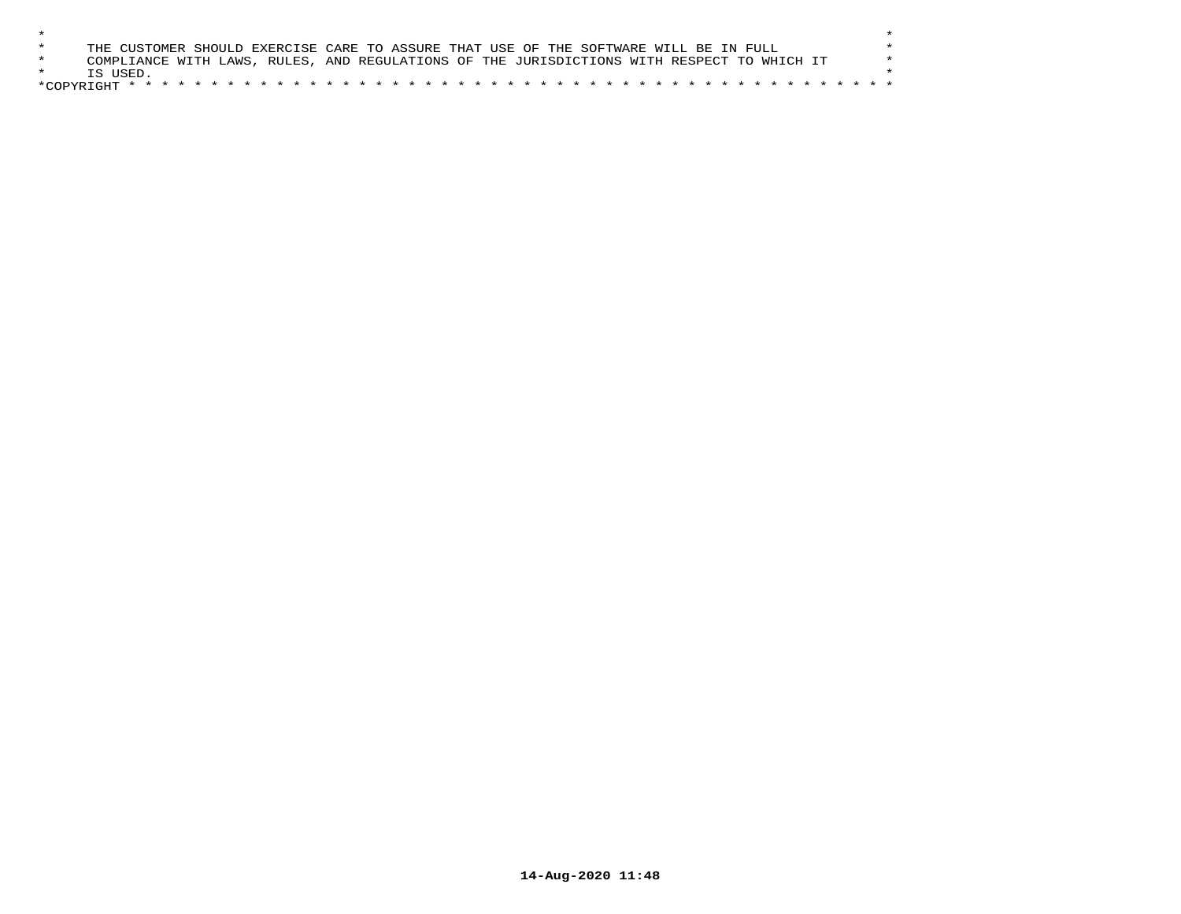```
*                                                                                                    *
*     THE CUSTOMER SHOULD EXERCISE CARE TO ASSURE THAT USE OF THE SOFTWARE WILL BE IN FULL           *
*     COMPLIANCE WITH LAWS, RULES, AND REGULATIONS OF THE JURISDICTIONS WITH RESPECT TO WHICH IT     *
*     IS USED.                                                                                       *
*COPYRIGHT * * * * * * * * * * * * * * * * * * * * * * * * * * * * * * * * * * * * * * * * * * * * *
```